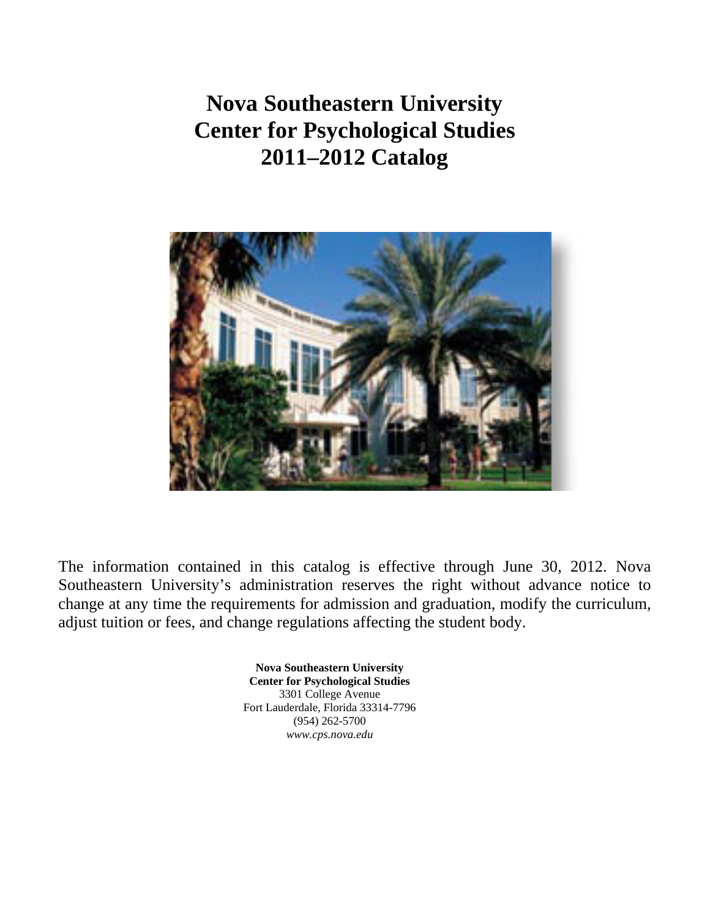# Nova Southeastern University
# Center for Psychological Studies
# 2011–2012 Catalog

The information contained in this catalog is effective through June 30, 2012. Nova Southeastern University's administration reserves the right without advance notice to change at any time the requirements for admission and graduation, modify the curriculum, adjust tuition or fees, and change regulations affecting the student body.

**Nova Southeastern University**
**Center for Psychological Studies**
3301 College Avenue
Fort Lauderdale, Florida 33314-7796
(954) 262-5700
*www.cps.nova.edu*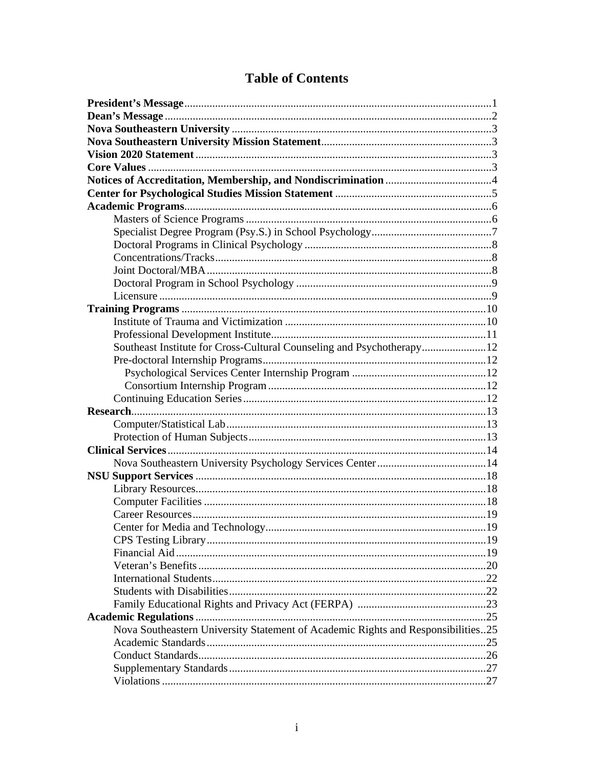# Table of Contents

**President's Message** ... 1
**Dean's Message** ... 2
**Nova Southeastern University** ... 3
**Nova Southeastern University Mission Statement** ... 3
**Vision 2020 Statement** ... 3
**Core Values** ... 3
**Notices of Accreditation, Membership, and Nondiscrimination** ... 4
**Center for Psychological Studies Mission Statement** ... 5
**Academic Programs** ... 6
- Masters of Science Programs ... 6
- Specialist Degree Program (Psy.S.) in School Psychology ... 7
- Doctoral Programs in Clinical Psychology ... 8
- Concentrations/Tracks ... 8
- Joint Doctoral/MBA ... 8
- Doctoral Program in School Psychology ... 9
- Licensure ... 9

**Training Programs** ... 10
- Institute of Trauma and Victimization ... 10
- Professional Development Institute ... 11
- Southeast Institute for Cross-Cultural Counseling and Psychotherapy ... 12
- Pre-doctoral Internship Programs ... 12
  - Psychological Services Center Internship Program ... 12
  - Consortium Internship Program ... 12
- Continuing Education Series ... 12

**Research** ... 13
- Computer/Statistical Lab ... 13
- Protection of Human Subjects ... 13

**Clinical Services** ... 14
- Nova Southeastern University Psychology Services Center ... 14

**NSU Support Services** ... 18
- Library Resources ... 18
- Computer Facilities ... 18
- Career Resources ... 19
- Center for Media and Technology ... 19
- CPS Testing Library ... 19
- Financial Aid ... 19
- Veteran's Benefits ... 20
- International Students ... 22
- Students with Disabilities ... 22
- Family Educational Rights and Privacy Act (FERPA) ... 23

**Academic Regulations** ... 25
- Nova Southeastern University Statement of Academic Rights and Responsibilities ... 25
- Academic Standards ... 25
- Conduct Standards ... 26
- Supplementary Standards ... 27
- Violations ... 27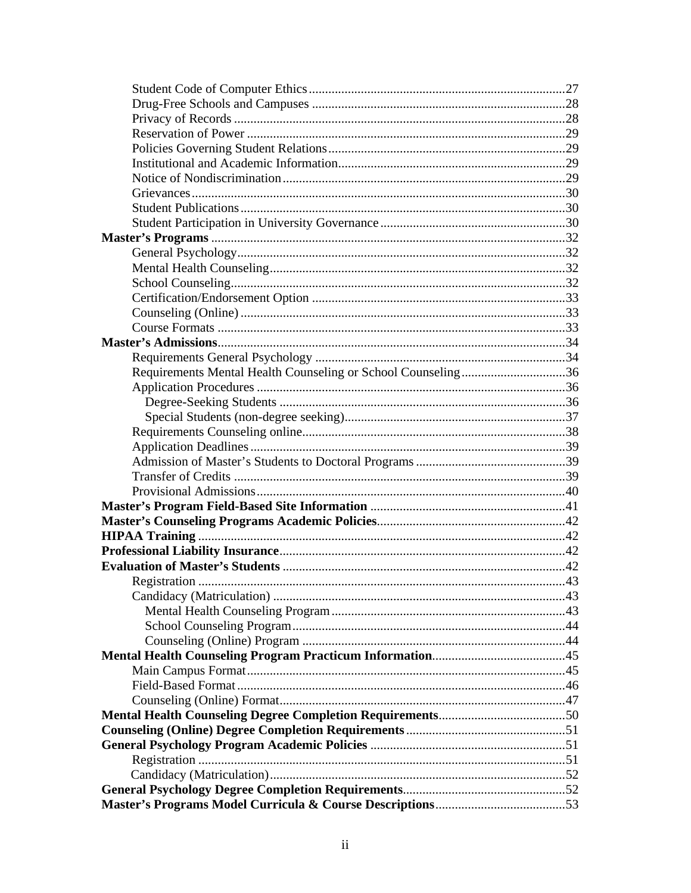Student Code of Computer Ethics .....27
Drug-Free Schools and Campuses .....28
Privacy of Records .....28
Reservation of Power .....29
Policies Governing Student Relations .....29
Institutional and Academic Information .....29
Notice of Nondiscrimination .....29
Grievances .....30
Student Publications .....30
Student Participation in University Governance .....30

**Master's Programs** .....32
General Psychology .....32
Mental Health Counseling .....32
School Counseling .....32
Certification/Endorsement Option .....33
Counseling (Online) .....33
Course Formats .....33

**Master's Admissions** .....34
Requirements General Psychology .....34
Requirements Mental Health Counseling or School Counseling .....36
Application Procedures .....36
Degree-Seeking Students .....36
Special Students (non-degree seeking) .....37
Requirements Counseling online .....38
Application Deadlines .....39
Admission of Master's Students to Doctoral Programs .....39
Transfer of Credits .....39
Provisional Admissions .....40

**Master's Program Field-Based Site Information** .....41

**Master's Counseling Programs Academic Policies** .....42

**HIPAA Training** .....42

**Professional Liability Insurance** .....42

**Evaluation of Master's Students** .....42
Registration .....43
Candidacy (Matriculation) .....43
Mental Health Counseling Program .....43
School Counseling Program .....44
Counseling (Online) Program .....44

**Mental Health Counseling Program Practicum Information** .....45
Main Campus Format .....45
Field-Based Format .....46
Counseling (Online) Format .....47

**Mental Health Counseling Degree Completion Requirements** .....50

**Counseling (Online) Degree Completion Requirements** .....51

**General Psychology Program Academic Policies** .....51
Registration .....51
Candidacy (Matriculation) .....52

**General Psychology Degree Completion Requirements** .....52

**Master's Programs Model Curricula & Course Descriptions** .....53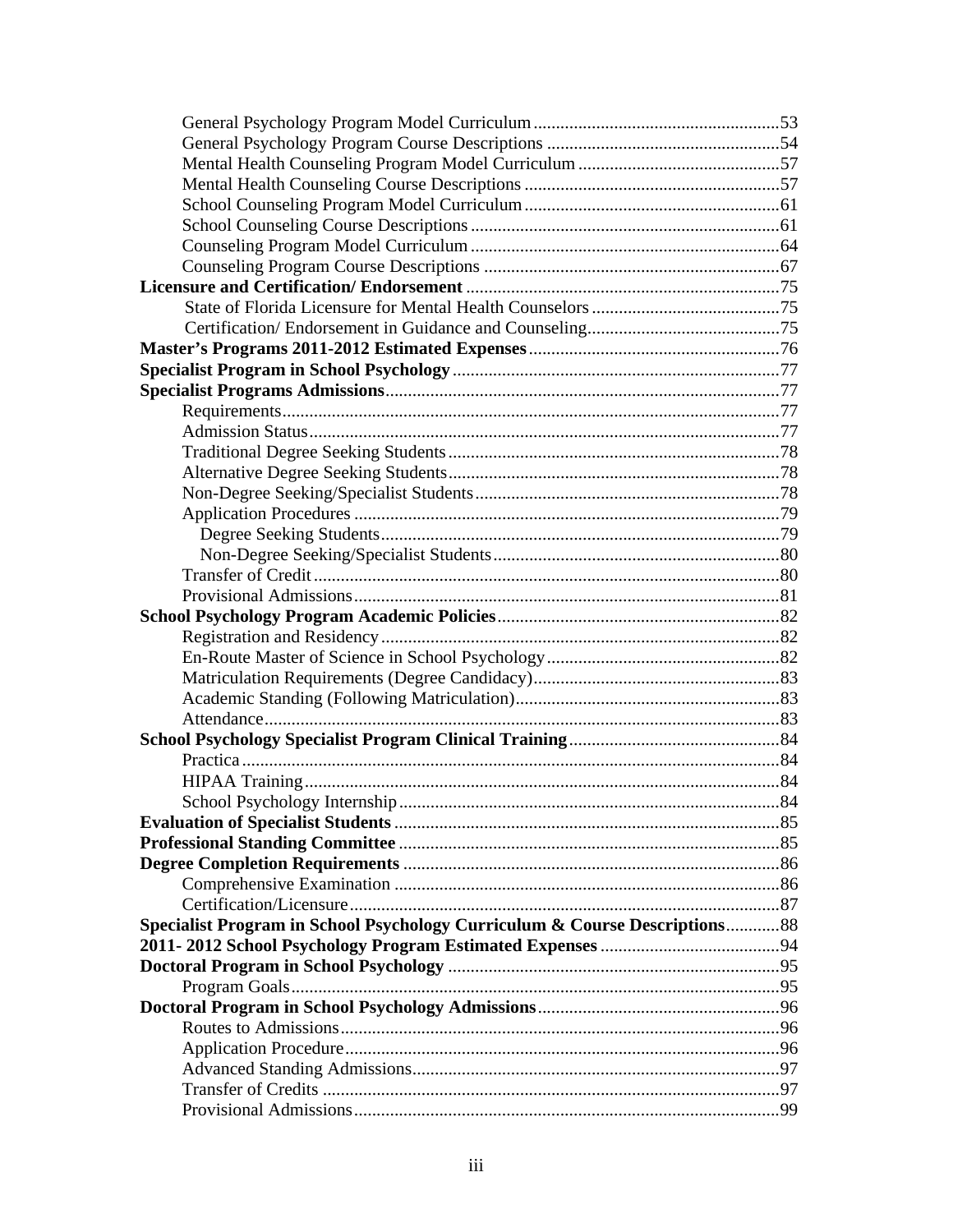General Psychology Program Model Curriculum ....................................................53
General Psychology Program Course Descriptions ....................................................54
Mental Health Counseling Program Model Curriculum ..............................................57
Mental Health Counseling Course Descriptions ..........................................................57
School Counseling Program Model Curriculum ..........................................................61
School Counseling Course Descriptions .......................................................................61
Counseling Program Model Curriculum .......................................................................64
Counseling Program Course Descriptions ...................................................................67

**Licensure and Certification/ Endorsement** ..................................................................75
State of Florida Licensure for Mental Health Counselors ............................................75
Certification/ Endorsement in Guidance and Counseling.............................................75

**Master's Programs 2011-2012 Estimated Expenses** ........................................................76

**Specialist Program in School Psychology** .........................................................................77

**Specialist Programs Admissions** .......................................................................................77
Requirements......................................................................................................................77
Admission Status................................................................................................................77
Traditional Degree Seeking Students ..............................................................................78
Alternative Degree Seeking Students ..............................................................................78
Non-Degree Seeking/Specialist Students .........................................................................78
Application Procedures .....................................................................................................79
Degree Seeking Students...............................................................................................79
Non-Degree Seeking/Specialist Students .....................................................................80
Transfer of Credit .............................................................................................................80
Provisional Admissions.....................................................................................................81

**School Psychology Program Academic Policies**..............................................................82
Registration and Residency ...............................................................................................82
En-Route Master of Science in School Psychology .........................................................82
Matriculation Requirements (Degree Candidacy)...........................................................83
Academic Standing (Following Matriculation)...............................................................83
Attendance..........................................................................................................................83

**School Psychology Specialist Program Clinical Training** ..............................................84
Practica ..............................................................................................................................84
HIPAA Training................................................................................................................84
School Psychology Internship ..........................................................................................84

**Evaluation of Specialist Students** ......................................................................................85

**Professional Standing Committee** .....................................................................................85

**Degree Completion Requirements** ...................................................................................86
Comprehensive Examination ...........................................................................................86
Certification/Licensure......................................................................................................87

**Specialist Program in School Psychology Curriculum & Course Descriptions**............88

**2011- 2012 School Psychology Program Estimated Expenses** ........................................94

**Doctoral Program in School Psychology** .........................................................................95
Program Goals...................................................................................................................95

**Doctoral Program in School Psychology Admissions**.....................................................96
Routes to Admissions.........................................................................................................96
Application Procedure......................................................................................................96
Advanced Standing Admissions.......................................................................................97
Transfer of Credits ............................................................................................................97
Provisional Admissions.....................................................................................................99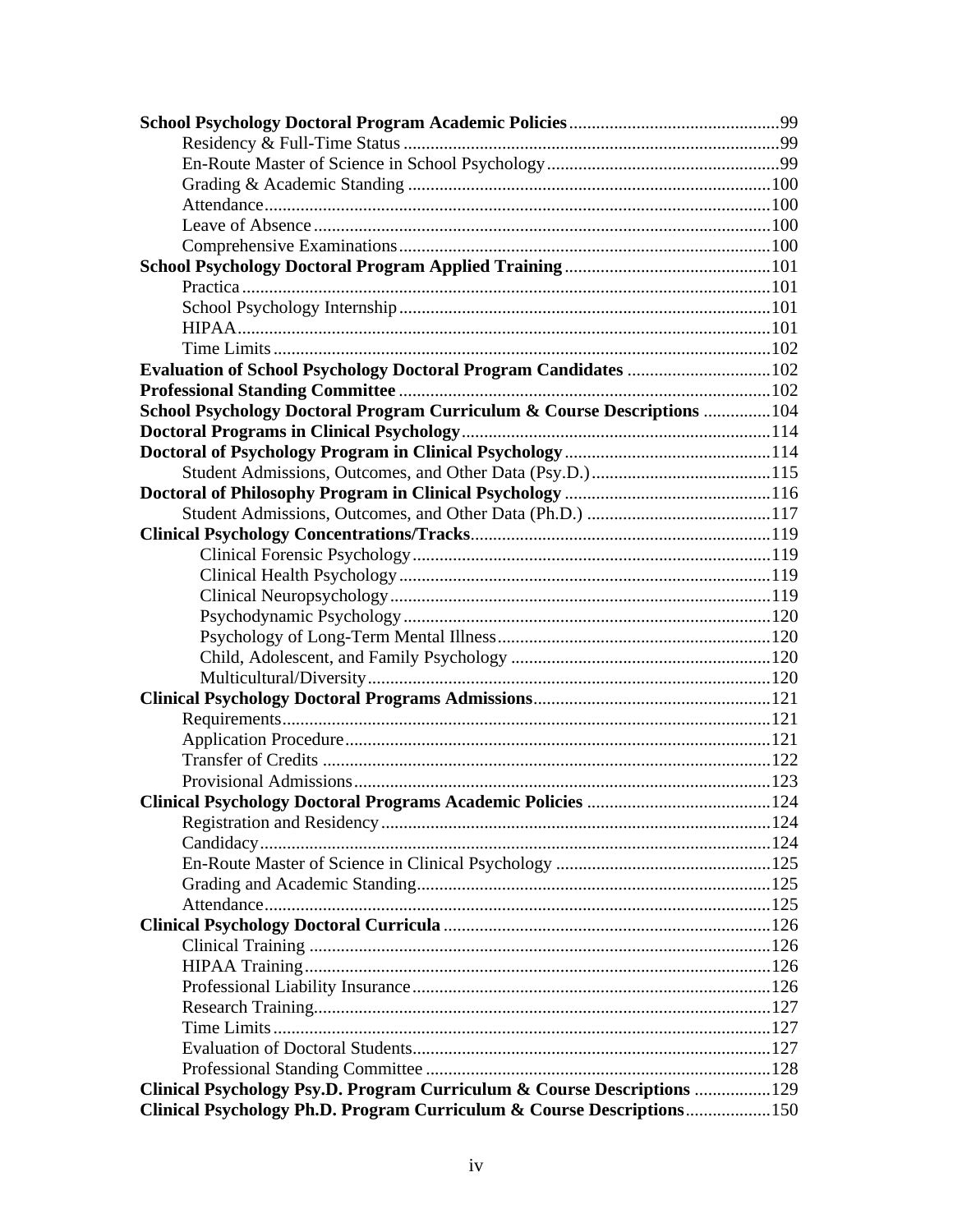**School Psychology Doctoral Program Academic Policies** .......... 99
- Residency & Full-Time Status .......... 99
- En-Route Master of Science in School Psychology .......... 99
- Grading & Academic Standing .......... 100
- Attendance .......... 100
- Leave of Absence .......... 100
- Comprehensive Examinations .......... 100

**School Psychology Doctoral Program Applied Training** .......... 101
- Practica .......... 101
- School Psychology Internship .......... 101
- HIPAA .......... 101
- Time Limits .......... 102

**Evaluation of School Psychology Doctoral Program Candidates** .......... 102

**Professional Standing Committee** .......... 102

**School Psychology Doctoral Program Curriculum & Course Descriptions** .......... 104

**Doctoral Programs in Clinical Psychology** .......... 114

**Doctoral of Psychology Program in Clinical Psychology** .......... 114
- Student Admissions, Outcomes, and Other Data (Psy.D.) .......... 115

**Doctoral of Philosophy Program in Clinical Psychology** .......... 116
- Student Admissions, Outcomes, and Other Data (Ph.D.) .......... 117

**Clinical Psychology Concentrations/Tracks** .......... 119
- Clinical Forensic Psychology .......... 119
- Clinical Health Psychology .......... 119
- Clinical Neuropsychology .......... 119
- Psychodynamic Psychology .......... 120
- Psychology of Long-Term Mental Illness .......... 120
- Child, Adolescent, and Family Psychology .......... 120
- Multicultural/Diversity .......... 120

**Clinical Psychology Doctoral Programs Admissions** .......... 121
- Requirements .......... 121
- Application Procedure .......... 121
- Transfer of Credits .......... 122
- Provisional Admissions .......... 123

**Clinical Psychology Doctoral Programs Academic Policies** .......... 124
- Registration and Residency .......... 124
- Candidacy .......... 124
- En-Route Master of Science in Clinical Psychology .......... 125
- Grading and Academic Standing .......... 125
- Attendance .......... 125

**Clinical Psychology Doctoral Curricula** .......... 126
- Clinical Training .......... 126
- HIPAA Training .......... 126
- Professional Liability Insurance .......... 126
- Research Training .......... 127
- Time Limits .......... 127
- Evaluation of Doctoral Students .......... 127
- Professional Standing Committee .......... 128

**Clinical Psychology Psy.D. Program Curriculum & Course Descriptions** .......... 129

**Clinical Psychology Ph.D. Program Curriculum & Course Descriptions** .......... 150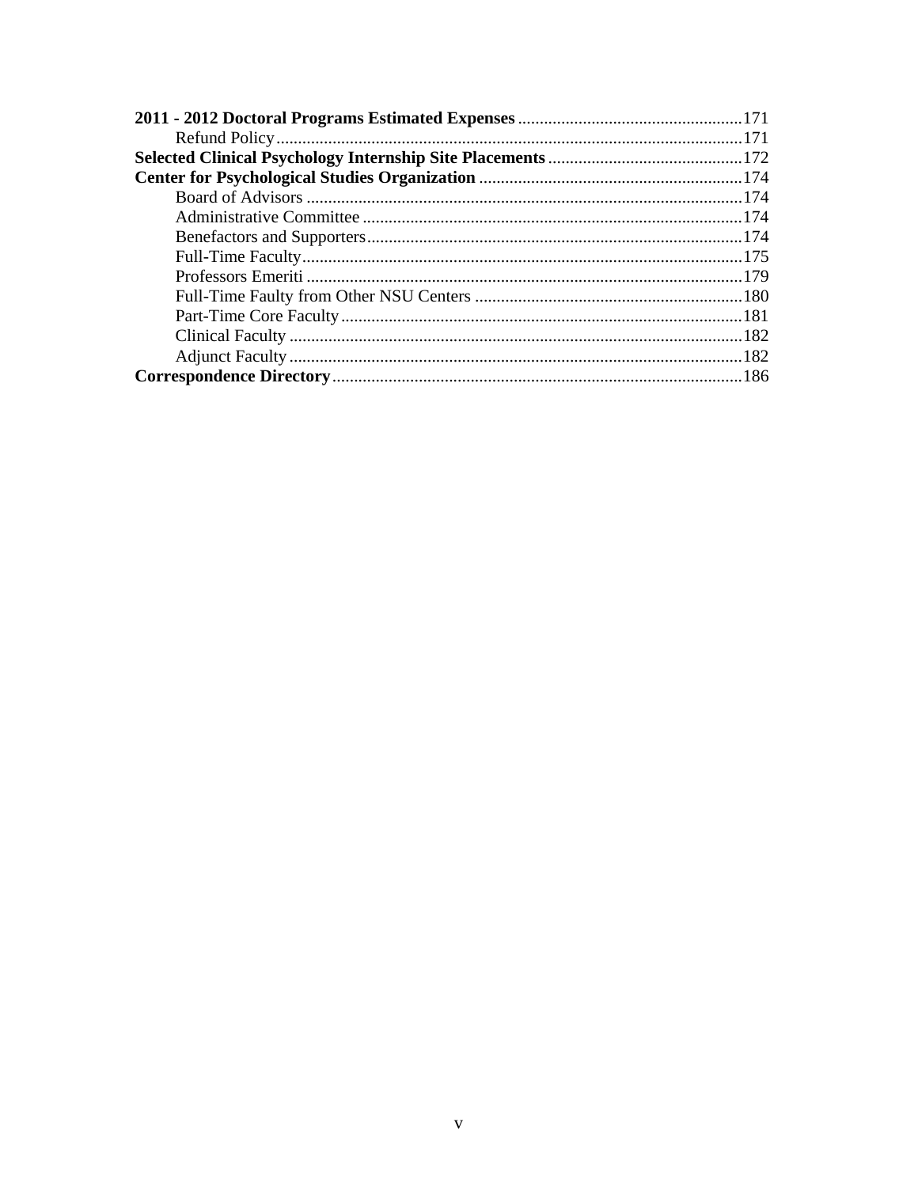**2011 - 2012 Doctoral Programs Estimated Expenses** .................................................... 171
    Refund Policy ........................................................................................................ 171
**Selected Clinical Psychology Internship Site Placements** ............................................ 172
**Center for Psychological Studies Organization** ............................................................ 174
    Board of Advisors ................................................................................................... 174
    Administrative Committee ...................................................................................... 174
    Benefactors and Supporters .................................................................................... 174
    Full-Time Faculty .................................................................................................... 175
    Professors Emeriti ................................................................................................... 179
    Full-Time Faulty from Other NSU Centers ............................................................. 180
    Part-Time Core Faculty ........................................................................................... 181
    Clinical Faculty ....................................................................................................... 182
    Adjunct Faculty ....................................................................................................... 182
**Correspondence Directory** ............................................................................................. 186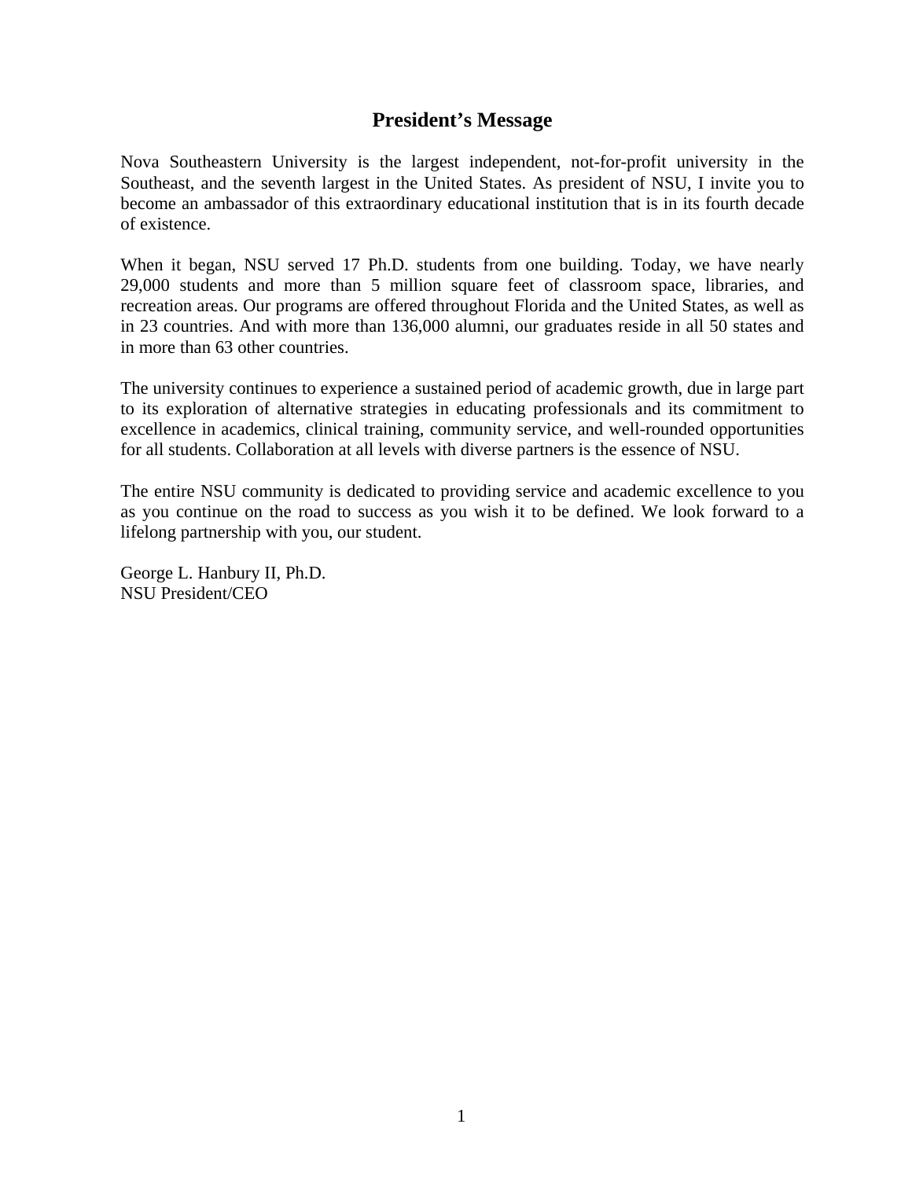# President's Message

Nova Southeastern University is the largest independent, not-for-profit university in the Southeast, and the seventh largest in the United States. As president of NSU, I invite you to become an ambassador of this extraordinary educational institution that is in its fourth decade of existence.

When it began, NSU served 17 Ph.D. students from one building. Today, we have nearly 29,000 students and more than 5 million square feet of classroom space, libraries, and recreation areas. Our programs are offered throughout Florida and the United States, as well as in 23 countries. And with more than 136,000 alumni, our graduates reside in all 50 states and in more than 63 other countries.

The university continues to experience a sustained period of academic growth, due in large part to its exploration of alternative strategies in educating professionals and its commitment to excellence in academics, clinical training, community service, and well-rounded opportunities for all students. Collaboration at all levels with diverse partners is the essence of NSU.

The entire NSU community is dedicated to providing service and academic excellence to you as you continue on the road to success as you wish it to be defined. We look forward to a lifelong partnership with you, our student.

George L. Hanbury II, Ph.D.
NSU President/CEO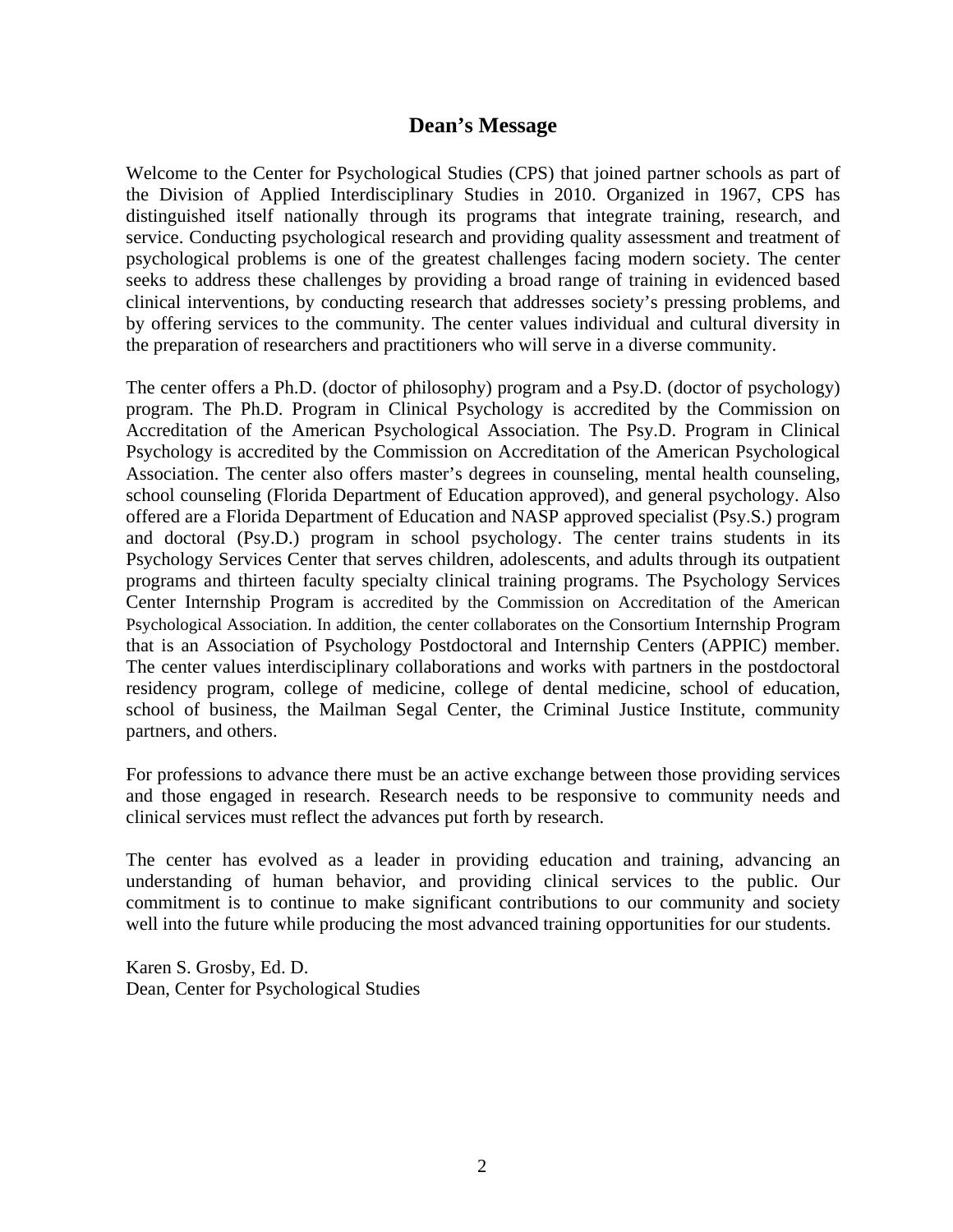# Dean's Message

Welcome to the Center for Psychological Studies (CPS) that joined partner schools as part of the Division of Applied Interdisciplinary Studies in 2010. Organized in 1967, CPS has distinguished itself nationally through its programs that integrate training, research, and service. Conducting psychological research and providing quality assessment and treatment of psychological problems is one of the greatest challenges facing modern society. The center seeks to address these challenges by providing a broad range of training in evidenced based clinical interventions, by conducting research that addresses society's pressing problems, and by offering services to the community. The center values individual and cultural diversity in the preparation of researchers and practitioners who will serve in a diverse community.

The center offers a Ph.D. (doctor of philosophy) program and a Psy.D. (doctor of psychology) program. The Ph.D. Program in Clinical Psychology is accredited by the Commission on Accreditation of the American Psychological Association. The Psy.D. Program in Clinical Psychology is accredited by the Commission on Accreditation of the American Psychological Association. The center also offers master's degrees in counseling, mental health counseling, school counseling (Florida Department of Education approved), and general psychology. Also offered are a Florida Department of Education and NASP approved specialist (Psy.S.) program and doctoral (Psy.D.) program in school psychology. The center trains students in its Psychology Services Center that serves children, adolescents, and adults through its outpatient programs and thirteen faculty specialty clinical training programs. The Psychology Services Center Internship Program is accredited by the Commission on Accreditation of the American Psychological Association. In addition, the center collaborates on the Consortium Internship Program that is an Association of Psychology Postdoctoral and Internship Centers (APPIC) member. The center values interdisciplinary collaborations and works with partners in the postdoctoral residency program, college of medicine, college of dental medicine, school of education, school of business, the Mailman Segal Center, the Criminal Justice Institute, community partners, and others.

For professions to advance there must be an active exchange between those providing services and those engaged in research. Research needs to be responsive to community needs and clinical services must reflect the advances put forth by research.

The center has evolved as a leader in providing education and training, advancing an understanding of human behavior, and providing clinical services to the public. Our commitment is to continue to make significant contributions to our community and society well into the future while producing the most advanced training opportunities for our students.

Karen S. Grosby, Ed. D.
Dean, Center for Psychological Studies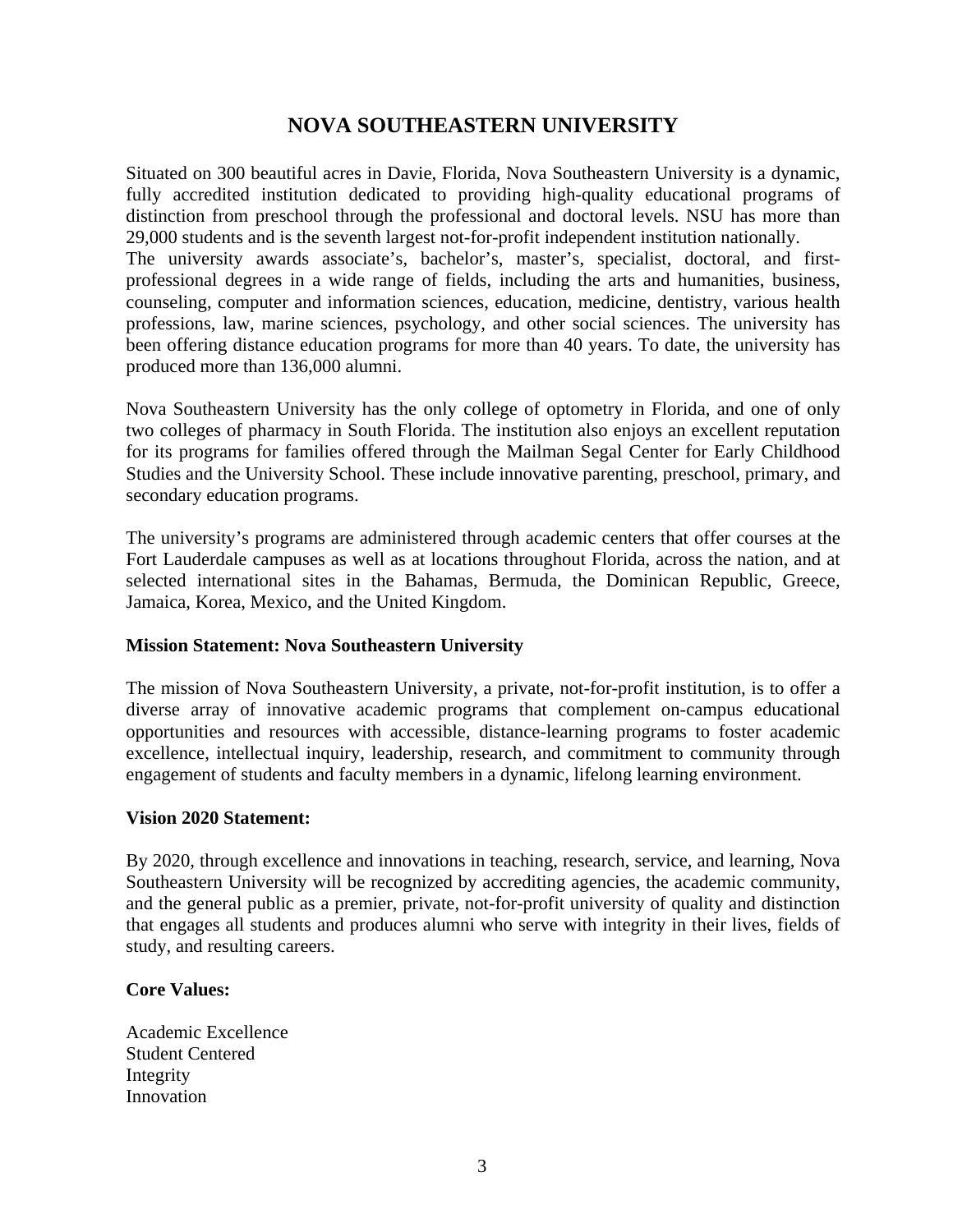# NOVA SOUTHEASTERN UNIVERSITY

Situated on 300 beautiful acres in Davie, Florida, Nova Southeastern University is a dynamic, fully accredited institution dedicated to providing high-quality educational programs of distinction from preschool through the professional and doctoral levels. NSU has more than 29,000 students and is the seventh largest not-for-profit independent institution nationally. The university awards associate's, bachelor's, master's, specialist, doctoral, and first-professional degrees in a wide range of fields, including the arts and humanities, business, counseling, computer and information sciences, education, medicine, dentistry, various health professions, law, marine sciences, psychology, and other social sciences. The university has been offering distance education programs for more than 40 years. To date, the university has produced more than 136,000 alumni.

Nova Southeastern University has the only college of optometry in Florida, and one of only two colleges of pharmacy in South Florida. The institution also enjoys an excellent reputation for its programs for families offered through the Mailman Segal Center for Early Childhood Studies and the University School. These include innovative parenting, preschool, primary, and secondary education programs.

The university's programs are administered through academic centers that offer courses at the Fort Lauderdale campuses as well as at locations throughout Florida, across the nation, and at selected international sites in the Bahamas, Bermuda, the Dominican Republic, Greece, Jamaica, Korea, Mexico, and the United Kingdom.

**Mission Statement: Nova Southeastern University**

The mission of Nova Southeastern University, a private, not-for-profit institution, is to offer a diverse array of innovative academic programs that complement on-campus educational opportunities and resources with accessible, distance-learning programs to foster academic excellence, intellectual inquiry, leadership, research, and commitment to community through engagement of students and faculty members in a dynamic, lifelong learning environment.

**Vision 2020 Statement:**

By 2020, through excellence and innovations in teaching, research, service, and learning, Nova Southeastern University will be recognized by accrediting agencies, the academic community, and the general public as a premier, private, not-for-profit university of quality and distinction that engages all students and produces alumni who serve with integrity in their lives, fields of study, and resulting careers.

**Core Values:**

Academic Excellence
Student Centered
Integrity
Innovation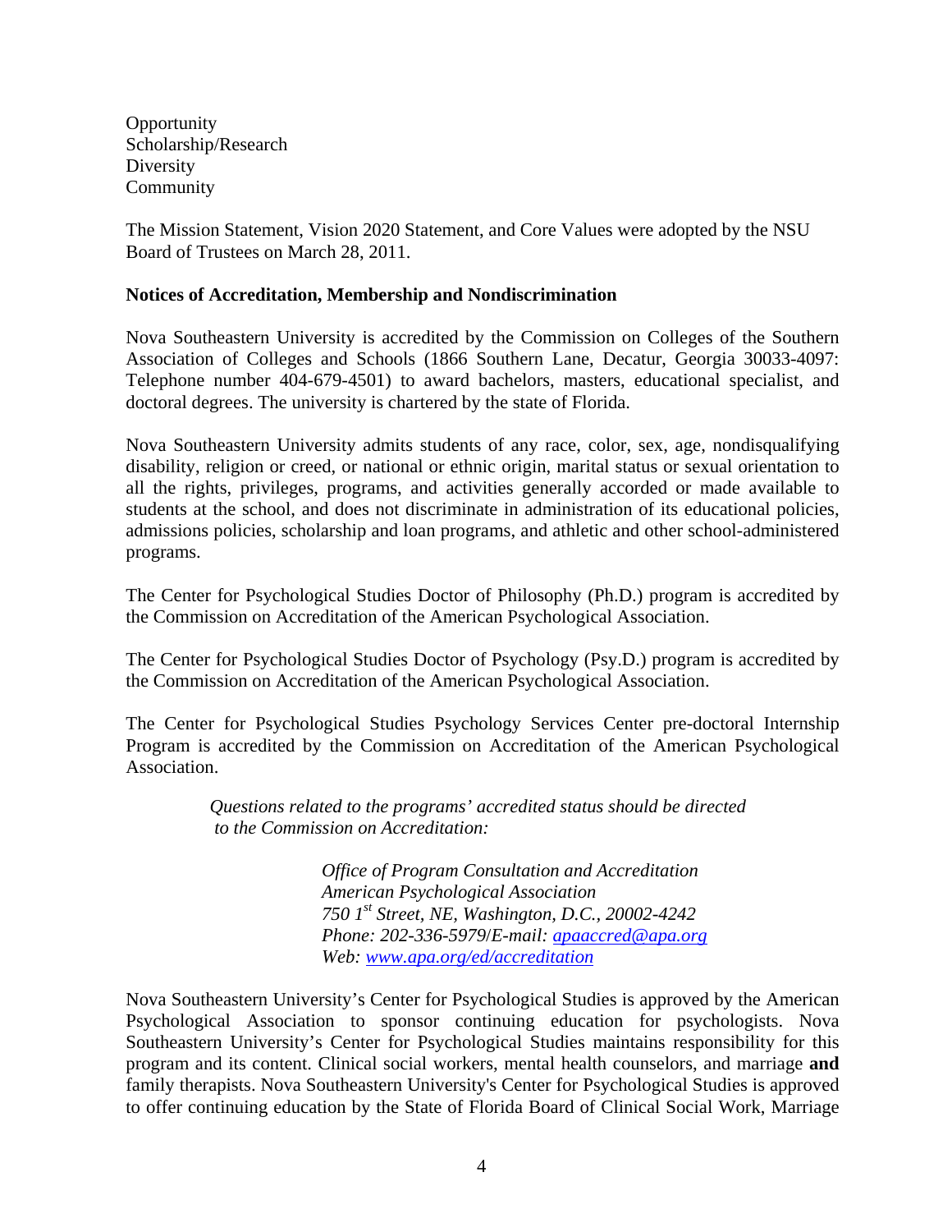Opportunity
Scholarship/Research
Diversity
Community

The Mission Statement, Vision 2020 Statement, and Core Values were adopted by the NSU Board of Trustees on March 28, 2011.

**Notices of Accreditation, Membership and Nondiscrimination**

Nova Southeastern University is accredited by the Commission on Colleges of the Southern Association of Colleges and Schools (1866 Southern Lane, Decatur, Georgia 30033-4097: Telephone number 404-679-4501) to award bachelors, masters, educational specialist, and doctoral degrees. The university is chartered by the state of Florida.

Nova Southeastern University admits students of any race, color, sex, age, nondisqualifying disability, religion or creed, or national or ethnic origin, marital status or sexual orientation to all the rights, privileges, programs, and activities generally accorded or made available to students at the school, and does not discriminate in administration of its educational policies, admissions policies, scholarship and loan programs, and athletic and other school-administered programs.

The Center for Psychological Studies Doctor of Philosophy (Ph.D.) program is accredited by the Commission on Accreditation of the American Psychological Association.

The Center for Psychological Studies Doctor of Psychology (Psy.D.) program is accredited by the Commission on Accreditation of the American Psychological Association.

The Center for Psychological Studies Psychology Services Center pre-doctoral Internship Program is accredited by the Commission on Accreditation of the American Psychological Association.

*Questions related to the programs' accredited status should be directed to the Commission on Accreditation:*

*Office of Program Consultation and Accreditation*
*American Psychological Association*
*750 1st Street, NE, Washington, D.C., 20002-4242*
*Phone: 202-336-5979/E-mail: apaaccred@apa.org*
*Web: www.apa.org/ed/accreditation*

Nova Southeastern University's Center for Psychological Studies is approved by the American Psychological Association to sponsor continuing education for psychologists. Nova Southeastern University's Center for Psychological Studies maintains responsibility for this program and its content. Clinical social workers, mental health counselors, and marriage **and** family therapists. Nova Southeastern University's Center for Psychological Studies is approved to offer continuing education by the State of Florida Board of Clinical Social Work, Marriage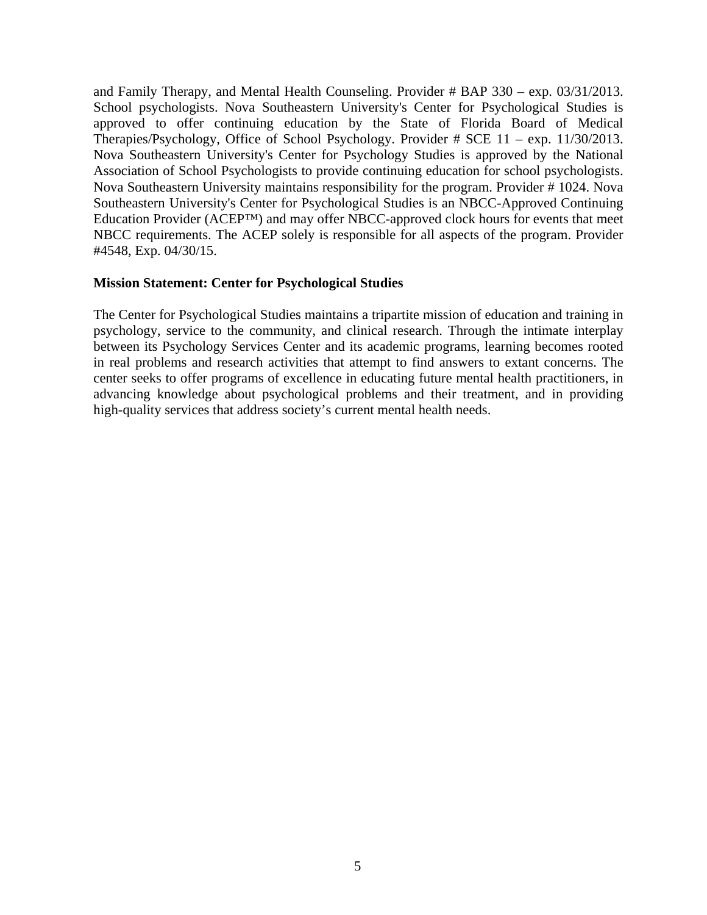and Family Therapy, and Mental Health Counseling. Provider # BAP 330 – exp. 03/31/2013. School psychologists. Nova Southeastern University's Center for Psychological Studies is approved to offer continuing education by the State of Florida Board of Medical Therapies/Psychology, Office of School Psychology. Provider # SCE 11 – exp. 11/30/2013. Nova Southeastern University's Center for Psychology Studies is approved by the National Association of School Psychologists to provide continuing education for school psychologists. Nova Southeastern University maintains responsibility for the program. Provider # 1024. Nova Southeastern University's Center for Psychological Studies is an NBCC-Approved Continuing Education Provider (ACEP™) and may offer NBCC-approved clock hours for events that meet NBCC requirements. The ACEP solely is responsible for all aspects of the program. Provider #4548, Exp. 04/30/15.

**Mission Statement: Center for Psychological Studies**

The Center for Psychological Studies maintains a tripartite mission of education and training in psychology, service to the community, and clinical research. Through the intimate interplay between its Psychology Services Center and its academic programs, learning becomes rooted in real problems and research activities that attempt to find answers to extant concerns. The center seeks to offer programs of excellence in educating future mental health practitioners, in advancing knowledge about psychological problems and their treatment, and in providing high-quality services that address society's current mental health needs.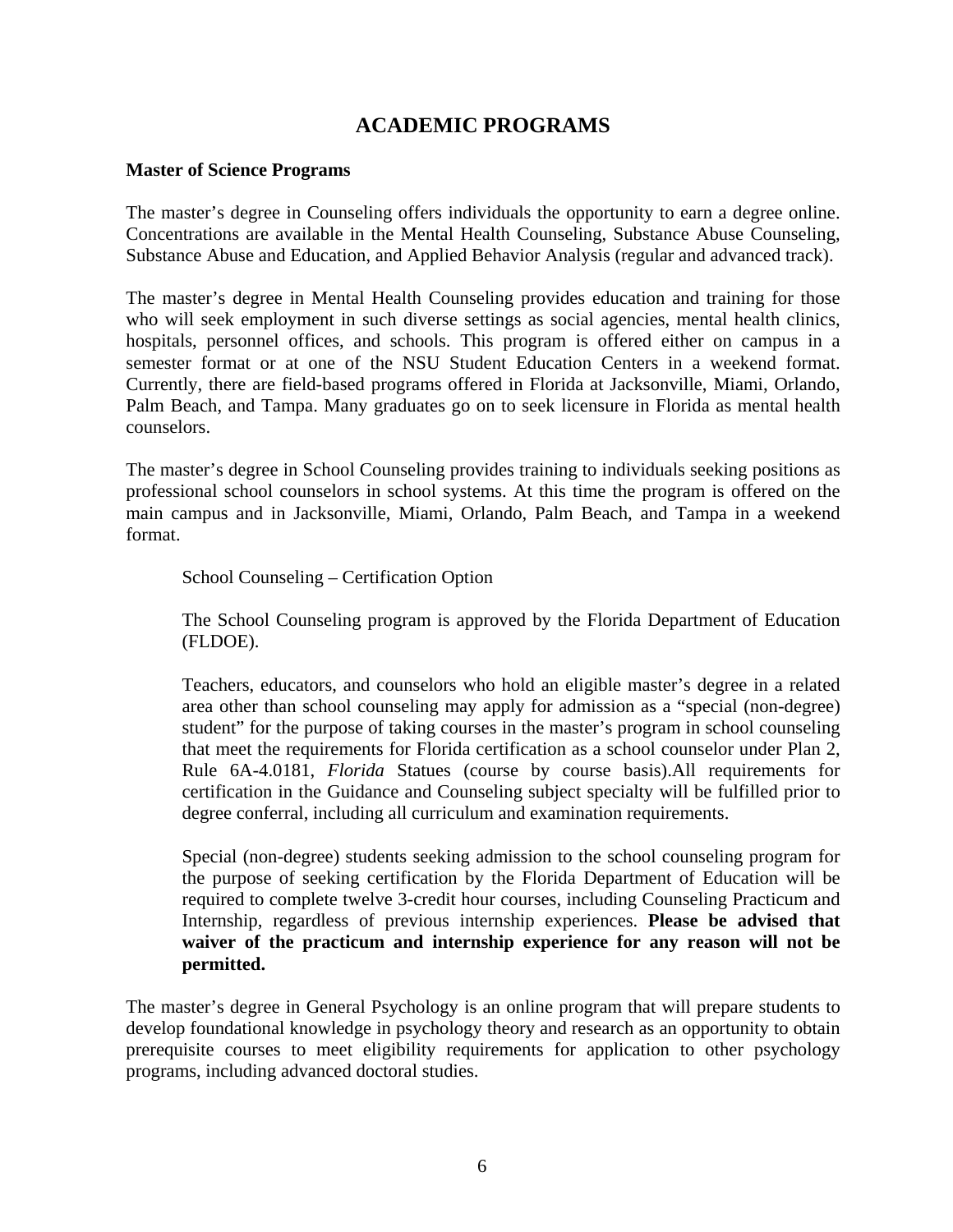# ACADEMIC PROGRAMS

**Master of Science Programs**

The master's degree in Counseling offers individuals the opportunity to earn a degree online. Concentrations are available in the Mental Health Counseling, Substance Abuse Counseling, Substance Abuse and Education, and Applied Behavior Analysis (regular and advanced track).

The master's degree in Mental Health Counseling provides education and training for those who will seek employment in such diverse settings as social agencies, mental health clinics, hospitals, personnel offices, and schools. This program is offered either on campus in a semester format or at one of the NSU Student Education Centers in a weekend format. Currently, there are field-based programs offered in Florida at Jacksonville, Miami, Orlando, Palm Beach, and Tampa. Many graduates go on to seek licensure in Florida as mental health counselors.

The master's degree in School Counseling provides training to individuals seeking positions as professional school counselors in school systems. At this time the program is offered on the main campus and in Jacksonville, Miami, Orlando, Palm Beach, and Tampa in a weekend format.

> School Counseling – Certification Option
>
> The School Counseling program is approved by the Florida Department of Education (FLDOE).
>
> Teachers, educators, and counselors who hold an eligible master's degree in a related area other than school counseling may apply for admission as a "special (non-degree) student" for the purpose of taking courses in the master's program in school counseling that meet the requirements for Florida certification as a school counselor under Plan 2, Rule 6A-4.0181, *Florida* Statues (course by course basis).All requirements for certification in the Guidance and Counseling subject specialty will be fulfilled prior to degree conferral, including all curriculum and examination requirements.
>
> Special (non-degree) students seeking admission to the school counseling program for the purpose of seeking certification by the Florida Department of Education will be required to complete twelve 3-credit hour courses, including Counseling Practicum and Internship, regardless of previous internship experiences. **Please be advised that waiver of the practicum and internship experience for any reason will not be permitted.**

The master's degree in General Psychology is an online program that will prepare students to develop foundational knowledge in psychology theory and research as an opportunity to obtain prerequisite courses to meet eligibility requirements for application to other psychology programs, including advanced doctoral studies.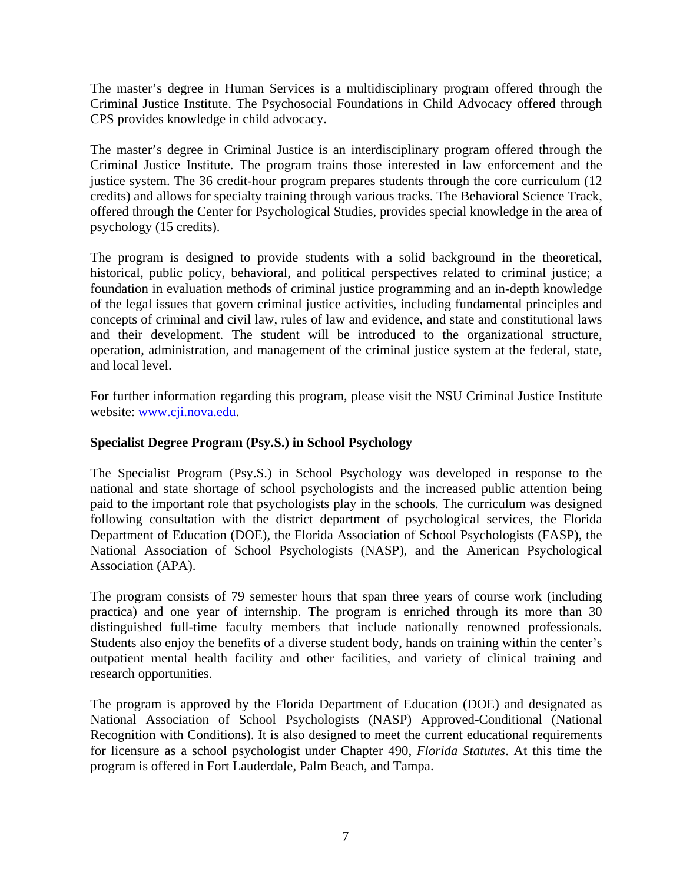The master's degree in Human Services is a multidisciplinary program offered through the Criminal Justice Institute. The Psychosocial Foundations in Child Advocacy offered through CPS provides knowledge in child advocacy.

The master's degree in Criminal Justice is an interdisciplinary program offered through the Criminal Justice Institute. The program trains those interested in law enforcement and the justice system. The 36 credit-hour program prepares students through the core curriculum (12 credits) and allows for specialty training through various tracks. The Behavioral Science Track, offered through the Center for Psychological Studies, provides special knowledge in the area of psychology (15 credits).

The program is designed to provide students with a solid background in the theoretical, historical, public policy, behavioral, and political perspectives related to criminal justice; a foundation in evaluation methods of criminal justice programming and an in-depth knowledge of the legal issues that govern criminal justice activities, including fundamental principles and concepts of criminal and civil law, rules of law and evidence, and state and constitutional laws and their development. The student will be introduced to the organizational structure, operation, administration, and management of the criminal justice system at the federal, state, and local level.

For further information regarding this program, please visit the NSU Criminal Justice Institute website: [www.cji.nova.edu](http://www.cji.nova.edu).

**Specialist Degree Program (Psy.S.) in School Psychology**

The Specialist Program (Psy.S.) in School Psychology was developed in response to the national and state shortage of school psychologists and the increased public attention being paid to the important role that psychologists play in the schools. The curriculum was designed following consultation with the district department of psychological services, the Florida Department of Education (DOE), the Florida Association of School Psychologists (FASP), the National Association of School Psychologists (NASP), and the American Psychological Association (APA).

The program consists of 79 semester hours that span three years of course work (including practica) and one year of internship. The program is enriched through its more than 30 distinguished full-time faculty members that include nationally renowned professionals. Students also enjoy the benefits of a diverse student body, hands on training within the center's outpatient mental health facility and other facilities, and variety of clinical training and research opportunities.

The program is approved by the Florida Department of Education (DOE) and designated as National Association of School Psychologists (NASP) Approved-Conditional (National Recognition with Conditions). It is also designed to meet the current educational requirements for licensure as a school psychologist under Chapter 490, *Florida Statutes*. At this time the program is offered in Fort Lauderdale, Palm Beach, and Tampa.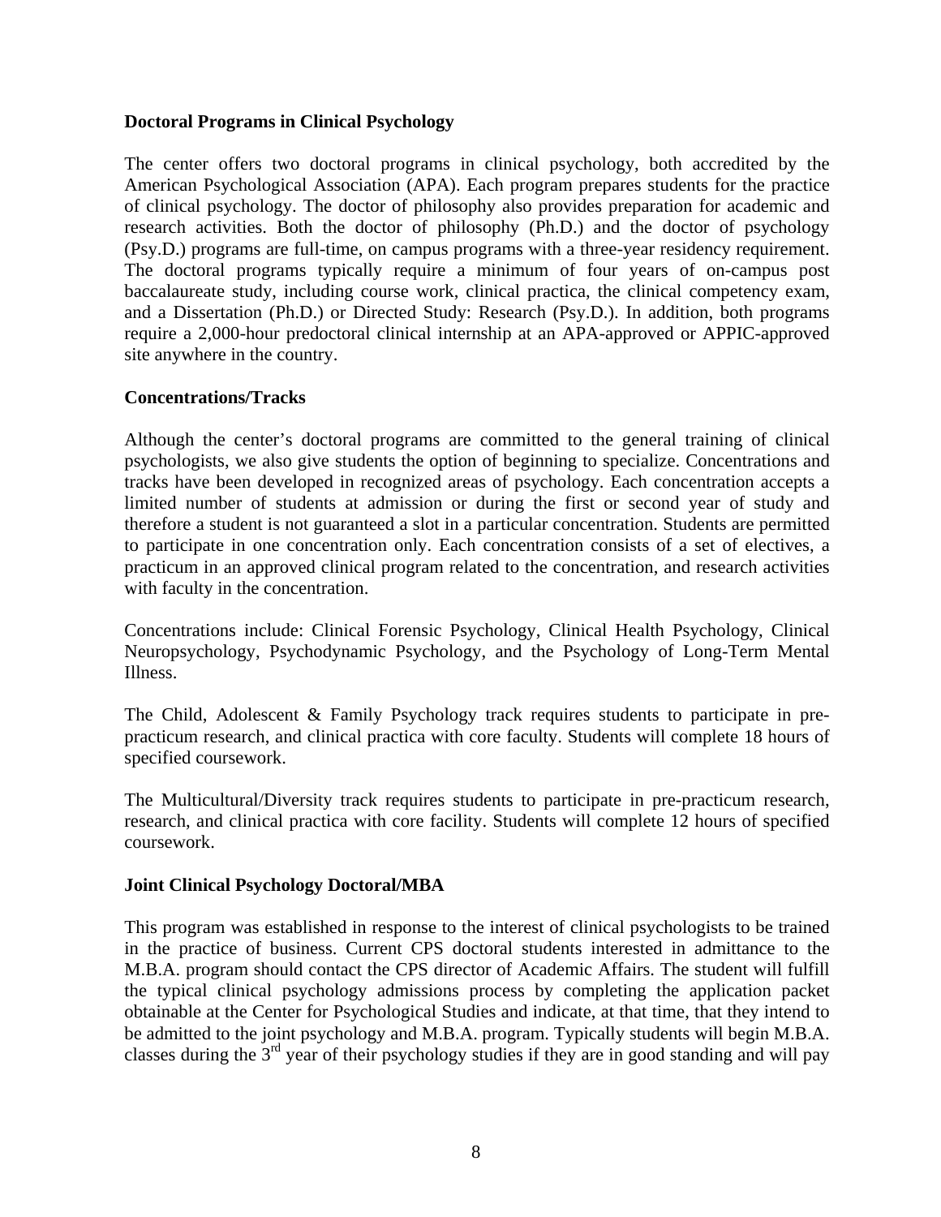**Doctoral Programs in Clinical Psychology**

The center offers two doctoral programs in clinical psychology, both accredited by the American Psychological Association (APA). Each program prepares students for the practice of clinical psychology. The doctor of philosophy also provides preparation for academic and research activities. Both the doctor of philosophy (Ph.D.) and the doctor of psychology (Psy.D.) programs are full-time, on campus programs with a three-year residency requirement. The doctoral programs typically require a minimum of four years of on-campus post baccalaureate study, including course work, clinical practica, the clinical competency exam, and a Dissertation (Ph.D.) or Directed Study: Research (Psy.D.). In addition, both programs require a 2,000-hour predoctoral clinical internship at an APA-approved or APPIC-approved site anywhere in the country.

**Concentrations/Tracks**

Although the center's doctoral programs are committed to the general training of clinical psychologists, we also give students the option of beginning to specialize. Concentrations and tracks have been developed in recognized areas of psychology. Each concentration accepts a limited number of students at admission or during the first or second year of study and therefore a student is not guaranteed a slot in a particular concentration. Students are permitted to participate in one concentration only. Each concentration consists of a set of electives, a practicum in an approved clinical program related to the concentration, and research activities with faculty in the concentration.

Concentrations include: Clinical Forensic Psychology, Clinical Health Psychology, Clinical Neuropsychology, Psychodynamic Psychology, and the Psychology of Long-Term Mental Illness.

The Child, Adolescent & Family Psychology track requires students to participate in pre-practicum research, and clinical practica with core faculty. Students will complete 18 hours of specified coursework.

The Multicultural/Diversity track requires students to participate in pre-practicum research, research, and clinical practica with core facility. Students will complete 12 hours of specified coursework.

**Joint Clinical Psychology Doctoral/MBA**

This program was established in response to the interest of clinical psychologists to be trained in the practice of business. Current CPS doctoral students interested in admittance to the M.B.A. program should contact the CPS director of Academic Affairs. The student will fulfill the typical clinical psychology admissions process by completing the application packet obtainable at the Center for Psychological Studies and indicate, at that time, that they intend to be admitted to the joint psychology and M.B.A. program. Typically students will begin M.B.A. classes during the 3rd year of their psychology studies if they are in good standing and will pay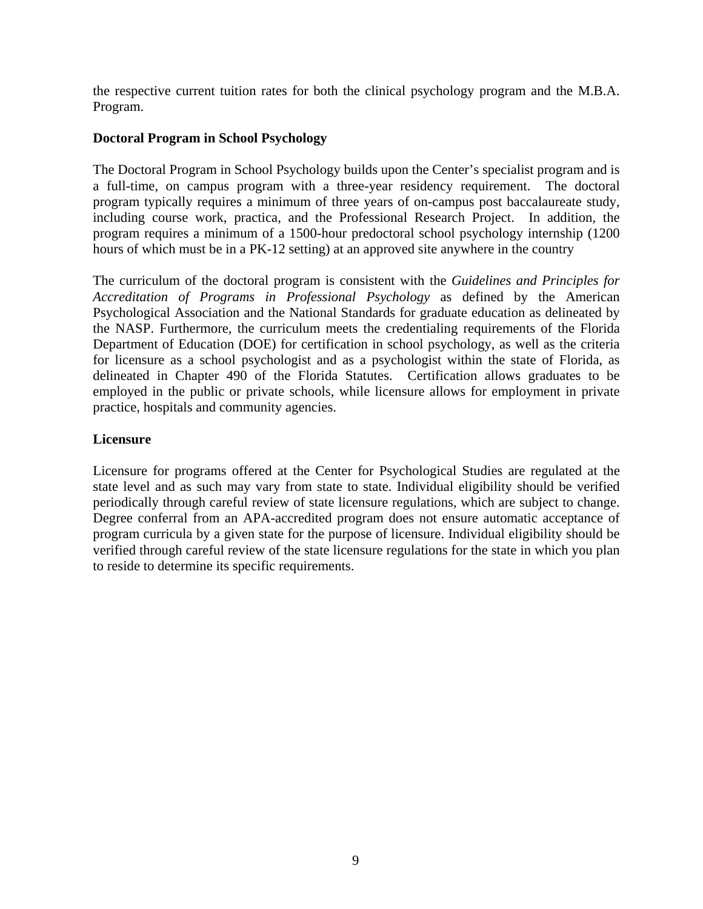the respective current tuition rates for both the clinical psychology program and the M.B.A. Program.

**Doctoral Program in School Psychology**

The Doctoral Program in School Psychology builds upon the Center's specialist program and is a full-time, on campus program with a three-year residency requirement. The doctoral program typically requires a minimum of three years of on-campus post baccalaureate study, including course work, practica, and the Professional Research Project. In addition, the program requires a minimum of a 1500-hour predoctoral school psychology internship (1200 hours of which must be in a PK-12 setting) at an approved site anywhere in the country

The curriculum of the doctoral program is consistent with the *Guidelines and Principles for Accreditation of Programs in Professional Psychology* as defined by the American Psychological Association and the National Standards for graduate education as delineated by the NASP. Furthermore, the curriculum meets the credentialing requirements of the Florida Department of Education (DOE) for certification in school psychology, as well as the criteria for licensure as a school psychologist and as a psychologist within the state of Florida, as delineated in Chapter 490 of the Florida Statutes. Certification allows graduates to be employed in the public or private schools, while licensure allows for employment in private practice, hospitals and community agencies.

**Licensure**

Licensure for programs offered at the Center for Psychological Studies are regulated at the state level and as such may vary from state to state. Individual eligibility should be verified periodically through careful review of state licensure regulations, which are subject to change. Degree conferral from an APA-accredited program does not ensure automatic acceptance of program curricula by a given state for the purpose of licensure. Individual eligibility should be verified through careful review of the state licensure regulations for the state in which you plan to reside to determine its specific requirements.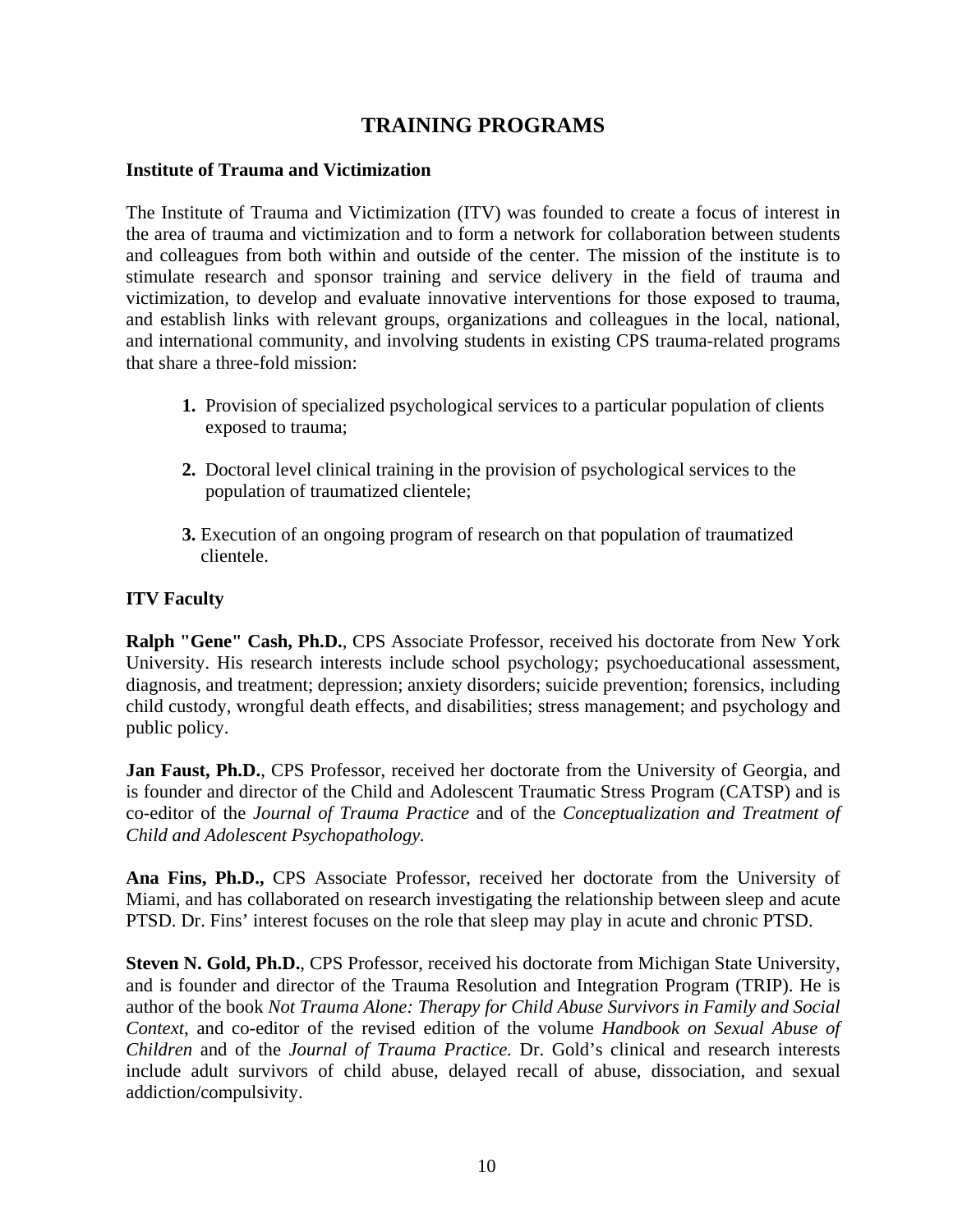# TRAINING PROGRAMS

**Institute of Trauma and Victimization**

The Institute of Trauma and Victimization (ITV) was founded to create a focus of interest in the area of trauma and victimization and to form a network for collaboration between students and colleagues from both within and outside of the center. The mission of the institute is to stimulate research and sponsor training and service delivery in the field of trauma and victimization, to develop and evaluate innovative interventions for those exposed to trauma, and establish links with relevant groups, organizations and colleagues in the local, national, and international community, and involving students in existing CPS trauma-related programs that share a three-fold mission:

1. Provision of specialized psychological services to a particular population of clients exposed to trauma;

2. Doctoral level clinical training in the provision of psychological services to the population of traumatized clientele;

3. Execution of an ongoing program of research on that population of traumatized clientele.

**ITV Faculty**

**Ralph "Gene" Cash, Ph.D.**, CPS Associate Professor, received his doctorate from New York University. His research interests include school psychology; psychoeducational assessment, diagnosis, and treatment; depression; anxiety disorders; suicide prevention; forensics, including child custody, wrongful death effects, and disabilities; stress management; and psychology and public policy.

**Jan Faust, Ph.D.**, CPS Professor, received her doctorate from the University of Georgia, and is founder and director of the Child and Adolescent Traumatic Stress Program (CATSP) and is co-editor of the *Journal of Trauma Practice* and of the *Conceptualization and Treatment of Child and Adolescent Psychopathology.*

**Ana Fins, Ph.D.,** CPS Associate Professor, received her doctorate from the University of Miami, and has collaborated on research investigating the relationship between sleep and acute PTSD. Dr. Fins' interest focuses on the role that sleep may play in acute and chronic PTSD.

**Steven N. Gold, Ph.D.**, CPS Professor, received his doctorate from Michigan State University, and is founder and director of the Trauma Resolution and Integration Program (TRIP). He is author of the book *Not Trauma Alone: Therapy for Child Abuse Survivors in Family and Social Context*, and co-editor of the revised edition of the volume *Handbook on Sexual Abuse of Children* and of the *Journal of Trauma Practice.* Dr. Gold's clinical and research interests include adult survivors of child abuse, delayed recall of abuse, dissociation, and sexual addiction/compulsivity.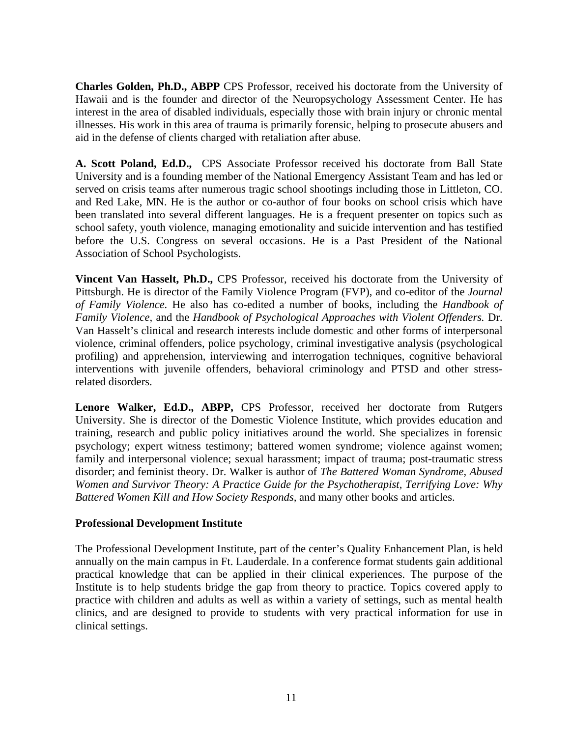**Charles Golden, Ph.D., ABPP** CPS Professor, received his doctorate from the University of Hawaii and is the founder and director of the Neuropsychology Assessment Center. He has interest in the area of disabled individuals, especially those with brain injury or chronic mental illnesses. His work in this area of trauma is primarily forensic, helping to prosecute abusers and aid in the defense of clients charged with retaliation after abuse.

**A. Scott Poland, Ed.D.,** CPS Associate Professor received his doctorate from Ball State University and is a founding member of the National Emergency Assistant Team and has led or served on crisis teams after numerous tragic school shootings including those in Littleton, CO. and Red Lake, MN. He is the author or co-author of four books on school crisis which have been translated into several different languages. He is a frequent presenter on topics such as school safety, youth violence, managing emotionality and suicide intervention and has testified before the U.S. Congress on several occasions. He is a Past President of the National Association of School Psychologists.

**Vincent Van Hasselt, Ph.D.,** CPS Professor, received his doctorate from the University of Pittsburgh. He is director of the Family Violence Program (FVP), and co-editor of the *Journal of Family Violence.* He also has co-edited a number of books, including the *Handbook of Family Violence,* and the *Handbook of Psychological Approaches with Violent Offenders.* Dr. Van Hasselt's clinical and research interests include domestic and other forms of interpersonal violence, criminal offenders, police psychology, criminal investigative analysis (psychological profiling) and apprehension, interviewing and interrogation techniques, cognitive behavioral interventions with juvenile offenders, behavioral criminology and PTSD and other stress-related disorders.

**Lenore Walker, Ed.D., ABPP,** CPS Professor, received her doctorate from Rutgers University. She is director of the Domestic Violence Institute, which provides education and training, research and public policy initiatives around the world. She specializes in forensic psychology; expert witness testimony; battered women syndrome; violence against women; family and interpersonal violence; sexual harassment; impact of trauma; post-traumatic stress disorder; and feminist theory. Dr. Walker is author of *The Battered Woman Syndrome, Abused Women and Survivor Theory: A Practice Guide for the Psychotherapist, Terrifying Love: Why Battered Women Kill and How Society Responds,* and many other books and articles.

**Professional Development Institute**

The Professional Development Institute, part of the center's Quality Enhancement Plan, is held annually on the main campus in Ft. Lauderdale. In a conference format students gain additional practical knowledge that can be applied in their clinical experiences. The purpose of the Institute is to help students bridge the gap from theory to practice. Topics covered apply to practice with children and adults as well as within a variety of settings, such as mental health clinics, and are designed to provide to students with very practical information for use in clinical settings.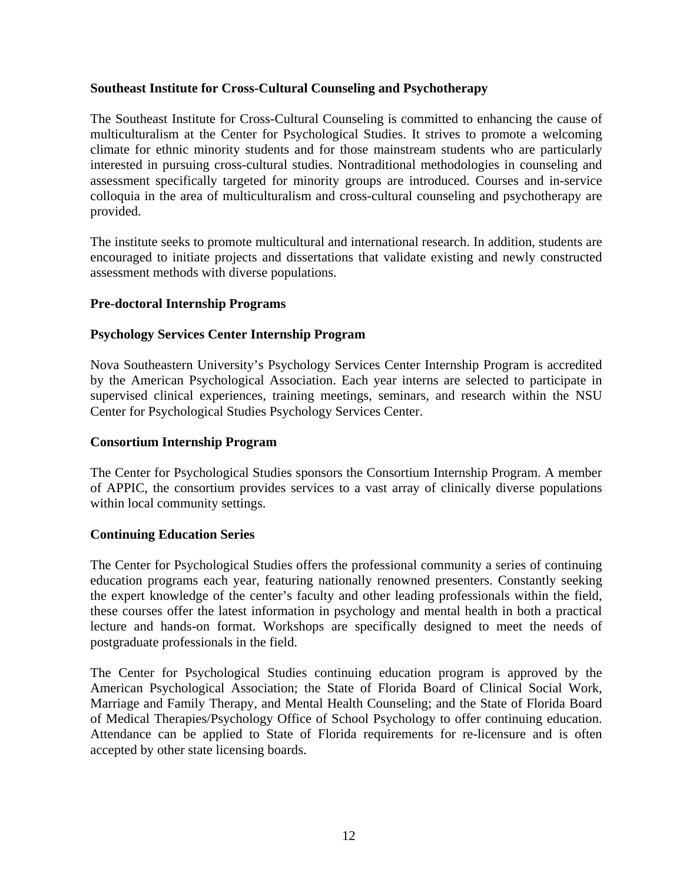**Southeast Institute for Cross-Cultural Counseling and Psychotherapy**

The Southeast Institute for Cross-Cultural Counseling is committed to enhancing the cause of multiculturalism at the Center for Psychological Studies. It strives to promote a welcoming climate for ethnic minority students and for those mainstream students who are particularly interested in pursuing cross-cultural studies. Nontraditional methodologies in counseling and assessment specifically targeted for minority groups are introduced. Courses and in-service colloquia in the area of multiculturalism and cross-cultural counseling and psychotherapy are provided.

The institute seeks to promote multicultural and international research. In addition, students are encouraged to initiate projects and dissertations that validate existing and newly constructed assessment methods with diverse populations.

**Pre-doctoral Internship Programs**

**Psychology Services Center Internship Program**

Nova Southeastern University's Psychology Services Center Internship Program is accredited by the American Psychological Association. Each year interns are selected to participate in supervised clinical experiences, training meetings, seminars, and research within the NSU Center for Psychological Studies Psychology Services Center.

**Consortium Internship Program**

The Center for Psychological Studies sponsors the Consortium Internship Program. A member of APPIC, the consortium provides services to a vast array of clinically diverse populations within local community settings.

**Continuing Education Series**

The Center for Psychological Studies offers the professional community a series of continuing education programs each year, featuring nationally renowned presenters. Constantly seeking the expert knowledge of the center's faculty and other leading professionals within the field, these courses offer the latest information in psychology and mental health in both a practical lecture and hands-on format. Workshops are specifically designed to meet the needs of postgraduate professionals in the field.

The Center for Psychological Studies continuing education program is approved by the American Psychological Association; the State of Florida Board of Clinical Social Work, Marriage and Family Therapy, and Mental Health Counseling; and the State of Florida Board of Medical Therapies/Psychology Office of School Psychology to offer continuing education. Attendance can be applied to State of Florida requirements for re-licensure and is often accepted by other state licensing boards.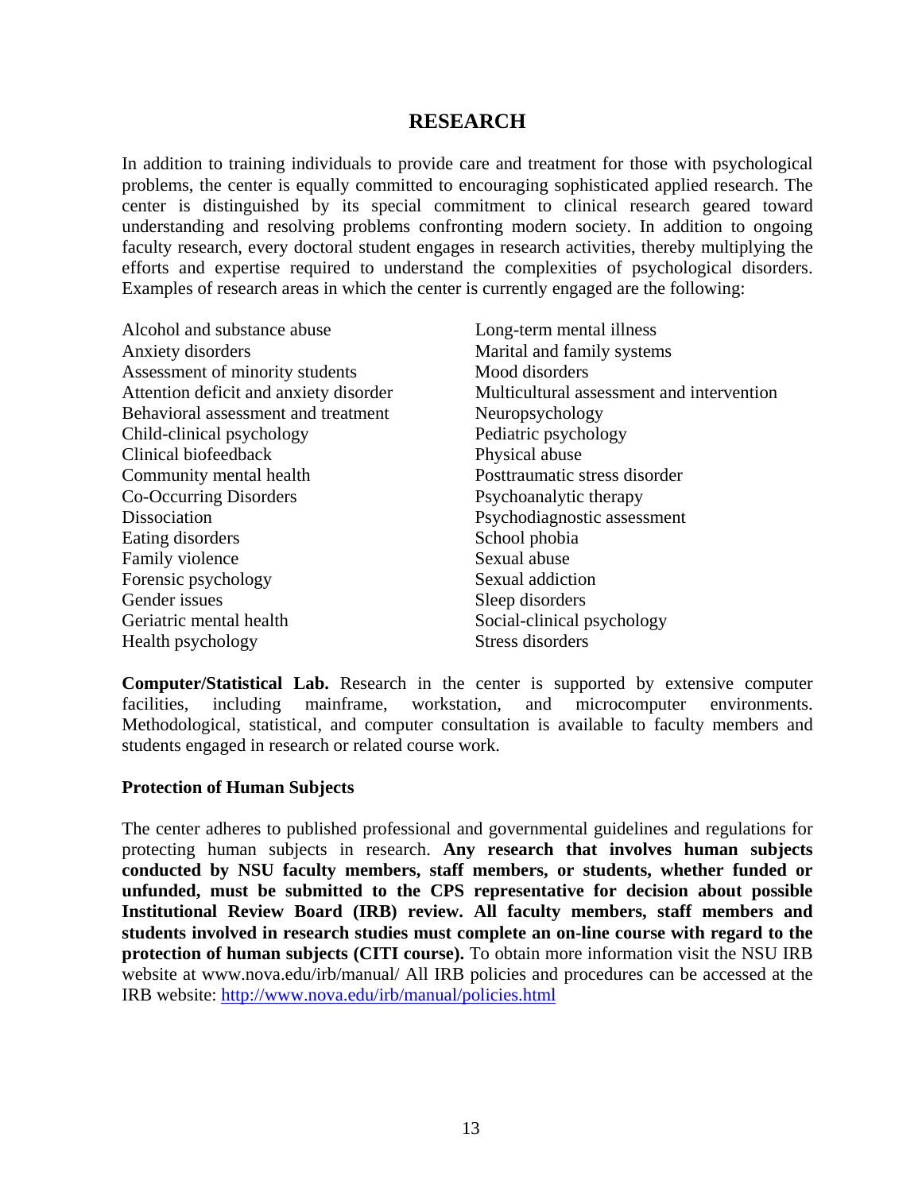# RESEARCH

In addition to training individuals to provide care and treatment for those with psychological problems, the center is equally committed to encouraging sophisticated applied research. The center is distinguished by its special commitment to clinical research geared toward understanding and resolving problems confronting modern society. In addition to ongoing faculty research, every doctoral student engages in research activities, thereby multiplying the efforts and expertise required to understand the complexities of psychological disorders. Examples of research areas in which the center is currently engaged are the following:

- Alcohol and substance abuse
- Anxiety disorders
- Assessment of minority students
- Attention deficit and anxiety disorder
- Behavioral assessment and treatment
- Child-clinical psychology
- Clinical biofeedback
- Community mental health
- Co-Occurring Disorders
- Dissociation
- Eating disorders
- Family violence
- Forensic psychology
- Gender issues
- Geriatric mental health
- Health psychology
- Long-term mental illness
- Marital and family systems
- Mood disorders
- Multicultural assessment and intervention
- Neuropsychology
- Pediatric psychology
- Physical abuse
- Posttraumatic stress disorder
- Psychoanalytic therapy
- Psychodiagnostic assessment
- School phobia
- Sexual abuse
- Sexual addiction
- Sleep disorders
- Social-clinical psychology
- Stress disorders

**Computer/Statistical Lab.** Research in the center is supported by extensive computer facilities, including mainframe, workstation, and microcomputer environments. Methodological, statistical, and computer consultation is available to faculty members and students engaged in research or related course work.

**Protection of Human Subjects**

The center adheres to published professional and governmental guidelines and regulations for protecting human subjects in research. **Any research that involves human subjects conducted by NSU faculty members, staff members, or students, whether funded or unfunded, must be submitted to the CPS representative for decision about possible Institutional Review Board (IRB) review. All faculty members, staff members and students involved in research studies must complete an on-line course with regard to the protection of human subjects (CITI course).** To obtain more information visit the NSU IRB website at www.nova.edu/irb/manual/ All IRB policies and procedures can be accessed at the IRB website: http://www.nova.edu/irb/manual/policies.html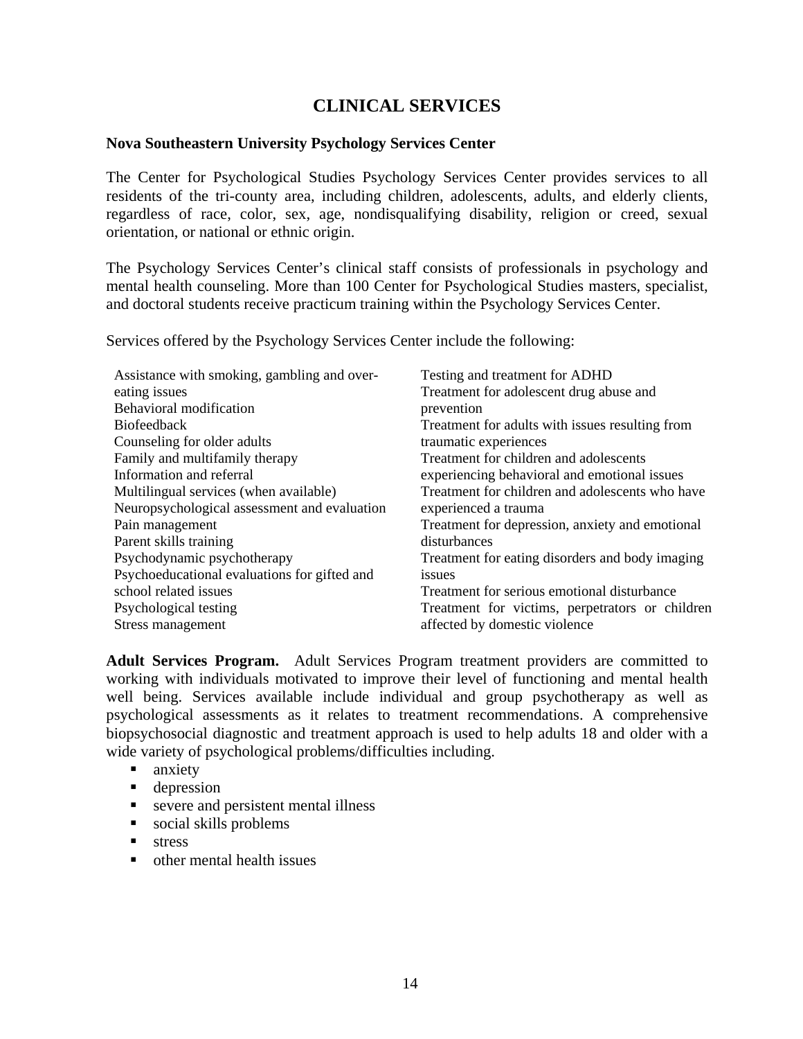# CLINICAL SERVICES

**Nova Southeastern University Psychology Services Center**

The Center for Psychological Studies Psychology Services Center provides services to all residents of the tri-county area, including children, adolescents, adults, and elderly clients, regardless of race, color, sex, age, nondisqualifying disability, religion or creed, sexual orientation, or national or ethnic origin.

The Psychology Services Center's clinical staff consists of professionals in psychology and mental health counseling. More than 100 Center for Psychological Studies masters, specialist, and doctoral students receive practicum training within the Psychology Services Center.

Services offered by the Psychology Services Center include the following:

Assistance with smoking, gambling and over-eating issues
Behavioral modification
Biofeedback
Counseling for older adults
Family and multifamily therapy
Information and referral
Multilingual services (when available)
Neuropsychological assessment and evaluation
Pain management
Parent skills training
Psychodynamic psychotherapy
Psychoeducational evaluations for gifted and school related issues
Psychological testing
Stress management
Testing and treatment for ADHD
Treatment for adolescent drug abuse and prevention
Treatment for adults with issues resulting from traumatic experiences
Treatment for children and adolescents experiencing behavioral and emotional issues
Treatment for children and adolescents who have experienced a trauma
Treatment for depression, anxiety and emotional disturbances
Treatment for eating disorders and body imaging issues
Treatment for serious emotional disturbance
Treatment for victims, perpetrators or children affected by domestic violence

**Adult Services Program.** Adult Services Program treatment providers are committed to working with individuals motivated to improve their level of functioning and mental health well being. Services available include individual and group psychotherapy as well as psychological assessments as it relates to treatment recommendations. A comprehensive biopsychosocial diagnostic and treatment approach is used to help adults 18 and older with a wide variety of psychological problems/difficulties including.

- anxiety
- depression
- severe and persistent mental illness
- social skills problems
- stress
- other mental health issues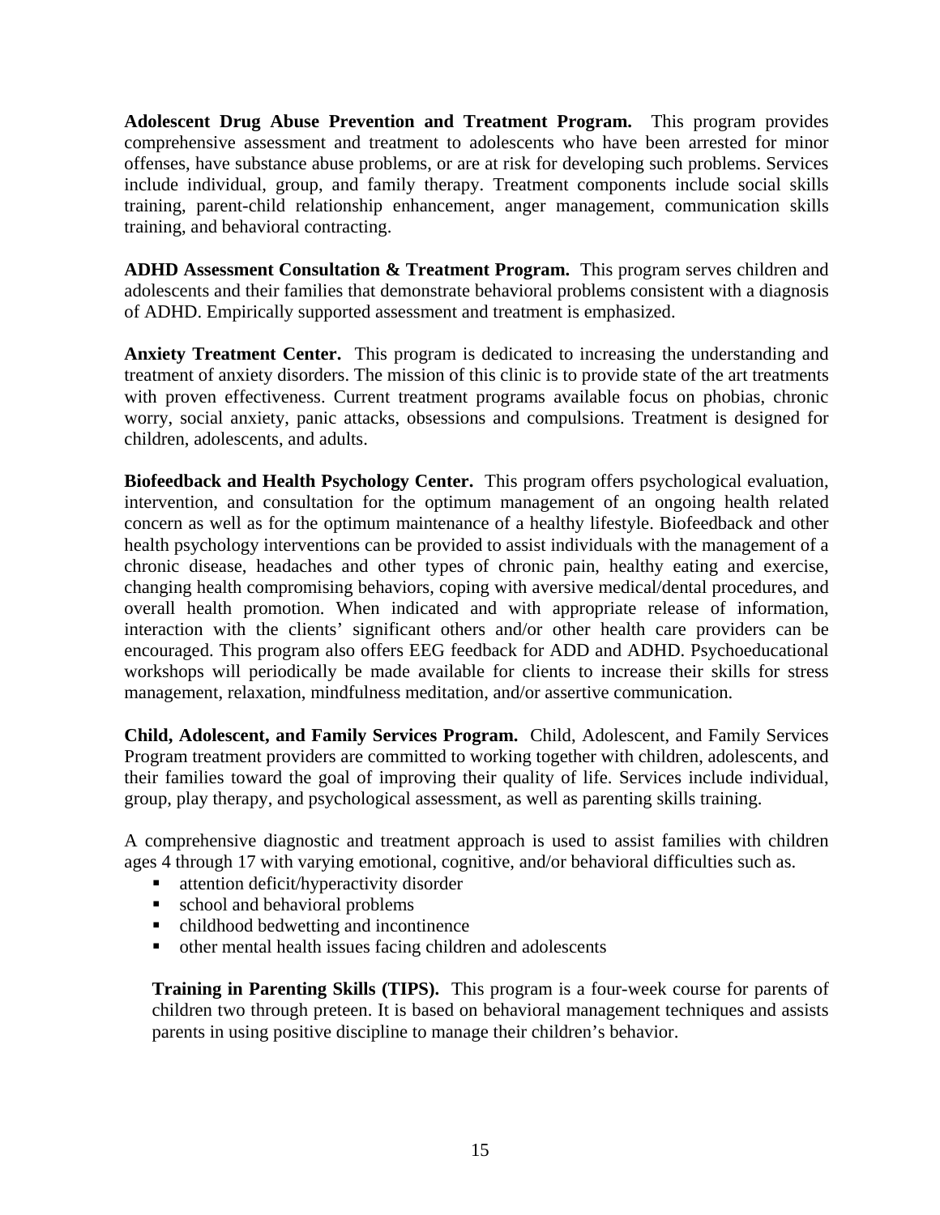**Adolescent Drug Abuse Prevention and Treatment Program.** This program provides comprehensive assessment and treatment to adolescents who have been arrested for minor offenses, have substance abuse problems, or are at risk for developing such problems. Services include individual, group, and family therapy. Treatment components include social skills training, parent-child relationship enhancement, anger management, communication skills training, and behavioral contracting.

**ADHD Assessment Consultation & Treatment Program.** This program serves children and adolescents and their families that demonstrate behavioral problems consistent with a diagnosis of ADHD. Empirically supported assessment and treatment is emphasized.

**Anxiety Treatment Center.** This program is dedicated to increasing the understanding and treatment of anxiety disorders. The mission of this clinic is to provide state of the art treatments with proven effectiveness. Current treatment programs available focus on phobias, chronic worry, social anxiety, panic attacks, obsessions and compulsions. Treatment is designed for children, adolescents, and adults.

**Biofeedback and Health Psychology Center.** This program offers psychological evaluation, intervention, and consultation for the optimum management of an ongoing health related concern as well as for the optimum maintenance of a healthy lifestyle. Biofeedback and other health psychology interventions can be provided to assist individuals with the management of a chronic disease, headaches and other types of chronic pain, healthy eating and exercise, changing health compromising behaviors, coping with aversive medical/dental procedures, and overall health promotion. When indicated and with appropriate release of information, interaction with the clients' significant others and/or other health care providers can be encouraged. This program also offers EEG feedback for ADD and ADHD. Psychoeducational workshops will periodically be made available for clients to increase their skills for stress management, relaxation, mindfulness meditation, and/or assertive communication.

**Child, Adolescent, and Family Services Program.** Child, Adolescent, and Family Services Program treatment providers are committed to working together with children, adolescents, and their families toward the goal of improving their quality of life. Services include individual, group, play therapy, and psychological assessment, as well as parenting skills training.

A comprehensive diagnostic and treatment approach is used to assist families with children ages 4 through 17 with varying emotional, cognitive, and/or behavioral difficulties such as.

- attention deficit/hyperactivity disorder
- school and behavioral problems
- childhood bedwetting and incontinence
- other mental health issues facing children and adolescents

**Training in Parenting Skills (TIPS).** This program is a four-week course for parents of children two through preteen. It is based on behavioral management techniques and assists parents in using positive discipline to manage their children's behavior.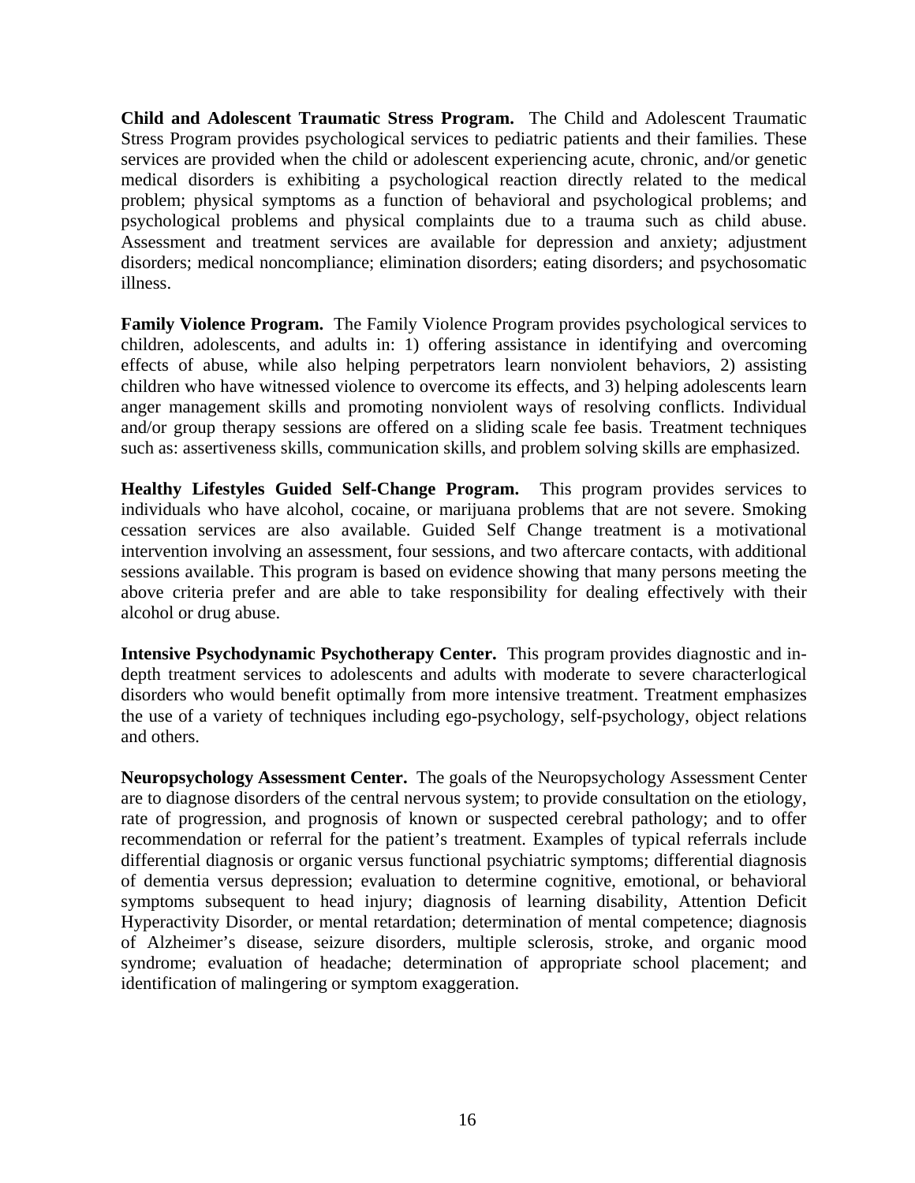**Child and Adolescent Traumatic Stress Program.** The Child and Adolescent Traumatic Stress Program provides psychological services to pediatric patients and their families. These services are provided when the child or adolescent experiencing acute, chronic, and/or genetic medical disorders is exhibiting a psychological reaction directly related to the medical problem; physical symptoms as a function of behavioral and psychological problems; and psychological problems and physical complaints due to a trauma such as child abuse. Assessment and treatment services are available for depression and anxiety; adjustment disorders; medical noncompliance; elimination disorders; eating disorders; and psychosomatic illness.

**Family Violence Program.** The Family Violence Program provides psychological services to children, adolescents, and adults in: 1) offering assistance in identifying and overcoming effects of abuse, while also helping perpetrators learn nonviolent behaviors, 2) assisting children who have witnessed violence to overcome its effects, and 3) helping adolescents learn anger management skills and promoting nonviolent ways of resolving conflicts. Individual and/or group therapy sessions are offered on a sliding scale fee basis. Treatment techniques such as: assertiveness skills, communication skills, and problem solving skills are emphasized.

**Healthy Lifestyles Guided Self-Change Program.** This program provides services to individuals who have alcohol, cocaine, or marijuana problems that are not severe. Smoking cessation services are also available. Guided Self Change treatment is a motivational intervention involving an assessment, four sessions, and two aftercare contacts, with additional sessions available. This program is based on evidence showing that many persons meeting the above criteria prefer and are able to take responsibility for dealing effectively with their alcohol or drug abuse.

**Intensive Psychodynamic Psychotherapy Center.** This program provides diagnostic and in-depth treatment services to adolescents and adults with moderate to severe characterlogical disorders who would benefit optimally from more intensive treatment. Treatment emphasizes the use of a variety of techniques including ego-psychology, self-psychology, object relations and others.

**Neuropsychology Assessment Center.** The goals of the Neuropsychology Assessment Center are to diagnose disorders of the central nervous system; to provide consultation on the etiology, rate of progression, and prognosis of known or suspected cerebral pathology; and to offer recommendation or referral for the patient's treatment. Examples of typical referrals include differential diagnosis or organic versus functional psychiatric symptoms; differential diagnosis of dementia versus depression; evaluation to determine cognitive, emotional, or behavioral symptoms subsequent to head injury; diagnosis of learning disability, Attention Deficit Hyperactivity Disorder, or mental retardation; determination of mental competence; diagnosis of Alzheimer's disease, seizure disorders, multiple sclerosis, stroke, and organic mood syndrome; evaluation of headache; determination of appropriate school placement; and identification of malingering or symptom exaggeration.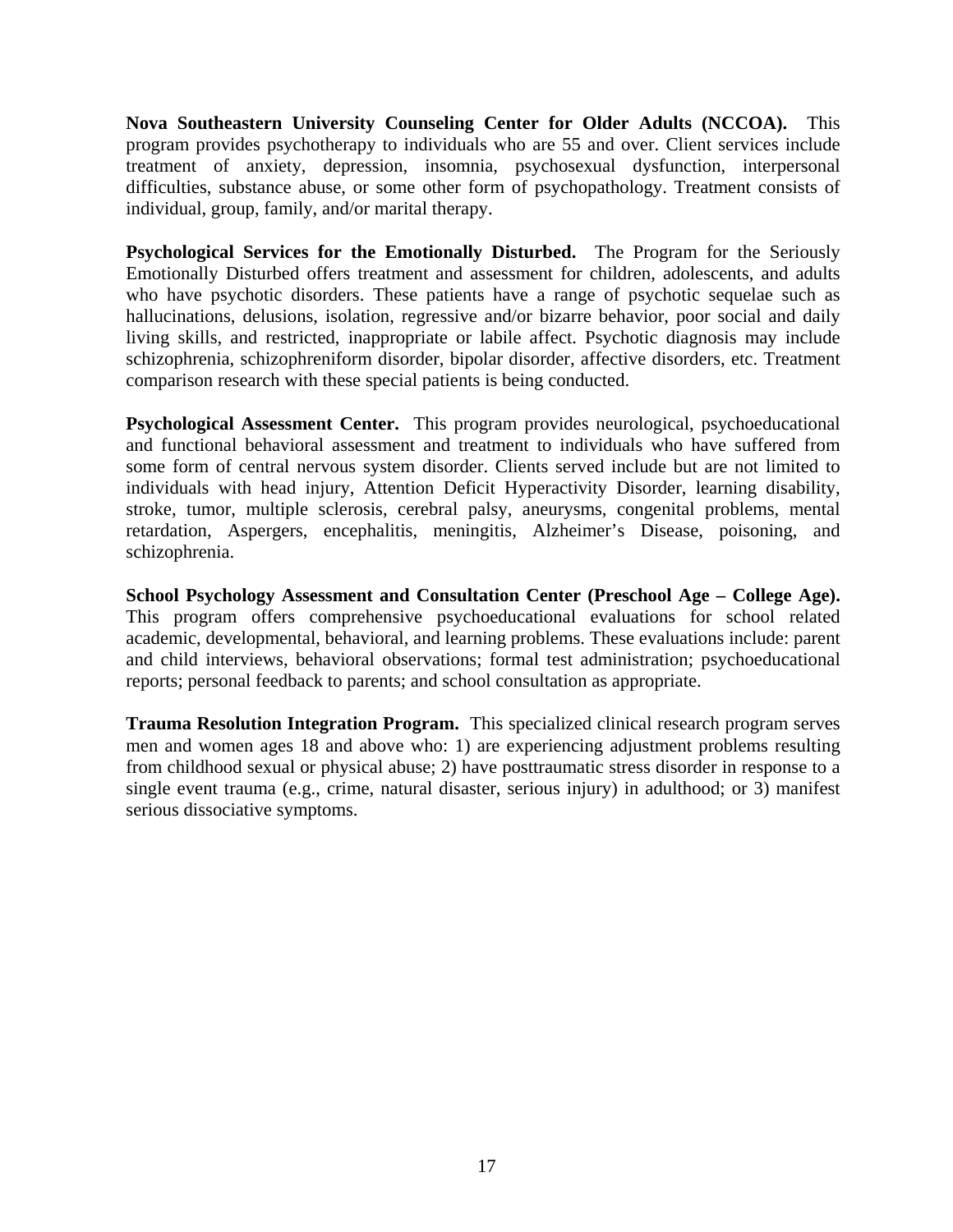**Nova Southeastern University Counseling Center for Older Adults (NCCOA).** This program provides psychotherapy to individuals who are 55 and over. Client services include treatment of anxiety, depression, insomnia, psychosexual dysfunction, interpersonal difficulties, substance abuse, or some other form of psychopathology. Treatment consists of individual, group, family, and/or marital therapy.

**Psychological Services for the Emotionally Disturbed.** The Program for the Seriously Emotionally Disturbed offers treatment and assessment for children, adolescents, and adults who have psychotic disorders. These patients have a range of psychotic sequelae such as hallucinations, delusions, isolation, regressive and/or bizarre behavior, poor social and daily living skills, and restricted, inappropriate or labile affect. Psychotic diagnosis may include schizophrenia, schizophreniform disorder, bipolar disorder, affective disorders, etc. Treatment comparison research with these special patients is being conducted.

**Psychological Assessment Center.** This program provides neurological, psychoeducational and functional behavioral assessment and treatment to individuals who have suffered from some form of central nervous system disorder. Clients served include but are not limited to individuals with head injury, Attention Deficit Hyperactivity Disorder, learning disability, stroke, tumor, multiple sclerosis, cerebral palsy, aneurysms, congenital problems, mental retardation, Aspergers, encephalitis, meningitis, Alzheimer's Disease, poisoning, and schizophrenia.

**School Psychology Assessment and Consultation Center (Preschool Age – College Age).** This program offers comprehensive psychoeducational evaluations for school related academic, developmental, behavioral, and learning problems. These evaluations include: parent and child interviews, behavioral observations; formal test administration; psychoeducational reports; personal feedback to parents; and school consultation as appropriate.

**Trauma Resolution Integration Program.** This specialized clinical research program serves men and women ages 18 and above who: 1) are experiencing adjustment problems resulting from childhood sexual or physical abuse; 2) have posttraumatic stress disorder in response to a single event trauma (e.g., crime, natural disaster, serious injury) in adulthood; or 3) manifest serious dissociative symptoms.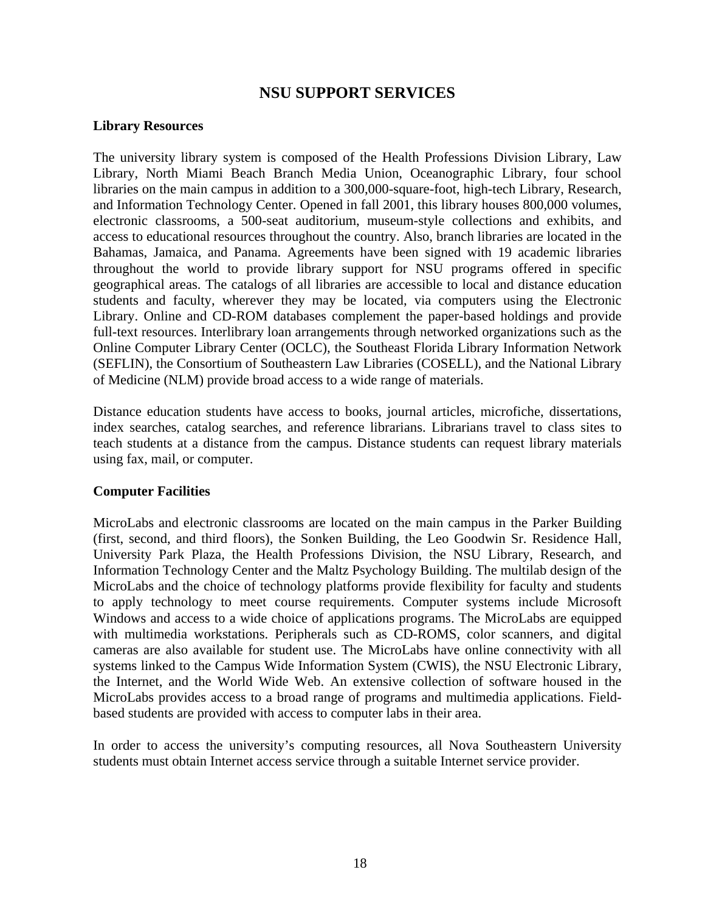# NSU SUPPORT SERVICES

**Library Resources**

The university library system is composed of the Health Professions Division Library, Law Library, North Miami Beach Branch Media Union, Oceanographic Library, four school libraries on the main campus in addition to a 300,000-square-foot, high-tech Library, Research, and Information Technology Center. Opened in fall 2001, this library houses 800,000 volumes, electronic classrooms, a 500-seat auditorium, museum-style collections and exhibits, and access to educational resources throughout the country. Also, branch libraries are located in the Bahamas, Jamaica, and Panama. Agreements have been signed with 19 academic libraries throughout the world to provide library support for NSU programs offered in specific geographical areas. The catalogs of all libraries are accessible to local and distance education students and faculty, wherever they may be located, via computers using the Electronic Library. Online and CD-ROM databases complement the paper-based holdings and provide full-text resources. Interlibrary loan arrangements through networked organizations such as the Online Computer Library Center (OCLC), the Southeast Florida Library Information Network (SEFLIN), the Consortium of Southeastern Law Libraries (COSELL), and the National Library of Medicine (NLM) provide broad access to a wide range of materials.

Distance education students have access to books, journal articles, microfiche, dissertations, index searches, catalog searches, and reference librarians. Librarians travel to class sites to teach students at a distance from the campus. Distance students can request library materials using fax, mail, or computer.

**Computer Facilities**

MicroLabs and electronic classrooms are located on the main campus in the Parker Building (first, second, and third floors), the Sonken Building, the Leo Goodwin Sr. Residence Hall, University Park Plaza, the Health Professions Division, the NSU Library, Research, and Information Technology Center and the Maltz Psychology Building. The multilab design of the MicroLabs and the choice of technology platforms provide flexibility for faculty and students to apply technology to meet course requirements. Computer systems include Microsoft Windows and access to a wide choice of applications programs. The MicroLabs are equipped with multimedia workstations. Peripherals such as CD-ROMS, color scanners, and digital cameras are also available for student use. The MicroLabs have online connectivity with all systems linked to the Campus Wide Information System (CWIS), the NSU Electronic Library, the Internet, and the World Wide Web. An extensive collection of software housed in the MicroLabs provides access to a broad range of programs and multimedia applications. Field-based students are provided with access to computer labs in their area.

In order to access the university's computing resources, all Nova Southeastern University students must obtain Internet access service through a suitable Internet service provider.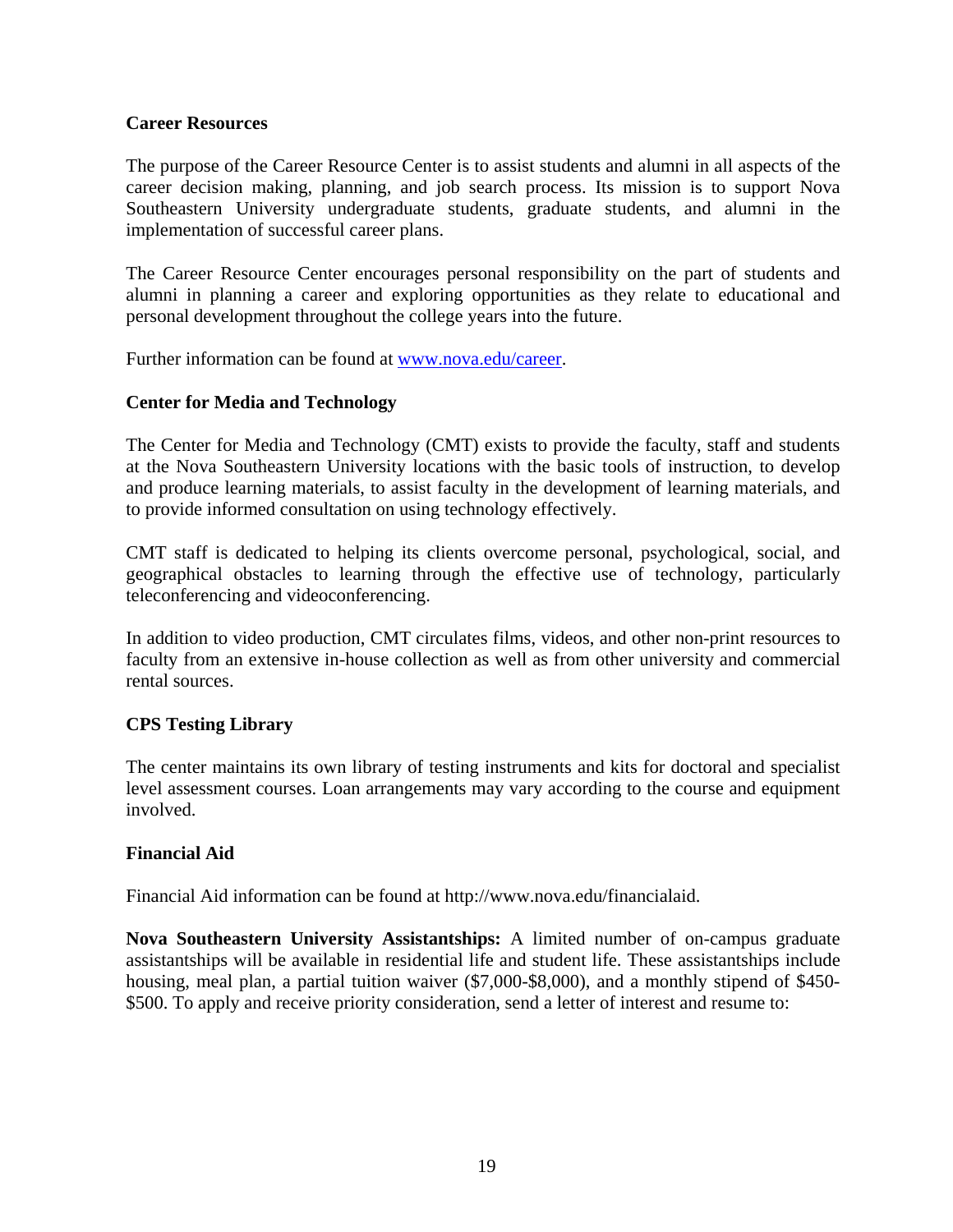### Career Resources

The purpose of the Career Resource Center is to assist students and alumni in all aspects of the career decision making, planning, and job search process. Its mission is to support Nova Southeastern University undergraduate students, graduate students, and alumni in the implementation of successful career plans.

The Career Resource Center encourages personal responsibility on the part of students and alumni in planning a career and exploring opportunities as they relate to educational and personal development throughout the college years into the future.

Further information can be found at www.nova.edu/career.

### Center for Media and Technology

The Center for Media and Technology (CMT) exists to provide the faculty, staff and students at the Nova Southeastern University locations with the basic tools of instruction, to develop and produce learning materials, to assist faculty in the development of learning materials, and to provide informed consultation on using technology effectively.

CMT staff is dedicated to helping its clients overcome personal, psychological, social, and geographical obstacles to learning through the effective use of technology, particularly teleconferencing and videoconferencing.

In addition to video production, CMT circulates films, videos, and other non-print resources to faculty from an extensive in-house collection as well as from other university and commercial rental sources.

### CPS Testing Library

The center maintains its own library of testing instruments and kits for doctoral and specialist level assessment courses. Loan arrangements may vary according to the course and equipment involved.

### Financial Aid

Financial Aid information can be found at http://www.nova.edu/financialaid.

**Nova Southeastern University Assistantships:** A limited number of on-campus graduate assistantships will be available in residential life and student life. These assistantships include housing, meal plan, a partial tuition waiver ($7,000-$8,000), and a monthly stipend of $450-$500. To apply and receive priority consideration, send a letter of interest and resume to: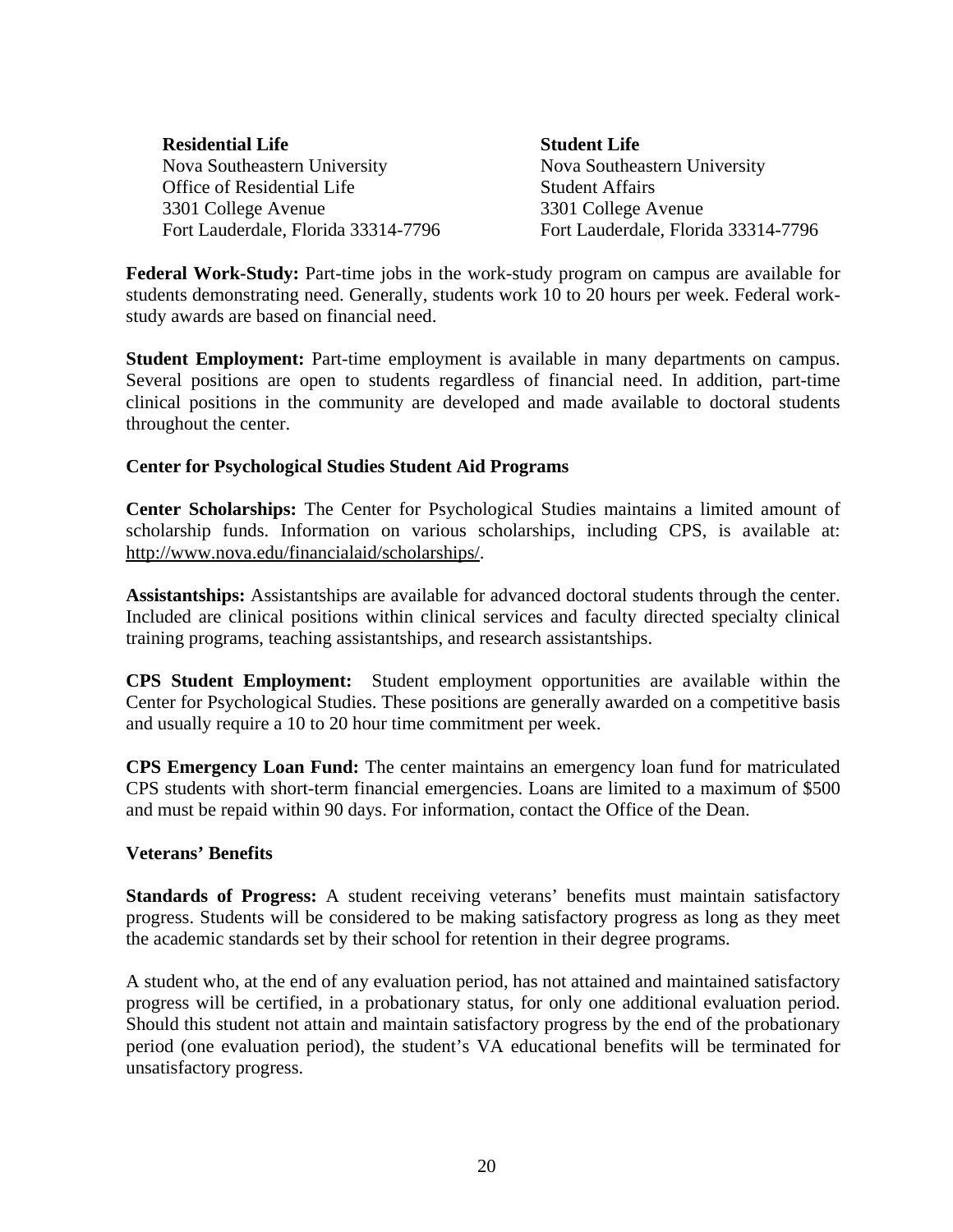**Residential Life**
Nova Southeastern University
Office of Residential Life
3301 College Avenue
Fort Lauderdale, Florida 33314-7796

**Student Life**
Nova Southeastern University
Student Affairs
3301 College Avenue
Fort Lauderdale, Florida 33314-7796

**Federal Work-Study:** Part-time jobs in the work-study program on campus are available for students demonstrating need. Generally, students work 10 to 20 hours per week. Federal work-study awards are based on financial need.

**Student Employment:** Part-time employment is available in many departments on campus. Several positions are open to students regardless of financial need. In addition, part-time clinical positions in the community are developed and made available to doctoral students throughout the center.

**Center for Psychological Studies Student Aid Programs**

**Center Scholarships:** The Center for Psychological Studies maintains a limited amount of scholarship funds. Information on various scholarships, including CPS, is available at: http://www.nova.edu/financialaid/scholarships/.

**Assistantships:** Assistantships are available for advanced doctoral students through the center. Included are clinical positions within clinical services and faculty directed specialty clinical training programs, teaching assistantships, and research assistantships.

**CPS Student Employment:** Student employment opportunities are available within the Center for Psychological Studies. These positions are generally awarded on a competitive basis and usually require a 10 to 20 hour time commitment per week.

**CPS Emergency Loan Fund:** The center maintains an emergency loan fund for matriculated CPS students with short-term financial emergencies. Loans are limited to a maximum of $500 and must be repaid within 90 days. For information, contact the Office of the Dean.

**Veterans' Benefits**

**Standards of Progress:** A student receiving veterans' benefits must maintain satisfactory progress. Students will be considered to be making satisfactory progress as long as they meet the academic standards set by their school for retention in their degree programs.

A student who, at the end of any evaluation period, has not attained and maintained satisfactory progress will be certified, in a probationary status, for only one additional evaluation period. Should this student not attain and maintain satisfactory progress by the end of the probationary period (one evaluation period), the student's VA educational benefits will be terminated for unsatisfactory progress.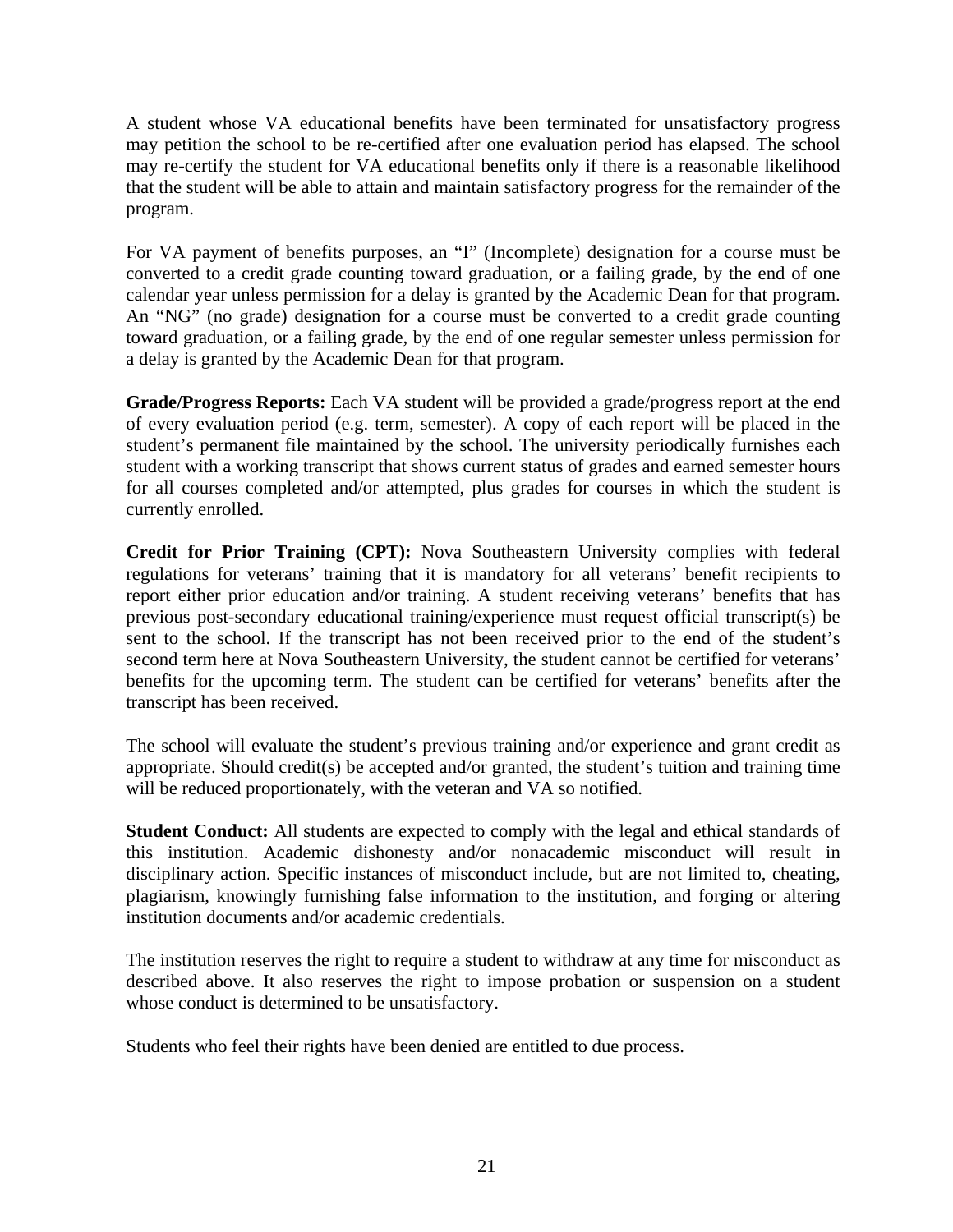A student whose VA educational benefits have been terminated for unsatisfactory progress may petition the school to be re-certified after one evaluation period has elapsed. The school may re-certify the student for VA educational benefits only if there is a reasonable likelihood that the student will be able to attain and maintain satisfactory progress for the remainder of the program.

For VA payment of benefits purposes, an "I" (Incomplete) designation for a course must be converted to a credit grade counting toward graduation, or a failing grade, by the end of one calendar year unless permission for a delay is granted by the Academic Dean for that program. An "NG" (no grade) designation for a course must be converted to a credit grade counting toward graduation, or a failing grade, by the end of one regular semester unless permission for a delay is granted by the Academic Dean for that program.

**Grade/Progress Reports:** Each VA student will be provided a grade/progress report at the end of every evaluation period (e.g. term, semester). A copy of each report will be placed in the student's permanent file maintained by the school. The university periodically furnishes each student with a working transcript that shows current status of grades and earned semester hours for all courses completed and/or attempted, plus grades for courses in which the student is currently enrolled.

**Credit for Prior Training (CPT):** Nova Southeastern University complies with federal regulations for veterans' training that it is mandatory for all veterans' benefit recipients to report either prior education and/or training. A student receiving veterans' benefits that has previous post-secondary educational training/experience must request official transcript(s) be sent to the school. If the transcript has not been received prior to the end of the student's second term here at Nova Southeastern University, the student cannot be certified for veterans' benefits for the upcoming term. The student can be certified for veterans' benefits after the transcript has been received.

The school will evaluate the student's previous training and/or experience and grant credit as appropriate. Should credit(s) be accepted and/or granted, the student's tuition and training time will be reduced proportionately, with the veteran and VA so notified.

**Student Conduct:** All students are expected to comply with the legal and ethical standards of this institution. Academic dishonesty and/or nonacademic misconduct will result in disciplinary action. Specific instances of misconduct include, but are not limited to, cheating, plagiarism, knowingly furnishing false information to the institution, and forging or altering institution documents and/or academic credentials.

The institution reserves the right to require a student to withdraw at any time for misconduct as described above. It also reserves the right to impose probation or suspension on a student whose conduct is determined to be unsatisfactory.

Students who feel their rights have been denied are entitled to due process.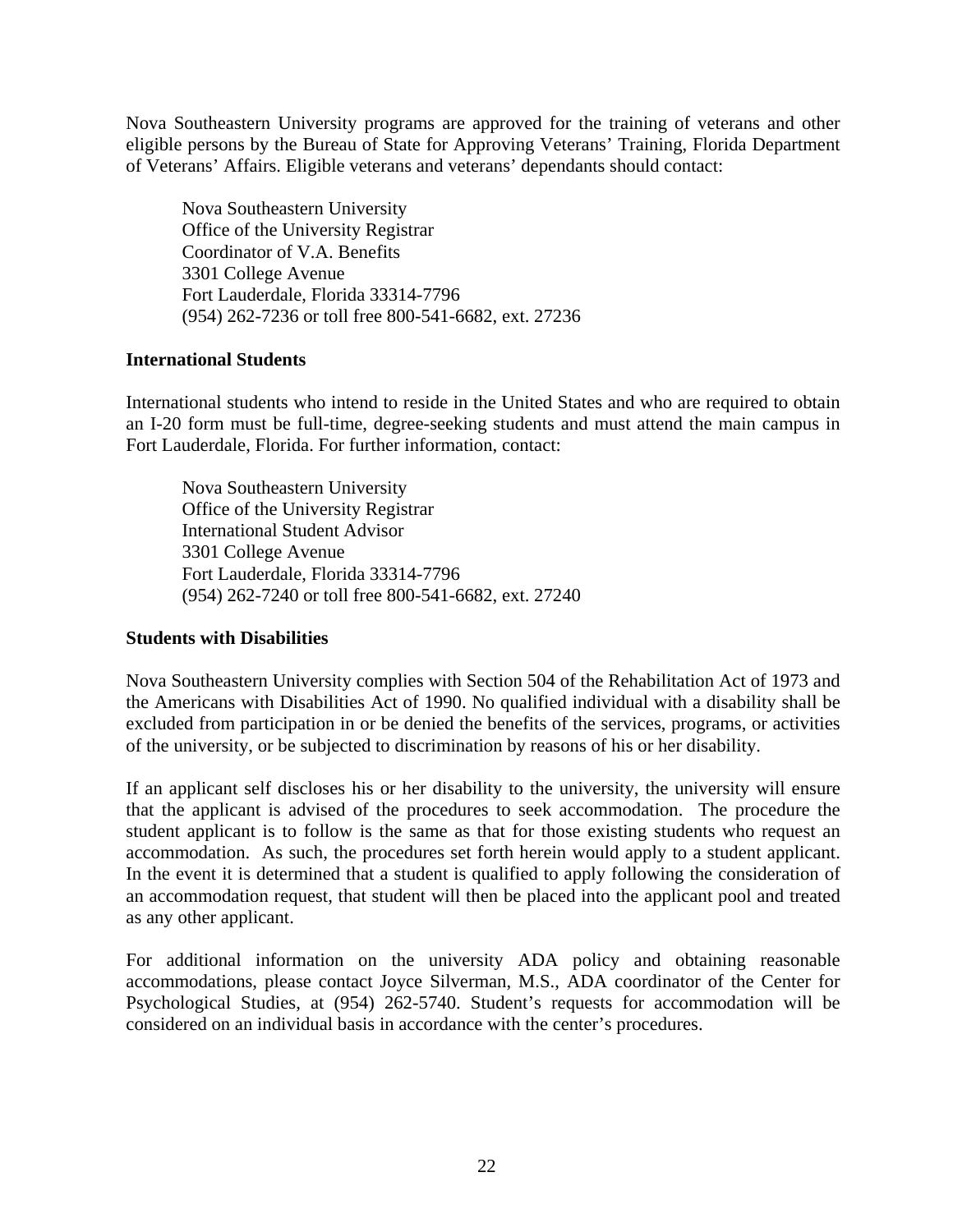Nova Southeastern University programs are approved for the training of veterans and other eligible persons by the Bureau of State for Approving Veterans' Training, Florida Department of Veterans' Affairs. Eligible veterans and veterans' dependants should contact:

Nova Southeastern University
Office of the University Registrar
Coordinator of V.A. Benefits
3301 College Avenue
Fort Lauderdale, Florida 33314-7796
(954) 262-7236 or toll free 800-541-6682, ext. 27236

**International Students**

International students who intend to reside in the United States and who are required to obtain an I-20 form must be full-time, degree-seeking students and must attend the main campus in Fort Lauderdale, Florida. For further information, contact:

Nova Southeastern University
Office of the University Registrar
International Student Advisor
3301 College Avenue
Fort Lauderdale, Florida 33314-7796
(954) 262-7240 or toll free 800-541-6682, ext. 27240

**Students with Disabilities**

Nova Southeastern University complies with Section 504 of the Rehabilitation Act of 1973 and the Americans with Disabilities Act of 1990. No qualified individual with a disability shall be excluded from participation in or be denied the benefits of the services, programs, or activities of the university, or be subjected to discrimination by reasons of his or her disability.

If an applicant self discloses his or her disability to the university, the university will ensure that the applicant is advised of the procedures to seek accommodation. The procedure the student applicant is to follow is the same as that for those existing students who request an accommodation. As such, the procedures set forth herein would apply to a student applicant. In the event it is determined that a student is qualified to apply following the consideration of an accommodation request, that student will then be placed into the applicant pool and treated as any other applicant.

For additional information on the university ADA policy and obtaining reasonable accommodations, please contact Joyce Silverman, M.S., ADA coordinator of the Center for Psychological Studies, at (954) 262-5740. Student's requests for accommodation will be considered on an individual basis in accordance with the center's procedures.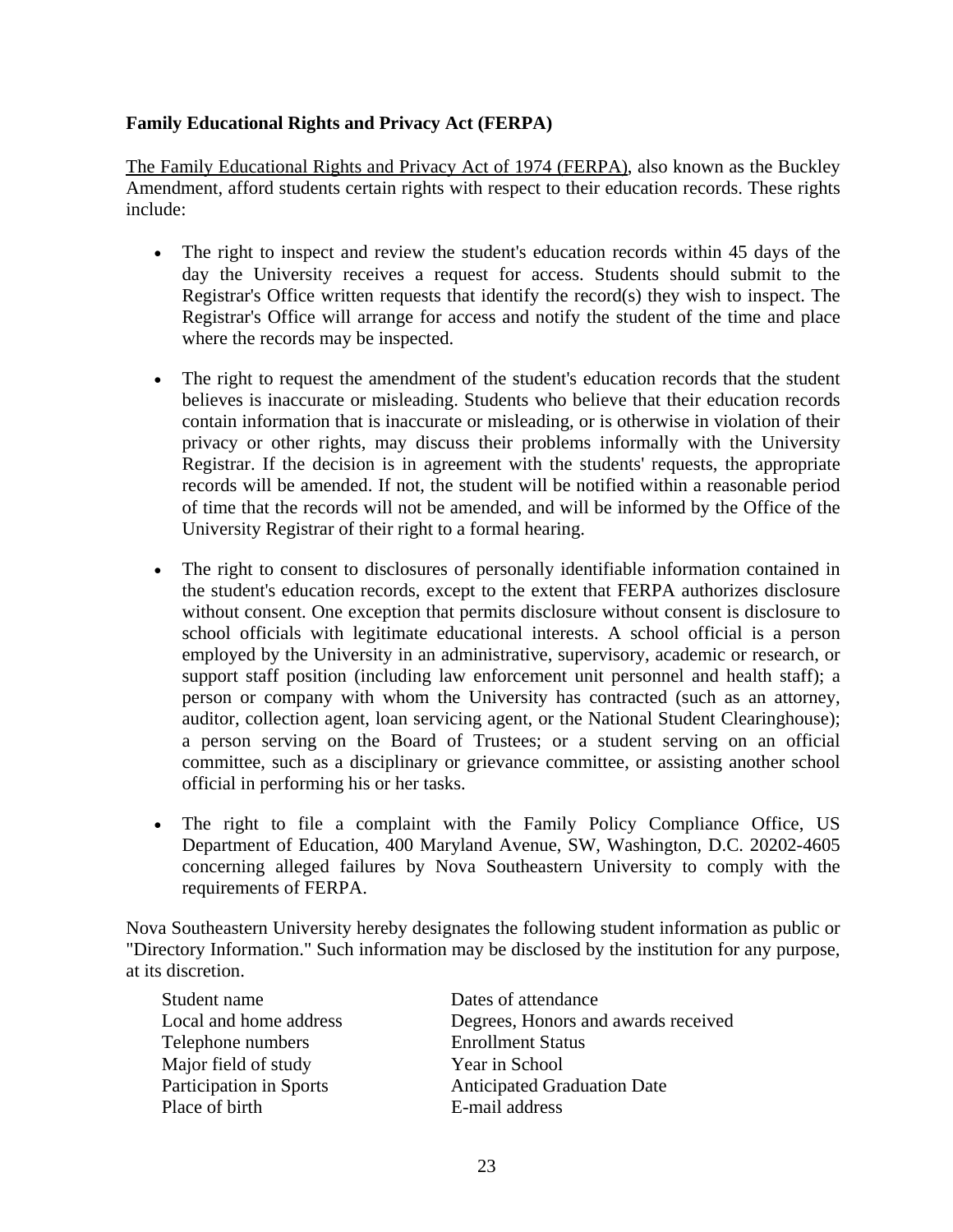**Family Educational Rights and Privacy Act (FERPA)**

The Family Educational Rights and Privacy Act of 1974 (FERPA), also known as the Buckley Amendment, afford students certain rights with respect to their education records. These rights include:

- The right to inspect and review the student's education records within 45 days of the day the University receives a request for access. Students should submit to the Registrar's Office written requests that identify the record(s) they wish to inspect. The Registrar's Office will arrange for access and notify the student of the time and place where the records may be inspected.
- The right to request the amendment of the student's education records that the student believes is inaccurate or misleading. Students who believe that their education records contain information that is inaccurate or misleading, or is otherwise in violation of their privacy or other rights, may discuss their problems informally with the University Registrar. If the decision is in agreement with the students' requests, the appropriate records will be amended. If not, the student will be notified within a reasonable period of time that the records will not be amended, and will be informed by the Office of the University Registrar of their right to a formal hearing.
- The right to consent to disclosures of personally identifiable information contained in the student's education records, except to the extent that FERPA authorizes disclosure without consent. One exception that permits disclosure without consent is disclosure to school officials with legitimate educational interests. A school official is a person employed by the University in an administrative, supervisory, academic or research, or support staff position (including law enforcement unit personnel and health staff); a person or company with whom the University has contracted (such as an attorney, auditor, collection agent, loan servicing agent, or the National Student Clearinghouse); a person serving on the Board of Trustees; or a student serving on an official committee, such as a disciplinary or grievance committee, or assisting another school official in performing his or her tasks.
- The right to file a complaint with the Family Policy Compliance Office, US Department of Education, 400 Maryland Avenue, SW, Washington, D.C. 20202-4605 concerning alleged failures by Nova Southeastern University to comply with the requirements of FERPA.

Nova Southeastern University hereby designates the following student information as public or "Directory Information." Such information may be disclosed by the institution for any purpose, at its discretion.

| | |
|---|---|
| Student name | Dates of attendance |
| Local and home address | Degrees, Honors and awards received |
| Telephone numbers | Enrollment Status |
| Major field of study | Year in School |
| Participation in Sports | Anticipated Graduation Date |
| Place of birth | E-mail address |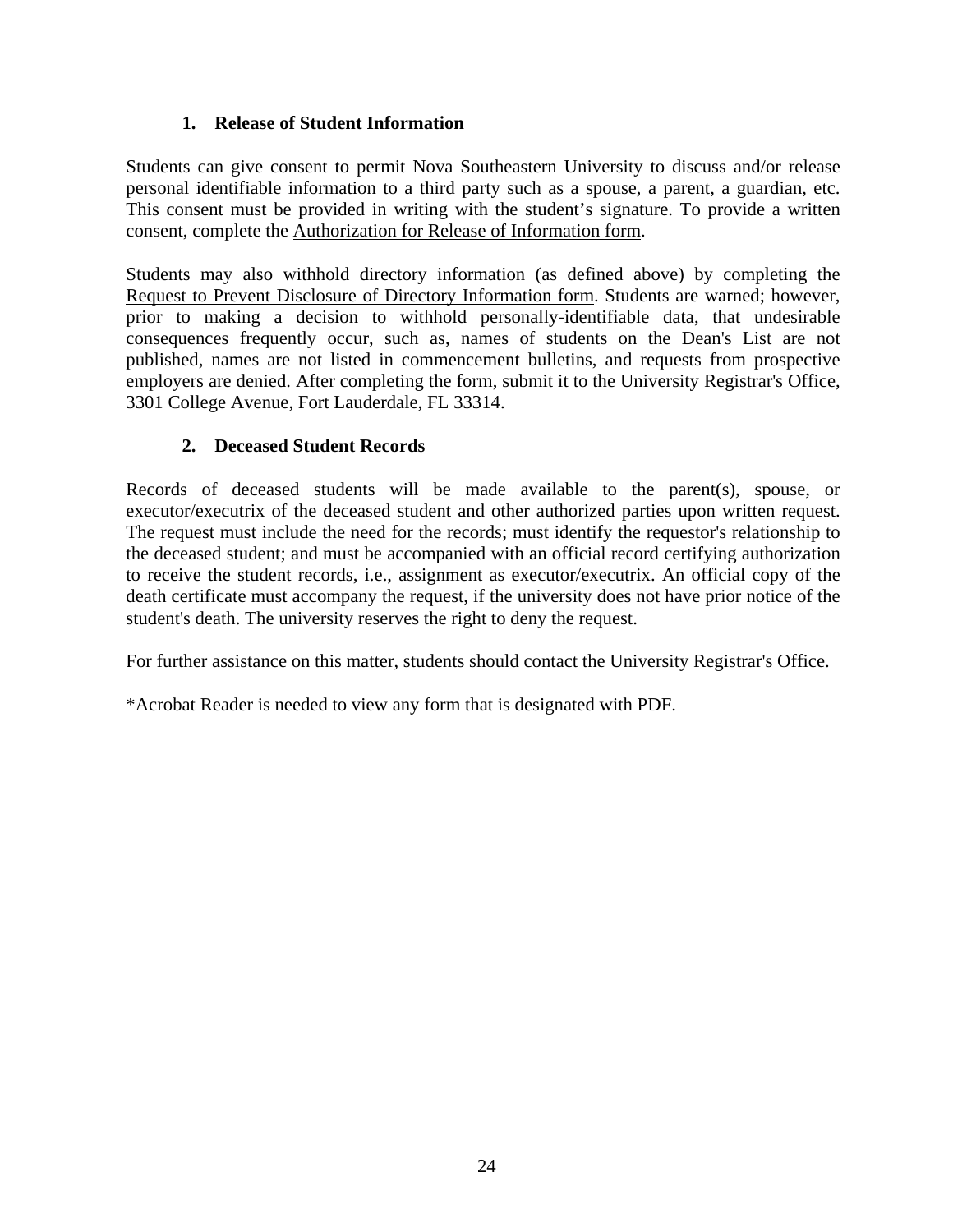### 1. Release of Student Information

Students can give consent to permit Nova Southeastern University to discuss and/or release personal identifiable information to a third party such as a spouse, a parent, a guardian, etc. This consent must be provided in writing with the student's signature. To provide a written consent, complete the Authorization for Release of Information form.

Students may also withhold directory information (as defined above) by completing the Request to Prevent Disclosure of Directory Information form. Students are warned; however, prior to making a decision to withhold personally-identifiable data, that undesirable consequences frequently occur, such as, names of students on the Dean's List are not published, names are not listed in commencement bulletins, and requests from prospective employers are denied. After completing the form, submit it to the University Registrar's Office, 3301 College Avenue, Fort Lauderdale, FL 33314.

### 2. Deceased Student Records

Records of deceased students will be made available to the parent(s), spouse, or executor/executrix of the deceased student and other authorized parties upon written request. The request must include the need for the records; must identify the requestor's relationship to the deceased student; and must be accompanied with an official record certifying authorization to receive the student records, i.e., assignment as executor/executrix. An official copy of the death certificate must accompany the request, if the university does not have prior notice of the student's death. The university reserves the right to deny the request.

For further assistance on this matter, students should contact the University Registrar's Office.

*Acrobat Reader is needed to view any form that is designated with PDF.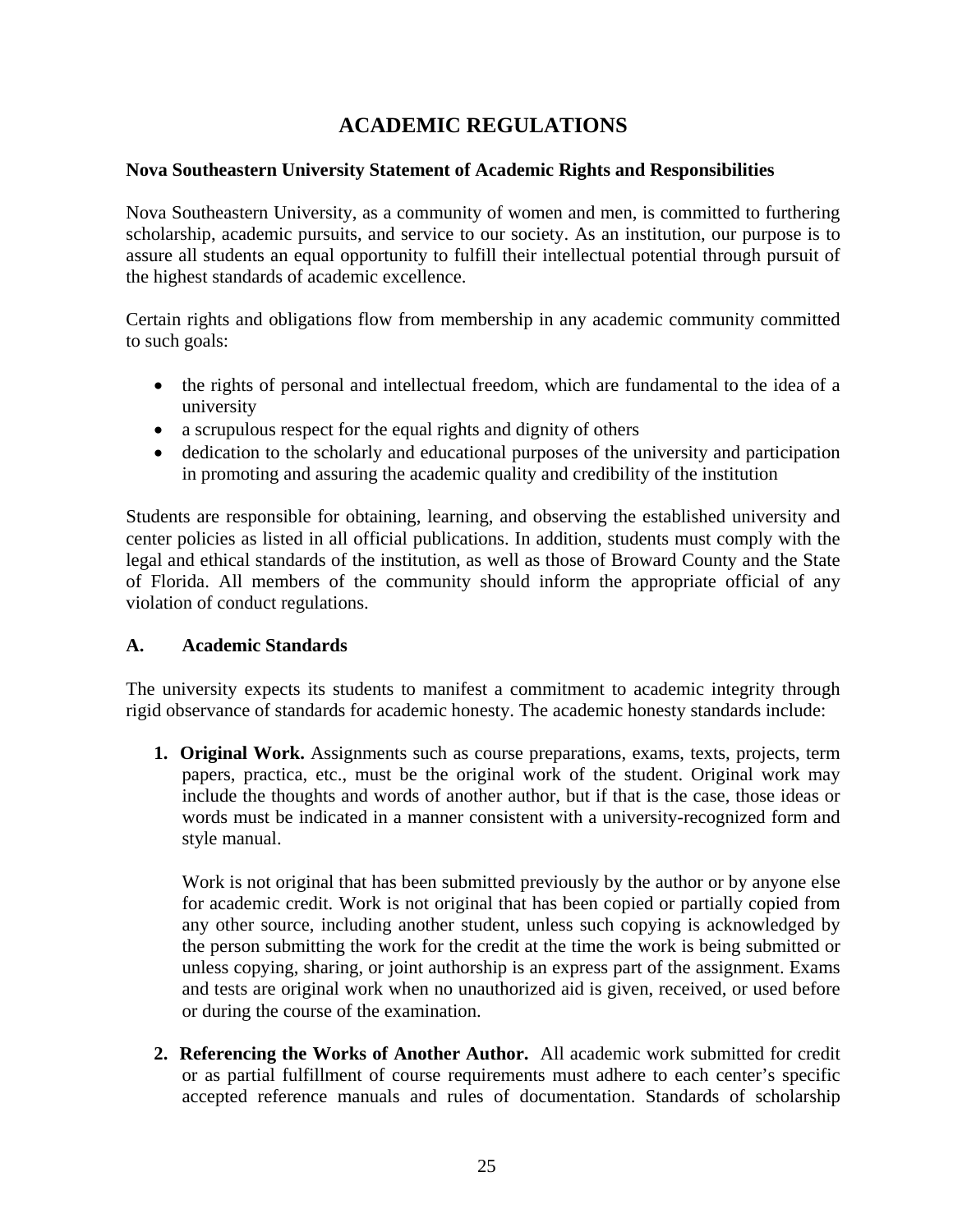# ACADEMIC REGULATIONS

**Nova Southeastern University Statement of Academic Rights and Responsibilities**

Nova Southeastern University, as a community of women and men, is committed to furthering scholarship, academic pursuits, and service to our society. As an institution, our purpose is to assure all students an equal opportunity to fulfill their intellectual potential through pursuit of the highest standards of academic excellence.

Certain rights and obligations flow from membership in any academic community committed to such goals:

- the rights of personal and intellectual freedom, which are fundamental to the idea of a university
- a scrupulous respect for the equal rights and dignity of others
- dedication to the scholarly and educational purposes of the university and participation in promoting and assuring the academic quality and credibility of the institution

Students are responsible for obtaining, learning, and observing the established university and center policies as listed in all official publications. In addition, students must comply with the legal and ethical standards of the institution, as well as those of Broward County and the State of Florida. All members of the community should inform the appropriate official of any violation of conduct regulations.

### A. Academic Standards

The university expects its students to manifest a commitment to academic integrity through rigid observance of standards for academic honesty. The academic honesty standards include:

1. **Original Work.** Assignments such as course preparations, exams, texts, projects, term papers, practica, etc., must be the original work of the student. Original work may include the thoughts and words of another author, but if that is the case, those ideas or words must be indicated in a manner consistent with a university-recognized form and style manual.

   Work is not original that has been submitted previously by the author or by anyone else for academic credit. Work is not original that has been copied or partially copied from any other source, including another student, unless such copying is acknowledged by the person submitting the work for the credit at the time the work is being submitted or unless copying, sharing, or joint authorship is an express part of the assignment. Exams and tests are original work when no unauthorized aid is given, received, or used before or during the course of the examination.

2. **Referencing the Works of Another Author.** All academic work submitted for credit or as partial fulfillment of course requirements must adhere to each center's specific accepted reference manuals and rules of documentation. Standards of scholarship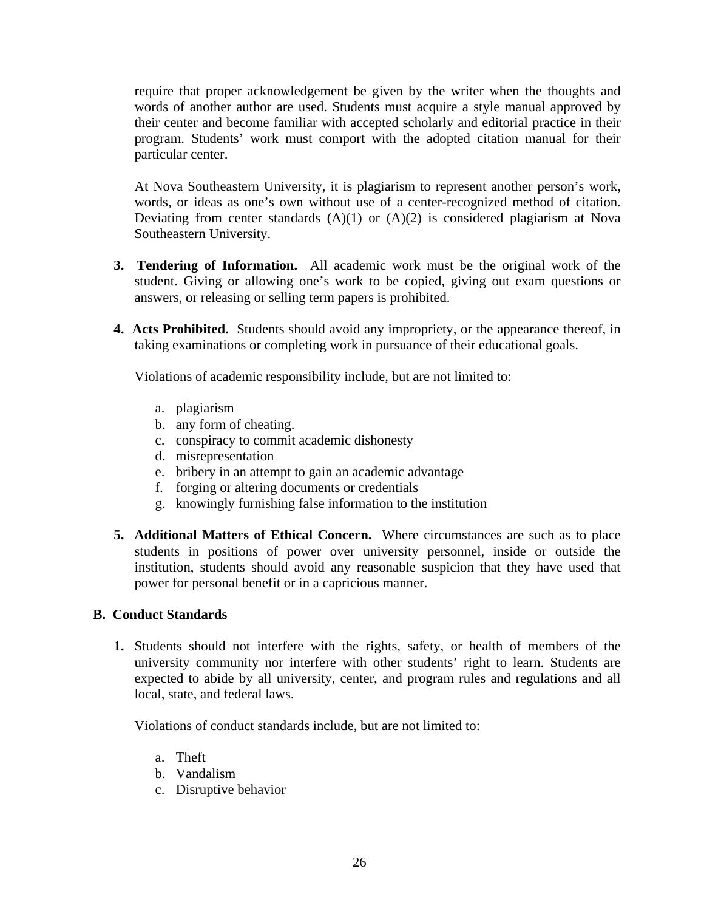require that proper acknowledgement be given by the writer when the thoughts and words of another author are used. Students must acquire a style manual approved by their center and become familiar with accepted scholarly and editorial practice in their program. Students' work must comport with the adopted citation manual for their particular center.

At Nova Southeastern University, it is plagiarism to represent another person's work, words, or ideas as one's own without use of a center-recognized method of citation. Deviating from center standards (A)(1) or (A)(2) is considered plagiarism at Nova Southeastern University.

3. **Tendering of Information.** All academic work must be the original work of the student. Giving or allowing one's work to be copied, giving out exam questions or answers, or releasing or selling term papers is prohibited.

4. **Acts Prohibited.** Students should avoid any impropriety, or the appearance thereof, in taking examinations or completing work in pursuance of their educational goals.

   Violations of academic responsibility include, but are not limited to:

   a. plagiarism
   b. any form of cheating.
   c. conspiracy to commit academic dishonesty
   d. misrepresentation
   e. bribery in an attempt to gain an academic advantage
   f. forging or altering documents or credentials
   g. knowingly furnishing false information to the institution

5. **Additional Matters of Ethical Concern.** Where circumstances are such as to place students in positions of power over university personnel, inside or outside the institution, students should avoid any reasonable suspicion that they have used that power for personal benefit or in a capricious manner.

**B. Conduct Standards**

1. Students should not interfere with the rights, safety, or health of members of the university community nor interfere with other students' right to learn. Students are expected to abide by all university, center, and program rules and regulations and all local, state, and federal laws.

   Violations of conduct standards include, but are not limited to:

   a. Theft
   b. Vandalism
   c. Disruptive behavior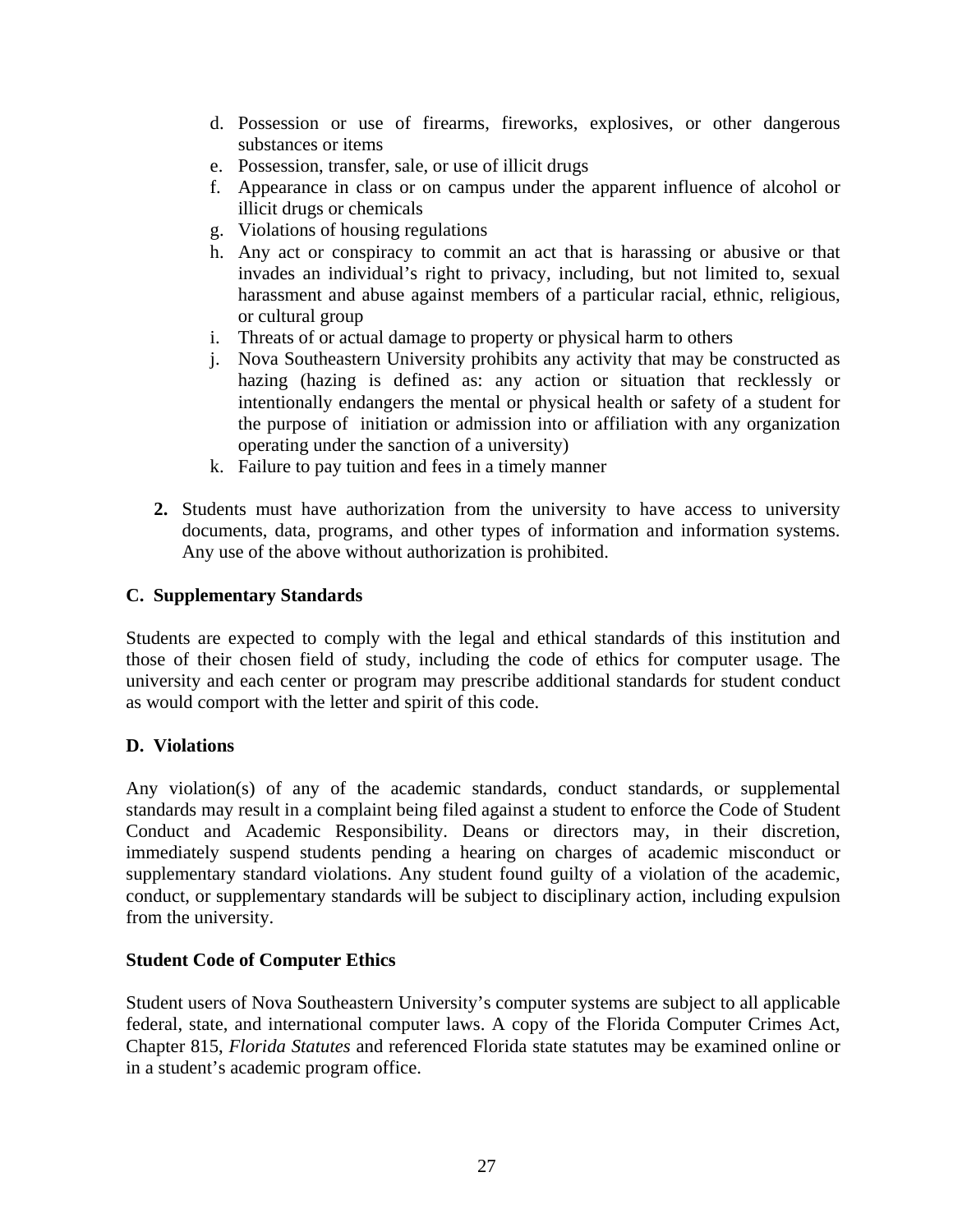d. Possession or use of firearms, fireworks, explosives, or other dangerous substances or items
e. Possession, transfer, sale, or use of illicit drugs
f. Appearance in class or on campus under the apparent influence of alcohol or illicit drugs or chemicals
g. Violations of housing regulations
h. Any act or conspiracy to commit an act that is harassing or abusive or that invades an individual's right to privacy, including, but not limited to, sexual harassment and abuse against members of a particular racial, ethnic, religious, or cultural group
i. Threats of or actual damage to property or physical harm to others
j. Nova Southeastern University prohibits any activity that may be constructed as hazing (hazing is defined as: any action or situation that recklessly or intentionally endangers the mental or physical health or safety of a student for the purpose of initiation or admission into or affiliation with any organization operating under the sanction of a university)
k. Failure to pay tuition and fees in a timely manner

**2.** Students must have authorization from the university to have access to university documents, data, programs, and other types of information and information systems. Any use of the above without authorization is prohibited.

### C. Supplementary Standards

Students are expected to comply with the legal and ethical standards of this institution and those of their chosen field of study, including the code of ethics for computer usage. The university and each center or program may prescribe additional standards for student conduct as would comport with the letter and spirit of this code.

### D. Violations

Any violation(s) of any of the academic standards, conduct standards, or supplemental standards may result in a complaint being filed against a student to enforce the Code of Student Conduct and Academic Responsibility. Deans or directors may, in their discretion, immediately suspend students pending a hearing on charges of academic misconduct or supplementary standard violations. Any student found guilty of a violation of the academic, conduct, or supplementary standards will be subject to disciplinary action, including expulsion from the university.

### Student Code of Computer Ethics

Student users of Nova Southeastern University's computer systems are subject to all applicable federal, state, and international computer laws. A copy of the Florida Computer Crimes Act, Chapter 815, *Florida Statutes* and referenced Florida state statutes may be examined online or in a student's academic program office.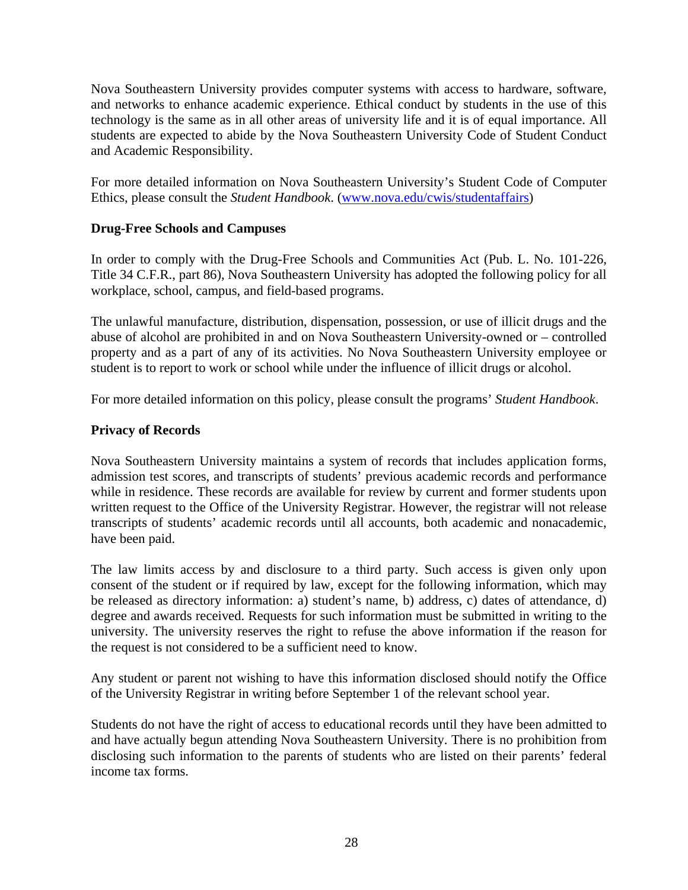Nova Southeastern University provides computer systems with access to hardware, software, and networks to enhance academic experience. Ethical conduct by students in the use of this technology is the same as in all other areas of university life and it is of equal importance. All students are expected to abide by the Nova Southeastern University Code of Student Conduct and Academic Responsibility.

For more detailed information on Nova Southeastern University's Student Code of Computer Ethics, please consult the *Student Handbook*. (www.nova.edu/cwis/studentaffairs)

**Drug-Free Schools and Campuses**

In order to comply with the Drug-Free Schools and Communities Act (Pub. L. No. 101-226, Title 34 C.F.R., part 86), Nova Southeastern University has adopted the following policy for all workplace, school, campus, and field-based programs.

The unlawful manufacture, distribution, dispensation, possession, or use of illicit drugs and the abuse of alcohol are prohibited in and on Nova Southeastern University-owned or – controlled property and as a part of any of its activities. No Nova Southeastern University employee or student is to report to work or school while under the influence of illicit drugs or alcohol.

For more detailed information on this policy, please consult the programs' *Student Handbook*.

**Privacy of Records**

Nova Southeastern University maintains a system of records that includes application forms, admission test scores, and transcripts of students' previous academic records and performance while in residence. These records are available for review by current and former students upon written request to the Office of the University Registrar. However, the registrar will not release transcripts of students' academic records until all accounts, both academic and nonacademic, have been paid.

The law limits access by and disclosure to a third party. Such access is given only upon consent of the student or if required by law, except for the following information, which may be released as directory information: a) student's name, b) address, c) dates of attendance, d) degree and awards received. Requests for such information must be submitted in writing to the university. The university reserves the right to refuse the above information if the reason for the request is not considered to be a sufficient need to know.

Any student or parent not wishing to have this information disclosed should notify the Office of the University Registrar in writing before September 1 of the relevant school year.

Students do not have the right of access to educational records until they have been admitted to and have actually begun attending Nova Southeastern University. There is no prohibition from disclosing such information to the parents of students who are listed on their parents' federal income tax forms.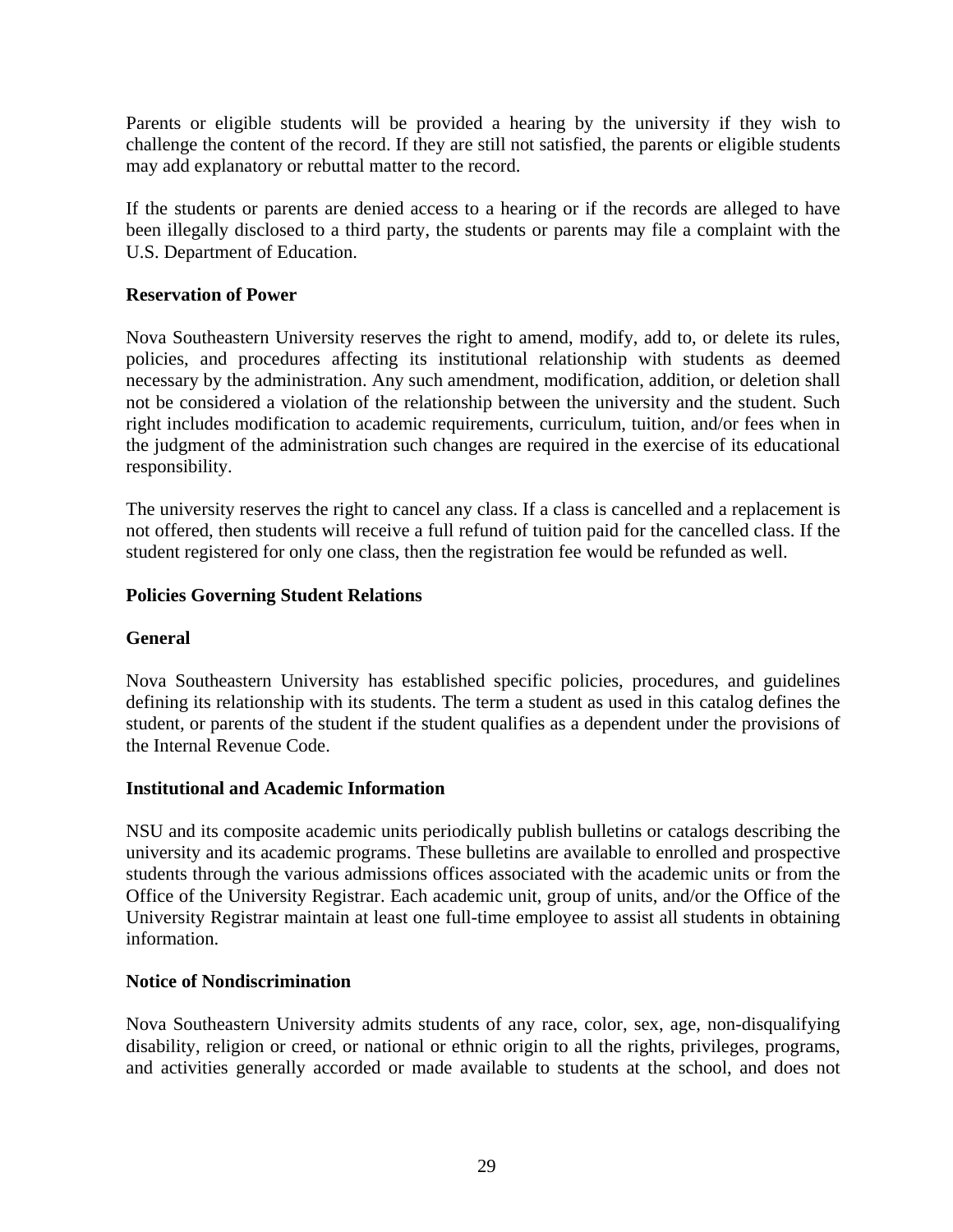Parents or eligible students will be provided a hearing by the university if they wish to challenge the content of the record. If they are still not satisfied, the parents or eligible students may add explanatory or rebuttal matter to the record.

If the students or parents are denied access to a hearing or if the records are alleged to have been illegally disclosed to a third party, the students or parents may file a complaint with the U.S. Department of Education.

**Reservation of Power**

Nova Southeastern University reserves the right to amend, modify, add to, or delete its rules, policies, and procedures affecting its institutional relationship with students as deemed necessary by the administration. Any such amendment, modification, addition, or deletion shall not be considered a violation of the relationship between the university and the student. Such right includes modification to academic requirements, curriculum, tuition, and/or fees when in the judgment of the administration such changes are required in the exercise of its educational responsibility.

The university reserves the right to cancel any class. If a class is cancelled and a replacement is not offered, then students will receive a full refund of tuition paid for the cancelled class. If the student registered for only one class, then the registration fee would be refunded as well.

**Policies Governing Student Relations**

**General**

Nova Southeastern University has established specific policies, procedures, and guidelines defining its relationship with its students. The term a student as used in this catalog defines the student, or parents of the student if the student qualifies as a dependent under the provisions of the Internal Revenue Code.

**Institutional and Academic Information**

NSU and its composite academic units periodically publish bulletins or catalogs describing the university and its academic programs. These bulletins are available to enrolled and prospective students through the various admissions offices associated with the academic units or from the Office of the University Registrar. Each academic unit, group of units, and/or the Office of the University Registrar maintain at least one full-time employee to assist all students in obtaining information.

**Notice of Nondiscrimination**

Nova Southeastern University admits students of any race, color, sex, age, non-disqualifying disability, religion or creed, or national or ethnic origin to all the rights, privileges, programs, and activities generally accorded or made available to students at the school, and does not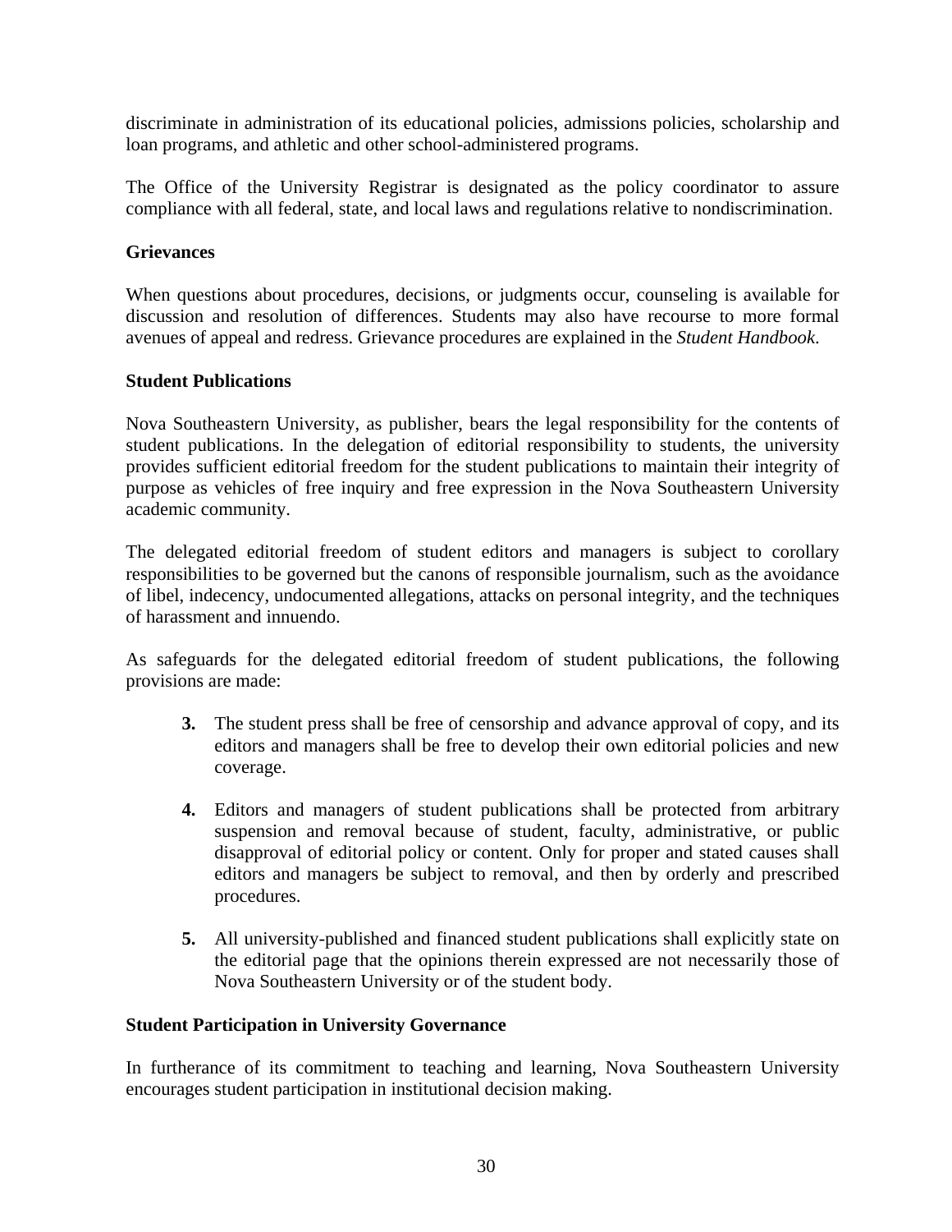discriminate in administration of its educational policies, admissions policies, scholarship and loan programs, and athletic and other school-administered programs.

The Office of the University Registrar is designated as the policy coordinator to assure compliance with all federal, state, and local laws and regulations relative to nondiscrimination.

**Grievances**

When questions about procedures, decisions, or judgments occur, counseling is available for discussion and resolution of differences. Students may also have recourse to more formal avenues of appeal and redress. Grievance procedures are explained in the *Student Handbook*.

**Student Publications**

Nova Southeastern University, as publisher, bears the legal responsibility for the contents of student publications. In the delegation of editorial responsibility to students, the university provides sufficient editorial freedom for the student publications to maintain their integrity of purpose as vehicles of free inquiry and free expression in the Nova Southeastern University academic community.

The delegated editorial freedom of student editors and managers is subject to corollary responsibilities to be governed but the canons of responsible journalism, such as the avoidance of libel, indecency, undocumented allegations, attacks on personal integrity, and the techniques of harassment and innuendo.

As safeguards for the delegated editorial freedom of student publications, the following provisions are made:

3. The student press shall be free of censorship and advance approval of copy, and its editors and managers shall be free to develop their own editorial policies and new coverage.

4. Editors and managers of student publications shall be protected from arbitrary suspension and removal because of student, faculty, administrative, or public disapproval of editorial policy or content. Only for proper and stated causes shall editors and managers be subject to removal, and then by orderly and prescribed procedures.

5. All university-published and financed student publications shall explicitly state on the editorial page that the opinions therein expressed are not necessarily those of Nova Southeastern University or of the student body.

**Student Participation in University Governance**

In furtherance of its commitment to teaching and learning, Nova Southeastern University encourages student participation in institutional decision making.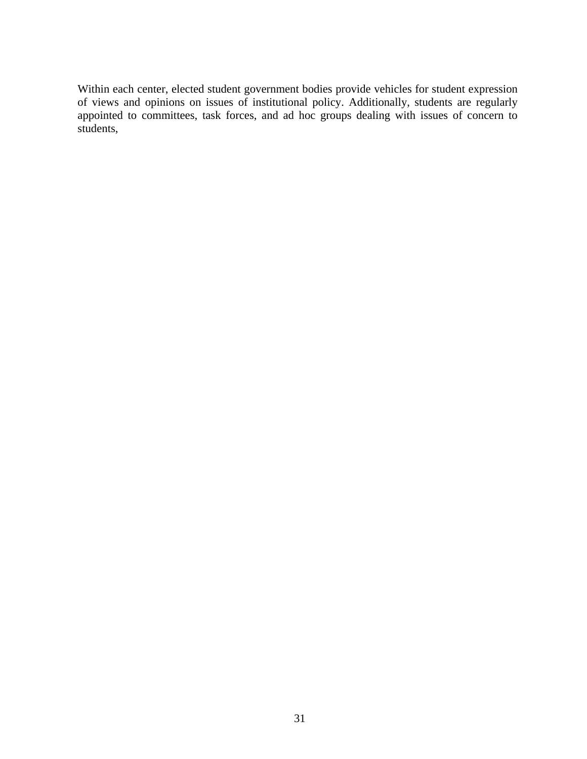Within each center, elected student government bodies provide vehicles for student expression of views and opinions on issues of institutional policy. Additionally, students are regularly appointed to committees, task forces, and ad hoc groups dealing with issues of concern to students,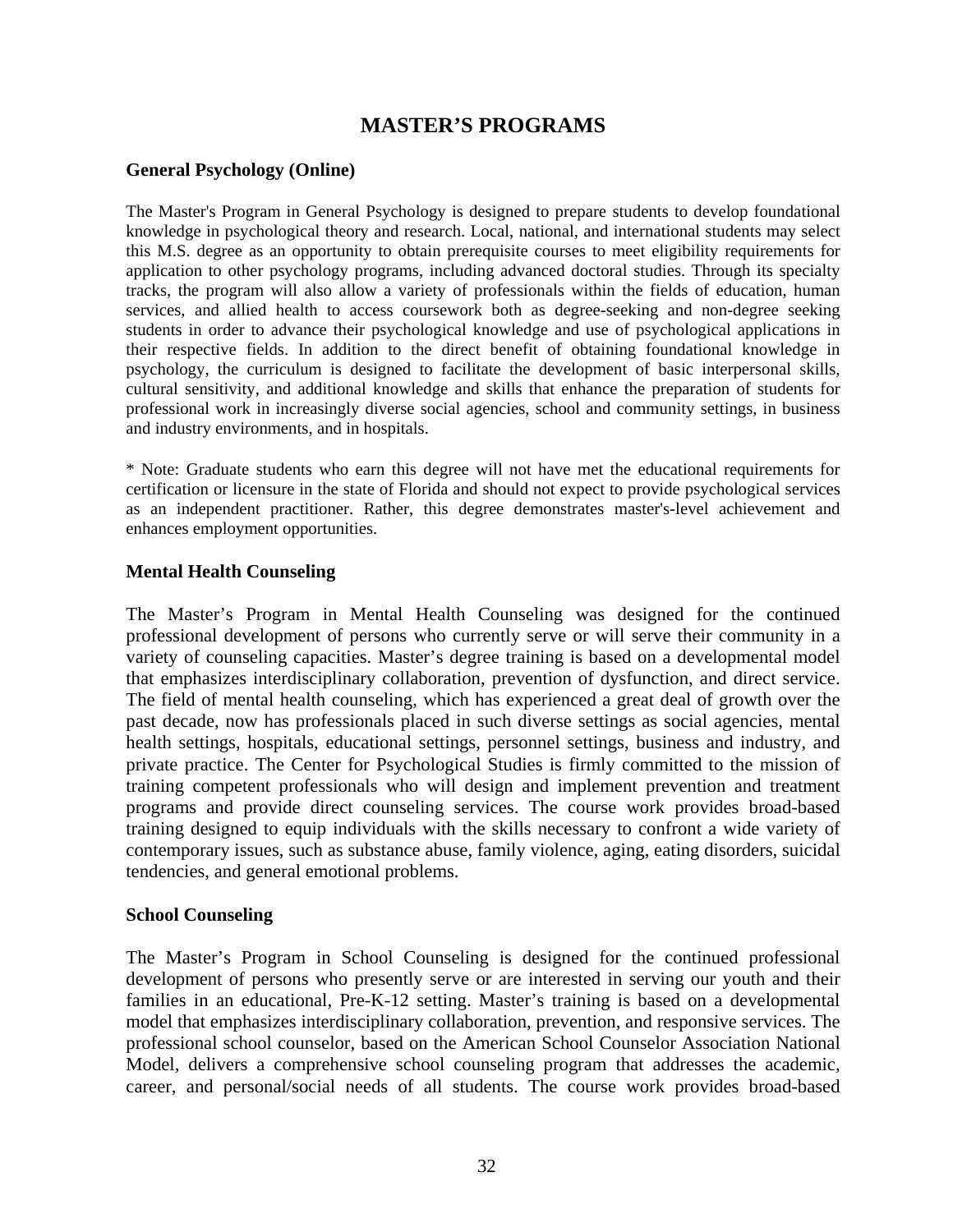# MASTER'S PROGRAMS

### General Psychology (Online)

The Master's Program in General Psychology is designed to prepare students to develop foundational knowledge in psychological theory and research. Local, national, and international students may select this M.S. degree as an opportunity to obtain prerequisite courses to meet eligibility requirements for application to other psychology programs, including advanced doctoral studies. Through its specialty tracks, the program will also allow a variety of professionals within the fields of education, human services, and allied health to access coursework both as degree-seeking and non-degree seeking students in order to advance their psychological knowledge and use of psychological applications in their respective fields. In addition to the direct benefit of obtaining foundational knowledge in psychology, the curriculum is designed to facilitate the development of basic interpersonal skills, cultural sensitivity, and additional knowledge and skills that enhance the preparation of students for professional work in increasingly diverse social agencies, school and community settings, in business and industry environments, and in hospitals.

* Note: Graduate students who earn this degree will not have met the educational requirements for certification or licensure in the state of Florida and should not expect to provide psychological services as an independent practitioner. Rather, this degree demonstrates master's-level achievement and enhances employment opportunities.

### Mental Health Counseling

The Master's Program in Mental Health Counseling was designed for the continued professional development of persons who currently serve or will serve their community in a variety of counseling capacities. Master's degree training is based on a developmental model that emphasizes interdisciplinary collaboration, prevention of dysfunction, and direct service. The field of mental health counseling, which has experienced a great deal of growth over the past decade, now has professionals placed in such diverse settings as social agencies, mental health settings, hospitals, educational settings, personnel settings, business and industry, and private practice. The Center for Psychological Studies is firmly committed to the mission of training competent professionals who will design and implement prevention and treatment programs and provide direct counseling services. The course work provides broad-based training designed to equip individuals with the skills necessary to confront a wide variety of contemporary issues, such as substance abuse, family violence, aging, eating disorders, suicidal tendencies, and general emotional problems.

### School Counseling

The Master's Program in School Counseling is designed for the continued professional development of persons who presently serve or are interested in serving our youth and their families in an educational, Pre-K-12 setting. Master's training is based on a developmental model that emphasizes interdisciplinary collaboration, prevention, and responsive services. The professional school counselor, based on the American School Counselor Association National Model, delivers a comprehensive school counseling program that addresses the academic, career, and personal/social needs of all students. The course work provides broad-based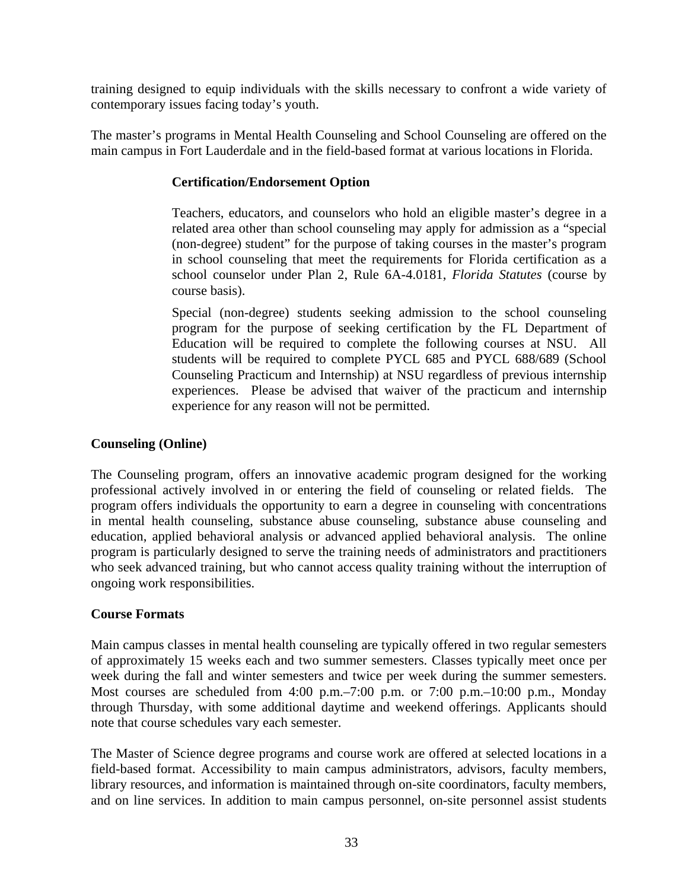training designed to equip individuals with the skills necessary to confront a wide variety of contemporary issues facing today's youth.

The master's programs in Mental Health Counseling and School Counseling are offered on the main campus in Fort Lauderdale and in the field-based format at various locations in Florida.

**Certification/Endorsement Option**

Teachers, educators, and counselors who hold an eligible master's degree in a related area other than school counseling may apply for admission as a "special (non-degree) student" for the purpose of taking courses in the master's program in school counseling that meet the requirements for Florida certification as a school counselor under Plan 2, Rule 6A-4.0181, *Florida Statutes* (course by course basis).

Special (non-degree) students seeking admission to the school counseling program for the purpose of seeking certification by the FL Department of Education will be required to complete the following courses at NSU. All students will be required to complete PYCL 685 and PYCL 688/689 (School Counseling Practicum and Internship) at NSU regardless of previous internship experiences. Please be advised that waiver of the practicum and internship experience for any reason will not be permitted.

**Counseling (Online)**

The Counseling program, offers an innovative academic program designed for the working professional actively involved in or entering the field of counseling or related fields. The program offers individuals the opportunity to earn a degree in counseling with concentrations in mental health counseling, substance abuse counseling, substance abuse counseling and education, applied behavioral analysis or advanced applied behavioral analysis. The online program is particularly designed to serve the training needs of administrators and practitioners who seek advanced training, but who cannot access quality training without the interruption of ongoing work responsibilities.

**Course Formats**

Main campus classes in mental health counseling are typically offered in two regular semesters of approximately 15 weeks each and two summer semesters. Classes typically meet once per week during the fall and winter semesters and twice per week during the summer semesters. Most courses are scheduled from 4:00 p.m.–7:00 p.m. or 7:00 p.m.–10:00 p.m., Monday through Thursday, with some additional daytime and weekend offerings. Applicants should note that course schedules vary each semester.

The Master of Science degree programs and course work are offered at selected locations in a field-based format. Accessibility to main campus administrators, advisors, faculty members, library resources, and information is maintained through on-site coordinators, faculty members, and on line services. In addition to main campus personnel, on-site personnel assist students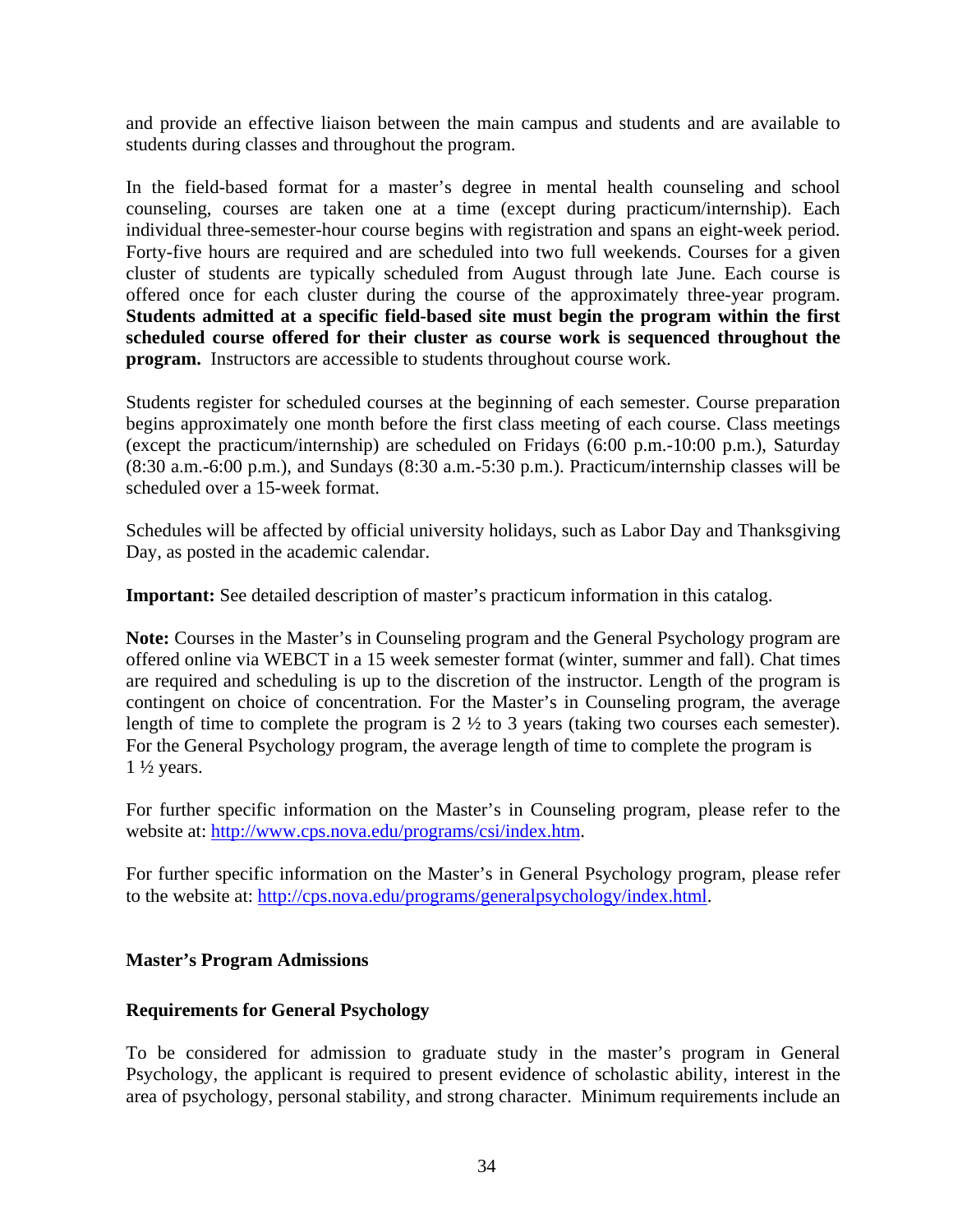and provide an effective liaison between the main campus and students and are available to students during classes and throughout the program.

In the field-based format for a master's degree in mental health counseling and school counseling, courses are taken one at a time (except during practicum/internship). Each individual three-semester-hour course begins with registration and spans an eight-week period. Forty-five hours are required and are scheduled into two full weekends. Courses for a given cluster of students are typically scheduled from August through late June. Each course is offered once for each cluster during the course of the approximately three-year program. **Students admitted at a specific field-based site must begin the program within the first scheduled course offered for their cluster as course work is sequenced throughout the program.** Instructors are accessible to students throughout course work.

Students register for scheduled courses at the beginning of each semester. Course preparation begins approximately one month before the first class meeting of each course. Class meetings (except the practicum/internship) are scheduled on Fridays (6:00 p.m.-10:00 p.m.), Saturday (8:30 a.m.-6:00 p.m.), and Sundays (8:30 a.m.-5:30 p.m.). Practicum/internship classes will be scheduled over a 15-week format.

Schedules will be affected by official university holidays, such as Labor Day and Thanksgiving Day, as posted in the academic calendar.

**Important:** See detailed description of master's practicum information in this catalog.

**Note:** Courses in the Master's in Counseling program and the General Psychology program are offered online via WEBCT in a 15 week semester format (winter, summer and fall). Chat times are required and scheduling is up to the discretion of the instructor. Length of the program is contingent on choice of concentration. For the Master's in Counseling program, the average length of time to complete the program is 2 ½ to 3 years (taking two courses each semester). For the General Psychology program, the average length of time to complete the program is 1 ½ years.

For further specific information on the Master's in Counseling program, please refer to the website at: http://www.cps.nova.edu/programs/csi/index.htm.

For further specific information on the Master's in General Psychology program, please refer to the website at: http://cps.nova.edu/programs/generalpsychology/index.html.

## Master's Program Admissions

### Requirements for General Psychology

To be considered for admission to graduate study in the master's program in General Psychology, the applicant is required to present evidence of scholastic ability, interest in the area of psychology, personal stability, and strong character. Minimum requirements include an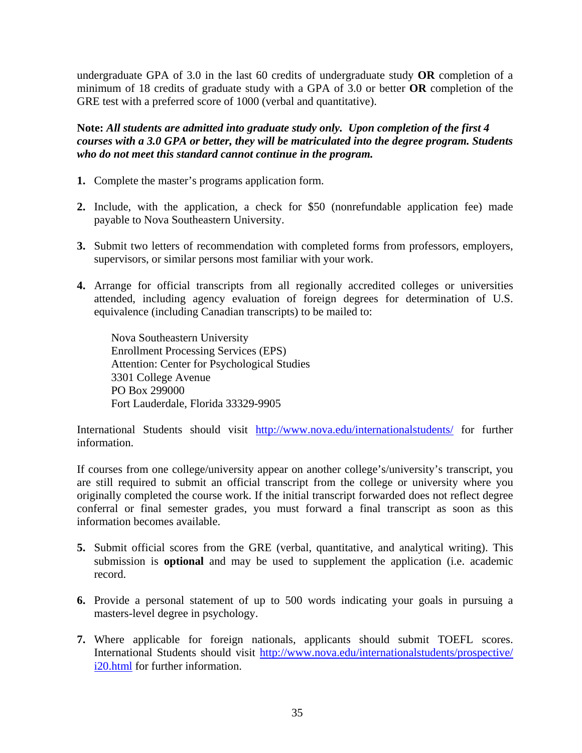undergraduate GPA of 3.0 in the last 60 credits of undergraduate study **OR** completion of a minimum of 18 credits of graduate study with a GPA of 3.0 or better **OR** completion of the GRE test with a preferred score of 1000 (verbal and quantitative).

**Note:** ***All students are admitted into graduate study only. Upon completion of the first 4 courses with a 3.0 GPA or better, they will be matriculated into the degree program. Students who do not meet this standard cannot continue in the program.***

1. Complete the master's programs application form.

2. Include, with the application, a check for $50 (nonrefundable application fee) made payable to Nova Southeastern University.

3. Submit two letters of recommendation with completed forms from professors, employers, supervisors, or similar persons most familiar with your work.

4. Arrange for official transcripts from all regionally accredited colleges or universities attended, including agency evaluation of foreign degrees for determination of U.S. equivalence (including Canadian transcripts) to be mailed to:

   Nova Southeastern University
   Enrollment Processing Services (EPS)
   Attention: Center for Psychological Studies
   3301 College Avenue
   PO Box 299000
   Fort Lauderdale, Florida 33329-9905

International Students should visit http://www.nova.edu/internationalstudents/ for further information.

If courses from one college/university appear on another college's/university's transcript, you are still required to submit an official transcript from the college or university where you originally completed the course work. If the initial transcript forwarded does not reflect degree conferral or final semester grades, you must forward a final transcript as soon as this information becomes available.

5. Submit official scores from the GRE (verbal, quantitative, and analytical writing). This submission is **optional** and may be used to supplement the application (i.e. academic record.

6. Provide a personal statement of up to 500 words indicating your goals in pursuing a masters-level degree in psychology.

7. Where applicable for foreign nationals, applicants should submit TOEFL scores. International Students should visit http://www.nova.edu/internationalstudents/prospective/i20.html for further information.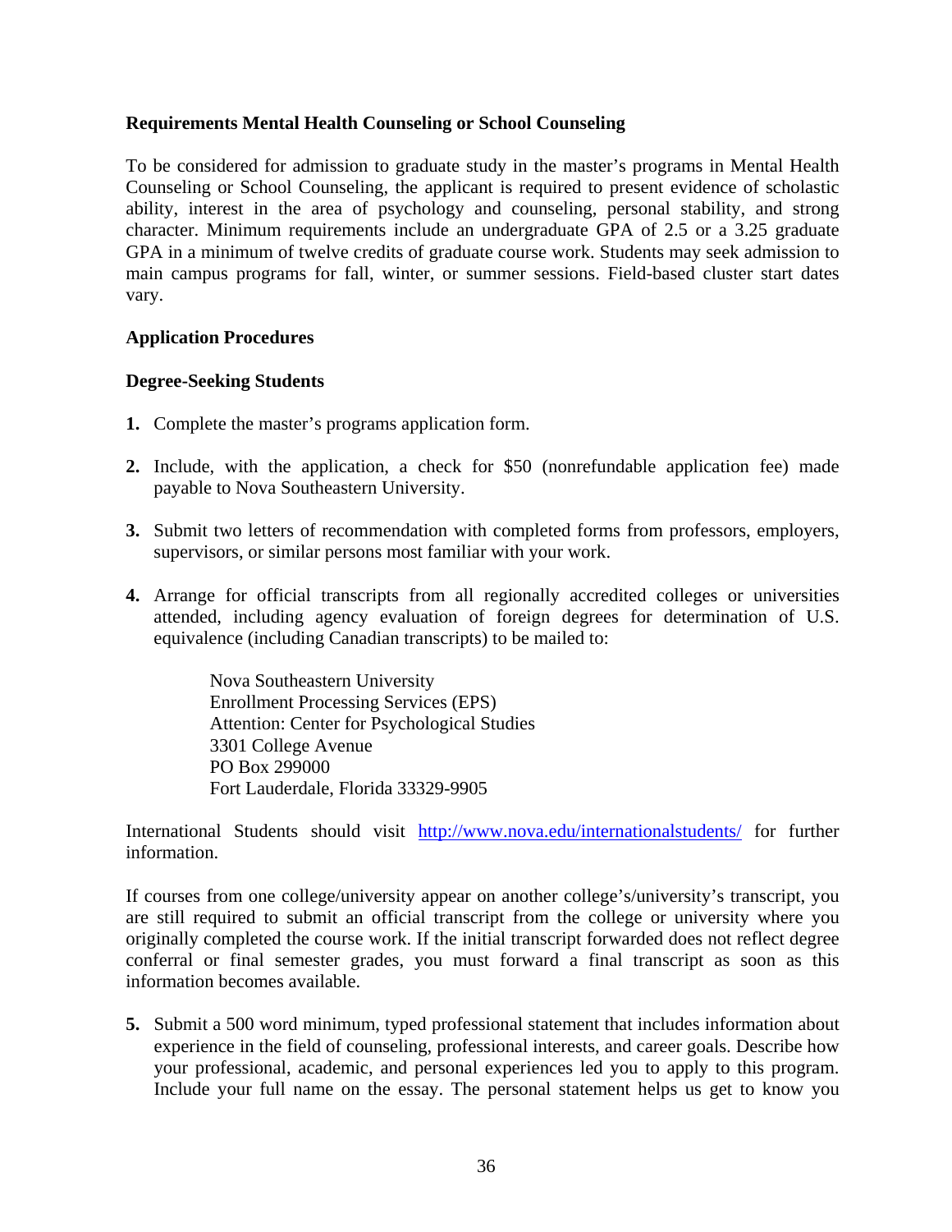**Requirements Mental Health Counseling or School Counseling**

To be considered for admission to graduate study in the master's programs in Mental Health Counseling or School Counseling, the applicant is required to present evidence of scholastic ability, interest in the area of psychology and counseling, personal stability, and strong character. Minimum requirements include an undergraduate GPA of 2.5 or a 3.25 graduate GPA in a minimum of twelve credits of graduate course work. Students may seek admission to main campus programs for fall, winter, or summer sessions. Field-based cluster start dates vary.

**Application Procedures**

**Degree-Seeking Students**

1. Complete the master's programs application form.

2. Include, with the application, a check for $50 (nonrefundable application fee) made payable to Nova Southeastern University.

3. Submit two letters of recommendation with completed forms from professors, employers, supervisors, or similar persons most familiar with your work.

4. Arrange for official transcripts from all regionally accredited colleges or universities attended, including agency evaluation of foreign degrees for determination of U.S. equivalence (including Canadian transcripts) to be mailed to:

   Nova Southeastern University
   Enrollment Processing Services (EPS)
   Attention: Center for Psychological Studies
   3301 College Avenue
   PO Box 299000
   Fort Lauderdale, Florida 33329-9905

International Students should visit http://www.nova.edu/internationalstudents/ for further information.

If courses from one college/university appear on another college's/university's transcript, you are still required to submit an official transcript from the college or university where you originally completed the course work. If the initial transcript forwarded does not reflect degree conferral or final semester grades, you must forward a final transcript as soon as this information becomes available.

5. Submit a 500 word minimum, typed professional statement that includes information about experience in the field of counseling, professional interests, and career goals. Describe how your professional, academic, and personal experiences led you to apply to this program. Include your full name on the essay. The personal statement helps us get to know you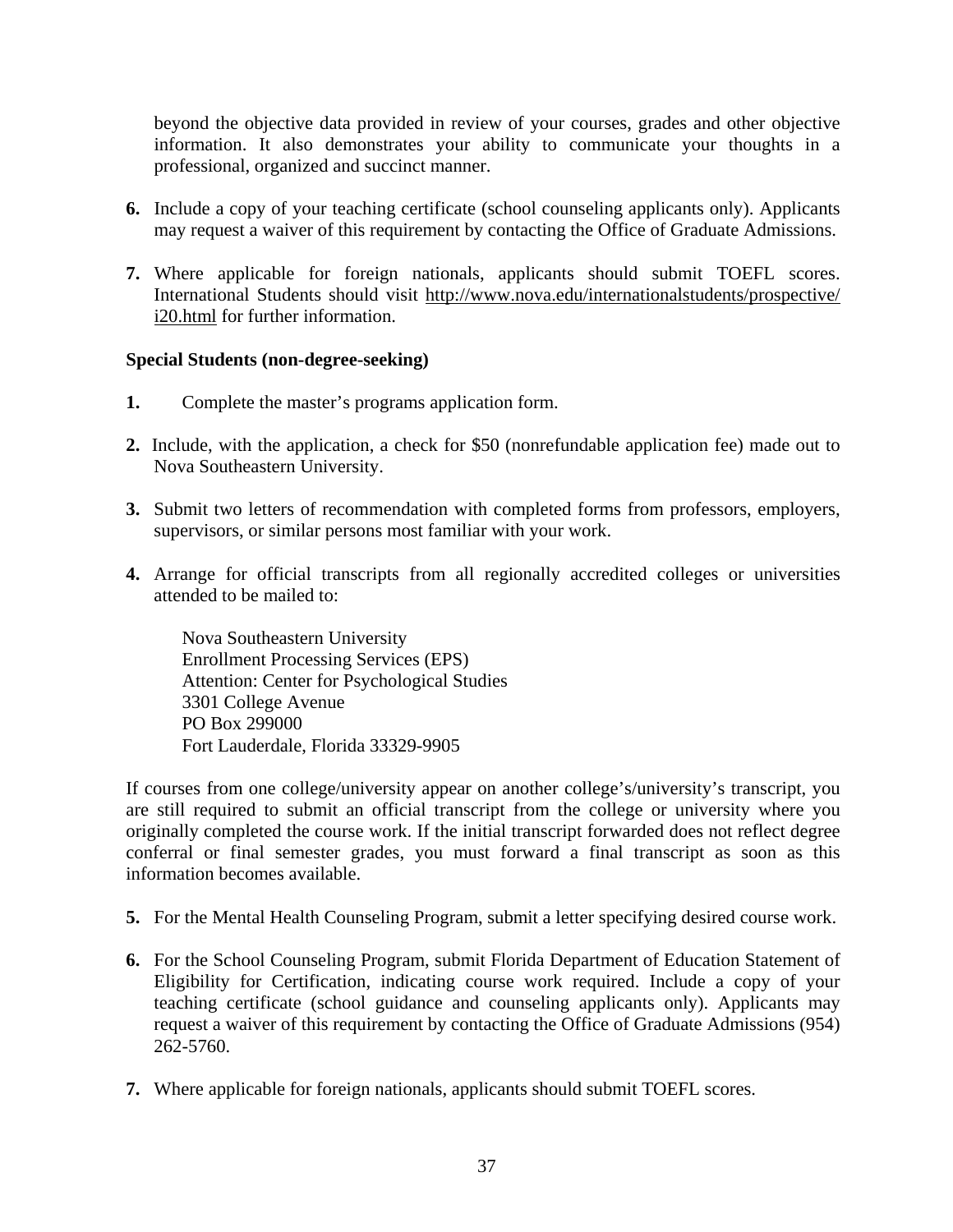beyond the objective data provided in review of your courses, grades and other objective information. It also demonstrates your ability to communicate your thoughts in a professional, organized and succinct manner.

6. Include a copy of your teaching certificate (school counseling applicants only). Applicants may request a waiver of this requirement by contacting the Office of Graduate Admissions.

7. Where applicable for foreign nationals, applicants should submit TOEFL scores. International Students should visit http://www.nova.edu/internationalstudents/prospective/i20.html for further information.

**Special Students (non-degree-seeking)**

1. Complete the master's programs application form.

2. Include, with the application, a check for $50 (nonrefundable application fee) made out to Nova Southeastern University.

3. Submit two letters of recommendation with completed forms from professors, employers, supervisors, or similar persons most familiar with your work.

4. Arrange for official transcripts from all regionally accredited colleges or universities attended to be mailed to:

   Nova Southeastern University
   Enrollment Processing Services (EPS)
   Attention: Center for Psychological Studies
   3301 College Avenue
   PO Box 299000
   Fort Lauderdale, Florida 33329-9905

If courses from one college/university appear on another college's/university's transcript, you are still required to submit an official transcript from the college or university where you originally completed the course work. If the initial transcript forwarded does not reflect degree conferral or final semester grades, you must forward a final transcript as soon as this information becomes available.

5. For the Mental Health Counseling Program, submit a letter specifying desired course work.

6. For the School Counseling Program, submit Florida Department of Education Statement of Eligibility for Certification, indicating course work required. Include a copy of your teaching certificate (school guidance and counseling applicants only). Applicants may request a waiver of this requirement by contacting the Office of Graduate Admissions (954) 262-5760.

7. Where applicable for foreign nationals, applicants should submit TOEFL scores.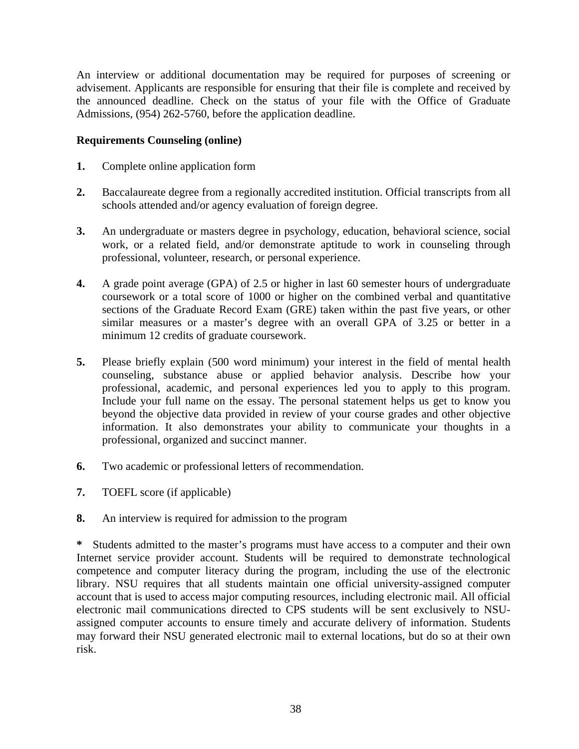An interview or additional documentation may be required for purposes of screening or advisement. Applicants are responsible for ensuring that their file is complete and received by the announced deadline. Check on the status of your file with the Office of Graduate Admissions, (954) 262-5760, before the application deadline.

**Requirements Counseling (online)**

**1.** Complete online application form

**2.** Baccalaureate degree from a regionally accredited institution. Official transcripts from all schools attended and/or agency evaluation of foreign degree.

**3.** An undergraduate or masters degree in psychology, education, behavioral science, social work, or a related field, and/or demonstrate aptitude to work in counseling through professional, volunteer, research, or personal experience.

**4.** A grade point average (GPA) of 2.5 or higher in last 60 semester hours of undergraduate coursework or a total score of 1000 or higher on the combined verbal and quantitative sections of the Graduate Record Exam (GRE) taken within the past five years, or other similar measures or a master's degree with an overall GPA of 3.25 or better in a minimum 12 credits of graduate coursework.

**5.** Please briefly explain (500 word minimum) your interest in the field of mental health counseling, substance abuse or applied behavior analysis. Describe how your professional, academic, and personal experiences led you to apply to this program. Include your full name on the essay. The personal statement helps us get to know you beyond the objective data provided in review of your course grades and other objective information. It also demonstrates your ability to communicate your thoughts in a professional, organized and succinct manner.

**6.** Two academic or professional letters of recommendation.

**7.** TOEFL score (if applicable)

**8.** An interview is required for admission to the program

**\*** Students admitted to the master's programs must have access to a computer and their own Internet service provider account. Students will be required to demonstrate technological competence and computer literacy during the program, including the use of the electronic library. NSU requires that all students maintain one official university-assigned computer account that is used to access major computing resources, including electronic mail. All official electronic mail communications directed to CPS students will be sent exclusively to NSU-assigned computer accounts to ensure timely and accurate delivery of information. Students may forward their NSU generated electronic mail to external locations, but do so at their own risk.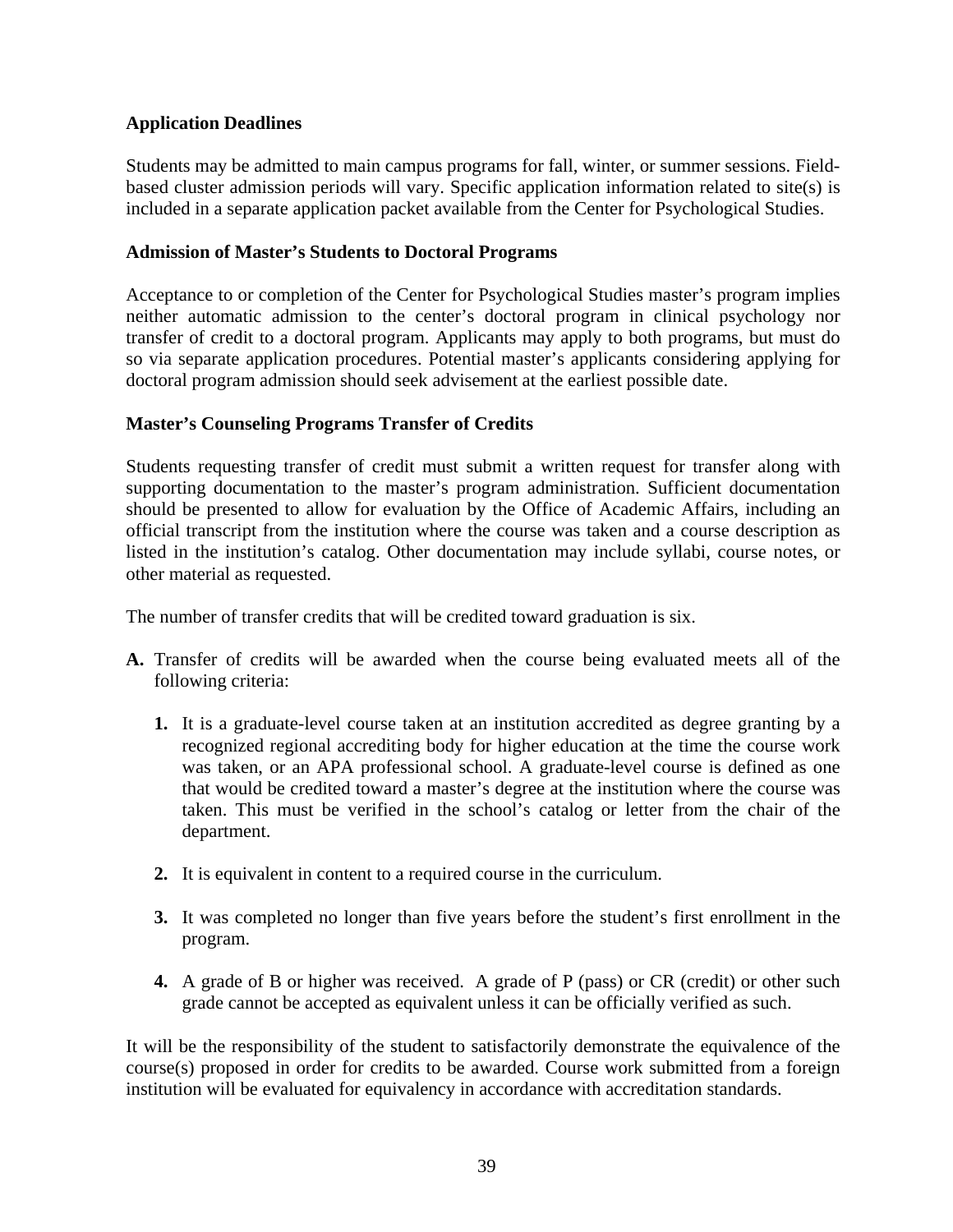**Application Deadlines**

Students may be admitted to main campus programs for fall, winter, or summer sessions. Field-based cluster admission periods will vary. Specific application information related to site(s) is included in a separate application packet available from the Center for Psychological Studies.

**Admission of Master's Students to Doctoral Programs**

Acceptance to or completion of the Center for Psychological Studies master's program implies neither automatic admission to the center's doctoral program in clinical psychology nor transfer of credit to a doctoral program. Applicants may apply to both programs, but must do so via separate application procedures. Potential master's applicants considering applying for doctoral program admission should seek advisement at the earliest possible date.

**Master's Counseling Programs Transfer of Credits**

Students requesting transfer of credit must submit a written request for transfer along with supporting documentation to the master's program administration. Sufficient documentation should be presented to allow for evaluation by the Office of Academic Affairs, including an official transcript from the institution where the course was taken and a course description as listed in the institution's catalog. Other documentation may include syllabi, course notes, or other material as requested.

The number of transfer credits that will be credited toward graduation is six.

**A.** Transfer of credits will be awarded when the course being evaluated meets all of the following criteria:

   **1.** It is a graduate-level course taken at an institution accredited as degree granting by a recognized regional accrediting body for higher education at the time the course work was taken, or an APA professional school. A graduate-level course is defined as one that would be credited toward a master's degree at the institution where the course was taken. This must be verified in the school's catalog or letter from the chair of the department.

   **2.** It is equivalent in content to a required course in the curriculum.

   **3.** It was completed no longer than five years before the student's first enrollment in the program.

   **4.** A grade of B or higher was received. A grade of P (pass) or CR (credit) or other such grade cannot be accepted as equivalent unless it can be officially verified as such.

It will be the responsibility of the student to satisfactorily demonstrate the equivalence of the course(s) proposed in order for credits to be awarded. Course work submitted from a foreign institution will be evaluated for equivalency in accordance with accreditation standards.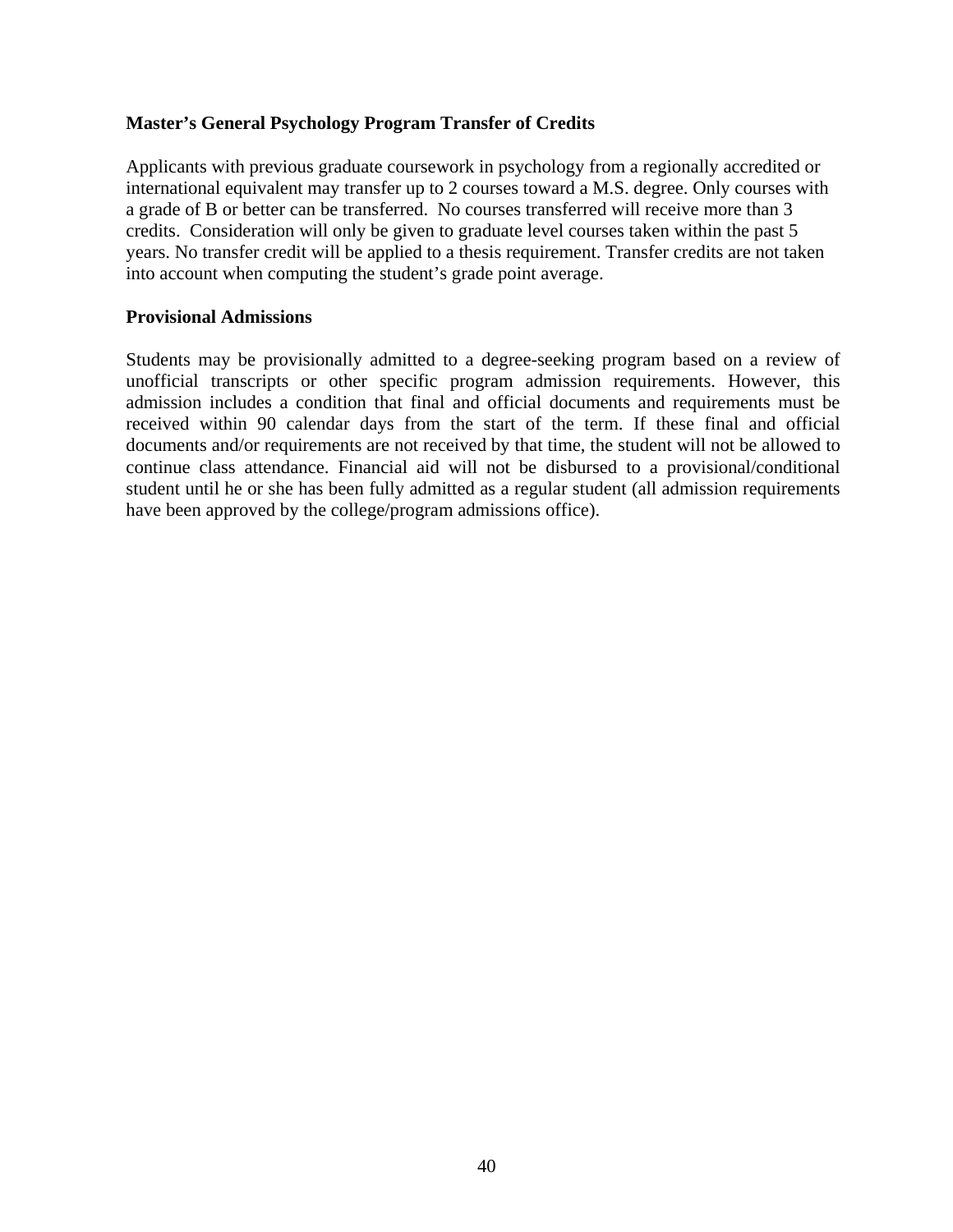**Master's General Psychology Program Transfer of Credits**

Applicants with previous graduate coursework in psychology from a regionally accredited or international equivalent may transfer up to 2 courses toward a M.S. degree. Only courses with a grade of B or better can be transferred. No courses transferred will receive more than 3 credits. Consideration will only be given to graduate level courses taken within the past 5 years. No transfer credit will be applied to a thesis requirement. Transfer credits are not taken into account when computing the student's grade point average.

**Provisional Admissions**

Students may be provisionally admitted to a degree-seeking program based on a review of unofficial transcripts or other specific program admission requirements. However, this admission includes a condition that final and official documents and requirements must be received within 90 calendar days from the start of the term. If these final and official documents and/or requirements are not received by that time, the student will not be allowed to continue class attendance. Financial aid will not be disbursed to a provisional/conditional student until he or she has been fully admitted as a regular student (all admission requirements have been approved by the college/program admissions office).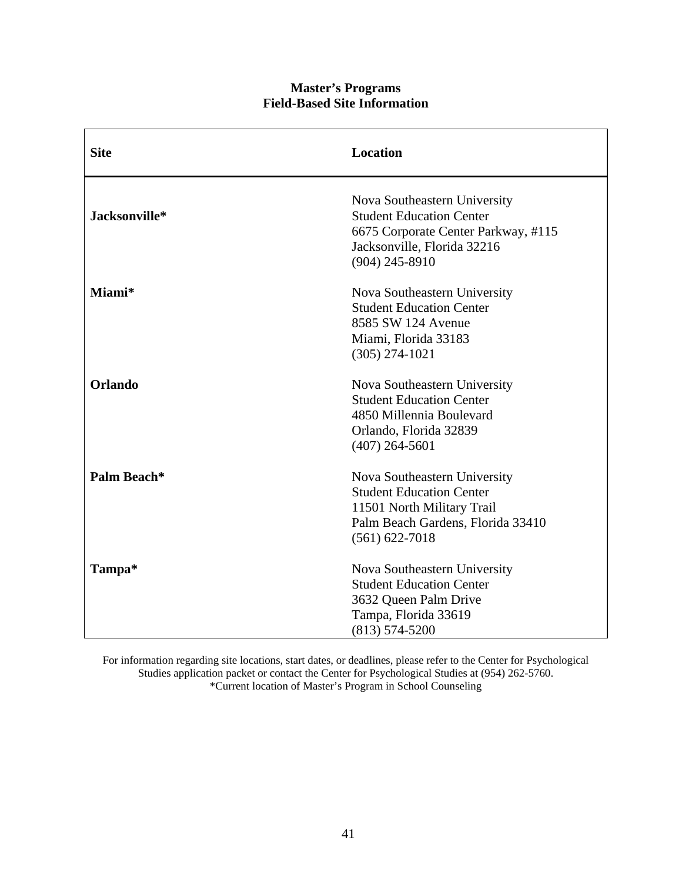**Master's Programs**
**Field-Based Site Information**

| Site | Location |
|---|---|
| **Jacksonville*** | Nova Southeastern University<br>Student Education Center<br>6675 Corporate Center Parkway, #115<br>Jacksonville, Florida 32216<br>(904) 245-8910 |
| **Miami*** | Nova Southeastern University<br>Student Education Center<br>8585 SW 124 Avenue<br>Miami, Florida 33183<br>(305) 274-1021 |
| **Orlando** | Nova Southeastern University<br>Student Education Center<br>4850 Millennia Boulevard<br>Orlando, Florida 32839<br>(407) 264-5601 |
| **Palm Beach*** | Nova Southeastern University<br>Student Education Center<br>11501 North Military Trail<br>Palm Beach Gardens, Florida 33410<br>(561) 622-7018 |
| **Tampa*** | Nova Southeastern University<br>Student Education Center<br>3632 Queen Palm Drive<br>Tampa, Florida 33619<br>(813) 574-5200 |

For information regarding site locations, start dates, or deadlines, please refer to the Center for Psychological Studies application packet or contact the Center for Psychological Studies at (954) 262-5760.
*Current location of Master's Program in School Counseling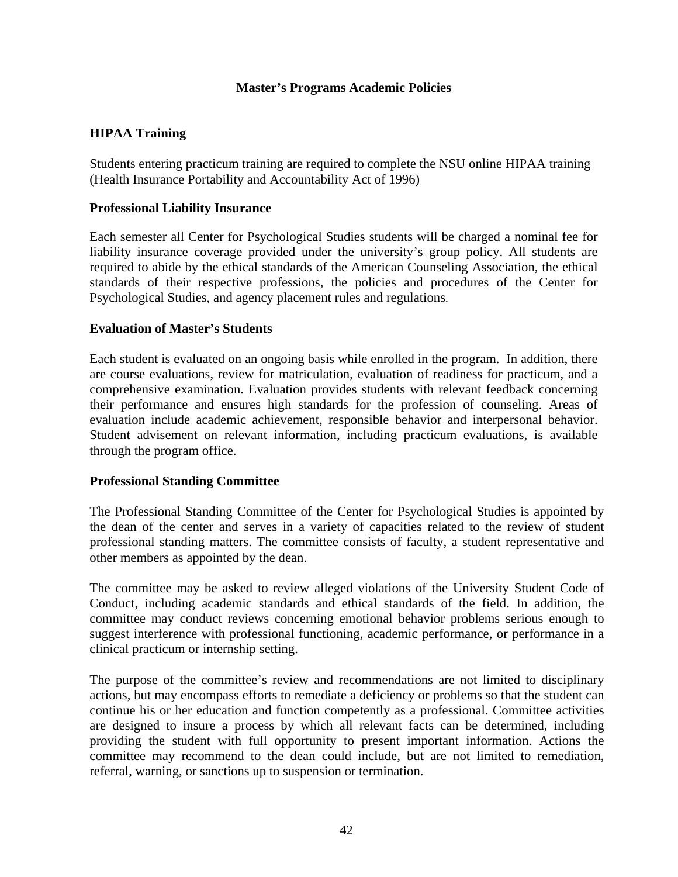## Master's Programs Academic Policies

### HIPAA Training

Students entering practicum training are required to complete the NSU online HIPAA training (Health Insurance Portability and Accountability Act of 1996)

### Professional Liability Insurance

Each semester all Center for Psychological Studies students will be charged a nominal fee for liability insurance coverage provided under the university's group policy. All students are required to abide by the ethical standards of the American Counseling Association, the ethical standards of their respective professions, the policies and procedures of the Center for Psychological Studies, and agency placement rules and regulations.

### Evaluation of Master's Students

Each student is evaluated on an ongoing basis while enrolled in the program. In addition, there are course evaluations, review for matriculation, evaluation of readiness for practicum, and a comprehensive examination. Evaluation provides students with relevant feedback concerning their performance and ensures high standards for the profession of counseling. Areas of evaluation include academic achievement, responsible behavior and interpersonal behavior. Student advisement on relevant information, including practicum evaluations, is available through the program office.

### Professional Standing Committee

The Professional Standing Committee of the Center for Psychological Studies is appointed by the dean of the center and serves in a variety of capacities related to the review of student professional standing matters. The committee consists of faculty, a student representative and other members as appointed by the dean.

The committee may be asked to review alleged violations of the University Student Code of Conduct, including academic standards and ethical standards of the field. In addition, the committee may conduct reviews concerning emotional behavior problems serious enough to suggest interference with professional functioning, academic performance, or performance in a clinical practicum or internship setting.

The purpose of the committee's review and recommendations are not limited to disciplinary actions, but may encompass efforts to remediate a deficiency or problems so that the student can continue his or her education and function competently as a professional. Committee activities are designed to insure a process by which all relevant facts can be determined, including providing the student with full opportunity to present important information. Actions the committee may recommend to the dean could include, but are not limited to remediation, referral, warning, or sanctions up to suspension or termination.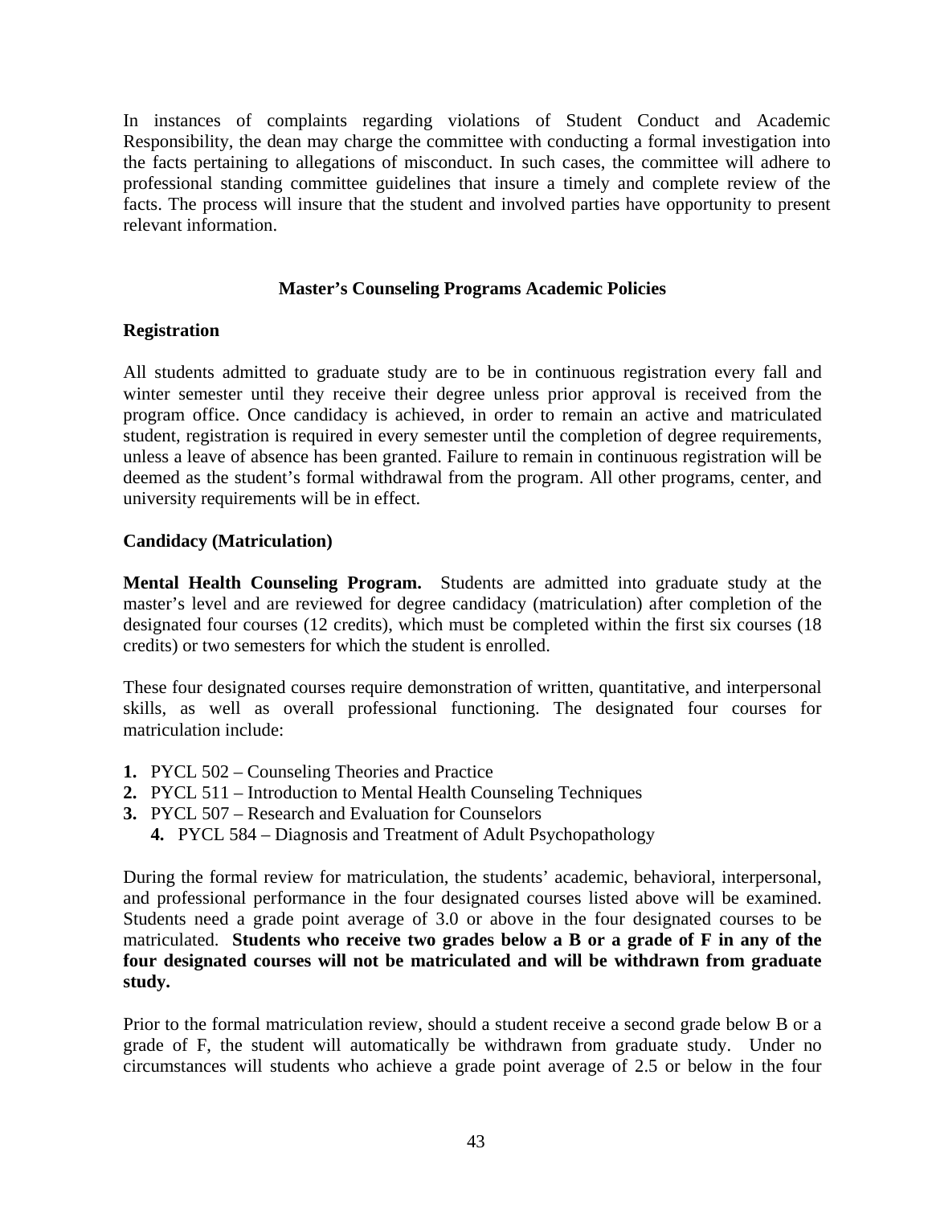In instances of complaints regarding violations of Student Conduct and Academic Responsibility, the dean may charge the committee with conducting a formal investigation into the facts pertaining to allegations of misconduct. In such cases, the committee will adhere to professional standing committee guidelines that insure a timely and complete review of the facts. The process will insure that the student and involved parties have opportunity to present relevant information.

## Master's Counseling Programs Academic Policies

### Registration

All students admitted to graduate study are to be in continuous registration every fall and winter semester until they receive their degree unless prior approval is received from the program office. Once candidacy is achieved, in order to remain an active and matriculated student, registration is required in every semester until the completion of degree requirements, unless a leave of absence has been granted. Failure to remain in continuous registration will be deemed as the student's formal withdrawal from the program. All other programs, center, and university requirements will be in effect.

### Candidacy (Matriculation)

**Mental Health Counseling Program.** Students are admitted into graduate study at the master's level and are reviewed for degree candidacy (matriculation) after completion of the designated four courses (12 credits), which must be completed within the first six courses (18 credits) or two semesters for which the student is enrolled.

These four designated courses require demonstration of written, quantitative, and interpersonal skills, as well as overall professional functioning. The designated four courses for matriculation include:

1. PYCL 502 – Counseling Theories and Practice
2. PYCL 511 – Introduction to Mental Health Counseling Techniques
3. PYCL 507 – Research and Evaluation for Counselors
4. PYCL 584 – Diagnosis and Treatment of Adult Psychopathology

During the formal review for matriculation, the students' academic, behavioral, interpersonal, and professional performance in the four designated courses listed above will be examined. Students need a grade point average of 3.0 or above in the four designated courses to be matriculated. **Students who receive two grades below a B or a grade of F in any of the four designated courses will not be matriculated and will be withdrawn from graduate study.**

Prior to the formal matriculation review, should a student receive a second grade below B or a grade of F, the student will automatically be withdrawn from graduate study. Under no circumstances will students who achieve a grade point average of 2.5 or below in the four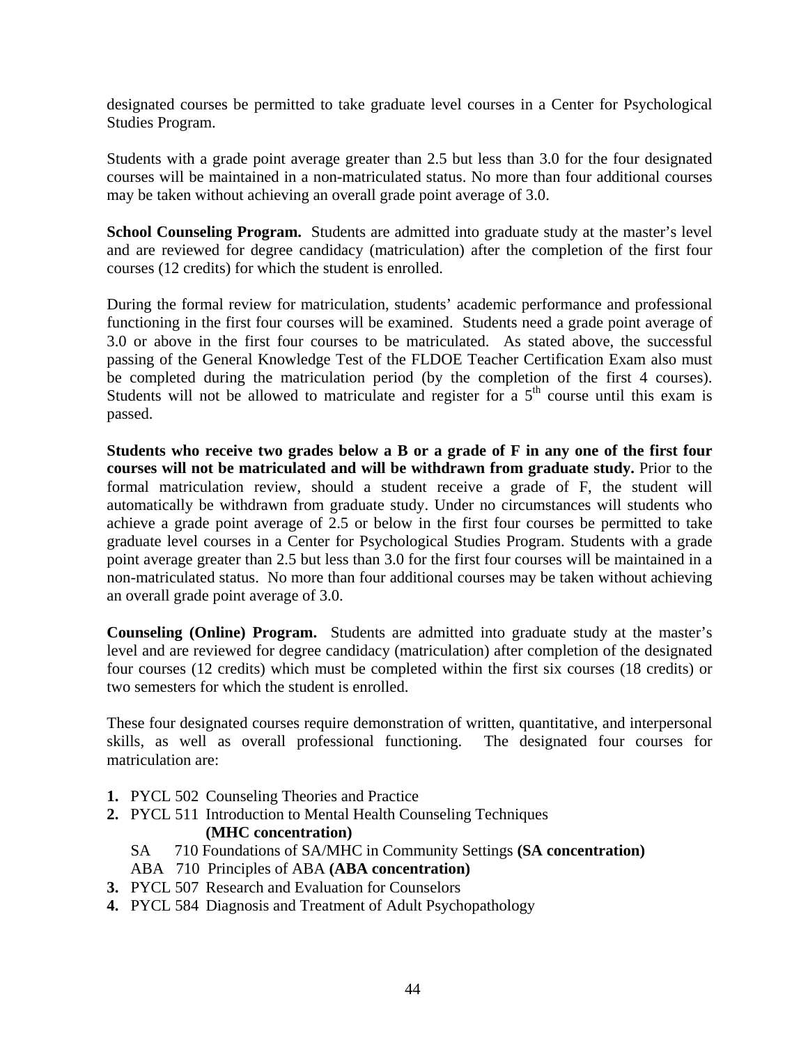designated courses be permitted to take graduate level courses in a Center for Psychological Studies Program.

Students with a grade point average greater than 2.5 but less than 3.0 for the four designated courses will be maintained in a non-matriculated status. No more than four additional courses may be taken without achieving an overall grade point average of 3.0.

**School Counseling Program.** Students are admitted into graduate study at the master's level and are reviewed for degree candidacy (matriculation) after the completion of the first four courses (12 credits) for which the student is enrolled.

During the formal review for matriculation, students' academic performance and professional functioning in the first four courses will be examined. Students need a grade point average of 3.0 or above in the first four courses to be matriculated. As stated above, the successful passing of the General Knowledge Test of the FLDOE Teacher Certification Exam also must be completed during the matriculation period (by the completion of the first 4 courses). Students will not be allowed to matriculate and register for a 5th course until this exam is passed.

**Students who receive two grades below a B or a grade of F in any one of the first four courses will not be matriculated and will be withdrawn from graduate study.** Prior to the formal matriculation review, should a student receive a grade of F, the student will automatically be withdrawn from graduate study. Under no circumstances will students who achieve a grade point average of 2.5 or below in the first four courses be permitted to take graduate level courses in a Center for Psychological Studies Program. Students with a grade point average greater than 2.5 but less than 3.0 for the first four courses will be maintained in a non-matriculated status. No more than four additional courses may be taken without achieving an overall grade point average of 3.0.

**Counseling (Online) Program.** Students are admitted into graduate study at the master's level and are reviewed for degree candidacy (matriculation) after completion of the designated four courses (12 credits) which must be completed within the first six courses (18 credits) or two semesters for which the student is enrolled.

These four designated courses require demonstration of written, quantitative, and interpersonal skills, as well as overall professional functioning. The designated four courses for matriculation are:

1. PYCL 502 Counseling Theories and Practice
2. PYCL 511 Introduction to Mental Health Counseling Techniques **(MHC concentration)**
   SA 710 Foundations of SA/MHC in Community Settings **(SA concentration)**
   ABA 710 Principles of ABA **(ABA concentration)**
3. PYCL 507 Research and Evaluation for Counselors
4. PYCL 584 Diagnosis and Treatment of Adult Psychopathology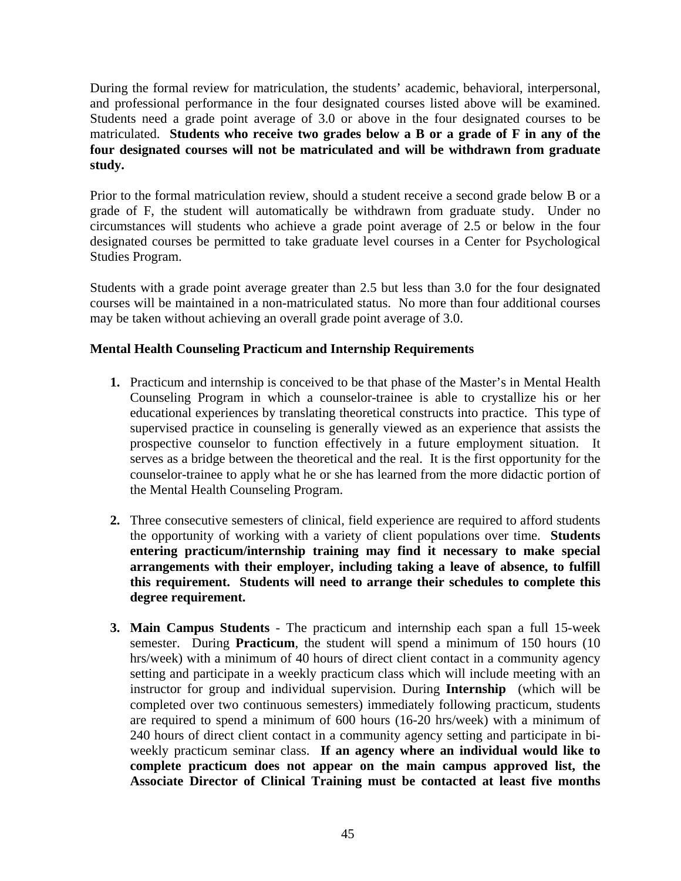During the formal review for matriculation, the students' academic, behavioral, interpersonal, and professional performance in the four designated courses listed above will be examined. Students need a grade point average of 3.0 or above in the four designated courses to be matriculated. **Students who receive two grades below a B or a grade of F in any of the four designated courses will not be matriculated and will be withdrawn from graduate study.**

Prior to the formal matriculation review, should a student receive a second grade below B or a grade of F, the student will automatically be withdrawn from graduate study. Under no circumstances will students who achieve a grade point average of 2.5 or below in the four designated courses be permitted to take graduate level courses in a Center for Psychological Studies Program.

Students with a grade point average greater than 2.5 but less than 3.0 for the four designated courses will be maintained in a non-matriculated status. No more than four additional courses may be taken without achieving an overall grade point average of 3.0.

**Mental Health Counseling Practicum and Internship Requirements**

1. Practicum and internship is conceived to be that phase of the Master's in Mental Health Counseling Program in which a counselor-trainee is able to crystallize his or her educational experiences by translating theoretical constructs into practice. This type of supervised practice in counseling is generally viewed as an experience that assists the prospective counselor to function effectively in a future employment situation. It serves as a bridge between the theoretical and the real. It is the first opportunity for the counselor-trainee to apply what he or she has learned from the more didactic portion of the Mental Health Counseling Program.

2. Three consecutive semesters of clinical, field experience are required to afford students the opportunity of working with a variety of client populations over time. **Students entering practicum/internship training may find it necessary to make special arrangements with their employer, including taking a leave of absence, to fulfill this requirement. Students will need to arrange their schedules to complete this degree requirement.**

3. **Main Campus Students** - The practicum and internship each span a full 15-week semester. During **Practicum**, the student will spend a minimum of 150 hours (10 hrs/week) with a minimum of 40 hours of direct client contact in a community agency setting and participate in a weekly practicum class which will include meeting with an instructor for group and individual supervision. During **Internship** (which will be completed over two continuous semesters) immediately following practicum, students are required to spend a minimum of 600 hours (16-20 hrs/week) with a minimum of 240 hours of direct client contact in a community agency setting and participate in bi-weekly practicum seminar class. **If an agency where an individual would like to complete practicum does not appear on the main campus approved list, the Associate Director of Clinical Training must be contacted at least five months**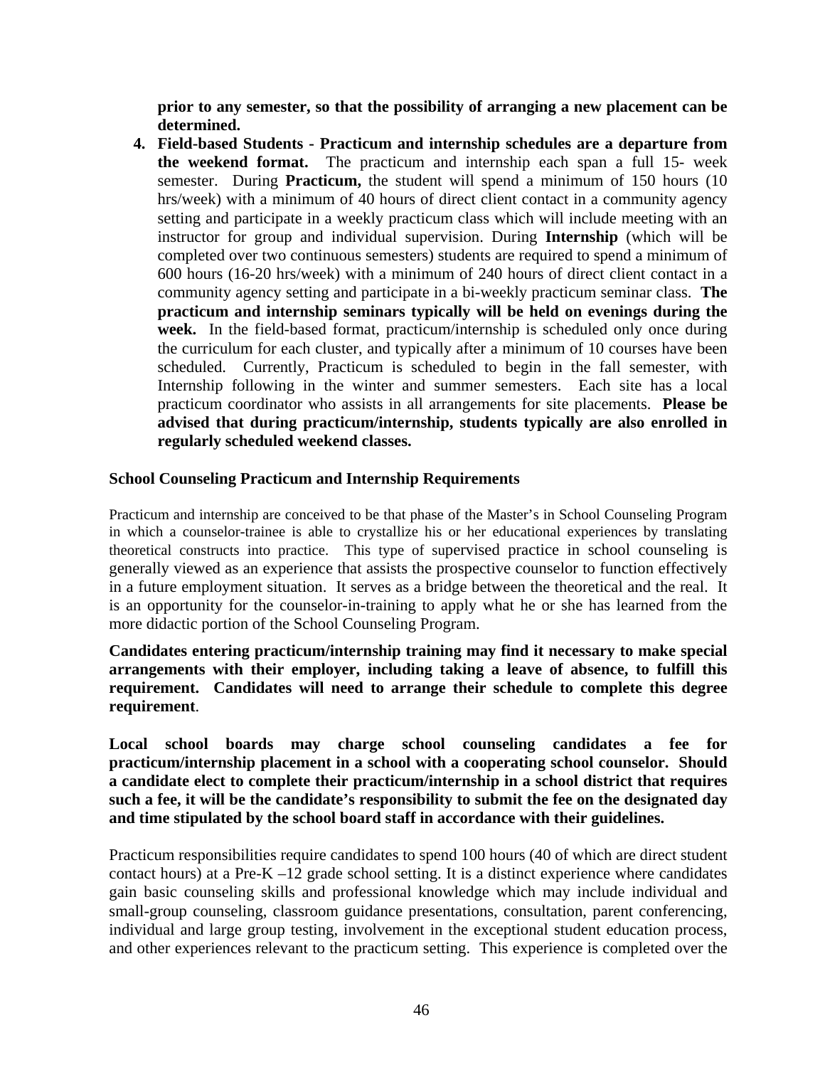**prior to any semester, so that the possibility of arranging a new placement can be determined.**

4. **Field-based Students - Practicum and internship schedules are a departure from the weekend format.** The practicum and internship each span a full 15- week semester. During **Practicum,** the student will spend a minimum of 150 hours (10 hrs/week) with a minimum of 40 hours of direct client contact in a community agency setting and participate in a weekly practicum class which will include meeting with an instructor for group and individual supervision. During **Internship** (which will be completed over two continuous semesters) students are required to spend a minimum of 600 hours (16-20 hrs/week) with a minimum of 240 hours of direct client contact in a community agency setting and participate in a bi-weekly practicum seminar class. **The practicum and internship seminars typically will be held on evenings during the week.** In the field-based format, practicum/internship is scheduled only once during the curriculum for each cluster, and typically after a minimum of 10 courses have been scheduled. Currently, Practicum is scheduled to begin in the fall semester, with Internship following in the winter and summer semesters. Each site has a local practicum coordinator who assists in all arrangements for site placements. **Please be advised that during practicum/internship, students typically are also enrolled in regularly scheduled weekend classes.**

**School Counseling Practicum and Internship Requirements**

Practicum and internship are conceived to be that phase of the Master's in School Counseling Program in which a counselor-trainee is able to crystallize his or her educational experiences by translating theoretical constructs into practice. This type of supervised practice in school counseling is generally viewed as an experience that assists the prospective counselor to function effectively in a future employment situation. It serves as a bridge between the theoretical and the real. It is an opportunity for the counselor-in-training to apply what he or she has learned from the more didactic portion of the School Counseling Program.

**Candidates entering practicum/internship training may find it necessary to make special arrangements with their employer, including taking a leave of absence, to fulfill this requirement. Candidates will need to arrange their schedule to complete this degree requirement**.

**Local school boards may charge school counseling candidates a fee for practicum/internship placement in a school with a cooperating school counselor. Should a candidate elect to complete their practicum/internship in a school district that requires such a fee, it will be the candidate's responsibility to submit the fee on the designated day and time stipulated by the school board staff in accordance with their guidelines.**

Practicum responsibilities require candidates to spend 100 hours (40 of which are direct student contact hours) at a Pre-K –12 grade school setting. It is a distinct experience where candidates gain basic counseling skills and professional knowledge which may include individual and small-group counseling, classroom guidance presentations, consultation, parent conferencing, individual and large group testing, involvement in the exceptional student education process, and other experiences relevant to the practicum setting. This experience is completed over the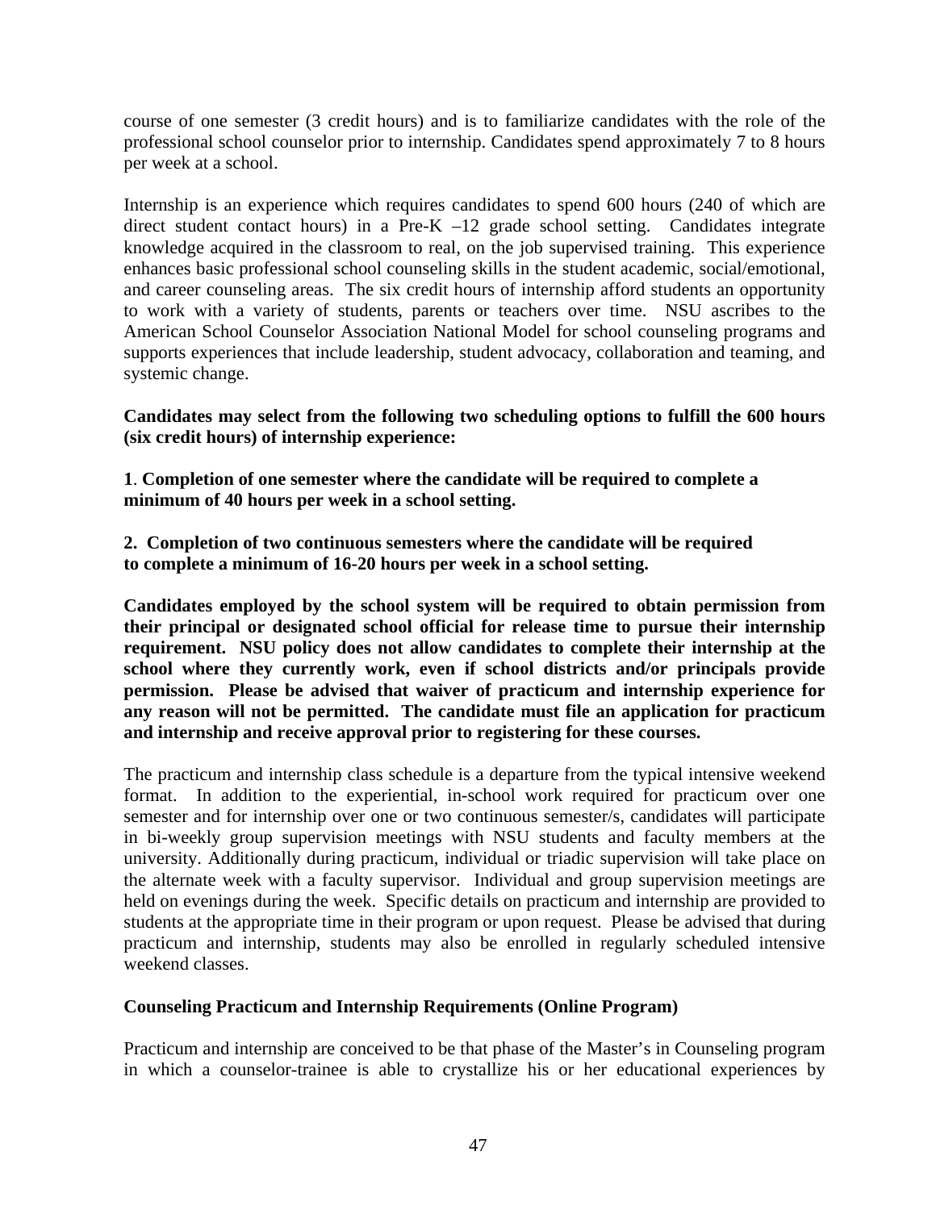course of one semester (3 credit hours) and is to familiarize candidates with the role of the professional school counselor prior to internship. Candidates spend approximately 7 to 8 hours per week at a school.

Internship is an experience which requires candidates to spend 600 hours (240 of which are direct student contact hours) in a Pre-K –12 grade school setting. Candidates integrate knowledge acquired in the classroom to real, on the job supervised training. This experience enhances basic professional school counseling skills in the student academic, social/emotional, and career counseling areas. The six credit hours of internship afford students an opportunity to work with a variety of students, parents or teachers over time. NSU ascribes to the American School Counselor Association National Model for school counseling programs and supports experiences that include leadership, student advocacy, collaboration and teaming, and systemic change.

**Candidates may select from the following two scheduling options to fulfill the 600 hours (six credit hours) of internship experience:**

**1. Completion of one semester where the candidate will be required to complete a minimum of 40 hours per week in a school setting.**

**2. Completion of two continuous semesters where the candidate will be required to complete a minimum of 16-20 hours per week in a school setting.**

**Candidates employed by the school system will be required to obtain permission from their principal or designated school official for release time to pursue their internship requirement. NSU policy does not allow candidates to complete their internship at the school where they currently work, even if school districts and/or principals provide permission. Please be advised that waiver of practicum and internship experience for any reason will not be permitted. The candidate must file an application for practicum and internship and receive approval prior to registering for these courses.**

The practicum and internship class schedule is a departure from the typical intensive weekend format. In addition to the experiential, in-school work required for practicum over one semester and for internship over one or two continuous semester/s, candidates will participate in bi-weekly group supervision meetings with NSU students and faculty members at the university. Additionally during practicum, individual or triadic supervision will take place on the alternate week with a faculty supervisor. Individual and group supervision meetings are held on evenings during the week. Specific details on practicum and internship are provided to students at the appropriate time in their program or upon request. Please be advised that during practicum and internship, students may also be enrolled in regularly scheduled intensive weekend classes.

**Counseling Practicum and Internship Requirements (Online Program)**

Practicum and internship are conceived to be that phase of the Master's in Counseling program in which a counselor-trainee is able to crystallize his or her educational experiences by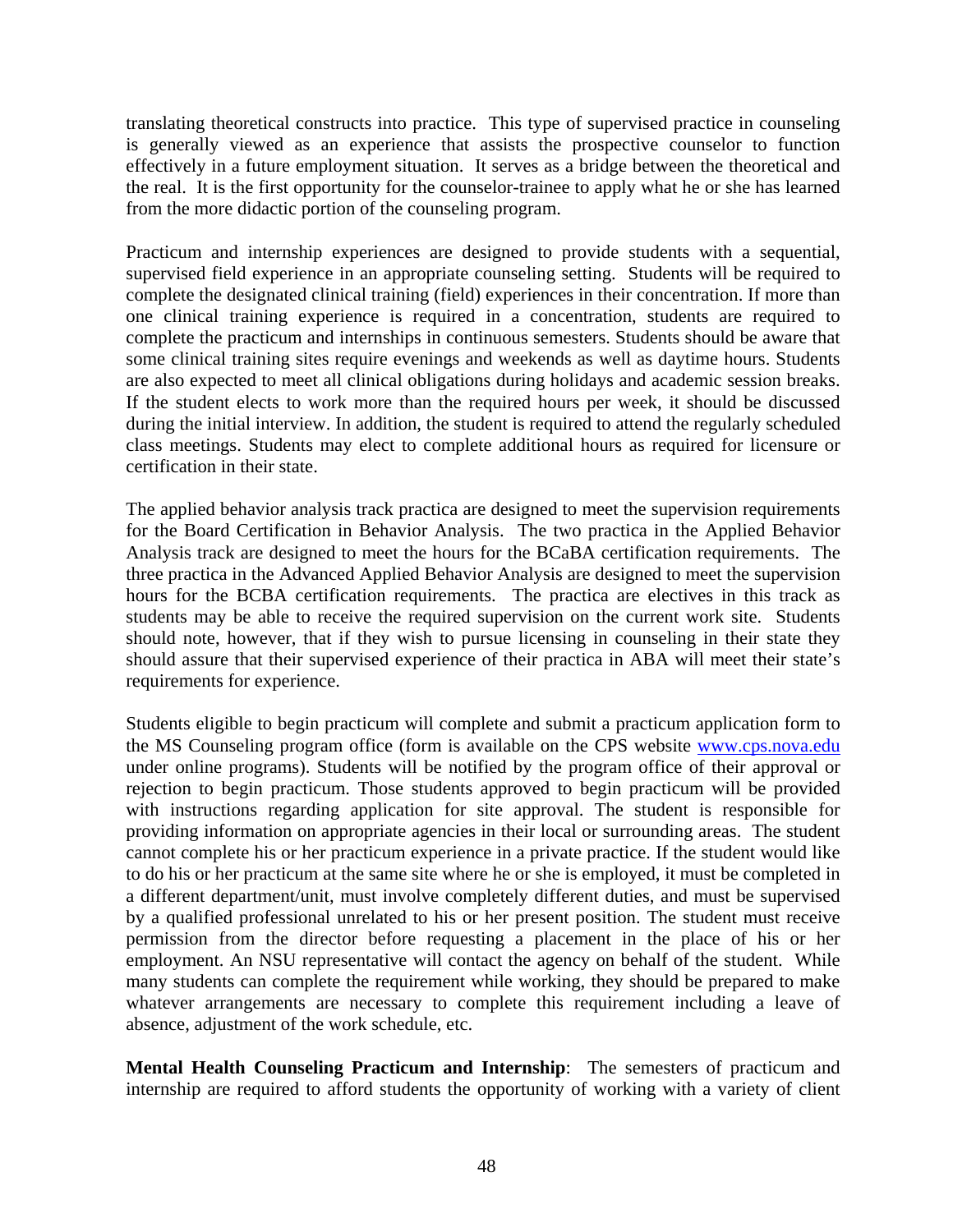translating theoretical constructs into practice. This type of supervised practice in counseling is generally viewed as an experience that assists the prospective counselor to function effectively in a future employment situation. It serves as a bridge between the theoretical and the real. It is the first opportunity for the counselor-trainee to apply what he or she has learned from the more didactic portion of the counseling program.

Practicum and internship experiences are designed to provide students with a sequential, supervised field experience in an appropriate counseling setting. Students will be required to complete the designated clinical training (field) experiences in their concentration. If more than one clinical training experience is required in a concentration, students are required to complete the practicum and internships in continuous semesters. Students should be aware that some clinical training sites require evenings and weekends as well as daytime hours. Students are also expected to meet all clinical obligations during holidays and academic session breaks. If the student elects to work more than the required hours per week, it should be discussed during the initial interview. In addition, the student is required to attend the regularly scheduled class meetings. Students may elect to complete additional hours as required for licensure or certification in their state.

The applied behavior analysis track practica are designed to meet the supervision requirements for the Board Certification in Behavior Analysis. The two practica in the Applied Behavior Analysis track are designed to meet the hours for the BCaBA certification requirements. The three practica in the Advanced Applied Behavior Analysis are designed to meet the supervision hours for the BCBA certification requirements. The practica are electives in this track as students may be able to receive the required supervision on the current work site. Students should note, however, that if they wish to pursue licensing in counseling in their state they should assure that their supervised experience of their practica in ABA will meet their state's requirements for experience.

Students eligible to begin practicum will complete and submit a practicum application form to the MS Counseling program office (form is available on the CPS website www.cps.nova.edu under online programs). Students will be notified by the program office of their approval or rejection to begin practicum. Those students approved to begin practicum will be provided with instructions regarding application for site approval. The student is responsible for providing information on appropriate agencies in their local or surrounding areas. The student cannot complete his or her practicum experience in a private practice. If the student would like to do his or her practicum at the same site where he or she is employed, it must be completed in a different department/unit, must involve completely different duties, and must be supervised by a qualified professional unrelated to his or her present position. The student must receive permission from the director before requesting a placement in the place of his or her employment. An NSU representative will contact the agency on behalf of the student. While many students can complete the requirement while working, they should be prepared to make whatever arrangements are necessary to complete this requirement including a leave of absence, adjustment of the work schedule, etc.

**Mental Health Counseling Practicum and Internship**: The semesters of practicum and internship are required to afford students the opportunity of working with a variety of client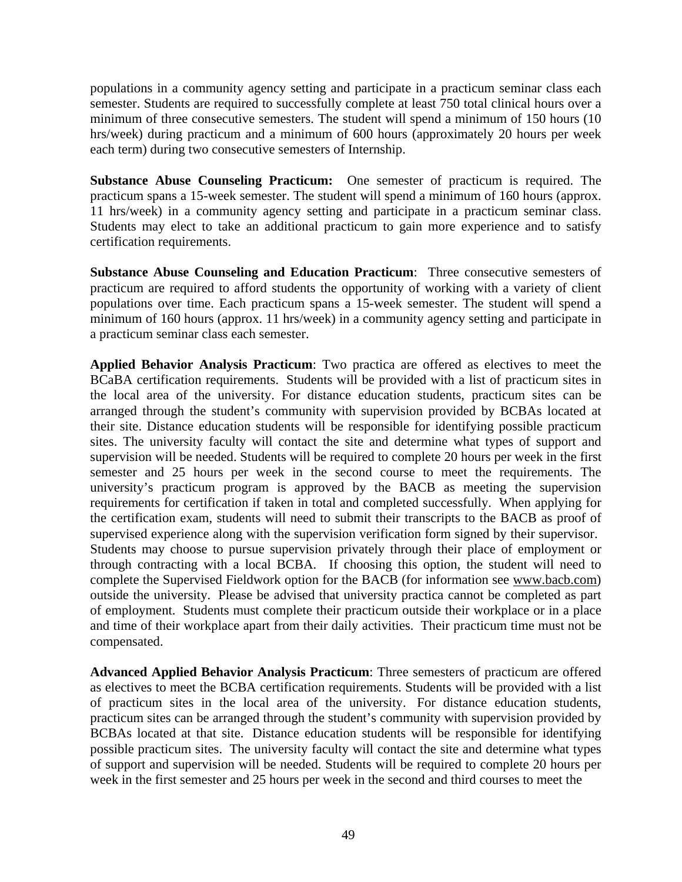populations in a community agency setting and participate in a practicum seminar class each semester. Students are required to successfully complete at least 750 total clinical hours over a minimum of three consecutive semesters. The student will spend a minimum of 150 hours (10 hrs/week) during practicum and a minimum of 600 hours (approximately 20 hours per week each term) during two consecutive semesters of Internship.

**Substance Abuse Counseling Practicum:** One semester of practicum is required. The practicum spans a 15-week semester. The student will spend a minimum of 160 hours (approx. 11 hrs/week) in a community agency setting and participate in a practicum seminar class. Students may elect to take an additional practicum to gain more experience and to satisfy certification requirements.

**Substance Abuse Counseling and Education Practicum**: Three consecutive semesters of practicum are required to afford students the opportunity of working with a variety of client populations over time. Each practicum spans a 15-week semester. The student will spend a minimum of 160 hours (approx. 11 hrs/week) in a community agency setting and participate in a practicum seminar class each semester.

**Applied Behavior Analysis Practicum**: Two practica are offered as electives to meet the BCaBA certification requirements. Students will be provided with a list of practicum sites in the local area of the university. For distance education students, practicum sites can be arranged through the student's community with supervision provided by BCBAs located at their site. Distance education students will be responsible for identifying possible practicum sites. The university faculty will contact the site and determine what types of support and supervision will be needed. Students will be required to complete 20 hours per week in the first semester and 25 hours per week in the second course to meet the requirements. The university's practicum program is approved by the BACB as meeting the supervision requirements for certification if taken in total and completed successfully. When applying for the certification exam, students will need to submit their transcripts to the BACB as proof of supervised experience along with the supervision verification form signed by their supervisor. Students may choose to pursue supervision privately through their place of employment or through contracting with a local BCBA. If choosing this option, the student will need to complete the Supervised Fieldwork option for the BACB (for information see www.bacb.com) outside the university. Please be advised that university practica cannot be completed as part of employment. Students must complete their practicum outside their workplace or in a place and time of their workplace apart from their daily activities. Their practicum time must not be compensated.

**Advanced Applied Behavior Analysis Practicum**: Three semesters of practicum are offered as electives to meet the BCBA certification requirements. Students will be provided with a list of practicum sites in the local area of the university. For distance education students, practicum sites can be arranged through the student's community with supervision provided by BCBAs located at that site. Distance education students will be responsible for identifying possible practicum sites. The university faculty will contact the site and determine what types of support and supervision will be needed. Students will be required to complete 20 hours per week in the first semester and 25 hours per week in the second and third courses to meet the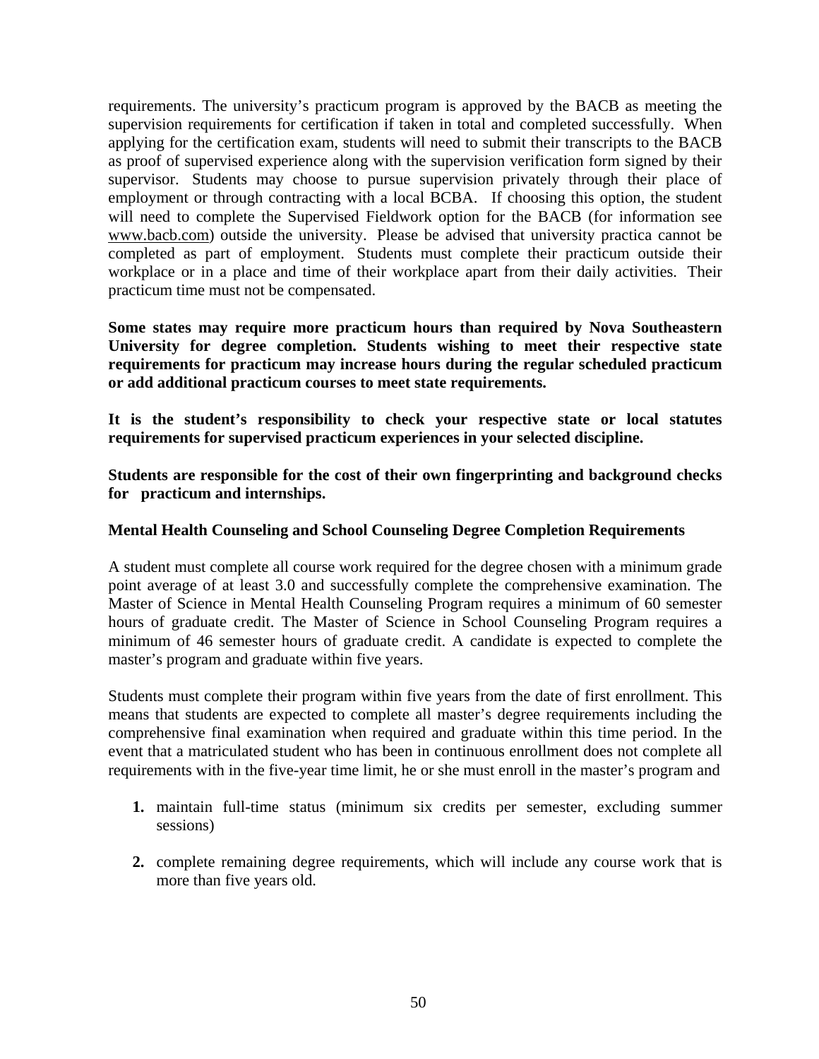requirements. The university's practicum program is approved by the BACB as meeting the supervision requirements for certification if taken in total and completed successfully. When applying for the certification exam, students will need to submit their transcripts to the BACB as proof of supervised experience along with the supervision verification form signed by their supervisor. Students may choose to pursue supervision privately through their place of employment or through contracting with a local BCBA. If choosing this option, the student will need to complete the Supervised Fieldwork option for the BACB (for information see www.bacb.com) outside the university. Please be advised that university practica cannot be completed as part of employment. Students must complete their practicum outside their workplace or in a place and time of their workplace apart from their daily activities. Their practicum time must not be compensated.

**Some states may require more practicum hours than required by Nova Southeastern University for degree completion. Students wishing to meet their respective state requirements for practicum may increase hours during the regular scheduled practicum or add additional practicum courses to meet state requirements.**

**It is the student's responsibility to check your respective state or local statutes requirements for supervised practicum experiences in your selected discipline.**

**Students are responsible for the cost of their own fingerprinting and background checks for practicum and internships.**

**Mental Health Counseling and School Counseling Degree Completion Requirements**

A student must complete all course work required for the degree chosen with a minimum grade point average of at least 3.0 and successfully complete the comprehensive examination. The Master of Science in Mental Health Counseling Program requires a minimum of 60 semester hours of graduate credit. The Master of Science in School Counseling Program requires a minimum of 46 semester hours of graduate credit. A candidate is expected to complete the master's program and graduate within five years.

Students must complete their program within five years from the date of first enrollment. This means that students are expected to complete all master's degree requirements including the comprehensive final examination when required and graduate within this time period. In the event that a matriculated student who has been in continuous enrollment does not complete all requirements with in the five-year time limit, he or she must enroll in the master's program and

1. maintain full-time status (minimum six credits per semester, excluding summer sessions)
2. complete remaining degree requirements, which will include any course work that is more than five years old.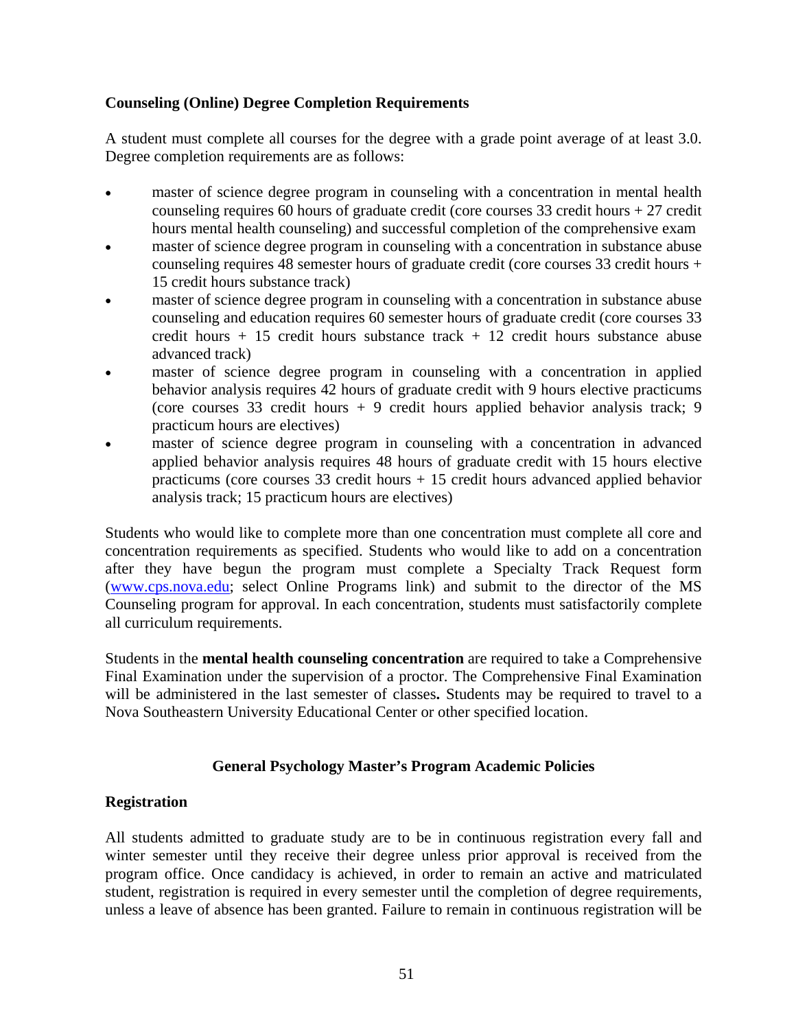**Counseling (Online) Degree Completion Requirements**

A student must complete all courses for the degree with a grade point average of at least 3.0. Degree completion requirements are as follows:

- master of science degree program in counseling with a concentration in mental health counseling requires 60 hours of graduate credit (core courses 33 credit hours + 27 credit hours mental health counseling) and successful completion of the comprehensive exam
- master of science degree program in counseling with a concentration in substance abuse counseling requires 48 semester hours of graduate credit (core courses 33 credit hours + 15 credit hours substance track)
- master of science degree program in counseling with a concentration in substance abuse counseling and education requires 60 semester hours of graduate credit (core courses 33 credit hours + 15 credit hours substance track + 12 credit hours substance abuse advanced track)
- master of science degree program in counseling with a concentration in applied behavior analysis requires 42 hours of graduate credit with 9 hours elective practicums (core courses 33 credit hours + 9 credit hours applied behavior analysis track; 9 practicum hours are electives)
- master of science degree program in counseling with a concentration in advanced applied behavior analysis requires 48 hours of graduate credit with 15 hours elective practicums (core courses 33 credit hours + 15 credit hours advanced applied behavior analysis track; 15 practicum hours are electives)

Students who would like to complete more than one concentration must complete all core and concentration requirements as specified. Students who would like to add on a concentration after they have begun the program must complete a Specialty Track Request form (www.cps.nova.edu; select Online Programs link) and submit to the director of the MS Counseling program for approval. In each concentration, students must satisfactorily complete all curriculum requirements.

Students in the **mental health counseling concentration** are required to take a Comprehensive Final Examination under the supervision of a proctor. The Comprehensive Final Examination will be administered in the last semester of classes**.** Students may be required to travel to a Nova Southeastern University Educational Center or other specified location.

## General Psychology Master's Program Academic Policies

**Registration**

All students admitted to graduate study are to be in continuous registration every fall and winter semester until they receive their degree unless prior approval is received from the program office. Once candidacy is achieved, in order to remain an active and matriculated student, registration is required in every semester until the completion of degree requirements, unless a leave of absence has been granted. Failure to remain in continuous registration will be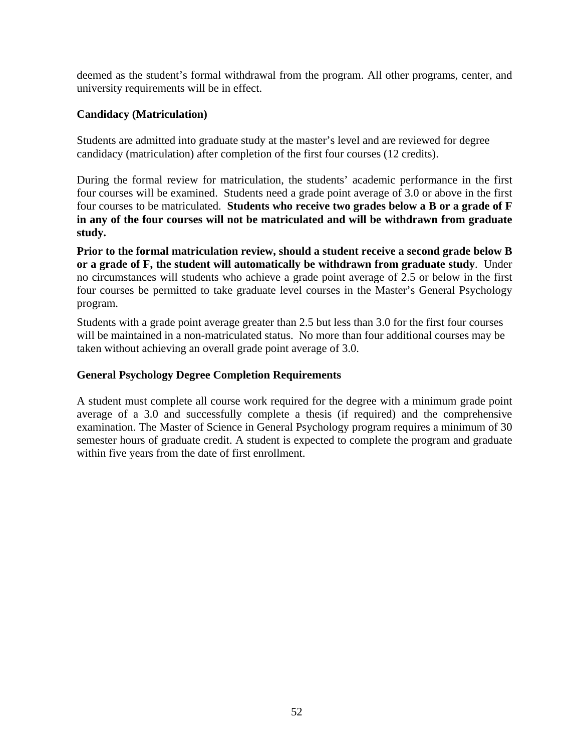deemed as the student's formal withdrawal from the program. All other programs, center, and university requirements will be in effect.

### Candidacy (Matriculation)

Students are admitted into graduate study at the master's level and are reviewed for degree candidacy (matriculation) after completion of the first four courses (12 credits).

During the formal review for matriculation, the students' academic performance in the first four courses will be examined. Students need a grade point average of 3.0 or above in the first four courses to be matriculated. **Students who receive two grades below a B or a grade of F in any of the four courses will not be matriculated and will be withdrawn from graduate study.**

**Prior to the formal matriculation review, should a student receive a second grade below B or a grade of F, the student will automatically be withdrawn from graduate study**. Under no circumstances will students who achieve a grade point average of 2.5 or below in the first four courses be permitted to take graduate level courses in the Master's General Psychology program.

Students with a grade point average greater than 2.5 but less than 3.0 for the first four courses will be maintained in a non-matriculated status. No more than four additional courses may be taken without achieving an overall grade point average of 3.0.

### General Psychology Degree Completion Requirements

A student must complete all course work required for the degree with a minimum grade point average of a 3.0 and successfully complete a thesis (if required) and the comprehensive examination. The Master of Science in General Psychology program requires a minimum of 30 semester hours of graduate credit. A student is expected to complete the program and graduate within five years from the date of first enrollment.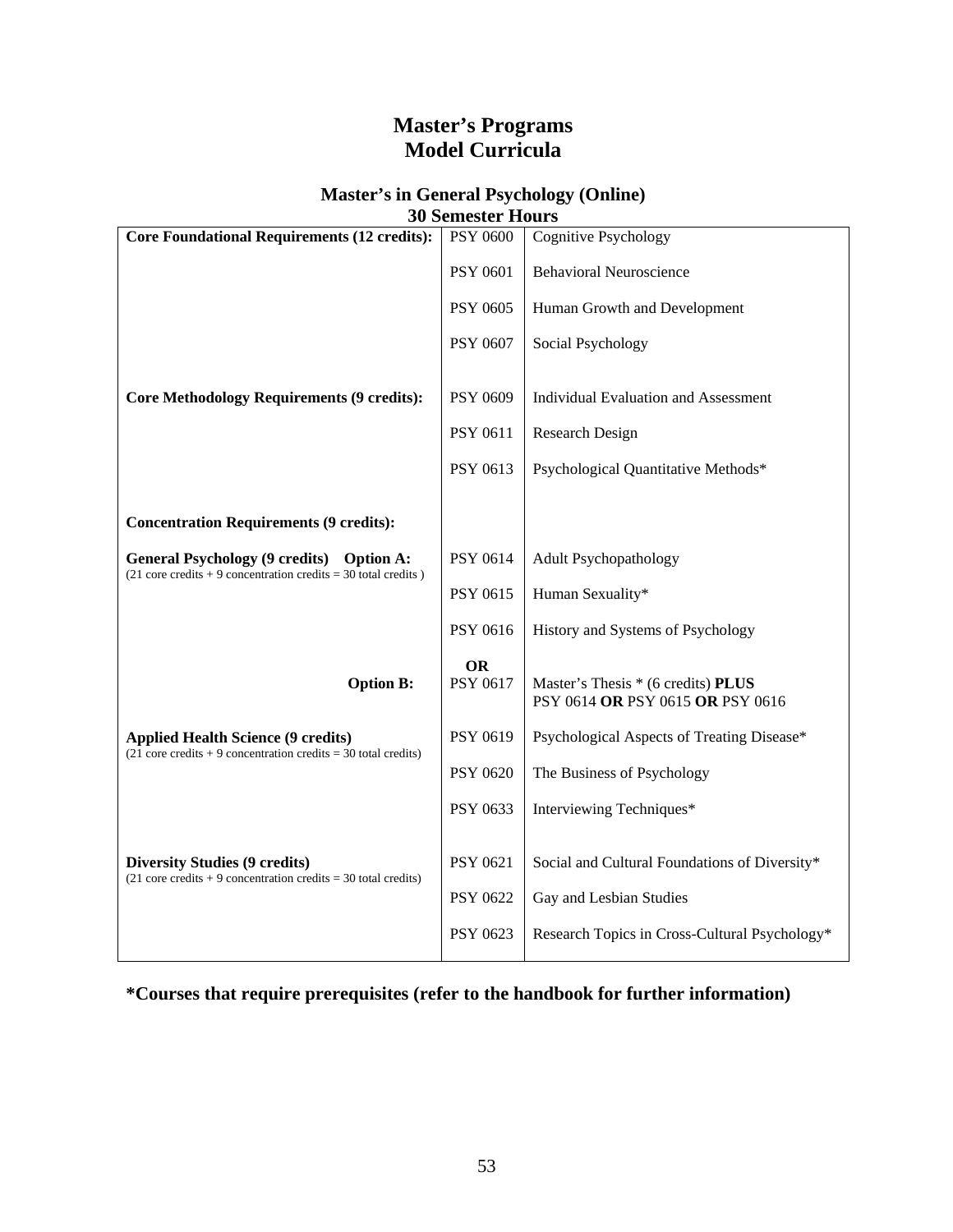# Master's Programs
# Model Curricula

## Master's in General Psychology (Online)
## 30 Semester Hours

| | | |
|---|---|---|
| **Core Foundational Requirements (12 credits):** | PSY 0600 | Cognitive Psychology |
| | PSY 0601 | Behavioral Neuroscience |
| | PSY 0605 | Human Growth and Development |
| | PSY 0607 | Social Psychology |
| **Core Methodology Requirements (9 credits):** | PSY 0609 | Individual Evaluation and Assessment |
| | PSY 0611 | Research Design |
| | PSY 0613 | Psychological Quantitative Methods* |
| **Concentration Requirements (9 credits):** | | |
| **General Psychology (9 credits) Option A:** (21 core credits + 9 concentration credits = 30 total credits ) | PSY 0614 | Adult Psychopathology |
| | PSY 0615 | Human Sexuality* |
| | PSY 0616 | History and Systems of Psychology |
| **Option B:** | **OR** PSY 0617 | Master's Thesis * (6 credits) **PLUS** PSY 0614 **OR** PSY 0615 **OR** PSY 0616 |
| **Applied Health Science (9 credits)** (21 core credits + 9 concentration credits = 30 total credits) | PSY 0619 | Psychological Aspects of Treating Disease* |
| | PSY 0620 | The Business of Psychology |
| | PSY 0633 | Interviewing Techniques* |
| **Diversity Studies (9 credits)** (21 core credits + 9 concentration credits = 30 total credits) | PSY 0621 | Social and Cultural Foundations of Diversity* |
| | PSY 0622 | Gay and Lesbian Studies |
| | PSY 0623 | Research Topics in Cross-Cultural Psychology* |

**\*Courses that require prerequisites (refer to the handbook for further information)**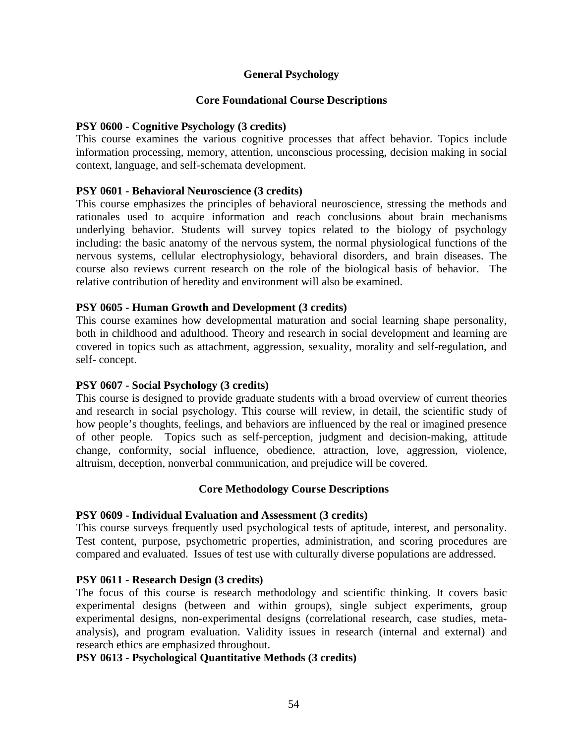## General Psychology

### Core Foundational Course Descriptions

**PSY 0600 - Cognitive Psychology (3 credits)**
This course examines the various cognitive processes that affect behavior. Topics include information processing, memory, attention, unconscious processing, decision making in social context, language, and self-schemata development.

**PSY 0601 - Behavioral Neuroscience (3 credits)**
This course emphasizes the principles of behavioral neuroscience, stressing the methods and rationales used to acquire information and reach conclusions about brain mechanisms underlying behavior. Students will survey topics related to the biology of psychology including: the basic anatomy of the nervous system, the normal physiological functions of the nervous systems, cellular electrophysiology, behavioral disorders, and brain diseases. The course also reviews current research on the role of the biological basis of behavior. The relative contribution of heredity and environment will also be examined.

**PSY 0605 - Human Growth and Development (3 credits)**
This course examines how developmental maturation and social learning shape personality, both in childhood and adulthood. Theory and research in social development and learning are covered in topics such as attachment, aggression, sexuality, morality and self-regulation, and self- concept.

**PSY 0607 - Social Psychology (3 credits)**
This course is designed to provide graduate students with a broad overview of current theories and research in social psychology. This course will review, in detail, the scientific study of how people's thoughts, feelings, and behaviors are influenced by the real or imagined presence of other people. Topics such as self-perception, judgment and decision-making, attitude change, conformity, social influence, obedience, attraction, love, aggression, violence, altruism, deception, nonverbal communication, and prejudice will be covered.

### Core Methodology Course Descriptions

**PSY 0609 - Individual Evaluation and Assessment (3 credits)**
This course surveys frequently used psychological tests of aptitude, interest, and personality. Test content, purpose, psychometric properties, administration, and scoring procedures are compared and evaluated. Issues of test use with culturally diverse populations are addressed.

**PSY 0611 - Research Design (3 credits)**
The focus of this course is research methodology and scientific thinking. It covers basic experimental designs (between and within groups), single subject experiments, group experimental designs, non-experimental designs (correlational research, case studies, meta-analysis), and program evaluation. Validity issues in research (internal and external) and research ethics are emphasized throughout.

**PSY 0613 - Psychological Quantitative Methods (3 credits)**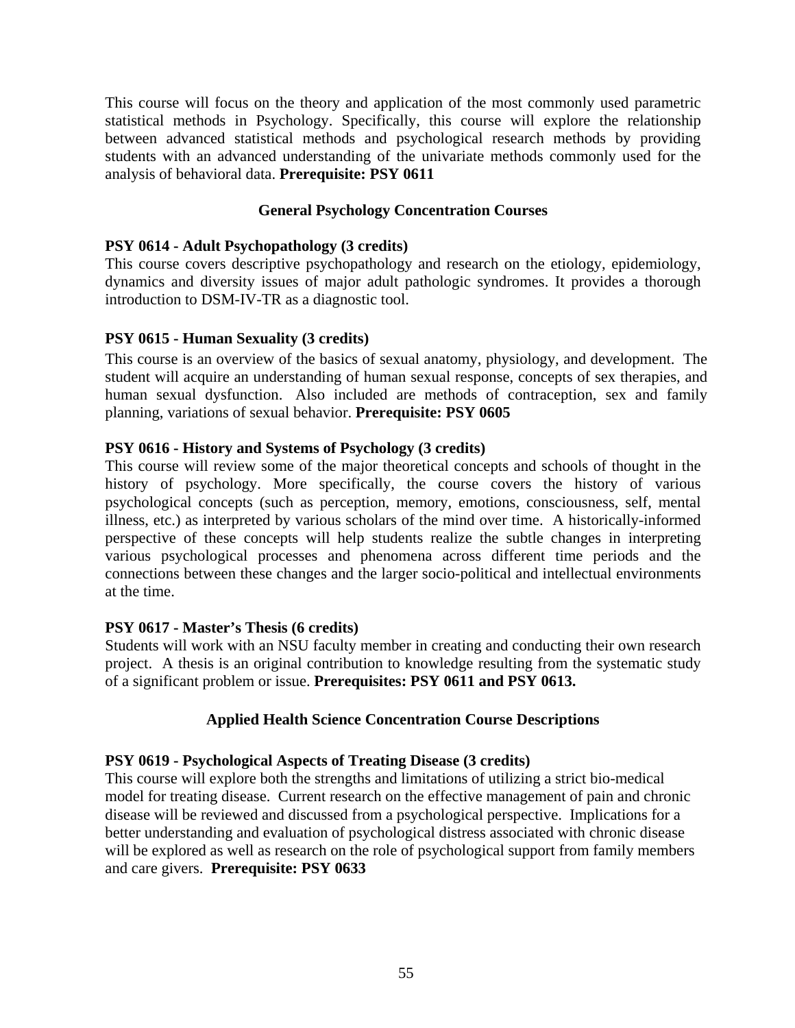This course will focus on the theory and application of the most commonly used parametric statistical methods in Psychology. Specifically, this course will explore the relationship between advanced statistical methods and psychological research methods by providing students with an advanced understanding of the univariate methods commonly used for the analysis of behavioral data. **Prerequisite: PSY 0611**

### General Psychology Concentration Courses

**PSY 0614 - Adult Psychopathology (3 credits)**
This course covers descriptive psychopathology and research on the etiology, epidemiology, dynamics and diversity issues of major adult pathologic syndromes. It provides a thorough introduction to DSM-IV-TR as a diagnostic tool.

**PSY 0615 - Human Sexuality (3 credits)**
This course is an overview of the basics of sexual anatomy, physiology, and development. The student will acquire an understanding of human sexual response, concepts of sex therapies, and human sexual dysfunction. Also included are methods of contraception, sex and family planning, variations of sexual behavior. **Prerequisite: PSY 0605**

**PSY 0616 - History and Systems of Psychology (3 credits)**
This course will review some of the major theoretical concepts and schools of thought in the history of psychology. More specifically, the course covers the history of various psychological concepts (such as perception, memory, emotions, consciousness, self, mental illness, etc.) as interpreted by various scholars of the mind over time. A historically-informed perspective of these concepts will help students realize the subtle changes in interpreting various psychological processes and phenomena across different time periods and the connections between these changes and the larger socio-political and intellectual environments at the time.

**PSY 0617 - Master's Thesis (6 credits)**
Students will work with an NSU faculty member in creating and conducting their own research project. A thesis is an original contribution to knowledge resulting from the systematic study of a significant problem or issue. **Prerequisites: PSY 0611 and PSY 0613.**

### Applied Health Science Concentration Course Descriptions

**PSY 0619 - Psychological Aspects of Treating Disease (3 credits)**
This course will explore both the strengths and limitations of utilizing a strict bio-medical model for treating disease. Current research on the effective management of pain and chronic disease will be reviewed and discussed from a psychological perspective. Implications for a better understanding and evaluation of psychological distress associated with chronic disease will be explored as well as research on the role of psychological support from family members and care givers. **Prerequisite: PSY 0633**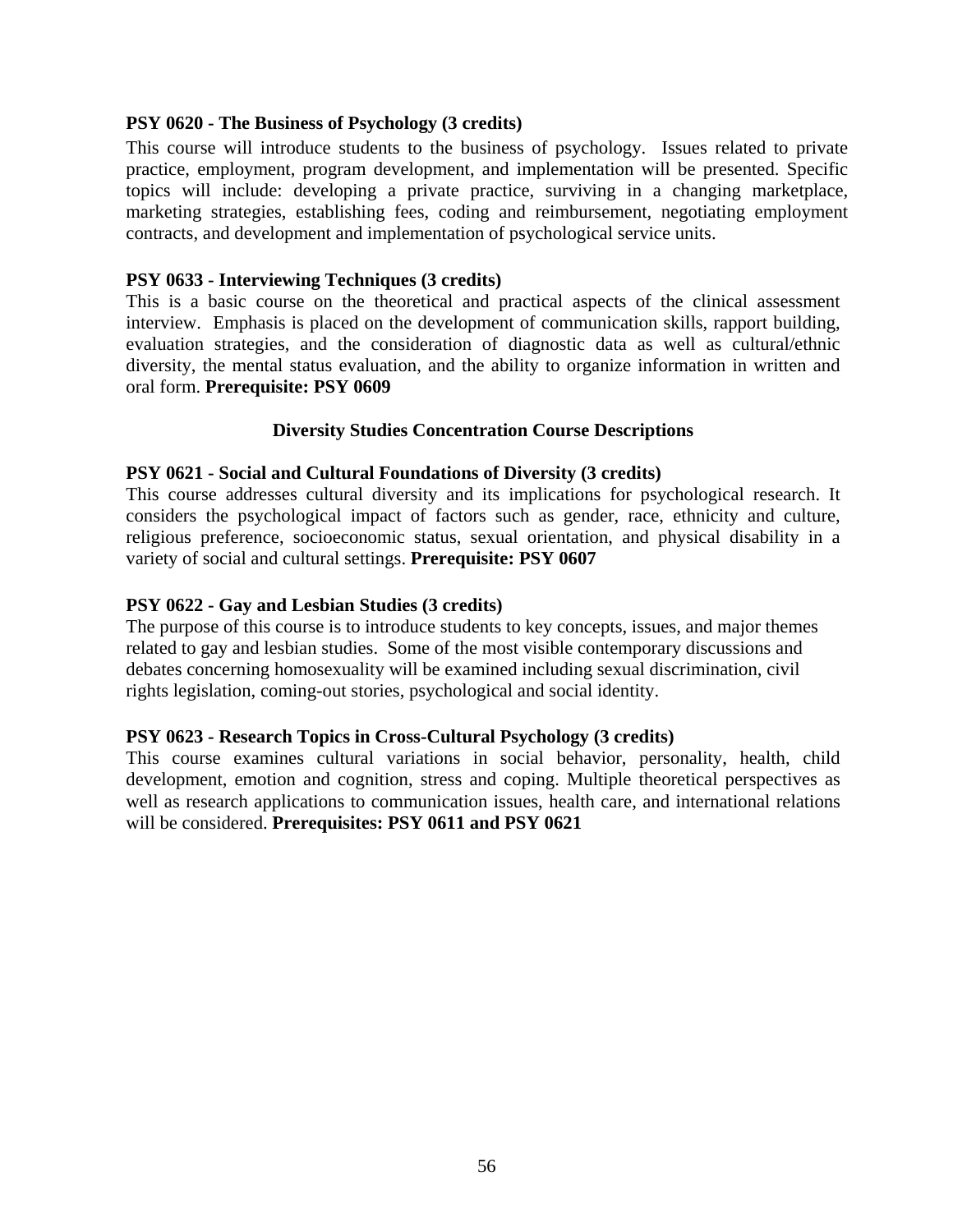**PSY 0620 - The Business of Psychology (3 credits)**

This course will introduce students to the business of psychology. Issues related to private practice, employment, program development, and implementation will be presented. Specific topics will include: developing a private practice, surviving in a changing marketplace, marketing strategies, establishing fees, coding and reimbursement, negotiating employment contracts, and development and implementation of psychological service units.

**PSY 0633 - Interviewing Techniques (3 credits)**

This is a basic course on the theoretical and practical aspects of the clinical assessment interview. Emphasis is placed on the development of communication skills, rapport building, evaluation strategies, and the consideration of diagnostic data as well as cultural/ethnic diversity, the mental status evaluation, and the ability to organize information in written and oral form. **Prerequisite: PSY 0609**

## Diversity Studies Concentration Course Descriptions

**PSY 0621 - Social and Cultural Foundations of Diversity (3 credits)**

This course addresses cultural diversity and its implications for psychological research. It considers the psychological impact of factors such as gender, race, ethnicity and culture, religious preference, socioeconomic status, sexual orientation, and physical disability in a variety of social and cultural settings. **Prerequisite: PSY 0607**

**PSY 0622 - Gay and Lesbian Studies (3 credits)**

The purpose of this course is to introduce students to key concepts, issues, and major themes related to gay and lesbian studies. Some of the most visible contemporary discussions and debates concerning homosexuality will be examined including sexual discrimination, civil rights legislation, coming-out stories, psychological and social identity.

**PSY 0623 - Research Topics in Cross-Cultural Psychology (3 credits)**

This course examines cultural variations in social behavior, personality, health, child development, emotion and cognition, stress and coping. Multiple theoretical perspectives as well as research applications to communication issues, health care, and international relations will be considered. **Prerequisites: PSY 0611 and PSY 0621**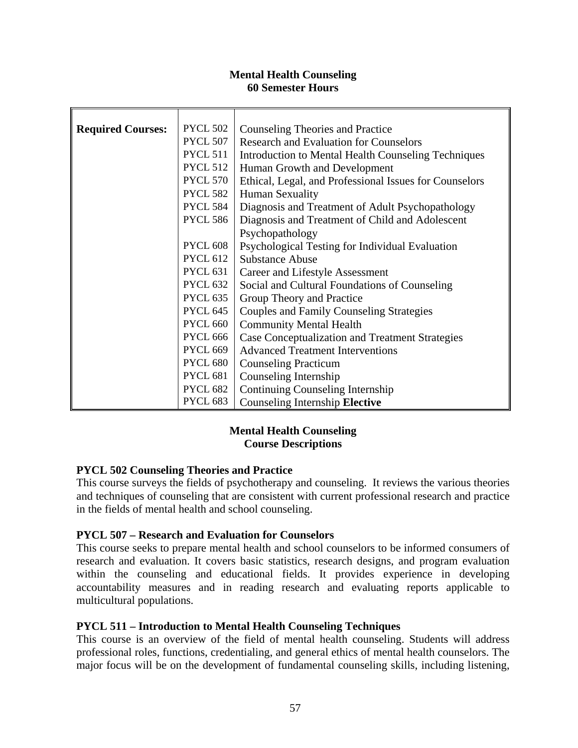**Mental Health Counseling**
**60 Semester Hours**

| | | |
|---|---|---|
| **Required Courses:** | PYCL 502 | Counseling Theories and Practice |
| | PYCL 507 | Research and Evaluation for Counselors |
| | PYCL 511 | Introduction to Mental Health Counseling Techniques |
| | PYCL 512 | Human Growth and Development |
| | PYCL 570 | Ethical, Legal, and Professional Issues for Counselors |
| | PYCL 582 | Human Sexuality |
| | PYCL 584 | Diagnosis and Treatment of Adult Psychopathology |
| | PYCL 586 | Diagnosis and Treatment of Child and Adolescent Psychopathology |
| | PYCL 608 | Psychological Testing for Individual Evaluation |
| | PYCL 612 | Substance Abuse |
| | PYCL 631 | Career and Lifestyle Assessment |
| | PYCL 632 | Social and Cultural Foundations of Counseling |
| | PYCL 635 | Group Theory and Practice |
| | PYCL 645 | Couples and Family Counseling Strategies |
| | PYCL 660 | Community Mental Health |
| | PYCL 666 | Case Conceptualization and Treatment Strategies |
| | PYCL 669 | Advanced Treatment Interventions |
| | PYCL 680 | Counseling Practicum |
| | PYCL 681 | Counseling Internship |
| | PYCL 682 | Continuing Counseling Internship |
| | PYCL 683 | Counseling Internship **Elective** |

**Mental Health Counseling**
**Course Descriptions**

**PYCL 502 Counseling Theories and Practice**
This course surveys the fields of psychotherapy and counseling. It reviews the various theories and techniques of counseling that are consistent with current professional research and practice in the fields of mental health and school counseling.

**PYCL 507 – Research and Evaluation for Counselors**
This course seeks to prepare mental health and school counselors to be informed consumers of research and evaluation. It covers basic statistics, research designs, and program evaluation within the counseling and educational fields. It provides experience in developing accountability measures and in reading research and evaluating reports applicable to multicultural populations.

**PYCL 511 – Introduction to Mental Health Counseling Techniques**
This course is an overview of the field of mental health counseling. Students will address professional roles, functions, credentialing, and general ethics of mental health counselors. The major focus will be on the development of fundamental counseling skills, including listening,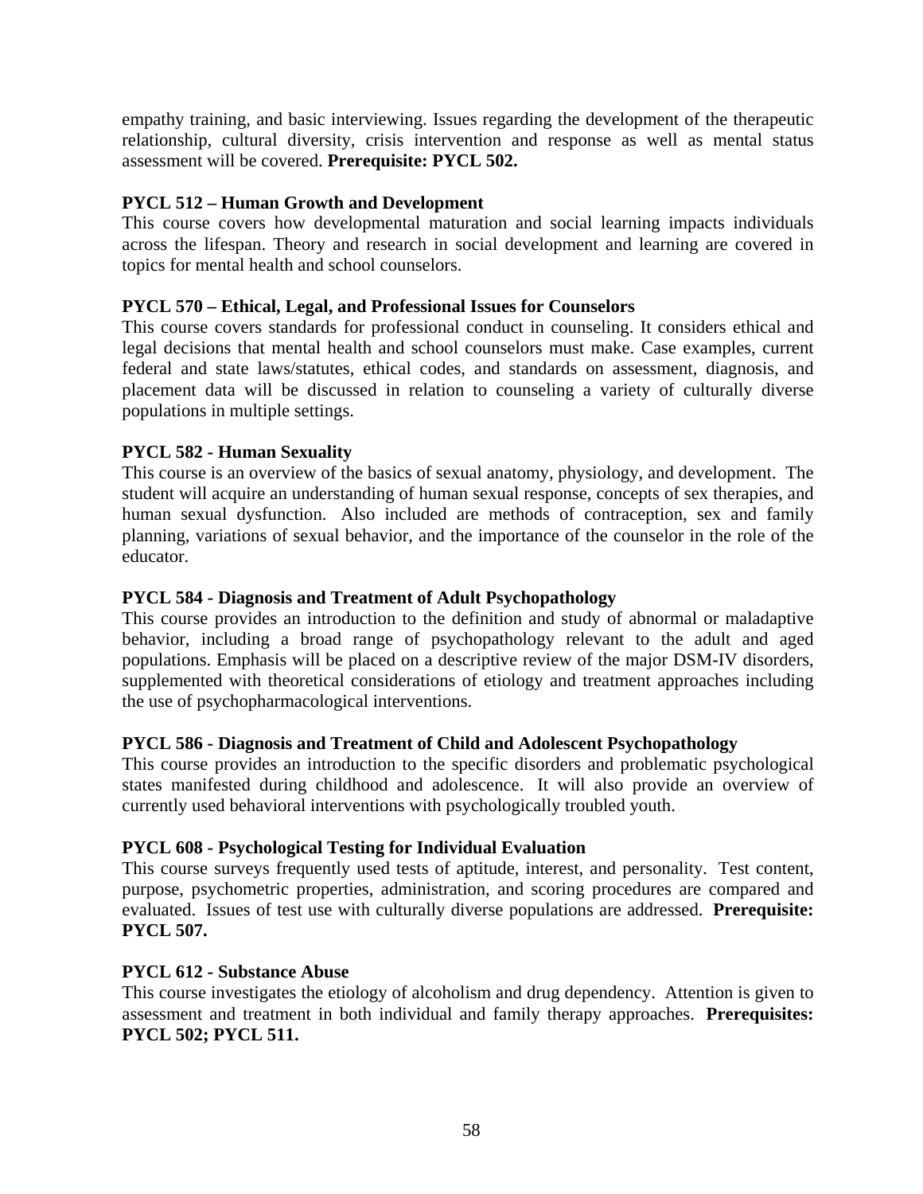empathy training, and basic interviewing. Issues regarding the development of the therapeutic relationship, cultural diversity, crisis intervention and response as well as mental status assessment will be covered. **Prerequisite: PYCL 502.**

**PYCL 512 – Human Growth and Development**

This course covers how developmental maturation and social learning impacts individuals across the lifespan. Theory and research in social development and learning are covered in topics for mental health and school counselors.

**PYCL 570 – Ethical, Legal, and Professional Issues for Counselors**

This course covers standards for professional conduct in counseling. It considers ethical and legal decisions that mental health and school counselors must make. Case examples, current federal and state laws/statutes, ethical codes, and standards on assessment, diagnosis, and placement data will be discussed in relation to counseling a variety of culturally diverse populations in multiple settings.

**PYCL 582 - Human Sexuality**

This course is an overview of the basics of sexual anatomy, physiology, and development. The student will acquire an understanding of human sexual response, concepts of sex therapies, and human sexual dysfunction. Also included are methods of contraception, sex and family planning, variations of sexual behavior, and the importance of the counselor in the role of the educator.

**PYCL 584 - Diagnosis and Treatment of Adult Psychopathology**

This course provides an introduction to the definition and study of abnormal or maladaptive behavior, including a broad range of psychopathology relevant to the adult and aged populations. Emphasis will be placed on a descriptive review of the major DSM-IV disorders, supplemented with theoretical considerations of etiology and treatment approaches including the use of psychopharmacological interventions.

**PYCL 586 - Diagnosis and Treatment of Child and Adolescent Psychopathology**

This course provides an introduction to the specific disorders and problematic psychological states manifested during childhood and adolescence. It will also provide an overview of currently used behavioral interventions with psychologically troubled youth.

**PYCL 608 - Psychological Testing for Individual Evaluation**

This course surveys frequently used tests of aptitude, interest, and personality. Test content, purpose, psychometric properties, administration, and scoring procedures are compared and evaluated. Issues of test use with culturally diverse populations are addressed. **Prerequisite: PYCL 507.**

**PYCL 612 - Substance Abuse**

This course investigates the etiology of alcoholism and drug dependency. Attention is given to assessment and treatment in both individual and family therapy approaches. **Prerequisites: PYCL 502; PYCL 511.**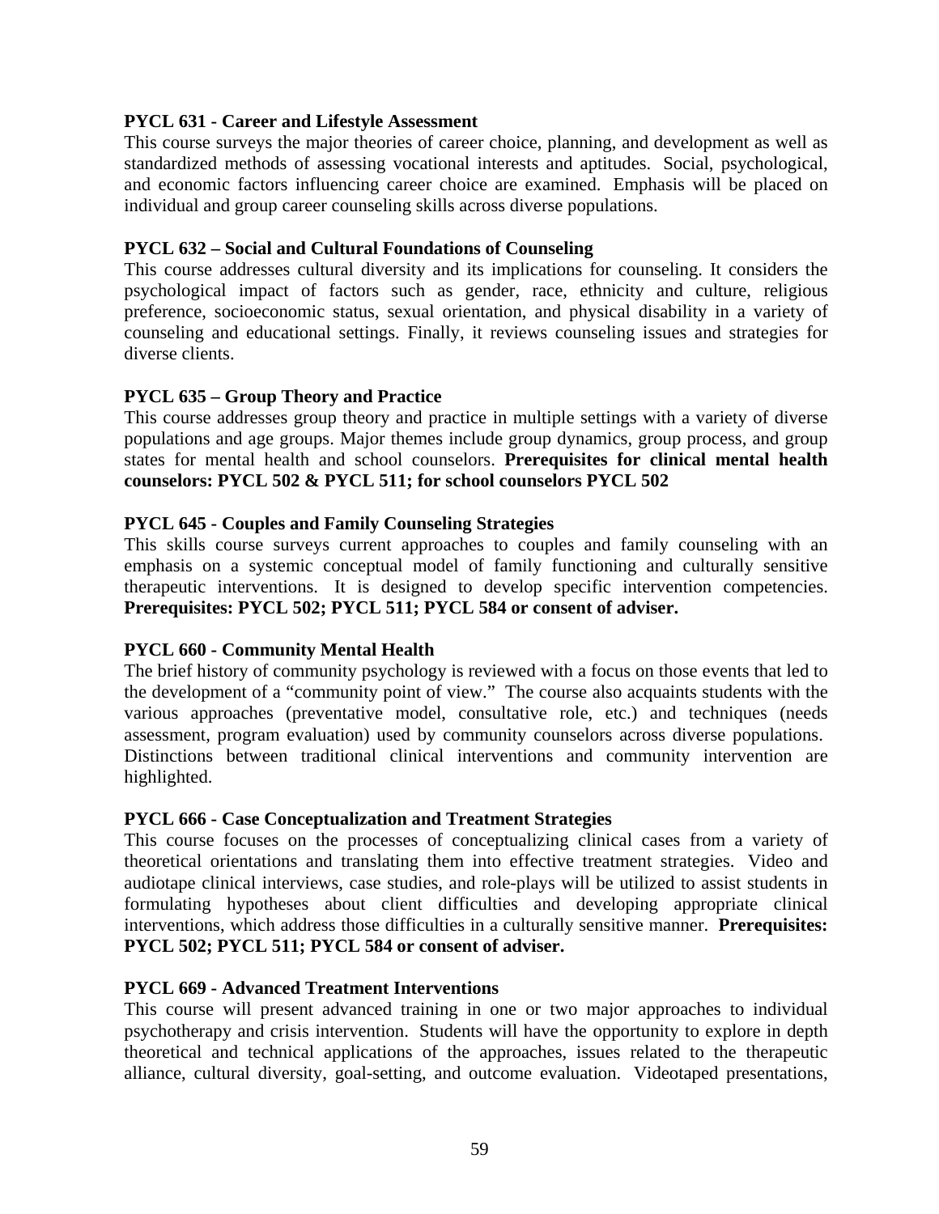**PYCL 631 - Career and Lifestyle Assessment**
This course surveys the major theories of career choice, planning, and development as well as standardized methods of assessing vocational interests and aptitudes. Social, psychological, and economic factors influencing career choice are examined. Emphasis will be placed on individual and group career counseling skills across diverse populations.

**PYCL 632 – Social and Cultural Foundations of Counseling**
This course addresses cultural diversity and its implications for counseling. It considers the psychological impact of factors such as gender, race, ethnicity and culture, religious preference, socioeconomic status, sexual orientation, and physical disability in a variety of counseling and educational settings. Finally, it reviews counseling issues and strategies for diverse clients.

**PYCL 635 – Group Theory and Practice**
This course addresses group theory and practice in multiple settings with a variety of diverse populations and age groups. Major themes include group dynamics, group process, and group states for mental health and school counselors. **Prerequisites for clinical mental health counselors: PYCL 502 & PYCL 511; for school counselors PYCL 502**

**PYCL 645 - Couples and Family Counseling Strategies**
This skills course surveys current approaches to couples and family counseling with an emphasis on a systemic conceptual model of family functioning and culturally sensitive therapeutic interventions. It is designed to develop specific intervention competencies. **Prerequisites: PYCL 502; PYCL 511; PYCL 584 or consent of adviser.**

**PYCL 660 - Community Mental Health**
The brief history of community psychology is reviewed with a focus on those events that led to the development of a "community point of view." The course also acquaints students with the various approaches (preventative model, consultative role, etc.) and techniques (needs assessment, program evaluation) used by community counselors across diverse populations. Distinctions between traditional clinical interventions and community intervention are highlighted.

**PYCL 666 - Case Conceptualization and Treatment Strategies**
This course focuses on the processes of conceptualizing clinical cases from a variety of theoretical orientations and translating them into effective treatment strategies. Video and audiotape clinical interviews, case studies, and role-plays will be utilized to assist students in formulating hypotheses about client difficulties and developing appropriate clinical interventions, which address those difficulties in a culturally sensitive manner. **Prerequisites: PYCL 502; PYCL 511; PYCL 584 or consent of adviser.**

**PYCL 669 - Advanced Treatment Interventions**
This course will present advanced training in one or two major approaches to individual psychotherapy and crisis intervention. Students will have the opportunity to explore in depth theoretical and technical applications of the approaches, issues related to the therapeutic alliance, cultural diversity, goal-setting, and outcome evaluation. Videotaped presentations,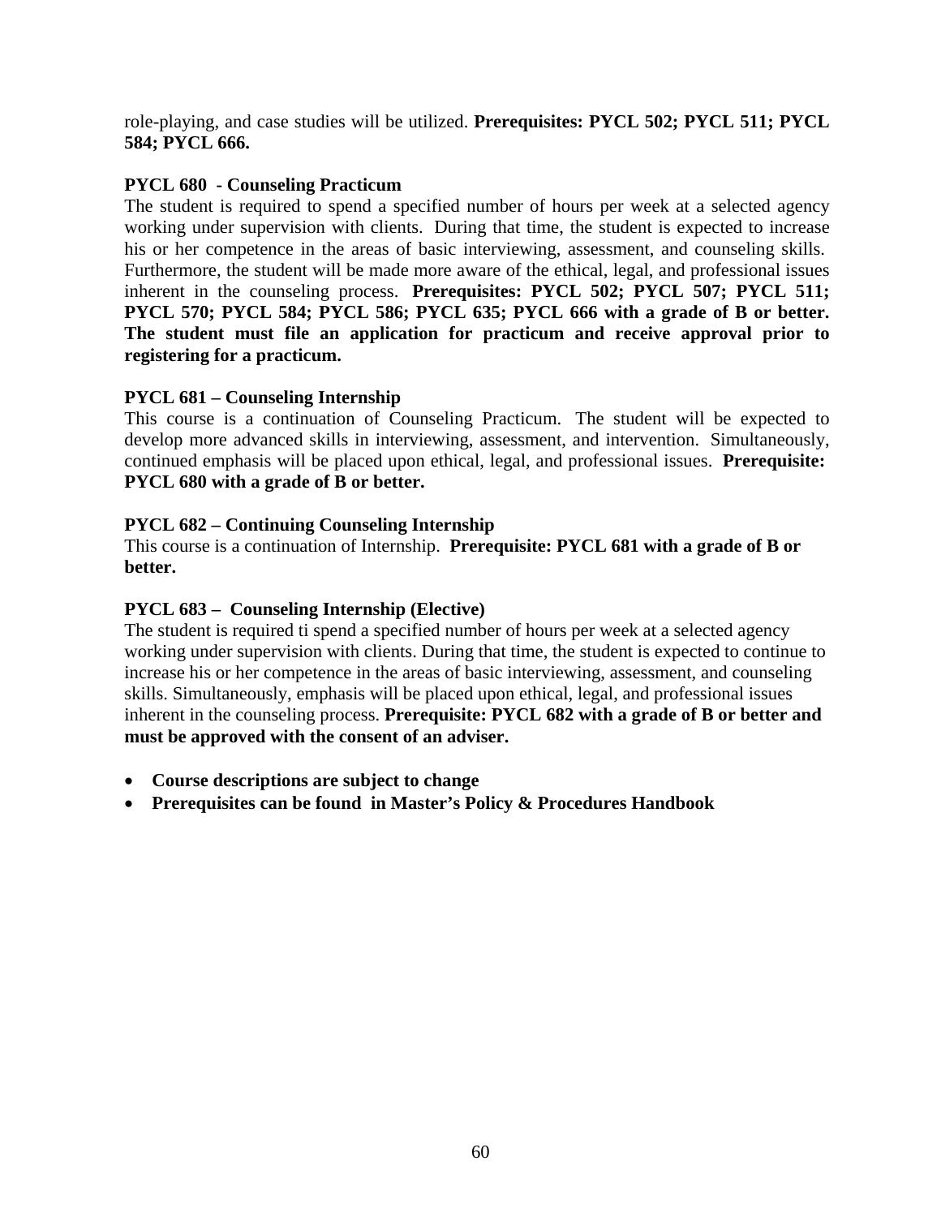role-playing, and case studies will be utilized. **Prerequisites: PYCL 502; PYCL 511; PYCL 584; PYCL 666.**

**PYCL 680 - Counseling Practicum**

The student is required to spend a specified number of hours per week at a selected agency working under supervision with clients. During that time, the student is expected to increase his or her competence in the areas of basic interviewing, assessment, and counseling skills. Furthermore, the student will be made more aware of the ethical, legal, and professional issues inherent in the counseling process. **Prerequisites: PYCL 502; PYCL 507; PYCL 511; PYCL 570; PYCL 584; PYCL 586; PYCL 635; PYCL 666 with a grade of B or better. The student must file an application for practicum and receive approval prior to registering for a practicum.**

**PYCL 681 – Counseling Internship**

This course is a continuation of Counseling Practicum. The student will be expected to develop more advanced skills in interviewing, assessment, and intervention. Simultaneously, continued emphasis will be placed upon ethical, legal, and professional issues. **Prerequisite: PYCL 680 with a grade of B or better.**

**PYCL 682 – Continuing Counseling Internship**

This course is a continuation of Internship. **Prerequisite: PYCL 681 with a grade of B or better.**

**PYCL 683 – Counseling Internship (Elective)**

The student is required ti spend a specified number of hours per week at a selected agency working under supervision with clients. During that time, the student is expected to continue to increase his or her competence in the areas of basic interviewing, assessment, and counseling skills. Simultaneously, emphasis will be placed upon ethical, legal, and professional issues inherent in the counseling process. **Prerequisite: PYCL 682 with a grade of B or better and must be approved with the consent of an adviser.**

- **Course descriptions are subject to change**
- **Prerequisites can be found in Master's Policy & Procedures Handbook**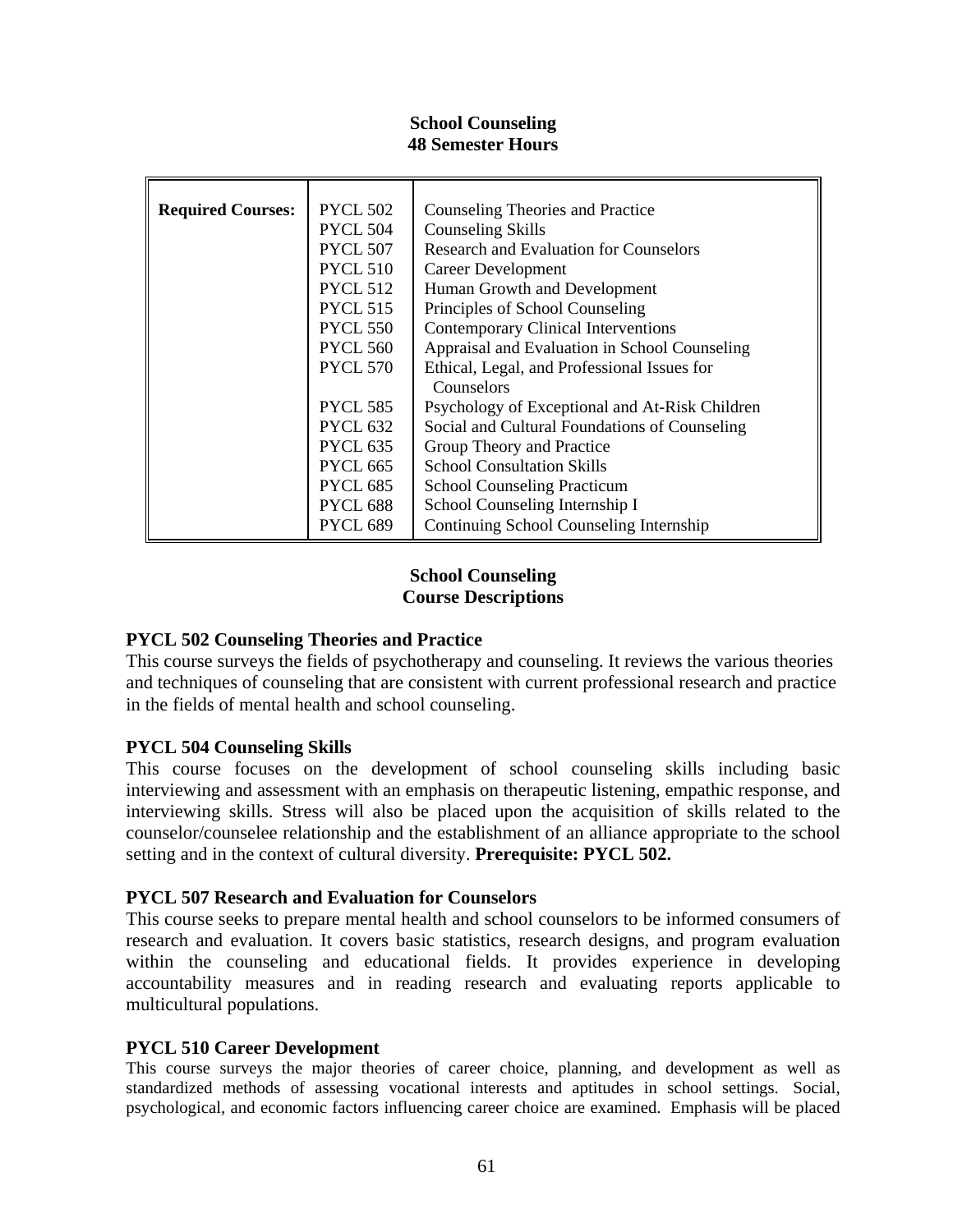**School Counseling**
**48 Semester Hours**

| | | |
|---|---|---|
| **Required Courses:** | PYCL 502 | Counseling Theories and Practice |
| | PYCL 504 | Counseling Skills |
| | PYCL 507 | Research and Evaluation for Counselors |
| | PYCL 510 | Career Development |
| | PYCL 512 | Human Growth and Development |
| | PYCL 515 | Principles of School Counseling |
| | PYCL 550 | Contemporary Clinical Interventions |
| | PYCL 560 | Appraisal and Evaluation in School Counseling |
| | PYCL 570 | Ethical, Legal, and Professional Issues for Counselors |
| | PYCL 585 | Psychology of Exceptional and At-Risk Children |
| | PYCL 632 | Social and Cultural Foundations of Counseling |
| | PYCL 635 | Group Theory and Practice |
| | PYCL 665 | School Consultation Skills |
| | PYCL 685 | School Counseling Practicum |
| | PYCL 688 | School Counseling Internship I |
| | PYCL 689 | Continuing School Counseling Internship |

## School Counseling Course Descriptions

### PYCL 502 Counseling Theories and Practice

This course surveys the fields of psychotherapy and counseling. It reviews the various theories and techniques of counseling that are consistent with current professional research and practice in the fields of mental health and school counseling.

### PYCL 504 Counseling Skills

This course focuses on the development of school counseling skills including basic interviewing and assessment with an emphasis on therapeutic listening, empathic response, and interviewing skills. Stress will also be placed upon the acquisition of skills related to the counselor/counselee relationship and the establishment of an alliance appropriate to the school setting and in the context of cultural diversity. **Prerequisite: PYCL 502.**

### PYCL 507 Research and Evaluation for Counselors

This course seeks to prepare mental health and school counselors to be informed consumers of research and evaluation. It covers basic statistics, research designs, and program evaluation within the counseling and educational fields. It provides experience in developing accountability measures and in reading research and evaluating reports applicable to multicultural populations.

### PYCL 510 Career Development

This course surveys the major theories of career choice, planning, and development as well as standardized methods of assessing vocational interests and aptitudes in school settings. Social, psychological, and economic factors influencing career choice are examined. Emphasis will be placed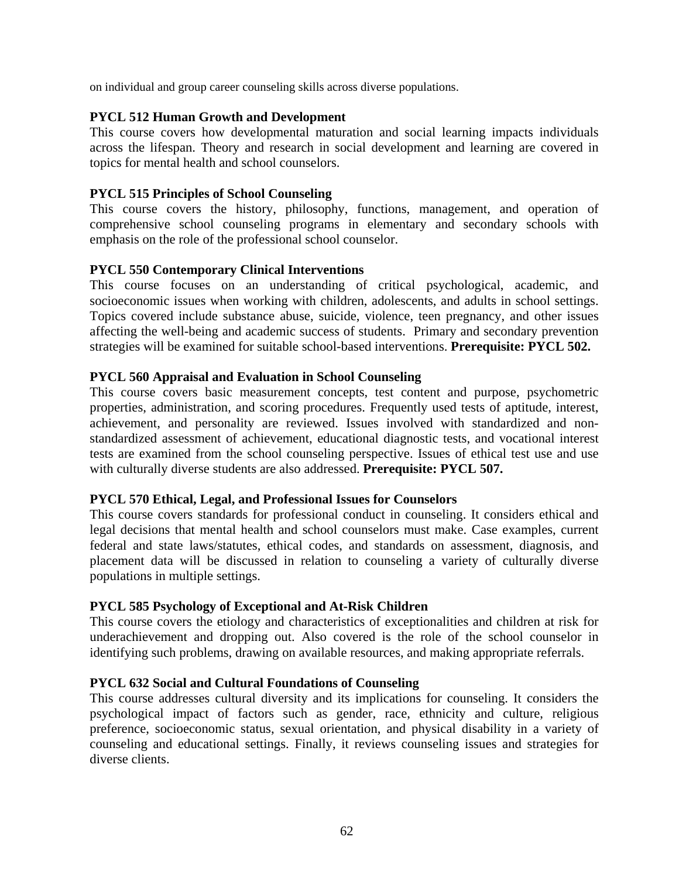on individual and group career counseling skills across diverse populations.

**PYCL 512 Human Growth and Development**
This course covers how developmental maturation and social learning impacts individuals across the lifespan. Theory and research in social development and learning are covered in topics for mental health and school counselors.

**PYCL 515 Principles of School Counseling**
This course covers the history, philosophy, functions, management, and operation of comprehensive school counseling programs in elementary and secondary schools with emphasis on the role of the professional school counselor.

**PYCL 550 Contemporary Clinical Interventions**
This course focuses on an understanding of critical psychological, academic, and socioeconomic issues when working with children, adolescents, and adults in school settings. Topics covered include substance abuse, suicide, violence, teen pregnancy, and other issues affecting the well-being and academic success of students. Primary and secondary prevention strategies will be examined for suitable school-based interventions. **Prerequisite: PYCL 502.**

**PYCL 560 Appraisal and Evaluation in School Counseling**
This course covers basic measurement concepts, test content and purpose, psychometric properties, administration, and scoring procedures. Frequently used tests of aptitude, interest, achievement, and personality are reviewed. Issues involved with standardized and non-standardized assessment of achievement, educational diagnostic tests, and vocational interest tests are examined from the school counseling perspective. Issues of ethical test use and use with culturally diverse students are also addressed. **Prerequisite: PYCL 507.**

**PYCL 570 Ethical, Legal, and Professional Issues for Counselors**
This course covers standards for professional conduct in counseling. It considers ethical and legal decisions that mental health and school counselors must make. Case examples, current federal and state laws/statutes, ethical codes, and standards on assessment, diagnosis, and placement data will be discussed in relation to counseling a variety of culturally diverse populations in multiple settings.

**PYCL 585 Psychology of Exceptional and At-Risk Children**
This course covers the etiology and characteristics of exceptionalities and children at risk for underachievement and dropping out. Also covered is the role of the school counselor in identifying such problems, drawing on available resources, and making appropriate referrals.

**PYCL 632 Social and Cultural Foundations of Counseling**
This course addresses cultural diversity and its implications for counseling. It considers the psychological impact of factors such as gender, race, ethnicity and culture, religious preference, socioeconomic status, sexual orientation, and physical disability in a variety of counseling and educational settings. Finally, it reviews counseling issues and strategies for diverse clients.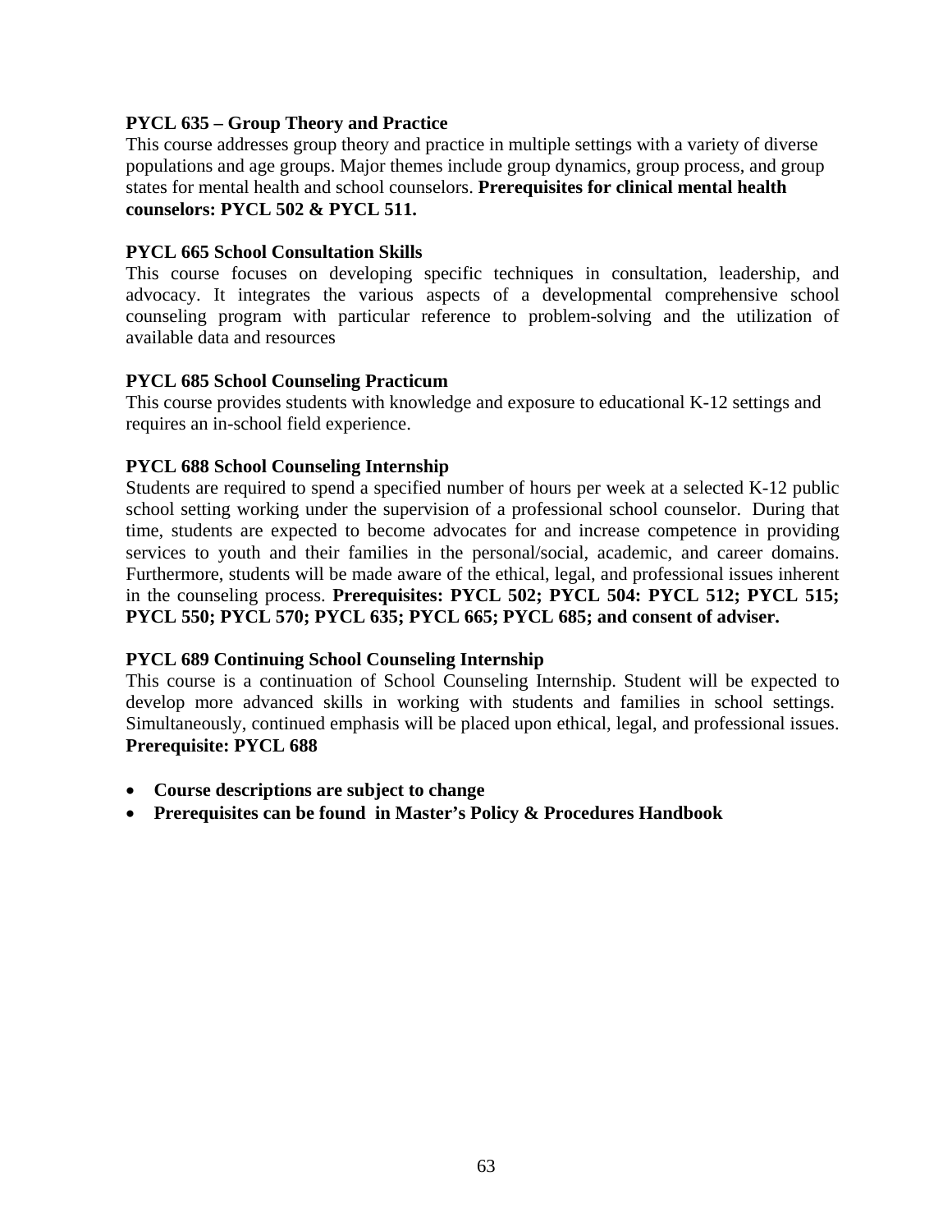**PYCL 635 – Group Theory and Practice**
This course addresses group theory and practice in multiple settings with a variety of diverse populations and age groups. Major themes include group dynamics, group process, and group states for mental health and school counselors. **Prerequisites for clinical mental health counselors: PYCL 502 & PYCL 511.**

**PYCL 665 School Consultation Skills**
This course focuses on developing specific techniques in consultation, leadership, and advocacy. It integrates the various aspects of a developmental comprehensive school counseling program with particular reference to problem-solving and the utilization of available data and resources

**PYCL 685 School Counseling Practicum**
This course provides students with knowledge and exposure to educational K-12 settings and requires an in-school field experience.

**PYCL 688 School Counseling Internship**
Students are required to spend a specified number of hours per week at a selected K-12 public school setting working under the supervision of a professional school counselor. During that time, students are expected to become advocates for and increase competence in providing services to youth and their families in the personal/social, academic, and career domains. Furthermore, students will be made aware of the ethical, legal, and professional issues inherent in the counseling process. **Prerequisites: PYCL 502; PYCL 504: PYCL 512; PYCL 515; PYCL 550; PYCL 570; PYCL 635; PYCL 665; PYCL 685; and consent of adviser.**

**PYCL 689 Continuing School Counseling Internship**
This course is a continuation of School Counseling Internship. Student will be expected to develop more advanced skills in working with students and families in school settings. Simultaneously, continued emphasis will be placed upon ethical, legal, and professional issues. **Prerequisite: PYCL 688**

- **Course descriptions are subject to change**
- **Prerequisites can be found in Master's Policy & Procedures Handbook**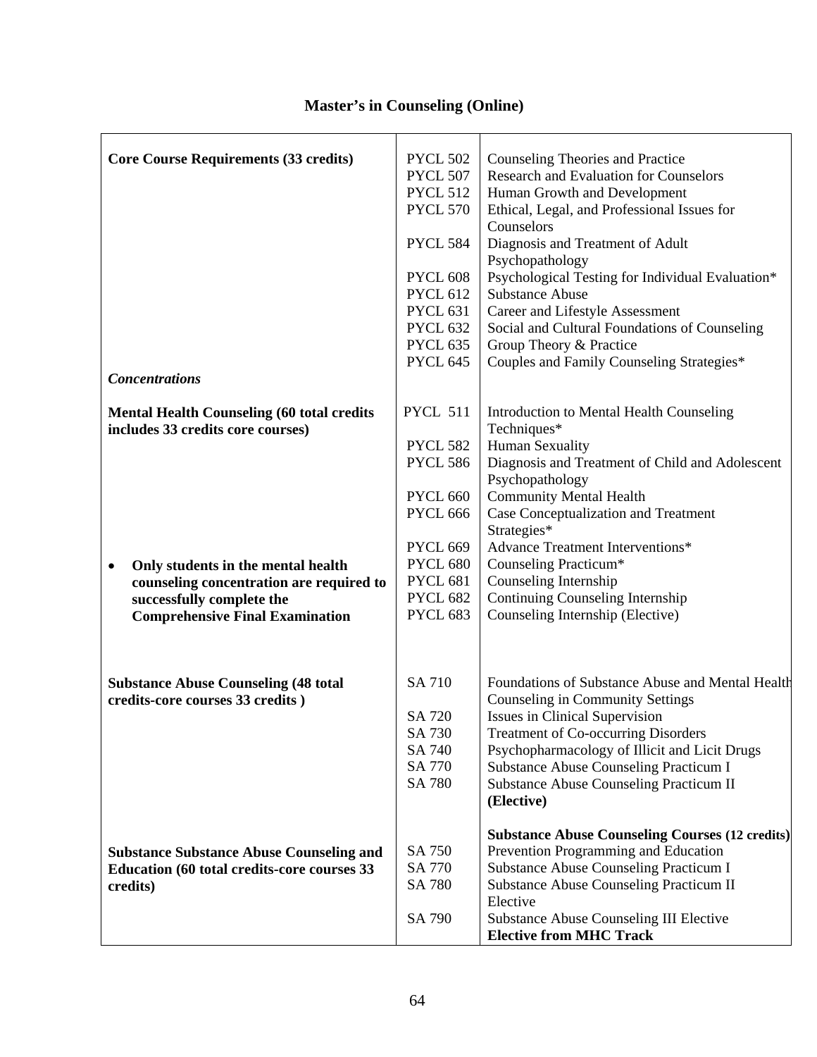# Master's in Counseling (Online)

| | | |
|---|---|---|
| **Core Course Requirements (33 credits)** | PYCL 502 | Counseling Theories and Practice |
| | PYCL 507 | Research and Evaluation for Counselors |
| | PYCL 512 | Human Growth and Development |
| | PYCL 570 | Ethical, Legal, and Professional Issues for Counselors |
| | PYCL 584 | Diagnosis and Treatment of Adult Psychopathology |
| | PYCL 608 | Psychological Testing for Individual Evaluation* |
| | PYCL 612 | Substance Abuse |
| | PYCL 631 | Career and Lifestyle Assessment |
| | PYCL 632 | Social and Cultural Foundations of Counseling |
| | PYCL 635 | Group Theory & Practice |
| | PYCL 645 | Couples and Family Counseling Strategies* |
| ***Concentrations*** | | |
| **Mental Health Counseling (60 total credits includes 33 credits core courses)** | PYCL 511 | Introduction to Mental Health Counseling Techniques* |
| | PYCL 582 | Human Sexuality |
| | PYCL 586 | Diagnosis and Treatment of Child and Adolescent Psychopathology |
| | PYCL 660 | Community Mental Health |
| | PYCL 666 | Case Conceptualization and Treatment Strategies* |
| | PYCL 669 | Advance Treatment Interventions* |
| • **Only students in the mental health counseling concentration are required to successfully complete the Comprehensive Final Examination** | PYCL 680 | Counseling Practicum* |
| | PYCL 681 | Counseling Internship |
| | PYCL 682 | Continuing Counseling Internship |
| | PYCL 683 | Counseling Internship (Elective) |
| **Substance Abuse Counseling (48 total credits-core courses 33 credits )** | SA 710 | Foundations of Substance Abuse and Mental Health Counseling in Community Settings |
| | SA 720 | Issues in Clinical Supervision |
| | SA 730 | Treatment of Co-occurring Disorders |
| | SA 740 | Psychopharmacology of Illicit and Licit Drugs |
| | SA 770 | Substance Abuse Counseling Practicum I |
| | SA 780 | Substance Abuse Counseling Practicum II **(Elective)** |
| | | **Substance Abuse Counseling Courses (12 credits)** |
| **Substance Substance Abuse Counseling and Education (60 total credits-core courses 33 credits)** | SA 750 | Prevention Programming and Education |
| | SA 770 | Substance Abuse Counseling Practicum I |
| | SA 780 | Substance Abuse Counseling Practicum II Elective |
| | SA 790 | Substance Abuse Counseling III Elective |
| | | **Elective from MHC Track** |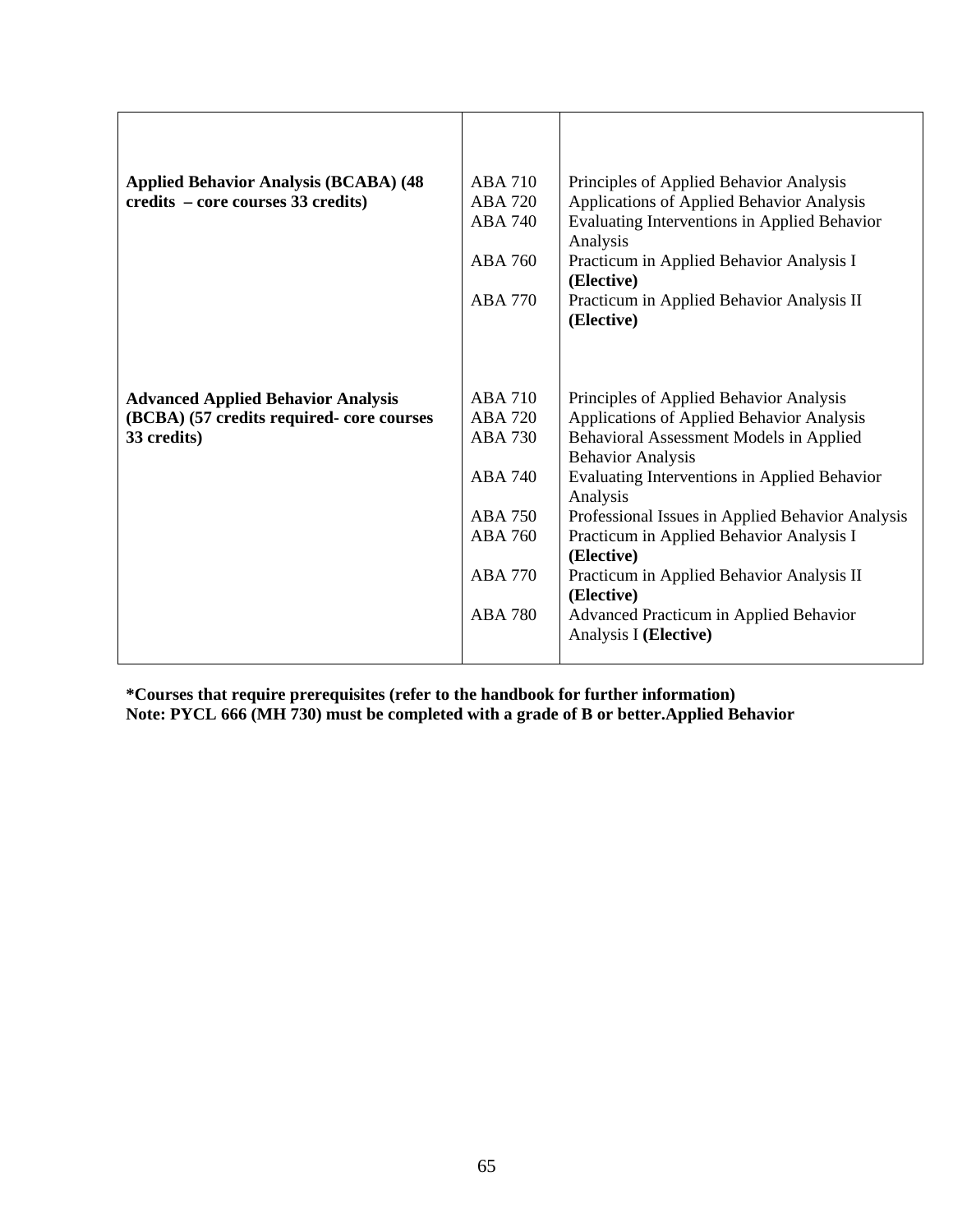| | | |
|---|---|---|
| **Applied Behavior Analysis (BCABA) (48 credits – core courses 33 credits)** | ABA 710<br>ABA 720<br>ABA 740<br><br>ABA 760<br><br>ABA 770 | Principles of Applied Behavior Analysis<br>Applications of Applied Behavior Analysis<br>Evaluating Interventions in Applied Behavior Analysis<br>Practicum in Applied Behavior Analysis I **(Elective)**<br>Practicum in Applied Behavior Analysis II **(Elective)** |
| **Advanced Applied Behavior Analysis (BCBA) (57 credits required- core courses 33 credits)** | ABA 710<br>ABA 720<br>ABA 730<br><br>ABA 740<br><br>ABA 750<br>ABA 760<br><br>ABA 770<br><br>ABA 780 | Principles of Applied Behavior Analysis<br>Applications of Applied Behavior Analysis<br>Behavioral Assessment Models in Applied Behavior Analysis<br>Evaluating Interventions in Applied Behavior Analysis<br>Professional Issues in Applied Behavior Analysis<br>Practicum in Applied Behavior Analysis I **(Elective)**<br>Practicum in Applied Behavior Analysis II **(Elective)**<br>Advanced Practicum in Applied Behavior Analysis I **(Elective)** |

**\*Courses that require prerequisites (refer to the handbook for further information)**
**Note: PYCL 666 (MH 730) must be completed with a grade of B or better.Applied Behavior**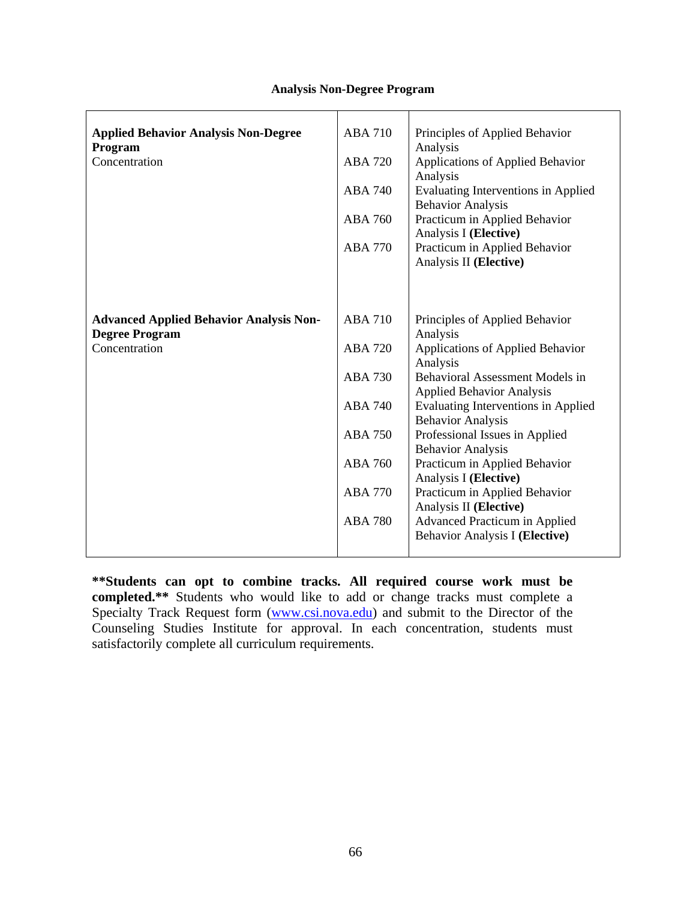**Analysis Non-Degree Program**

| | | |
|---|---|---|
| **Applied Behavior Analysis Non-Degree Program** Concentration | ABA 710 | Principles of Applied Behavior Analysis |
| | ABA 720 | Applications of Applied Behavior Analysis |
| | ABA 740 | Evaluating Interventions in Applied Behavior Analysis |
| | ABA 760 | Practicum in Applied Behavior Analysis I **(Elective)** |
| | ABA 770 | Practicum in Applied Behavior Analysis II **(Elective)** |
| **Advanced Applied Behavior Analysis Non-Degree Program** Concentration | ABA 710 | Principles of Applied Behavior Analysis |
| | ABA 720 | Applications of Applied Behavior Analysis |
| | ABA 730 | Behavioral Assessment Models in Applied Behavior Analysis |
| | ABA 740 | Evaluating Interventions in Applied Behavior Analysis |
| | ABA 750 | Professional Issues in Applied Behavior Analysis |
| | ABA 760 | Practicum in Applied Behavior Analysis I **(Elective)** |
| | ABA 770 | Practicum in Applied Behavior Analysis II **(Elective)** |
| | ABA 780 | Advanced Practicum in Applied Behavior Analysis I **(Elective)** |

****Students can opt to combine tracks. All required course work must be completed.**** Students who would like to add or change tracks must complete a Specialty Track Request form ([www.csi.nova.edu](www.csi.nova.edu)) and submit to the Director of the Counseling Studies Institute for approval. In each concentration, students must satisfactorily complete all curriculum requirements.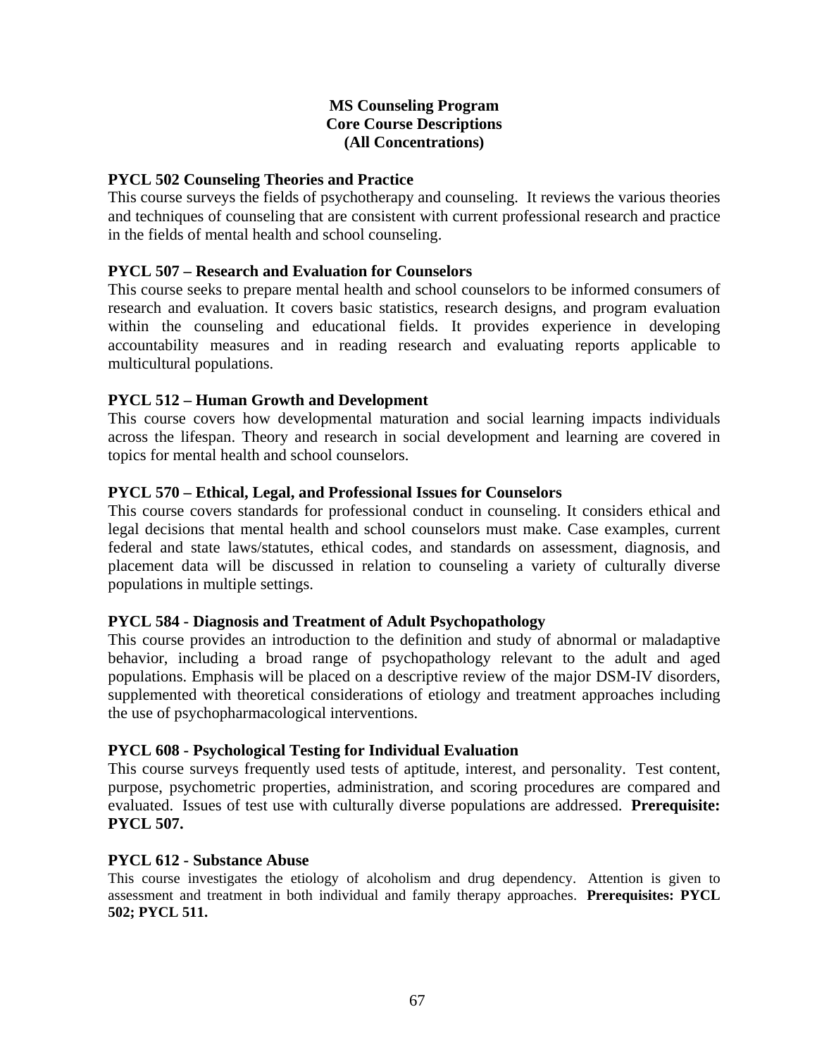# MS Counseling Program
## Core Course Descriptions
## (All Concentrations)

**PYCL 502 Counseling Theories and Practice**
This course surveys the fields of psychotherapy and counseling. It reviews the various theories and techniques of counseling that are consistent with current professional research and practice in the fields of mental health and school counseling.

**PYCL 507 – Research and Evaluation for Counselors**
This course seeks to prepare mental health and school counselors to be informed consumers of research and evaluation. It covers basic statistics, research designs, and program evaluation within the counseling and educational fields. It provides experience in developing accountability measures and in reading research and evaluating reports applicable to multicultural populations.

**PYCL 512 – Human Growth and Development**
This course covers how developmental maturation and social learning impacts individuals across the lifespan. Theory and research in social development and learning are covered in topics for mental health and school counselors.

**PYCL 570 – Ethical, Legal, and Professional Issues for Counselors**
This course covers standards for professional conduct in counseling. It considers ethical and legal decisions that mental health and school counselors must make. Case examples, current federal and state laws/statutes, ethical codes, and standards on assessment, diagnosis, and placement data will be discussed in relation to counseling a variety of culturally diverse populations in multiple settings.

**PYCL 584 - Diagnosis and Treatment of Adult Psychopathology**
This course provides an introduction to the definition and study of abnormal or maladaptive behavior, including a broad range of psychopathology relevant to the adult and aged populations. Emphasis will be placed on a descriptive review of the major DSM-IV disorders, supplemented with theoretical considerations of etiology and treatment approaches including the use of psychopharmacological interventions.

**PYCL 608 - Psychological Testing for Individual Evaluation**
This course surveys frequently used tests of aptitude, interest, and personality. Test content, purpose, psychometric properties, administration, and scoring procedures are compared and evaluated. Issues of test use with culturally diverse populations are addressed. **Prerequisite: PYCL 507.**

**PYCL 612 - Substance Abuse**
This course investigates the etiology of alcoholism and drug dependency. Attention is given to assessment and treatment in both individual and family therapy approaches. **Prerequisites: PYCL 502; PYCL 511.**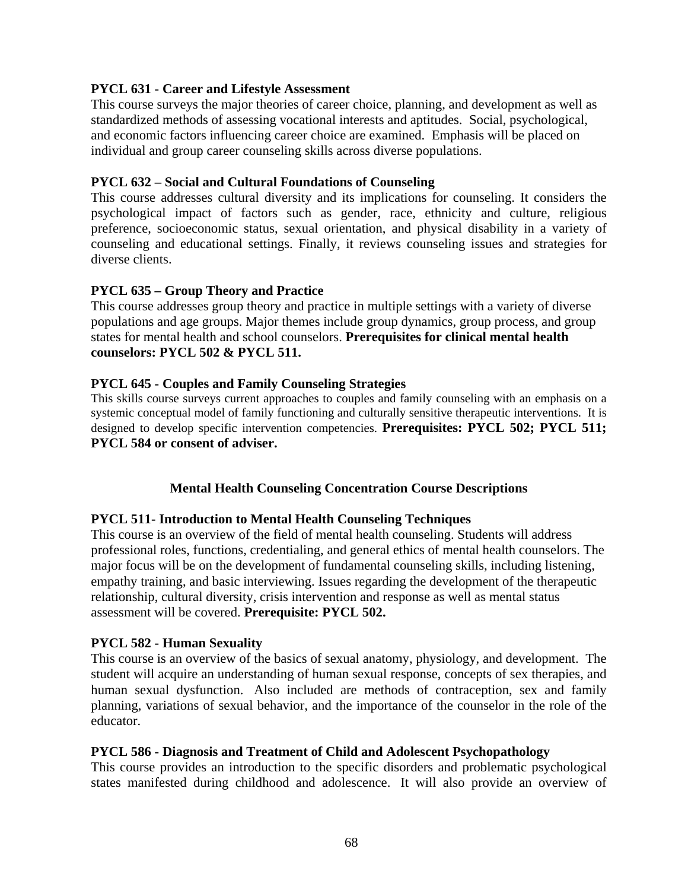**PYCL 631 - Career and Lifestyle Assessment**
This course surveys the major theories of career choice, planning, and development as well as standardized methods of assessing vocational interests and aptitudes. Social, psychological, and economic factors influencing career choice are examined. Emphasis will be placed on individual and group career counseling skills across diverse populations.

**PYCL 632 – Social and Cultural Foundations of Counseling**
This course addresses cultural diversity and its implications for counseling. It considers the psychological impact of factors such as gender, race, ethnicity and culture, religious preference, socioeconomic status, sexual orientation, and physical disability in a variety of counseling and educational settings. Finally, it reviews counseling issues and strategies for diverse clients.

**PYCL 635 – Group Theory and Practice**
This course addresses group theory and practice in multiple settings with a variety of diverse populations and age groups. Major themes include group dynamics, group process, and group states for mental health and school counselors. **Prerequisites for clinical mental health counselors: PYCL 502 & PYCL 511.**

**PYCL 645 - Couples and Family Counseling Strategies**
This skills course surveys current approaches to couples and family counseling with an emphasis on a systemic conceptual model of family functioning and culturally sensitive therapeutic interventions. It is designed to develop specific intervention competencies. **Prerequisites: PYCL 502; PYCL 511; PYCL 584 or consent of adviser.**

## Mental Health Counseling Concentration Course Descriptions

**PYCL 511- Introduction to Mental Health Counseling Techniques**
This course is an overview of the field of mental health counseling. Students will address professional roles, functions, credentialing, and general ethics of mental health counselors. The major focus will be on the development of fundamental counseling skills, including listening, empathy training, and basic interviewing. Issues regarding the development of the therapeutic relationship, cultural diversity, crisis intervention and response as well as mental status assessment will be covered. **Prerequisite: PYCL 502.**

**PYCL 582 - Human Sexuality**
This course is an overview of the basics of sexual anatomy, physiology, and development. The student will acquire an understanding of human sexual response, concepts of sex therapies, and human sexual dysfunction. Also included are methods of contraception, sex and family planning, variations of sexual behavior, and the importance of the counselor in the role of the educator.

**PYCL 586 - Diagnosis and Treatment of Child and Adolescent Psychopathology**
This course provides an introduction to the specific disorders and problematic psychological states manifested during childhood and adolescence. It will also provide an overview of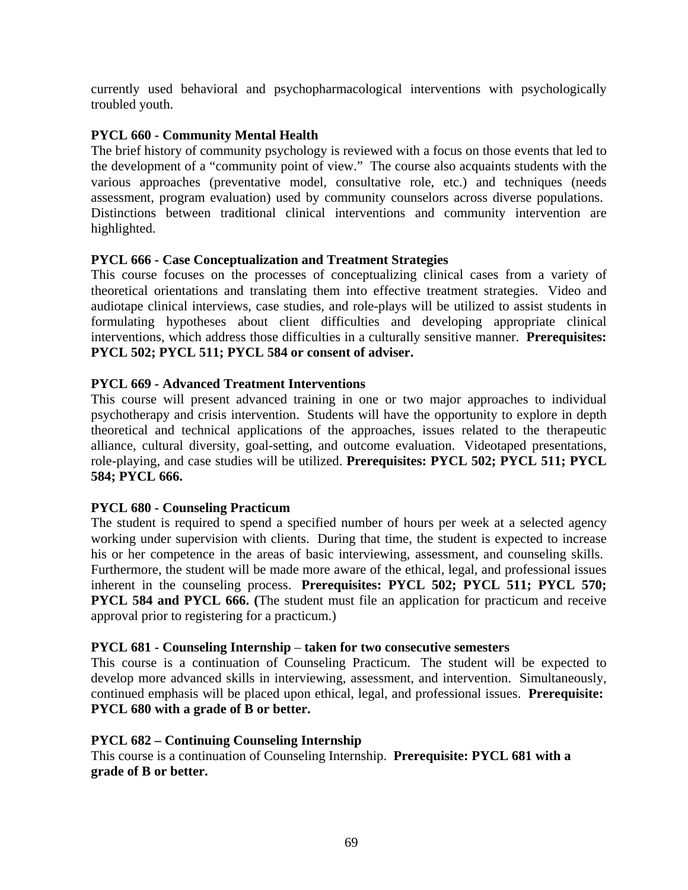currently used behavioral and psychopharmacological interventions with psychologically troubled youth.

**PYCL 660 - Community Mental Health**

The brief history of community psychology is reviewed with a focus on those events that led to the development of a "community point of view." The course also acquaints students with the various approaches (preventative model, consultative role, etc.) and techniques (needs assessment, program evaluation) used by community counselors across diverse populations. Distinctions between traditional clinical interventions and community intervention are highlighted.

**PYCL 666 - Case Conceptualization and Treatment Strategies**

This course focuses on the processes of conceptualizing clinical cases from a variety of theoretical orientations and translating them into effective treatment strategies. Video and audiotape clinical interviews, case studies, and role-plays will be utilized to assist students in formulating hypotheses about client difficulties and developing appropriate clinical interventions, which address those difficulties in a culturally sensitive manner. **Prerequisites: PYCL 502; PYCL 511; PYCL 584 or consent of adviser.**

**PYCL 669 - Advanced Treatment Interventions**

This course will present advanced training in one or two major approaches to individual psychotherapy and crisis intervention. Students will have the opportunity to explore in depth theoretical and technical applications of the approaches, issues related to the therapeutic alliance, cultural diversity, goal-setting, and outcome evaluation. Videotaped presentations, role-playing, and case studies will be utilized. **Prerequisites: PYCL 502; PYCL 511; PYCL 584; PYCL 666.**

**PYCL 680 - Counseling Practicum**

The student is required to spend a specified number of hours per week at a selected agency working under supervision with clients. During that time, the student is expected to increase his or her competence in the areas of basic interviewing, assessment, and counseling skills. Furthermore, the student will be made more aware of the ethical, legal, and professional issues inherent in the counseling process. **Prerequisites: PYCL 502; PYCL 511; PYCL 570; PYCL 584 and PYCL 666. (**The student must file an application for practicum and receive approval prior to registering for a practicum.)

**PYCL 681 - Counseling Internship – taken for two consecutive semesters**

This course is a continuation of Counseling Practicum. The student will be expected to develop more advanced skills in interviewing, assessment, and intervention. Simultaneously, continued emphasis will be placed upon ethical, legal, and professional issues. **Prerequisite: PYCL 680 with a grade of B or better.**

**PYCL 682 – Continuing Counseling Internship**

This course is a continuation of Counseling Internship. **Prerequisite: PYCL 681 with a grade of B or better.**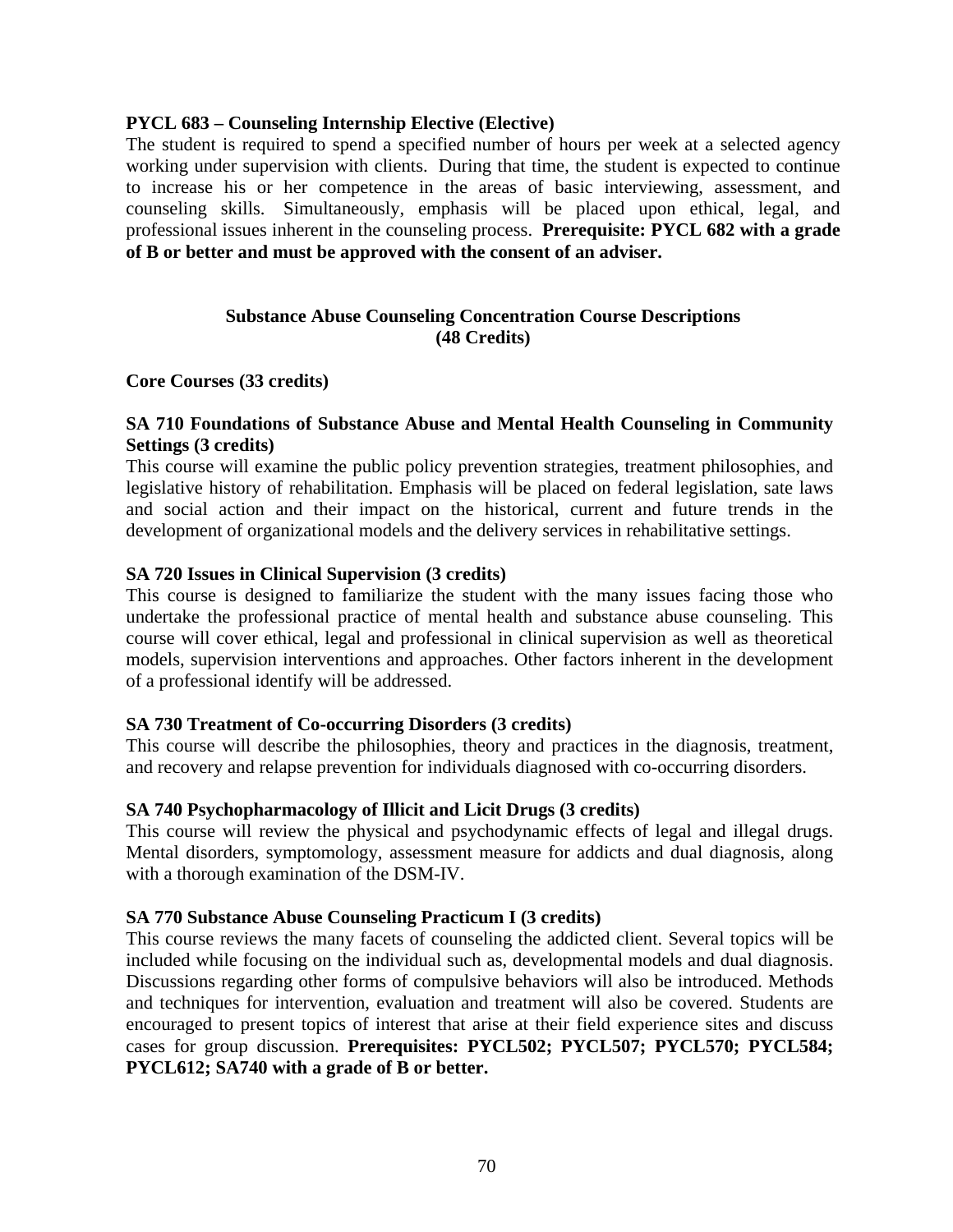**PYCL 683 – Counseling Internship Elective (Elective)**
The student is required to spend a specified number of hours per week at a selected agency working under supervision with clients. During that time, the student is expected to continue to increase his or her competence in the areas of basic interviewing, assessment, and counseling skills. Simultaneously, emphasis will be placed upon ethical, legal, and professional issues inherent in the counseling process. **Prerequisite: PYCL 682 with a grade of B or better and must be approved with the consent of an adviser.**

## Substance Abuse Counseling Concentration Course Descriptions (48 Credits)

**Core Courses (33 credits)**

**SA 710 Foundations of Substance Abuse and Mental Health Counseling in Community Settings (3 credits)**
This course will examine the public policy prevention strategies, treatment philosophies, and legislative history of rehabilitation. Emphasis will be placed on federal legislation, sate laws and social action and their impact on the historical, current and future trends in the development of organizational models and the delivery services in rehabilitative settings.

**SA 720 Issues in Clinical Supervision (3 credits)**
This course is designed to familiarize the student with the many issues facing those who undertake the professional practice of mental health and substance abuse counseling. This course will cover ethical, legal and professional in clinical supervision as well as theoretical models, supervision interventions and approaches. Other factors inherent in the development of a professional identify will be addressed.

**SA 730 Treatment of Co-occurring Disorders (3 credits)**
This course will describe the philosophies, theory and practices in the diagnosis, treatment, and recovery and relapse prevention for individuals diagnosed with co-occurring disorders.

**SA 740 Psychopharmacology of Illicit and Licit Drugs (3 credits)**
This course will review the physical and psychodynamic effects of legal and illegal drugs. Mental disorders, symptomology, assessment measure for addicts and dual diagnosis, along with a thorough examination of the DSM-IV.

**SA 770 Substance Abuse Counseling Practicum I (3 credits)**
This course reviews the many facets of counseling the addicted client. Several topics will be included while focusing on the individual such as, developmental models and dual diagnosis. Discussions regarding other forms of compulsive behaviors will also be introduced. Methods and techniques for intervention, evaluation and treatment will also be covered. Students are encouraged to present topics of interest that arise at their field experience sites and discuss cases for group discussion. **Prerequisites: PYCL502; PYCL507; PYCL570; PYCL584; PYCL612; SA740 with a grade of B or better.**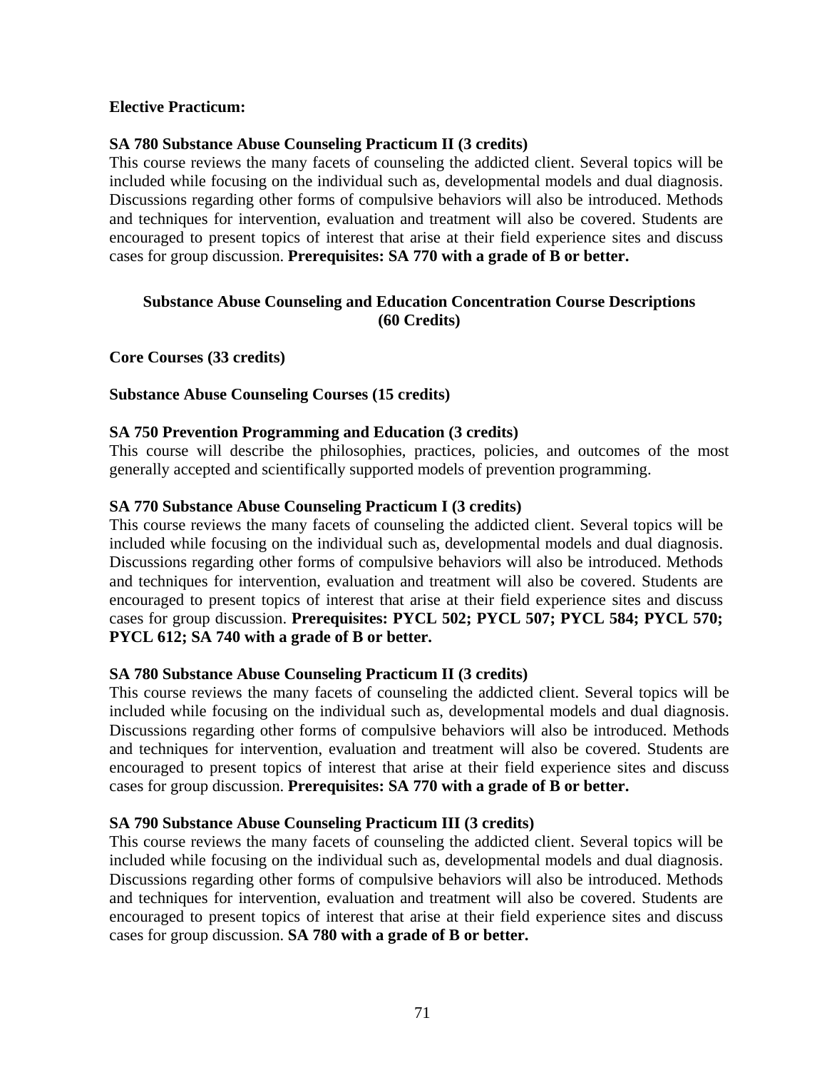**Elective Practicum:**

**SA 780 Substance Abuse Counseling Practicum II (3 credits)**
This course reviews the many facets of counseling the addicted client. Several topics will be included while focusing on the individual such as, developmental models and dual diagnosis. Discussions regarding other forms of compulsive behaviors will also be introduced. Methods and techniques for intervention, evaluation and treatment will also be covered. Students are encouraged to present topics of interest that arise at their field experience sites and discuss cases for group discussion. **Prerequisites: SA 770 with a grade of B or better.**

## Substance Abuse Counseling and Education Concentration Course Descriptions (60 Credits)

**Core Courses (33 credits)**

**Substance Abuse Counseling Courses (15 credits)**

**SA 750 Prevention Programming and Education (3 credits)**
This course will describe the philosophies, practices, policies, and outcomes of the most generally accepted and scientifically supported models of prevention programming.

**SA 770 Substance Abuse Counseling Practicum I (3 credits)**
This course reviews the many facets of counseling the addicted client. Several topics will be included while focusing on the individual such as, developmental models and dual diagnosis. Discussions regarding other forms of compulsive behaviors will also be introduced. Methods and techniques for intervention, evaluation and treatment will also be covered. Students are encouraged to present topics of interest that arise at their field experience sites and discuss cases for group discussion. **Prerequisites: PYCL 502; PYCL 507; PYCL 584; PYCL 570; PYCL 612; SA 740 with a grade of B or better.**

**SA 780 Substance Abuse Counseling Practicum II (3 credits)**
This course reviews the many facets of counseling the addicted client. Several topics will be included while focusing on the individual such as, developmental models and dual diagnosis. Discussions regarding other forms of compulsive behaviors will also be introduced. Methods and techniques for intervention, evaluation and treatment will also be covered. Students are encouraged to present topics of interest that arise at their field experience sites and discuss cases for group discussion. **Prerequisites: SA 770 with a grade of B or better.**

**SA 790 Substance Abuse Counseling Practicum III (3 credits)**
This course reviews the many facets of counseling the addicted client. Several topics will be included while focusing on the individual such as, developmental models and dual diagnosis. Discussions regarding other forms of compulsive behaviors will also be introduced. Methods and techniques for intervention, evaluation and treatment will also be covered. Students are encouraged to present topics of interest that arise at their field experience sites and discuss cases for group discussion. **SA 780 with a grade of B or better.**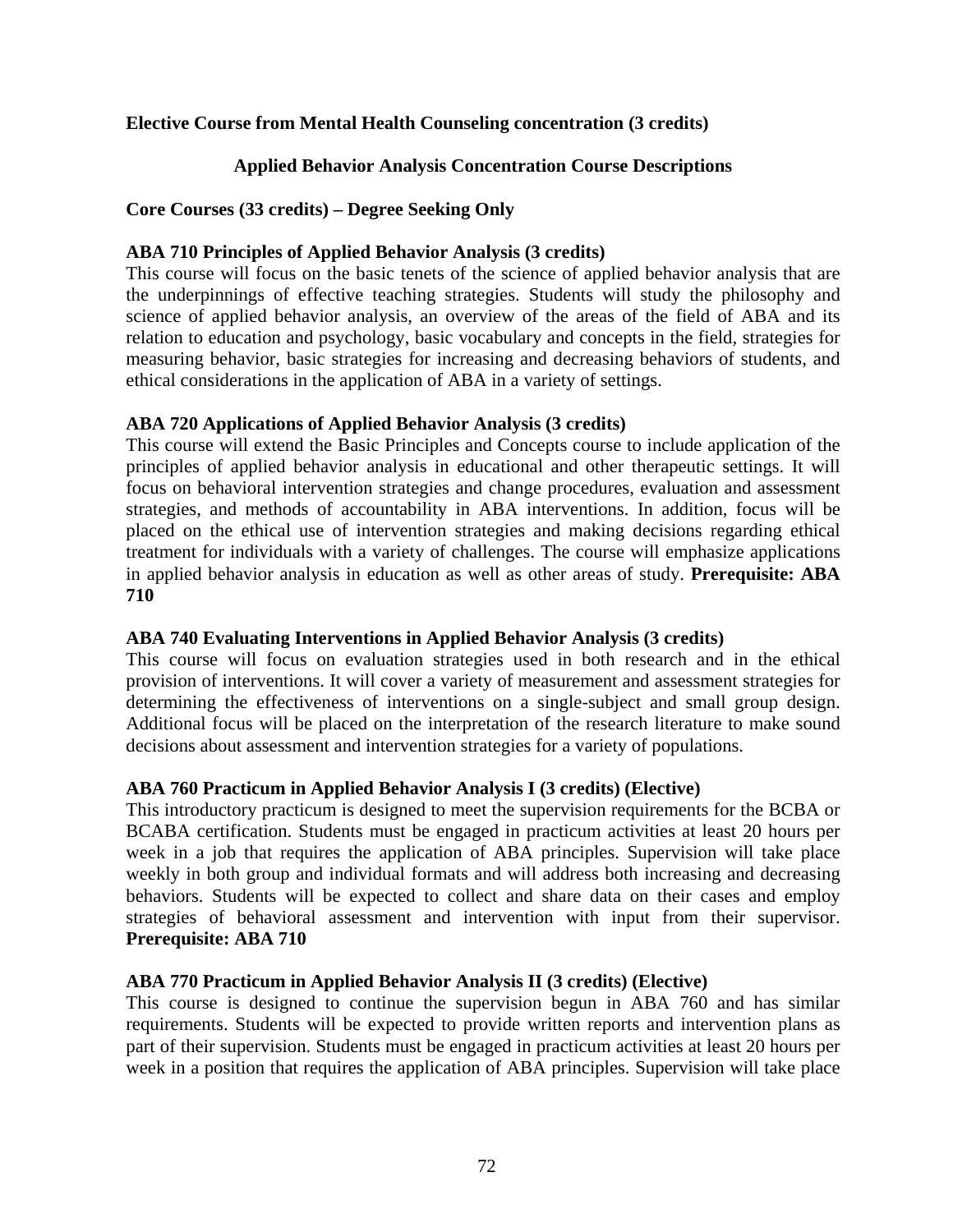**Elective Course from Mental Health Counseling concentration (3 credits)**

## Applied Behavior Analysis Concentration Course Descriptions

### Core Courses (33 credits) – Degree Seeking Only

**ABA 710 Principles of Applied Behavior Analysis (3 credits)**
This course will focus on the basic tenets of the science of applied behavior analysis that are the underpinnings of effective teaching strategies. Students will study the philosophy and science of applied behavior analysis, an overview of the areas of the field of ABA and its relation to education and psychology, basic vocabulary and concepts in the field, strategies for measuring behavior, basic strategies for increasing and decreasing behaviors of students, and ethical considerations in the application of ABA in a variety of settings.

**ABA 720 Applications of Applied Behavior Analysis (3 credits)**
This course will extend the Basic Principles and Concepts course to include application of the principles of applied behavior analysis in educational and other therapeutic settings. It will focus on behavioral intervention strategies and change procedures, evaluation and assessment strategies, and methods of accountability in ABA interventions. In addition, focus will be placed on the ethical use of intervention strategies and making decisions regarding ethical treatment for individuals with a variety of challenges. The course will emphasize applications in applied behavior analysis in education as well as other areas of study. **Prerequisite: ABA 710**

**ABA 740 Evaluating Interventions in Applied Behavior Analysis (3 credits)**
This course will focus on evaluation strategies used in both research and in the ethical provision of interventions. It will cover a variety of measurement and assessment strategies for determining the effectiveness of interventions on a single-subject and small group design. Additional focus will be placed on the interpretation of the research literature to make sound decisions about assessment and intervention strategies for a variety of populations.

**ABA 760 Practicum in Applied Behavior Analysis I (3 credits) (Elective)**
This introductory practicum is designed to meet the supervision requirements for the BCBA or BCABA certification. Students must be engaged in practicum activities at least 20 hours per week in a job that requires the application of ABA principles. Supervision will take place weekly in both group and individual formats and will address both increasing and decreasing behaviors. Students will be expected to collect and share data on their cases and employ strategies of behavioral assessment and intervention with input from their supervisor. **Prerequisite: ABA 710**

**ABA 770 Practicum in Applied Behavior Analysis II (3 credits) (Elective)**
This course is designed to continue the supervision begun in ABA 760 and has similar requirements. Students will be expected to provide written reports and intervention plans as part of their supervision. Students must be engaged in practicum activities at least 20 hours per week in a position that requires the application of ABA principles. Supervision will take place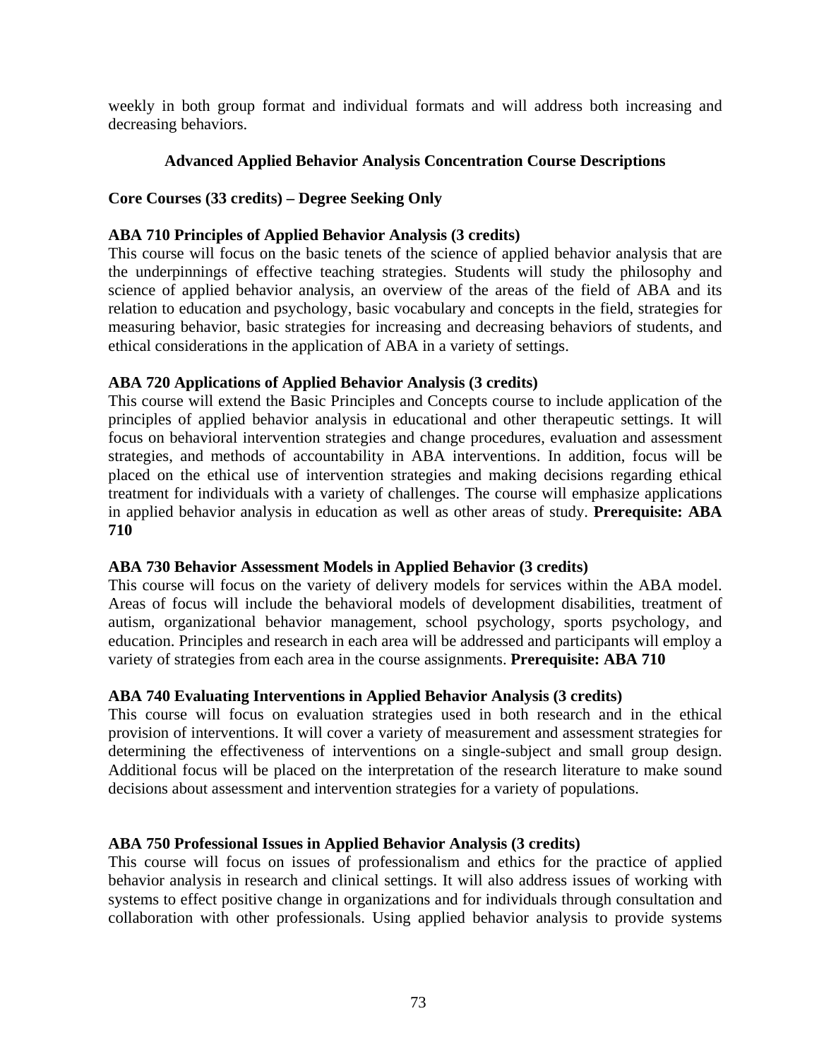weekly in both group format and individual formats and will address both increasing and decreasing behaviors.

## Advanced Applied Behavior Analysis Concentration Course Descriptions

### Core Courses (33 credits) – Degree Seeking Only

**ABA 710 Principles of Applied Behavior Analysis (3 credits)**
This course will focus on the basic tenets of the science of applied behavior analysis that are the underpinnings of effective teaching strategies. Students will study the philosophy and science of applied behavior analysis, an overview of the areas of the field of ABA and its relation to education and psychology, basic vocabulary and concepts in the field, strategies for measuring behavior, basic strategies for increasing and decreasing behaviors of students, and ethical considerations in the application of ABA in a variety of settings.

**ABA 720 Applications of Applied Behavior Analysis (3 credits)**
This course will extend the Basic Principles and Concepts course to include application of the principles of applied behavior analysis in educational and other therapeutic settings. It will focus on behavioral intervention strategies and change procedures, evaluation and assessment strategies, and methods of accountability in ABA interventions. In addition, focus will be placed on the ethical use of intervention strategies and making decisions regarding ethical treatment for individuals with a variety of challenges. The course will emphasize applications in applied behavior analysis in education as well as other areas of study. **Prerequisite: ABA 710**

**ABA 730 Behavior Assessment Models in Applied Behavior (3 credits)**
This course will focus on the variety of delivery models for services within the ABA model. Areas of focus will include the behavioral models of development disabilities, treatment of autism, organizational behavior management, school psychology, sports psychology, and education. Principles and research in each area will be addressed and participants will employ a variety of strategies from each area in the course assignments. **Prerequisite: ABA 710**

**ABA 740 Evaluating Interventions in Applied Behavior Analysis (3 credits)**
This course will focus on evaluation strategies used in both research and in the ethical provision of interventions. It will cover a variety of measurement and assessment strategies for determining the effectiveness of interventions on a single-subject and small group design. Additional focus will be placed on the interpretation of the research literature to make sound decisions about assessment and intervention strategies for a variety of populations.

**ABA 750 Professional Issues in Applied Behavior Analysis (3 credits)**
This course will focus on issues of professionalism and ethics for the practice of applied behavior analysis in research and clinical settings. It will also address issues of working with systems to effect positive change in organizations and for individuals through consultation and collaboration with other professionals. Using applied behavior analysis to provide systems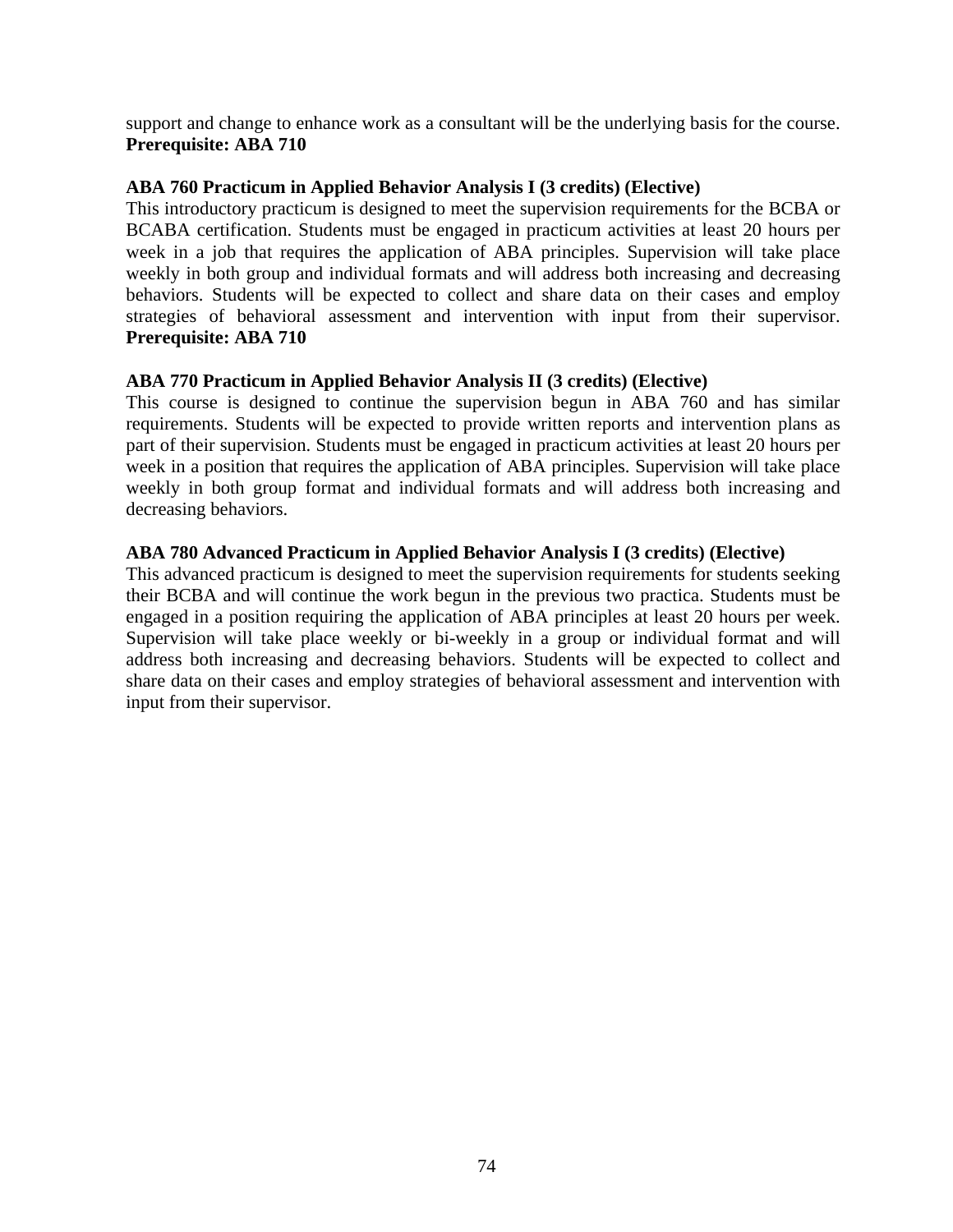support and change to enhance work as a consultant will be the underlying basis for the course. **Prerequisite: ABA 710**

**ABA 760 Practicum in Applied Behavior Analysis I (3 credits) (Elective)**
This introductory practicum is designed to meet the supervision requirements for the BCBA or BCABA certification. Students must be engaged in practicum activities at least 20 hours per week in a job that requires the application of ABA principles. Supervision will take place weekly in both group and individual formats and will address both increasing and decreasing behaviors. Students will be expected to collect and share data on their cases and employ strategies of behavioral assessment and intervention with input from their supervisor. **Prerequisite: ABA 710**

**ABA 770 Practicum in Applied Behavior Analysis II (3 credits) (Elective)**
This course is designed to continue the supervision begun in ABA 760 and has similar requirements. Students will be expected to provide written reports and intervention plans as part of their supervision. Students must be engaged in practicum activities at least 20 hours per week in a position that requires the application of ABA principles. Supervision will take place weekly in both group format and individual formats and will address both increasing and decreasing behaviors.

**ABA 780 Advanced Practicum in Applied Behavior Analysis I (3 credits) (Elective)**
This advanced practicum is designed to meet the supervision requirements for students seeking their BCBA and will continue the work begun in the previous two practica. Students must be engaged in a position requiring the application of ABA principles at least 20 hours per week. Supervision will take place weekly or bi-weekly in a group or individual format and will address both increasing and decreasing behaviors. Students will be expected to collect and share data on their cases and employ strategies of behavioral assessment and intervention with input from their supervisor.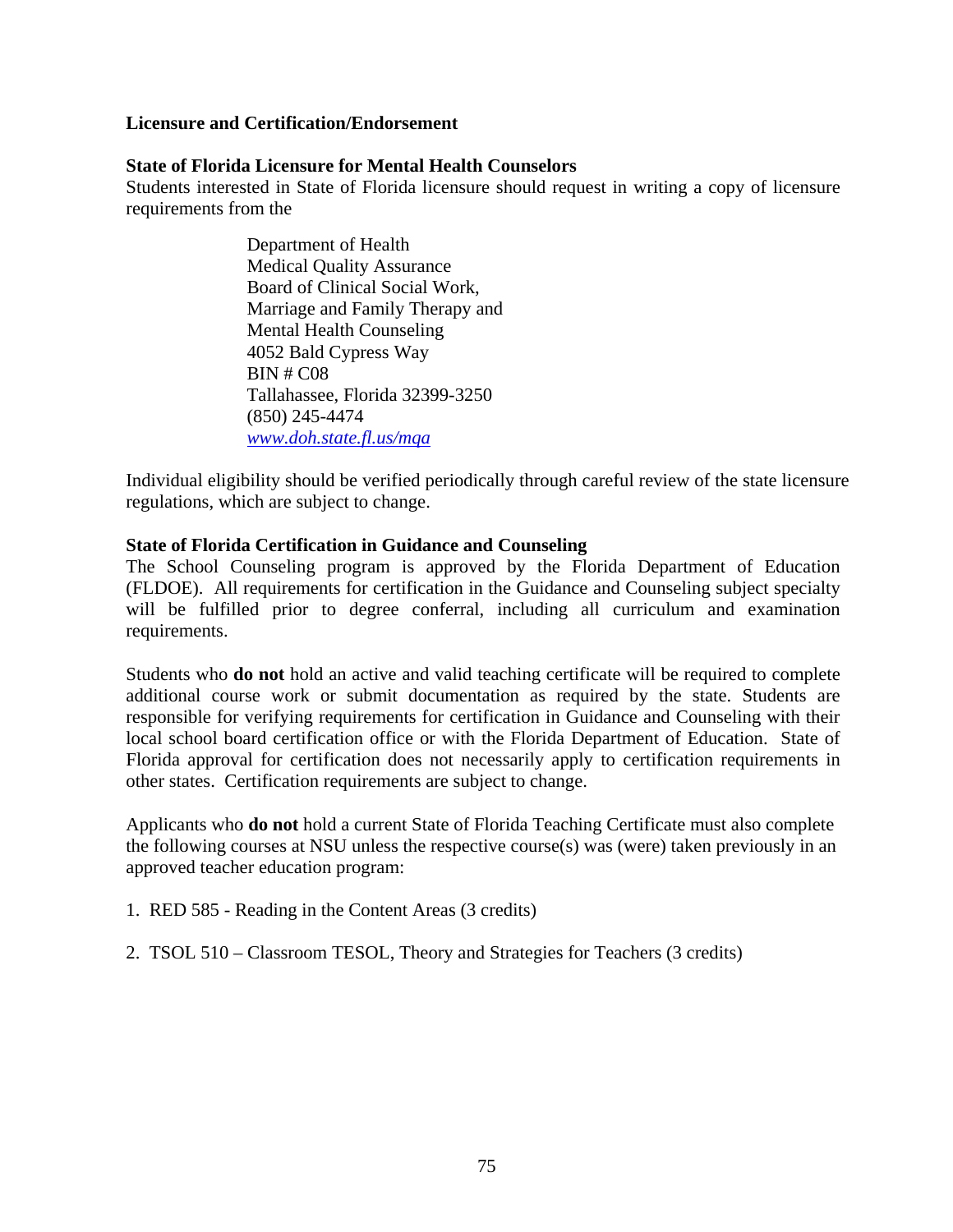**Licensure and Certification/Endorsement**

**State of Florida Licensure for Mental Health Counselors**

Students interested in State of Florida licensure should request in writing a copy of licensure requirements from the

> Department of Health
> Medical Quality Assurance
> Board of Clinical Social Work,
> Marriage and Family Therapy and
> Mental Health Counseling
> 4052 Bald Cypress Way
> BIN # C08
> Tallahassee, Florida 32399-3250
> (850) 245-4474
> *www.doh.state.fl.us/mqa*

Individual eligibility should be verified periodically through careful review of the state licensure regulations, which are subject to change.

**State of Florida Certification in Guidance and Counseling**

The School Counseling program is approved by the Florida Department of Education (FLDOE). All requirements for certification in the Guidance and Counseling subject specialty will be fulfilled prior to degree conferral, including all curriculum and examination requirements.

Students who **do not** hold an active and valid teaching certificate will be required to complete additional course work or submit documentation as required by the state. Students are responsible for verifying requirements for certification in Guidance and Counseling with their local school board certification office or with the Florida Department of Education. State of Florida approval for certification does not necessarily apply to certification requirements in other states. Certification requirements are subject to change.

Applicants who **do not** hold a current State of Florida Teaching Certificate must also complete the following courses at NSU unless the respective course(s) was (were) taken previously in an approved teacher education program:

1. RED 585 - Reading in the Content Areas (3 credits)

2. TSOL 510 – Classroom TESOL, Theory and Strategies for Teachers (3 credits)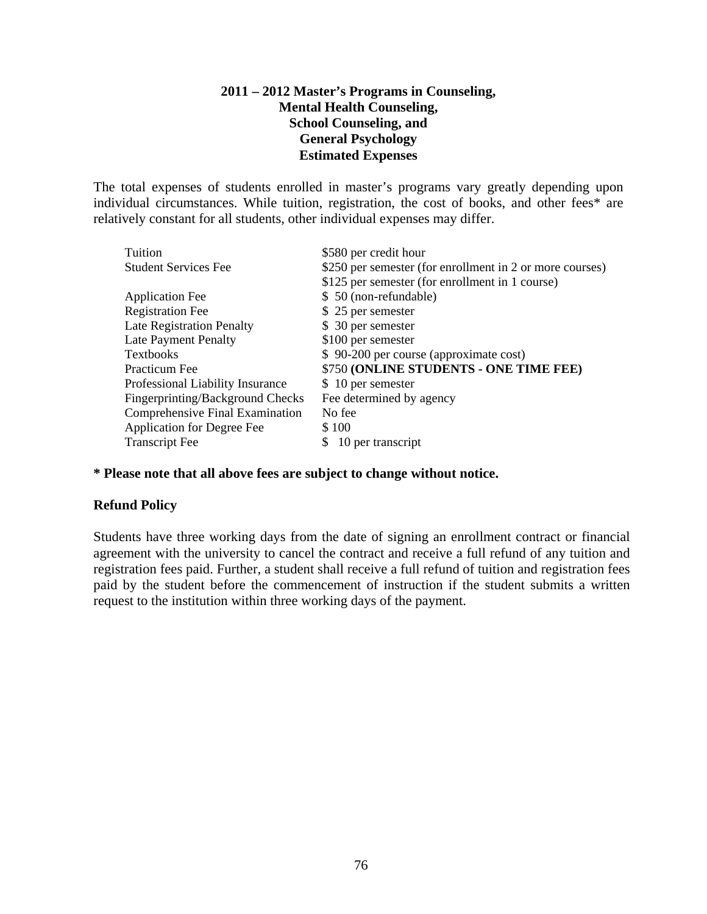# 2011 – 2012 Master's Programs in Counseling, Mental Health Counseling, School Counseling, and General Psychology Estimated Expenses

The total expenses of students enrolled in master's programs vary greatly depending upon individual circumstances. While tuition, registration, the cost of books, and other fees* are relatively constant for all students, other individual expenses may differ.

| | |
|---|---|
| Tuition | $580 per credit hour |
| Student Services Fee | $250 per semester (for enrollment in 2 or more courses) |
| | $125 per semester (for enrollment in 1 course) |
| Application Fee | $ 50 (non-refundable) |
| Registration Fee | $ 25 per semester |
| Late Registration Penalty | $ 30 per semester |
| Late Payment Penalty | $100 per semester |
| Textbooks | $ 90-200 per course (approximate cost) |
| Practicum Fee | $750 **(ONLINE STUDENTS - ONE TIME FEE)** |
| Professional Liability Insurance | $ 10 per semester |
| Fingerprinting/Background Checks | Fee determined by agency |
| Comprehensive Final Examination | No fee |
| Application for Degree Fee | $ 100 |
| Transcript Fee | $ 10 per transcript |

**\* Please note that all above fees are subject to change without notice.**

**Refund Policy**

Students have three working days from the date of signing an enrollment contract or financial agreement with the university to cancel the contract and receive a full refund of any tuition and registration fees paid. Further, a student shall receive a full refund of tuition and registration fees paid by the student before the commencement of instruction if the student submits a written request to the institution within three working days of the payment.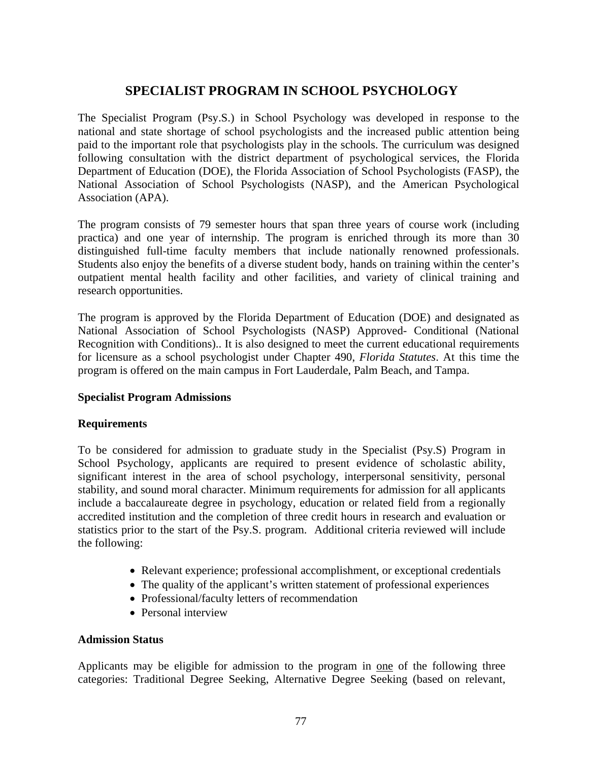# SPECIALIST PROGRAM IN SCHOOL PSYCHOLOGY

The Specialist Program (Psy.S.) in School Psychology was developed in response to the national and state shortage of school psychologists and the increased public attention being paid to the important role that psychologists play in the schools. The curriculum was designed following consultation with the district department of psychological services, the Florida Department of Education (DOE), the Florida Association of School Psychologists (FASP), the National Association of School Psychologists (NASP), and the American Psychological Association (APA).

The program consists of 79 semester hours that span three years of course work (including practica) and one year of internship. The program is enriched through its more than 30 distinguished full-time faculty members that include nationally renowned professionals. Students also enjoy the benefits of a diverse student body, hands on training within the center's outpatient mental health facility and other facilities, and variety of clinical training and research opportunities.

The program is approved by the Florida Department of Education (DOE) and designated as National Association of School Psychologists (NASP) Approved- Conditional (National Recognition with Conditions).. It is also designed to meet the current educational requirements for licensure as a school psychologist under Chapter 490, *Florida Statutes*. At this time the program is offered on the main campus in Fort Lauderdale, Palm Beach, and Tampa.

**Specialist Program Admissions**

**Requirements**

To be considered for admission to graduate study in the Specialist (Psy.S) Program in School Psychology, applicants are required to present evidence of scholastic ability, significant interest in the area of school psychology, interpersonal sensitivity, personal stability, and sound moral character. Minimum requirements for admission for all applicants include a baccalaureate degree in psychology, education or related field from a regionally accredited institution and the completion of three credit hours in research and evaluation or statistics prior to the start of the Psy.S. program. Additional criteria reviewed will include the following:

- Relevant experience; professional accomplishment, or exceptional credentials
- The quality of the applicant's written statement of professional experiences
- Professional/faculty letters of recommendation
- Personal interview

**Admission Status**

Applicants may be eligible for admission to the program in one of the following three categories: Traditional Degree Seeking, Alternative Degree Seeking (based on relevant,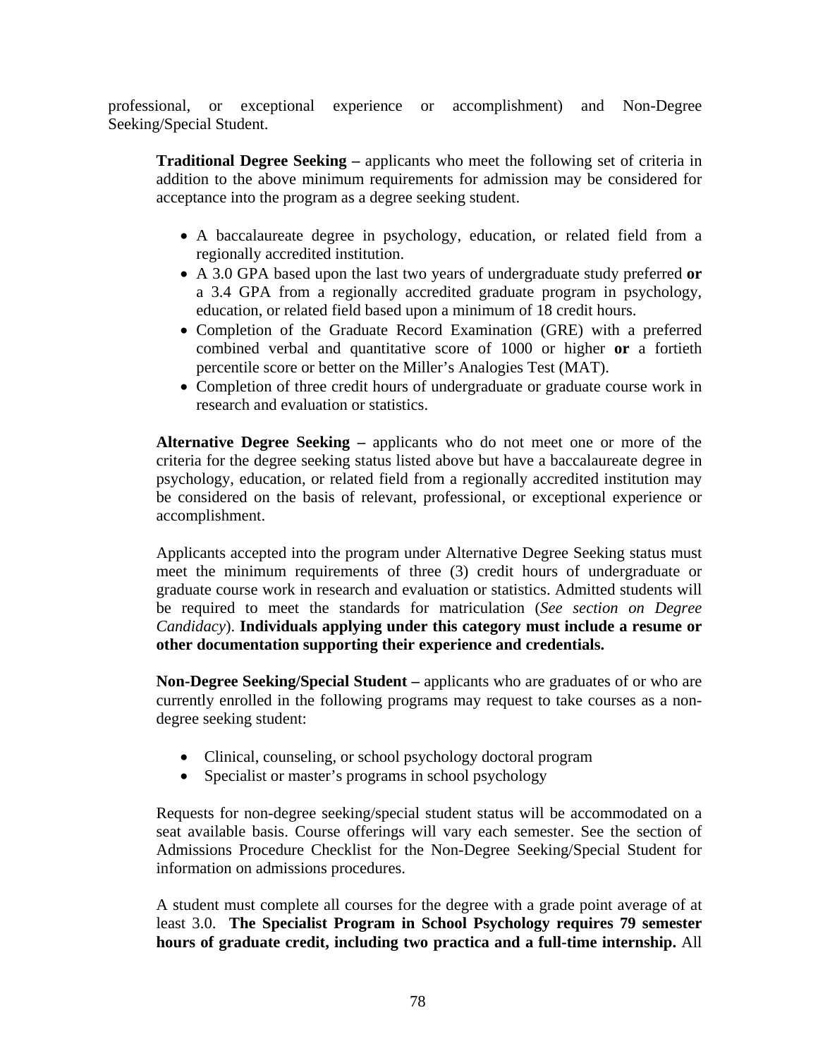professional, or exceptional experience or accomplishment) and Non-Degree Seeking/Special Student.

**Traditional Degree Seeking –** applicants who meet the following set of criteria in addition to the above minimum requirements for admission may be considered for acceptance into the program as a degree seeking student.

- A baccalaureate degree in psychology, education, or related field from a regionally accredited institution.
- A 3.0 GPA based upon the last two years of undergraduate study preferred **or** a 3.4 GPA from a regionally accredited graduate program in psychology, education, or related field based upon a minimum of 18 credit hours.
- Completion of the Graduate Record Examination (GRE) with a preferred combined verbal and quantitative score of 1000 or higher **or** a fortieth percentile score or better on the Miller's Analogies Test (MAT).
- Completion of three credit hours of undergraduate or graduate course work in research and evaluation or statistics.

**Alternative Degree Seeking –** applicants who do not meet one or more of the criteria for the degree seeking status listed above but have a baccalaureate degree in psychology, education, or related field from a regionally accredited institution may be considered on the basis of relevant, professional, or exceptional experience or accomplishment.

Applicants accepted into the program under Alternative Degree Seeking status must meet the minimum requirements of three (3) credit hours of undergraduate or graduate course work in research and evaluation or statistics. Admitted students will be required to meet the standards for matriculation (*See section on Degree Candidacy*). **Individuals applying under this category must include a resume or other documentation supporting their experience and credentials.**

**Non-Degree Seeking/Special Student –** applicants who are graduates of or who are currently enrolled in the following programs may request to take courses as a non-degree seeking student:

- Clinical, counseling, or school psychology doctoral program
- Specialist or master's programs in school psychology

Requests for non-degree seeking/special student status will be accommodated on a seat available basis. Course offerings will vary each semester. See the section of Admissions Procedure Checklist for the Non-Degree Seeking/Special Student for information on admissions procedures.

A student must complete all courses for the degree with a grade point average of at least 3.0. **The Specialist Program in School Psychology requires 79 semester hours of graduate credit, including two practica and a full-time internship.** All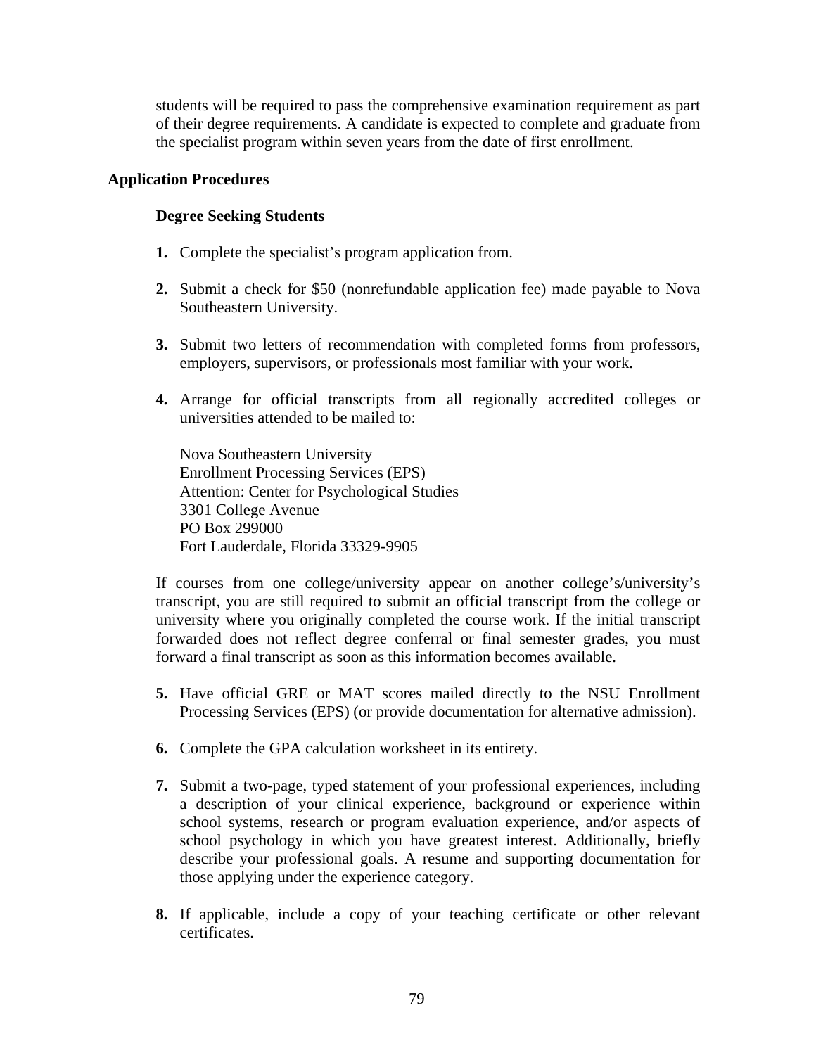students will be required to pass the comprehensive examination requirement as part of their degree requirements. A candidate is expected to complete and graduate from the specialist program within seven years from the date of first enrollment.

## Application Procedures

### Degree Seeking Students

1. Complete the specialist's program application from.

2. Submit a check for $50 (nonrefundable application fee) made payable to Nova Southeastern University.

3. Submit two letters of recommendation with completed forms from professors, employers, supervisors, or professionals most familiar with your work.

4. Arrange for official transcripts from all regionally accredited colleges or universities attended to be mailed to:

   Nova Southeastern University
   Enrollment Processing Services (EPS)
   Attention: Center for Psychological Studies
   3301 College Avenue
   PO Box 299000
   Fort Lauderdale, Florida 33329-9905

If courses from one college/university appear on another college's/university's transcript, you are still required to submit an official transcript from the college or university where you originally completed the course work. If the initial transcript forwarded does not reflect degree conferral or final semester grades, you must forward a final transcript as soon as this information becomes available.

5. Have official GRE or MAT scores mailed directly to the NSU Enrollment Processing Services (EPS) (or provide documentation for alternative admission).

6. Complete the GPA calculation worksheet in its entirety.

7. Submit a two-page, typed statement of your professional experiences, including a description of your clinical experience, background or experience within school systems, research or program evaluation experience, and/or aspects of school psychology in which you have greatest interest. Additionally, briefly describe your professional goals. A resume and supporting documentation for those applying under the experience category.

8. If applicable, include a copy of your teaching certificate or other relevant certificates.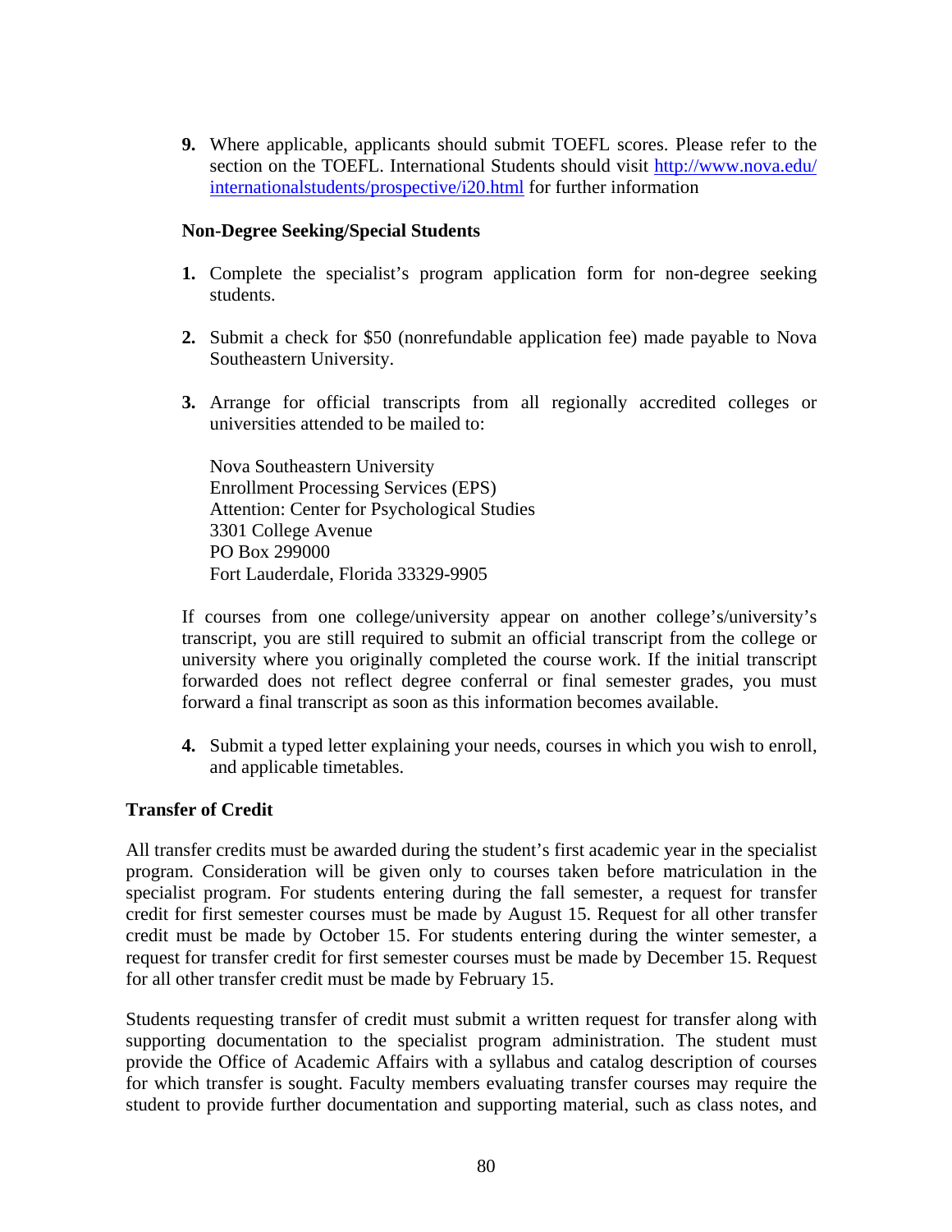9. Where applicable, applicants should submit TOEFL scores. Please refer to the section on the TOEFL. International Students should visit [http://www.nova.edu/internationalstudents/prospective/i20.html](http://www.nova.edu/internationalstudents/prospective/i20.html) for further information

**Non-Degree Seeking/Special Students**

1. Complete the specialist's program application form for non-degree seeking students.

2. Submit a check for $50 (nonrefundable application fee) made payable to Nova Southeastern University.

3. Arrange for official transcripts from all regionally accredited colleges or universities attended to be mailed to:

   Nova Southeastern University  
   Enrollment Processing Services (EPS)  
   Attention: Center for Psychological Studies  
   3301 College Avenue  
   PO Box 299000  
   Fort Lauderdale, Florida 33329-9905

   If courses from one college/university appear on another college's/university's transcript, you are still required to submit an official transcript from the college or university where you originally completed the course work. If the initial transcript forwarded does not reflect degree conferral or final semester grades, you must forward a final transcript as soon as this information becomes available.

4. Submit a typed letter explaining your needs, courses in which you wish to enroll, and applicable timetables.

**Transfer of Credit**

All transfer credits must be awarded during the student's first academic year in the specialist program. Consideration will be given only to courses taken before matriculation in the specialist program. For students entering during the fall semester, a request for transfer credit for first semester courses must be made by August 15. Request for all other transfer credit must be made by October 15. For students entering during the winter semester, a request for transfer credit for first semester courses must be made by December 15. Request for all other transfer credit must be made by February 15.

Students requesting transfer of credit must submit a written request for transfer along with supporting documentation to the specialist program administration. The student must provide the Office of Academic Affairs with a syllabus and catalog description of courses for which transfer is sought. Faculty members evaluating transfer courses may require the student to provide further documentation and supporting material, such as class notes, and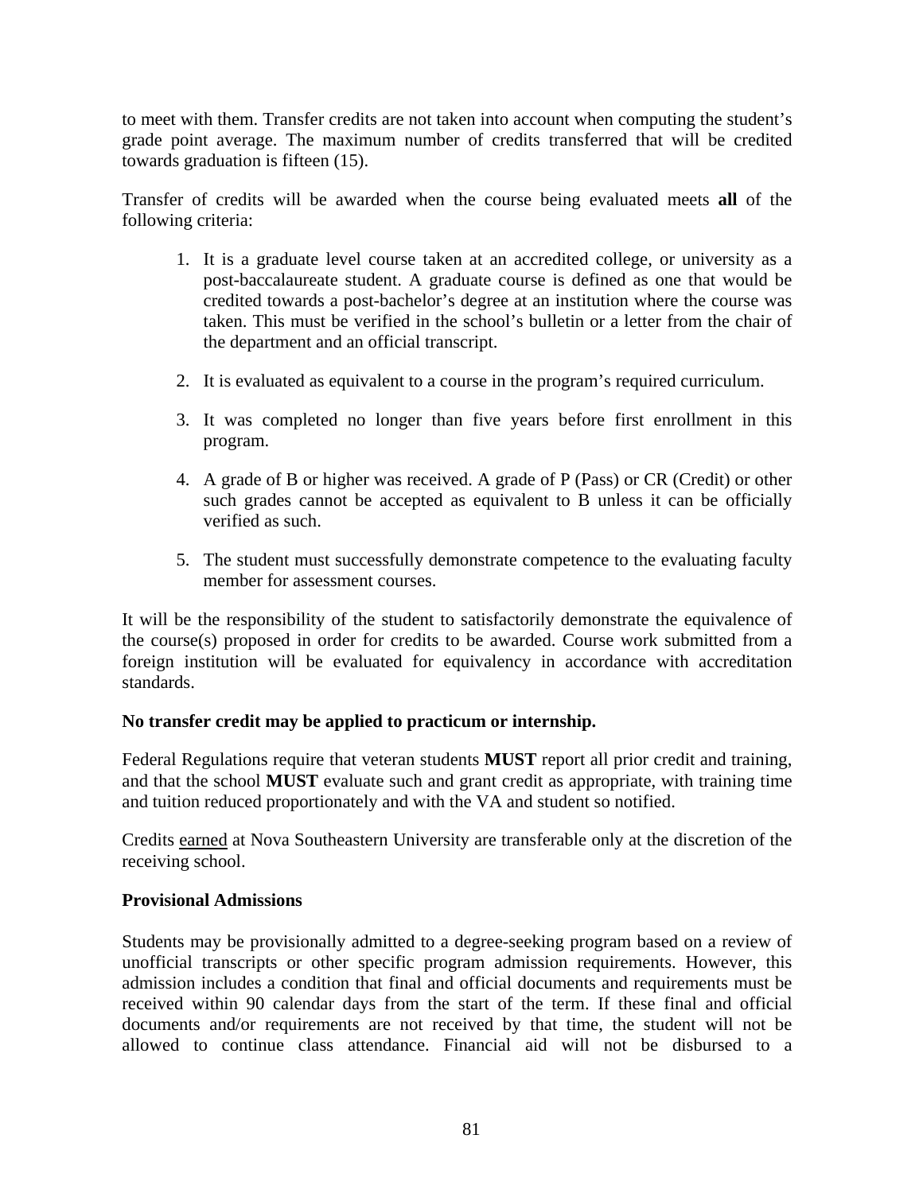to meet with them. Transfer credits are not taken into account when computing the student's grade point average. The maximum number of credits transferred that will be credited towards graduation is fifteen (15).

Transfer of credits will be awarded when the course being evaluated meets **all** of the following criteria:

1. It is a graduate level course taken at an accredited college, or university as a post-baccalaureate student. A graduate course is defined as one that would be credited towards a post-bachelor's degree at an institution where the course was taken. This must be verified in the school's bulletin or a letter from the chair of the department and an official transcript.

2. It is evaluated as equivalent to a course in the program's required curriculum.

3. It was completed no longer than five years before first enrollment in this program.

4. A grade of B or higher was received. A grade of P (Pass) or CR (Credit) or other such grades cannot be accepted as equivalent to B unless it can be officially verified as such.

5. The student must successfully demonstrate competence to the evaluating faculty member for assessment courses.

It will be the responsibility of the student to satisfactorily demonstrate the equivalence of the course(s) proposed in order for credits to be awarded. Course work submitted from a foreign institution will be evaluated for equivalency in accordance with accreditation standards.

**No transfer credit may be applied to practicum or internship.**

Federal Regulations require that veteran students **MUST** report all prior credit and training, and that the school **MUST** evaluate such and grant credit as appropriate, with training time and tuition reduced proportionately and with the VA and student so notified.

Credits earned at Nova Southeastern University are transferable only at the discretion of the receiving school.

**Provisional Admissions**

Students may be provisionally admitted to a degree-seeking program based on a review of unofficial transcripts or other specific program admission requirements. However, this admission includes a condition that final and official documents and requirements must be received within 90 calendar days from the start of the term. If these final and official documents and/or requirements are not received by that time, the student will not be allowed to continue class attendance. Financial aid will not be disbursed to a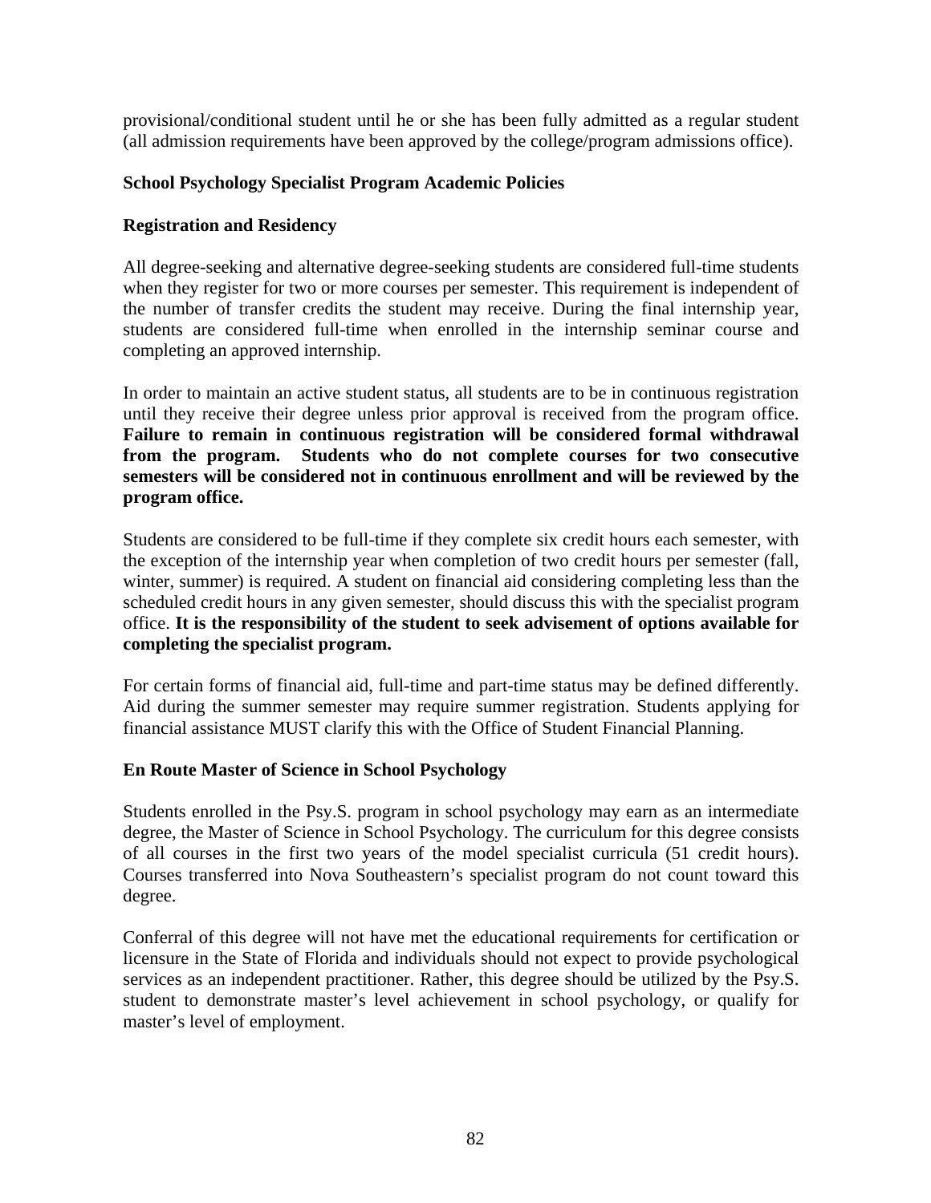provisional/conditional student until he or she has been fully admitted as a regular student (all admission requirements have been approved by the college/program admissions office).

**School Psychology Specialist Program Academic Policies**

**Registration and Residency**

All degree-seeking and alternative degree-seeking students are considered full-time students when they register for two or more courses per semester. This requirement is independent of the number of transfer credits the student may receive. During the final internship year, students are considered full-time when enrolled in the internship seminar course and completing an approved internship.

In order to maintain an active student status, all students are to be in continuous registration until they receive their degree unless prior approval is received from the program office. **Failure to remain in continuous registration will be considered formal withdrawal from the program. Students who do not complete courses for two consecutive semesters will be considered not in continuous enrollment and will be reviewed by the program office.**

Students are considered to be full-time if they complete six credit hours each semester, with the exception of the internship year when completion of two credit hours per semester (fall, winter, summer) is required. A student on financial aid considering completing less than the scheduled credit hours in any given semester, should discuss this with the specialist program office. **It is the responsibility of the student to seek advisement of options available for completing the specialist program.**

For certain forms of financial aid, full-time and part-time status may be defined differently. Aid during the summer semester may require summer registration. Students applying for financial assistance MUST clarify this with the Office of Student Financial Planning.

**En Route Master of Science in School Psychology**

Students enrolled in the Psy.S. program in school psychology may earn as an intermediate degree, the Master of Science in School Psychology. The curriculum for this degree consists of all courses in the first two years of the model specialist curricula (51 credit hours). Courses transferred into Nova Southeastern's specialist program do not count toward this degree.

Conferral of this degree will not have met the educational requirements for certification or licensure in the State of Florida and individuals should not expect to provide psychological services as an independent practitioner. Rather, this degree should be utilized by the Psy.S. student to demonstrate master's level achievement in school psychology, or qualify for master's level of employment.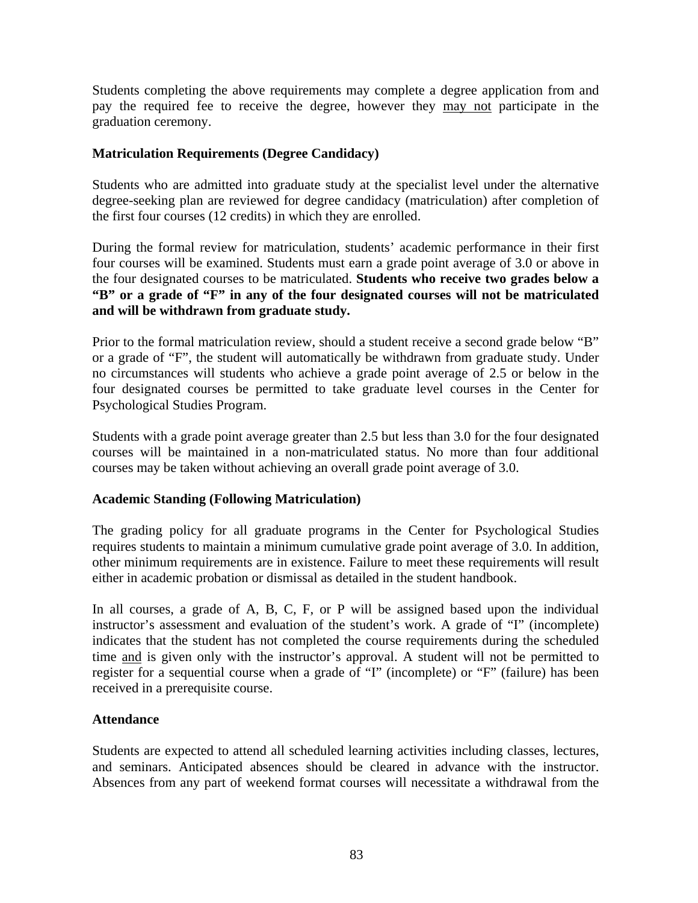Students completing the above requirements may complete a degree application from and pay the required fee to receive the degree, however they <u>may not</u> participate in the graduation ceremony.

**Matriculation Requirements (Degree Candidacy)**

Students who are admitted into graduate study at the specialist level under the alternative degree-seeking plan are reviewed for degree candidacy (matriculation) after completion of the first four courses (12 credits) in which they are enrolled.

During the formal review for matriculation, students' academic performance in their first four courses will be examined. Students must earn a grade point average of 3.0 or above in the four designated courses to be matriculated. **Students who receive two grades below a "B" or a grade of "F" in any of the four designated courses will not be matriculated and will be withdrawn from graduate study.**

Prior to the formal matriculation review, should a student receive a second grade below "B" or a grade of "F", the student will automatically be withdrawn from graduate study. Under no circumstances will students who achieve a grade point average of 2.5 or below in the four designated courses be permitted to take graduate level courses in the Center for Psychological Studies Program.

Students with a grade point average greater than 2.5 but less than 3.0 for the four designated courses will be maintained in a non-matriculated status. No more than four additional courses may be taken without achieving an overall grade point average of 3.0.

**Academic Standing (Following Matriculation)**

The grading policy for all graduate programs in the Center for Psychological Studies requires students to maintain a minimum cumulative grade point average of 3.0. In addition, other minimum requirements are in existence. Failure to meet these requirements will result either in academic probation or dismissal as detailed in the student handbook.

In all courses, a grade of A, B, C, F, or P will be assigned based upon the individual instructor's assessment and evaluation of the student's work. A grade of "I" (incomplete) indicates that the student has not completed the course requirements during the scheduled time <u>and</u> is given only with the instructor's approval. A student will not be permitted to register for a sequential course when a grade of "I" (incomplete) or "F" (failure) has been received in a prerequisite course.

**Attendance**

Students are expected to attend all scheduled learning activities including classes, lectures, and seminars. Anticipated absences should be cleared in advance with the instructor. Absences from any part of weekend format courses will necessitate a withdrawal from the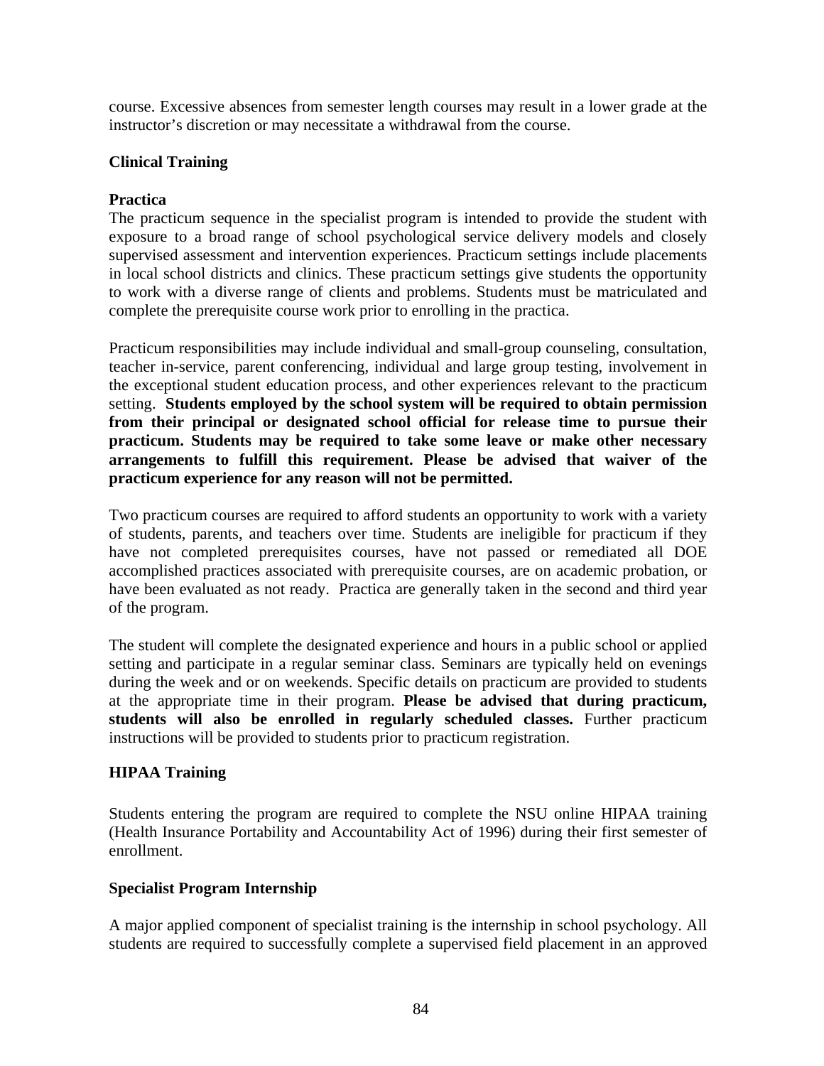course. Excessive absences from semester length courses may result in a lower grade at the instructor's discretion or may necessitate a withdrawal from the course.

## Clinical Training

### Practica

The practicum sequence in the specialist program is intended to provide the student with exposure to a broad range of school psychological service delivery models and closely supervised assessment and intervention experiences. Practicum settings include placements in local school districts and clinics. These practicum settings give students the opportunity to work with a diverse range of clients and problems. Students must be matriculated and complete the prerequisite course work prior to enrolling in the practica.

Practicum responsibilities may include individual and small-group counseling, consultation, teacher in-service, parent conferencing, individual and large group testing, involvement in the exceptional student education process, and other experiences relevant to the practicum setting. **Students employed by the school system will be required to obtain permission from their principal or designated school official for release time to pursue their practicum. Students may be required to take some leave or make other necessary arrangements to fulfill this requirement. Please be advised that waiver of the practicum experience for any reason will not be permitted.**

Two practicum courses are required to afford students an opportunity to work with a variety of students, parents, and teachers over time. Students are ineligible for practicum if they have not completed prerequisites courses, have not passed or remediated all DOE accomplished practices associated with prerequisite courses, are on academic probation, or have been evaluated as not ready. Practica are generally taken in the second and third year of the program.

The student will complete the designated experience and hours in a public school or applied setting and participate in a regular seminar class. Seminars are typically held on evenings during the week and or on weekends. Specific details on practicum are provided to students at the appropriate time in their program. **Please be advised that during practicum, students will also be enrolled in regularly scheduled classes.** Further practicum instructions will be provided to students prior to practicum registration.

### HIPAA Training

Students entering the program are required to complete the NSU online HIPAA training (Health Insurance Portability and Accountability Act of 1996) during their first semester of enrollment.

### Specialist Program Internship

A major applied component of specialist training is the internship in school psychology. All students are required to successfully complete a supervised field placement in an approved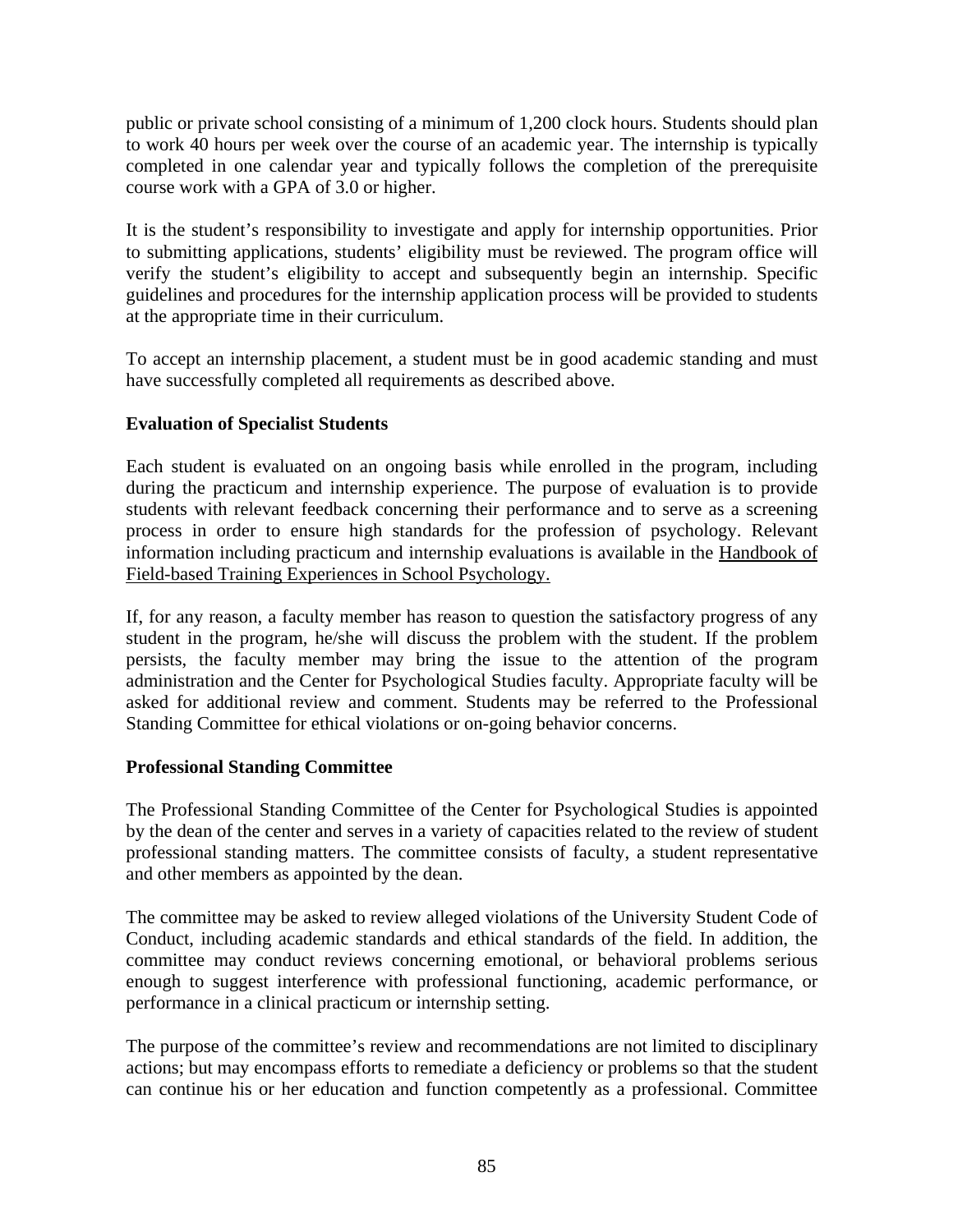public or private school consisting of a minimum of 1,200 clock hours. Students should plan to work 40 hours per week over the course of an academic year. The internship is typically completed in one calendar year and typically follows the completion of the prerequisite course work with a GPA of 3.0 or higher.

It is the student's responsibility to investigate and apply for internship opportunities. Prior to submitting applications, students' eligibility must be reviewed. The program office will verify the student's eligibility to accept and subsequently begin an internship. Specific guidelines and procedures for the internship application process will be provided to students at the appropriate time in their curriculum.

To accept an internship placement, a student must be in good academic standing and must have successfully completed all requirements as described above.

**Evaluation of Specialist Students**

Each student is evaluated on an ongoing basis while enrolled in the program, including during the practicum and internship experience. The purpose of evaluation is to provide students with relevant feedback concerning their performance and to serve as a screening process in order to ensure high standards for the profession of psychology. Relevant information including practicum and internship evaluations is available in the Handbook of Field-based Training Experiences in School Psychology.

If, for any reason, a faculty member has reason to question the satisfactory progress of any student in the program, he/she will discuss the problem with the student. If the problem persists, the faculty member may bring the issue to the attention of the program administration and the Center for Psychological Studies faculty. Appropriate faculty will be asked for additional review and comment. Students may be referred to the Professional Standing Committee for ethical violations or on-going behavior concerns.

**Professional Standing Committee**

The Professional Standing Committee of the Center for Psychological Studies is appointed by the dean of the center and serves in a variety of capacities related to the review of student professional standing matters. The committee consists of faculty, a student representative and other members as appointed by the dean.

The committee may be asked to review alleged violations of the University Student Code of Conduct, including academic standards and ethical standards of the field. In addition, the committee may conduct reviews concerning emotional, or behavioral problems serious enough to suggest interference with professional functioning, academic performance, or performance in a clinical practicum or internship setting.

The purpose of the committee's review and recommendations are not limited to disciplinary actions; but may encompass efforts to remediate a deficiency or problems so that the student can continue his or her education and function competently as a professional. Committee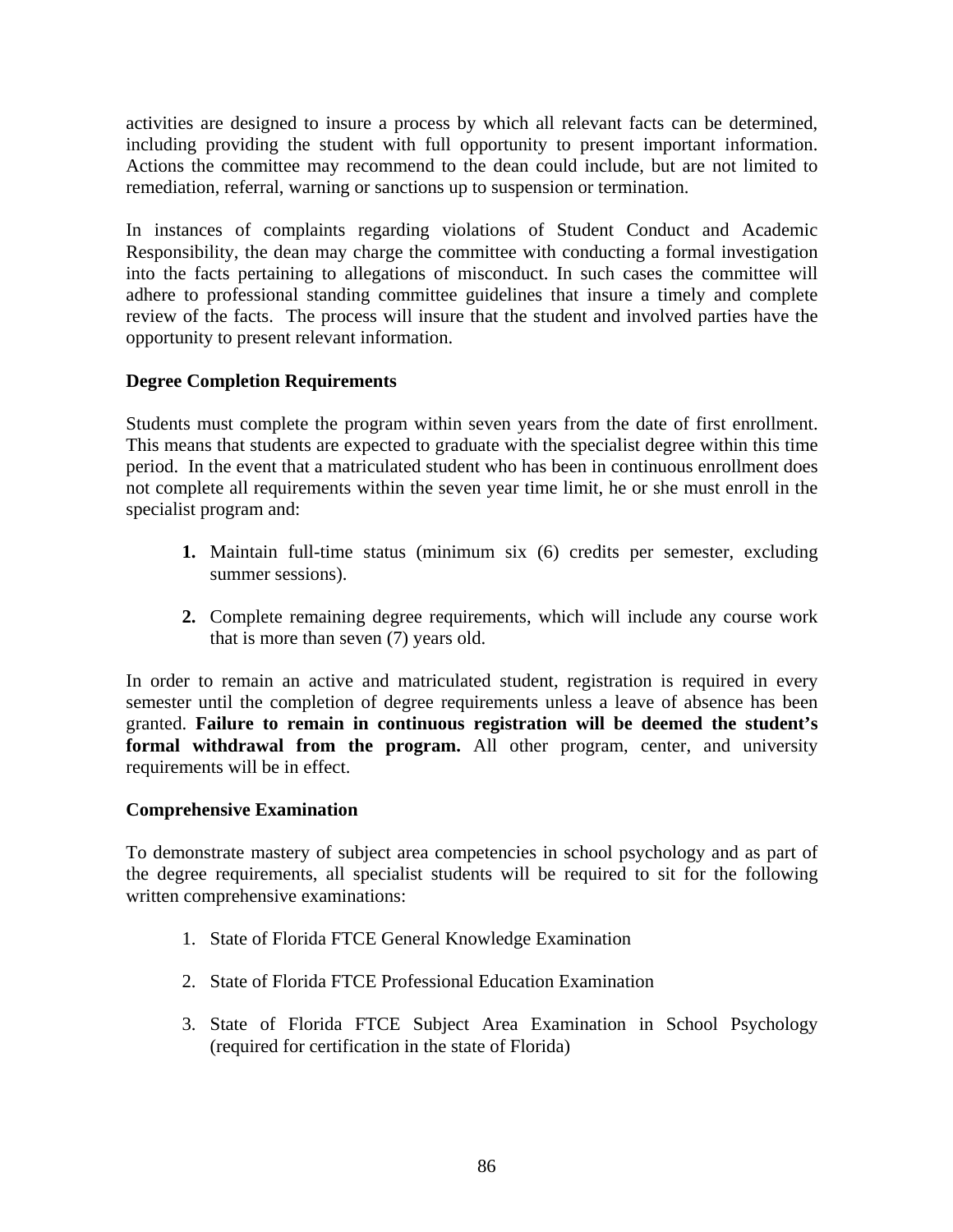activities are designed to insure a process by which all relevant facts can be determined, including providing the student with full opportunity to present important information. Actions the committee may recommend to the dean could include, but are not limited to remediation, referral, warning or sanctions up to suspension or termination.

In instances of complaints regarding violations of Student Conduct and Academic Responsibility, the dean may charge the committee with conducting a formal investigation into the facts pertaining to allegations of misconduct. In such cases the committee will adhere to professional standing committee guidelines that insure a timely and complete review of the facts. The process will insure that the student and involved parties have the opportunity to present relevant information.

**Degree Completion Requirements**

Students must complete the program within seven years from the date of first enrollment. This means that students are expected to graduate with the specialist degree within this time period. In the event that a matriculated student who has been in continuous enrollment does not complete all requirements within the seven year time limit, he or she must enroll in the specialist program and:

1. Maintain full-time status (minimum six (6) credits per semester, excluding summer sessions).
2. Complete remaining degree requirements, which will include any course work that is more than seven (7) years old.

In order to remain an active and matriculated student, registration is required in every semester until the completion of degree requirements unless a leave of absence has been granted. **Failure to remain in continuous registration will be deemed the student's formal withdrawal from the program.** All other program, center, and university requirements will be in effect.

**Comprehensive Examination**

To demonstrate mastery of subject area competencies in school psychology and as part of the degree requirements, all specialist students will be required to sit for the following written comprehensive examinations:

1. State of Florida FTCE General Knowledge Examination
2. State of Florida FTCE Professional Education Examination
3. State of Florida FTCE Subject Area Examination in School Psychology (required for certification in the state of Florida)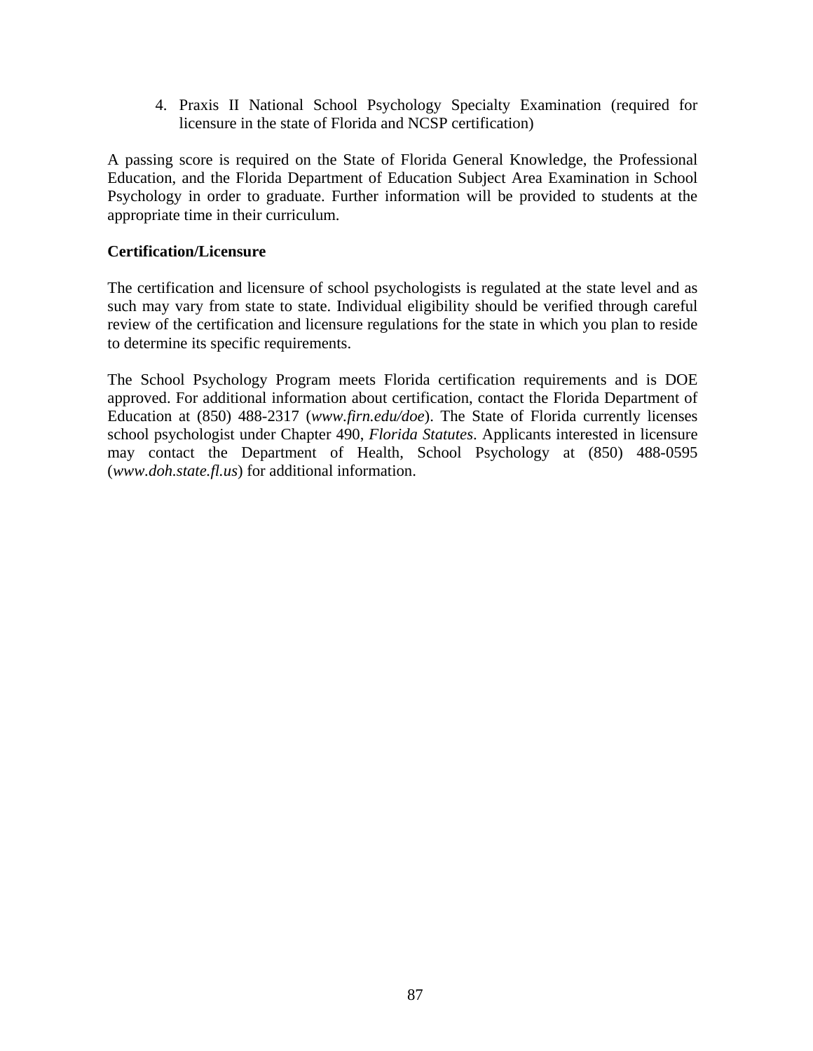4. Praxis II National School Psychology Specialty Examination (required for licensure in the state of Florida and NCSP certification)

A passing score is required on the State of Florida General Knowledge, the Professional Education, and the Florida Department of Education Subject Area Examination in School Psychology in order to graduate. Further information will be provided to students at the appropriate time in their curriculum.

**Certification/Licensure**

The certification and licensure of school psychologists is regulated at the state level and as such may vary from state to state. Individual eligibility should be verified through careful review of the certification and licensure regulations for the state in which you plan to reside to determine its specific requirements.

The School Psychology Program meets Florida certification requirements and is DOE approved. For additional information about certification, contact the Florida Department of Education at (850) 488-2317 (*www.firn.edu/doe*). The State of Florida currently licenses school psychologist under Chapter 490, *Florida Statutes*. Applicants interested in licensure may contact the Department of Health, School Psychology at (850) 488-0595 (*www.doh.state.fl.us*) for additional information.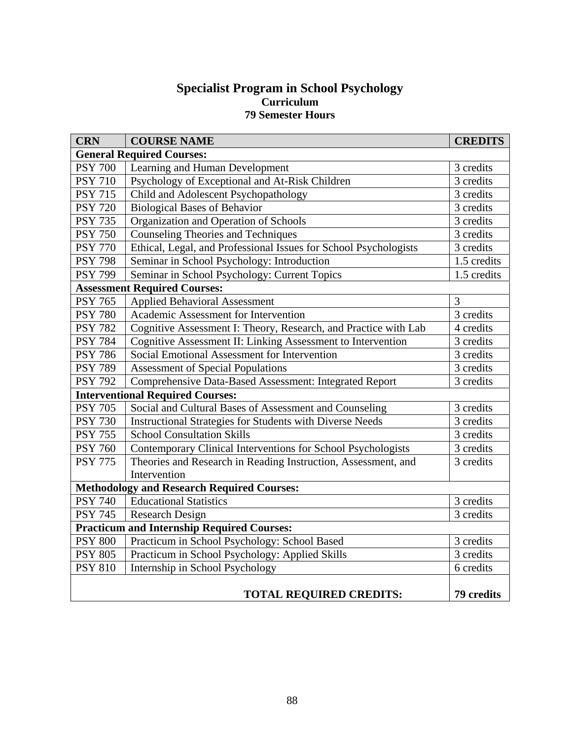# Specialist Program in School Psychology

## Curriculum

## 79 Semester Hours

| CRN | COURSE NAME | CREDITS |
|---|---|---|
| **General Required Courses:** | | |
| PSY 700 | Learning and Human Development | 3 credits |
| PSY 710 | Psychology of Exceptional and At-Risk Children | 3 credits |
| PSY 715 | Child and Adolescent Psychopathology | 3 credits |
| PSY 720 | Biological Bases of Behavior | 3 credits |
| PSY 735 | Organization and Operation of Schools | 3 credits |
| PSY 750 | Counseling Theories and Techniques | 3 credits |
| PSY 770 | Ethical, Legal, and Professional Issues for School Psychologists | 3 credits |
| PSY 798 | Seminar in School Psychology: Introduction | 1.5 credits |
| PSY 799 | Seminar in School Psychology: Current Topics | 1.5 credits |
| **Assessment Required Courses:** | | |
| PSY 765 | Applied Behavioral Assessment | 3 |
| PSY 780 | Academic Assessment for Intervention | 3 credits |
| PSY 782 | Cognitive Assessment I: Theory, Research, and Practice with Lab | 4 credits |
| PSY 784 | Cognitive Assessment II: Linking Assessment to Intervention | 3 credits |
| PSY 786 | Social Emotional Assessment for Intervention | 3 credits |
| PSY 789 | Assessment of Special Populations | 3 credits |
| PSY 792 | Comprehensive Data-Based Assessment: Integrated Report | 3 credits |
| **Interventional Required Courses:** | | |
| PSY 705 | Social and Cultural Bases of Assessment and Counseling | 3 credits |
| PSY 730 | Instructional Strategies for Students with Diverse Needs | 3 credits |
| PSY 755 | School Consultation Skills | 3 credits |
| PSY 760 | Contemporary Clinical Interventions for School Psychologists | 3 credits |
| PSY 775 | Theories and Research in Reading Instruction, Assessment, and Intervention | 3 credits |
| **Methodology and Research Required Courses:** | | |
| PSY 740 | Educational Statistics | 3 credits |
| PSY 745 | Research Design | 3 credits |
| **Practicum and Internship Required Courses:** | | |
| PSY 800 | Practicum in School Psychology: School Based | 3 credits |
| PSY 805 | Practicum in School Psychology: Applied Skills | 3 credits |
| PSY 810 | Internship in School Psychology | 6 credits |
| | **TOTAL REQUIRED CREDITS:** | **79 credits** |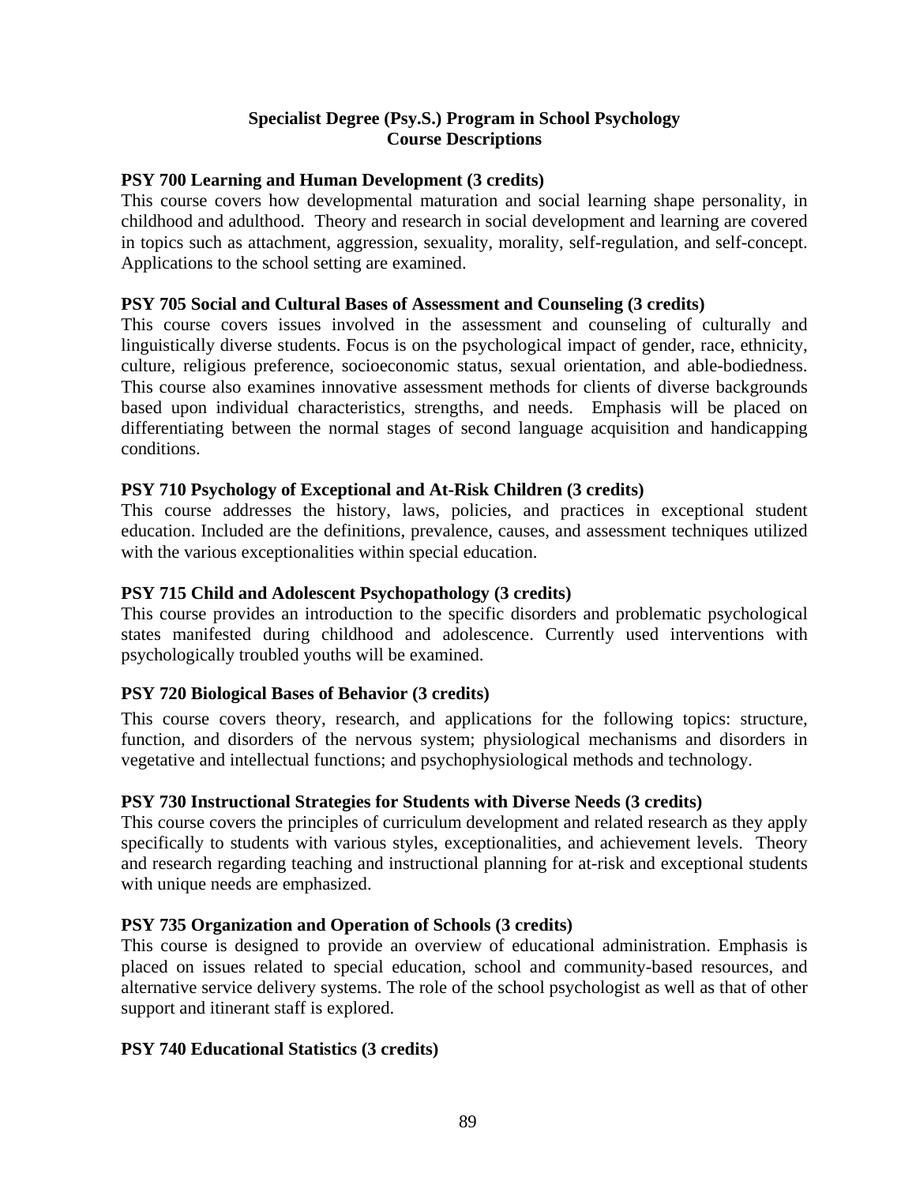**Specialist Degree (Psy.S.) Program in School Psychology**
**Course Descriptions**

**PSY 700 Learning and Human Development (3 credits)**
This course covers how developmental maturation and social learning shape personality, in childhood and adulthood. Theory and research in social development and learning are covered in topics such as attachment, aggression, sexuality, morality, self-regulation, and self-concept. Applications to the school setting are examined.

**PSY 705 Social and Cultural Bases of Assessment and Counseling (3 credits)**
This course covers issues involved in the assessment and counseling of culturally and linguistically diverse students. Focus is on the psychological impact of gender, race, ethnicity, culture, religious preference, socioeconomic status, sexual orientation, and able-bodiedness. This course also examines innovative assessment methods for clients of diverse backgrounds based upon individual characteristics, strengths, and needs. Emphasis will be placed on differentiating between the normal stages of second language acquisition and handicapping conditions.

**PSY 710 Psychology of Exceptional and At-Risk Children (3 credits)**
This course addresses the history, laws, policies, and practices in exceptional student education. Included are the definitions, prevalence, causes, and assessment techniques utilized with the various exceptionalities within special education.

**PSY 715 Child and Adolescent Psychopathology (3 credits)**
This course provides an introduction to the specific disorders and problematic psychological states manifested during childhood and adolescence. Currently used interventions with psychologically troubled youths will be examined.

**PSY 720 Biological Bases of Behavior (3 credits)**
This course covers theory, research, and applications for the following topics: structure, function, and disorders of the nervous system; physiological mechanisms and disorders in vegetative and intellectual functions; and psychophysiological methods and technology.

**PSY 730 Instructional Strategies for Students with Diverse Needs (3 credits)**
This course covers the principles of curriculum development and related research as they apply specifically to students with various styles, exceptionalities, and achievement levels. Theory and research regarding teaching and instructional planning for at-risk and exceptional students with unique needs are emphasized.

**PSY 735 Organization and Operation of Schools (3 credits)**
This course is designed to provide an overview of educational administration. Emphasis is placed on issues related to special education, school and community-based resources, and alternative service delivery systems. The role of the school psychologist as well as that of other support and itinerant staff is explored.

**PSY 740 Educational Statistics (3 credits)**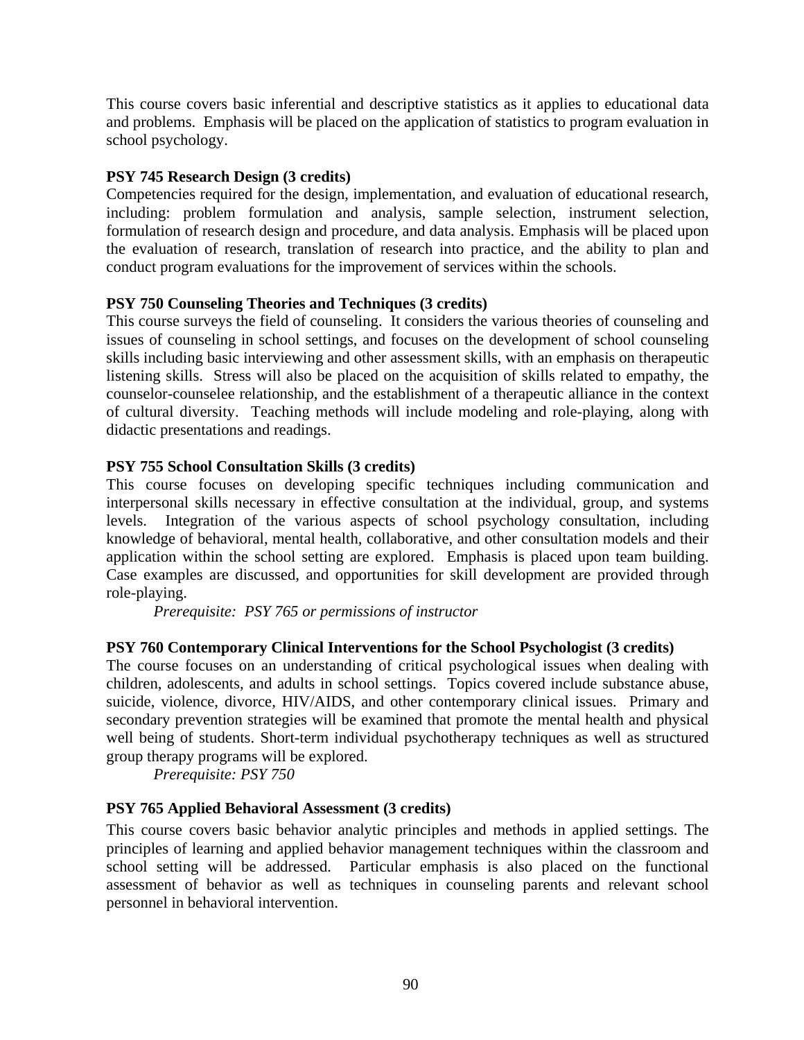This course covers basic inferential and descriptive statistics as it applies to educational data and problems. Emphasis will be placed on the application of statistics to program evaluation in school psychology.

**PSY 745 Research Design (3 credits)**
Competencies required for the design, implementation, and evaluation of educational research, including: problem formulation and analysis, sample selection, instrument selection, formulation of research design and procedure, and data analysis. Emphasis will be placed upon the evaluation of research, translation of research into practice, and the ability to plan and conduct program evaluations for the improvement of services within the schools.

**PSY 750 Counseling Theories and Techniques (3 credits)**
This course surveys the field of counseling. It considers the various theories of counseling and issues of counseling in school settings, and focuses on the development of school counseling skills including basic interviewing and other assessment skills, with an emphasis on therapeutic listening skills. Stress will also be placed on the acquisition of skills related to empathy, the counselor-counselee relationship, and the establishment of a therapeutic alliance in the context of cultural diversity. Teaching methods will include modeling and role-playing, along with didactic presentations and readings.

**PSY 755 School Consultation Skills (3 credits)**
This course focuses on developing specific techniques including communication and interpersonal skills necessary in effective consultation at the individual, group, and systems levels. Integration of the various aspects of school psychology consultation, including knowledge of behavioral, mental health, collaborative, and other consultation models and their application within the school setting are explored. Emphasis is placed upon team building. Case examples are discussed, and opportunities for skill development are provided through role-playing.

*Prerequisite: PSY 765 or permissions of instructor*

**PSY 760 Contemporary Clinical Interventions for the School Psychologist (3 credits)**
The course focuses on an understanding of critical psychological issues when dealing with children, adolescents, and adults in school settings. Topics covered include substance abuse, suicide, violence, divorce, HIV/AIDS, and other contemporary clinical issues. Primary and secondary prevention strategies will be examined that promote the mental health and physical well being of students. Short-term individual psychotherapy techniques as well as structured group therapy programs will be explored.

*Prerequisite: PSY 750*

**PSY 765 Applied Behavioral Assessment (3 credits)**
This course covers basic behavior analytic principles and methods in applied settings. The principles of learning and applied behavior management techniques within the classroom and school setting will be addressed. Particular emphasis is also placed on the functional assessment of behavior as well as techniques in counseling parents and relevant school personnel in behavioral intervention.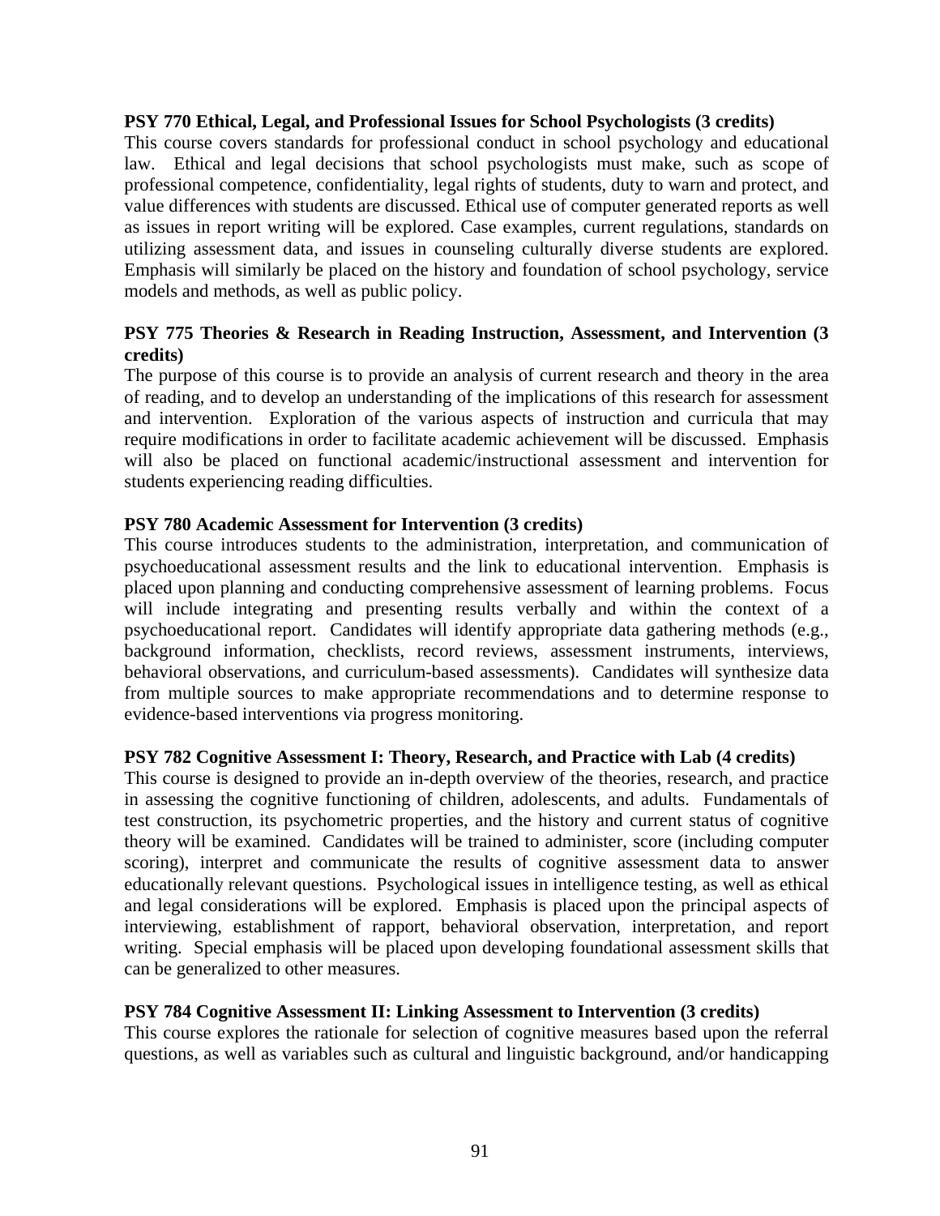**PSY 770 Ethical, Legal, and Professional Issues for School Psychologists (3 credits)**
This course covers standards for professional conduct in school psychology and educational law. Ethical and legal decisions that school psychologists must make, such as scope of professional competence, confidentiality, legal rights of students, duty to warn and protect, and value differences with students are discussed. Ethical use of computer generated reports as well as issues in report writing will be explored. Case examples, current regulations, standards on utilizing assessment data, and issues in counseling culturally diverse students are explored. Emphasis will similarly be placed on the history and foundation of school psychology, service models and methods, as well as public policy.

**PSY 775 Theories & Research in Reading Instruction, Assessment, and Intervention (3 credits)**
The purpose of this course is to provide an analysis of current research and theory in the area of reading, and to develop an understanding of the implications of this research for assessment and intervention. Exploration of the various aspects of instruction and curricula that may require modifications in order to facilitate academic achievement will be discussed. Emphasis will also be placed on functional academic/instructional assessment and intervention for students experiencing reading difficulties.

**PSY 780 Academic Assessment for Intervention (3 credits)**
This course introduces students to the administration, interpretation, and communication of psychoeducational assessment results and the link to educational intervention. Emphasis is placed upon planning and conducting comprehensive assessment of learning problems. Focus will include integrating and presenting results verbally and within the context of a psychoeducational report. Candidates will identify appropriate data gathering methods (e.g., background information, checklists, record reviews, assessment instruments, interviews, behavioral observations, and curriculum-based assessments). Candidates will synthesize data from multiple sources to make appropriate recommendations and to determine response to evidence-based interventions via progress monitoring.

**PSY 782 Cognitive Assessment I: Theory, Research, and Practice with Lab (4 credits)**
This course is designed to provide an in-depth overview of the theories, research, and practice in assessing the cognitive functioning of children, adolescents, and adults. Fundamentals of test construction, its psychometric properties, and the history and current status of cognitive theory will be examined. Candidates will be trained to administer, score (including computer scoring), interpret and communicate the results of cognitive assessment data to answer educationally relevant questions. Psychological issues in intelligence testing, as well as ethical and legal considerations will be explored. Emphasis is placed upon the principal aspects of interviewing, establishment of rapport, behavioral observation, interpretation, and report writing. Special emphasis will be placed upon developing foundational assessment skills that can be generalized to other measures.

**PSY 784 Cognitive Assessment II: Linking Assessment to Intervention (3 credits)**
This course explores the rationale for selection of cognitive measures based upon the referral questions, as well as variables such as cultural and linguistic background, and/or handicapping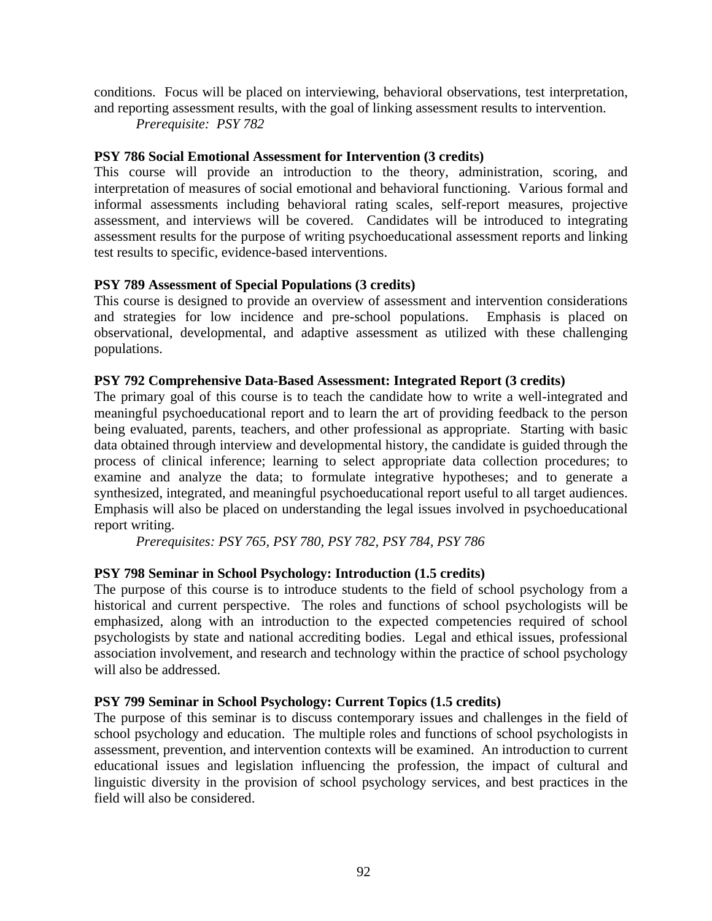conditions. Focus will be placed on interviewing, behavioral observations, test interpretation, and reporting assessment results, with the goal of linking assessment results to intervention.

*Prerequisite: PSY 782*

**PSY 786 Social Emotional Assessment for Intervention (3 credits)**
This course will provide an introduction to the theory, administration, scoring, and interpretation of measures of social emotional and behavioral functioning. Various formal and informal assessments including behavioral rating scales, self-report measures, projective assessment, and interviews will be covered. Candidates will be introduced to integrating assessment results for the purpose of writing psychoeducational assessment reports and linking test results to specific, evidence-based interventions.

**PSY 789 Assessment of Special Populations (3 credits)**
This course is designed to provide an overview of assessment and intervention considerations and strategies for low incidence and pre-school populations. Emphasis is placed on observational, developmental, and adaptive assessment as utilized with these challenging populations.

**PSY 792 Comprehensive Data-Based Assessment: Integrated Report (3 credits)**
The primary goal of this course is to teach the candidate how to write a well-integrated and meaningful psychoeducational report and to learn the art of providing feedback to the person being evaluated, parents, teachers, and other professional as appropriate. Starting with basic data obtained through interview and developmental history, the candidate is guided through the process of clinical inference; learning to select appropriate data collection procedures; to examine and analyze the data; to formulate integrative hypotheses; and to generate a synthesized, integrated, and meaningful psychoeducational report useful to all target audiences. Emphasis will also be placed on understanding the legal issues involved in psychoeducational report writing.

*Prerequisites: PSY 765, PSY 780, PSY 782, PSY 784, PSY 786*

**PSY 798 Seminar in School Psychology: Introduction (1.5 credits)**
The purpose of this course is to introduce students to the field of school psychology from a historical and current perspective. The roles and functions of school psychologists will be emphasized, along with an introduction to the expected competencies required of school psychologists by state and national accrediting bodies. Legal and ethical issues, professional association involvement, and research and technology within the practice of school psychology will also be addressed.

**PSY 799 Seminar in School Psychology: Current Topics (1.5 credits)**
The purpose of this seminar is to discuss contemporary issues and challenges in the field of school psychology and education. The multiple roles and functions of school psychologists in assessment, prevention, and intervention contexts will be examined. An introduction to current educational issues and legislation influencing the profession, the impact of cultural and linguistic diversity in the provision of school psychology services, and best practices in the field will also be considered.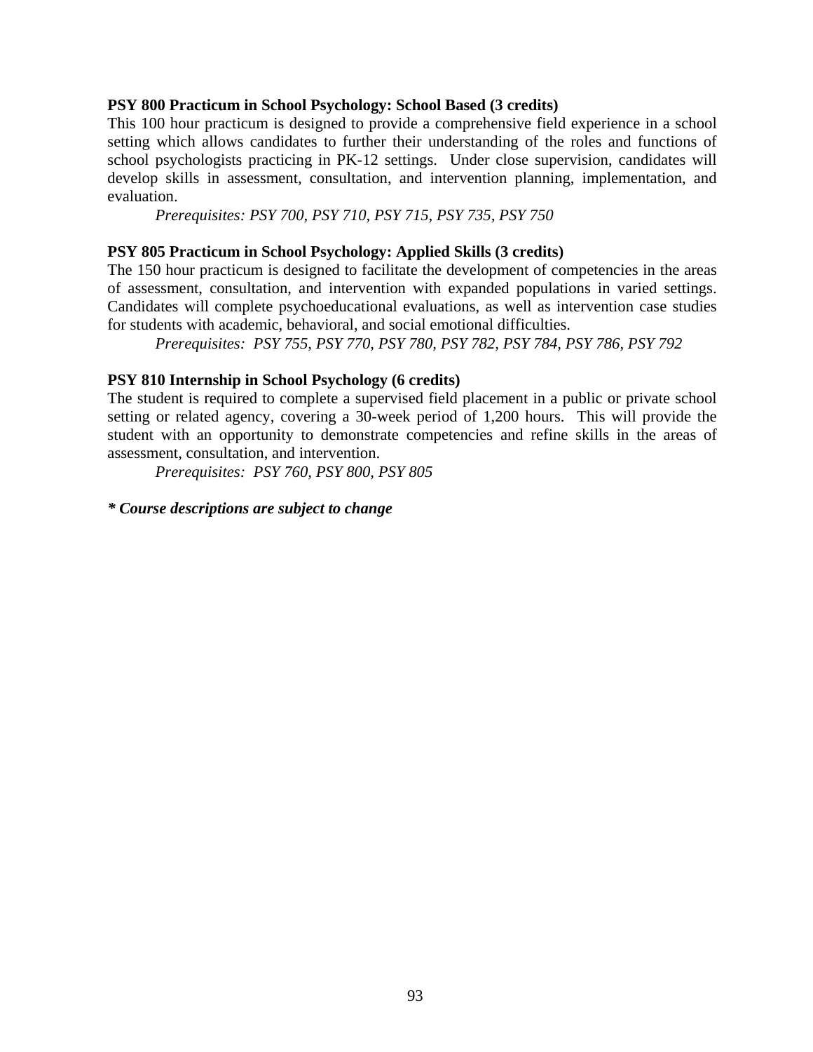**PSY 800 Practicum in School Psychology: School Based (3 credits)**
This 100 hour practicum is designed to provide a comprehensive field experience in a school setting which allows candidates to further their understanding of the roles and functions of school psychologists practicing in PK-12 settings. Under close supervision, candidates will develop skills in assessment, consultation, and intervention planning, implementation, and evaluation.

*Prerequisites: PSY 700, PSY 710, PSY 715, PSY 735, PSY 750*

**PSY 805 Practicum in School Psychology: Applied Skills (3 credits)**
The 150 hour practicum is designed to facilitate the development of competencies in the areas of assessment, consultation, and intervention with expanded populations in varied settings. Candidates will complete psychoeducational evaluations, as well as intervention case studies for students with academic, behavioral, and social emotional difficulties.

*Prerequisites: PSY 755, PSY 770, PSY 780, PSY 782, PSY 784, PSY 786, PSY 792*

**PSY 810 Internship in School Psychology (6 credits)**
The student is required to complete a supervised field placement in a public or private school setting or related agency, covering a 30-week period of 1,200 hours. This will provide the student with an opportunity to demonstrate competencies and refine skills in the areas of assessment, consultation, and intervention.

*Prerequisites: PSY 760, PSY 800, PSY 805*

***\* Course descriptions are subject to change***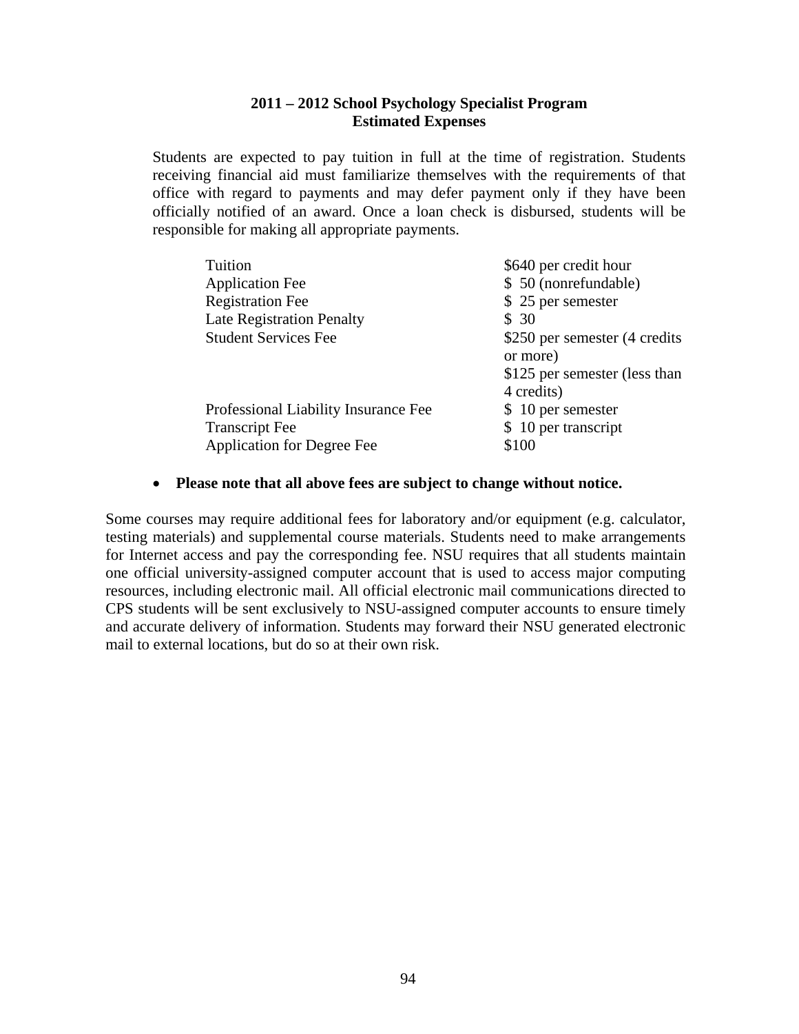**2011 – 2012 School Psychology Specialist Program**
**Estimated Expenses**

Students are expected to pay tuition in full at the time of registration. Students receiving financial aid must familiarize themselves with the requirements of that office with regard to payments and may defer payment only if they have been officially notified of an award. Once a loan check is disbursed, students will be responsible for making all appropriate payments.

| | |
|---|---|
| Tuition | $640 per credit hour |
| Application Fee | $ 50 (nonrefundable) |
| Registration Fee | $ 25 per semester |
| Late Registration Penalty | $ 30 |
| Student Services Fee | $250 per semester (4 credits or more)<br>$125 per semester (less than 4 credits) |
| Professional Liability Insurance Fee | $ 10 per semester |
| Transcript Fee | $ 10 per transcript |
| Application for Degree Fee | $100 |

- **Please note that all above fees are subject to change without notice.**

Some courses may require additional fees for laboratory and/or equipment (e.g. calculator, testing materials) and supplemental course materials. Students need to make arrangements for Internet access and pay the corresponding fee. NSU requires that all students maintain one official university-assigned computer account that is used to access major computing resources, including electronic mail. All official electronic mail communications directed to CPS students will be sent exclusively to NSU-assigned computer accounts to ensure timely and accurate delivery of information. Students may forward their NSU generated electronic mail to external locations, but do so at their own risk.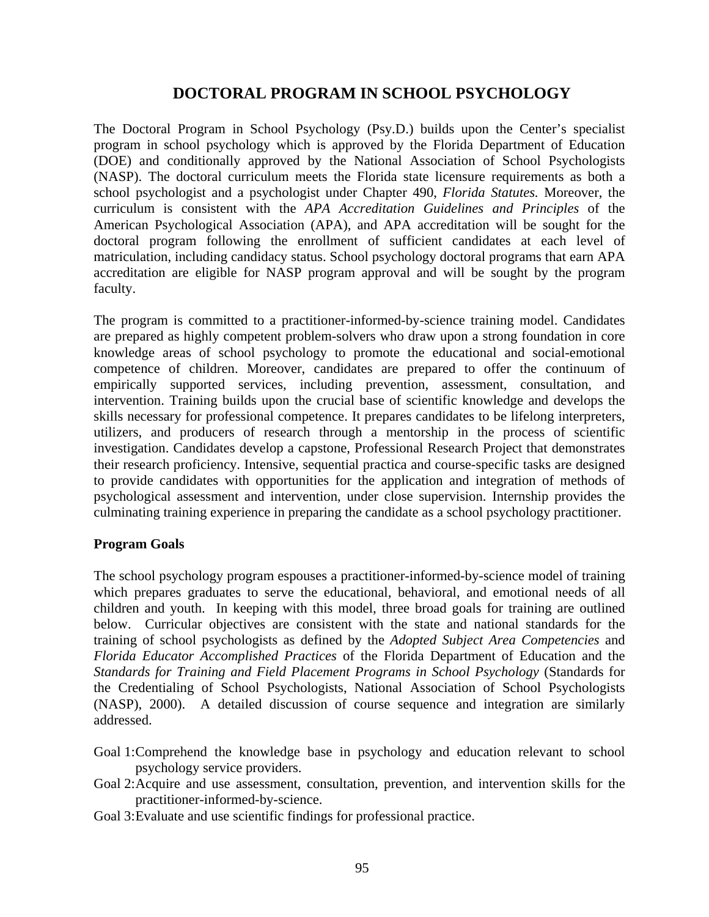# DOCTORAL PROGRAM IN SCHOOL PSYCHOLOGY

The Doctoral Program in School Psychology (Psy.D.) builds upon the Center's specialist program in school psychology which is approved by the Florida Department of Education (DOE) and conditionally approved by the National Association of School Psychologists (NASP). The doctoral curriculum meets the Florida state licensure requirements as both a school psychologist and a psychologist under Chapter 490, *Florida Statutes.* Moreover, the curriculum is consistent with the *APA Accreditation Guidelines and Principles* of the American Psychological Association (APA), and APA accreditation will be sought for the doctoral program following the enrollment of sufficient candidates at each level of matriculation, including candidacy status. School psychology doctoral programs that earn APA accreditation are eligible for NASP program approval and will be sought by the program faculty.

The program is committed to a practitioner-informed-by-science training model. Candidates are prepared as highly competent problem-solvers who draw upon a strong foundation in core knowledge areas of school psychology to promote the educational and social-emotional competence of children. Moreover, candidates are prepared to offer the continuum of empirically supported services, including prevention, assessment, consultation, and intervention. Training builds upon the crucial base of scientific knowledge and develops the skills necessary for professional competence. It prepares candidates to be lifelong interpreters, utilizers, and producers of research through a mentorship in the process of scientific investigation. Candidates develop a capstone, Professional Research Project that demonstrates their research proficiency. Intensive, sequential practica and course-specific tasks are designed to provide candidates with opportunities for the application and integration of methods of psychological assessment and intervention, under close supervision. Internship provides the culminating training experience in preparing the candidate as a school psychology practitioner.

**Program Goals**

The school psychology program espouses a practitioner-informed-by-science model of training which prepares graduates to serve the educational, behavioral, and emotional needs of all children and youth. In keeping with this model, three broad goals for training are outlined below. Curricular objectives are consistent with the state and national standards for the training of school psychologists as defined by the *Adopted Subject Area Competencies* and *Florida Educator Accomplished Practices* of the Florida Department of Education and the *Standards for Training and Field Placement Programs in School Psychology* (Standards for the Credentialing of School Psychologists, National Association of School Psychologists (NASP), 2000). A detailed discussion of course sequence and integration are similarly addressed.

Goal 1: Comprehend the knowledge base in psychology and education relevant to school psychology service providers.

Goal 2: Acquire and use assessment, consultation, prevention, and intervention skills for the practitioner-informed-by-science.

Goal 3: Evaluate and use scientific findings for professional practice.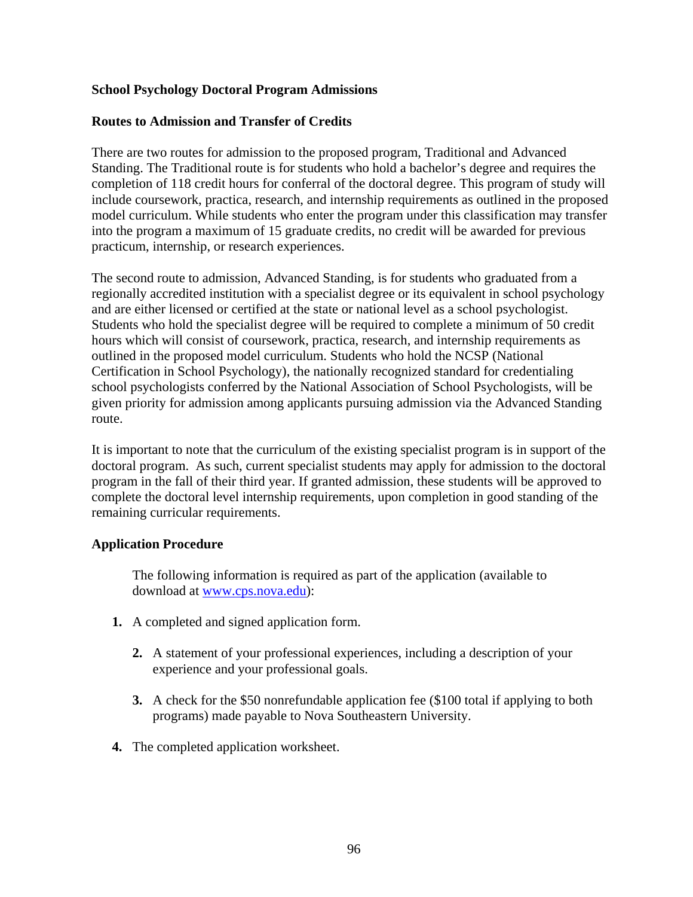**School Psychology Doctoral Program Admissions**

**Routes to Admission and Transfer of Credits**

There are two routes for admission to the proposed program, Traditional and Advanced Standing. The Traditional route is for students who hold a bachelor's degree and requires the completion of 118 credit hours for conferral of the doctoral degree. This program of study will include coursework, practica, research, and internship requirements as outlined in the proposed model curriculum. While students who enter the program under this classification may transfer into the program a maximum of 15 graduate credits, no credit will be awarded for previous practicum, internship, or research experiences.

The second route to admission, Advanced Standing, is for students who graduated from a regionally accredited institution with a specialist degree or its equivalent in school psychology and are either licensed or certified at the state or national level as a school psychologist. Students who hold the specialist degree will be required to complete a minimum of 50 credit hours which will consist of coursework, practica, research, and internship requirements as outlined in the proposed model curriculum. Students who hold the NCSP (National Certification in School Psychology), the nationally recognized standard for credentialing school psychologists conferred by the National Association of School Psychologists, will be given priority for admission among applicants pursuing admission via the Advanced Standing route.

It is important to note that the curriculum of the existing specialist program is in support of the doctoral program. As such, current specialist students may apply for admission to the doctoral program in the fall of their third year. If granted admission, these students will be approved to complete the doctoral level internship requirements, upon completion in good standing of the remaining curricular requirements.

**Application Procedure**

The following information is required as part of the application (available to download at www.cps.nova.edu):

1. A completed and signed application form.
2. A statement of your professional experiences, including a description of your experience and your professional goals.
3. A check for the $50 nonrefundable application fee ($100 total if applying to both programs) made payable to Nova Southeastern University.
4. The completed application worksheet.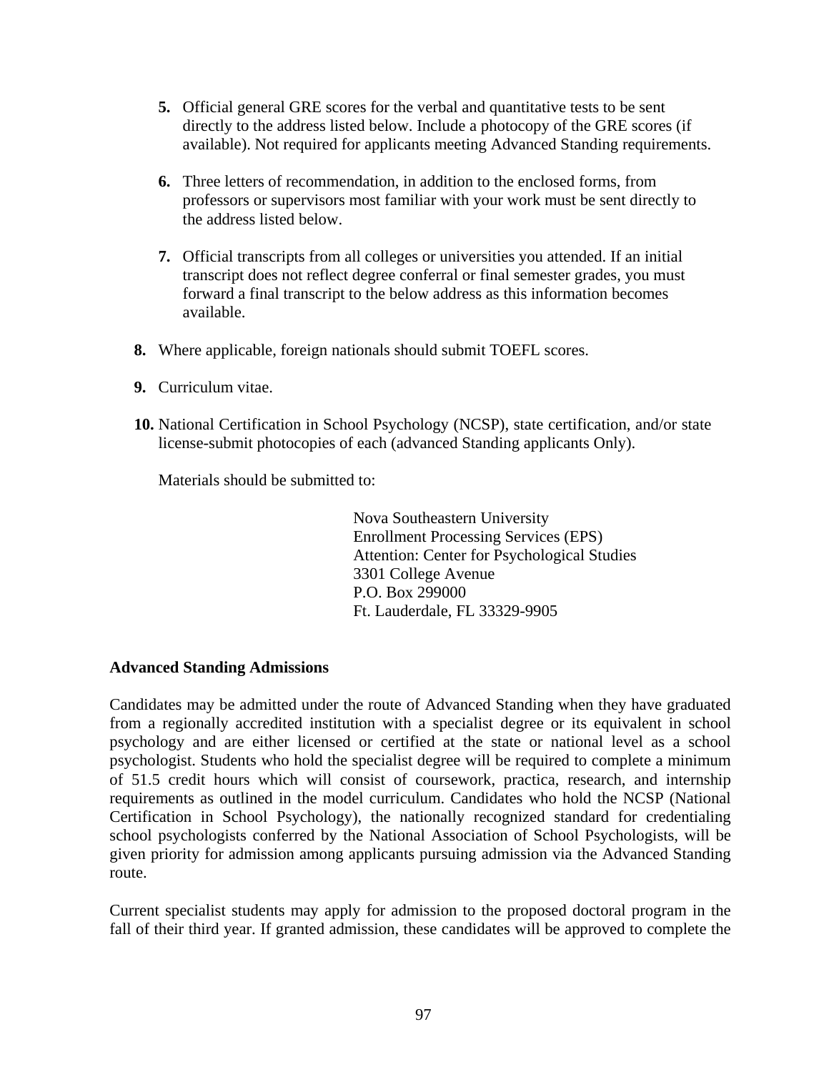5. **5.** Official general GRE scores for the verbal and quantitative tests to be sent directly to the address listed below. Include a photocopy of the GRE scores (if available). Not required for applicants meeting Advanced Standing requirements.

6. **6.** Three letters of recommendation, in addition to the enclosed forms, from professors or supervisors most familiar with your work must be sent directly to the address listed below.

7. **7.** Official transcripts from all colleges or universities you attended. If an initial transcript does not reflect degree conferral or final semester grades, you must forward a final transcript to the below address as this information becomes available.

**8.** Where applicable, foreign nationals should submit TOEFL scores.

**9.** Curriculum vitae.

**10.** National Certification in School Psychology (NCSP), state certification, and/or state license-submit photocopies of each (advanced Standing applicants Only).

Materials should be submitted to:

Nova Southeastern University
Enrollment Processing Services (EPS)
Attention: Center for Psychological Studies
3301 College Avenue
P.O. Box 299000
Ft. Lauderdale, FL 33329-9905

**Advanced Standing Admissions**

Candidates may be admitted under the route of Advanced Standing when they have graduated from a regionally accredited institution with a specialist degree or its equivalent in school psychology and are either licensed or certified at the state or national level as a school psychologist. Students who hold the specialist degree will be required to complete a minimum of 51.5 credit hours which will consist of coursework, practica, research, and internship requirements as outlined in the model curriculum. Candidates who hold the NCSP (National Certification in School Psychology), the nationally recognized standard for credentialing school psychologists conferred by the National Association of School Psychologists, will be given priority for admission among applicants pursuing admission via the Advanced Standing route.

Current specialist students may apply for admission to the proposed doctoral program in the fall of their third year. If granted admission, these candidates will be approved to complete the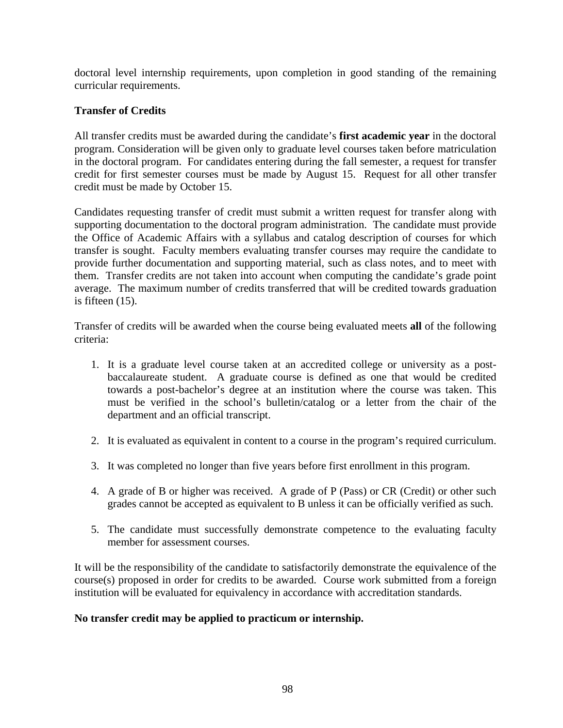doctoral level internship requirements, upon completion in good standing of the remaining curricular requirements.

**Transfer of Credits**

All transfer credits must be awarded during the candidate's **first academic year** in the doctoral program. Consideration will be given only to graduate level courses taken before matriculation in the doctoral program. For candidates entering during the fall semester, a request for transfer credit for first semester courses must be made by August 15. Request for all other transfer credit must be made by October 15.

Candidates requesting transfer of credit must submit a written request for transfer along with supporting documentation to the doctoral program administration. The candidate must provide the Office of Academic Affairs with a syllabus and catalog description of courses for which transfer is sought. Faculty members evaluating transfer courses may require the candidate to provide further documentation and supporting material, such as class notes, and to meet with them. Transfer credits are not taken into account when computing the candidate's grade point average. The maximum number of credits transferred that will be credited towards graduation is fifteen (15).

Transfer of credits will be awarded when the course being evaluated meets **all** of the following criteria:

1. It is a graduate level course taken at an accredited college or university as a post-baccalaureate student. A graduate course is defined as one that would be credited towards a post-bachelor's degree at an institution where the course was taken. This must be verified in the school's bulletin/catalog or a letter from the chair of the department and an official transcript.

2. It is evaluated as equivalent in content to a course in the program's required curriculum.

3. It was completed no longer than five years before first enrollment in this program.

4. A grade of B or higher was received. A grade of P (Pass) or CR (Credit) or other such grades cannot be accepted as equivalent to B unless it can be officially verified as such.

5. The candidate must successfully demonstrate competence to the evaluating faculty member for assessment courses.

It will be the responsibility of the candidate to satisfactorily demonstrate the equivalence of the course(s) proposed in order for credits to be awarded. Course work submitted from a foreign institution will be evaluated for equivalency in accordance with accreditation standards.

**No transfer credit may be applied to practicum or internship.**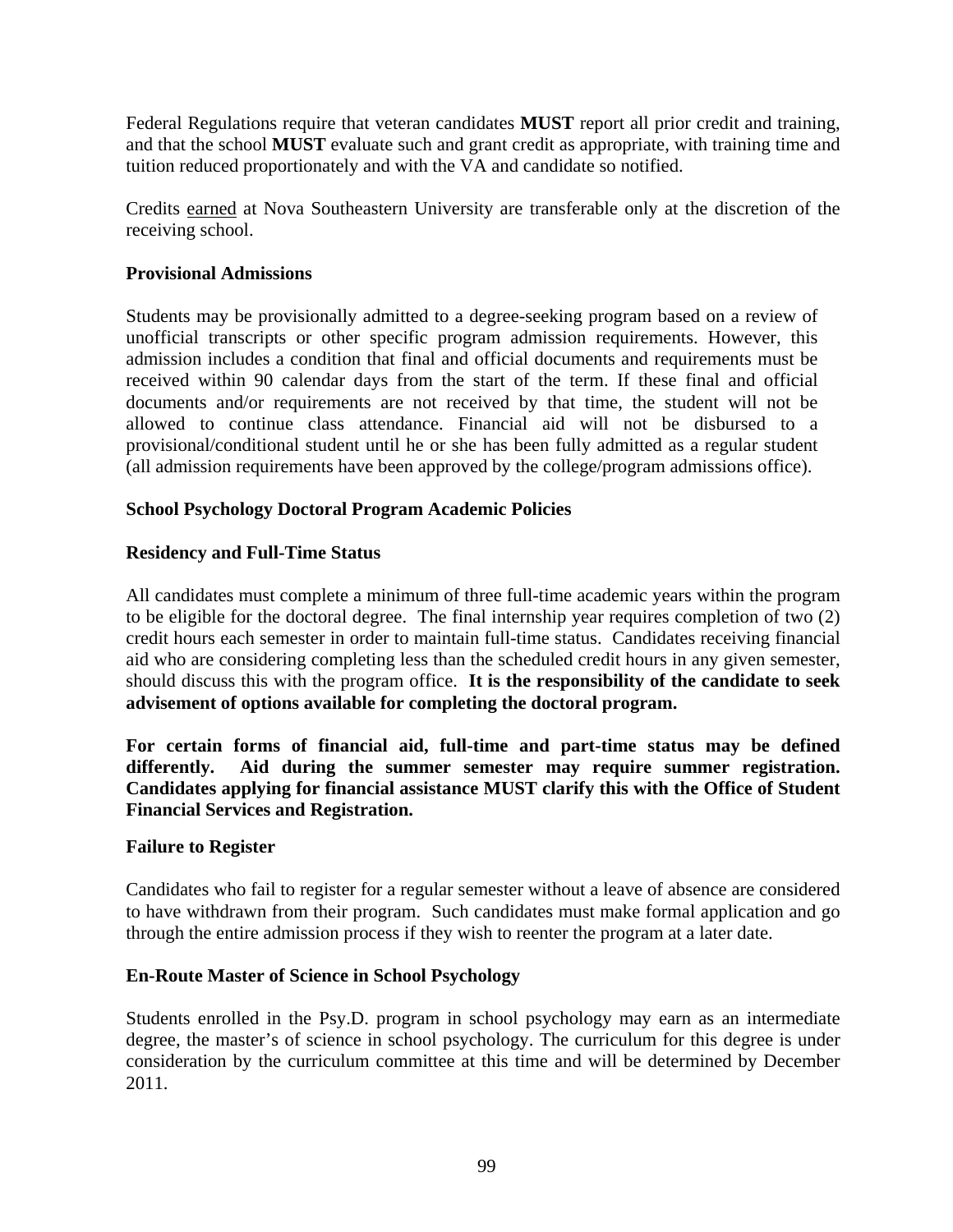Federal Regulations require that veteran candidates **MUST** report all prior credit and training, and that the school **MUST** evaluate such and grant credit as appropriate, with training time and tuition reduced proportionately and with the VA and candidate so notified.

Credits earned at Nova Southeastern University are transferable only at the discretion of the receiving school.

**Provisional Admissions**

Students may be provisionally admitted to a degree-seeking program based on a review of unofficial transcripts or other specific program admission requirements. However, this admission includes a condition that final and official documents and requirements must be received within 90 calendar days from the start of the term. If these final and official documents and/or requirements are not received by that time, the student will not be allowed to continue class attendance. Financial aid will not be disbursed to a provisional/conditional student until he or she has been fully admitted as a regular student (all admission requirements have been approved by the college/program admissions office).

**School Psychology Doctoral Program Academic Policies**

**Residency and Full-Time Status**

All candidates must complete a minimum of three full-time academic years within the program to be eligible for the doctoral degree. The final internship year requires completion of two (2) credit hours each semester in order to maintain full-time status. Candidates receiving financial aid who are considering completing less than the scheduled credit hours in any given semester, should discuss this with the program office. **It is the responsibility of the candidate to seek advisement of options available for completing the doctoral program.**

**For certain forms of financial aid, full-time and part-time status may be defined differently. Aid during the summer semester may require summer registration. Candidates applying for financial assistance MUST clarify this with the Office of Student Financial Services and Registration.**

**Failure to Register**

Candidates who fail to register for a regular semester without a leave of absence are considered to have withdrawn from their program. Such candidates must make formal application and go through the entire admission process if they wish to reenter the program at a later date.

**En-Route Master of Science in School Psychology**

Students enrolled in the Psy.D. program in school psychology may earn as an intermediate degree, the master's of science in school psychology. The curriculum for this degree is under consideration by the curriculum committee at this time and will be determined by December 2011.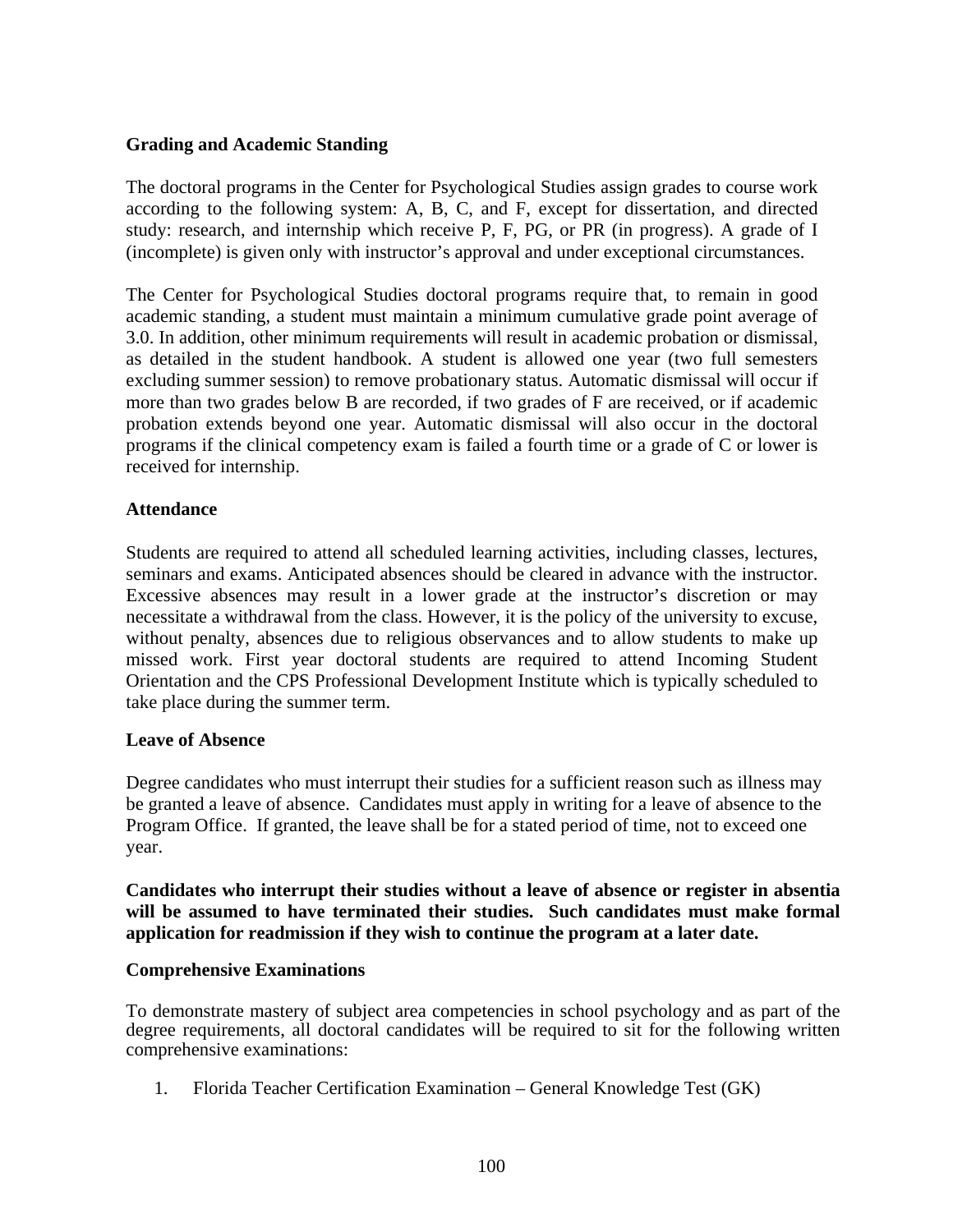**Grading and Academic Standing**

The doctoral programs in the Center for Psychological Studies assign grades to course work according to the following system: A, B, C, and F, except for dissertation, and directed study: research, and internship which receive P, F, PG, or PR (in progress). A grade of I (incomplete) is given only with instructor's approval and under exceptional circumstances.

The Center for Psychological Studies doctoral programs require that, to remain in good academic standing, a student must maintain a minimum cumulative grade point average of 3.0. In addition, other minimum requirements will result in academic probation or dismissal, as detailed in the student handbook. A student is allowed one year (two full semesters excluding summer session) to remove probationary status. Automatic dismissal will occur if more than two grades below B are recorded, if two grades of F are received, or if academic probation extends beyond one year. Automatic dismissal will also occur in the doctoral programs if the clinical competency exam is failed a fourth time or a grade of C or lower is received for internship.

**Attendance**

Students are required to attend all scheduled learning activities, including classes, lectures, seminars and exams. Anticipated absences should be cleared in advance with the instructor. Excessive absences may result in a lower grade at the instructor's discretion or may necessitate a withdrawal from the class. However, it is the policy of the university to excuse, without penalty, absences due to religious observances and to allow students to make up missed work. First year doctoral students are required to attend Incoming Student Orientation and the CPS Professional Development Institute which is typically scheduled to take place during the summer term.

**Leave of Absence**

Degree candidates who must interrupt their studies for a sufficient reason such as illness may be granted a leave of absence. Candidates must apply in writing for a leave of absence to the Program Office. If granted, the leave shall be for a stated period of time, not to exceed one year.

**Candidates who interrupt their studies without a leave of absence or register in absentia will be assumed to have terminated their studies. Such candidates must make formal application for readmission if they wish to continue the program at a later date.**

**Comprehensive Examinations**

To demonstrate mastery of subject area competencies in school psychology and as part of the degree requirements, all doctoral candidates will be required to sit for the following written comprehensive examinations:

1. Florida Teacher Certification Examination – General Knowledge Test (GK)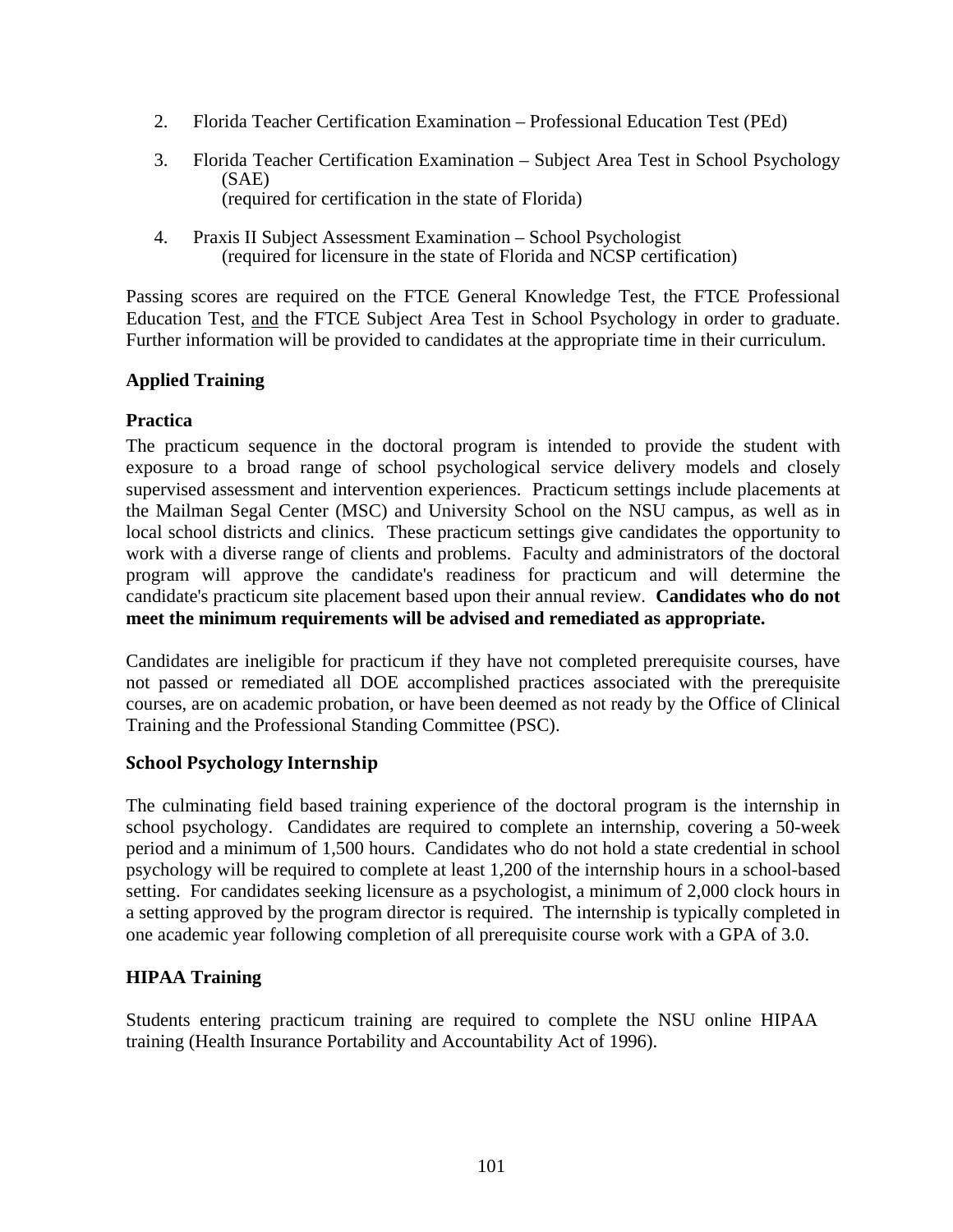2. Florida Teacher Certification Examination – Professional Education Test (PEd)

3. Florida Teacher Certification Examination – Subject Area Test in School Psychology (SAE)
   (required for certification in the state of Florida)

4. Praxis II Subject Assessment Examination – School Psychologist
   (required for licensure in the state of Florida and NCSP certification)

Passing scores are required on the FTCE General Knowledge Test, the FTCE Professional Education Test, and the FTCE Subject Area Test in School Psychology in order to graduate. Further information will be provided to candidates at the appropriate time in their curriculum.

## Applied Training

### Practica

The practicum sequence in the doctoral program is intended to provide the student with exposure to a broad range of school psychological service delivery models and closely supervised assessment and intervention experiences. Practicum settings include placements at the Mailman Segal Center (MSC) and University School on the NSU campus, as well as in local school districts and clinics. These practicum settings give candidates the opportunity to work with a diverse range of clients and problems. Faculty and administrators of the doctoral program will approve the candidate's readiness for practicum and will determine the candidate's practicum site placement based upon their annual review. **Candidates who do not meet the minimum requirements will be advised and remediated as appropriate.**

Candidates are ineligible for practicum if they have not completed prerequisite courses, have not passed or remediated all DOE accomplished practices associated with the prerequisite courses, are on academic probation, or have been deemed as not ready by the Office of Clinical Training and the Professional Standing Committee (PSC).

### School Psychology Internship

The culminating field based training experience of the doctoral program is the internship in school psychology. Candidates are required to complete an internship, covering a 50-week period and a minimum of 1,500 hours. Candidates who do not hold a state credential in school psychology will be required to complete at least 1,200 of the internship hours in a school-based setting. For candidates seeking licensure as a psychologist, a minimum of 2,000 clock hours in a setting approved by the program director is required. The internship is typically completed in one academic year following completion of all prerequisite course work with a GPA of 3.0.

### HIPAA Training

Students entering practicum training are required to complete the NSU online HIPAA training (Health Insurance Portability and Accountability Act of 1996).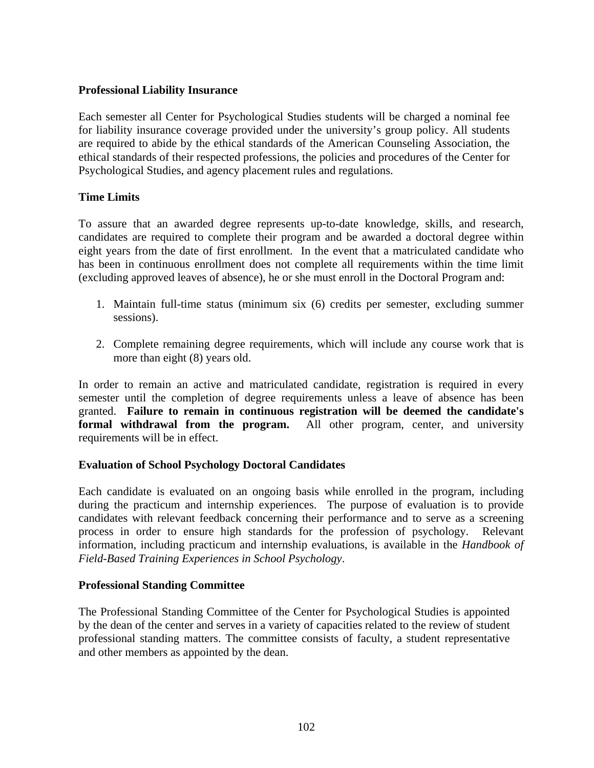**Professional Liability Insurance**

Each semester all Center for Psychological Studies students will be charged a nominal fee for liability insurance coverage provided under the university's group policy. All students are required to abide by the ethical standards of the American Counseling Association, the ethical standards of their respected professions, the policies and procedures of the Center for Psychological Studies, and agency placement rules and regulations.

**Time Limits**

To assure that an awarded degree represents up-to-date knowledge, skills, and research, candidates are required to complete their program and be awarded a doctoral degree within eight years from the date of first enrollment. In the event that a matriculated candidate who has been in continuous enrollment does not complete all requirements within the time limit (excluding approved leaves of absence), he or she must enroll in the Doctoral Program and:

1. Maintain full-time status (minimum six (6) credits per semester, excluding summer sessions).

2. Complete remaining degree requirements, which will include any course work that is more than eight (8) years old.

In order to remain an active and matriculated candidate, registration is required in every semester until the completion of degree requirements unless a leave of absence has been granted. **Failure to remain in continuous registration will be deemed the candidate's formal withdrawal from the program.** All other program, center, and university requirements will be in effect.

**Evaluation of School Psychology Doctoral Candidates**

Each candidate is evaluated on an ongoing basis while enrolled in the program, including during the practicum and internship experiences. The purpose of evaluation is to provide candidates with relevant feedback concerning their performance and to serve as a screening process in order to ensure high standards for the profession of psychology. Relevant information, including practicum and internship evaluations, is available in the *Handbook of Field-Based Training Experiences in School Psychology*.

**Professional Standing Committee**

The Professional Standing Committee of the Center for Psychological Studies is appointed by the dean of the center and serves in a variety of capacities related to the review of student professional standing matters. The committee consists of faculty, a student representative and other members as appointed by the dean.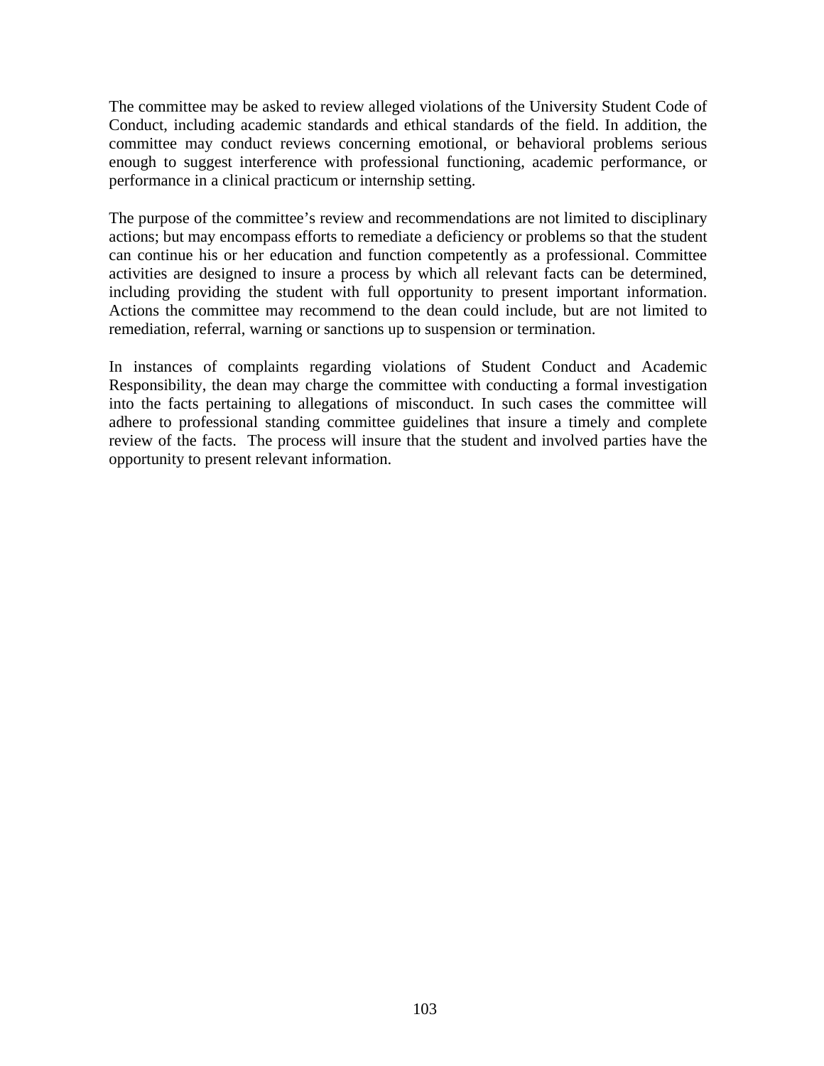The committee may be asked to review alleged violations of the University Student Code of Conduct, including academic standards and ethical standards of the field. In addition, the committee may conduct reviews concerning emotional, or behavioral problems serious enough to suggest interference with professional functioning, academic performance, or performance in a clinical practicum or internship setting.

The purpose of the committee's review and recommendations are not limited to disciplinary actions; but may encompass efforts to remediate a deficiency or problems so that the student can continue his or her education and function competently as a professional. Committee activities are designed to insure a process by which all relevant facts can be determined, including providing the student with full opportunity to present important information. Actions the committee may recommend to the dean could include, but are not limited to remediation, referral, warning or sanctions up to suspension or termination.

In instances of complaints regarding violations of Student Conduct and Academic Responsibility, the dean may charge the committee with conducting a formal investigation into the facts pertaining to allegations of misconduct. In such cases the committee will adhere to professional standing committee guidelines that insure a timely and complete review of the facts. The process will insure that the student and involved parties have the opportunity to present relevant information.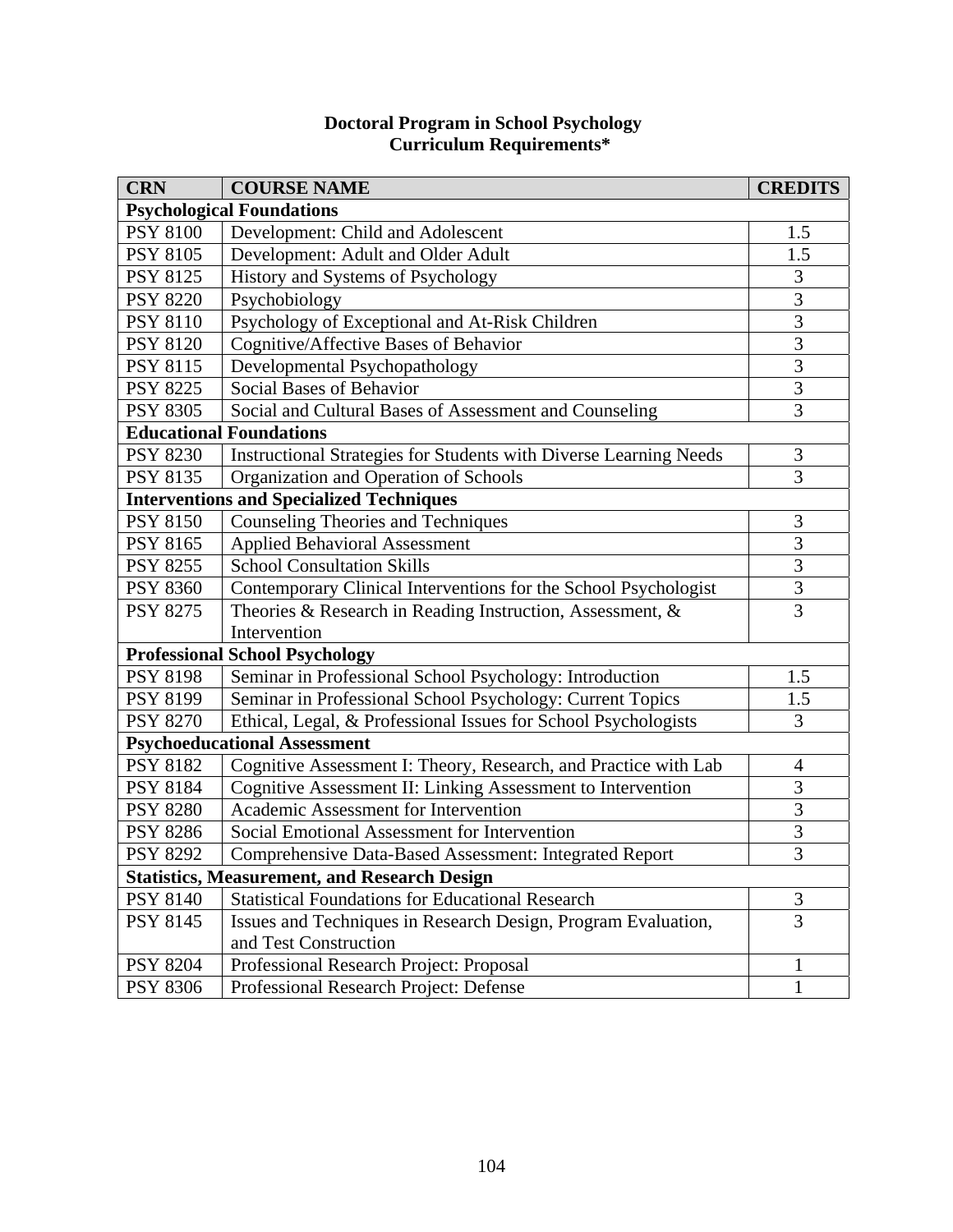**Doctoral Program in School Psychology**
**Curriculum Requirements***

| CRN | COURSE NAME | CREDITS |
|---|---|---|
| **Psychological Foundations** | | |
| PSY 8100 | Development: Child and Adolescent | 1.5 |
| PSY 8105 | Development: Adult and Older Adult | 1.5 |
| PSY 8125 | History and Systems of Psychology | 3 |
| PSY 8220 | Psychobiology | 3 |
| PSY 8110 | Psychology of Exceptional and At-Risk Children | 3 |
| PSY 8120 | Cognitive/Affective Bases of Behavior | 3 |
| PSY 8115 | Developmental Psychopathology | 3 |
| PSY 8225 | Social Bases of Behavior | 3 |
| PSY 8305 | Social and Cultural Bases of Assessment and Counseling | 3 |
| **Educational Foundations** | | |
| PSY 8230 | Instructional Strategies for Students with Diverse Learning Needs | 3 |
| PSY 8135 | Organization and Operation of Schools | 3 |
| **Interventions and Specialized Techniques** | | |
| PSY 8150 | Counseling Theories and Techniques | 3 |
| PSY 8165 | Applied Behavioral Assessment | 3 |
| PSY 8255 | School Consultation Skills | 3 |
| PSY 8360 | Contemporary Clinical Interventions for the School Psychologist | 3 |
| PSY 8275 | Theories & Research in Reading Instruction, Assessment, & Intervention | 3 |
| **Professional School Psychology** | | |
| PSY 8198 | Seminar in Professional School Psychology: Introduction | 1.5 |
| PSY 8199 | Seminar in Professional School Psychology: Current Topics | 1.5 |
| PSY 8270 | Ethical, Legal, & Professional Issues for School Psychologists | 3 |
| **Psychoeducational Assessment** | | |
| PSY 8182 | Cognitive Assessment I: Theory, Research, and Practice with Lab | 4 |
| PSY 8184 | Cognitive Assessment II: Linking Assessment to Intervention | 3 |
| PSY 8280 | Academic Assessment for Intervention | 3 |
| PSY 8286 | Social Emotional Assessment for Intervention | 3 |
| PSY 8292 | Comprehensive Data-Based Assessment: Integrated Report | 3 |
| **Statistics, Measurement, and Research Design** | | |
| PSY 8140 | Statistical Foundations for Educational Research | 3 |
| PSY 8145 | Issues and Techniques in Research Design, Program Evaluation, and Test Construction | 3 |
| PSY 8204 | Professional Research Project: Proposal | 1 |
| PSY 8306 | Professional Research Project: Defense | 1 |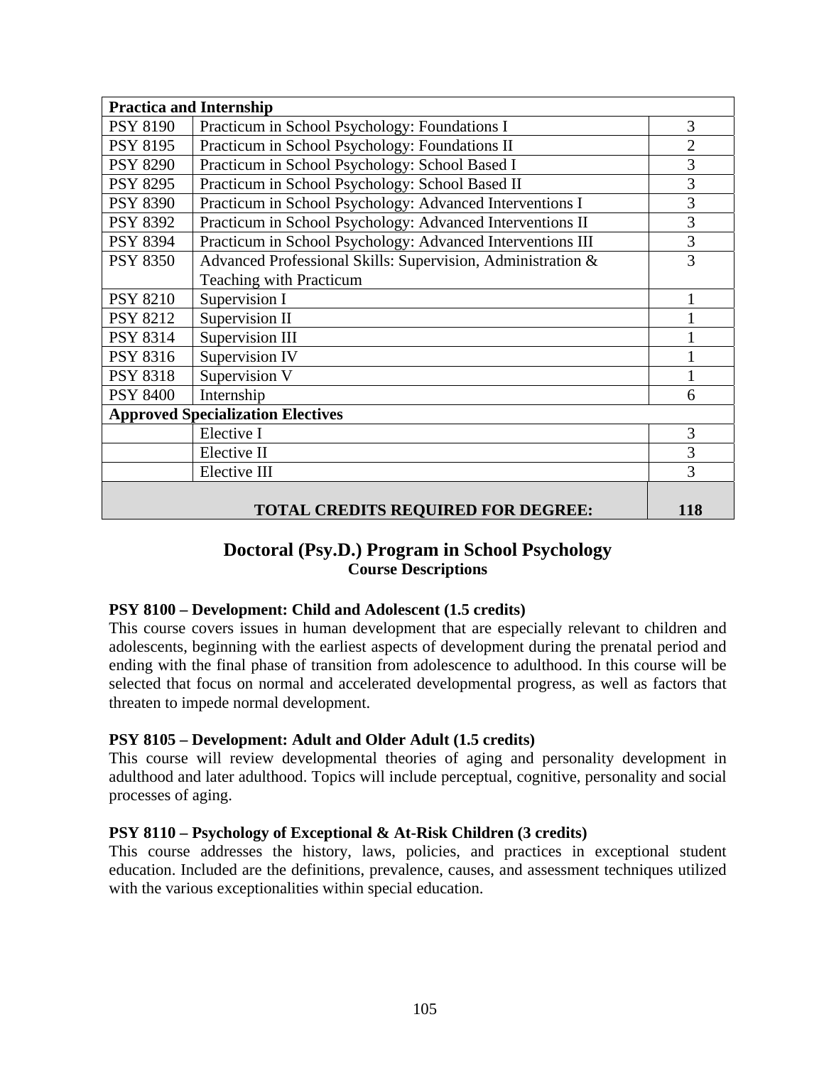| | | |
|---|---|---|
| **Practica and Internship** | | |
| PSY 8190 | Practicum in School Psychology: Foundations I | 3 |
| PSY 8195 | Practicum in School Psychology: Foundations II | 2 |
| PSY 8290 | Practicum in School Psychology: School Based I | 3 |
| PSY 8295 | Practicum in School Psychology: School Based II | 3 |
| PSY 8390 | Practicum in School Psychology: Advanced Interventions I | 3 |
| PSY 8392 | Practicum in School Psychology: Advanced Interventions II | 3 |
| PSY 8394 | Practicum in School Psychology: Advanced Interventions III | 3 |
| PSY 8350 | Advanced Professional Skills: Supervision, Administration & Teaching with Practicum | 3 |
| PSY 8210 | Supervision I | 1 |
| PSY 8212 | Supervision II | 1 |
| PSY 8314 | Supervision III | 1 |
| PSY 8316 | Supervision IV | 1 |
| PSY 8318 | Supervision V | 1 |
| PSY 8400 | Internship | 6 |
| **Approved Specialization Electives** | | |
| | Elective I | 3 |
| | Elective II | 3 |
| | Elective III | 3 |
| | **TOTAL CREDITS REQUIRED FOR DEGREE:** | **118** |

## Doctoral (Psy.D.) Program in School Psychology

### Course Descriptions

**PSY 8100 – Development: Child and Adolescent (1.5 credits)**

This course covers issues in human development that are especially relevant to children and adolescents, beginning with the earliest aspects of development during the prenatal period and ending with the final phase of transition from adolescence to adulthood. In this course will be selected that focus on normal and accelerated developmental progress, as well as factors that threaten to impede normal development.

**PSY 8105 – Development: Adult and Older Adult (1.5 credits)**

This course will review developmental theories of aging and personality development in adulthood and later adulthood. Topics will include perceptual, cognitive, personality and social processes of aging.

**PSY 8110 – Psychology of Exceptional & At-Risk Children (3 credits)**

This course addresses the history, laws, policies, and practices in exceptional student education. Included are the definitions, prevalence, causes, and assessment techniques utilized with the various exceptionalities within special education.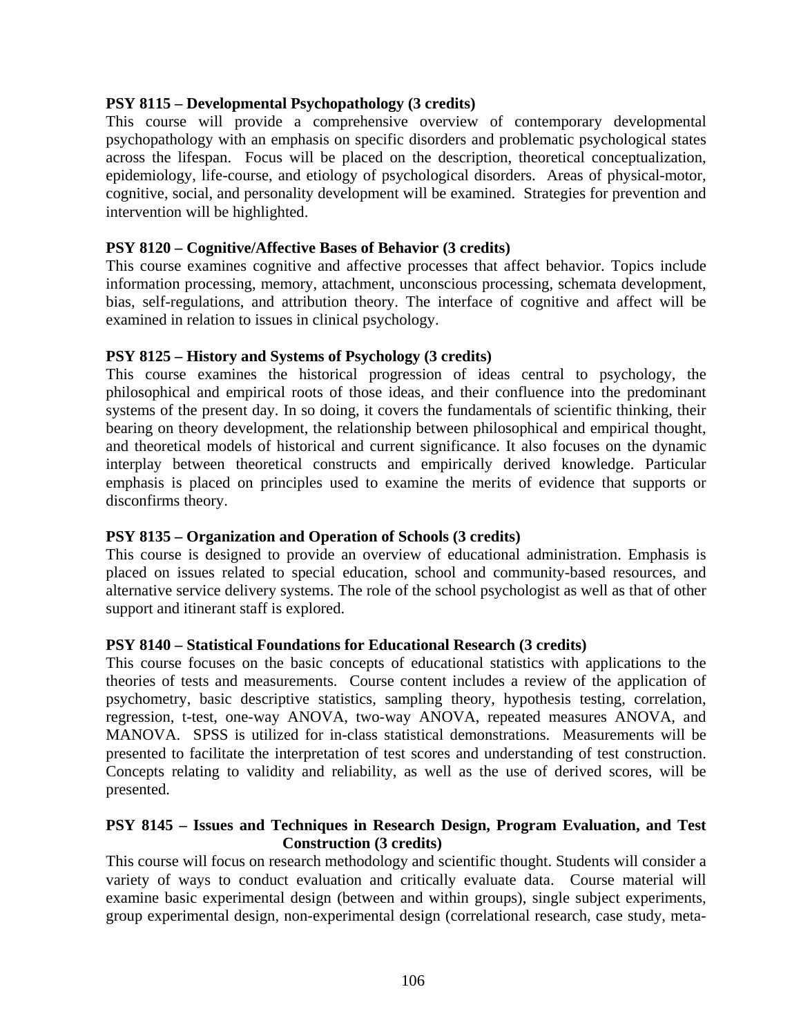**PSY 8115 – Developmental Psychopathology (3 credits)**

This course will provide a comprehensive overview of contemporary developmental psychopathology with an emphasis on specific disorders and problematic psychological states across the lifespan. Focus will be placed on the description, theoretical conceptualization, epidemiology, life-course, and etiology of psychological disorders. Areas of physical-motor, cognitive, social, and personality development will be examined. Strategies for prevention and intervention will be highlighted.

**PSY 8120 – Cognitive/Affective Bases of Behavior (3 credits)**

This course examines cognitive and affective processes that affect behavior. Topics include information processing, memory, attachment, unconscious processing, schemata development, bias, self-regulations, and attribution theory. The interface of cognitive and affect will be examined in relation to issues in clinical psychology.

**PSY 8125 – History and Systems of Psychology (3 credits)**

This course examines the historical progression of ideas central to psychology, the philosophical and empirical roots of those ideas, and their confluence into the predominant systems of the present day. In so doing, it covers the fundamentals of scientific thinking, their bearing on theory development, the relationship between philosophical and empirical thought, and theoretical models of historical and current significance. It also focuses on the dynamic interplay between theoretical constructs and empirically derived knowledge. Particular emphasis is placed on principles used to examine the merits of evidence that supports or disconfirms theory.

**PSY 8135 – Organization and Operation of Schools (3 credits)**

This course is designed to provide an overview of educational administration. Emphasis is placed on issues related to special education, school and community-based resources, and alternative service delivery systems. The role of the school psychologist as well as that of other support and itinerant staff is explored.

**PSY 8140 – Statistical Foundations for Educational Research (3 credits)**

This course focuses on the basic concepts of educational statistics with applications to the theories of tests and measurements. Course content includes a review of the application of psychometry, basic descriptive statistics, sampling theory, hypothesis testing, correlation, regression, t-test, one-way ANOVA, two-way ANOVA, repeated measures ANOVA, and MANOVA. SPSS is utilized for in-class statistical demonstrations. Measurements will be presented to facilitate the interpretation of test scores and understanding of test construction. Concepts relating to validity and reliability, as well as the use of derived scores, will be presented.

**PSY 8145 – Issues and Techniques in Research Design, Program Evaluation, and Test Construction (3 credits)**

This course will focus on research methodology and scientific thought. Students will consider a variety of ways to conduct evaluation and critically evaluate data. Course material will examine basic experimental design (between and within groups), single subject experiments, group experimental design, non-experimental design (correlational research, case study, meta-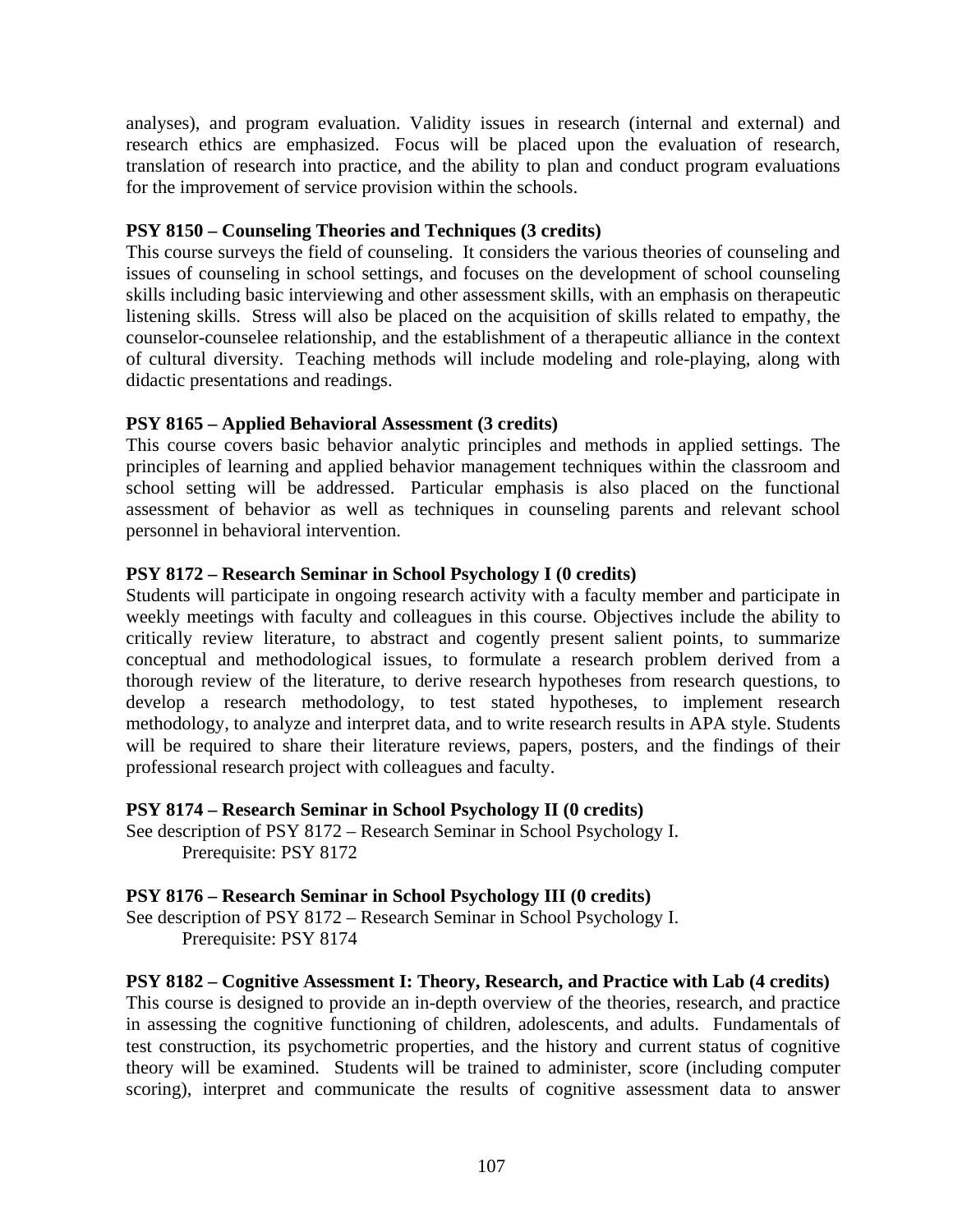analyses), and program evaluation. Validity issues in research (internal and external) and research ethics are emphasized. Focus will be placed upon the evaluation of research, translation of research into practice, and the ability to plan and conduct program evaluations for the improvement of service provision within the schools.

**PSY 8150 – Counseling Theories and Techniques (3 credits)**
This course surveys the field of counseling. It considers the various theories of counseling and issues of counseling in school settings, and focuses on the development of school counseling skills including basic interviewing and other assessment skills, with an emphasis on therapeutic listening skills. Stress will also be placed on the acquisition of skills related to empathy, the counselor-counselee relationship, and the establishment of a therapeutic alliance in the context of cultural diversity. Teaching methods will include modeling and role-playing, along with didactic presentations and readings.

**PSY 8165 – Applied Behavioral Assessment (3 credits)**
This course covers basic behavior analytic principles and methods in applied settings. The principles of learning and applied behavior management techniques within the classroom and school setting will be addressed. Particular emphasis is also placed on the functional assessment of behavior as well as techniques in counseling parents and relevant school personnel in behavioral intervention.

**PSY 8172 – Research Seminar in School Psychology I (0 credits)**
Students will participate in ongoing research activity with a faculty member and participate in weekly meetings with faculty and colleagues in this course. Objectives include the ability to critically review literature, to abstract and cogently present salient points, to summarize conceptual and methodological issues, to formulate a research problem derived from a thorough review of the literature, to derive research hypotheses from research questions, to develop a research methodology, to test stated hypotheses, to implement research methodology, to analyze and interpret data, and to write research results in APA style. Students will be required to share their literature reviews, papers, posters, and the findings of their professional research project with colleagues and faculty.

**PSY 8174 – Research Seminar in School Psychology II (0 credits)**
See description of PSY 8172 – Research Seminar in School Psychology I.
Prerequisite: PSY 8172

**PSY 8176 – Research Seminar in School Psychology III (0 credits)**
See description of PSY 8172 – Research Seminar in School Psychology I.
Prerequisite: PSY 8174

**PSY 8182 – Cognitive Assessment I: Theory, Research, and Practice with Lab (4 credits)**
This course is designed to provide an in-depth overview of the theories, research, and practice in assessing the cognitive functioning of children, adolescents, and adults. Fundamentals of test construction, its psychometric properties, and the history and current status of cognitive theory will be examined. Students will be trained to administer, score (including computer scoring), interpret and communicate the results of cognitive assessment data to answer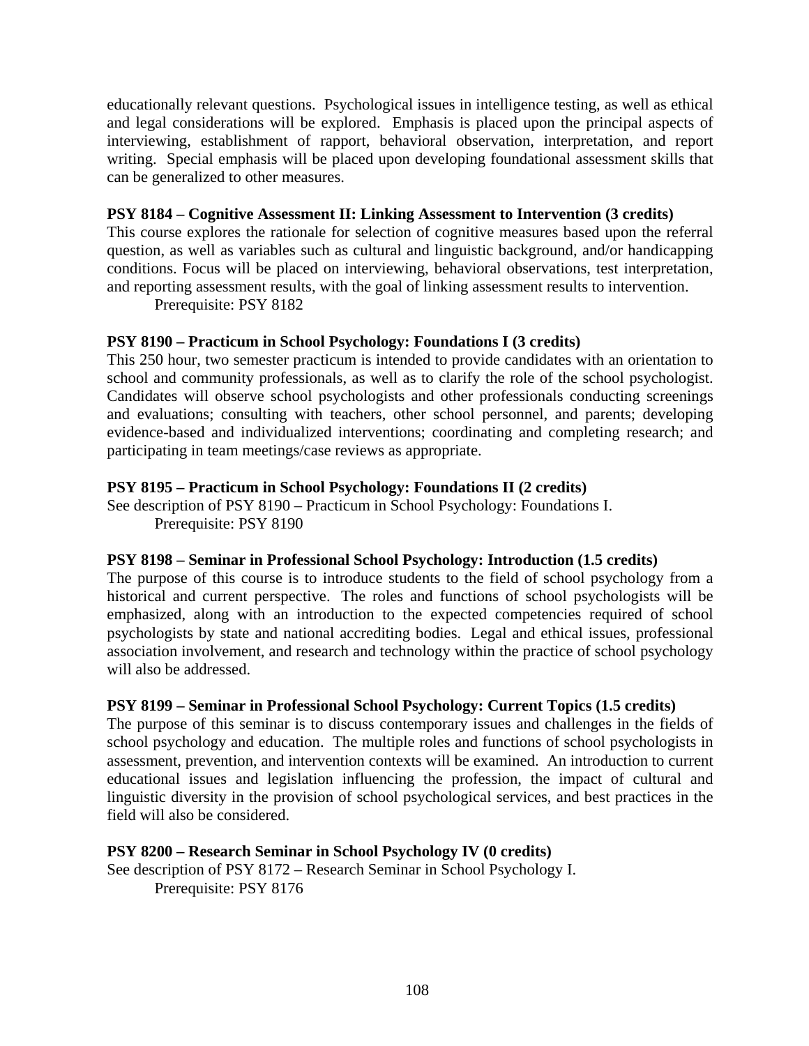educationally relevant questions. Psychological issues in intelligence testing, as well as ethical and legal considerations will be explored. Emphasis is placed upon the principal aspects of interviewing, establishment of rapport, behavioral observation, interpretation, and report writing. Special emphasis will be placed upon developing foundational assessment skills that can be generalized to other measures.

**PSY 8184 – Cognitive Assessment II: Linking Assessment to Intervention (3 credits)**
This course explores the rationale for selection of cognitive measures based upon the referral question, as well as variables such as cultural and linguistic background, and/or handicapping conditions. Focus will be placed on interviewing, behavioral observations, test interpretation, and reporting assessment results, with the goal of linking assessment results to intervention.
Prerequisite: PSY 8182

**PSY 8190 – Practicum in School Psychology: Foundations I (3 credits)**
This 250 hour, two semester practicum is intended to provide candidates with an orientation to school and community professionals, as well as to clarify the role of the school psychologist. Candidates will observe school psychologists and other professionals conducting screenings and evaluations; consulting with teachers, other school personnel, and parents; developing evidence-based and individualized interventions; coordinating and completing research; and participating in team meetings/case reviews as appropriate.

**PSY 8195 – Practicum in School Psychology: Foundations II (2 credits)**
See description of PSY 8190 – Practicum in School Psychology: Foundations I.
Prerequisite: PSY 8190

**PSY 8198 – Seminar in Professional School Psychology: Introduction (1.5 credits)**
The purpose of this course is to introduce students to the field of school psychology from a historical and current perspective. The roles and functions of school psychologists will be emphasized, along with an introduction to the expected competencies required of school psychologists by state and national accrediting bodies. Legal and ethical issues, professional association involvement, and research and technology within the practice of school psychology will also be addressed.

**PSY 8199 – Seminar in Professional School Psychology: Current Topics (1.5 credits)**
The purpose of this seminar is to discuss contemporary issues and challenges in the fields of school psychology and education. The multiple roles and functions of school psychologists in assessment, prevention, and intervention contexts will be examined. An introduction to current educational issues and legislation influencing the profession, the impact of cultural and linguistic diversity in the provision of school psychological services, and best practices in the field will also be considered.

**PSY 8200 – Research Seminar in School Psychology IV (0 credits)**
See description of PSY 8172 – Research Seminar in School Psychology I.
Prerequisite: PSY 8176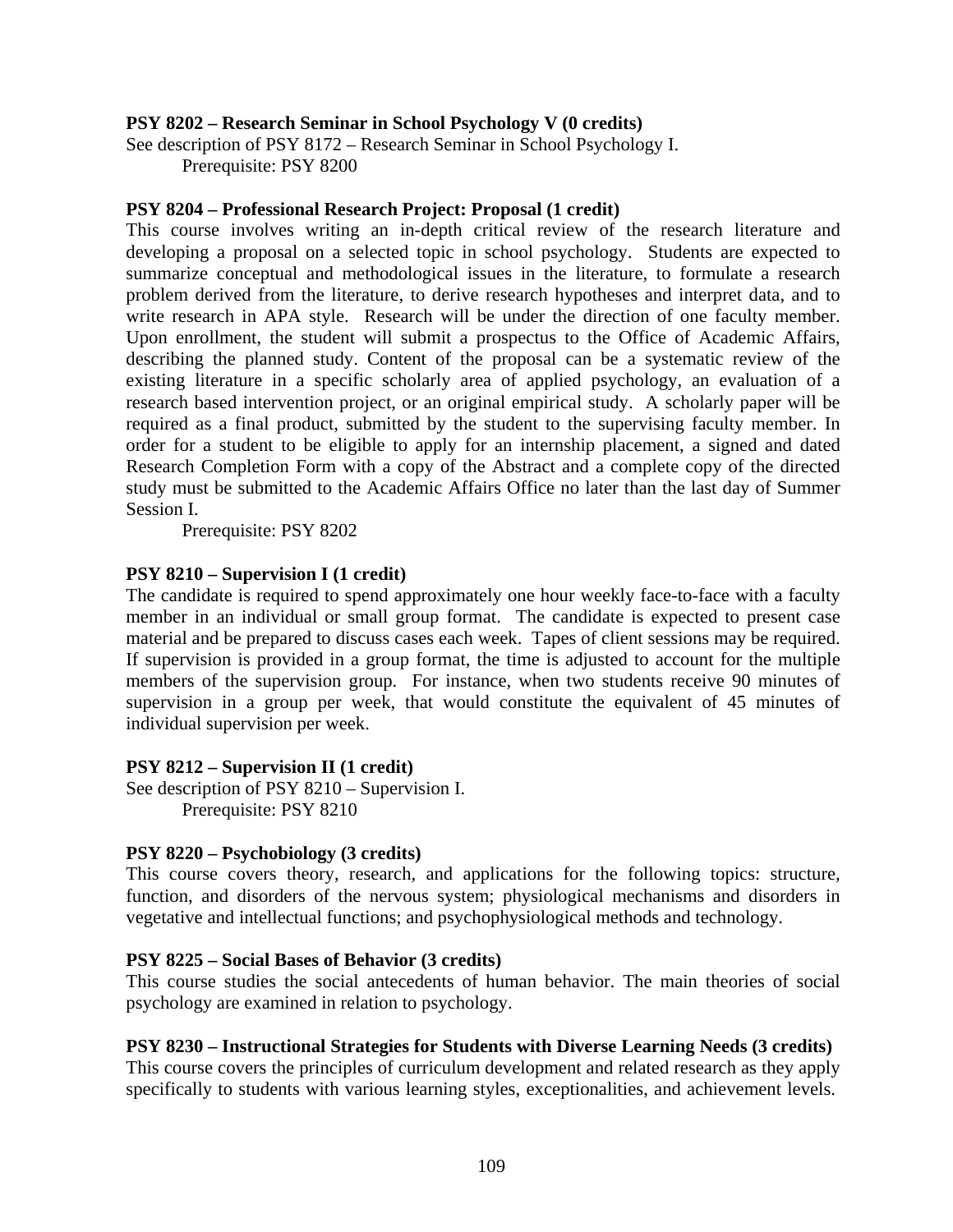**PSY 8202 – Research Seminar in School Psychology V (0 credits)**
See description of PSY 8172 – Research Seminar in School Psychology I.
Prerequisite: PSY 8200

**PSY 8204 – Professional Research Project: Proposal (1 credit)**
This course involves writing an in-depth critical review of the research literature and developing a proposal on a selected topic in school psychology. Students are expected to summarize conceptual and methodological issues in the literature, to formulate a research problem derived from the literature, to derive research hypotheses and interpret data, and to write research in APA style. Research will be under the direction of one faculty member. Upon enrollment, the student will submit a prospectus to the Office of Academic Affairs, describing the planned study. Content of the proposal can be a systematic review of the existing literature in a specific scholarly area of applied psychology, an evaluation of a research based intervention project, or an original empirical study. A scholarly paper will be required as a final product, submitted by the student to the supervising faculty member. In order for a student to be eligible to apply for an internship placement, a signed and dated Research Completion Form with a copy of the Abstract and a complete copy of the directed study must be submitted to the Academic Affairs Office no later than the last day of Summer Session I.
Prerequisite: PSY 8202

**PSY 8210 – Supervision I (1 credit)**
The candidate is required to spend approximately one hour weekly face-to-face with a faculty member in an individual or small group format. The candidate is expected to present case material and be prepared to discuss cases each week. Tapes of client sessions may be required. If supervision is provided in a group format, the time is adjusted to account for the multiple members of the supervision group. For instance, when two students receive 90 minutes of supervision in a group per week, that would constitute the equivalent of 45 minutes of individual supervision per week.

**PSY 8212 – Supervision II (1 credit)**
See description of PSY 8210 – Supervision I.
Prerequisite: PSY 8210

**PSY 8220 – Psychobiology (3 credits)**
This course covers theory, research, and applications for the following topics: structure, function, and disorders of the nervous system; physiological mechanisms and disorders in vegetative and intellectual functions; and psychophysiological methods and technology.

**PSY 8225 – Social Bases of Behavior (3 credits)**
This course studies the social antecedents of human behavior. The main theories of social psychology are examined in relation to psychology.

**PSY 8230 – Instructional Strategies for Students with Diverse Learning Needs (3 credits)**
This course covers the principles of curriculum development and related research as they apply specifically to students with various learning styles, exceptionalities, and achievement levels.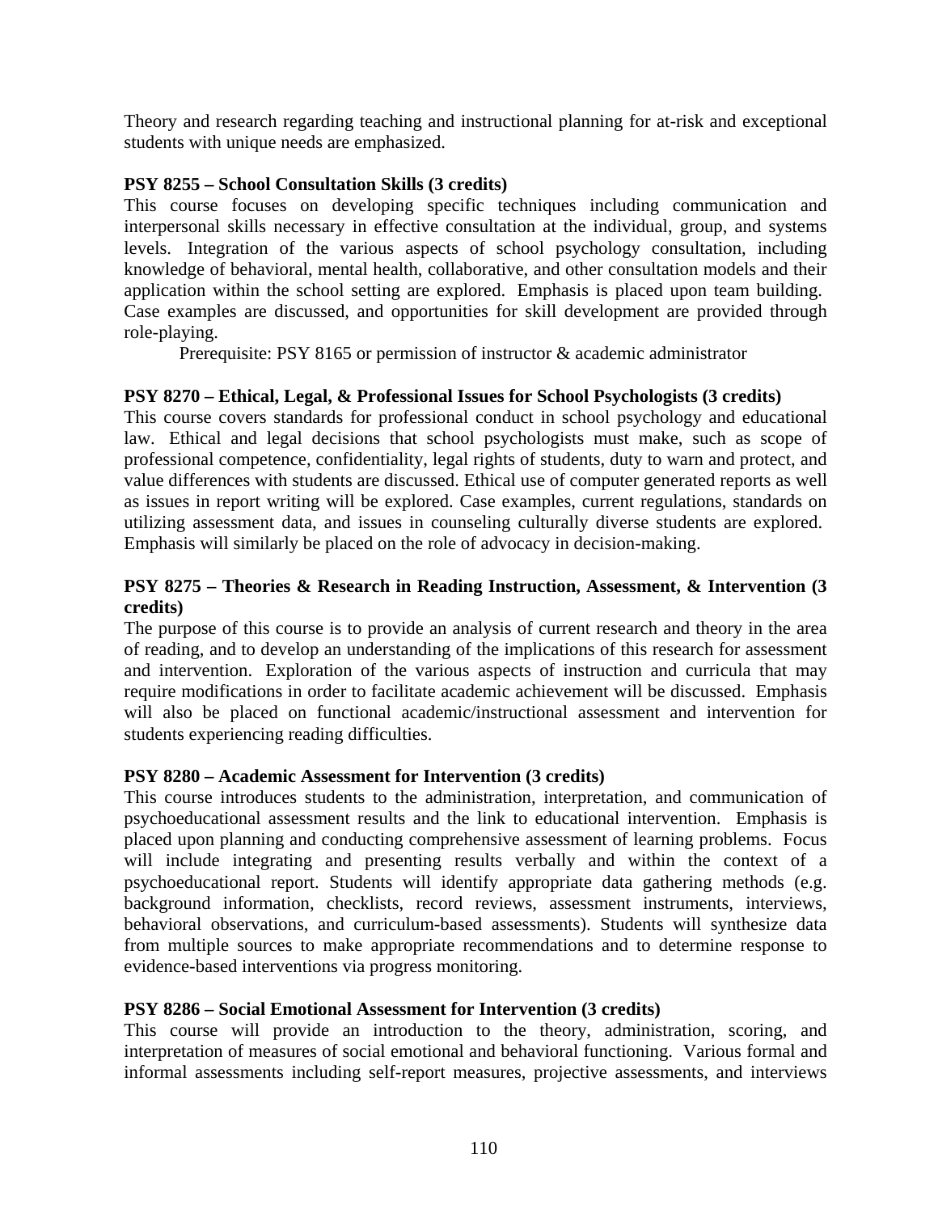Theory and research regarding teaching and instructional planning for at-risk and exceptional students with unique needs are emphasized.

**PSY 8255 – School Consultation Skills (3 credits)**

This course focuses on developing specific techniques including communication and interpersonal skills necessary in effective consultation at the individual, group, and systems levels. Integration of the various aspects of school psychology consultation, including knowledge of behavioral, mental health, collaborative, and other consultation models and their application within the school setting are explored. Emphasis is placed upon team building. Case examples are discussed, and opportunities for skill development are provided through role-playing.

Prerequisite: PSY 8165 or permission of instructor & academic administrator

**PSY 8270 – Ethical, Legal, & Professional Issues for School Psychologists (3 credits)**

This course covers standards for professional conduct in school psychology and educational law. Ethical and legal decisions that school psychologists must make, such as scope of professional competence, confidentiality, legal rights of students, duty to warn and protect, and value differences with students are discussed. Ethical use of computer generated reports as well as issues in report writing will be explored. Case examples, current regulations, standards on utilizing assessment data, and issues in counseling culturally diverse students are explored. Emphasis will similarly be placed on the role of advocacy in decision-making.

**PSY 8275 – Theories & Research in Reading Instruction, Assessment, & Intervention (3 credits)**

The purpose of this course is to provide an analysis of current research and theory in the area of reading, and to develop an understanding of the implications of this research for assessment and intervention. Exploration of the various aspects of instruction and curricula that may require modifications in order to facilitate academic achievement will be discussed. Emphasis will also be placed on functional academic/instructional assessment and intervention for students experiencing reading difficulties.

**PSY 8280 – Academic Assessment for Intervention (3 credits)**

This course introduces students to the administration, interpretation, and communication of psychoeducational assessment results and the link to educational intervention. Emphasis is placed upon planning and conducting comprehensive assessment of learning problems. Focus will include integrating and presenting results verbally and within the context of a psychoeducational report. Students will identify appropriate data gathering methods (e.g. background information, checklists, record reviews, assessment instruments, interviews, behavioral observations, and curriculum-based assessments). Students will synthesize data from multiple sources to make appropriate recommendations and to determine response to evidence-based interventions via progress monitoring.

**PSY 8286 – Social Emotional Assessment for Intervention (3 credits)**

This course will provide an introduction to the theory, administration, scoring, and interpretation of measures of social emotional and behavioral functioning. Various formal and informal assessments including self-report measures, projective assessments, and interviews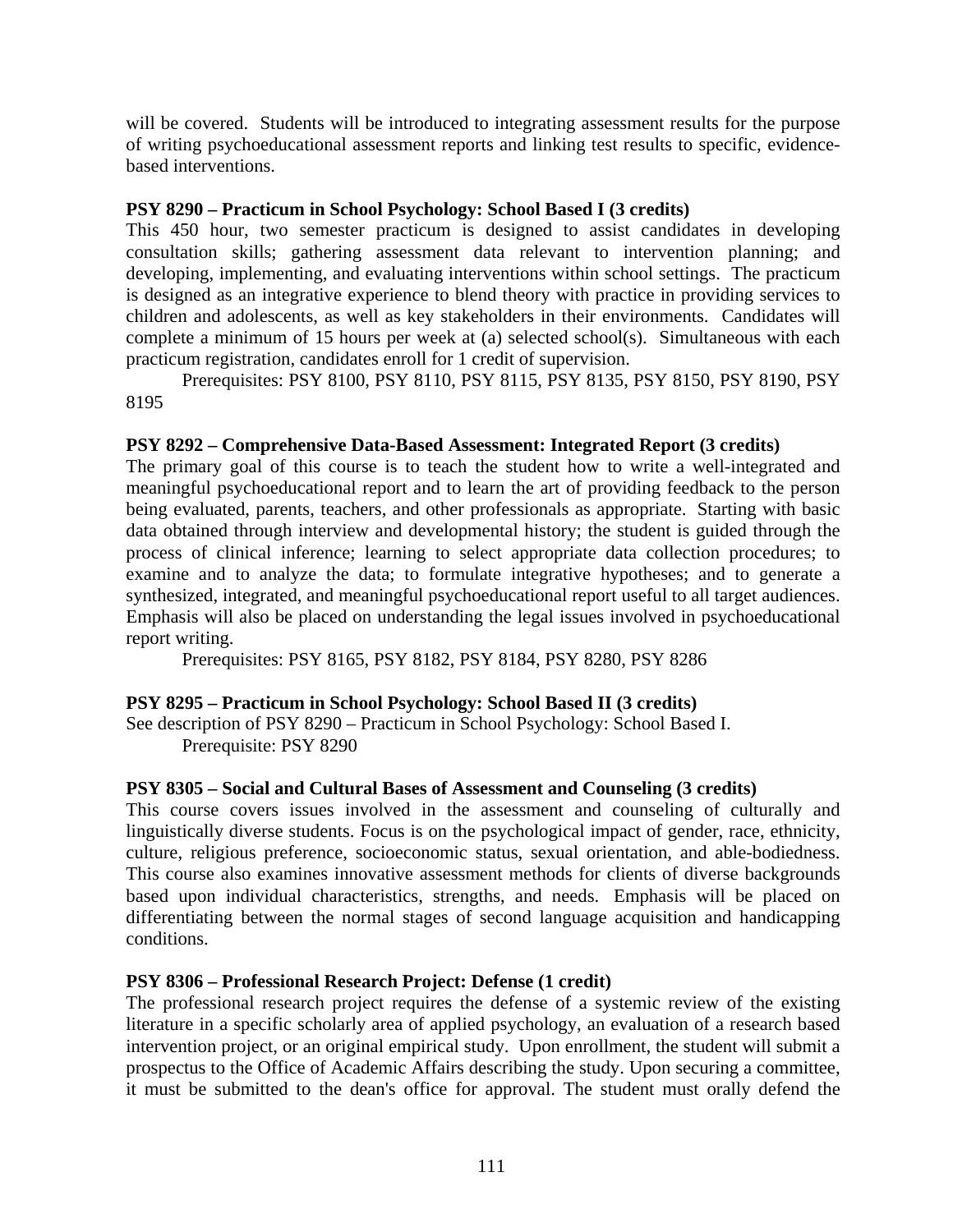will be covered. Students will be introduced to integrating assessment results for the purpose of writing psychoeducational assessment reports and linking test results to specific, evidence-based interventions.

**PSY 8290 – Practicum in School Psychology: School Based I (3 credits)**
This 450 hour, two semester practicum is designed to assist candidates in developing consultation skills; gathering assessment data relevant to intervention planning; and developing, implementing, and evaluating interventions within school settings. The practicum is designed as an integrative experience to blend theory with practice in providing services to children and adolescents, as well as key stakeholders in their environments. Candidates will complete a minimum of 15 hours per week at (a) selected school(s). Simultaneous with each practicum registration, candidates enroll for 1 credit of supervision.

Prerequisites: PSY 8100, PSY 8110, PSY 8115, PSY 8135, PSY 8150, PSY 8190, PSY 8195

**PSY 8292 – Comprehensive Data-Based Assessment: Integrated Report (3 credits)**
The primary goal of this course is to teach the student how to write a well-integrated and meaningful psychoeducational report and to learn the art of providing feedback to the person being evaluated, parents, teachers, and other professionals as appropriate. Starting with basic data obtained through interview and developmental history; the student is guided through the process of clinical inference; learning to select appropriate data collection procedures; to examine and to analyze the data; to formulate integrative hypotheses; and to generate a synthesized, integrated, and meaningful psychoeducational report useful to all target audiences. Emphasis will also be placed on understanding the legal issues involved in psychoeducational report writing.

Prerequisites: PSY 8165, PSY 8182, PSY 8184, PSY 8280, PSY 8286

**PSY 8295 – Practicum in School Psychology: School Based II (3 credits)**
See description of PSY 8290 – Practicum in School Psychology: School Based I.

Prerequisite: PSY 8290

**PSY 8305 – Social and Cultural Bases of Assessment and Counseling (3 credits)**
This course covers issues involved in the assessment and counseling of culturally and linguistically diverse students. Focus is on the psychological impact of gender, race, ethnicity, culture, religious preference, socioeconomic status, sexual orientation, and able-bodiedness. This course also examines innovative assessment methods for clients of diverse backgrounds based upon individual characteristics, strengths, and needs. Emphasis will be placed on differentiating between the normal stages of second language acquisition and handicapping conditions.

**PSY 8306 – Professional Research Project: Defense (1 credit)**
The professional research project requires the defense of a systemic review of the existing literature in a specific scholarly area of applied psychology, an evaluation of a research based intervention project, or an original empirical study. Upon enrollment, the student will submit a prospectus to the Office of Academic Affairs describing the study. Upon securing a committee, it must be submitted to the dean's office for approval. The student must orally defend the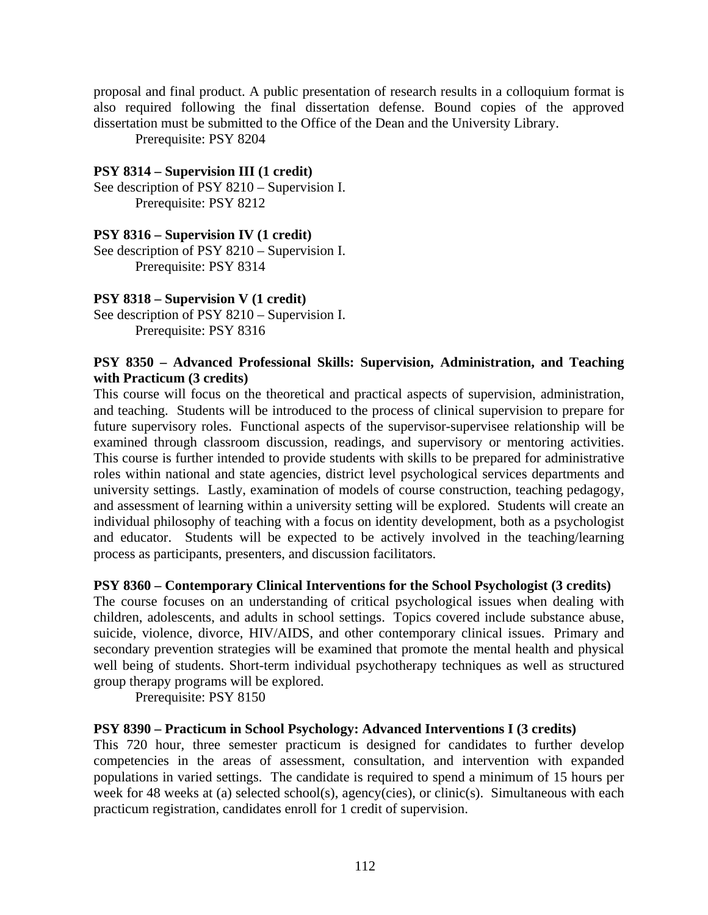proposal and final product. A public presentation of research results in a colloquium format is also required following the final dissertation defense. Bound copies of the approved dissertation must be submitted to the Office of the Dean and the University Library.

Prerequisite: PSY 8204

**PSY 8314 – Supervision III (1 credit)**
See description of PSY 8210 – Supervision I.

Prerequisite: PSY 8212

**PSY 8316 – Supervision IV (1 credit)**
See description of PSY 8210 – Supervision I.

Prerequisite: PSY 8314

**PSY 8318 – Supervision V (1 credit)**
See description of PSY 8210 – Supervision I.

Prerequisite: PSY 8316

**PSY 8350 – Advanced Professional Skills: Supervision, Administration, and Teaching with Practicum (3 credits)**
This course will focus on the theoretical and practical aspects of supervision, administration, and teaching. Students will be introduced to the process of clinical supervision to prepare for future supervisory roles. Functional aspects of the supervisor-supervisee relationship will be examined through classroom discussion, readings, and supervisory or mentoring activities. This course is further intended to provide students with skills to be prepared for administrative roles within national and state agencies, district level psychological services departments and university settings. Lastly, examination of models of course construction, teaching pedagogy, and assessment of learning within a university setting will be explored. Students will create an individual philosophy of teaching with a focus on identity development, both as a psychologist and educator. Students will be expected to be actively involved in the teaching/learning process as participants, presenters, and discussion facilitators.

**PSY 8360 – Contemporary Clinical Interventions for the School Psychologist (3 credits)**
The course focuses on an understanding of critical psychological issues when dealing with children, adolescents, and adults in school settings. Topics covered include substance abuse, suicide, violence, divorce, HIV/AIDS, and other contemporary clinical issues. Primary and secondary prevention strategies will be examined that promote the mental health and physical well being of students. Short-term individual psychotherapy techniques as well as structured group therapy programs will be explored.

Prerequisite: PSY 8150

**PSY 8390 – Practicum in School Psychology: Advanced Interventions I (3 credits)**
This 720 hour, three semester practicum is designed for candidates to further develop competencies in the areas of assessment, consultation, and intervention with expanded populations in varied settings. The candidate is required to spend a minimum of 15 hours per week for 48 weeks at (a) selected school(s), agency(cies), or clinic(s). Simultaneous with each practicum registration, candidates enroll for 1 credit of supervision.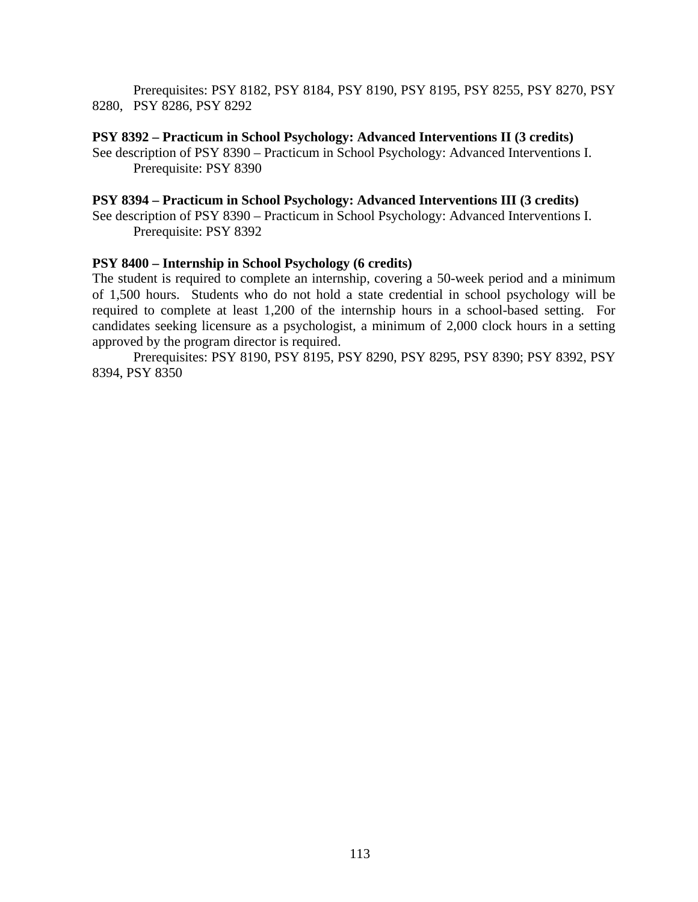Prerequisites: PSY 8182, PSY 8184, PSY 8190, PSY 8195, PSY 8255, PSY 8270, PSY 8280, PSY 8286, PSY 8292

**PSY 8392 – Practicum in School Psychology: Advanced Interventions II (3 credits)**
See description of PSY 8390 – Practicum in School Psychology: Advanced Interventions I.
Prerequisite: PSY 8390

**PSY 8394 – Practicum in School Psychology: Advanced Interventions III (3 credits)**
See description of PSY 8390 – Practicum in School Psychology: Advanced Interventions I.
Prerequisite: PSY 8392

**PSY 8400 – Internship in School Psychology (6 credits)**
The student is required to complete an internship, covering a 50-week period and a minimum of 1,500 hours. Students who do not hold a state credential in school psychology will be required to complete at least 1,200 of the internship hours in a school-based setting. For candidates seeking licensure as a psychologist, a minimum of 2,000 clock hours in a setting approved by the program director is required.

Prerequisites: PSY 8190, PSY 8195, PSY 8290, PSY 8295, PSY 8390; PSY 8392, PSY 8394, PSY 8350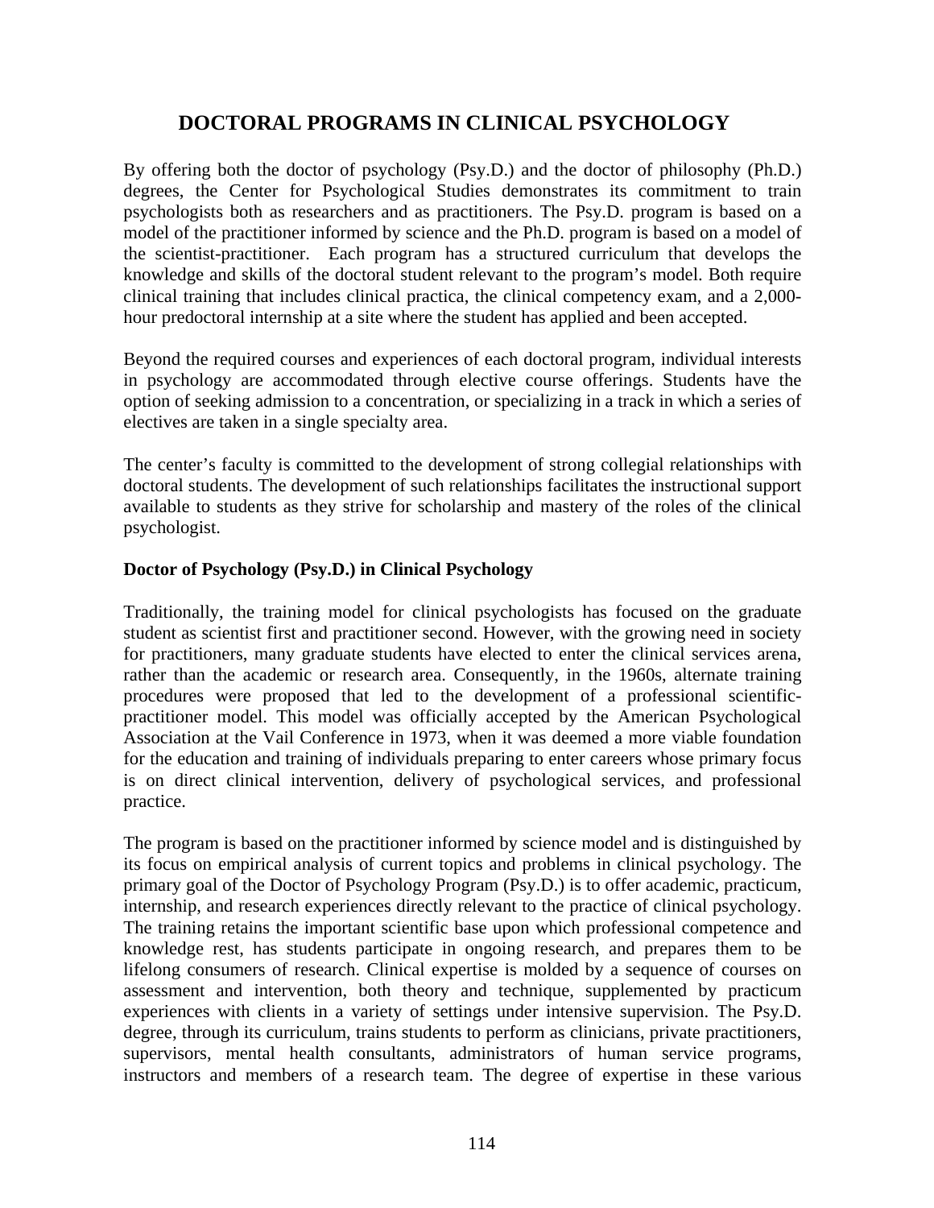# DOCTORAL PROGRAMS IN CLINICAL PSYCHOLOGY

By offering both the doctor of psychology (Psy.D.) and the doctor of philosophy (Ph.D.) degrees, the Center for Psychological Studies demonstrates its commitment to train psychologists both as researchers and as practitioners. The Psy.D. program is based on a model of the practitioner informed by science and the Ph.D. program is based on a model of the scientist-practitioner. Each program has a structured curriculum that develops the knowledge and skills of the doctoral student relevant to the program's model. Both require clinical training that includes clinical practica, the clinical competency exam, and a 2,000-hour predoctoral internship at a site where the student has applied and been accepted.

Beyond the required courses and experiences of each doctoral program, individual interests in psychology are accommodated through elective course offerings. Students have the option of seeking admission to a concentration, or specializing in a track in which a series of electives are taken in a single specialty area.

The center's faculty is committed to the development of strong collegial relationships with doctoral students. The development of such relationships facilitates the instructional support available to students as they strive for scholarship and mastery of the roles of the clinical psychologist.

### Doctor of Psychology (Psy.D.) in Clinical Psychology

Traditionally, the training model for clinical psychologists has focused on the graduate student as scientist first and practitioner second. However, with the growing need in society for practitioners, many graduate students have elected to enter the clinical services arena, rather than the academic or research area. Consequently, in the 1960s, alternate training procedures were proposed that led to the development of a professional scientific-practitioner model. This model was officially accepted by the American Psychological Association at the Vail Conference in 1973, when it was deemed a more viable foundation for the education and training of individuals preparing to enter careers whose primary focus is on direct clinical intervention, delivery of psychological services, and professional practice.

The program is based on the practitioner informed by science model and is distinguished by its focus on empirical analysis of current topics and problems in clinical psychology. The primary goal of the Doctor of Psychology Program (Psy.D.) is to offer academic, practicum, internship, and research experiences directly relevant to the practice of clinical psychology. The training retains the important scientific base upon which professional competence and knowledge rest, has students participate in ongoing research, and prepares them to be lifelong consumers of research. Clinical expertise is molded by a sequence of courses on assessment and intervention, both theory and technique, supplemented by practicum experiences with clients in a variety of settings under intensive supervision. The Psy.D. degree, through its curriculum, trains students to perform as clinicians, private practitioners, supervisors, mental health consultants, administrators of human service programs, instructors and members of a research team. The degree of expertise in these various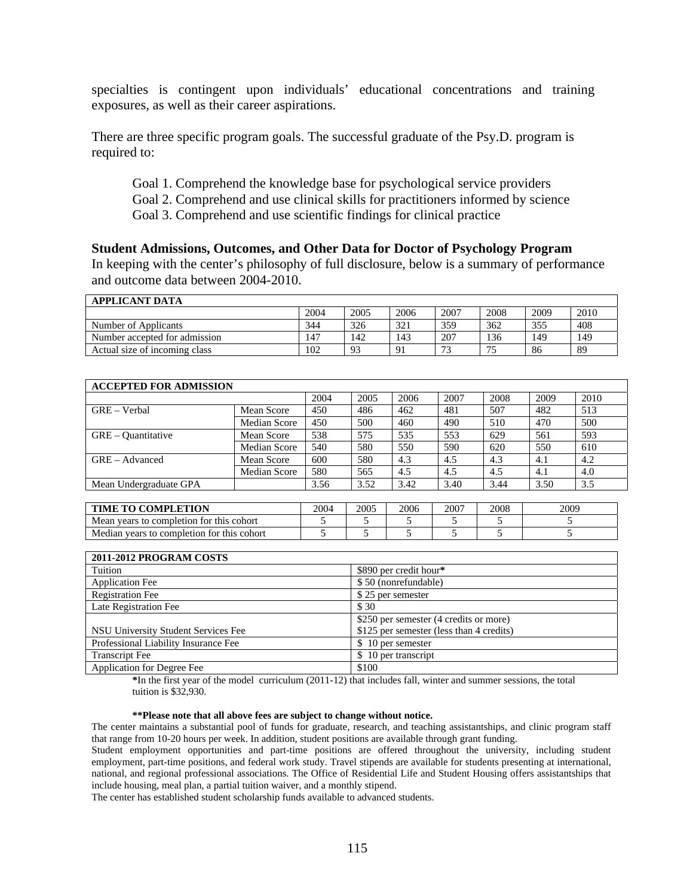specialties is contingent upon individuals' educational concentrations and training exposures, as well as their career aspirations.

There are three specific program goals. The successful graduate of the Psy.D. program is required to:

Goal 1. Comprehend the knowledge base for psychological service providers
Goal 2. Comprehend and use clinical skills for practitioners informed by science
Goal 3. Comprehend and use scientific findings for clinical practice

**Student Admissions, Outcomes, and Other Data for Doctor of Psychology Program**
In keeping with the center's philosophy of full disclosure, below is a summary of performance and outcome data between 2004-2010.

| APPLICANT DATA | | | | | | | |
|---|---|---|---|---|---|---|---|
| | 2004 | 2005 | 2006 | 2007 | 2008 | 2009 | 2010 |
| Number of Applicants | 344 | 326 | 321 | 359 | 362 | 355 | 408 |
| Number accepted for admission | 147 | 142 | 143 | 207 | 136 | 149 | 149 |
| Actual size of incoming class | 102 | 93 | 91 | 73 | 75 | 86 | 89 |

| ACCEPTED FOR ADMISSION | | | | | | | | |
|---|---|---|---|---|---|---|---|---|
| | | 2004 | 2005 | 2006 | 2007 | 2008 | 2009 | 2010 |
| GRE – Verbal | Mean Score | 450 | 486 | 462 | 481 | 507 | 482 | 513 |
| | Median Score | 450 | 500 | 460 | 490 | 510 | 470 | 500 |
| GRE – Quantitative | Mean Score | 538 | 575 | 535 | 553 | 629 | 561 | 593 |
| | Median Score | 540 | 580 | 550 | 590 | 620 | 550 | 610 |
| GRE – Advanced | Mean Score | 600 | 580 | 4.3 | 4.5 | 4.3 | 4.1 | 4.2 |
| | Median Score | 580 | 565 | 4.5 | 4.5 | 4.5 | 4.1 | 4.0 |
| Mean Undergraduate GPA | | 3.56 | 3.52 | 3.42 | 3.40 | 3.44 | 3.50 | 3.5 |

| TIME TO COMPLETION | 2004 | 2005 | 2006 | 2007 | 2008 | 2009 |
|---|---|---|---|---|---|---|
| Mean years to completion for this cohort | 5 | 5 | 5 | 5 | 5 | 5 |
| Median years to completion for this cohort | 5 | 5 | 5 | 5 | 5 | 5 |

| 2011-2012 PROGRAM COSTS | |
|---|---|
| Tuition | $890 per credit hour* |
| Application Fee | $ 50 (nonrefundable) |
| Registration Fee | $ 25 per semester |
| Late Registration Fee | $ 30 |
| NSU University Student Services Fee | $250 per semester (4 credits or more) $125 per semester (less than 4 credits) |
| Professional Liability Insurance Fee | $ 10 per semester |
| Transcript Fee | $ 10 per transcript |
| Application for Degree Fee | $100 |

*In the first year of the model curriculum (2011-12) that includes fall, winter and summer sessions, the total tuition is $32,930.

**Please note that all above fees are subject to change without notice.**

The center maintains a substantial pool of funds for graduate, research, and teaching assistantships, and clinic program staff that range from 10-20 hours per week. In addition, student positions are available through grant funding.

Student employment opportunities and part-time positions are offered throughout the university, including student employment, part-time positions, and federal work study. Travel stipends are available for students presenting at international, national, and regional professional associations. The Office of Residential Life and Student Housing offers assistantships that include housing, meal plan, a partial tuition waiver, and a monthly stipend.

The center has established student scholarship funds available to advanced students.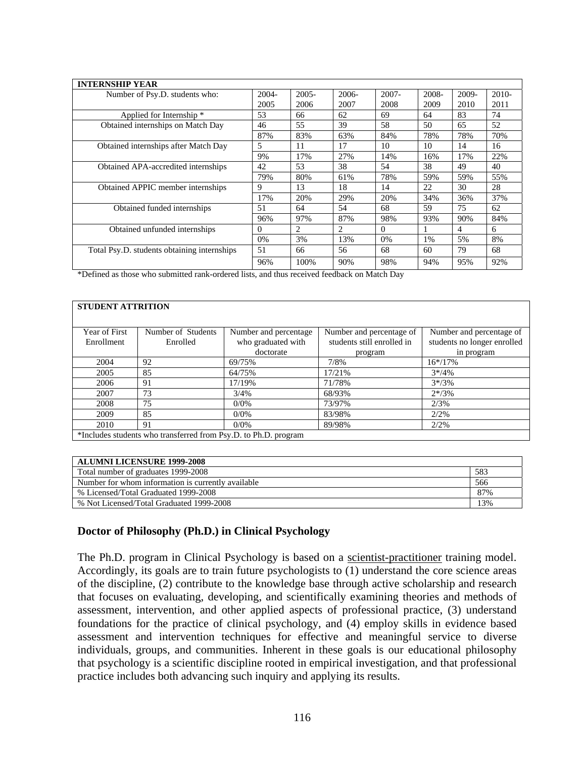| INTERNSHIP YEAR | | | | | | | |
|---|---|---|---|---|---|---|---|
| Number of Psy.D. students who: | 2004-2005 | 2005-2006 | 2006-2007 | 2007-2008 | 2008-2009 | 2009-2010 | 2010-2011 |
| Applied for Internship * | 53 | 66 | 62 | 69 | 64 | 83 | 74 |
| Obtained internships on Match Day | 46 | 55 | 39 | 58 | 50 | 65 | 52 |
| | 87% | 83% | 63% | 84% | 78% | 78% | 70% |
| Obtained internships after Match Day | 5 | 11 | 17 | 10 | 10 | 14 | 16 |
| | 9% | 17% | 27% | 14% | 16% | 17% | 22% |
| Obtained APA-accredited internships | 42 | 53 | 38 | 54 | 38 | 49 | 40 |
| | 79% | 80% | 61% | 78% | 59% | 59% | 55% |
| Obtained APPIC member internships | 9 | 13 | 18 | 14 | 22 | 30 | 28 |
| | 17% | 20% | 29% | 20% | 34% | 36% | 37% |
| Obtained funded internships | 51 | 64 | 54 | 68 | 59 | 75 | 62 |
| | 96% | 97% | 87% | 98% | 93% | 90% | 84% |
| Obtained unfunded internships | 0 | 2 | 2 | 0 | 1 | 4 | 6 |
| | 0% | 3% | 13% | 0% | 1% | 5% | 8% |
| Total Psy.D. students obtaining internships | 51 | 66 | 56 | 68 | 60 | 79 | 68 |
| | 96% | 100% | 90% | 98% | 94% | 95% | 92% |

*Defined as those who submitted rank-ordered lists, and thus received feedback on Match Day

| STUDENT ATTRITION | | | | |
|---|---|---|---|---|
| Year of First Enrollment | Number of Students Enrolled | Number and percentage who graduated with doctorate | Number and percentage of students still enrolled in program | Number and percentage of students no longer enrolled in program |
| 2004 | 92 | 69/75% | 7/8% | 16*/17% |
| 2005 | 85 | 64/75% | 17/21% | 3*/4% |
| 2006 | 91 | 17/19% | 71/78% | 3*/3% |
| 2007 | 73 | 3/4% | 68/93% | 2*/3% |
| 2008 | 75 | 0/0% | 73/97% | 2/3% |
| 2009 | 85 | 0/0% | 83/98% | 2/2% |
| 2010 | 91 | 0/0% | 89/98% | 2/2% |

*Includes students who transferred from Psy.D. to Ph.D. program

| ALUMNI LICENSURE 1999-2008 | |
|---|---|
| Total number of graduates 1999-2008 | 583 |
| Number for whom information is currently available | 566 |
| % Licensed/Total Graduated 1999-2008 | 87% |
| % Not Licensed/Total Graduated 1999-2008 | 13% |

## Doctor of Philosophy (Ph.D.) in Clinical Psychology

The Ph.D. program in Clinical Psychology is based on a scientist-practitioner training model. Accordingly, its goals are to train future psychologists to (1) understand the core science areas of the discipline, (2) contribute to the knowledge base through active scholarship and research that focuses on evaluating, developing, and scientifically examining theories and methods of assessment, intervention, and other applied aspects of professional practice, (3) understand foundations for the practice of clinical psychology, and (4) employ skills in evidence based assessment and intervention techniques for effective and meaningful service to diverse individuals, groups, and communities. Inherent in these goals is our educational philosophy that psychology is a scientific discipline rooted in empirical investigation, and that professional practice includes both advancing such inquiry and applying its results.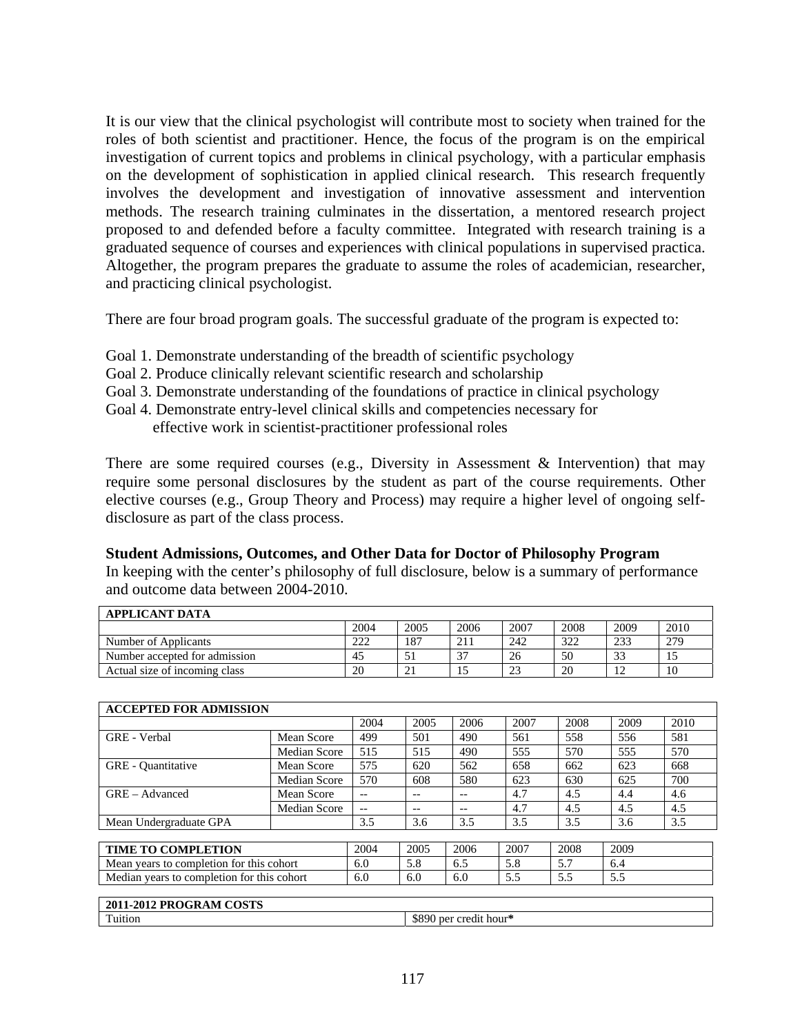It is our view that the clinical psychologist will contribute most to society when trained for the roles of both scientist and practitioner. Hence, the focus of the program is on the empirical investigation of current topics and problems in clinical psychology, with a particular emphasis on the development of sophistication in applied clinical research. This research frequently involves the development and investigation of innovative assessment and intervention methods. The research training culminates in the dissertation, a mentored research project proposed to and defended before a faculty committee. Integrated with research training is a graduated sequence of courses and experiences with clinical populations in supervised practica. Altogether, the program prepares the graduate to assume the roles of academician, researcher, and practicing clinical psychologist.

There are four broad program goals. The successful graduate of the program is expected to:

Goal 1. Demonstrate understanding of the breadth of scientific psychology
Goal 2. Produce clinically relevant scientific research and scholarship
Goal 3. Demonstrate understanding of the foundations of practice in clinical psychology
Goal 4. Demonstrate entry-level clinical skills and competencies necessary for effective work in scientist-practitioner professional roles

There are some required courses (e.g., Diversity in Assessment & Intervention) that may require some personal disclosures by the student as part of the course requirements. Other elective courses (e.g., Group Theory and Process) may require a higher level of ongoing self-disclosure as part of the class process.

**Student Admissions, Outcomes, and Other Data for Doctor of Philosophy Program**

In keeping with the center's philosophy of full disclosure, below is a summary of performance and outcome data between 2004-2010.

| **APPLICANT DATA** | | | | | | | |
|---|---|---|---|---|---|---|---|
| | 2004 | 2005 | 2006 | 2007 | 2008 | 2009 | 2010 |
| Number of Applicants | 222 | 187 | 211 | 242 | 322 | 233 | 279 |
| Number accepted for admission | 45 | 51 | 37 | 26 | 50 | 33 | 15 |
| Actual size of incoming class | 20 | 21 | 15 | 23 | 20 | 12 | 10 |

| **ACCEPTED FOR ADMISSION** | | | | | | | | |
|---|---|---|---|---|---|---|---|---|
| | | 2004 | 2005 | 2006 | 2007 | 2008 | 2009 | 2010 |
| GRE - Verbal | Mean Score | 499 | 501 | 490 | 561 | 558 | 556 | 581 |
| | Median Score | 515 | 515 | 490 | 555 | 570 | 555 | 570 |
| GRE - Quantitative | Mean Score | 575 | 620 | 562 | 658 | 662 | 623 | 668 |
| | Median Score | 570 | 608 | 580 | 623 | 630 | 625 | 700 |
| GRE – Advanced | Mean Score | -- | -- | -- | 4.7 | 4.5 | 4.4 | 4.6 |
| | Median Score | -- | -- | -- | 4.7 | 4.5 | 4.5 | 4.5 |
| Mean Undergraduate GPA | | 3.5 | 3.6 | 3.5 | 3.5 | 3.5 | 3.6 | 3.5 |

| **TIME TO COMPLETION** | 2004 | 2005 | 2006 | 2007 | 2008 | 2009 |
|---|---|---|---|---|---|---|
| Mean years to completion for this cohort | 6.0 | 5.8 | 6.5 | 5.8 | 5.7 | 6.4 |
| Median years to completion for this cohort | 6.0 | 6.0 | 6.0 | 5.5 | 5.5 | 5.5 |

| **2011-2012 PROGRAM COSTS** | |
|---|---|
| Tuition | $890 per credit hour* |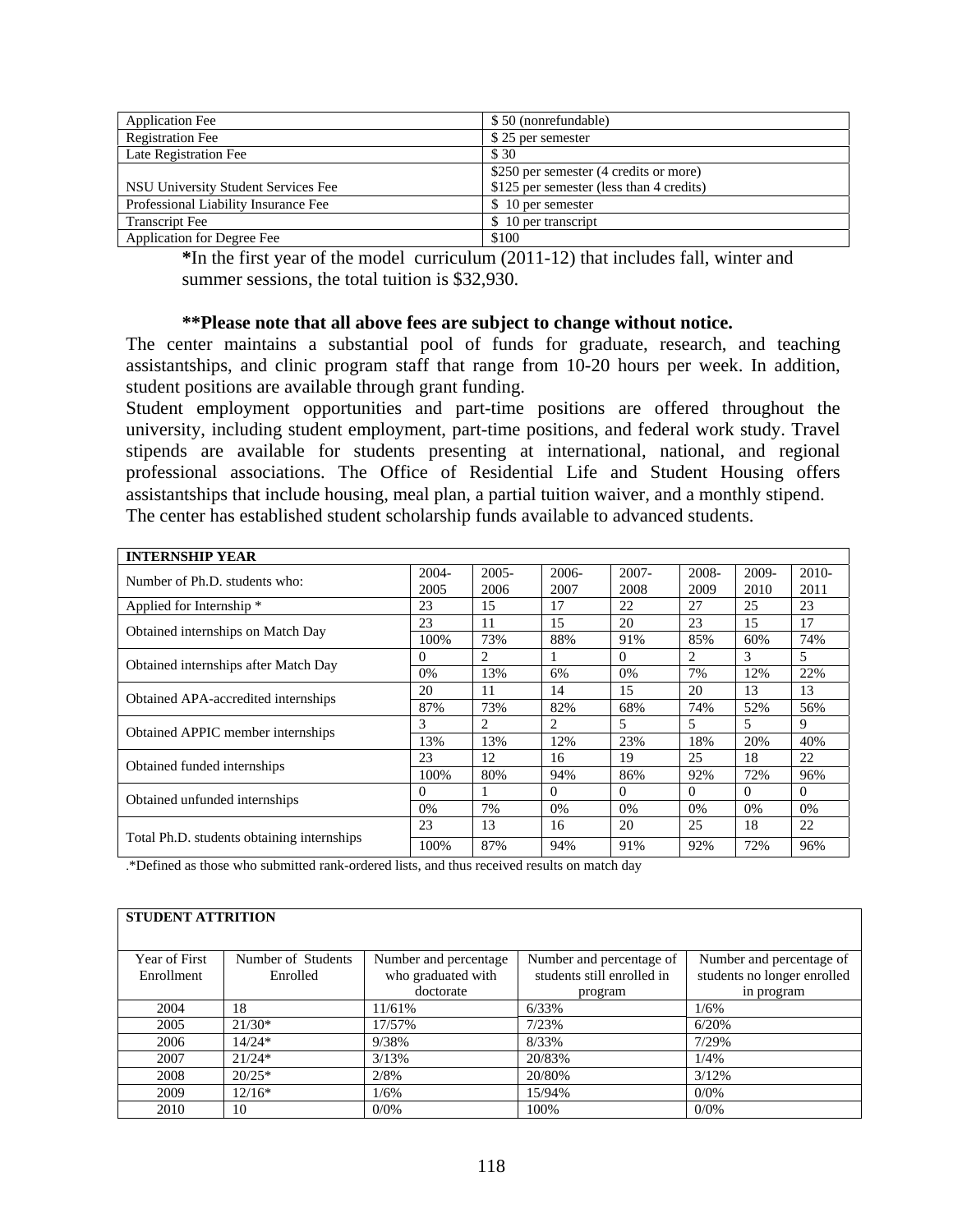| | |
|---|---|
| Application Fee | $ 50 (nonrefundable) |
| Registration Fee | $ 25 per semester |
| Late Registration Fee | $ 30 |
| NSU University Student Services Fee | $250 per semester (4 credits or more)<br>$125 per semester (less than 4 credits) |
| Professional Liability Insurance Fee | $ 10 per semester |
| Transcript Fee | $ 10 per transcript |
| Application for Degree Fee | $100 |

**\***In the first year of the model curriculum (2011-12) that includes fall, winter and summer sessions, the total tuition is $32,930.

**\*\*Please note that all above fees are subject to change without notice.**

The center maintains a substantial pool of funds for graduate, research, and teaching assistantships, and clinic program staff that range from 10-20 hours per week. In addition, student positions are available through grant funding.

Student employment opportunities and part-time positions are offered throughout the university, including student employment, part-time positions, and federal work study. Travel stipends are available for students presenting at international, national, and regional professional associations. The Office of Residential Life and Student Housing offers assistantships that include housing, meal plan, a partial tuition waiver, and a monthly stipend. The center has established student scholarship funds available to advanced students.

| INTERNSHIP YEAR | | | | | | | |
|---|---|---|---|---|---|---|---|
| Number of Ph.D. students who: | 2004-2005 | 2005-2006 | 2006-2007 | 2007-2008 | 2008-2009 | 2009-2010 | 2010-2011 |
| Applied for Internship * | 23 | 15 | 17 | 22 | 27 | 25 | 23 |
| Obtained internships on Match Day | 23 | 11 | 15 | 20 | 23 | 15 | 17 |
| | 100% | 73% | 88% | 91% | 85% | 60% | 74% |
| Obtained internships after Match Day | 0 | 2 | 1 | 0 | 2 | 3 | 5 |
| | 0% | 13% | 6% | 0% | 7% | 12% | 22% |
| Obtained APA-accredited internships | 20 | 11 | 14 | 15 | 20 | 13 | 13 |
| | 87% | 73% | 82% | 68% | 74% | 52% | 56% |
| Obtained APPIC member internships | 3 | 2 | 2 | 5 | 5 | 5 | 9 |
| | 13% | 13% | 12% | 23% | 18% | 20% | 40% |
| Obtained funded internships | 23 | 12 | 16 | 19 | 25 | 18 | 22 |
| | 100% | 80% | 94% | 86% | 92% | 72% | 96% |
| Obtained unfunded internships | 0 | 1 | 0 | 0 | 0 | 0 | 0 |
| | 0% | 7% | 0% | 0% | 0% | 0% | 0% |
| Total Ph.D. students obtaining internships | 23 | 13 | 16 | 20 | 25 | 18 | 22 |
| | 100% | 87% | 94% | 91% | 92% | 72% | 96% |

.*Defined as those who submitted rank-ordered lists, and thus received results on match day

| STUDENT ATTRITION | | | | |
|---|---|---|---|---|
| Year of First Enrollment | Number of Students Enrolled | Number and percentage who graduated with doctorate | Number and percentage of students still enrolled in program | Number and percentage of students no longer enrolled in program |
| 2004 | 18 | 11/61% | 6/33% | 1/6% |
| 2005 | 21/30* | 17/57% | 7/23% | 6/20% |
| 2006 | 14/24* | 9/38% | 8/33% | 7/29% |
| 2007 | 21/24* | 3/13% | 20/83% | 1/4% |
| 2008 | 20/25* | 2/8% | 20/80% | 3/12% |
| 2009 | 12/16* | 1/6% | 15/94% | 0/0% |
| 2010 | 10 | 0/0% | 100% | 0/0% |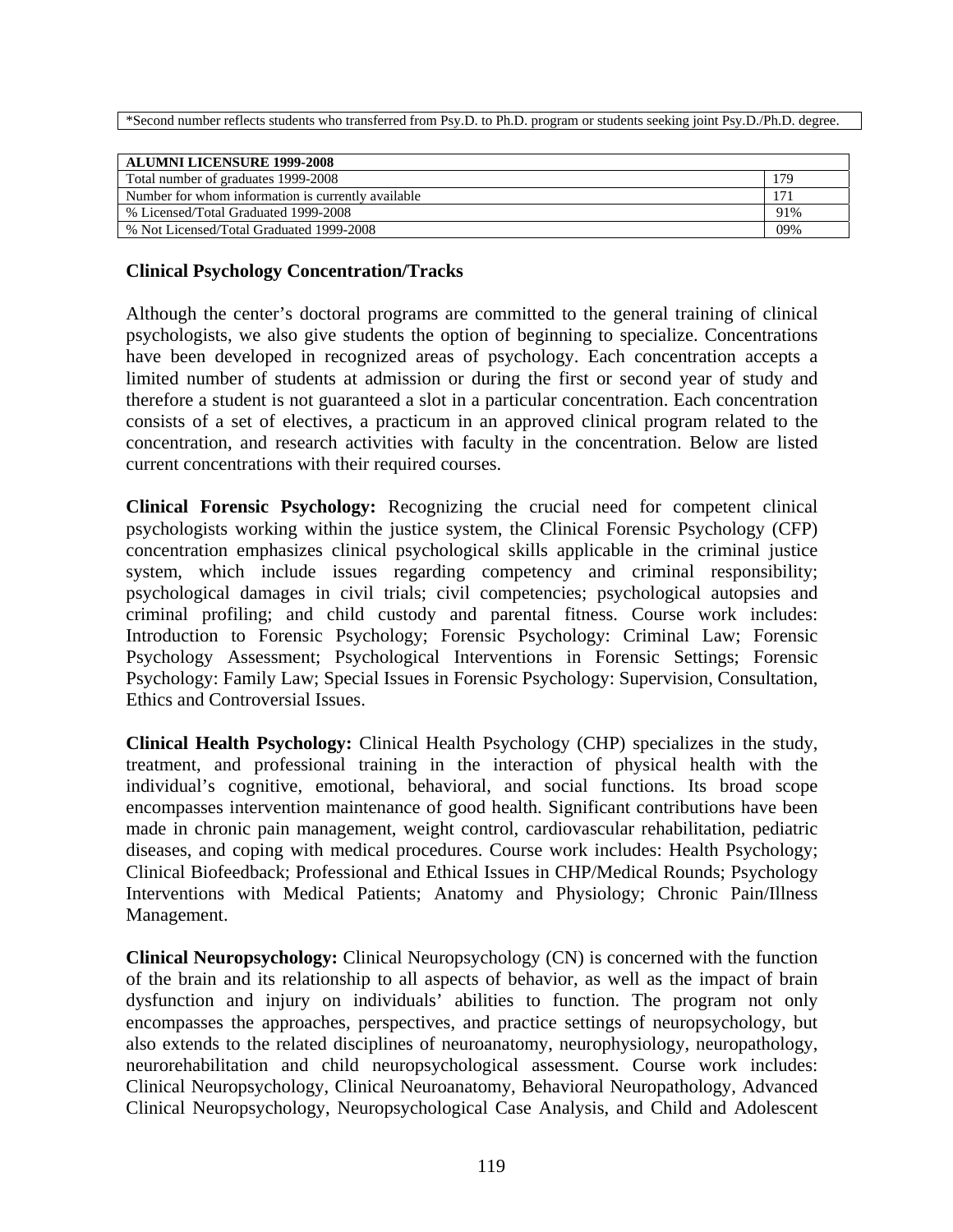*Second number reflects students who transferred from Psy.D. to Ph.D. program or students seeking joint Psy.D./Ph.D. degree.

| ALUMNI LICENSURE 1999-2008 | |
|---|---|
| Total number of graduates 1999-2008 | 179 |
| Number for whom information is currently available | 171 |
| % Licensed/Total Graduated 1999-2008 | 91% |
| % Not Licensed/Total Graduated 1999-2008 | 09% |

## Clinical Psychology Concentration/Tracks

Although the center's doctoral programs are committed to the general training of clinical psychologists, we also give students the option of beginning to specialize. Concentrations have been developed in recognized areas of psychology. Each concentration accepts a limited number of students at admission or during the first or second year of study and therefore a student is not guaranteed a slot in a particular concentration. Each concentration consists of a set of electives, a practicum in an approved clinical program related to the concentration, and research activities with faculty in the concentration. Below are listed current concentrations with their required courses.

**Clinical Forensic Psychology:** Recognizing the crucial need for competent clinical psychologists working within the justice system, the Clinical Forensic Psychology (CFP) concentration emphasizes clinical psychological skills applicable in the criminal justice system, which include issues regarding competency and criminal responsibility; psychological damages in civil trials; civil competencies; psychological autopsies and criminal profiling; and child custody and parental fitness. Course work includes: Introduction to Forensic Psychology; Forensic Psychology: Criminal Law; Forensic Psychology Assessment; Psychological Interventions in Forensic Settings; Forensic Psychology: Family Law; Special Issues in Forensic Psychology: Supervision, Consultation, Ethics and Controversial Issues.

**Clinical Health Psychology:** Clinical Health Psychology (CHP) specializes in the study, treatment, and professional training in the interaction of physical health with the individual's cognitive, emotional, behavioral, and social functions. Its broad scope encompasses intervention maintenance of good health. Significant contributions have been made in chronic pain management, weight control, cardiovascular rehabilitation, pediatric diseases, and coping with medical procedures. Course work includes: Health Psychology; Clinical Biofeedback; Professional and Ethical Issues in CHP/Medical Rounds; Psychology Interventions with Medical Patients; Anatomy and Physiology; Chronic Pain/Illness Management.

**Clinical Neuropsychology:** Clinical Neuropsychology (CN) is concerned with the function of the brain and its relationship to all aspects of behavior, as well as the impact of brain dysfunction and injury on individuals' abilities to function. The program not only encompasses the approaches, perspectives, and practice settings of neuropsychology, but also extends to the related disciplines of neuroanatomy, neurophysiology, neuropathology, neurorehabilitation and child neuropsychological assessment. Course work includes: Clinical Neuropsychology, Clinical Neuroanatomy, Behavioral Neuropathology, Advanced Clinical Neuropsychology, Neuropsychological Case Analysis, and Child and Adolescent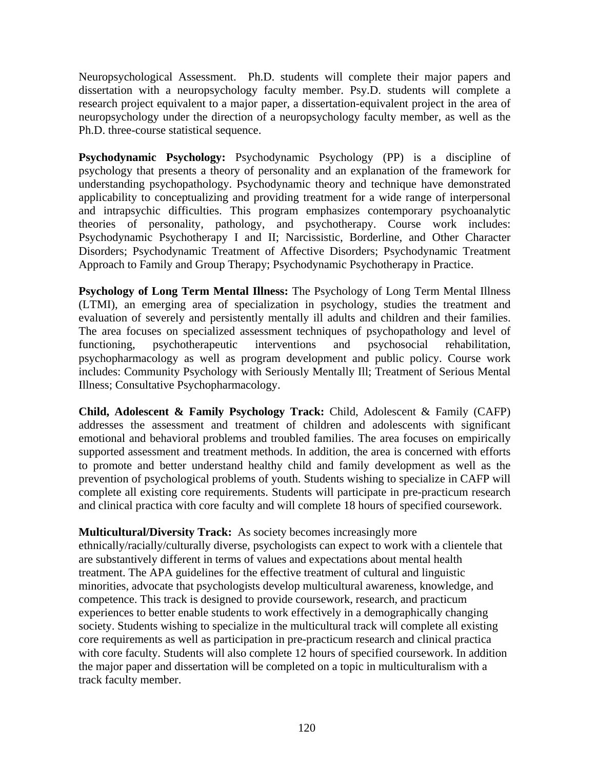Neuropsychological Assessment. Ph.D. students will complete their major papers and dissertation with a neuropsychology faculty member. Psy.D. students will complete a research project equivalent to a major paper, a dissertation-equivalent project in the area of neuropsychology under the direction of a neuropsychology faculty member, as well as the Ph.D. three-course statistical sequence.

**Psychodynamic Psychology:** Psychodynamic Psychology (PP) is a discipline of psychology that presents a theory of personality and an explanation of the framework for understanding psychopathology. Psychodynamic theory and technique have demonstrated applicability to conceptualizing and providing treatment for a wide range of interpersonal and intrapsychic difficulties. This program emphasizes contemporary psychoanalytic theories of personality, pathology, and psychotherapy. Course work includes: Psychodynamic Psychotherapy I and II; Narcissistic, Borderline, and Other Character Disorders; Psychodynamic Treatment of Affective Disorders; Psychodynamic Treatment Approach to Family and Group Therapy; Psychodynamic Psychotherapy in Practice.

**Psychology of Long Term Mental Illness:** The Psychology of Long Term Mental Illness (LTMI), an emerging area of specialization in psychology, studies the treatment and evaluation of severely and persistently mentally ill adults and children and their families. The area focuses on specialized assessment techniques of psychopathology and level of functioning, psychotherapeutic interventions and psychosocial rehabilitation, psychopharmacology as well as program development and public policy. Course work includes: Community Psychology with Seriously Mentally Ill; Treatment of Serious Mental Illness; Consultative Psychopharmacology.

**Child, Adolescent & Family Psychology Track:** Child, Adolescent & Family (CAFP) addresses the assessment and treatment of children and adolescents with significant emotional and behavioral problems and troubled families. The area focuses on empirically supported assessment and treatment methods. In addition, the area is concerned with efforts to promote and better understand healthy child and family development as well as the prevention of psychological problems of youth. Students wishing to specialize in CAFP will complete all existing core requirements. Students will participate in pre-practicum research and clinical practica with core faculty and will complete 18 hours of specified coursework.

**Multicultural/Diversity Track:** As society becomes increasingly more ethnically/racially/culturally diverse, psychologists can expect to work with a clientele that are substantively different in terms of values and expectations about mental health treatment. The APA guidelines for the effective treatment of cultural and linguistic minorities, advocate that psychologists develop multicultural awareness, knowledge, and competence. This track is designed to provide coursework, research, and practicum experiences to better enable students to work effectively in a demographically changing society. Students wishing to specialize in the multicultural track will complete all existing core requirements as well as participation in pre-practicum research and clinical practica with core faculty. Students will also complete 12 hours of specified coursework. In addition the major paper and dissertation will be completed on a topic in multiculturalism with a track faculty member.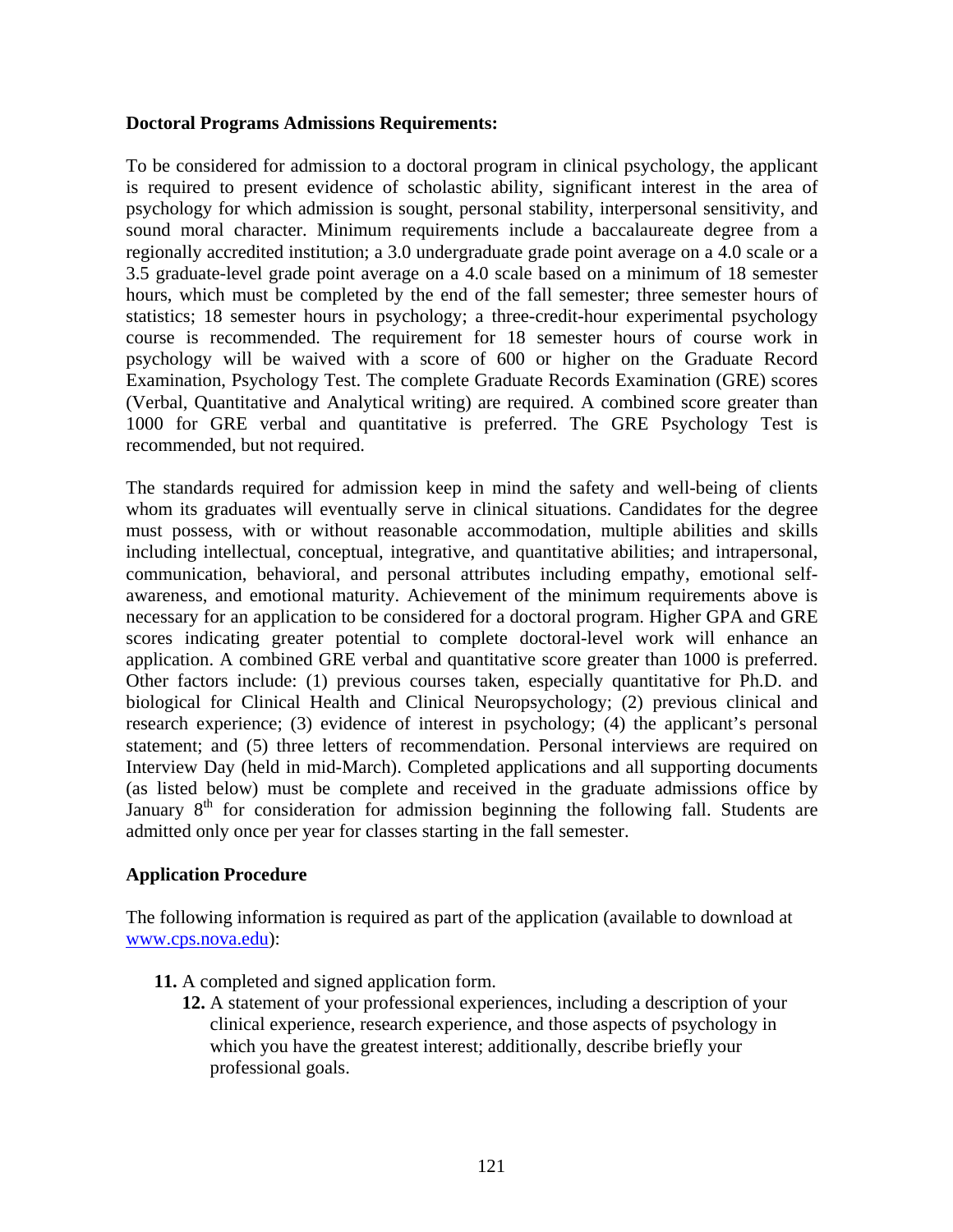**Doctoral Programs Admissions Requirements:**

To be considered for admission to a doctoral program in clinical psychology, the applicant is required to present evidence of scholastic ability, significant interest in the area of psychology for which admission is sought, personal stability, interpersonal sensitivity, and sound moral character. Minimum requirements include a baccalaureate degree from a regionally accredited institution; a 3.0 undergraduate grade point average on a 4.0 scale or a 3.5 graduate-level grade point average on a 4.0 scale based on a minimum of 18 semester hours, which must be completed by the end of the fall semester; three semester hours of statistics; 18 semester hours in psychology; a three-credit-hour experimental psychology course is recommended. The requirement for 18 semester hours of course work in psychology will be waived with a score of 600 or higher on the Graduate Record Examination, Psychology Test. The complete Graduate Records Examination (GRE) scores (Verbal, Quantitative and Analytical writing) are required. A combined score greater than 1000 for GRE verbal and quantitative is preferred. The GRE Psychology Test is recommended, but not required.

The standards required for admission keep in mind the safety and well-being of clients whom its graduates will eventually serve in clinical situations. Candidates for the degree must possess, with or without reasonable accommodation, multiple abilities and skills including intellectual, conceptual, integrative, and quantitative abilities; and intrapersonal, communication, behavioral, and personal attributes including empathy, emotional self-awareness, and emotional maturity. Achievement of the minimum requirements above is necessary for an application to be considered for a doctoral program. Higher GPA and GRE scores indicating greater potential to complete doctoral-level work will enhance an application. A combined GRE verbal and quantitative score greater than 1000 is preferred. Other factors include: (1) previous courses taken, especially quantitative for Ph.D. and biological for Clinical Health and Clinical Neuropsychology; (2) previous clinical and research experience; (3) evidence of interest in psychology; (4) the applicant's personal statement; and (5) three letters of recommendation. Personal interviews are required on Interview Day (held in mid-March). Completed applications and all supporting documents (as listed below) must be complete and received in the graduate admissions office by January 8th for consideration for admission beginning the following fall. Students are admitted only once per year for classes starting in the fall semester.

**Application Procedure**

The following information is required as part of the application (available to download at www.cps.nova.edu):

**11.** A completed and signed application form.

**12.** A statement of your professional experiences, including a description of your clinical experience, research experience, and those aspects of psychology in which you have the greatest interest; additionally, describe briefly your professional goals.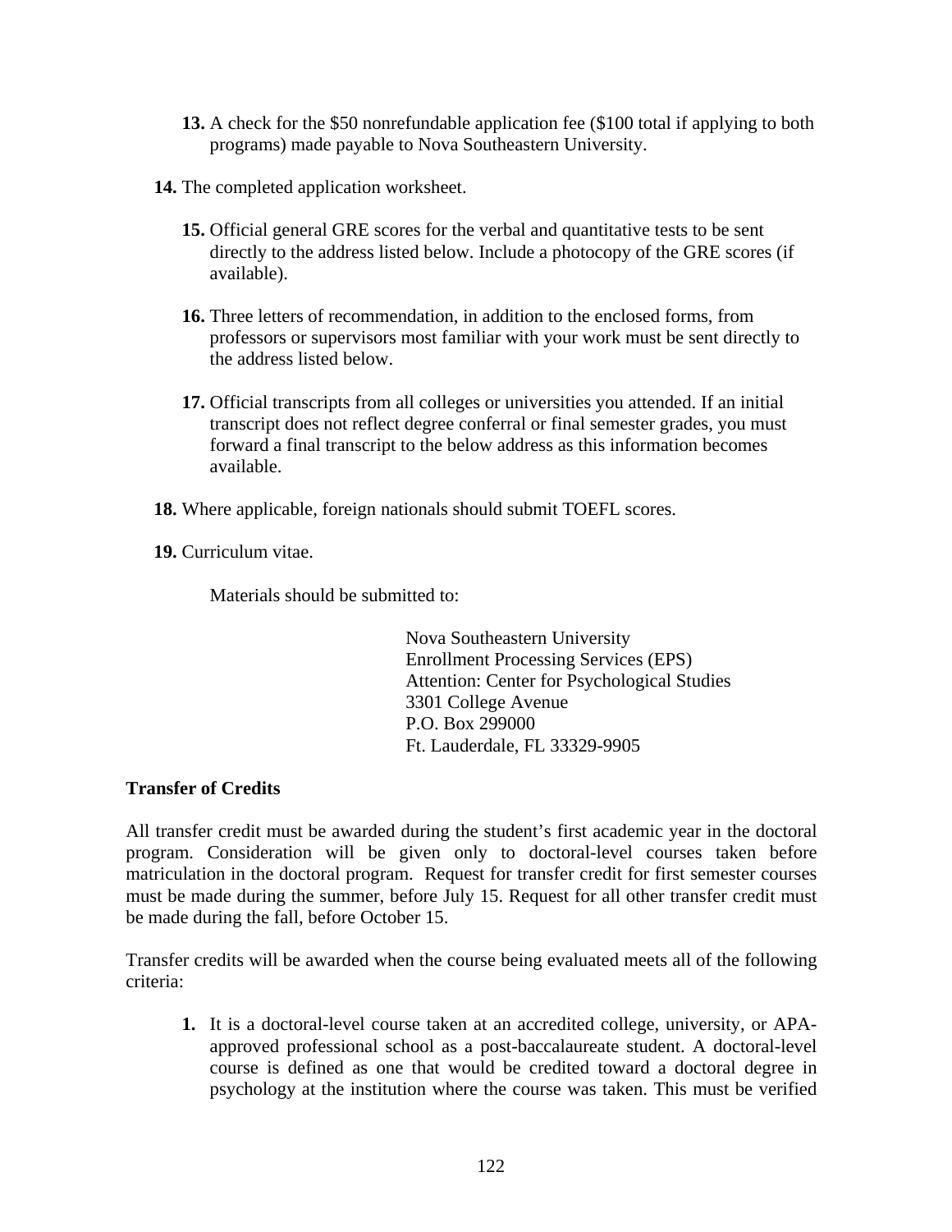13. A check for the $50 nonrefundable application fee ($100 total if applying to both programs) made payable to Nova Southeastern University.

14. The completed application worksheet.

15. Official general GRE scores for the verbal and quantitative tests to be sent directly to the address listed below. Include a photocopy of the GRE scores (if available).

16. Three letters of recommendation, in addition to the enclosed forms, from professors or supervisors most familiar with your work must be sent directly to the address listed below.

17. Official transcripts from all colleges or universities you attended. If an initial transcript does not reflect degree conferral or final semester grades, you must forward a final transcript to the below address as this information becomes available.

18. Where applicable, foreign nationals should submit TOEFL scores.

19. Curriculum vitae.

Materials should be submitted to:

Nova Southeastern University
Enrollment Processing Services (EPS)
Attention: Center for Psychological Studies
3301 College Avenue
P.O. Box 299000
Ft. Lauderdale, FL 33329-9905

**Transfer of Credits**

All transfer credit must be awarded during the student's first academic year in the doctoral program. Consideration will be given only to doctoral-level courses taken before matriculation in the doctoral program. Request for transfer credit for first semester courses must be made during the summer, before July 15. Request for all other transfer credit must be made during the fall, before October 15.

Transfer credits will be awarded when the course being evaluated meets all of the following criteria:

1. It is a doctoral-level course taken at an accredited college, university, or APA-approved professional school as a post-baccalaureate student. A doctoral-level course is defined as one that would be credited toward a doctoral degree in psychology at the institution where the course was taken. This must be verified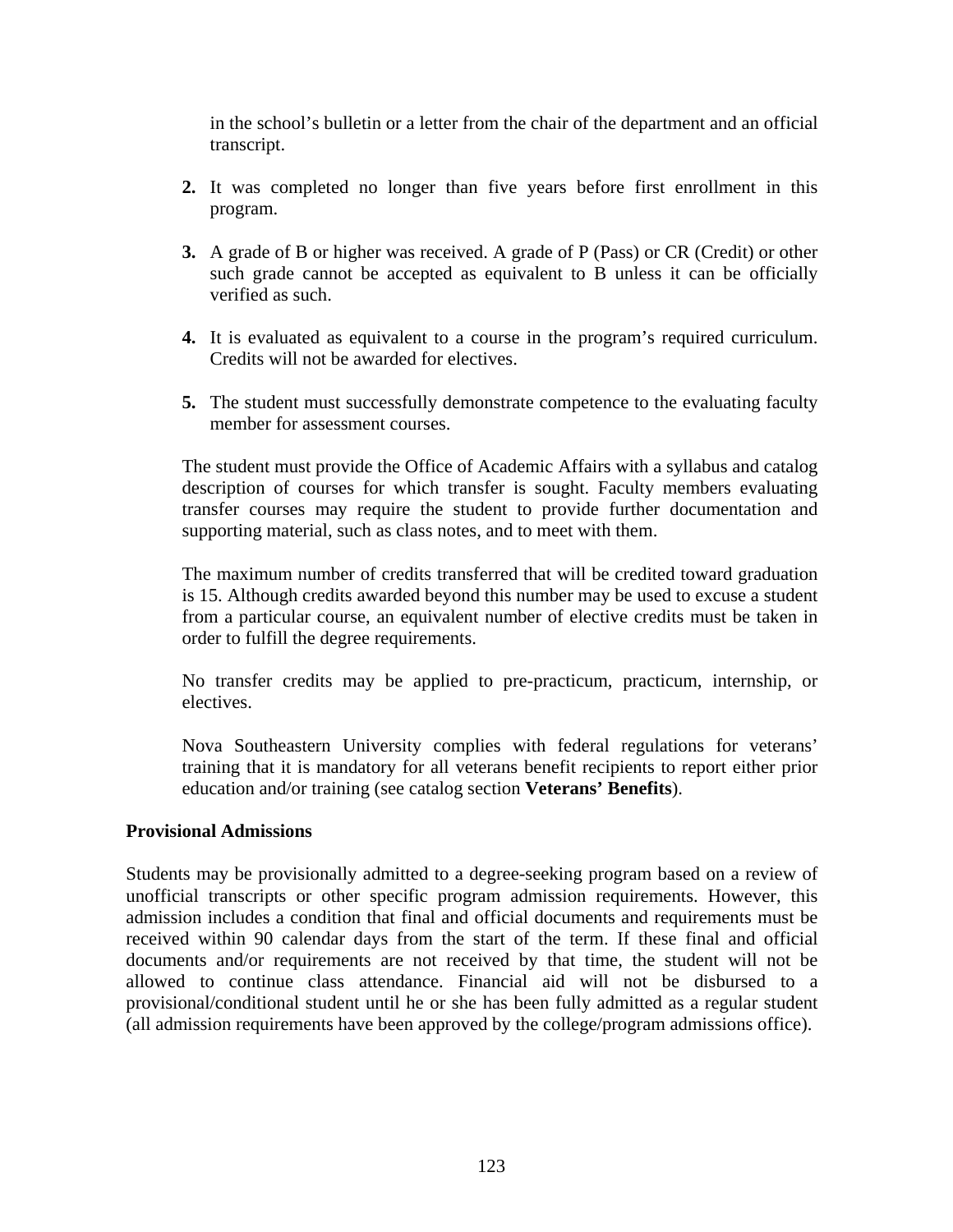in the school's bulletin or a letter from the chair of the department and an official transcript.

2. It was completed no longer than five years before first enrollment in this program.

3. A grade of B or higher was received. A grade of P (Pass) or CR (Credit) or other such grade cannot be accepted as equivalent to B unless it can be officially verified as such.

4. It is evaluated as equivalent to a course in the program's required curriculum. Credits will not be awarded for electives.

5. The student must successfully demonstrate competence to the evaluating faculty member for assessment courses.

The student must provide the Office of Academic Affairs with a syllabus and catalog description of courses for which transfer is sought. Faculty members evaluating transfer courses may require the student to provide further documentation and supporting material, such as class notes, and to meet with them.

The maximum number of credits transferred that will be credited toward graduation is 15. Although credits awarded beyond this number may be used to excuse a student from a particular course, an equivalent number of elective credits must be taken in order to fulfill the degree requirements.

No transfer credits may be applied to pre-practicum, practicum, internship, or electives.

Nova Southeastern University complies with federal regulations for veterans' training that it is mandatory for all veterans benefit recipients to report either prior education and/or training (see catalog section **Veterans' Benefits**).

**Provisional Admissions**

Students may be provisionally admitted to a degree-seeking program based on a review of unofficial transcripts or other specific program admission requirements. However, this admission includes a condition that final and official documents and requirements must be received within 90 calendar days from the start of the term. If these final and official documents and/or requirements are not received by that time, the student will not be allowed to continue class attendance. Financial aid will not be disbursed to a provisional/conditional student until he or she has been fully admitted as a regular student (all admission requirements have been approved by the college/program admissions office).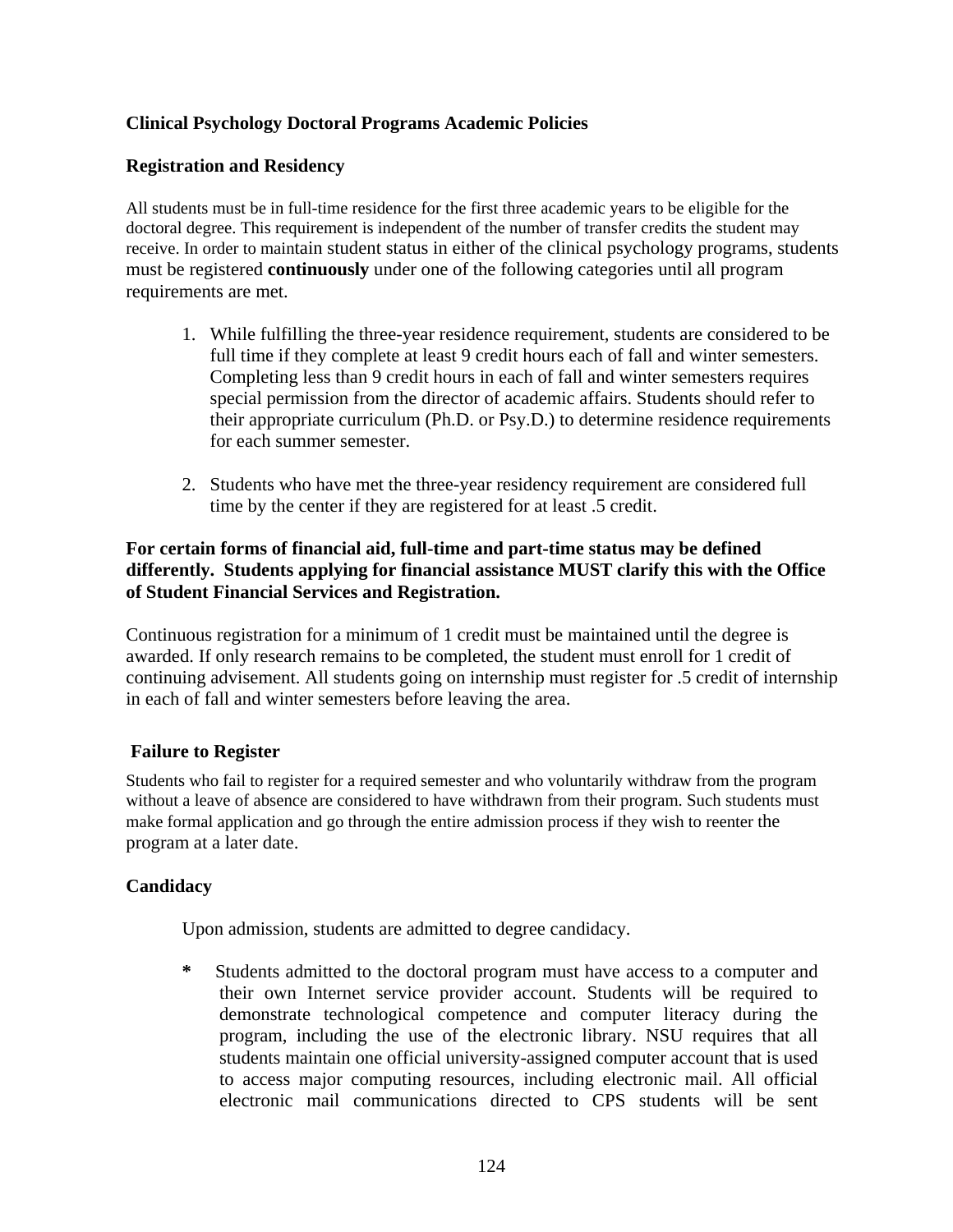## Clinical Psychology Doctoral Programs Academic Policies

### Registration and Residency

All students must be in full-time residence for the first three academic years to be eligible for the doctoral degree. This requirement is independent of the number of transfer credits the student may receive. In order to maintain student status in either of the clinical psychology programs, students must be registered **continuously** under one of the following categories until all program requirements are met.

1. While fulfilling the three-year residence requirement, students are considered to be full time if they complete at least 9 credit hours each of fall and winter semesters. Completing less than 9 credit hours in each of fall and winter semesters requires special permission from the director of academic affairs. Students should refer to their appropriate curriculum (Ph.D. or Psy.D.) to determine residence requirements for each summer semester.

2. Students who have met the three-year residency requirement are considered full time by the center if they are registered for at least .5 credit.

**For certain forms of financial aid, full-time and part-time status may be defined differently. Students applying for financial assistance MUST clarify this with the Office of Student Financial Services and Registration.**

Continuous registration for a minimum of 1 credit must be maintained until the degree is awarded. If only research remains to be completed, the student must enroll for 1 credit of continuing advisement. All students going on internship must register for .5 credit of internship in each of fall and winter semesters before leaving the area.

### Failure to Register

Students who fail to register for a required semester and who voluntarily withdraw from the program without a leave of absence are considered to have withdrawn from their program. Such students must make formal application and go through the entire admission process if they wish to reenter the program at a later date.

### Candidacy

Upon admission, students are admitted to degree candidacy.

**\*** Students admitted to the doctoral program must have access to a computer and their own Internet service provider account. Students will be required to demonstrate technological competence and computer literacy during the program, including the use of the electronic library. NSU requires that all students maintain one official university-assigned computer account that is used to access major computing resources, including electronic mail. All official electronic mail communications directed to CPS students will be sent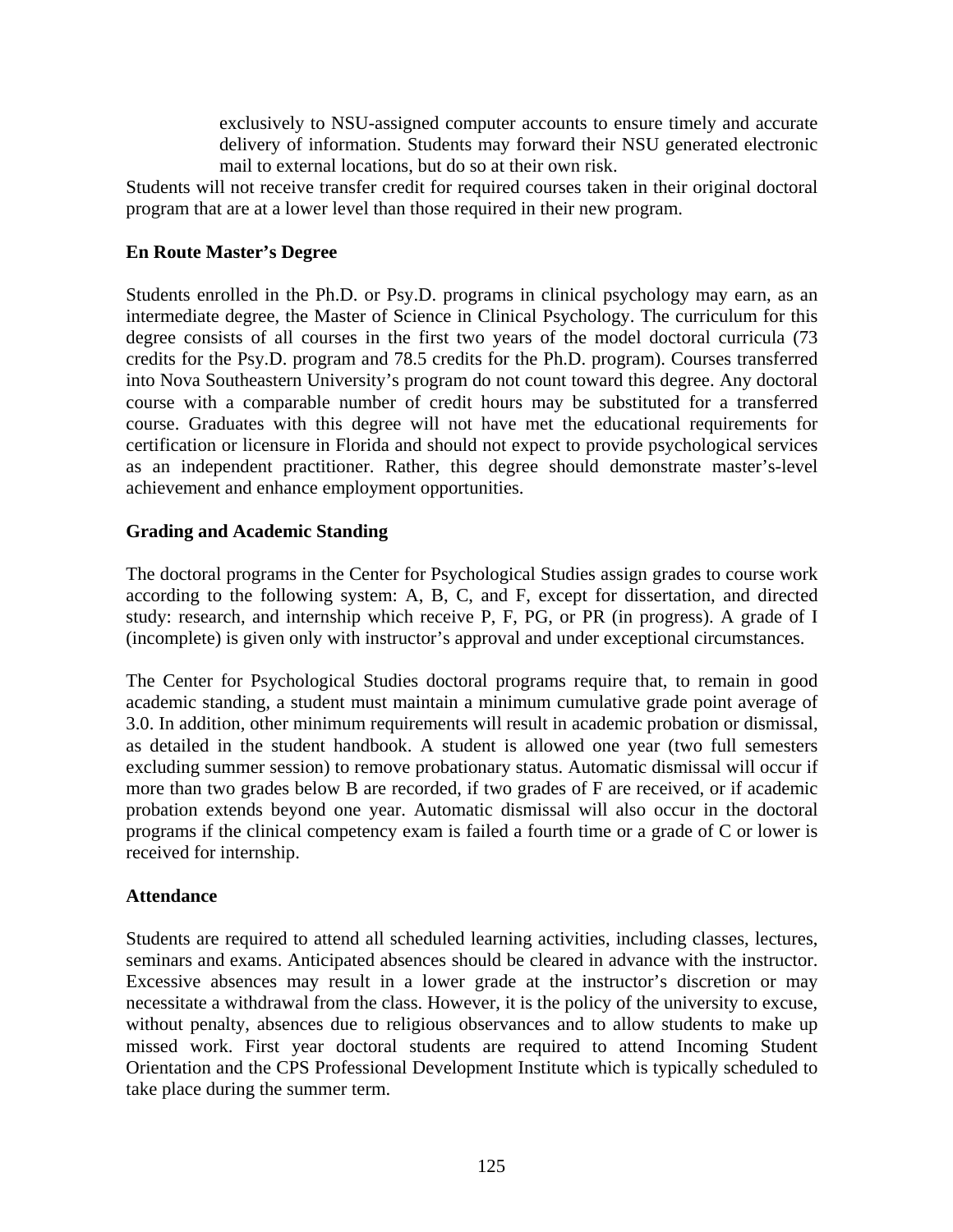exclusively to NSU-assigned computer accounts to ensure timely and accurate delivery of information. Students may forward their NSU generated electronic mail to external locations, but do so at their own risk.

Students will not receive transfer credit for required courses taken in their original doctoral program that are at a lower level than those required in their new program.

**En Route Master's Degree**

Students enrolled in the Ph.D. or Psy.D. programs in clinical psychology may earn, as an intermediate degree, the Master of Science in Clinical Psychology. The curriculum for this degree consists of all courses in the first two years of the model doctoral curricula (73 credits for the Psy.D. program and 78.5 credits for the Ph.D. program). Courses transferred into Nova Southeastern University's program do not count toward this degree. Any doctoral course with a comparable number of credit hours may be substituted for a transferred course. Graduates with this degree will not have met the educational requirements for certification or licensure in Florida and should not expect to provide psychological services as an independent practitioner. Rather, this degree should demonstrate master's-level achievement and enhance employment opportunities.

**Grading and Academic Standing**

The doctoral programs in the Center for Psychological Studies assign grades to course work according to the following system: A, B, C, and F, except for dissertation, and directed study: research, and internship which receive P, F, PG, or PR (in progress). A grade of I (incomplete) is given only with instructor's approval and under exceptional circumstances.

The Center for Psychological Studies doctoral programs require that, to remain in good academic standing, a student must maintain a minimum cumulative grade point average of 3.0. In addition, other minimum requirements will result in academic probation or dismissal, as detailed in the student handbook. A student is allowed one year (two full semesters excluding summer session) to remove probationary status. Automatic dismissal will occur if more than two grades below B are recorded, if two grades of F are received, or if academic probation extends beyond one year. Automatic dismissal will also occur in the doctoral programs if the clinical competency exam is failed a fourth time or a grade of C or lower is received for internship.

**Attendance**

Students are required to attend all scheduled learning activities, including classes, lectures, seminars and exams. Anticipated absences should be cleared in advance with the instructor. Excessive absences may result in a lower grade at the instructor's discretion or may necessitate a withdrawal from the class. However, it is the policy of the university to excuse, without penalty, absences due to religious observances and to allow students to make up missed work. First year doctoral students are required to attend Incoming Student Orientation and the CPS Professional Development Institute which is typically scheduled to take place during the summer term.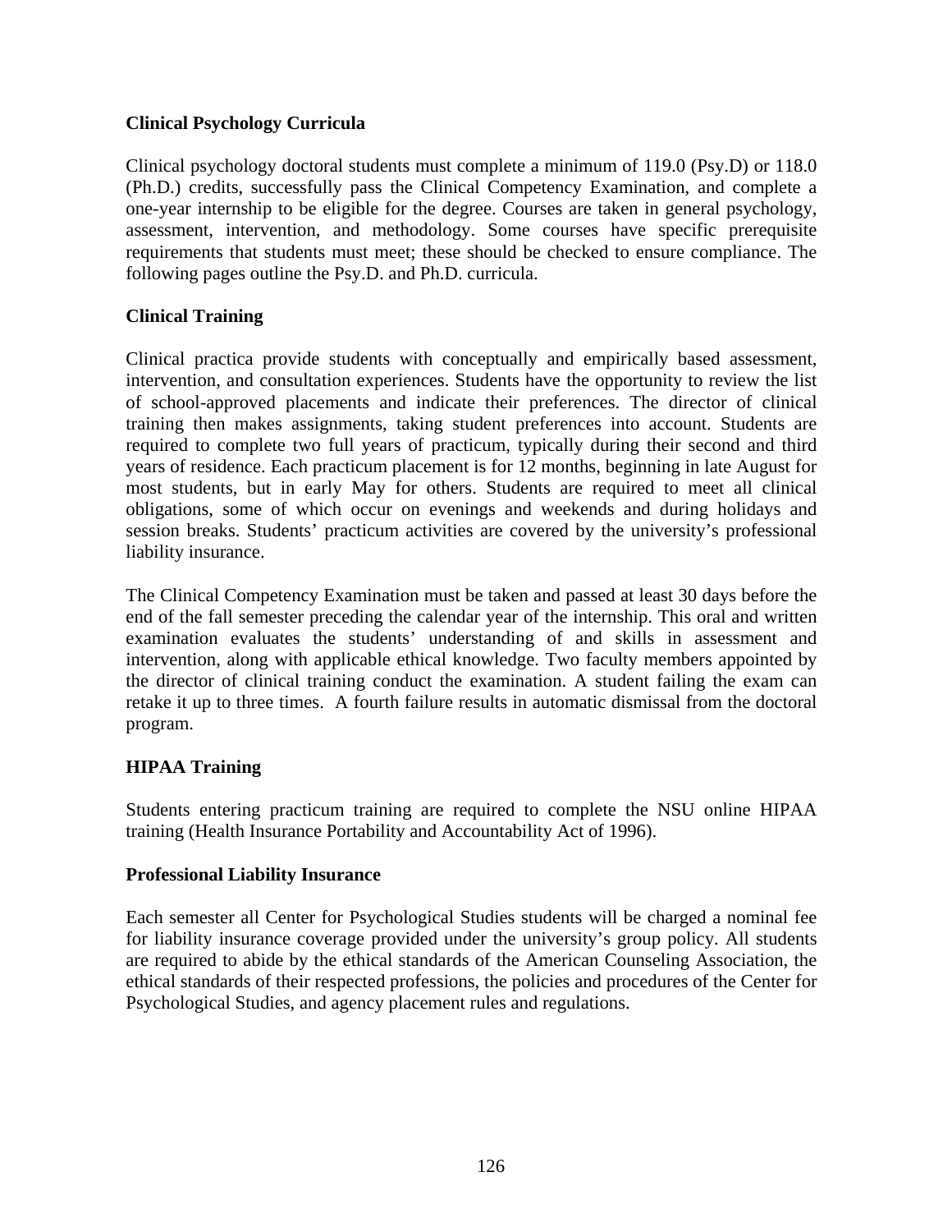**Clinical Psychology Curricula**

Clinical psychology doctoral students must complete a minimum of 119.0 (Psy.D) or 118.0 (Ph.D.) credits, successfully pass the Clinical Competency Examination, and complete a one-year internship to be eligible for the degree. Courses are taken in general psychology, assessment, intervention, and methodology. Some courses have specific prerequisite requirements that students must meet; these should be checked to ensure compliance. The following pages outline the Psy.D. and Ph.D. curricula.

**Clinical Training**

Clinical practica provide students with conceptually and empirically based assessment, intervention, and consultation experiences. Students have the opportunity to review the list of school-approved placements and indicate their preferences. The director of clinical training then makes assignments, taking student preferences into account. Students are required to complete two full years of practicum, typically during their second and third years of residence. Each practicum placement is for 12 months, beginning in late August for most students, but in early May for others. Students are required to meet all clinical obligations, some of which occur on evenings and weekends and during holidays and session breaks. Students' practicum activities are covered by the university's professional liability insurance.

The Clinical Competency Examination must be taken and passed at least 30 days before the end of the fall semester preceding the calendar year of the internship. This oral and written examination evaluates the students' understanding of and skills in assessment and intervention, along with applicable ethical knowledge. Two faculty members appointed by the director of clinical training conduct the examination. A student failing the exam can retake it up to three times. A fourth failure results in automatic dismissal from the doctoral program.

**HIPAA Training**

Students entering practicum training are required to complete the NSU online HIPAA training (Health Insurance Portability and Accountability Act of 1996).

**Professional Liability Insurance**

Each semester all Center for Psychological Studies students will be charged a nominal fee for liability insurance coverage provided under the university's group policy. All students are required to abide by the ethical standards of the American Counseling Association, the ethical standards of their respected professions, the policies and procedures of the Center for Psychological Studies, and agency placement rules and regulations.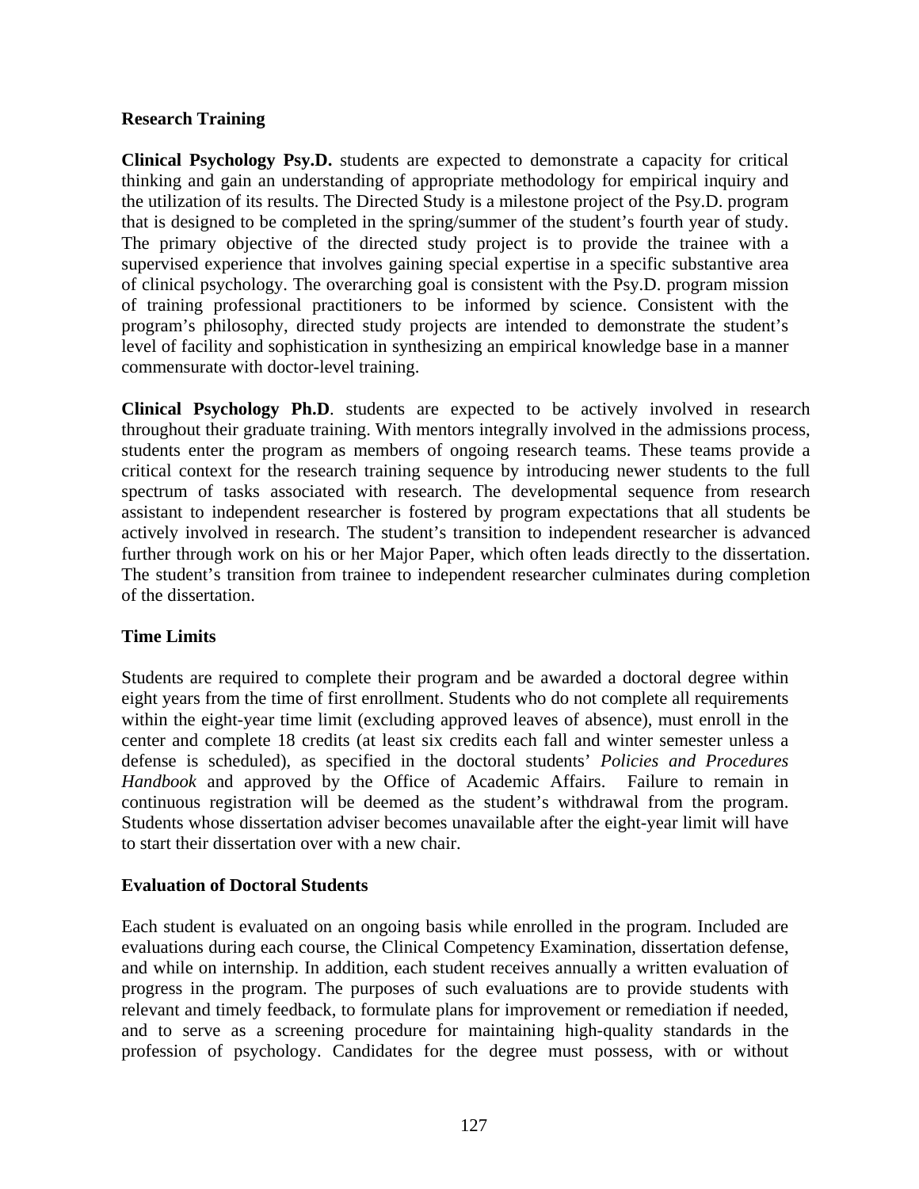**Research Training**

**Clinical Psychology Psy.D.** students are expected to demonstrate a capacity for critical thinking and gain an understanding of appropriate methodology for empirical inquiry and the utilization of its results. The Directed Study is a milestone project of the Psy.D. program that is designed to be completed in the spring/summer of the student's fourth year of study. The primary objective of the directed study project is to provide the trainee with a supervised experience that involves gaining special expertise in a specific substantive area of clinical psychology. The overarching goal is consistent with the Psy.D. program mission of training professional practitioners to be informed by science. Consistent with the program's philosophy, directed study projects are intended to demonstrate the student's level of facility and sophistication in synthesizing an empirical knowledge base in a manner commensurate with doctor-level training.

**Clinical Psychology Ph.D**. students are expected to be actively involved in research throughout their graduate training. With mentors integrally involved in the admissions process, students enter the program as members of ongoing research teams. These teams provide a critical context for the research training sequence by introducing newer students to the full spectrum of tasks associated with research. The developmental sequence from research assistant to independent researcher is fostered by program expectations that all students be actively involved in research. The student's transition to independent researcher is advanced further through work on his or her Major Paper, which often leads directly to the dissertation. The student's transition from trainee to independent researcher culminates during completion of the dissertation.

**Time Limits**

Students are required to complete their program and be awarded a doctoral degree within eight years from the time of first enrollment. Students who do not complete all requirements within the eight-year time limit (excluding approved leaves of absence), must enroll in the center and complete 18 credits (at least six credits each fall and winter semester unless a defense is scheduled), as specified in the doctoral students' *Policies and Procedures Handbook* and approved by the Office of Academic Affairs. Failure to remain in continuous registration will be deemed as the student's withdrawal from the program. Students whose dissertation adviser becomes unavailable after the eight-year limit will have to start their dissertation over with a new chair.

**Evaluation of Doctoral Students**

Each student is evaluated on an ongoing basis while enrolled in the program. Included are evaluations during each course, the Clinical Competency Examination, dissertation defense, and while on internship. In addition, each student receives annually a written evaluation of progress in the program. The purposes of such evaluations are to provide students with relevant and timely feedback, to formulate plans for improvement or remediation if needed, and to serve as a screening procedure for maintaining high-quality standards in the profession of psychology. Candidates for the degree must possess, with or without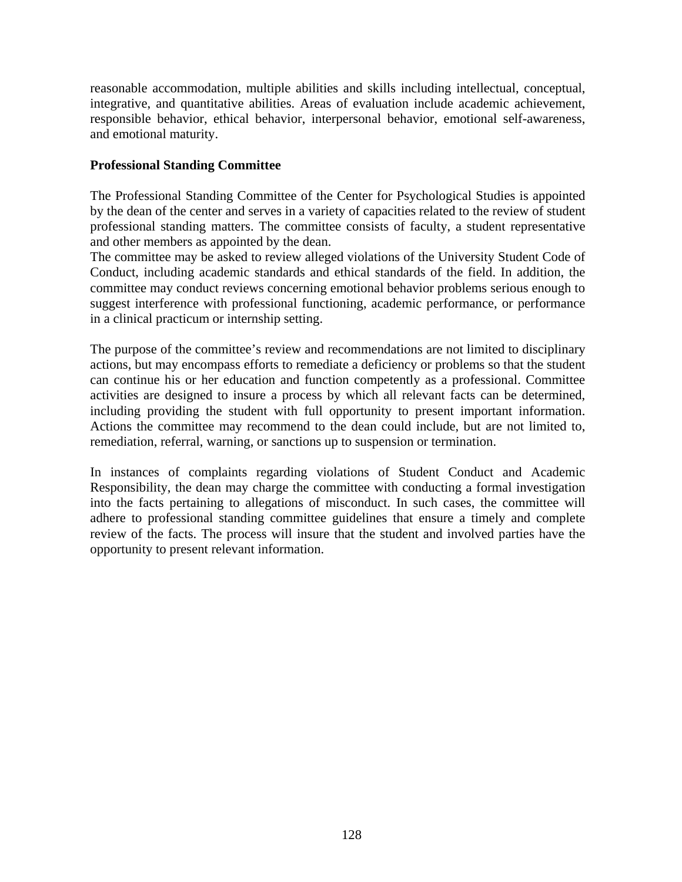reasonable accommodation, multiple abilities and skills including intellectual, conceptual, integrative, and quantitative abilities. Areas of evaluation include academic achievement, responsible behavior, ethical behavior, interpersonal behavior, emotional self-awareness, and emotional maturity.

**Professional Standing Committee**

The Professional Standing Committee of the Center for Psychological Studies is appointed by the dean of the center and serves in a variety of capacities related to the review of student professional standing matters. The committee consists of faculty, a student representative and other members as appointed by the dean.
The committee may be asked to review alleged violations of the University Student Code of Conduct, including academic standards and ethical standards of the field. In addition, the committee may conduct reviews concerning emotional behavior problems serious enough to suggest interference with professional functioning, academic performance, or performance in a clinical practicum or internship setting.

The purpose of the committee's review and recommendations are not limited to disciplinary actions, but may encompass efforts to remediate a deficiency or problems so that the student can continue his or her education and function competently as a professional. Committee activities are designed to insure a process by which all relevant facts can be determined, including providing the student with full opportunity to present important information. Actions the committee may recommend to the dean could include, but are not limited to, remediation, referral, warning, or sanctions up to suspension or termination.

In instances of complaints regarding violations of Student Conduct and Academic Responsibility, the dean may charge the committee with conducting a formal investigation into the facts pertaining to allegations of misconduct. In such cases, the committee will adhere to professional standing committee guidelines that ensure a timely and complete review of the facts. The process will insure that the student and involved parties have the opportunity to present relevant information.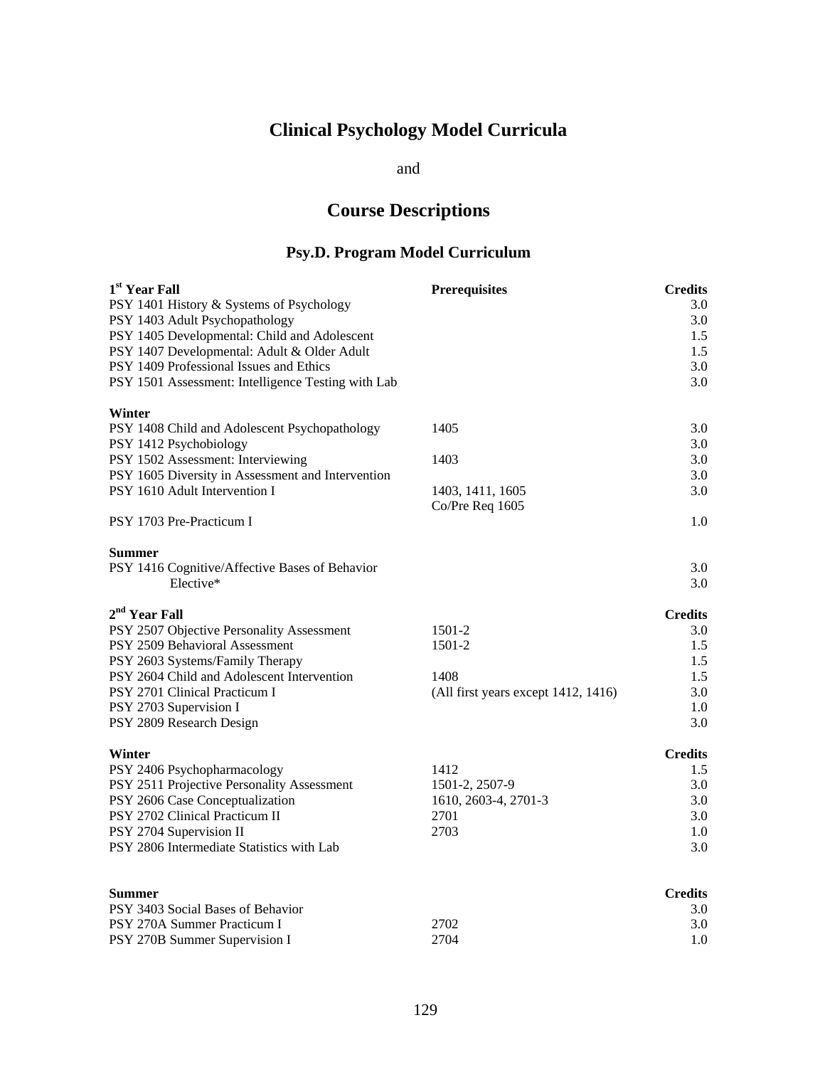# Clinical Psychology Model Curricula

and

# Course Descriptions

## Psy.D. Program Model Curriculum

| 1st Year Fall | Prerequisites | Credits |
|---|---|---|
| PSY 1401 History & Systems of Psychology | | 3.0 |
| PSY 1403 Adult Psychopathology | | 3.0 |
| PSY 1405 Developmental: Child and Adolescent | | 1.5 |
| PSY 1407 Developmental: Adult & Older Adult | | 1.5 |
| PSY 1409 Professional Issues and Ethics | | 3.0 |
| PSY 1501 Assessment: Intelligence Testing with Lab | | 3.0 |
| **Winter** | | |
| PSY 1408 Child and Adolescent Psychopathology | 1405 | 3.0 |
| PSY 1412 Psychobiology | | 3.0 |
| PSY 1502 Assessment: Interviewing | 1403 | 3.0 |
| PSY 1605 Diversity in Assessment and Intervention | | 3.0 |
| PSY 1610 Adult Intervention I | 1403, 1411, 1605 Co/Pre Req 1605 | 3.0 |
| PSY 1703 Pre-Practicum I | | 1.0 |
| **Summer** | | |
| PSY 1416 Cognitive/Affective Bases of Behavior | | 3.0 |
| Elective* | | 3.0 |

| 2nd Year Fall | | Credits |
|---|---|---|
| PSY 2507 Objective Personality Assessment | 1501-2 | 3.0 |
| PSY 2509 Behavioral Assessment | 1501-2 | 1.5 |
| PSY 2603 Systems/Family Therapy | | 1.5 |
| PSY 2604 Child and Adolescent Intervention | 1408 | 1.5 |
| PSY 2701 Clinical Practicum I | (All first years except 1412, 1416) | 3.0 |
| PSY 2703 Supervision I | | 1.0 |
| PSY 2809 Research Design | | 3.0 |

| Winter | | Credits |
|---|---|---|
| PSY 2406 Psychopharmacology | 1412 | 1.5 |
| PSY 2511 Projective Personality Assessment | 1501-2, 2507-9 | 3.0 |
| PSY 2606 Case Conceptualization | 1610, 2603-4, 2701-3 | 3.0 |
| PSY 2702 Clinical Practicum II | 2701 | 3.0 |
| PSY 2704 Supervision II | 2703 | 1.0 |
| PSY 2806 Intermediate Statistics with Lab | | 3.0 |

| Summer | | Credits |
|---|---|---|
| PSY 3403 Social Bases of Behavior | | 3.0 |
| PSY 270A Summer Practicum I | 2702 | 3.0 |
| PSY 270B Summer Supervision I | 2704 | 1.0 |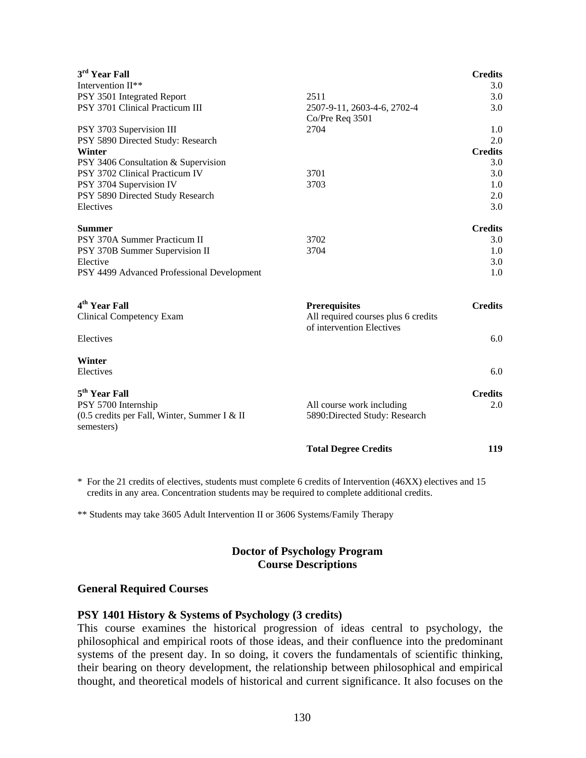| | | |
|---|---|---|
| **3rd Year Fall** | | **Credits** |
| Intervention II** | | 3.0 |
| PSY 3501 Integrated Report | 2511 | 3.0 |
| PSY 3701 Clinical Practicum III | 2507-9-11, 2603-4-6, 2702-4 Co/Pre Req 3501 | 3.0 |
| PSY 3703 Supervision III | 2704 | 1.0 |
| PSY 5890 Directed Study: Research | | 2.0 |
| **Winter** | | **Credits** |
| PSY 3406 Consultation & Supervision | | 3.0 |
| PSY 3702 Clinical Practicum IV | 3701 | 3.0 |
| PSY 3704 Supervision IV | 3703 | 1.0 |
| PSY 5890 Directed Study Research | | 2.0 |
| Electives | | 3.0 |
| **Summer** | | **Credits** |
| PSY 370A Summer Practicum II | 3702 | 3.0 |
| PSY 370B Summer Supervision II | 3704 | 1.0 |
| Elective | | 3.0 |
| PSY 4499 Advanced Professional Development | | 1.0 |
| **4th Year Fall** | **Prerequisites** | **Credits** |
| Clinical Competency Exam | All required courses plus 6 credits of intervention Electives | |
| Electives | | 6.0 |
| **Winter** | | |
| Electives | | 6.0 |
| **5th Year Fall** | | **Credits** |
| PSY 5700 Internship (0.5 credits per Fall, Winter, Summer I & II semesters) | All course work including 5890:Directed Study: Research | 2.0 |
| | **Total Degree Credits** | **119** |

* For the 21 credits of electives, students must complete 6 credits of Intervention (46XX) electives and 15 credits in any area. Concentration students may be required to complete additional credits.

** Students may take 3605 Adult Intervention II or 3606 Systems/Family Therapy

## Doctor of Psychology Program Course Descriptions

### General Required Courses

#### PSY 1401 History & Systems of Psychology (3 credits)

This course examines the historical progression of ideas central to psychology, the philosophical and empirical roots of those ideas, and their confluence into the predominant systems of the present day. In so doing, it covers the fundamentals of scientific thinking, their bearing on theory development, the relationship between philosophical and empirical thought, and theoretical models of historical and current significance. It also focuses on the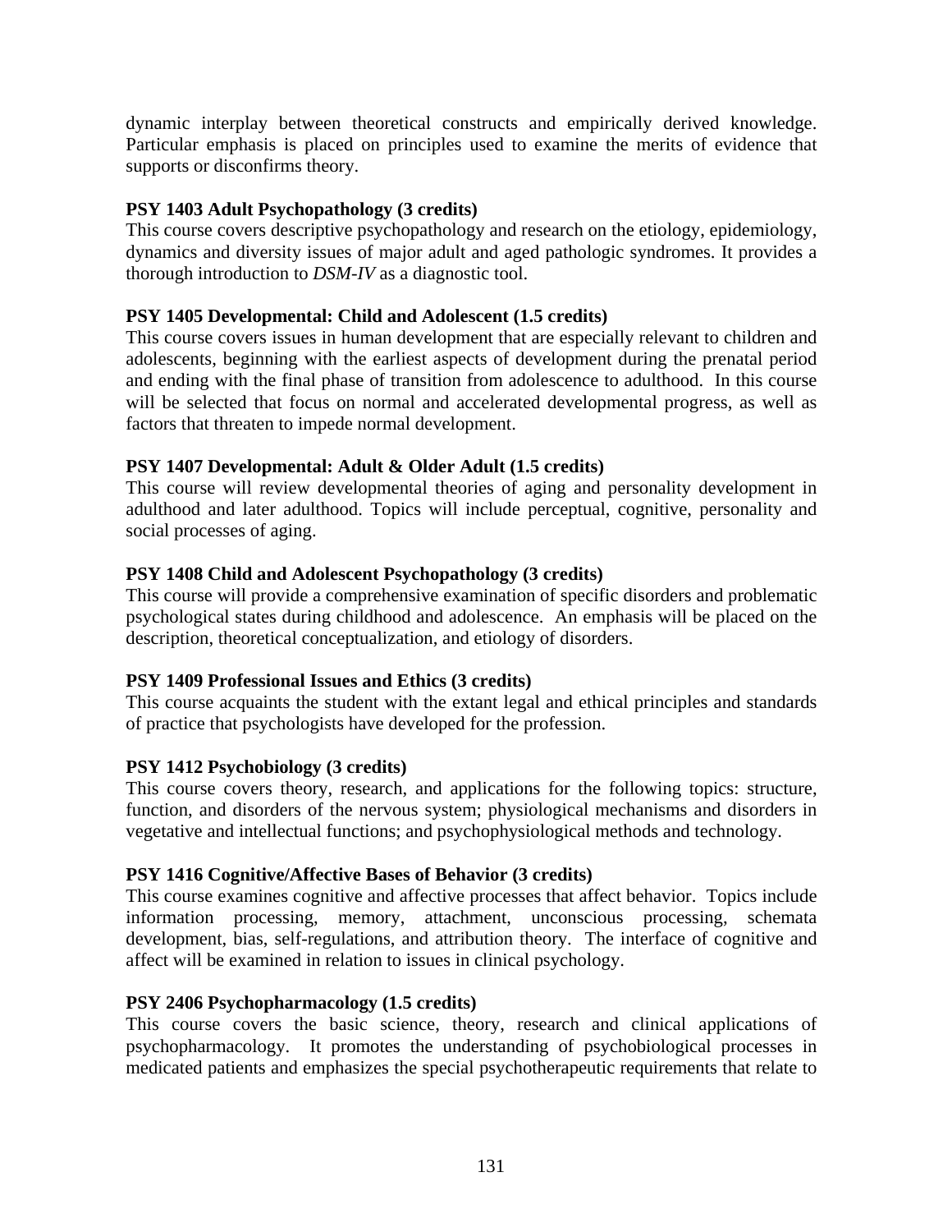dynamic interplay between theoretical constructs and empirically derived knowledge. Particular emphasis is placed on principles used to examine the merits of evidence that supports or disconfirms theory.

**PSY 1403 Adult Psychopathology (3 credits)**
This course covers descriptive psychopathology and research on the etiology, epidemiology, dynamics and diversity issues of major adult and aged pathologic syndromes. It provides a thorough introduction to *DSM-IV* as a diagnostic tool.

**PSY 1405 Developmental: Child and Adolescent (1.5 credits)**
This course covers issues in human development that are especially relevant to children and adolescents, beginning with the earliest aspects of development during the prenatal period and ending with the final phase of transition from adolescence to adulthood. In this course will be selected that focus on normal and accelerated developmental progress, as well as factors that threaten to impede normal development.

**PSY 1407 Developmental: Adult & Older Adult (1.5 credits)**
This course will review developmental theories of aging and personality development in adulthood and later adulthood. Topics will include perceptual, cognitive, personality and social processes of aging.

**PSY 1408 Child and Adolescent Psychopathology (3 credits)**
This course will provide a comprehensive examination of specific disorders and problematic psychological states during childhood and adolescence. An emphasis will be placed on the description, theoretical conceptualization, and etiology of disorders.

**PSY 1409 Professional Issues and Ethics (3 credits)**
This course acquaints the student with the extant legal and ethical principles and standards of practice that psychologists have developed for the profession.

**PSY 1412 Psychobiology (3 credits)**
This course covers theory, research, and applications for the following topics: structure, function, and disorders of the nervous system; physiological mechanisms and disorders in vegetative and intellectual functions; and psychophysiological methods and technology.

**PSY 1416 Cognitive/Affective Bases of Behavior (3 credits)**
This course examines cognitive and affective processes that affect behavior. Topics include information processing, memory, attachment, unconscious processing, schemata development, bias, self-regulations, and attribution theory. The interface of cognitive and affect will be examined in relation to issues in clinical psychology.

**PSY 2406 Psychopharmacology (1.5 credits)**
This course covers the basic science, theory, research and clinical applications of psychopharmacology. It promotes the understanding of psychobiological processes in medicated patients and emphasizes the special psychotherapeutic requirements that relate to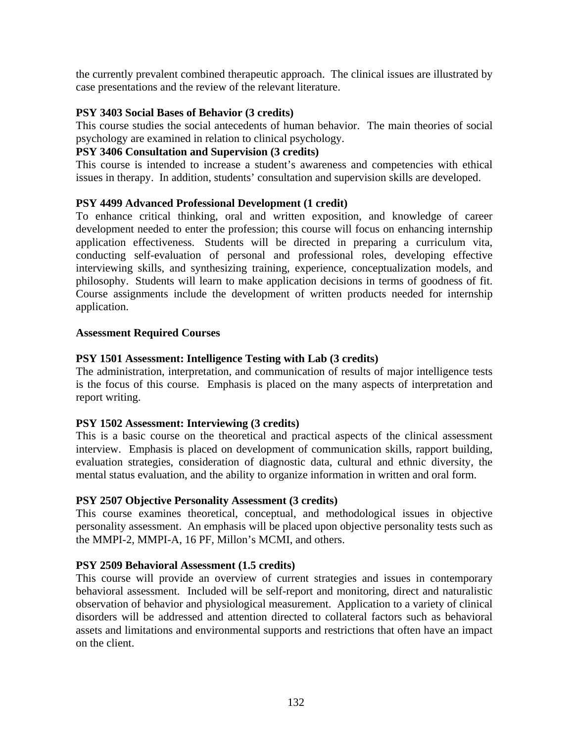the currently prevalent combined therapeutic approach. The clinical issues are illustrated by case presentations and the review of the relevant literature.

**PSY 3403 Social Bases of Behavior (3 credits)**
This course studies the social antecedents of human behavior. The main theories of social psychology are examined in relation to clinical psychology.

**PSY 3406 Consultation and Supervision (3 credits)**
This course is intended to increase a student's awareness and competencies with ethical issues in therapy. In addition, students' consultation and supervision skills are developed.

**PSY 4499 Advanced Professional Development (1 credit)**
To enhance critical thinking, oral and written exposition, and knowledge of career development needed to enter the profession; this course will focus on enhancing internship application effectiveness. Students will be directed in preparing a curriculum vita, conducting self-evaluation of personal and professional roles, developing effective interviewing skills, and synthesizing training, experience, conceptualization models, and philosophy. Students will learn to make application decisions in terms of goodness of fit. Course assignments include the development of written products needed for internship application.

**Assessment Required Courses**

**PSY 1501 Assessment: Intelligence Testing with Lab (3 credits)**
The administration, interpretation, and communication of results of major intelligence tests is the focus of this course. Emphasis is placed on the many aspects of interpretation and report writing.

**PSY 1502 Assessment: Interviewing (3 credits)**
This is a basic course on the theoretical and practical aspects of the clinical assessment interview. Emphasis is placed on development of communication skills, rapport building, evaluation strategies, consideration of diagnostic data, cultural and ethnic diversity, the mental status evaluation, and the ability to organize information in written and oral form.

**PSY 2507 Objective Personality Assessment (3 credits)**
This course examines theoretical, conceptual, and methodological issues in objective personality assessment. An emphasis will be placed upon objective personality tests such as the MMPI-2, MMPI-A, 16 PF, Millon's MCMI, and others.

**PSY 2509 Behavioral Assessment (1.5 credits)**
This course will provide an overview of current strategies and issues in contemporary behavioral assessment. Included will be self-report and monitoring, direct and naturalistic observation of behavior and physiological measurement. Application to a variety of clinical disorders will be addressed and attention directed to collateral factors such as behavioral assets and limitations and environmental supports and restrictions that often have an impact on the client.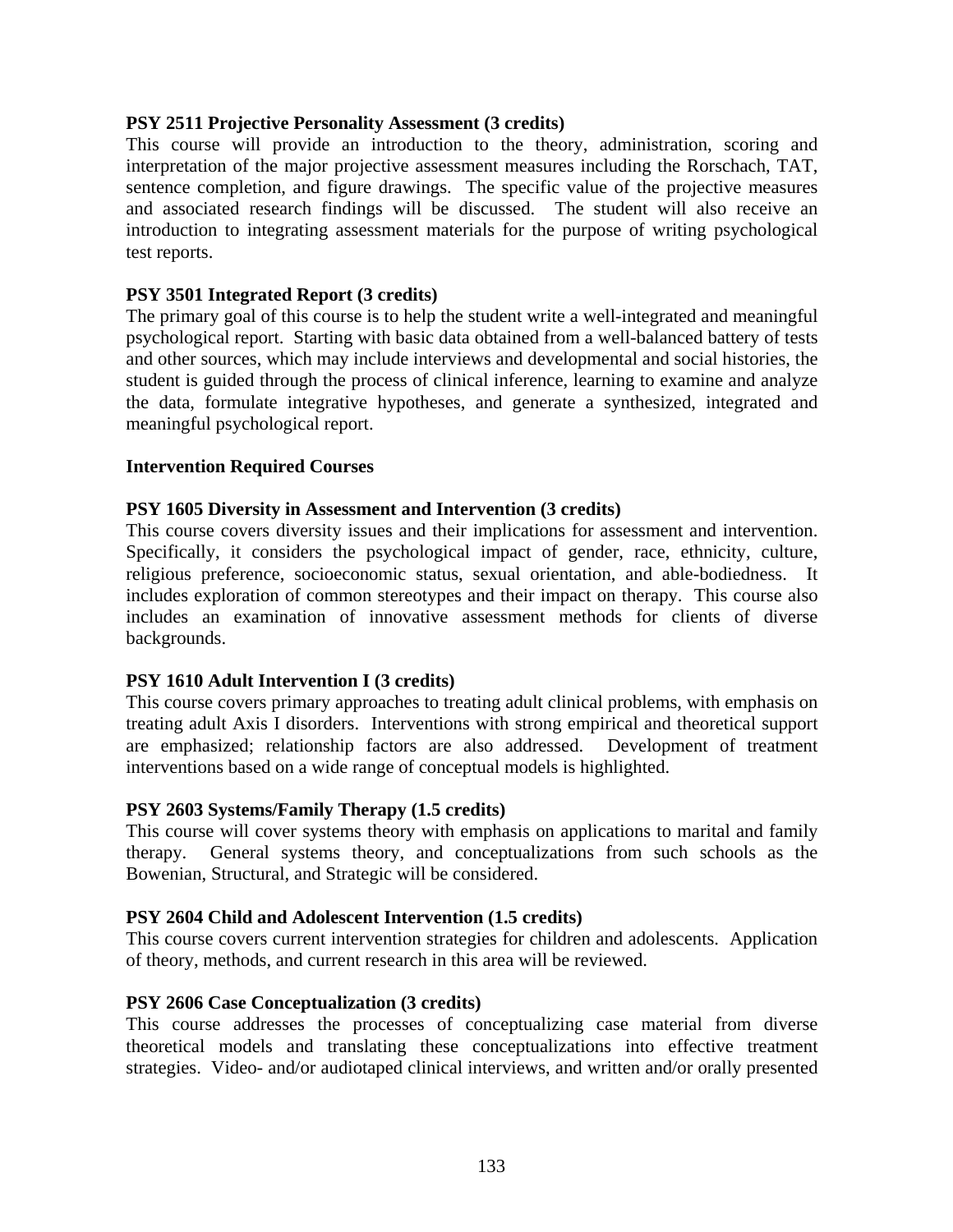**PSY 2511 Projective Personality Assessment (3 credits)**
This course will provide an introduction to the theory, administration, scoring and interpretation of the major projective assessment measures including the Rorschach, TAT, sentence completion, and figure drawings. The specific value of the projective measures and associated research findings will be discussed. The student will also receive an introduction to integrating assessment materials for the purpose of writing psychological test reports.

**PSY 3501 Integrated Report (3 credits)**
The primary goal of this course is to help the student write a well-integrated and meaningful psychological report. Starting with basic data obtained from a well-balanced battery of tests and other sources, which may include interviews and developmental and social histories, the student is guided through the process of clinical inference, learning to examine and analyze the data, formulate integrative hypotheses, and generate a synthesized, integrated and meaningful psychological report.

**Intervention Required Courses**

**PSY 1605 Diversity in Assessment and Intervention (3 credits)**
This course covers diversity issues and their implications for assessment and intervention. Specifically, it considers the psychological impact of gender, race, ethnicity, culture, religious preference, socioeconomic status, sexual orientation, and able-bodiedness. It includes exploration of common stereotypes and their impact on therapy. This course also includes an examination of innovative assessment methods for clients of diverse backgrounds.

**PSY 1610 Adult Intervention I (3 credits)**
This course covers primary approaches to treating adult clinical problems, with emphasis on treating adult Axis I disorders. Interventions with strong empirical and theoretical support are emphasized; relationship factors are also addressed. Development of treatment interventions based on a wide range of conceptual models is highlighted.

**PSY 2603 Systems/Family Therapy (1.5 credits)**
This course will cover systems theory with emphasis on applications to marital and family therapy. General systems theory, and conceptualizations from such schools as the Bowenian, Structural, and Strategic will be considered.

**PSY 2604 Child and Adolescent Intervention (1.5 credits)**
This course covers current intervention strategies for children and adolescents. Application of theory, methods, and current research in this area will be reviewed.

**PSY 2606 Case Conceptualization (3 credits)**
This course addresses the processes of conceptualizing case material from diverse theoretical models and translating these conceptualizations into effective treatment strategies. Video- and/or audiotaped clinical interviews, and written and/or orally presented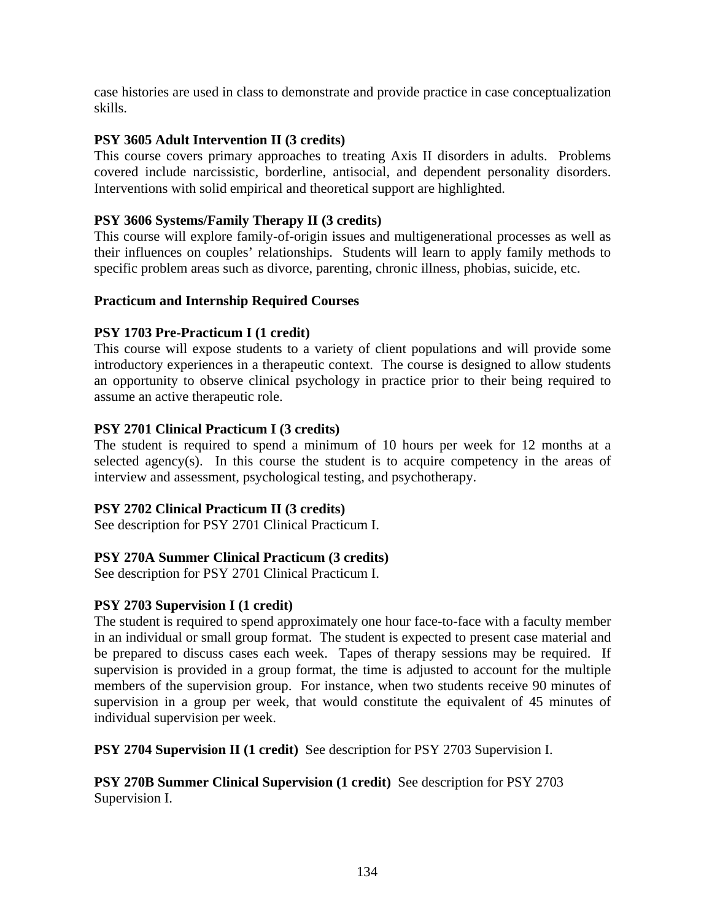case histories are used in class to demonstrate and provide practice in case conceptualization skills.

**PSY 3605 Adult Intervention II (3 credits)**
This course covers primary approaches to treating Axis II disorders in adults. Problems covered include narcissistic, borderline, antisocial, and dependent personality disorders. Interventions with solid empirical and theoretical support are highlighted.

**PSY 3606 Systems/Family Therapy II (3 credits)**
This course will explore family-of-origin issues and multigenerational processes as well as their influences on couples' relationships. Students will learn to apply family methods to specific problem areas such as divorce, parenting, chronic illness, phobias, suicide, etc.

**Practicum and Internship Required Courses**

**PSY 1703 Pre-Practicum I (1 credit)**
This course will expose students to a variety of client populations and will provide some introductory experiences in a therapeutic context. The course is designed to allow students an opportunity to observe clinical psychology in practice prior to their being required to assume an active therapeutic role.

**PSY 2701 Clinical Practicum I (3 credits)**
The student is required to spend a minimum of 10 hours per week for 12 months at a selected agency(s). In this course the student is to acquire competency in the areas of interview and assessment, psychological testing, and psychotherapy.

**PSY 2702 Clinical Practicum II (3 credits)**
See description for PSY 2701 Clinical Practicum I.

**PSY 270A Summer Clinical Practicum (3 credits)**
See description for PSY 2701 Clinical Practicum I.

**PSY 2703 Supervision I (1 credit)**
The student is required to spend approximately one hour face-to-face with a faculty member in an individual or small group format. The student is expected to present case material and be prepared to discuss cases each week. Tapes of therapy sessions may be required. If supervision is provided in a group format, the time is adjusted to account for the multiple members of the supervision group. For instance, when two students receive 90 minutes of supervision in a group per week, that would constitute the equivalent of 45 minutes of individual supervision per week.

**PSY 2704 Supervision II (1 credit)** See description for PSY 2703 Supervision I.

**PSY 270B Summer Clinical Supervision (1 credit)** See description for PSY 2703 Supervision I.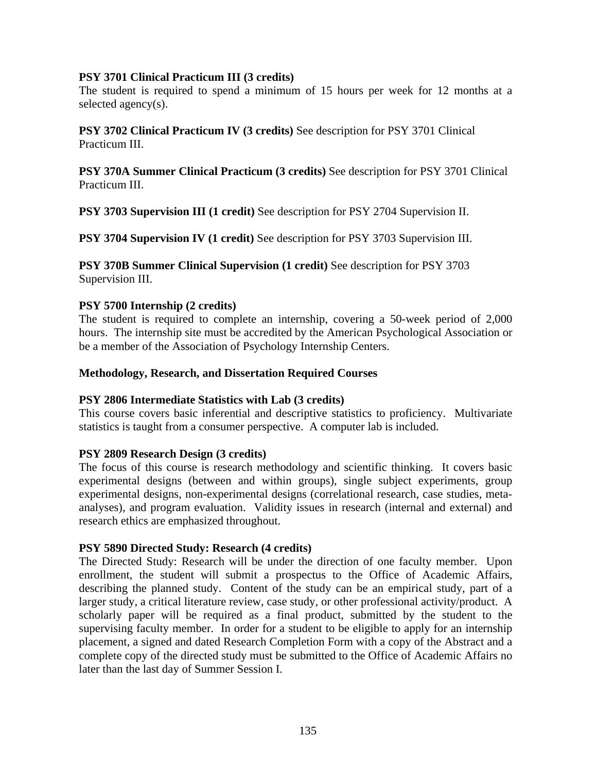**PSY 3701 Clinical Practicum III (3 credits)**
The student is required to spend a minimum of 15 hours per week for 12 months at a selected agency(s).

**PSY 3702 Clinical Practicum IV (3 credits)** See description for PSY 3701 Clinical Practicum III.

**PSY 370A Summer Clinical Practicum (3 credits)** See description for PSY 3701 Clinical Practicum III.

**PSY 3703 Supervision III (1 credit)** See description for PSY 2704 Supervision II.

**PSY 3704 Supervision IV (1 credit)** See description for PSY 3703 Supervision III.

**PSY 370B Summer Clinical Supervision (1 credit)** See description for PSY 3703 Supervision III.

**PSY 5700 Internship (2 credits)**
The student is required to complete an internship, covering a 50-week period of 2,000 hours. The internship site must be accredited by the American Psychological Association or be a member of the Association of Psychology Internship Centers.

**Methodology, Research, and Dissertation Required Courses**

**PSY 2806 Intermediate Statistics with Lab (3 credits)**
This course covers basic inferential and descriptive statistics to proficiency. Multivariate statistics is taught from a consumer perspective. A computer lab is included.

**PSY 2809 Research Design (3 credits)**
The focus of this course is research methodology and scientific thinking. It covers basic experimental designs (between and within groups), single subject experiments, group experimental designs, non-experimental designs (correlational research, case studies, meta-analyses), and program evaluation. Validity issues in research (internal and external) and research ethics are emphasized throughout.

**PSY 5890 Directed Study: Research (4 credits)**
The Directed Study: Research will be under the direction of one faculty member. Upon enrollment, the student will submit a prospectus to the Office of Academic Affairs, describing the planned study. Content of the study can be an empirical study, part of a larger study, a critical literature review, case study, or other professional activity/product. A scholarly paper will be required as a final product, submitted by the student to the supervising faculty member. In order for a student to be eligible to apply for an internship placement, a signed and dated Research Completion Form with a copy of the Abstract and a complete copy of the directed study must be submitted to the Office of Academic Affairs no later than the last day of Summer Session I.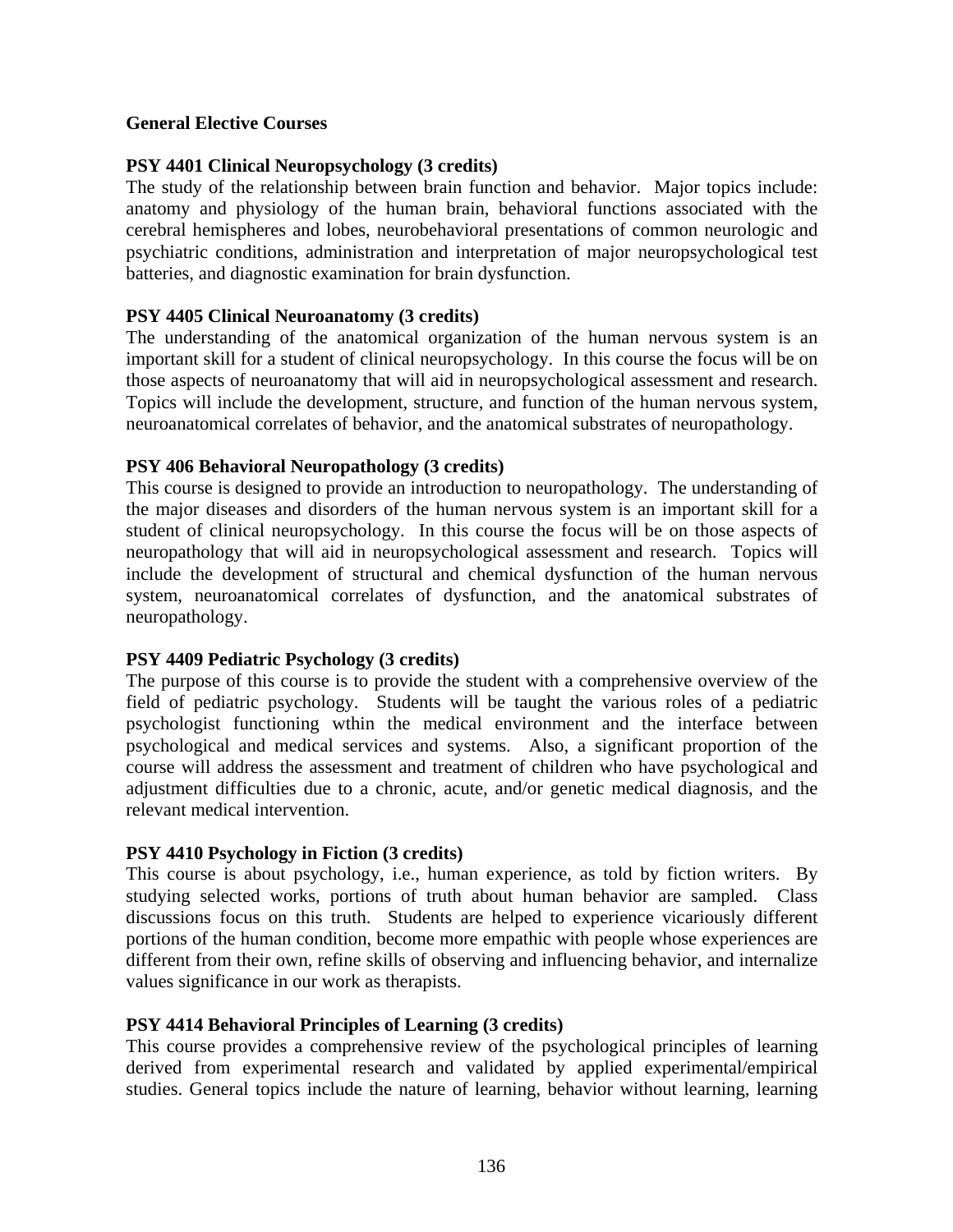**General Elective Courses**

**PSY 4401 Clinical Neuropsychology (3 credits)**
The study of the relationship between brain function and behavior. Major topics include: anatomy and physiology of the human brain, behavioral functions associated with the cerebral hemispheres and lobes, neurobehavioral presentations of common neurologic and psychiatric conditions, administration and interpretation of major neuropsychological test batteries, and diagnostic examination for brain dysfunction.

**PSY 4405 Clinical Neuroanatomy (3 credits)**
The understanding of the anatomical organization of the human nervous system is an important skill for a student of clinical neuropsychology. In this course the focus will be on those aspects of neuroanatomy that will aid in neuropsychological assessment and research. Topics will include the development, structure, and function of the human nervous system, neuroanatomical correlates of behavior, and the anatomical substrates of neuropathology.

**PSY 406 Behavioral Neuropathology (3 credits)**
This course is designed to provide an introduction to neuropathology. The understanding of the major diseases and disorders of the human nervous system is an important skill for a student of clinical neuropsychology. In this course the focus will be on those aspects of neuropathology that will aid in neuropsychological assessment and research. Topics will include the development of structural and chemical dysfunction of the human nervous system, neuroanatomical correlates of dysfunction, and the anatomical substrates of neuropathology.

**PSY 4409 Pediatric Psychology (3 credits)**
The purpose of this course is to provide the student with a comprehensive overview of the field of pediatric psychology. Students will be taught the various roles of a pediatric psychologist functioning wthin the medical environment and the interface between psychological and medical services and systems. Also, a significant proportion of the course will address the assessment and treatment of children who have psychological and adjustment difficulties due to a chronic, acute, and/or genetic medical diagnosis, and the relevant medical intervention.

**PSY 4410 Psychology in Fiction (3 credits)**
This course is about psychology, i.e., human experience, as told by fiction writers. By studying selected works, portions of truth about human behavior are sampled. Class discussions focus on this truth. Students are helped to experience vicariously different portions of the human condition, become more empathic with people whose experiences are different from their own, refine skills of observing and influencing behavior, and internalize values significance in our work as therapists.

**PSY 4414 Behavioral Principles of Learning (3 credits)**
This course provides a comprehensive review of the psychological principles of learning derived from experimental research and validated by applied experimental/empirical studies. General topics include the nature of learning, behavior without learning, learning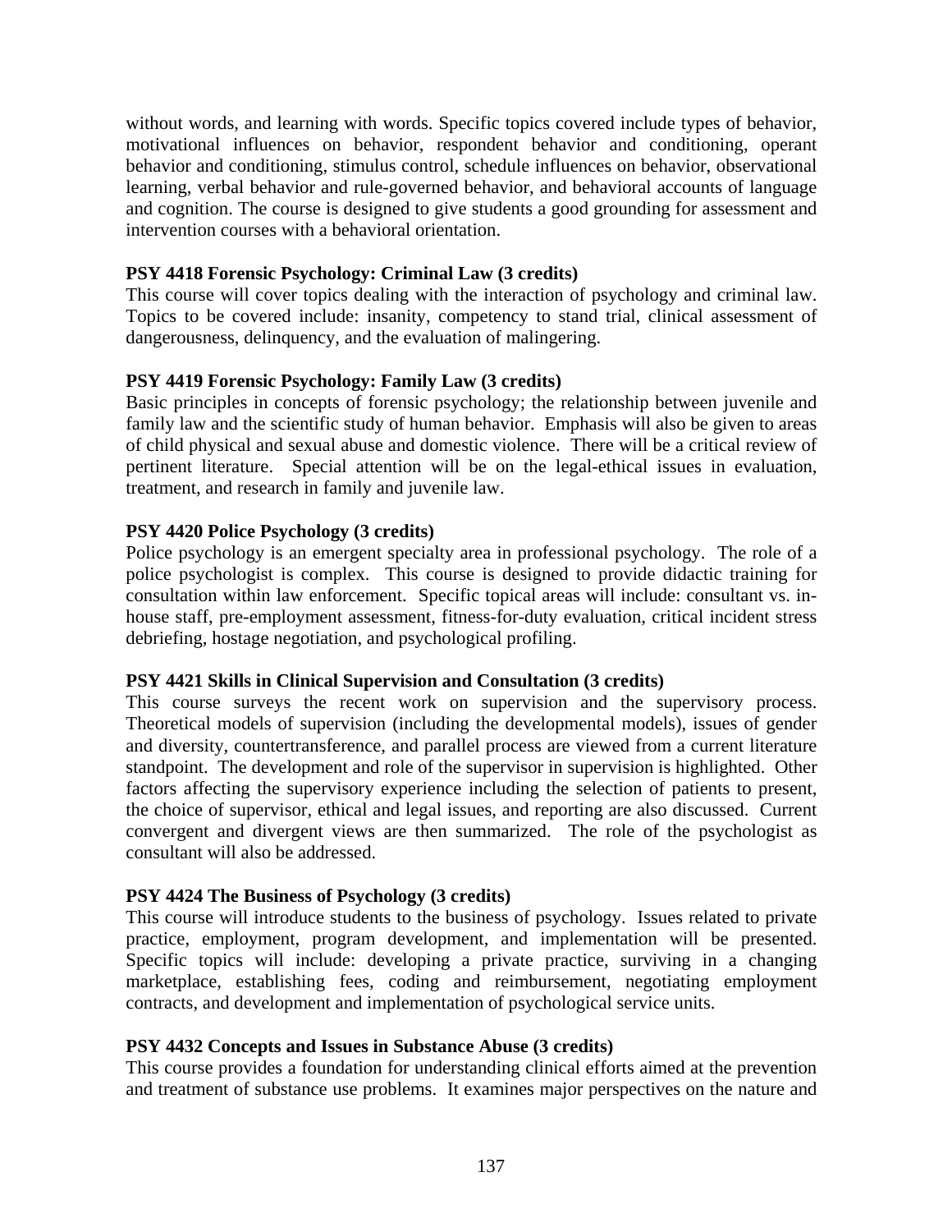without words, and learning with words. Specific topics covered include types of behavior, motivational influences on behavior, respondent behavior and conditioning, operant behavior and conditioning, stimulus control, schedule influences on behavior, observational learning, verbal behavior and rule-governed behavior, and behavioral accounts of language and cognition. The course is designed to give students a good grounding for assessment and intervention courses with a behavioral orientation.

**PSY 4418 Forensic Psychology: Criminal Law (3 credits)**
This course will cover topics dealing with the interaction of psychology and criminal law. Topics to be covered include: insanity, competency to stand trial, clinical assessment of dangerousness, delinquency, and the evaluation of malingering.

**PSY 4419 Forensic Psychology: Family Law (3 credits)**
Basic principles in concepts of forensic psychology; the relationship between juvenile and family law and the scientific study of human behavior. Emphasis will also be given to areas of child physical and sexual abuse and domestic violence. There will be a critical review of pertinent literature. Special attention will be on the legal-ethical issues in evaluation, treatment, and research in family and juvenile law.

**PSY 4420 Police Psychology (3 credits)**
Police psychology is an emergent specialty area in professional psychology. The role of a police psychologist is complex. This course is designed to provide didactic training for consultation within law enforcement. Specific topical areas will include: consultant vs. in-house staff, pre-employment assessment, fitness-for-duty evaluation, critical incident stress debriefing, hostage negotiation, and psychological profiling.

**PSY 4421 Skills in Clinical Supervision and Consultation (3 credits)**
This course surveys the recent work on supervision and the supervisory process. Theoretical models of supervision (including the developmental models), issues of gender and diversity, countertransference, and parallel process are viewed from a current literature standpoint. The development and role of the supervisor in supervision is highlighted. Other factors affecting the supervisory experience including the selection of patients to present, the choice of supervisor, ethical and legal issues, and reporting are also discussed. Current convergent and divergent views are then summarized. The role of the psychologist as consultant will also be addressed.

**PSY 4424 The Business of Psychology (3 credits)**
This course will introduce students to the business of psychology. Issues related to private practice, employment, program development, and implementation will be presented. Specific topics will include: developing a private practice, surviving in a changing marketplace, establishing fees, coding and reimbursement, negotiating employment contracts, and development and implementation of psychological service units.

**PSY 4432 Concepts and Issues in Substance Abuse (3 credits)**
This course provides a foundation for understanding clinical efforts aimed at the prevention and treatment of substance use problems. It examines major perspectives on the nature and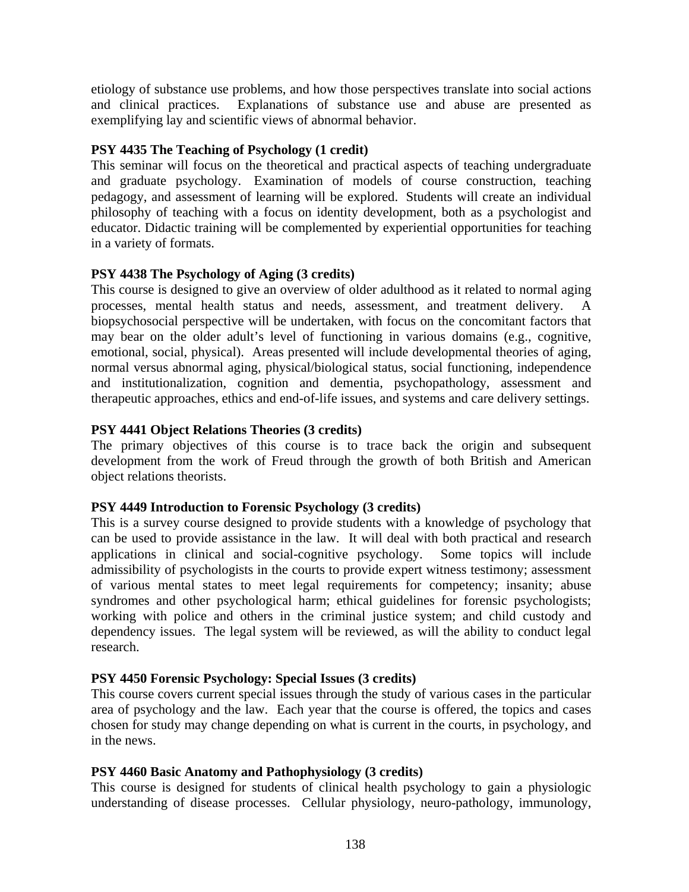etiology of substance use problems, and how those perspectives translate into social actions and clinical practices. Explanations of substance use and abuse are presented as exemplifying lay and scientific views of abnormal behavior.

**PSY 4435 The Teaching of Psychology (1 credit)**
This seminar will focus on the theoretical and practical aspects of teaching undergraduate and graduate psychology. Examination of models of course construction, teaching pedagogy, and assessment of learning will be explored. Students will create an individual philosophy of teaching with a focus on identity development, both as a psychologist and educator. Didactic training will be complemented by experiential opportunities for teaching in a variety of formats.

**PSY 4438 The Psychology of Aging (3 credits)**
This course is designed to give an overview of older adulthood as it related to normal aging processes, mental health status and needs, assessment, and treatment delivery. A biopsychosocial perspective will be undertaken, with focus on the concomitant factors that may bear on the older adult's level of functioning in various domains (e.g., cognitive, emotional, social, physical). Areas presented will include developmental theories of aging, normal versus abnormal aging, physical/biological status, social functioning, independence and institutionalization, cognition and dementia, psychopathology, assessment and therapeutic approaches, ethics and end-of-life issues, and systems and care delivery settings.

**PSY 4441 Object Relations Theories (3 credits)**
The primary objectives of this course is to trace back the origin and subsequent development from the work of Freud through the growth of both British and American object relations theorists.

**PSY 4449 Introduction to Forensic Psychology (3 credits)**
This is a survey course designed to provide students with a knowledge of psychology that can be used to provide assistance in the law. It will deal with both practical and research applications in clinical and social-cognitive psychology. Some topics will include admissibility of psychologists in the courts to provide expert witness testimony; assessment of various mental states to meet legal requirements for competency; insanity; abuse syndromes and other psychological harm; ethical guidelines for forensic psychologists; working with police and others in the criminal justice system; and child custody and dependency issues. The legal system will be reviewed, as will the ability to conduct legal research.

**PSY 4450 Forensic Psychology: Special Issues (3 credits)**
This course covers current special issues through the study of various cases in the particular area of psychology and the law. Each year that the course is offered, the topics and cases chosen for study may change depending on what is current in the courts, in psychology, and in the news.

**PSY 4460 Basic Anatomy and Pathophysiology (3 credits)**
This course is designed for students of clinical health psychology to gain a physiologic understanding of disease processes. Cellular physiology, neuro-pathology, immunology,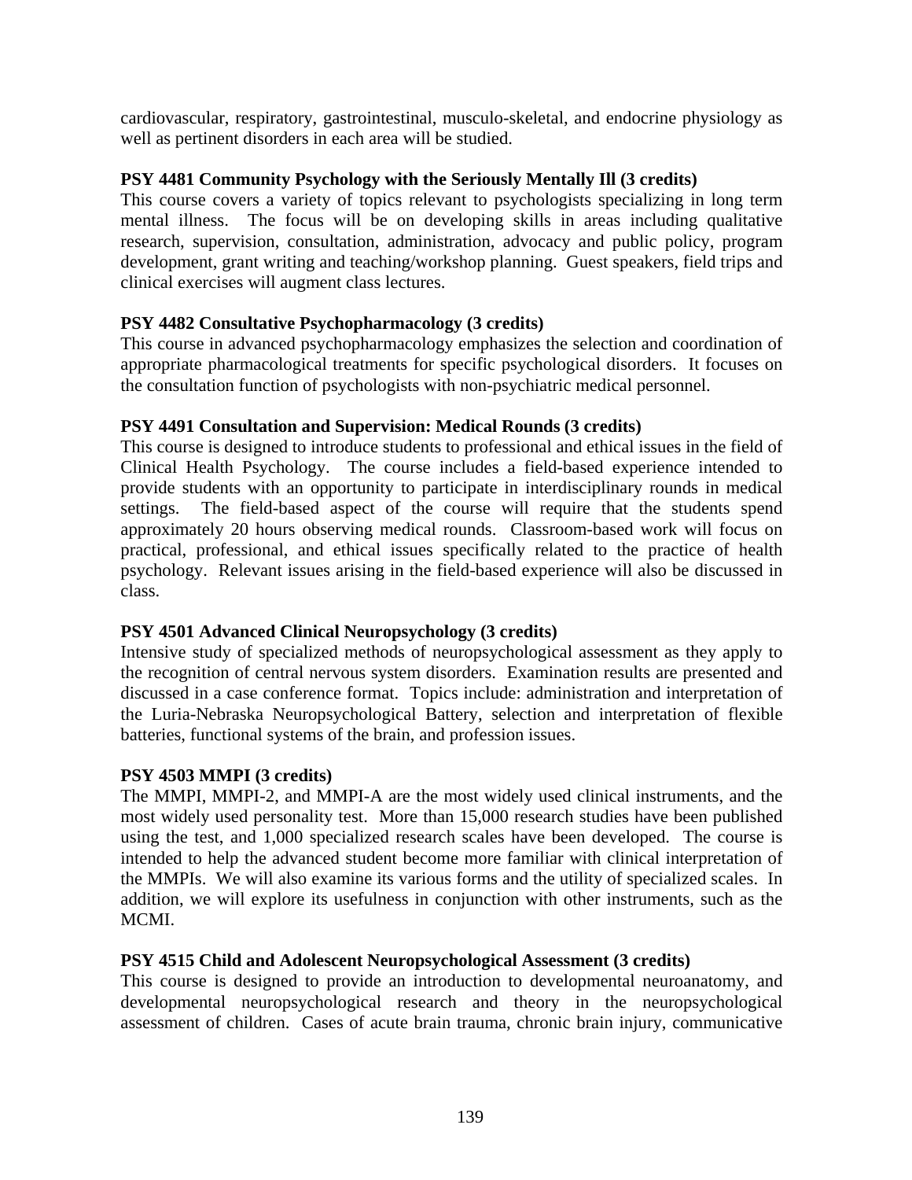cardiovascular, respiratory, gastrointestinal, musculo-skeletal, and endocrine physiology as well as pertinent disorders in each area will be studied.

**PSY 4481 Community Psychology with the Seriously Mentally Ill (3 credits)**
This course covers a variety of topics relevant to psychologists specializing in long term mental illness. The focus will be on developing skills in areas including qualitative research, supervision, consultation, administration, advocacy and public policy, program development, grant writing and teaching/workshop planning. Guest speakers, field trips and clinical exercises will augment class lectures.

**PSY 4482 Consultative Psychopharmacology (3 credits)**
This course in advanced psychopharmacology emphasizes the selection and coordination of appropriate pharmacological treatments for specific psychological disorders. It focuses on the consultation function of psychologists with non-psychiatric medical personnel.

**PSY 4491 Consultation and Supervision: Medical Rounds (3 credits)**
This course is designed to introduce students to professional and ethical issues in the field of Clinical Health Psychology. The course includes a field-based experience intended to provide students with an opportunity to participate in interdisciplinary rounds in medical settings. The field-based aspect of the course will require that the students spend approximately 20 hours observing medical rounds. Classroom-based work will focus on practical, professional, and ethical issues specifically related to the practice of health psychology. Relevant issues arising in the field-based experience will also be discussed in class.

**PSY 4501 Advanced Clinical Neuropsychology (3 credits)**
Intensive study of specialized methods of neuropsychological assessment as they apply to the recognition of central nervous system disorders. Examination results are presented and discussed in a case conference format. Topics include: administration and interpretation of the Luria-Nebraska Neuropsychological Battery, selection and interpretation of flexible batteries, functional systems of the brain, and profession issues.

**PSY 4503 MMPI (3 credits)**
The MMPI, MMPI-2, and MMPI-A are the most widely used clinical instruments, and the most widely used personality test. More than 15,000 research studies have been published using the test, and 1,000 specialized research scales have been developed. The course is intended to help the advanced student become more familiar with clinical interpretation of the MMPIs. We will also examine its various forms and the utility of specialized scales. In addition, we will explore its usefulness in conjunction with other instruments, such as the MCMI.

**PSY 4515 Child and Adolescent Neuropsychological Assessment (3 credits)**
This course is designed to provide an introduction to developmental neuroanatomy, and developmental neuropsychological research and theory in the neuropsychological assessment of children. Cases of acute brain trauma, chronic brain injury, communicative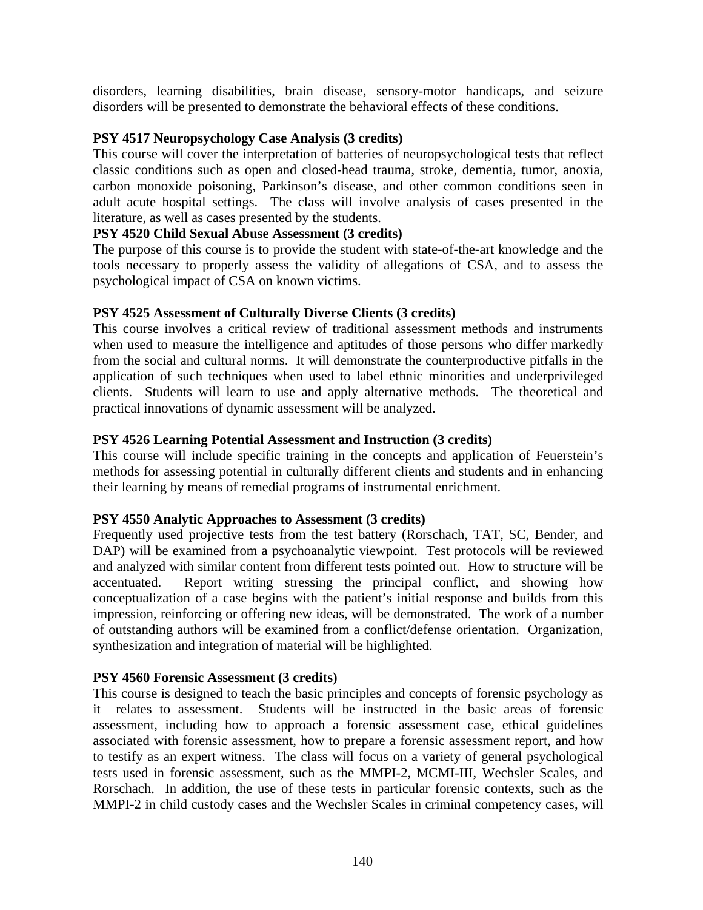disorders, learning disabilities, brain disease, sensory-motor handicaps, and seizure disorders will be presented to demonstrate the behavioral effects of these conditions.

**PSY 4517 Neuropsychology Case Analysis (3 credits)**
This course will cover the interpretation of batteries of neuropsychological tests that reflect classic conditions such as open and closed-head trauma, stroke, dementia, tumor, anoxia, carbon monoxide poisoning, Parkinson's disease, and other common conditions seen in adult acute hospital settings. The class will involve analysis of cases presented in the literature, as well as cases presented by the students.

**PSY 4520 Child Sexual Abuse Assessment (3 credits)**
The purpose of this course is to provide the student with state-of-the-art knowledge and the tools necessary to properly assess the validity of allegations of CSA, and to assess the psychological impact of CSA on known victims.

**PSY 4525 Assessment of Culturally Diverse Clients (3 credits)**
This course involves a critical review of traditional assessment methods and instruments when used to measure the intelligence and aptitudes of those persons who differ markedly from the social and cultural norms. It will demonstrate the counterproductive pitfalls in the application of such techniques when used to label ethnic minorities and underprivileged clients. Students will learn to use and apply alternative methods. The theoretical and practical innovations of dynamic assessment will be analyzed.

**PSY 4526 Learning Potential Assessment and Instruction (3 credits)**
This course will include specific training in the concepts and application of Feuerstein's methods for assessing potential in culturally different clients and students and in enhancing their learning by means of remedial programs of instrumental enrichment.

**PSY 4550 Analytic Approaches to Assessment (3 credits)**
Frequently used projective tests from the test battery (Rorschach, TAT, SC, Bender, and DAP) will be examined from a psychoanalytic viewpoint. Test protocols will be reviewed and analyzed with similar content from different tests pointed out. How to structure will be accentuated. Report writing stressing the principal conflict, and showing how conceptualization of a case begins with the patient's initial response and builds from this impression, reinforcing or offering new ideas, will be demonstrated. The work of a number of outstanding authors will be examined from a conflict/defense orientation. Organization, synthesization and integration of material will be highlighted.

**PSY 4560 Forensic Assessment (3 credits)**
This course is designed to teach the basic principles and concepts of forensic psychology as it relates to assessment. Students will be instructed in the basic areas of forensic assessment, including how to approach a forensic assessment case, ethical guidelines associated with forensic assessment, how to prepare a forensic assessment report, and how to testify as an expert witness. The class will focus on a variety of general psychological tests used in forensic assessment, such as the MMPI-2, MCMI-III, Wechsler Scales, and Rorschach. In addition, the use of these tests in particular forensic contexts, such as the MMPI-2 in child custody cases and the Wechsler Scales in criminal competency cases, will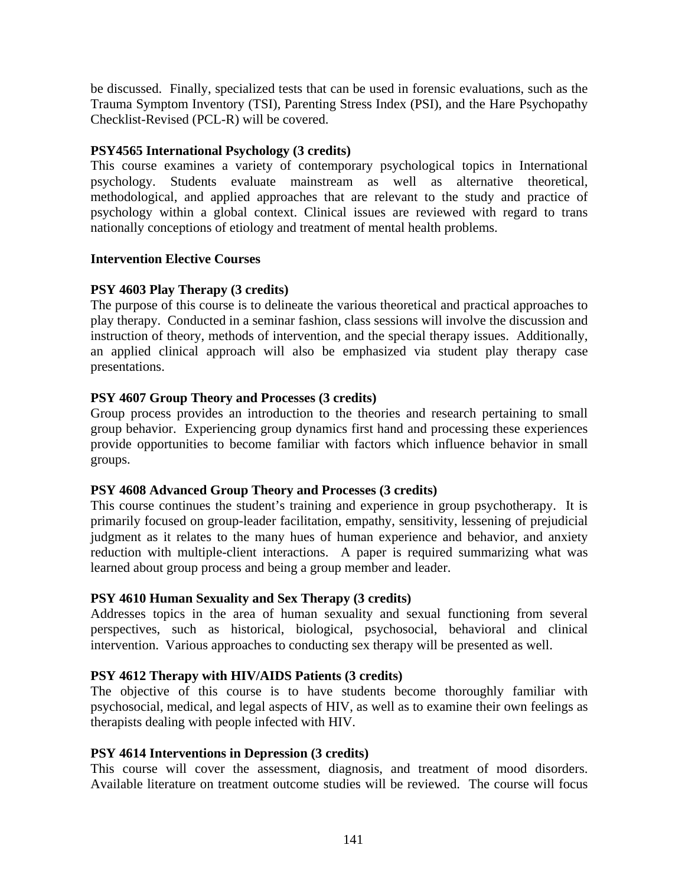be discussed. Finally, specialized tests that can be used in forensic evaluations, such as the Trauma Symptom Inventory (TSI), Parenting Stress Index (PSI), and the Hare Psychopathy Checklist-Revised (PCL-R) will be covered.

**PSY4565 International Psychology (3 credits)**
This course examines a variety of contemporary psychological topics in International psychology. Students evaluate mainstream as well as alternative theoretical, methodological, and applied approaches that are relevant to the study and practice of psychology within a global context. Clinical issues are reviewed with regard to trans nationally conceptions of etiology and treatment of mental health problems.

**Intervention Elective Courses**

**PSY 4603 Play Therapy (3 credits)**
The purpose of this course is to delineate the various theoretical and practical approaches to play therapy. Conducted in a seminar fashion, class sessions will involve the discussion and instruction of theory, methods of intervention, and the special therapy issues. Additionally, an applied clinical approach will also be emphasized via student play therapy case presentations.

**PSY 4607 Group Theory and Processes (3 credits)**
Group process provides an introduction to the theories and research pertaining to small group behavior. Experiencing group dynamics first hand and processing these experiences provide opportunities to become familiar with factors which influence behavior in small groups.

**PSY 4608 Advanced Group Theory and Processes (3 credits)**
This course continues the student's training and experience in group psychotherapy. It is primarily focused on group-leader facilitation, empathy, sensitivity, lessening of prejudicial judgment as it relates to the many hues of human experience and behavior, and anxiety reduction with multiple-client interactions. A paper is required summarizing what was learned about group process and being a group member and leader.

**PSY 4610 Human Sexuality and Sex Therapy (3 credits)**
Addresses topics in the area of human sexuality and sexual functioning from several perspectives, such as historical, biological, psychosocial, behavioral and clinical intervention. Various approaches to conducting sex therapy will be presented as well.

**PSY 4612 Therapy with HIV/AIDS Patients (3 credits)**
The objective of this course is to have students become thoroughly familiar with psychosocial, medical, and legal aspects of HIV, as well as to examine their own feelings as therapists dealing with people infected with HIV.

**PSY 4614 Interventions in Depression (3 credits)**
This course will cover the assessment, diagnosis, and treatment of mood disorders. Available literature on treatment outcome studies will be reviewed. The course will focus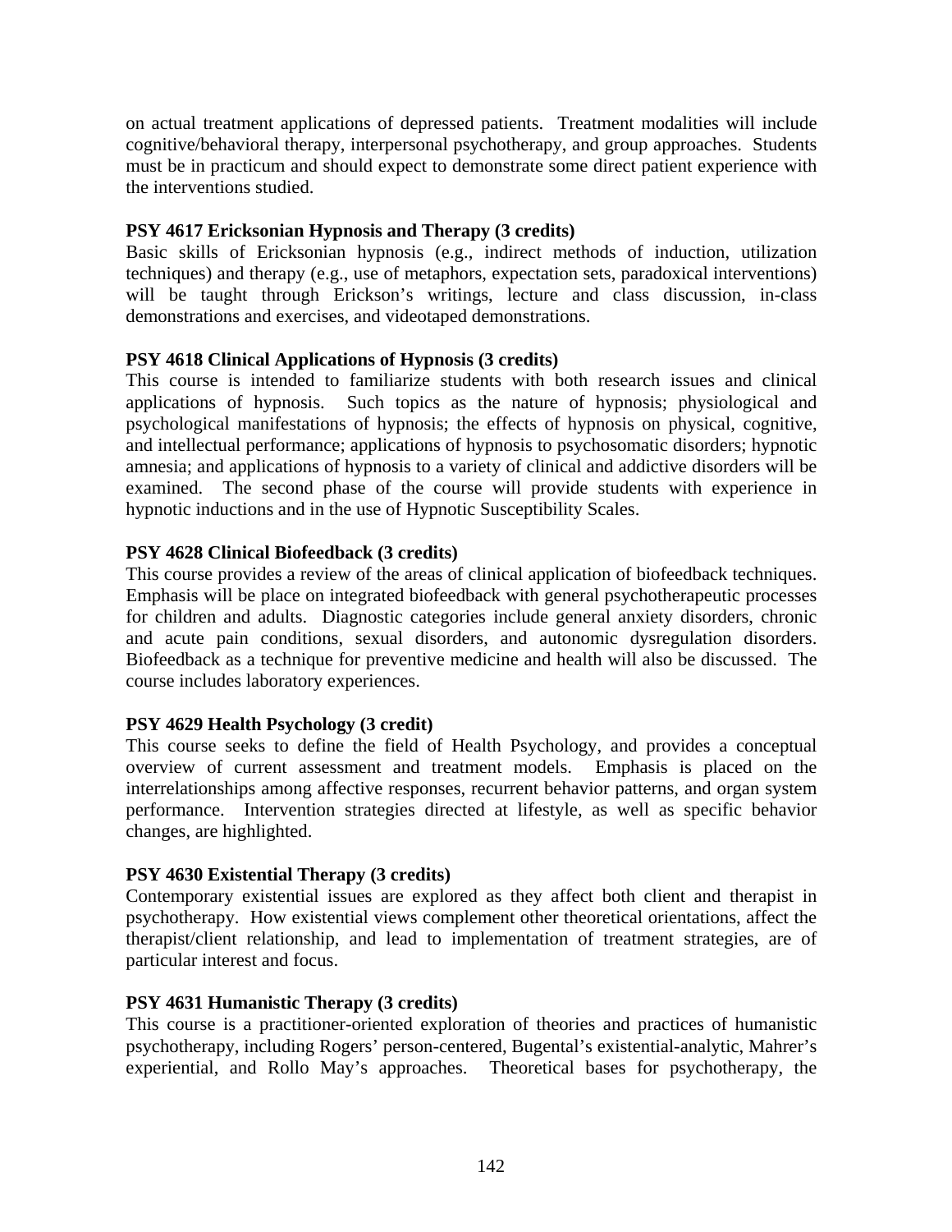on actual treatment applications of depressed patients. Treatment modalities will include cognitive/behavioral therapy, interpersonal psychotherapy, and group approaches. Students must be in practicum and should expect to demonstrate some direct patient experience with the interventions studied.

**PSY 4617 Ericksonian Hypnosis and Therapy (3 credits)**
Basic skills of Ericksonian hypnosis (e.g., indirect methods of induction, utilization techniques) and therapy (e.g., use of metaphors, expectation sets, paradoxical interventions) will be taught through Erickson's writings, lecture and class discussion, in-class demonstrations and exercises, and videotaped demonstrations.

**PSY 4618 Clinical Applications of Hypnosis (3 credits)**
This course is intended to familiarize students with both research issues and clinical applications of hypnosis. Such topics as the nature of hypnosis; physiological and psychological manifestations of hypnosis; the effects of hypnosis on physical, cognitive, and intellectual performance; applications of hypnosis to psychosomatic disorders; hypnotic amnesia; and applications of hypnosis to a variety of clinical and addictive disorders will be examined. The second phase of the course will provide students with experience in hypnotic inductions and in the use of Hypnotic Susceptibility Scales.

**PSY 4628 Clinical Biofeedback (3 credits)**
This course provides a review of the areas of clinical application of biofeedback techniques. Emphasis will be place on integrated biofeedback with general psychotherapeutic processes for children and adults. Diagnostic categories include general anxiety disorders, chronic and acute pain conditions, sexual disorders, and autonomic dysregulation disorders. Biofeedback as a technique for preventive medicine and health will also be discussed. The course includes laboratory experiences.

**PSY 4629 Health Psychology (3 credit)**
This course seeks to define the field of Health Psychology, and provides a conceptual overview of current assessment and treatment models. Emphasis is placed on the interrelationships among affective responses, recurrent behavior patterns, and organ system performance. Intervention strategies directed at lifestyle, as well as specific behavior changes, are highlighted.

**PSY 4630 Existential Therapy (3 credits)**
Contemporary existential issues are explored as they affect both client and therapist in psychotherapy. How existential views complement other theoretical orientations, affect the therapist/client relationship, and lead to implementation of treatment strategies, are of particular interest and focus.

**PSY 4631 Humanistic Therapy (3 credits)**
This course is a practitioner-oriented exploration of theories and practices of humanistic psychotherapy, including Rogers' person-centered, Bugental's existential-analytic, Mahrer's experiential, and Rollo May's approaches. Theoretical bases for psychotherapy, the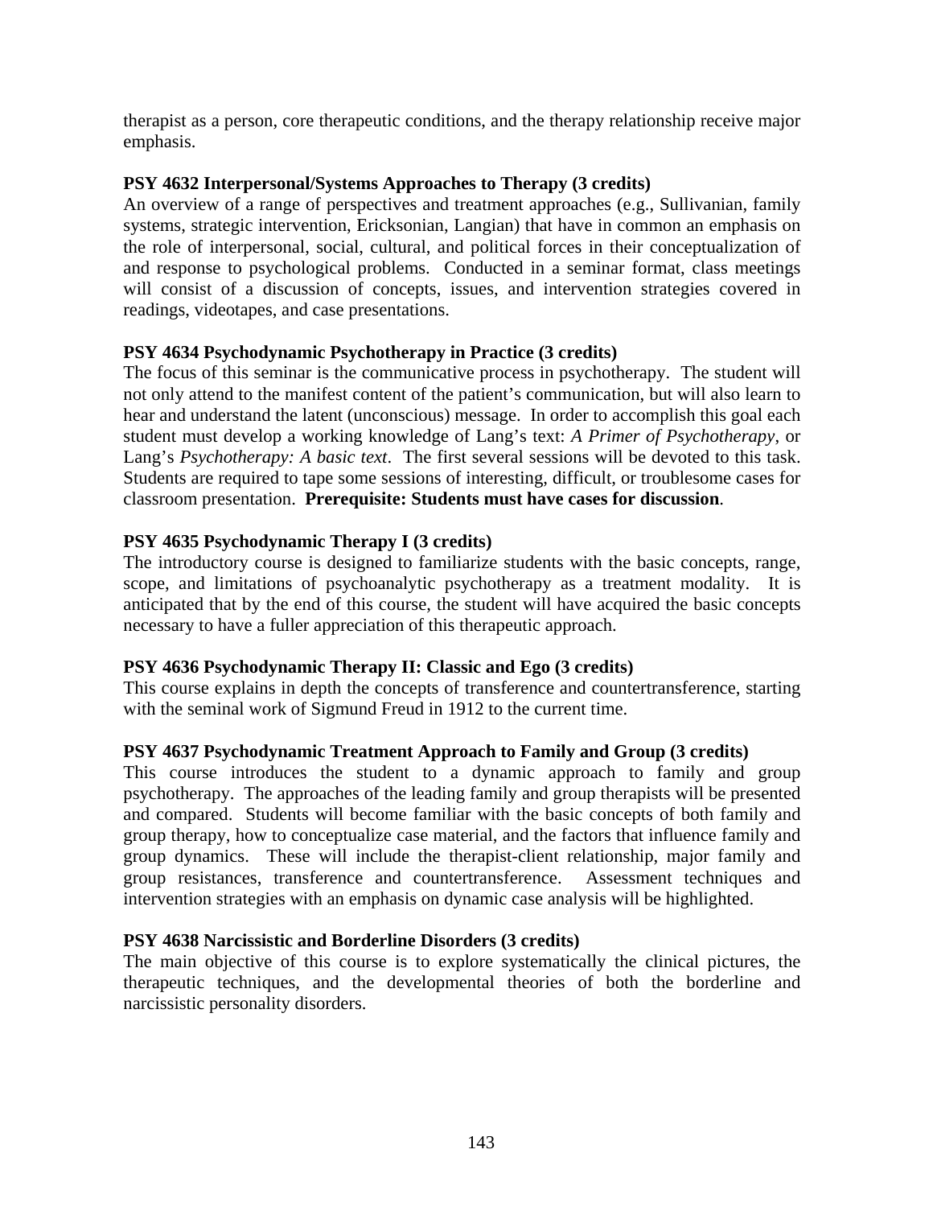therapist as a person, core therapeutic conditions, and the therapy relationship receive major emphasis.

**PSY 4632 Interpersonal/Systems Approaches to Therapy (3 credits)**
An overview of a range of perspectives and treatment approaches (e.g., Sullivanian, family systems, strategic intervention, Ericksonian, Langian) that have in common an emphasis on the role of interpersonal, social, cultural, and political forces in their conceptualization of and response to psychological problems. Conducted in a seminar format, class meetings will consist of a discussion of concepts, issues, and intervention strategies covered in readings, videotapes, and case presentations.

**PSY 4634 Psychodynamic Psychotherapy in Practice (3 credits)**
The focus of this seminar is the communicative process in psychotherapy. The student will not only attend to the manifest content of the patient's communication, but will also learn to hear and understand the latent (unconscious) message. In order to accomplish this goal each student must develop a working knowledge of Lang's text: *A Primer of Psychotherapy*, or Lang's *Psychotherapy: A basic text*. The first several sessions will be devoted to this task. Students are required to tape some sessions of interesting, difficult, or troublesome cases for classroom presentation. **Prerequisite: Students must have cases for discussion**.

**PSY 4635 Psychodynamic Therapy I (3 credits)**
The introductory course is designed to familiarize students with the basic concepts, range, scope, and limitations of psychoanalytic psychotherapy as a treatment modality. It is anticipated that by the end of this course, the student will have acquired the basic concepts necessary to have a fuller appreciation of this therapeutic approach.

**PSY 4636 Psychodynamic Therapy II: Classic and Ego (3 credits)**
This course explains in depth the concepts of transference and countertransference, starting with the seminal work of Sigmund Freud in 1912 to the current time.

**PSY 4637 Psychodynamic Treatment Approach to Family and Group (3 credits)**
This course introduces the student to a dynamic approach to family and group psychotherapy. The approaches of the leading family and group therapists will be presented and compared. Students will become familiar with the basic concepts of both family and group therapy, how to conceptualize case material, and the factors that influence family and group dynamics. These will include the therapist-client relationship, major family and group resistances, transference and countertransference. Assessment techniques and intervention strategies with an emphasis on dynamic case analysis will be highlighted.

**PSY 4638 Narcissistic and Borderline Disorders (3 credits)**
The main objective of this course is to explore systematically the clinical pictures, the therapeutic techniques, and the developmental theories of both the borderline and narcissistic personality disorders.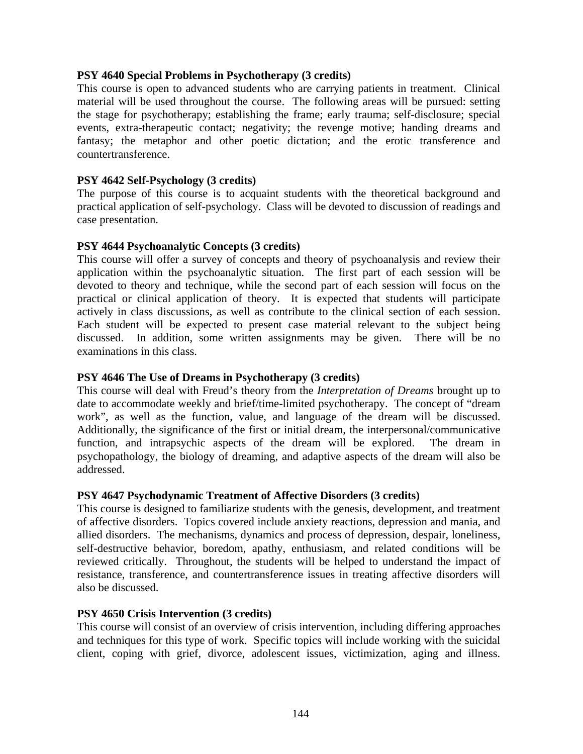**PSY 4640 Special Problems in Psychotherapy (3 credits)**
This course is open to advanced students who are carrying patients in treatment. Clinical material will be used throughout the course. The following areas will be pursued: setting the stage for psychotherapy; establishing the frame; early trauma; self-disclosure: special events, extra-therapeutic contact; negativity; the revenge motive; handing dreams and fantasy; the metaphor and other poetic dictation; and the erotic transference and countertransference.

**PSY 4642 Self-Psychology (3 credits)**
The purpose of this course is to acquaint students with the theoretical background and practical application of self-psychology. Class will be devoted to discussion of readings and case presentation.

**PSY 4644 Psychoanalytic Concepts (3 credits)**
This course will offer a survey of concepts and theory of psychoanalysis and review their application within the psychoanalytic situation. The first part of each session will be devoted to theory and technique, while the second part of each session will focus on the practical or clinical application of theory. It is expected that students will participate actively in class discussions, as well as contribute to the clinical section of each session. Each student will be expected to present case material relevant to the subject being discussed. In addition, some written assignments may be given. There will be no examinations in this class.

**PSY 4646 The Use of Dreams in Psychotherapy (3 credits)**
This course will deal with Freud's theory from the *Interpretation of Dreams* brought up to date to accommodate weekly and brief/time-limited psychotherapy. The concept of "dream work", as well as the function, value, and language of the dream will be discussed. Additionally, the significance of the first or initial dream, the interpersonal/communicative function, and intrapsychic aspects of the dream will be explored. The dream in psychopathology, the biology of dreaming, and adaptive aspects of the dream will also be addressed.

**PSY 4647 Psychodynamic Treatment of Affective Disorders (3 credits)**
This course is designed to familiarize students with the genesis, development, and treatment of affective disorders. Topics covered include anxiety reactions, depression and mania, and allied disorders. The mechanisms, dynamics and process of depression, despair, loneliness, self-destructive behavior, boredom, apathy, enthusiasm, and related conditions will be reviewed critically. Throughout, the students will be helped to understand the impact of resistance, transference, and countertransference issues in treating affective disorders will also be discussed.

**PSY 4650 Crisis Intervention (3 credits)**
This course will consist of an overview of crisis intervention, including differing approaches and techniques for this type of work. Specific topics will include working with the suicidal client, coping with grief, divorce, adolescent issues, victimization, aging and illness.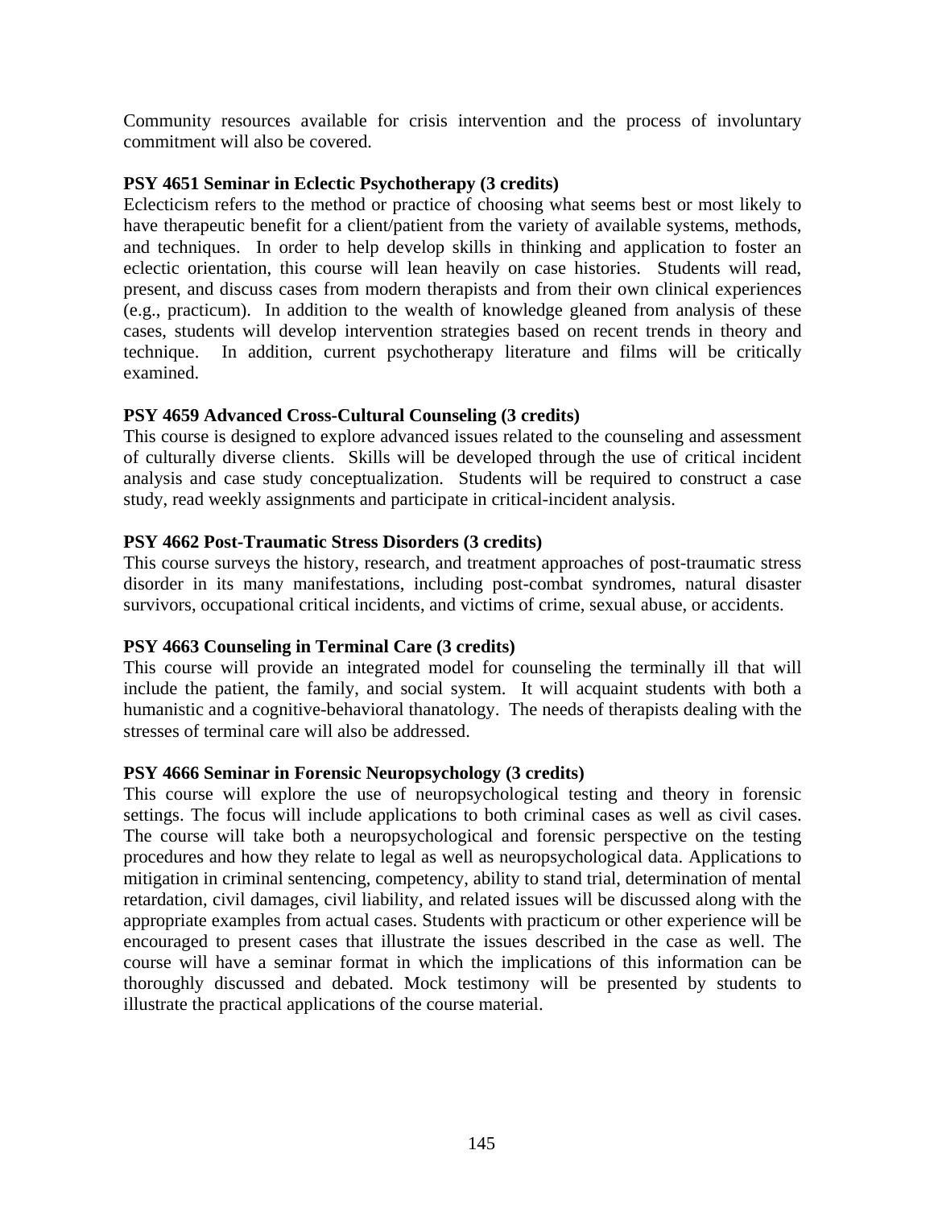Community resources available for crisis intervention and the process of involuntary commitment will also be covered.

**PSY 4651 Seminar in Eclectic Psychotherapy (3 credits)**
Eclecticism refers to the method or practice of choosing what seems best or most likely to have therapeutic benefit for a client/patient from the variety of available systems, methods, and techniques. In order to help develop skills in thinking and application to foster an eclectic orientation, this course will lean heavily on case histories. Students will read, present, and discuss cases from modern therapists and from their own clinical experiences (e.g., practicum). In addition to the wealth of knowledge gleaned from analysis of these cases, students will develop intervention strategies based on recent trends in theory and technique. In addition, current psychotherapy literature and films will be critically examined.

**PSY 4659 Advanced Cross-Cultural Counseling (3 credits)**
This course is designed to explore advanced issues related to the counseling and assessment of culturally diverse clients. Skills will be developed through the use of critical incident analysis and case study conceptualization. Students will be required to construct a case study, read weekly assignments and participate in critical-incident analysis.

**PSY 4662 Post-Traumatic Stress Disorders (3 credits)**
This course surveys the history, research, and treatment approaches of post-traumatic stress disorder in its many manifestations, including post-combat syndromes, natural disaster survivors, occupational critical incidents, and victims of crime, sexual abuse, or accidents.

**PSY 4663 Counseling in Terminal Care (3 credits)**
This course will provide an integrated model for counseling the terminally ill that will include the patient, the family, and social system. It will acquaint students with both a humanistic and a cognitive-behavioral thanatology. The needs of therapists dealing with the stresses of terminal care will also be addressed.

**PSY 4666 Seminar in Forensic Neuropsychology (3 credits)**
This course will explore the use of neuropsychological testing and theory in forensic settings. The focus will include applications to both criminal cases as well as civil cases. The course will take both a neuropsychological and forensic perspective on the testing procedures and how they relate to legal as well as neuropsychological data. Applications to mitigation in criminal sentencing, competency, ability to stand trial, determination of mental retardation, civil damages, civil liability, and related issues will be discussed along with the appropriate examples from actual cases. Students with practicum or other experience will be encouraged to present cases that illustrate the issues described in the case as well. The course will have a seminar format in which the implications of this information can be thoroughly discussed and debated. Mock testimony will be presented by students to illustrate the practical applications of the course material.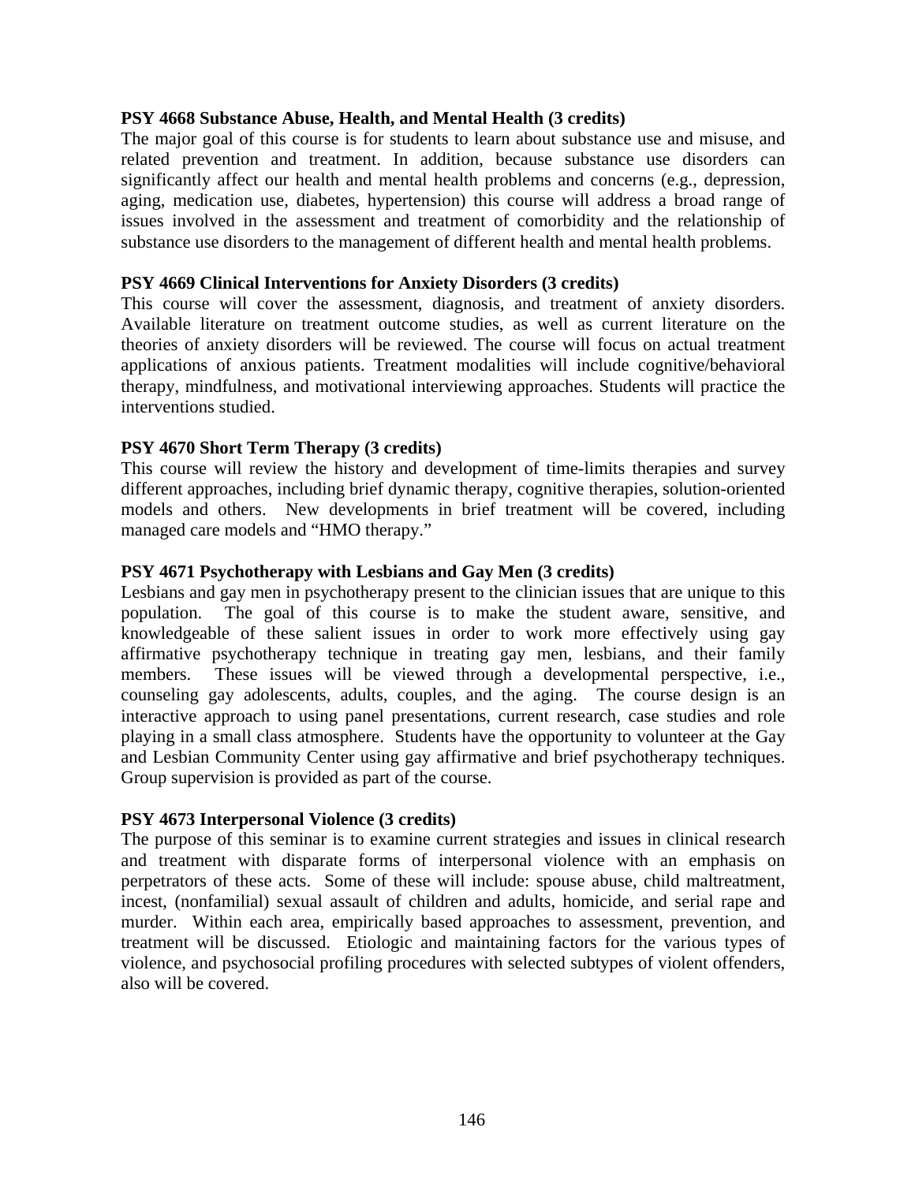**PSY 4668 Substance Abuse, Health, and Mental Health (3 credits)**
The major goal of this course is for students to learn about substance use and misuse, and related prevention and treatment. In addition, because substance use disorders can significantly affect our health and mental health problems and concerns (e.g., depression, aging, medication use, diabetes, hypertension) this course will address a broad range of issues involved in the assessment and treatment of comorbidity and the relationship of substance use disorders to the management of different health and mental health problems.

**PSY 4669 Clinical Interventions for Anxiety Disorders (3 credits)**
This course will cover the assessment, diagnosis, and treatment of anxiety disorders. Available literature on treatment outcome studies, as well as current literature on the theories of anxiety disorders will be reviewed. The course will focus on actual treatment applications of anxious patients. Treatment modalities will include cognitive/behavioral therapy, mindfulness, and motivational interviewing approaches. Students will practice the interventions studied.

**PSY 4670 Short Term Therapy (3 credits)**
This course will review the history and development of time-limits therapies and survey different approaches, including brief dynamic therapy, cognitive therapies, solution-oriented models and others. New developments in brief treatment will be covered, including managed care models and "HMO therapy."

**PSY 4671 Psychotherapy with Lesbians and Gay Men (3 credits)**
Lesbians and gay men in psychotherapy present to the clinician issues that are unique to this population. The goal of this course is to make the student aware, sensitive, and knowledgeable of these salient issues in order to work more effectively using gay affirmative psychotherapy technique in treating gay men, lesbians, and their family members. These issues will be viewed through a developmental perspective, i.e., counseling gay adolescents, adults, couples, and the aging. The course design is an interactive approach to using panel presentations, current research, case studies and role playing in a small class atmosphere. Students have the opportunity to volunteer at the Gay and Lesbian Community Center using gay affirmative and brief psychotherapy techniques. Group supervision is provided as part of the course.

**PSY 4673 Interpersonal Violence (3 credits)**
The purpose of this seminar is to examine current strategies and issues in clinical research and treatment with disparate forms of interpersonal violence with an emphasis on perpetrators of these acts. Some of these will include: spouse abuse, child maltreatment, incest, (nonfamilial) sexual assault of children and adults, homicide, and serial rape and murder. Within each area, empirically based approaches to assessment, prevention, and treatment will be discussed. Etiologic and maintaining factors for the various types of violence, and psychosocial profiling procedures with selected subtypes of violent offenders, also will be covered.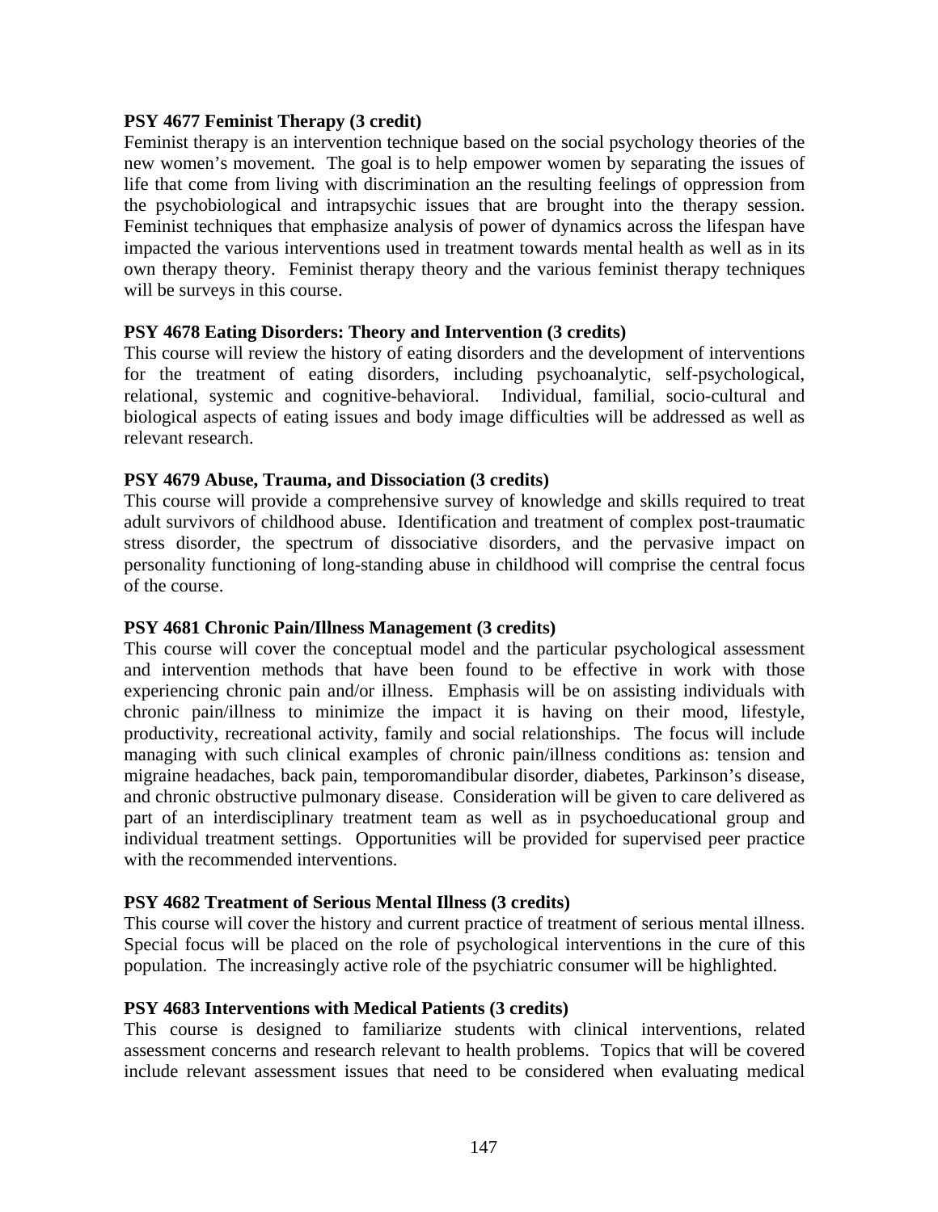**PSY 4677 Feminist Therapy (3 credit)**
Feminist therapy is an intervention technique based on the social psychology theories of the new women's movement. The goal is to help empower women by separating the issues of life that come from living with discrimination an the resulting feelings of oppression from the psychobiological and intrapsychic issues that are brought into the therapy session. Feminist techniques that emphasize analysis of power of dynamics across the lifespan have impacted the various interventions used in treatment towards mental health as well as in its own therapy theory. Feminist therapy theory and the various feminist therapy techniques will be surveys in this course.

**PSY 4678 Eating Disorders: Theory and Intervention (3 credits)**
This course will review the history of eating disorders and the development of interventions for the treatment of eating disorders, including psychoanalytic, self-psychological, relational, systemic and cognitive-behavioral. Individual, familial, socio-cultural and biological aspects of eating issues and body image difficulties will be addressed as well as relevant research.

**PSY 4679 Abuse, Trauma, and Dissociation (3 credits)**
This course will provide a comprehensive survey of knowledge and skills required to treat adult survivors of childhood abuse. Identification and treatment of complex post-traumatic stress disorder, the spectrum of dissociative disorders, and the pervasive impact on personality functioning of long-standing abuse in childhood will comprise the central focus of the course.

**PSY 4681 Chronic Pain/Illness Management (3 credits)**
This course will cover the conceptual model and the particular psychological assessment and intervention methods that have been found to be effective in work with those experiencing chronic pain and/or illness. Emphasis will be on assisting individuals with chronic pain/illness to minimize the impact it is having on their mood, lifestyle, productivity, recreational activity, family and social relationships. The focus will include managing with such clinical examples of chronic pain/illness conditions as: tension and migraine headaches, back pain, temporomandibular disorder, diabetes, Parkinson's disease, and chronic obstructive pulmonary disease. Consideration will be given to care delivered as part of an interdisciplinary treatment team as well as in psychoeducational group and individual treatment settings. Opportunities will be provided for supervised peer practice with the recommended interventions.

**PSY 4682 Treatment of Serious Mental Illness (3 credits)**
This course will cover the history and current practice of treatment of serious mental illness. Special focus will be placed on the role of psychological interventions in the cure of this population. The increasingly active role of the psychiatric consumer will be highlighted.

**PSY 4683 Interventions with Medical Patients (3 credits)**
This course is designed to familiarize students with clinical interventions, related assessment concerns and research relevant to health problems. Topics that will be covered include relevant assessment issues that need to be considered when evaluating medical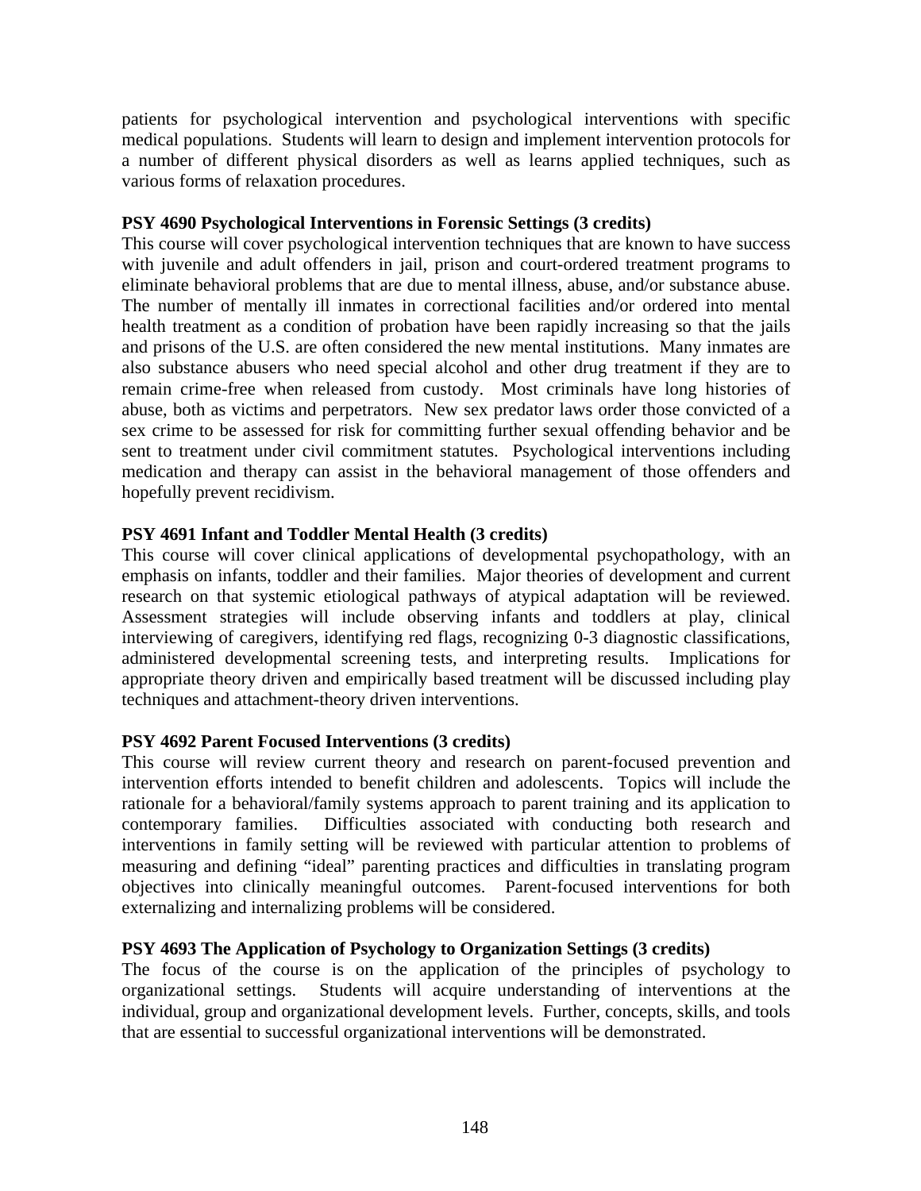patients for psychological intervention and psychological interventions with specific medical populations. Students will learn to design and implement intervention protocols for a number of different physical disorders as well as learns applied techniques, such as various forms of relaxation procedures.

**PSY 4690 Psychological Interventions in Forensic Settings (3 credits)**
This course will cover psychological intervention techniques that are known to have success with juvenile and adult offenders in jail, prison and court-ordered treatment programs to eliminate behavioral problems that are due to mental illness, abuse, and/or substance abuse. The number of mentally ill inmates in correctional facilities and/or ordered into mental health treatment as a condition of probation have been rapidly increasing so that the jails and prisons of the U.S. are often considered the new mental institutions. Many inmates are also substance abusers who need special alcohol and other drug treatment if they are to remain crime-free when released from custody. Most criminals have long histories of abuse, both as victims and perpetrators. New sex predator laws order those convicted of a sex crime to be assessed for risk for committing further sexual offending behavior and be sent to treatment under civil commitment statutes. Psychological interventions including medication and therapy can assist in the behavioral management of those offenders and hopefully prevent recidivism.

**PSY 4691 Infant and Toddler Mental Health (3 credits)**
This course will cover clinical applications of developmental psychopathology, with an emphasis on infants, toddler and their families. Major theories of development and current research on that systemic etiological pathways of atypical adaptation will be reviewed. Assessment strategies will include observing infants and toddlers at play, clinical interviewing of caregivers, identifying red flags, recognizing 0-3 diagnostic classifications, administered developmental screening tests, and interpreting results. Implications for appropriate theory driven and empirically based treatment will be discussed including play techniques and attachment-theory driven interventions.

**PSY 4692 Parent Focused Interventions (3 credits)**
This course will review current theory and research on parent-focused prevention and intervention efforts intended to benefit children and adolescents. Topics will include the rationale for a behavioral/family systems approach to parent training and its application to contemporary families. Difficulties associated with conducting both research and interventions in family setting will be reviewed with particular attention to problems of measuring and defining "ideal" parenting practices and difficulties in translating program objectives into clinically meaningful outcomes. Parent-focused interventions for both externalizing and internalizing problems will be considered.

**PSY 4693 The Application of Psychology to Organization Settings (3 credits)**
The focus of the course is on the application of the principles of psychology to organizational settings. Students will acquire understanding of interventions at the individual, group and organizational development levels. Further, concepts, skills, and tools that are essential to successful organizational interventions will be demonstrated.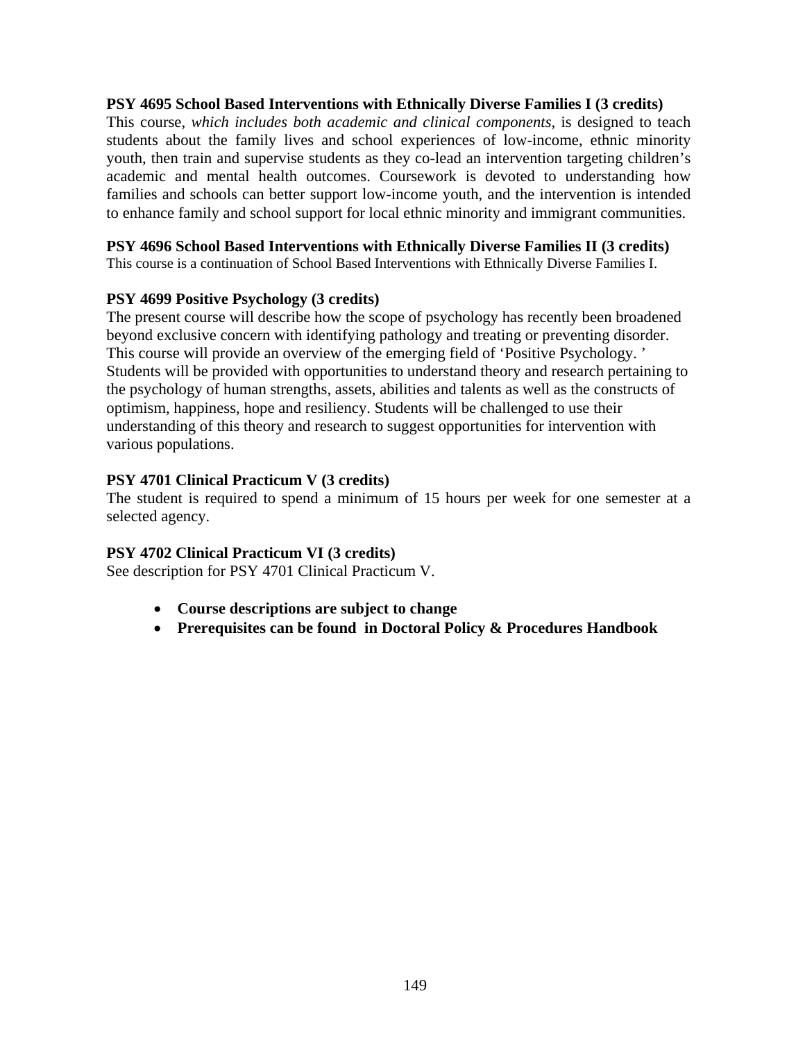**PSY 4695 School Based Interventions with Ethnically Diverse Families I (3 credits)**
This course, *which includes both academic and clinical components*, is designed to teach students about the family lives and school experiences of low-income, ethnic minority youth, then train and supervise students as they co-lead an intervention targeting children's academic and mental health outcomes. Coursework is devoted to understanding how families and schools can better support low-income youth, and the intervention is intended to enhance family and school support for local ethnic minority and immigrant communities.

**PSY 4696 School Based Interventions with Ethnically Diverse Families II (3 credits)**
This course is a continuation of School Based Interventions with Ethnically Diverse Families I.

**PSY 4699 Positive Psychology (3 credits)**
The present course will describe how the scope of psychology has recently been broadened beyond exclusive concern with identifying pathology and treating or preventing disorder. This course will provide an overview of the emerging field of 'Positive Psychology. ' Students will be provided with opportunities to understand theory and research pertaining to the psychology of human strengths, assets, abilities and talents as well as the constructs of optimism, happiness, hope and resiliency. Students will be challenged to use their understanding of this theory and research to suggest opportunities for intervention with various populations.

**PSY 4701 Clinical Practicum V (3 credits)**
The student is required to spend a minimum of 15 hours per week for one semester at a selected agency.

**PSY 4702 Clinical Practicum VI (3 credits)**
See description for PSY 4701 Clinical Practicum V.

- **Course descriptions are subject to change**
- **Prerequisites can be found in Doctoral Policy & Procedures Handbook**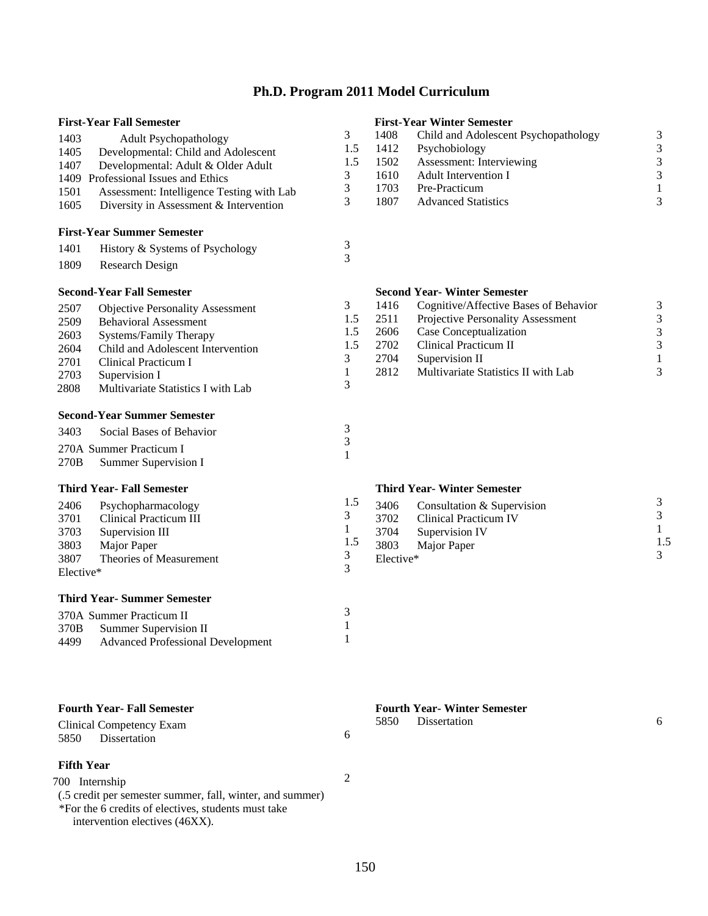# Ph.D. Program 2011 Model Curriculum

**First-Year Fall Semester**

| | | |
|---|---|---|
| 1403 | Adult Psychopathology | 3 |
| 1405 | Developmental: Child and Adolescent | 1.5 |
| 1407 | Developmental: Adult & Older Adult | 1.5 |
| 1409 | Professional Issues and Ethics | 3 |
| 1501 | Assessment: Intelligence Testing with Lab | 3 |
| 1605 | Diversity in Assessment & Intervention | 3 |

**First-Year Winter Semester**

| | | |
|---|---|---|
| 1408 | Child and Adolescent Psychopathology | 3 |
| 1412 | Psychobiology | 3 |
| 1502 | Assessment: Interviewing | 3 |
| 1610 | Adult Intervention I | 3 |
| 1703 | Pre-Practicum | 1 |
| 1807 | Advanced Statistics | 3 |

**First-Year Summer Semester**

| | | |
|---|---|---|
| 1401 | History & Systems of Psychology | 3 |
| 1809 | Research Design | 3 |

**Second-Year Fall Semester**

| | | |
|---|---|---|
| 2507 | Objective Personality Assessment | 3 |
| 2509 | Behavioral Assessment | 1.5 |
| 2603 | Systems/Family Therapy | 1.5 |
| 2604 | Child and Adolescent Intervention | 1.5 |
| 2701 | Clinical Practicum I | 3 |
| 2703 | Supervision I | 1 |
| 2808 | Multivariate Statistics I with Lab | 3 |

**Second Year- Winter Semester**

| | | |
|---|---|---|
| 1416 | Cognitive/Affective Bases of Behavior | 3 |
| 2511 | Projective Personality Assessment | 3 |
| 2606 | Case Conceptualization | 3 |
| 2702 | Clinical Practicum II | 3 |
| 2704 | Supervision II | 1 |
| 2812 | Multivariate Statistics II with Lab | 3 |

**Second-Year Summer Semester**

| | | |
|---|---|---|
| 3403 | Social Bases of Behavior | 3 |
| 270A | Summer Practicum I | 3 |
| 270B | Summer Supervision I | 1 |

**Third Year- Fall Semester**

| | | |
|---|---|---|
| 2406 | Psychopharmacology | 1.5 |
| 3701 | Clinical Practicum III | 3 |
| 3703 | Supervision III | 1 |
| 3803 | Major Paper | 1.5 |
| 3807 | Theories of Measurement | 3 |
| Elective* | | 3 |

**Third Year- Winter Semester**

| | | |
|---|---|---|
| 3406 | Consultation & Supervision | 3 |
| 3702 | Clinical Practicum IV | 3 |
| 3704 | Supervision IV | 1 |
| 3803 | Major Paper | 1.5 |
| Elective* | | 3 |

**Third Year- Summer Semester**

| | | |
|---|---|---|
| 370A | Summer Practicum II | 3 |
| 370B | Summer Supervision II | 1 |
| 4499 | Advanced Professional Development | 1 |

**Fourth Year- Fall Semester**

| | | |
|---|---|---|
| | Clinical Competency Exam | |
| 5850 | Dissertation | 6 |

**Fourth Year- Winter Semester**

| | | |
|---|---|---|
| 5850 | Dissertation | 6 |

**Fifth Year**

| | | |
|---|---|---|
| 700 | Internship | 2 |

(.5 credit per semester summer, fall, winter, and summer)

*For the 6 credits of electives, students must take intervention electives (46XX).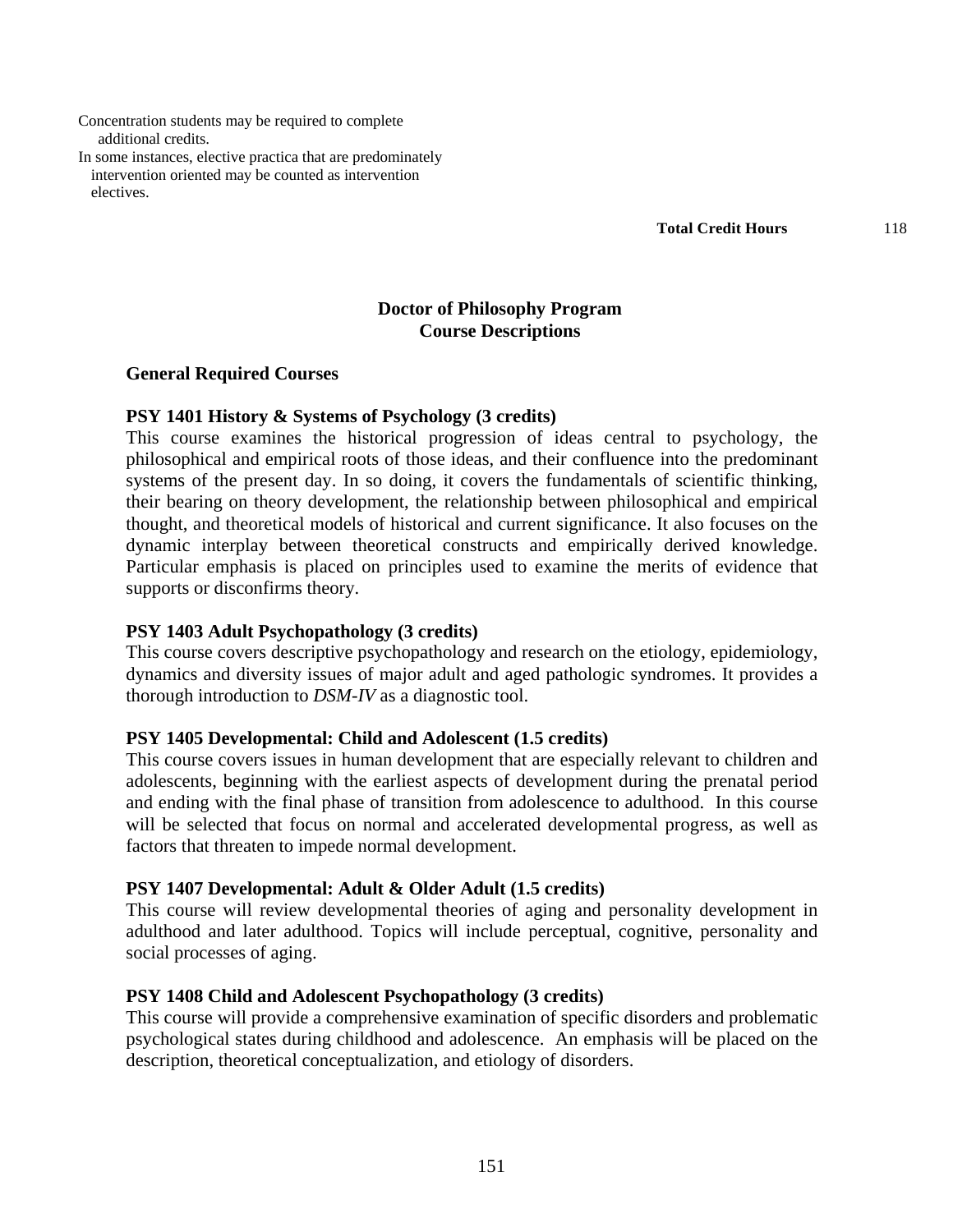Concentration students may be required to complete additional credits.
In some instances, elective practica that are predominately intervention oriented may be counted as intervention electives.

**Total Credit Hours** 118

## Doctor of Philosophy Program
## Course Descriptions

### General Required Courses

**PSY 1401 History & Systems of Psychology (3 credits)**
This course examines the historical progression of ideas central to psychology, the philosophical and empirical roots of those ideas, and their confluence into the predominant systems of the present day. In so doing, it covers the fundamentals of scientific thinking, their bearing on theory development, the relationship between philosophical and empirical thought, and theoretical models of historical and current significance. It also focuses on the dynamic interplay between theoretical constructs and empirically derived knowledge. Particular emphasis is placed on principles used to examine the merits of evidence that supports or disconfirms theory.

**PSY 1403 Adult Psychopathology (3 credits)**
This course covers descriptive psychopathology and research on the etiology, epidemiology, dynamics and diversity issues of major adult and aged pathologic syndromes. It provides a thorough introduction to *DSM-IV* as a diagnostic tool.

**PSY 1405 Developmental: Child and Adolescent (1.5 credits)**
This course covers issues in human development that are especially relevant to children and adolescents, beginning with the earliest aspects of development during the prenatal period and ending with the final phase of transition from adolescence to adulthood. In this course will be selected that focus on normal and accelerated developmental progress, as well as factors that threaten to impede normal development.

**PSY 1407 Developmental: Adult & Older Adult (1.5 credits)**
This course will review developmental theories of aging and personality development in adulthood and later adulthood. Topics will include perceptual, cognitive, personality and social processes of aging.

**PSY 1408 Child and Adolescent Psychopathology (3 credits)**
This course will provide a comprehensive examination of specific disorders and problematic psychological states during childhood and adolescence. An emphasis will be placed on the description, theoretical conceptualization, and etiology of disorders.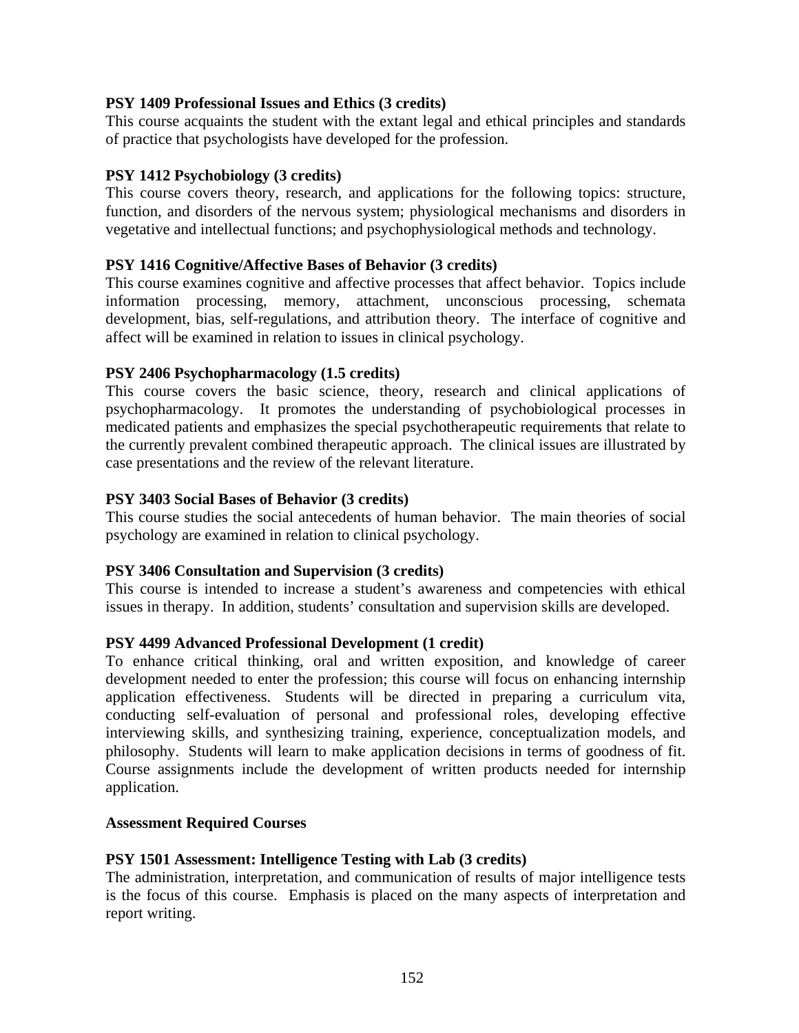**PSY 1409 Professional Issues and Ethics (3 credits)**
This course acquaints the student with the extant legal and ethical principles and standards of practice that psychologists have developed for the profession.

**PSY 1412 Psychobiology (3 credits)**
This course covers theory, research, and applications for the following topics: structure, function, and disorders of the nervous system; physiological mechanisms and disorders in vegetative and intellectual functions; and psychophysiological methods and technology.

**PSY 1416 Cognitive/Affective Bases of Behavior (3 credits)**
This course examines cognitive and affective processes that affect behavior. Topics include information processing, memory, attachment, unconscious processing, schemata development, bias, self-regulations, and attribution theory. The interface of cognitive and affect will be examined in relation to issues in clinical psychology.

**PSY 2406 Psychopharmacology (1.5 credits)**
This course covers the basic science, theory, research and clinical applications of psychopharmacology. It promotes the understanding of psychobiological processes in medicated patients and emphasizes the special psychotherapeutic requirements that relate to the currently prevalent combined therapeutic approach. The clinical issues are illustrated by case presentations and the review of the relevant literature.

**PSY 3403 Social Bases of Behavior (3 credits)**
This course studies the social antecedents of human behavior. The main theories of social psychology are examined in relation to clinical psychology.

**PSY 3406 Consultation and Supervision (3 credits)**
This course is intended to increase a student's awareness and competencies with ethical issues in therapy. In addition, students' consultation and supervision skills are developed.

**PSY 4499 Advanced Professional Development (1 credit)**
To enhance critical thinking, oral and written exposition, and knowledge of career development needed to enter the profession; this course will focus on enhancing internship application effectiveness. Students will be directed in preparing a curriculum vita, conducting self-evaluation of personal and professional roles, developing effective interviewing skills, and synthesizing training, experience, conceptualization models, and philosophy. Students will learn to make application decisions in terms of goodness of fit. Course assignments include the development of written products needed for internship application.

**Assessment Required Courses**

**PSY 1501 Assessment: Intelligence Testing with Lab (3 credits)**
The administration, interpretation, and communication of results of major intelligence tests is the focus of this course. Emphasis is placed on the many aspects of interpretation and report writing.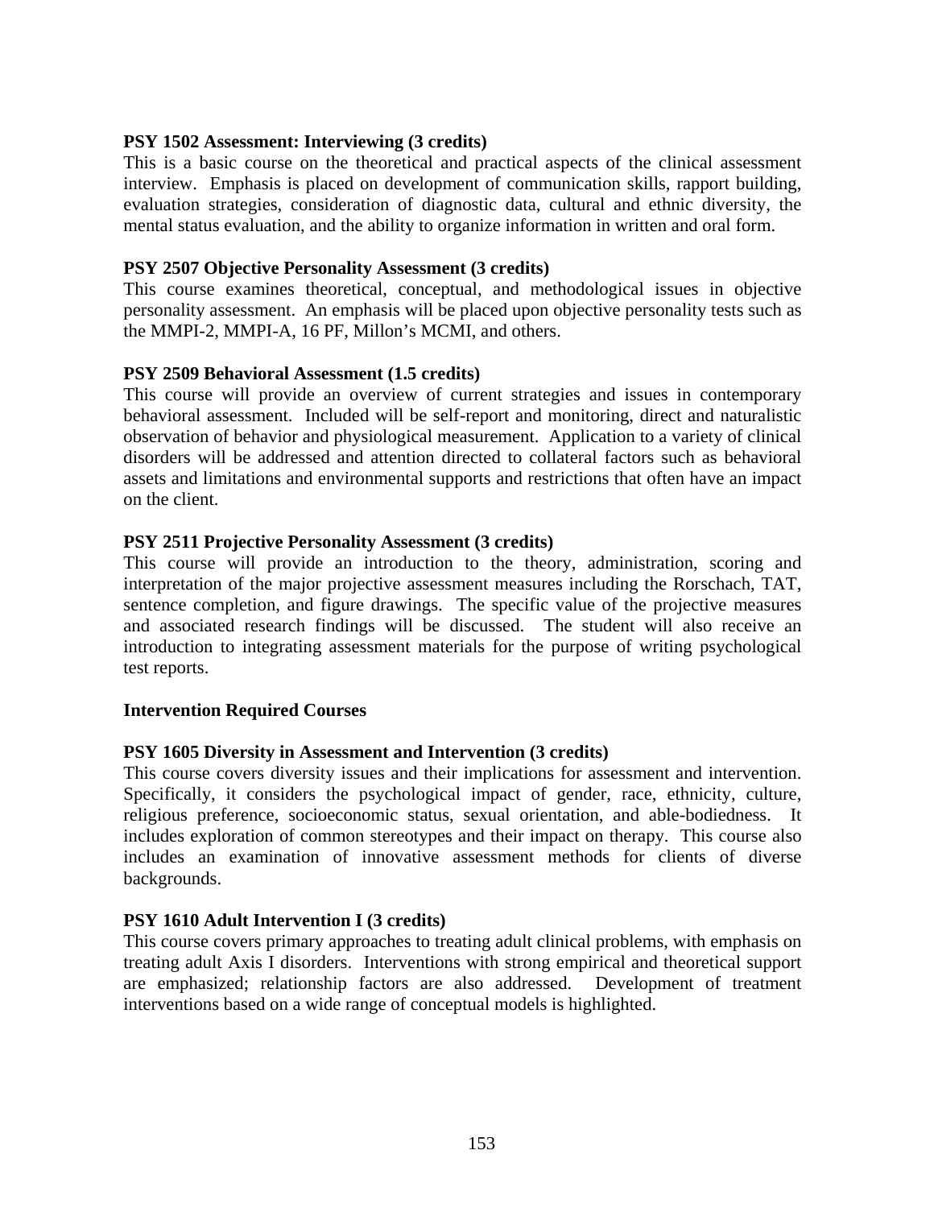**PSY 1502 Assessment: Interviewing (3 credits)**
This is a basic course on the theoretical and practical aspects of the clinical assessment interview. Emphasis is placed on development of communication skills, rapport building, evaluation strategies, consideration of diagnostic data, cultural and ethnic diversity, the mental status evaluation, and the ability to organize information in written and oral form.

**PSY 2507 Objective Personality Assessment (3 credits)**
This course examines theoretical, conceptual, and methodological issues in objective personality assessment. An emphasis will be placed upon objective personality tests such as the MMPI-2, MMPI-A, 16 PF, Millon's MCMI, and others.

**PSY 2509 Behavioral Assessment (1.5 credits)**
This course will provide an overview of current strategies and issues in contemporary behavioral assessment. Included will be self-report and monitoring, direct and naturalistic observation of behavior and physiological measurement. Application to a variety of clinical disorders will be addressed and attention directed to collateral factors such as behavioral assets and limitations and environmental supports and restrictions that often have an impact on the client.

**PSY 2511 Projective Personality Assessment (3 credits)**
This course will provide an introduction to the theory, administration, scoring and interpretation of the major projective assessment measures including the Rorschach, TAT, sentence completion, and figure drawings. The specific value of the projective measures and associated research findings will be discussed. The student will also receive an introduction to integrating assessment materials for the purpose of writing psychological test reports.

**Intervention Required Courses**

**PSY 1605 Diversity in Assessment and Intervention (3 credits)**
This course covers diversity issues and their implications for assessment and intervention. Specifically, it considers the psychological impact of gender, race, ethnicity, culture, religious preference, socioeconomic status, sexual orientation, and able-bodiedness. It includes exploration of common stereotypes and their impact on therapy. This course also includes an examination of innovative assessment methods for clients of diverse backgrounds.

**PSY 1610 Adult Intervention I (3 credits)**
This course covers primary approaches to treating adult clinical problems, with emphasis on treating adult Axis I disorders. Interventions with strong empirical and theoretical support are emphasized; relationship factors are also addressed. Development of treatment interventions based on a wide range of conceptual models is highlighted.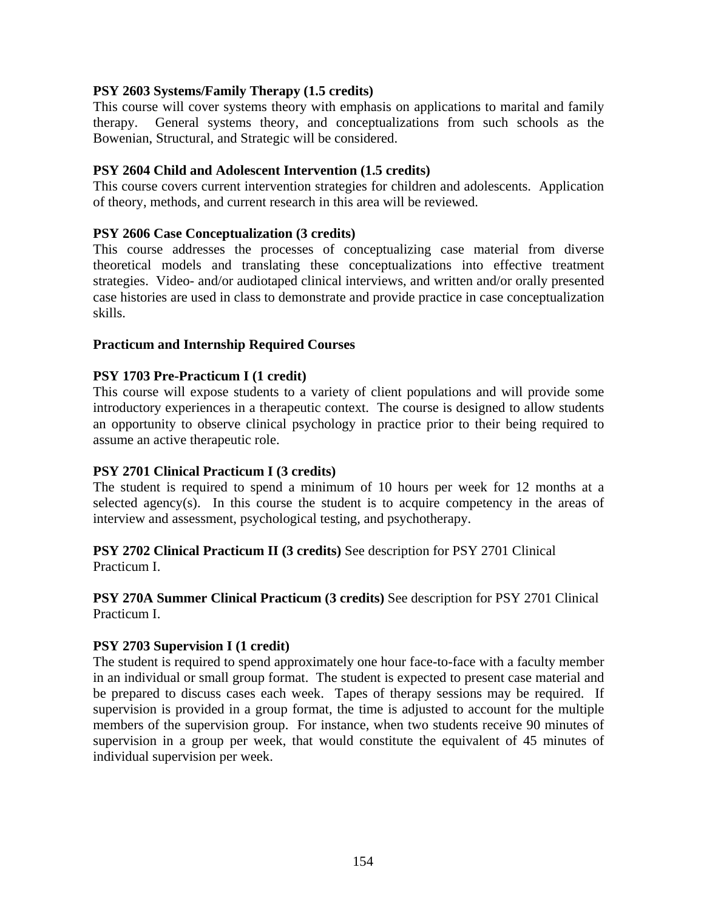**PSY 2603 Systems/Family Therapy (1.5 credits)**
This course will cover systems theory with emphasis on applications to marital and family therapy. General systems theory, and conceptualizations from such schools as the Bowenian, Structural, and Strategic will be considered.

**PSY 2604 Child and Adolescent Intervention (1.5 credits)**
This course covers current intervention strategies for children and adolescents. Application of theory, methods, and current research in this area will be reviewed.

**PSY 2606 Case Conceptualization (3 credits)**
This course addresses the processes of conceptualizing case material from diverse theoretical models and translating these conceptualizations into effective treatment strategies. Video- and/or audiotaped clinical interviews, and written and/or orally presented case histories are used in class to demonstrate and provide practice in case conceptualization skills.

**Practicum and Internship Required Courses**

**PSY 1703 Pre-Practicum I (1 credit)**
This course will expose students to a variety of client populations and will provide some introductory experiences in a therapeutic context. The course is designed to allow students an opportunity to observe clinical psychology in practice prior to their being required to assume an active therapeutic role.

**PSY 2701 Clinical Practicum I (3 credits)**
The student is required to spend a minimum of 10 hours per week for 12 months at a selected agency(s). In this course the student is to acquire competency in the areas of interview and assessment, psychological testing, and psychotherapy.

**PSY 2702 Clinical Practicum II (3 credits)** See description for PSY 2701 Clinical Practicum I.

**PSY 270A Summer Clinical Practicum (3 credits)** See description for PSY 2701 Clinical Practicum I.

**PSY 2703 Supervision I (1 credit)**
The student is required to spend approximately one hour face-to-face with a faculty member in an individual or small group format. The student is expected to present case material and be prepared to discuss cases each week. Tapes of therapy sessions may be required. If supervision is provided in a group format, the time is adjusted to account for the multiple members of the supervision group. For instance, when two students receive 90 minutes of supervision in a group per week, that would constitute the equivalent of 45 minutes of individual supervision per week.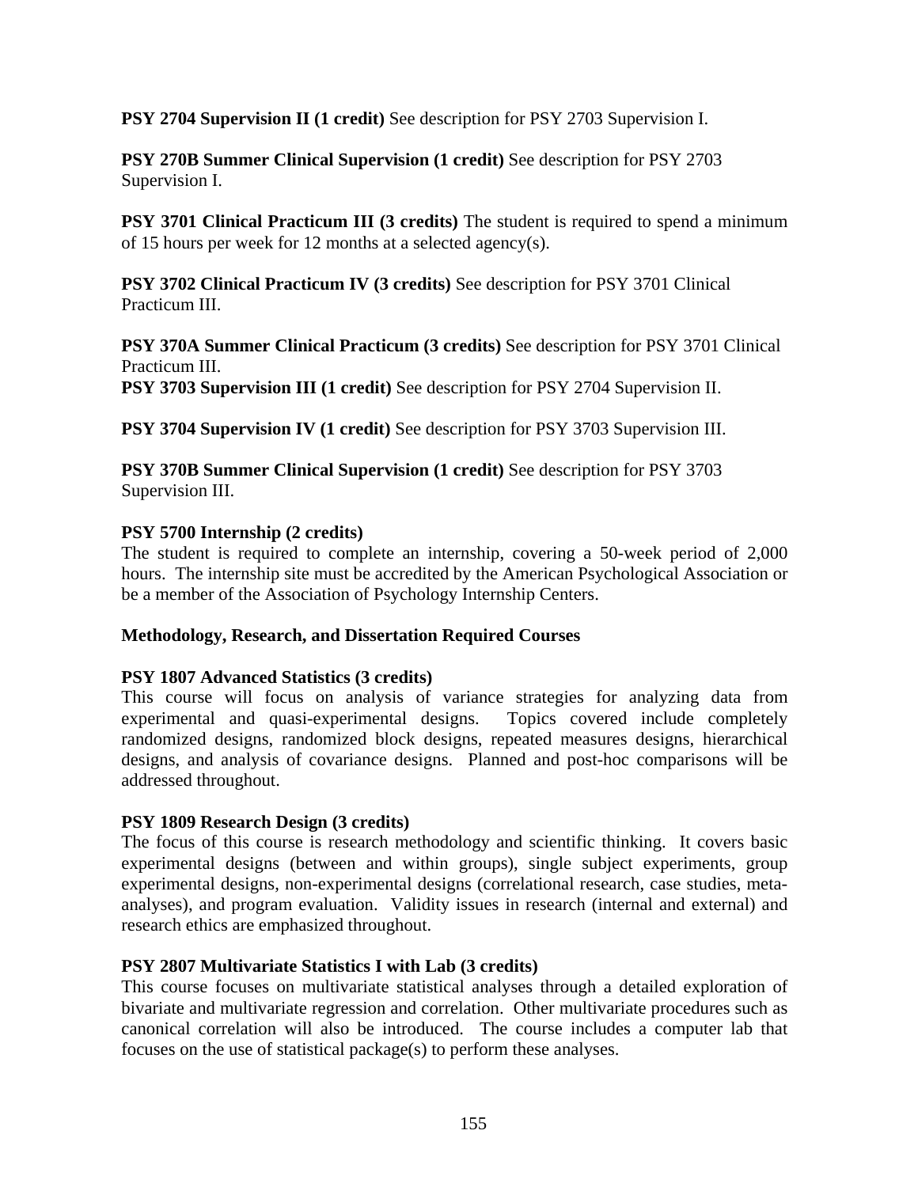**PSY 2704 Supervision II (1 credit)** See description for PSY 2703 Supervision I.

**PSY 270B Summer Clinical Supervision (1 credit)** See description for PSY 2703 Supervision I.

**PSY 3701 Clinical Practicum III (3 credits)** The student is required to spend a minimum of 15 hours per week for 12 months at a selected agency(s).

**PSY 3702 Clinical Practicum IV (3 credits)** See description for PSY 3701 Clinical Practicum III.

**PSY 370A Summer Clinical Practicum (3 credits)** See description for PSY 3701 Clinical Practicum III.
**PSY 3703 Supervision III (1 credit)** See description for PSY 2704 Supervision II.

**PSY 3704 Supervision IV (1 credit)** See description for PSY 3703 Supervision III.

**PSY 370B Summer Clinical Supervision (1 credit)** See description for PSY 3703 Supervision III.

**PSY 5700 Internship (2 credits)**
The student is required to complete an internship, covering a 50-week period of 2,000 hours. The internship site must be accredited by the American Psychological Association or be a member of the Association of Psychology Internship Centers.

**Methodology, Research, and Dissertation Required Courses**

**PSY 1807 Advanced Statistics (3 credits)**
This course will focus on analysis of variance strategies for analyzing data from experimental and quasi-experimental designs. Topics covered include completely randomized designs, randomized block designs, repeated measures designs, hierarchical designs, and analysis of covariance designs. Planned and post-hoc comparisons will be addressed throughout.

**PSY 1809 Research Design (3 credits)**
The focus of this course is research methodology and scientific thinking. It covers basic experimental designs (between and within groups), single subject experiments, group experimental designs, non-experimental designs (correlational research, case studies, meta-analyses), and program evaluation. Validity issues in research (internal and external) and research ethics are emphasized throughout.

**PSY 2807 Multivariate Statistics I with Lab (3 credits)**
This course focuses on multivariate statistical analyses through a detailed exploration of bivariate and multivariate regression and correlation. Other multivariate procedures such as canonical correlation will also be introduced. The course includes a computer lab that focuses on the use of statistical package(s) to perform these analyses.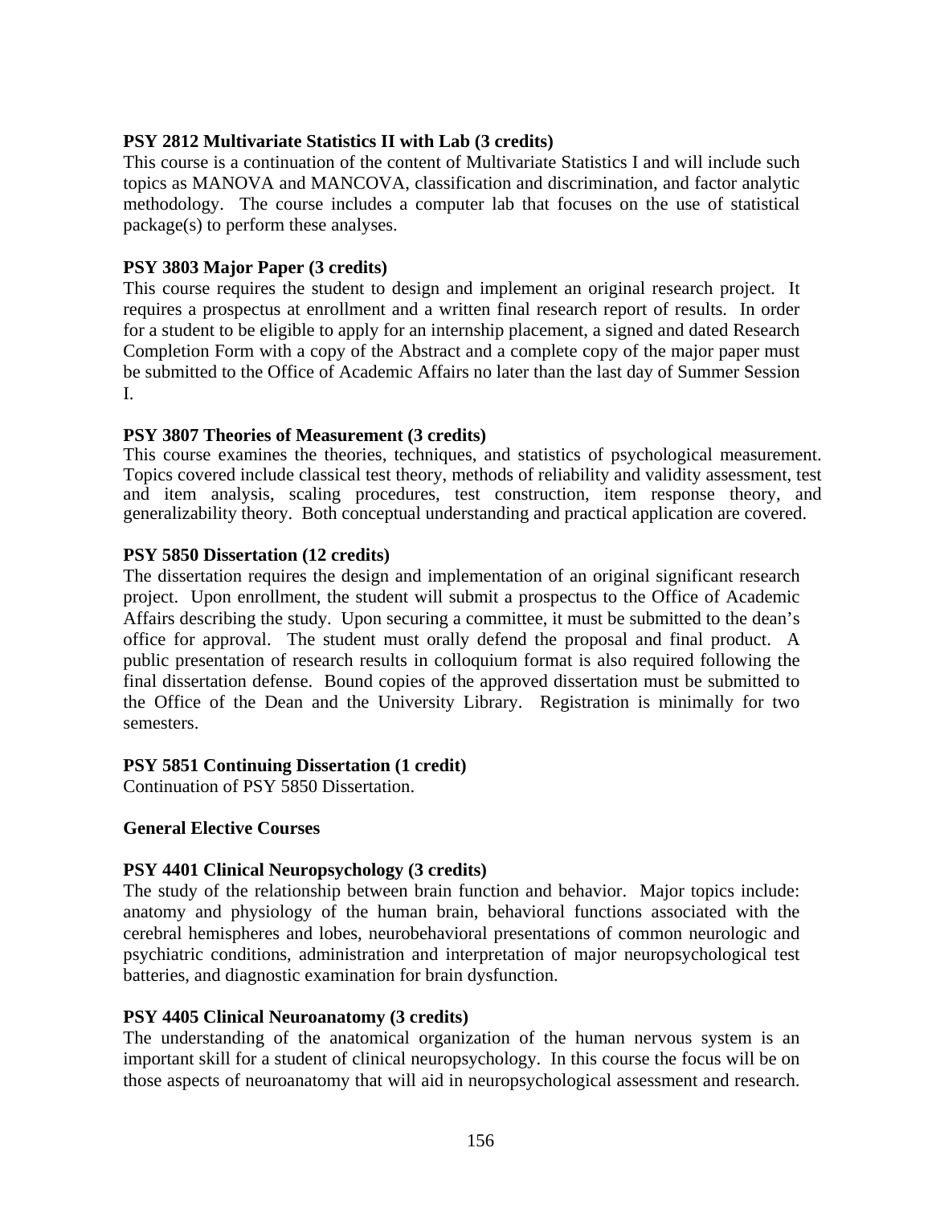**PSY 2812 Multivariate Statistics II with Lab (3 credits)**
This course is a continuation of the content of Multivariate Statistics I and will include such topics as MANOVA and MANCOVA, classification and discrimination, and factor analytic methodology. The course includes a computer lab that focuses on the use of statistical package(s) to perform these analyses.

**PSY 3803 Major Paper (3 credits)**
This course requires the student to design and implement an original research project. It requires a prospectus at enrollment and a written final research report of results. In order for a student to be eligible to apply for an internship placement, a signed and dated Research Completion Form with a copy of the Abstract and a complete copy of the major paper must be submitted to the Office of Academic Affairs no later than the last day of Summer Session I.

**PSY 3807 Theories of Measurement (3 credits)**
This course examines the theories, techniques, and statistics of psychological measurement. Topics covered include classical test theory, methods of reliability and validity assessment, test and item analysis, scaling procedures, test construction, item response theory, and generalizability theory. Both conceptual understanding and practical application are covered.

**PSY 5850 Dissertation (12 credits)**
The dissertation requires the design and implementation of an original significant research project. Upon enrollment, the student will submit a prospectus to the Office of Academic Affairs describing the study. Upon securing a committee, it must be submitted to the dean's office for approval. The student must orally defend the proposal and final product. A public presentation of research results in colloquium format is also required following the final dissertation defense. Bound copies of the approved dissertation must be submitted to the Office of the Dean and the University Library. Registration is minimally for two semesters.

**PSY 5851 Continuing Dissertation (1 credit)**
Continuation of PSY 5850 Dissertation.

**General Elective Courses**

**PSY 4401 Clinical Neuropsychology (3 credits)**
The study of the relationship between brain function and behavior. Major topics include: anatomy and physiology of the human brain, behavioral functions associated with the cerebral hemispheres and lobes, neurobehavioral presentations of common neurologic and psychiatric conditions, administration and interpretation of major neuropsychological test batteries, and diagnostic examination for brain dysfunction.

**PSY 4405 Clinical Neuroanatomy (3 credits)**
The understanding of the anatomical organization of the human nervous system is an important skill for a student of clinical neuropsychology. In this course the focus will be on those aspects of neuroanatomy that will aid in neuropsychological assessment and research.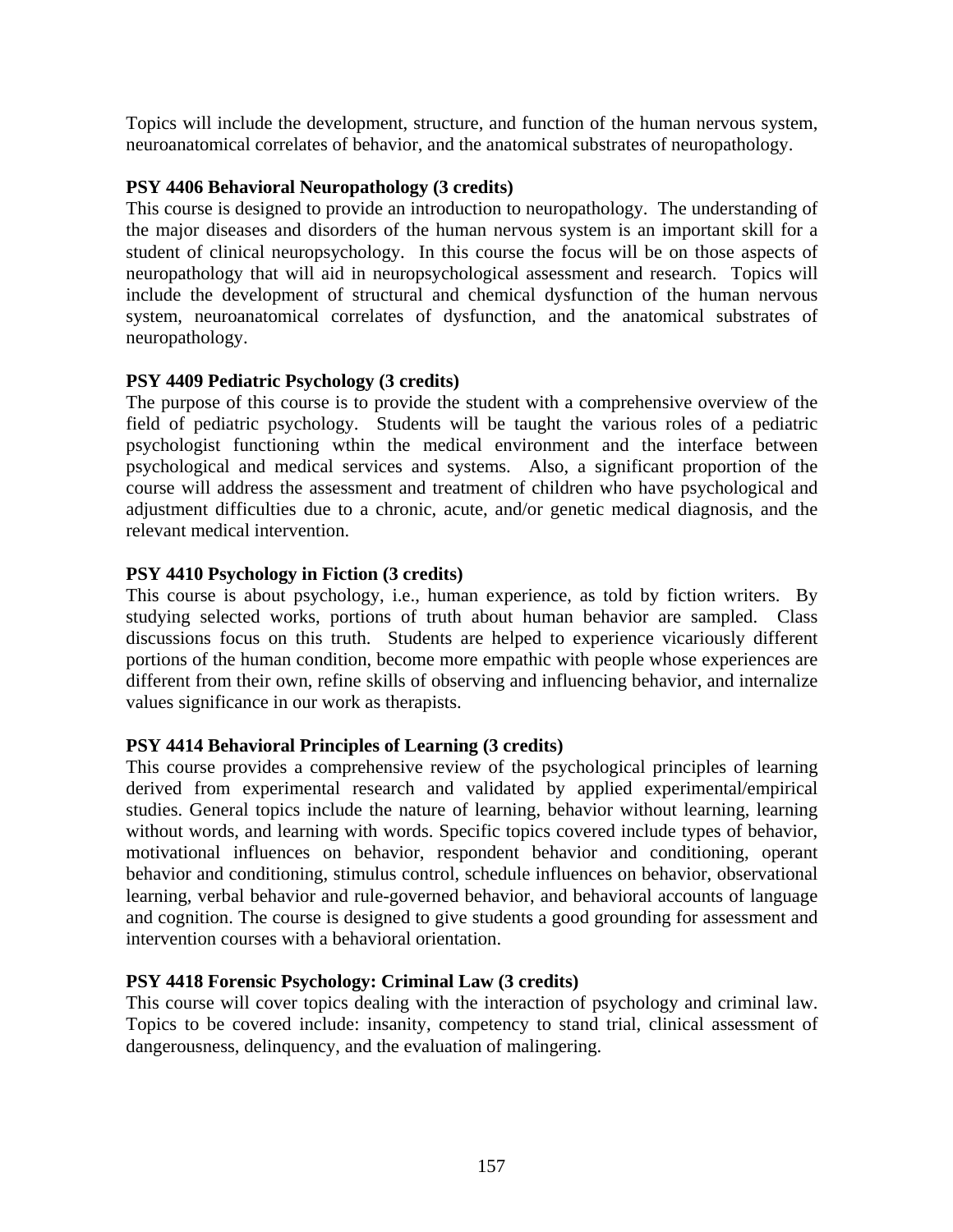Topics will include the development, structure, and function of the human nervous system, neuroanatomical correlates of behavior, and the anatomical substrates of neuropathology.

**PSY 4406 Behavioral Neuropathology (3 credits)**
This course is designed to provide an introduction to neuropathology. The understanding of the major diseases and disorders of the human nervous system is an important skill for a student of clinical neuropsychology. In this course the focus will be on those aspects of neuropathology that will aid in neuropsychological assessment and research. Topics will include the development of structural and chemical dysfunction of the human nervous system, neuroanatomical correlates of dysfunction, and the anatomical substrates of neuropathology.

**PSY 4409 Pediatric Psychology (3 credits)**
The purpose of this course is to provide the student with a comprehensive overview of the field of pediatric psychology. Students will be taught the various roles of a pediatric psychologist functioning wthin the medical environment and the interface between psychological and medical services and systems. Also, a significant proportion of the course will address the assessment and treatment of children who have psychological and adjustment difficulties due to a chronic, acute, and/or genetic medical diagnosis, and the relevant medical intervention.

**PSY 4410 Psychology in Fiction (3 credits)**
This course is about psychology, i.e., human experience, as told by fiction writers. By studying selected works, portions of truth about human behavior are sampled. Class discussions focus on this truth. Students are helped to experience vicariously different portions of the human condition, become more empathic with people whose experiences are different from their own, refine skills of observing and influencing behavior, and internalize values significance in our work as therapists.

**PSY 4414 Behavioral Principles of Learning (3 credits)**
This course provides a comprehensive review of the psychological principles of learning derived from experimental research and validated by applied experimental/empirical studies. General topics include the nature of learning, behavior without learning, learning without words, and learning with words. Specific topics covered include types of behavior, motivational influences on behavior, respondent behavior and conditioning, operant behavior and conditioning, stimulus control, schedule influences on behavior, observational learning, verbal behavior and rule-governed behavior, and behavioral accounts of language and cognition. The course is designed to give students a good grounding for assessment and intervention courses with a behavioral orientation.

**PSY 4418 Forensic Psychology: Criminal Law (3 credits)**
This course will cover topics dealing with the interaction of psychology and criminal law. Topics to be covered include: insanity, competency to stand trial, clinical assessment of dangerousness, delinquency, and the evaluation of malingering.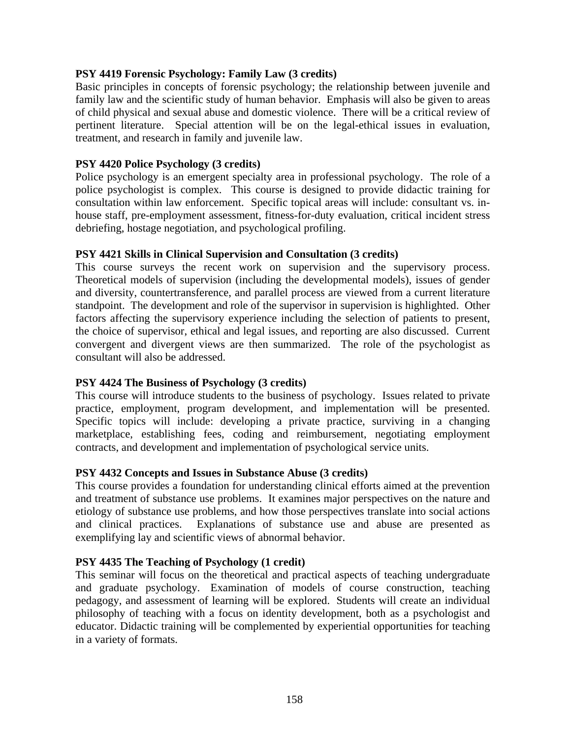**PSY 4419 Forensic Psychology: Family Law (3 credits)**
Basic principles in concepts of forensic psychology; the relationship between juvenile and family law and the scientific study of human behavior. Emphasis will also be given to areas of child physical and sexual abuse and domestic violence. There will be a critical review of pertinent literature. Special attention will be on the legal-ethical issues in evaluation, treatment, and research in family and juvenile law.

**PSY 4420 Police Psychology (3 credits)**
Police psychology is an emergent specialty area in professional psychology. The role of a police psychologist is complex. This course is designed to provide didactic training for consultation within law enforcement. Specific topical areas will include: consultant vs. in-house staff, pre-employment assessment, fitness-for-duty evaluation, critical incident stress debriefing, hostage negotiation, and psychological profiling.

**PSY 4421 Skills in Clinical Supervision and Consultation (3 credits)**
This course surveys the recent work on supervision and the supervisory process. Theoretical models of supervision (including the developmental models), issues of gender and diversity, countertransference, and parallel process are viewed from a current literature standpoint. The development and role of the supervisor in supervision is highlighted. Other factors affecting the supervisory experience including the selection of patients to present, the choice of supervisor, ethical and legal issues, and reporting are also discussed. Current convergent and divergent views are then summarized. The role of the psychologist as consultant will also be addressed.

**PSY 4424 The Business of Psychology (3 credits)**
This course will introduce students to the business of psychology. Issues related to private practice, employment, program development, and implementation will be presented. Specific topics will include: developing a private practice, surviving in a changing marketplace, establishing fees, coding and reimbursement, negotiating employment contracts, and development and implementation of psychological service units.

**PSY 4432 Concepts and Issues in Substance Abuse (3 credits)**
This course provides a foundation for understanding clinical efforts aimed at the prevention and treatment of substance use problems. It examines major perspectives on the nature and etiology of substance use problems, and how those perspectives translate into social actions and clinical practices. Explanations of substance use and abuse are presented as exemplifying lay and scientific views of abnormal behavior.

**PSY 4435 The Teaching of Psychology (1 credit)**
This seminar will focus on the theoretical and practical aspects of teaching undergraduate and graduate psychology. Examination of models of course construction, teaching pedagogy, and assessment of learning will be explored. Students will create an individual philosophy of teaching with a focus on identity development, both as a psychologist and educator. Didactic training will be complemented by experiential opportunities for teaching in a variety of formats.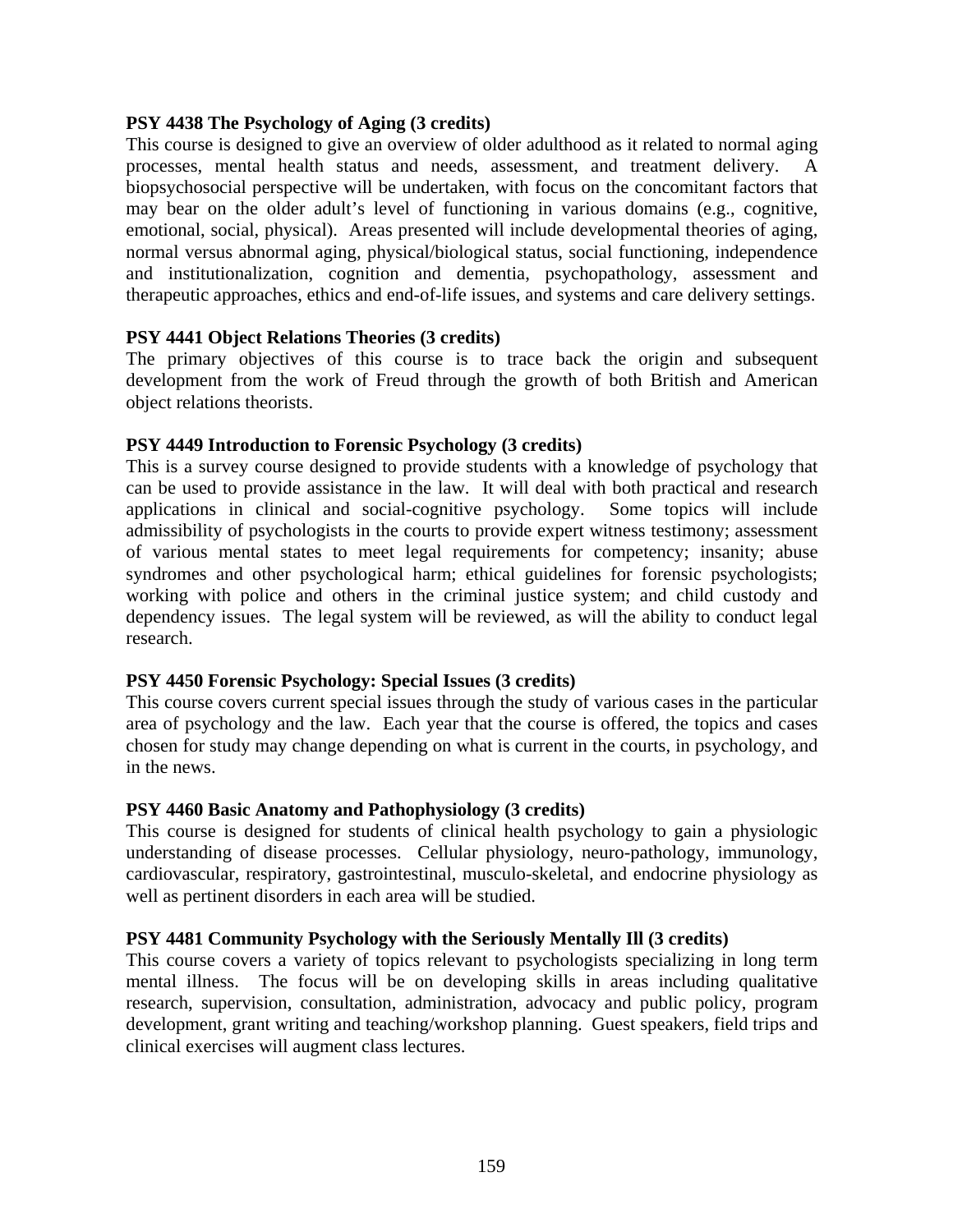**PSY 4438 The Psychology of Aging (3 credits)**
This course is designed to give an overview of older adulthood as it related to normal aging processes, mental health status and needs, assessment, and treatment delivery. A biopsychosocial perspective will be undertaken, with focus on the concomitant factors that may bear on the older adult's level of functioning in various domains (e.g., cognitive, emotional, social, physical). Areas presented will include developmental theories of aging, normal versus abnormal aging, physical/biological status, social functioning, independence and institutionalization, cognition and dementia, psychopathology, assessment and therapeutic approaches, ethics and end-of-life issues, and systems and care delivery settings.

**PSY 4441 Object Relations Theories (3 credits)**
The primary objectives of this course is to trace back the origin and subsequent development from the work of Freud through the growth of both British and American object relations theorists.

**PSY 4449 Introduction to Forensic Psychology (3 credits)**
This is a survey course designed to provide students with a knowledge of psychology that can be used to provide assistance in the law. It will deal with both practical and research applications in clinical and social-cognitive psychology. Some topics will include admissibility of psychologists in the courts to provide expert witness testimony; assessment of various mental states to meet legal requirements for competency; insanity; abuse syndromes and other psychological harm; ethical guidelines for forensic psychologists; working with police and others in the criminal justice system; and child custody and dependency issues. The legal system will be reviewed, as will the ability to conduct legal research.

**PSY 4450 Forensic Psychology: Special Issues (3 credits)**
This course covers current special issues through the study of various cases in the particular area of psychology and the law. Each year that the course is offered, the topics and cases chosen for study may change depending on what is current in the courts, in psychology, and in the news.

**PSY 4460 Basic Anatomy and Pathophysiology (3 credits)**
This course is designed for students of clinical health psychology to gain a physiologic understanding of disease processes. Cellular physiology, neuro-pathology, immunology, cardiovascular, respiratory, gastrointestinal, musculo-skeletal, and endocrine physiology as well as pertinent disorders in each area will be studied.

**PSY 4481 Community Psychology with the Seriously Mentally Ill (3 credits)**
This course covers a variety of topics relevant to psychologists specializing in long term mental illness. The focus will be on developing skills in areas including qualitative research, supervision, consultation, administration, advocacy and public policy, program development, grant writing and teaching/workshop planning. Guest speakers, field trips and clinical exercises will augment class lectures.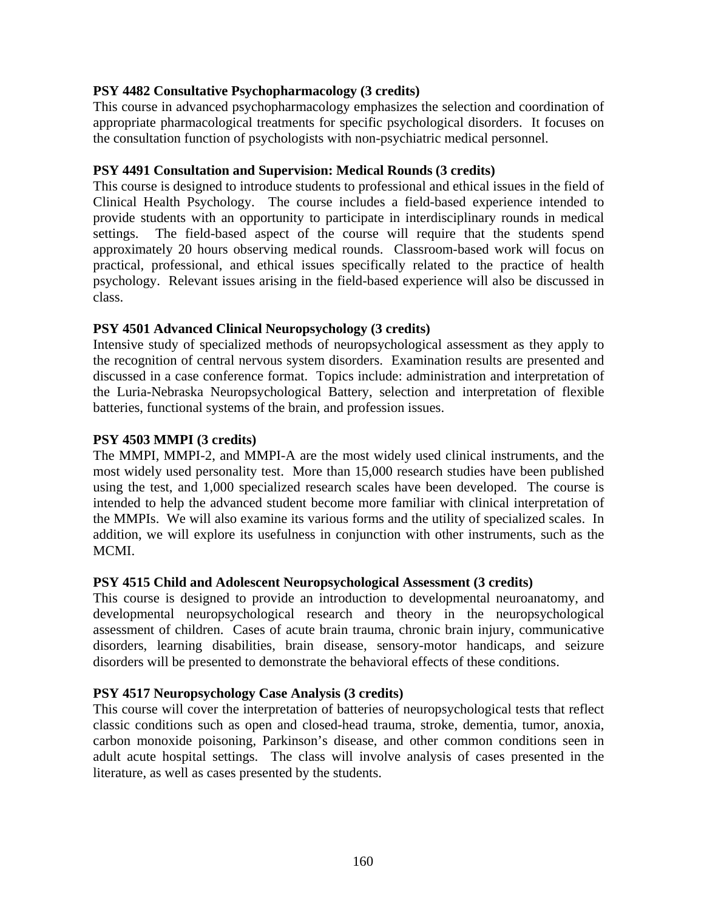**PSY 4482 Consultative Psychopharmacology (3 credits)**
This course in advanced psychopharmacology emphasizes the selection and coordination of appropriate pharmacological treatments for specific psychological disorders. It focuses on the consultation function of psychologists with non-psychiatric medical personnel.

**PSY 4491 Consultation and Supervision: Medical Rounds (3 credits)**
This course is designed to introduce students to professional and ethical issues in the field of Clinical Health Psychology. The course includes a field-based experience intended to provide students with an opportunity to participate in interdisciplinary rounds in medical settings. The field-based aspect of the course will require that the students spend approximately 20 hours observing medical rounds. Classroom-based work will focus on practical, professional, and ethical issues specifically related to the practice of health psychology. Relevant issues arising in the field-based experience will also be discussed in class.

**PSY 4501 Advanced Clinical Neuropsychology (3 credits)**
Intensive study of specialized methods of neuropsychological assessment as they apply to the recognition of central nervous system disorders. Examination results are presented and discussed in a case conference format. Topics include: administration and interpretation of the Luria-Nebraska Neuropsychological Battery, selection and interpretation of flexible batteries, functional systems of the brain, and profession issues.

**PSY 4503 MMPI (3 credits)**
The MMPI, MMPI-2, and MMPI-A are the most widely used clinical instruments, and the most widely used personality test. More than 15,000 research studies have been published using the test, and 1,000 specialized research scales have been developed. The course is intended to help the advanced student become more familiar with clinical interpretation of the MMPIs. We will also examine its various forms and the utility of specialized scales. In addition, we will explore its usefulness in conjunction with other instruments, such as the MCMI.

**PSY 4515 Child and Adolescent Neuropsychological Assessment (3 credits)**
This course is designed to provide an introduction to developmental neuroanatomy, and developmental neuropsychological research and theory in the neuropsychological assessment of children. Cases of acute brain trauma, chronic brain injury, communicative disorders, learning disabilities, brain disease, sensory-motor handicaps, and seizure disorders will be presented to demonstrate the behavioral effects of these conditions.

**PSY 4517 Neuropsychology Case Analysis (3 credits)**
This course will cover the interpretation of batteries of neuropsychological tests that reflect classic conditions such as open and closed-head trauma, stroke, dementia, tumor, anoxia, carbon monoxide poisoning, Parkinson's disease, and other common conditions seen in adult acute hospital settings. The class will involve analysis of cases presented in the literature, as well as cases presented by the students.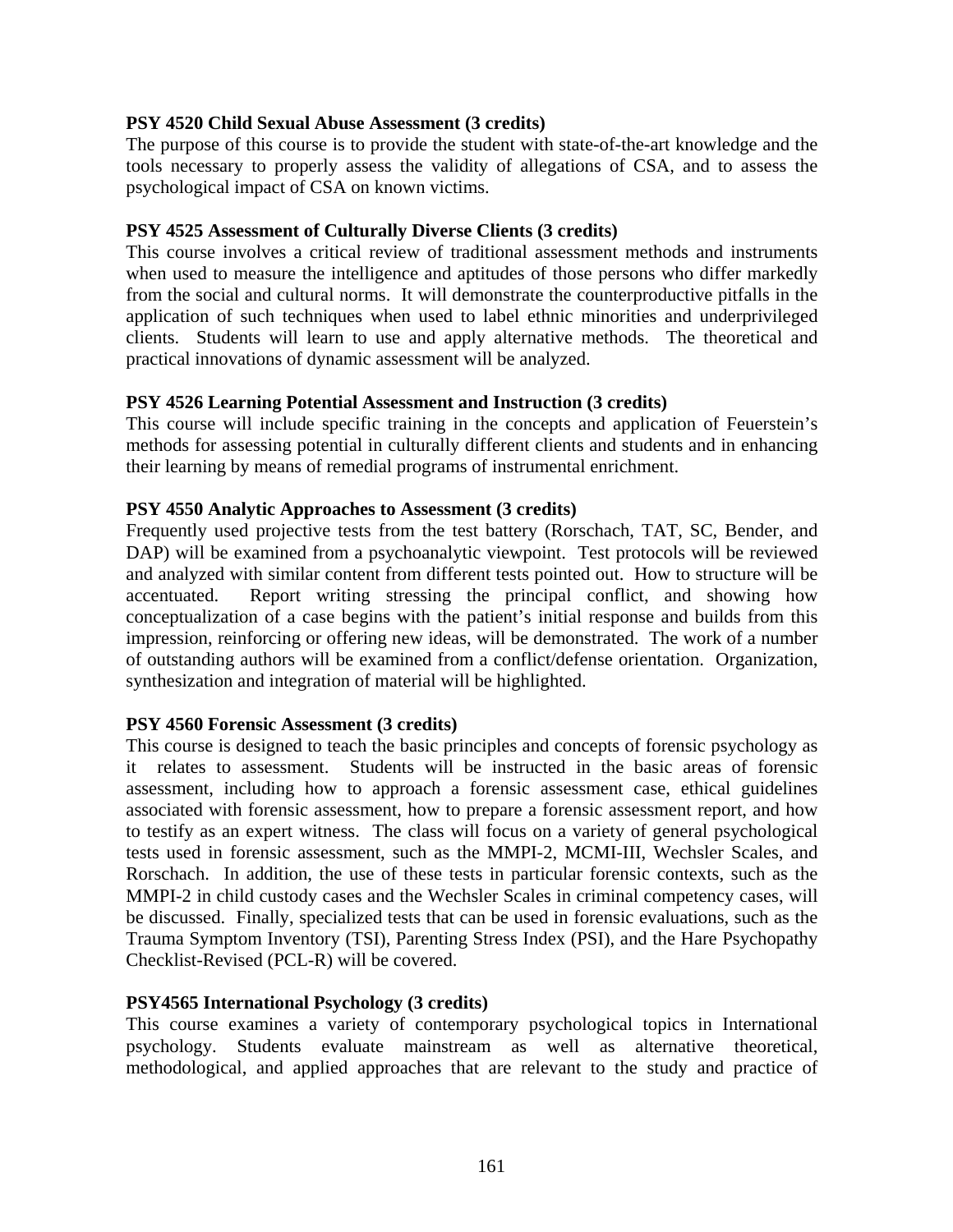**PSY 4520 Child Sexual Abuse Assessment (3 credits)**
The purpose of this course is to provide the student with state-of-the-art knowledge and the tools necessary to properly assess the validity of allegations of CSA, and to assess the psychological impact of CSA on known victims.

**PSY 4525 Assessment of Culturally Diverse Clients (3 credits)**
This course involves a critical review of traditional assessment methods and instruments when used to measure the intelligence and aptitudes of those persons who differ markedly from the social and cultural norms. It will demonstrate the counterproductive pitfalls in the application of such techniques when used to label ethnic minorities and underprivileged clients. Students will learn to use and apply alternative methods. The theoretical and practical innovations of dynamic assessment will be analyzed.

**PSY 4526 Learning Potential Assessment and Instruction (3 credits)**
This course will include specific training in the concepts and application of Feuerstein's methods for assessing potential in culturally different clients and students and in enhancing their learning by means of remedial programs of instrumental enrichment.

**PSY 4550 Analytic Approaches to Assessment (3 credits)**
Frequently used projective tests from the test battery (Rorschach, TAT, SC, Bender, and DAP) will be examined from a psychoanalytic viewpoint. Test protocols will be reviewed and analyzed with similar content from different tests pointed out. How to structure will be accentuated. Report writing stressing the principal conflict, and showing how conceptualization of a case begins with the patient's initial response and builds from this impression, reinforcing or offering new ideas, will be demonstrated. The work of a number of outstanding authors will be examined from a conflict/defense orientation. Organization, synthesization and integration of material will be highlighted.

**PSY 4560 Forensic Assessment (3 credits)**
This course is designed to teach the basic principles and concepts of forensic psychology as it relates to assessment. Students will be instructed in the basic areas of forensic assessment, including how to approach a forensic assessment case, ethical guidelines associated with forensic assessment, how to prepare a forensic assessment report, and how to testify as an expert witness. The class will focus on a variety of general psychological tests used in forensic assessment, such as the MMPI-2, MCMI-III, Wechsler Scales, and Rorschach. In addition, the use of these tests in particular forensic contexts, such as the MMPI-2 in child custody cases and the Wechsler Scales in criminal competency cases, will be discussed. Finally, specialized tests that can be used in forensic evaluations, such as the Trauma Symptom Inventory (TSI), Parenting Stress Index (PSI), and the Hare Psychopathy Checklist-Revised (PCL-R) will be covered.

**PSY4565 International Psychology (3 credits)**
This course examines a variety of contemporary psychological topics in International psychology. Students evaluate mainstream as well as alternative theoretical, methodological, and applied approaches that are relevant to the study and practice of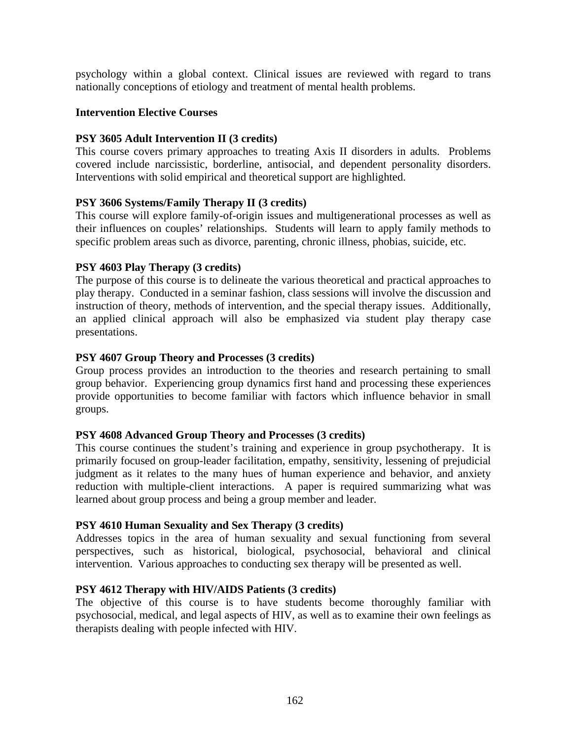psychology within a global context. Clinical issues are reviewed with regard to trans nationally conceptions of etiology and treatment of mental health problems.

**Intervention Elective Courses**

**PSY 3605 Adult Intervention II (3 credits)**
This course covers primary approaches to treating Axis II disorders in adults. Problems covered include narcissistic, borderline, antisocial, and dependent personality disorders. Interventions with solid empirical and theoretical support are highlighted.

**PSY 3606 Systems/Family Therapy II (3 credits)**
This course will explore family-of-origin issues and multigenerational processes as well as their influences on couples' relationships. Students will learn to apply family methods to specific problem areas such as divorce, parenting, chronic illness, phobias, suicide, etc.

**PSY 4603 Play Therapy (3 credits)**
The purpose of this course is to delineate the various theoretical and practical approaches to play therapy. Conducted in a seminar fashion, class sessions will involve the discussion and instruction of theory, methods of intervention, and the special therapy issues. Additionally, an applied clinical approach will also be emphasized via student play therapy case presentations.

**PSY 4607 Group Theory and Processes (3 credits)**
Group process provides an introduction to the theories and research pertaining to small group behavior. Experiencing group dynamics first hand and processing these experiences provide opportunities to become familiar with factors which influence behavior in small groups.

**PSY 4608 Advanced Group Theory and Processes (3 credits)**
This course continues the student's training and experience in group psychotherapy. It is primarily focused on group-leader facilitation, empathy, sensitivity, lessening of prejudicial judgment as it relates to the many hues of human experience and behavior, and anxiety reduction with multiple-client interactions. A paper is required summarizing what was learned about group process and being a group member and leader.

**PSY 4610 Human Sexuality and Sex Therapy (3 credits)**
Addresses topics in the area of human sexuality and sexual functioning from several perspectives, such as historical, biological, psychosocial, behavioral and clinical intervention. Various approaches to conducting sex therapy will be presented as well.

**PSY 4612 Therapy with HIV/AIDS Patients (3 credits)**
The objective of this course is to have students become thoroughly familiar with psychosocial, medical, and legal aspects of HIV, as well as to examine their own feelings as therapists dealing with people infected with HIV.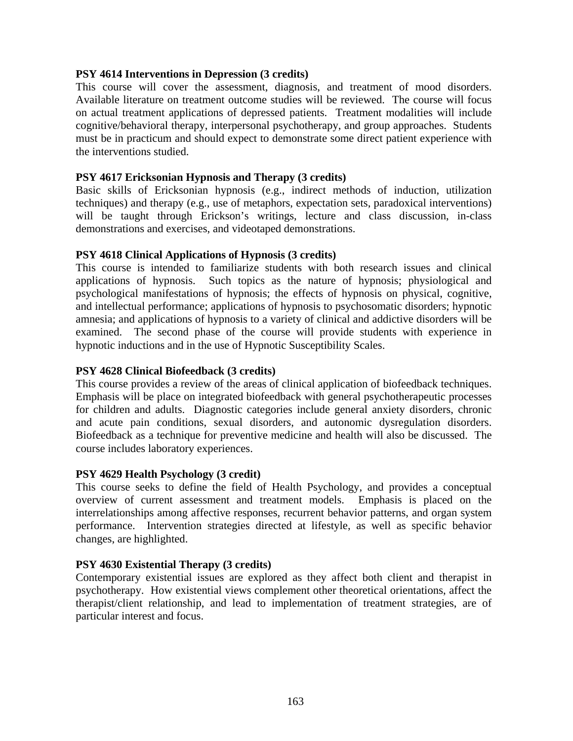**PSY 4614 Interventions in Depression (3 credits)**
This course will cover the assessment, diagnosis, and treatment of mood disorders. Available literature on treatment outcome studies will be reviewed. The course will focus on actual treatment applications of depressed patients. Treatment modalities will include cognitive/behavioral therapy, interpersonal psychotherapy, and group approaches. Students must be in practicum and should expect to demonstrate some direct patient experience with the interventions studied.

**PSY 4617 Ericksonian Hypnosis and Therapy (3 credits)**
Basic skills of Ericksonian hypnosis (e.g., indirect methods of induction, utilization techniques) and therapy (e.g., use of metaphors, expectation sets, paradoxical interventions) will be taught through Erickson's writings, lecture and class discussion, in-class demonstrations and exercises, and videotaped demonstrations.

**PSY 4618 Clinical Applications of Hypnosis (3 credits)**
This course is intended to familiarize students with both research issues and clinical applications of hypnosis. Such topics as the nature of hypnosis; physiological and psychological manifestations of hypnosis; the effects of hypnosis on physical, cognitive, and intellectual performance; applications of hypnosis to psychosomatic disorders; hypnotic amnesia; and applications of hypnosis to a variety of clinical and addictive disorders will be examined. The second phase of the course will provide students with experience in hypnotic inductions and in the use of Hypnotic Susceptibility Scales.

**PSY 4628 Clinical Biofeedback (3 credits)**
This course provides a review of the areas of clinical application of biofeedback techniques. Emphasis will be place on integrated biofeedback with general psychotherapeutic processes for children and adults. Diagnostic categories include general anxiety disorders, chronic and acute pain conditions, sexual disorders, and autonomic dysregulation disorders. Biofeedback as a technique for preventive medicine and health will also be discussed. The course includes laboratory experiences.

**PSY 4629 Health Psychology (3 credit)**
This course seeks to define the field of Health Psychology, and provides a conceptual overview of current assessment and treatment models. Emphasis is placed on the interrelationships among affective responses, recurrent behavior patterns, and organ system performance. Intervention strategies directed at lifestyle, as well as specific behavior changes, are highlighted.

**PSY 4630 Existential Therapy (3 credits)**
Contemporary existential issues are explored as they affect both client and therapist in psychotherapy. How existential views complement other theoretical orientations, affect the therapist/client relationship, and lead to implementation of treatment strategies, are of particular interest and focus.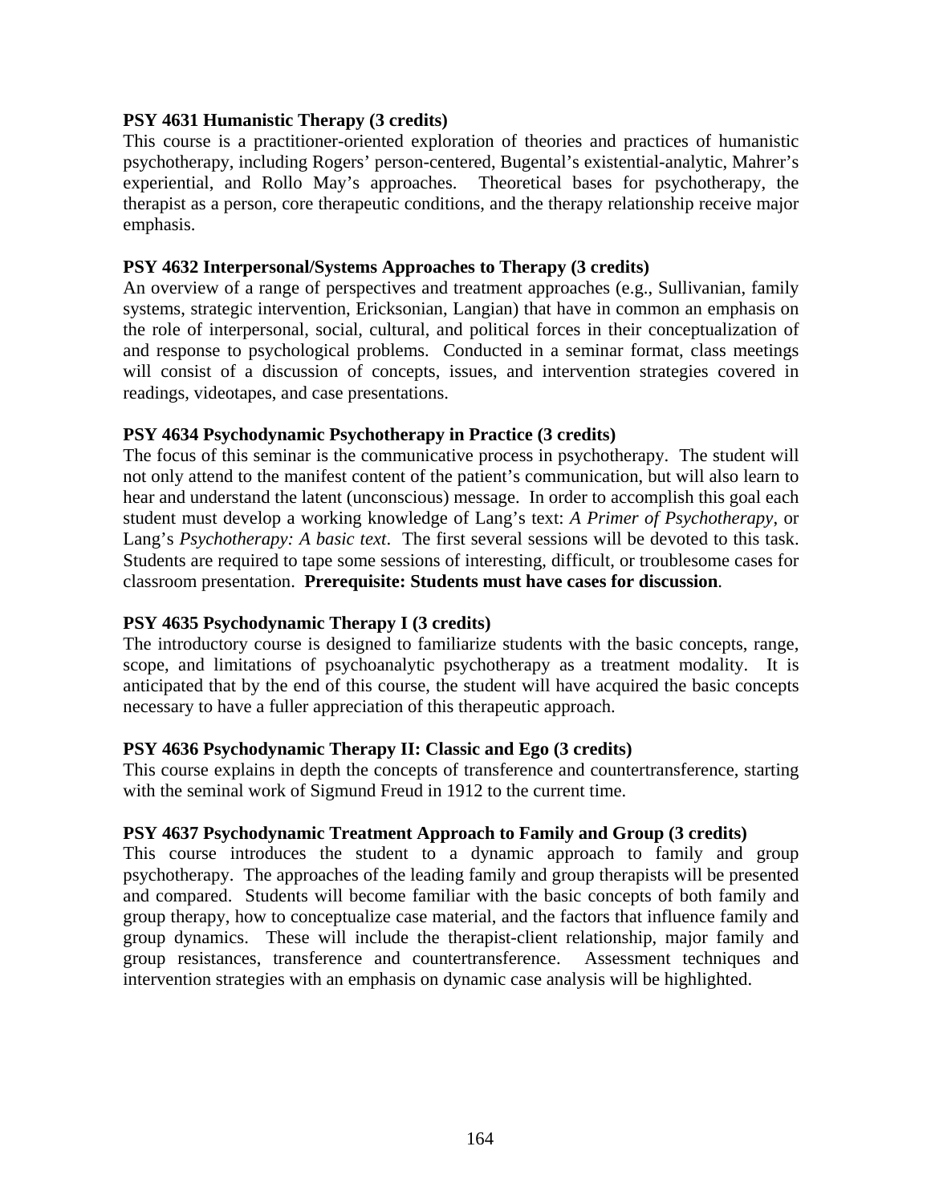**PSY 4631 Humanistic Therapy (3 credits)**
This course is a practitioner-oriented exploration of theories and practices of humanistic psychotherapy, including Rogers' person-centered, Bugental's existential-analytic, Mahrer's experiential, and Rollo May's approaches. Theoretical bases for psychotherapy, the therapist as a person, core therapeutic conditions, and the therapy relationship receive major emphasis.

**PSY 4632 Interpersonal/Systems Approaches to Therapy (3 credits)**
An overview of a range of perspectives and treatment approaches (e.g., Sullivanian, family systems, strategic intervention, Ericksonian, Langian) that have in common an emphasis on the role of interpersonal, social, cultural, and political forces in their conceptualization of and response to psychological problems. Conducted in a seminar format, class meetings will consist of a discussion of concepts, issues, and intervention strategies covered in readings, videotapes, and case presentations.

**PSY 4634 Psychodynamic Psychotherapy in Practice (3 credits)**
The focus of this seminar is the communicative process in psychotherapy. The student will not only attend to the manifest content of the patient's communication, but will also learn to hear and understand the latent (unconscious) message. In order to accomplish this goal each student must develop a working knowledge of Lang's text: *A Primer of Psychotherapy*, or Lang's *Psychotherapy: A basic text*. The first several sessions will be devoted to this task. Students are required to tape some sessions of interesting, difficult, or troublesome cases for classroom presentation. **Prerequisite: Students must have cases for discussion**.

**PSY 4635 Psychodynamic Therapy I (3 credits)**
The introductory course is designed to familiarize students with the basic concepts, range, scope, and limitations of psychoanalytic psychotherapy as a treatment modality. It is anticipated that by the end of this course, the student will have acquired the basic concepts necessary to have a fuller appreciation of this therapeutic approach.

**PSY 4636 Psychodynamic Therapy II: Classic and Ego (3 credits)**
This course explains in depth the concepts of transference and countertransference, starting with the seminal work of Sigmund Freud in 1912 to the current time.

**PSY 4637 Psychodynamic Treatment Approach to Family and Group (3 credits)**
This course introduces the student to a dynamic approach to family and group psychotherapy. The approaches of the leading family and group therapists will be presented and compared. Students will become familiar with the basic concepts of both family and group therapy, how to conceptualize case material, and the factors that influence family and group dynamics. These will include the therapist-client relationship, major family and group resistances, transference and countertransference. Assessment techniques and intervention strategies with an emphasis on dynamic case analysis will be highlighted.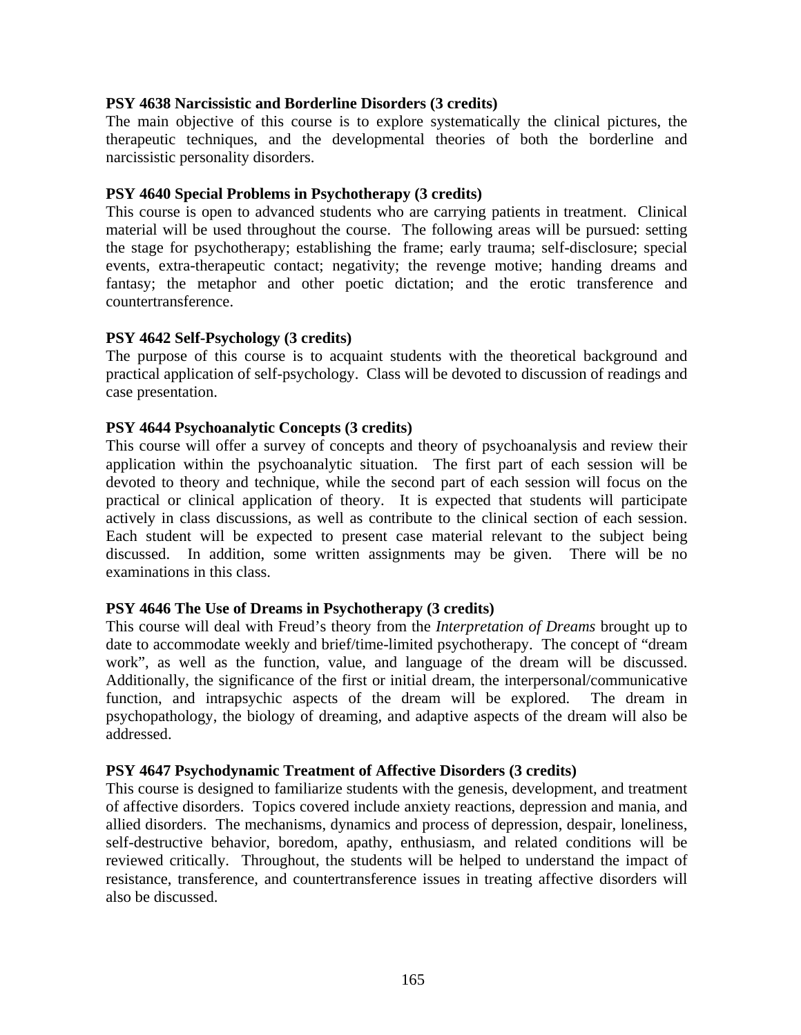**PSY 4638 Narcissistic and Borderline Disorders (3 credits)**
The main objective of this course is to explore systematically the clinical pictures, the therapeutic techniques, and the developmental theories of both the borderline and narcissistic personality disorders.

**PSY 4640 Special Problems in Psychotherapy (3 credits)**
This course is open to advanced students who are carrying patients in treatment. Clinical material will be used throughout the course. The following areas will be pursued: setting the stage for psychotherapy; establishing the frame; early trauma; self-disclosure; special events, extra-therapeutic contact; negativity; the revenge motive; handing dreams and fantasy; the metaphor and other poetic dictation; and the erotic transference and countertransference.

**PSY 4642 Self-Psychology (3 credits)**
The purpose of this course is to acquaint students with the theoretical background and practical application of self-psychology. Class will be devoted to discussion of readings and case presentation.

**PSY 4644 Psychoanalytic Concepts (3 credits)**
This course will offer a survey of concepts and theory of psychoanalysis and review their application within the psychoanalytic situation. The first part of each session will be devoted to theory and technique, while the second part of each session will focus on the practical or clinical application of theory. It is expected that students will participate actively in class discussions, as well as contribute to the clinical section of each session. Each student will be expected to present case material relevant to the subject being discussed. In addition, some written assignments may be given. There will be no examinations in this class.

**PSY 4646 The Use of Dreams in Psychotherapy (3 credits)**
This course will deal with Freud's theory from the *Interpretation of Dreams* brought up to date to accommodate weekly and brief/time-limited psychotherapy. The concept of "dream work", as well as the function, value, and language of the dream will be discussed. Additionally, the significance of the first or initial dream, the interpersonal/communicative function, and intrapsychic aspects of the dream will be explored. The dream in psychopathology, the biology of dreaming, and adaptive aspects of the dream will also be addressed.

**PSY 4647 Psychodynamic Treatment of Affective Disorders (3 credits)**
This course is designed to familiarize students with the genesis, development, and treatment of affective disorders. Topics covered include anxiety reactions, depression and mania, and allied disorders. The mechanisms, dynamics and process of depression, despair, loneliness, self-destructive behavior, boredom, apathy, enthusiasm, and related conditions will be reviewed critically. Throughout, the students will be helped to understand the impact of resistance, transference, and countertransference issues in treating affective disorders will also be discussed.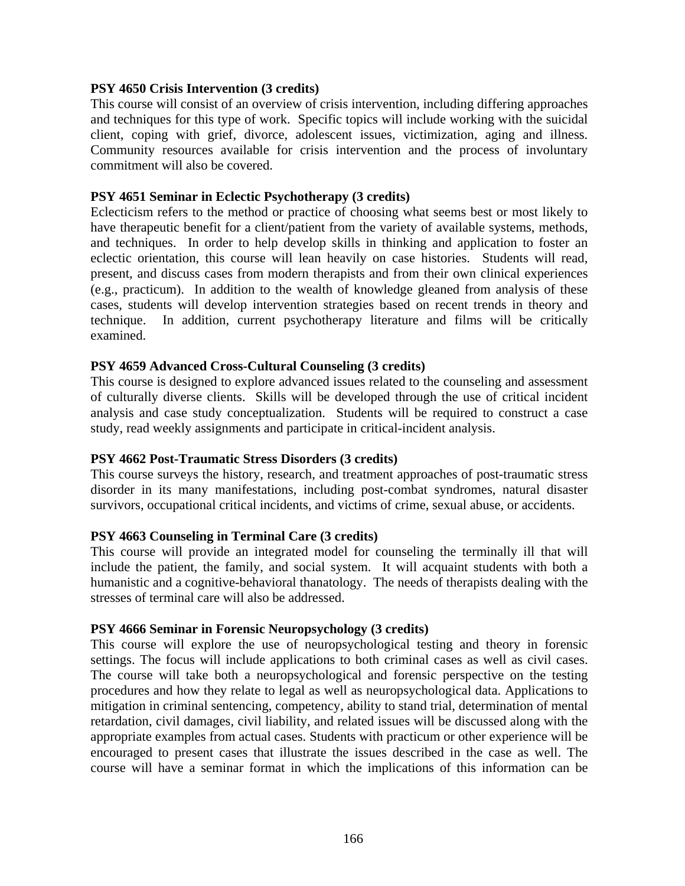**PSY 4650 Crisis Intervention (3 credits)**
This course will consist of an overview of crisis intervention, including differing approaches and techniques for this type of work. Specific topics will include working with the suicidal client, coping with grief, divorce, adolescent issues, victimization, aging and illness. Community resources available for crisis intervention and the process of involuntary commitment will also be covered.

**PSY 4651 Seminar in Eclectic Psychotherapy (3 credits)**
Eclecticism refers to the method or practice of choosing what seems best or most likely to have therapeutic benefit for a client/patient from the variety of available systems, methods, and techniques. In order to help develop skills in thinking and application to foster an eclectic orientation, this course will lean heavily on case histories. Students will read, present, and discuss cases from modern therapists and from their own clinical experiences (e.g., practicum). In addition to the wealth of knowledge gleaned from analysis of these cases, students will develop intervention strategies based on recent trends in theory and technique. In addition, current psychotherapy literature and films will be critically examined.

**PSY 4659 Advanced Cross-Cultural Counseling (3 credits)**
This course is designed to explore advanced issues related to the counseling and assessment of culturally diverse clients. Skills will be developed through the use of critical incident analysis and case study conceptualization. Students will be required to construct a case study, read weekly assignments and participate in critical-incident analysis.

**PSY 4662 Post-Traumatic Stress Disorders (3 credits)**
This course surveys the history, research, and treatment approaches of post-traumatic stress disorder in its many manifestations, including post-combat syndromes, natural disaster survivors, occupational critical incidents, and victims of crime, sexual abuse, or accidents.

**PSY 4663 Counseling in Terminal Care (3 credits)**
This course will provide an integrated model for counseling the terminally ill that will include the patient, the family, and social system. It will acquaint students with both a humanistic and a cognitive-behavioral thanatology. The needs of therapists dealing with the stresses of terminal care will also be addressed.

**PSY 4666 Seminar in Forensic Neuropsychology (3 credits)**
This course will explore the use of neuropsychological testing and theory in forensic settings. The focus will include applications to both criminal cases as well as civil cases. The course will take both a neuropsychological and forensic perspective on the testing procedures and how they relate to legal as well as neuropsychological data. Applications to mitigation in criminal sentencing, competency, ability to stand trial, determination of mental retardation, civil damages, civil liability, and related issues will be discussed along with the appropriate examples from actual cases. Students with practicum or other experience will be encouraged to present cases that illustrate the issues described in the case as well. The course will have a seminar format in which the implications of this information can be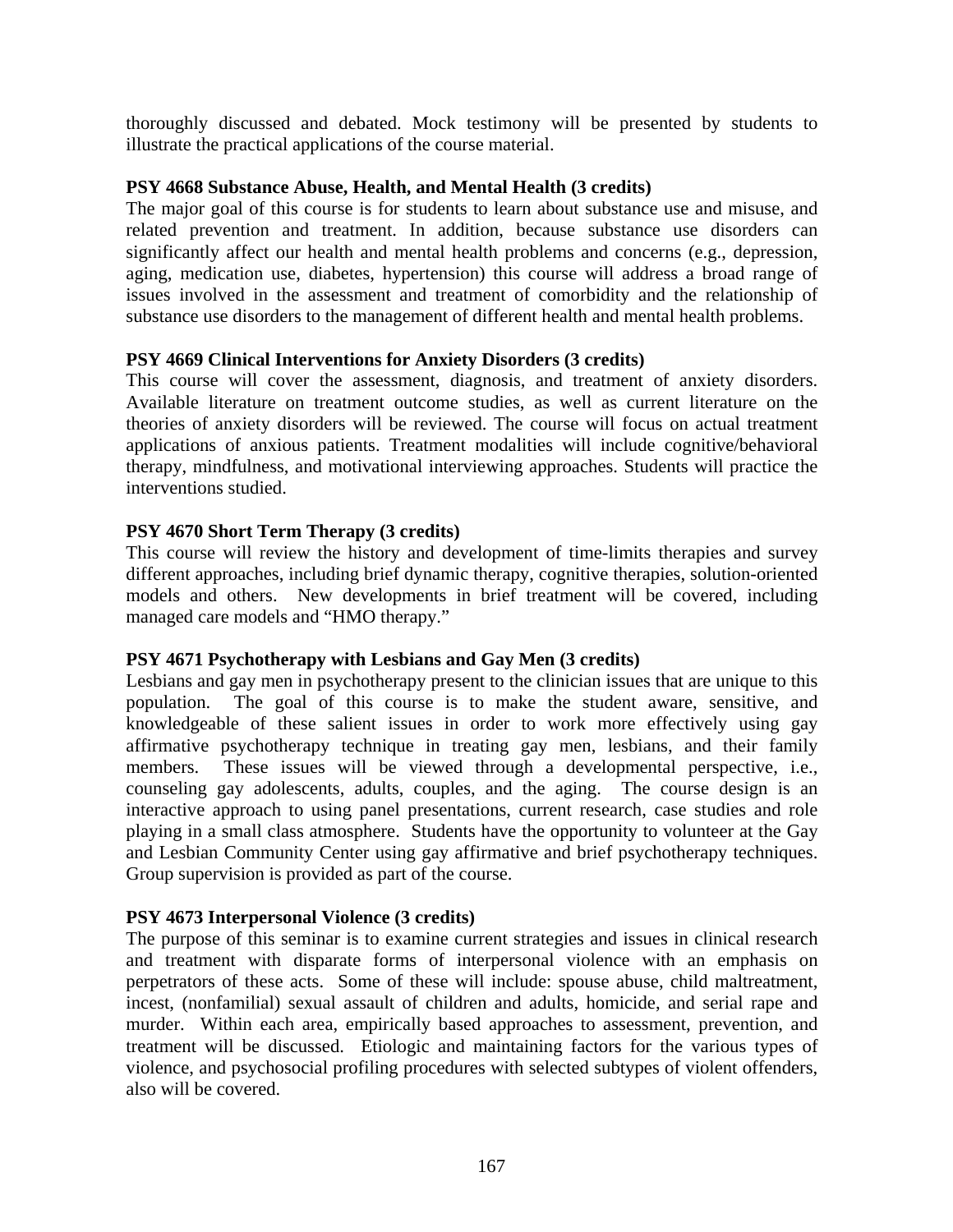thoroughly discussed and debated. Mock testimony will be presented by students to illustrate the practical applications of the course material.

**PSY 4668 Substance Abuse, Health, and Mental Health (3 credits)**
The major goal of this course is for students to learn about substance use and misuse, and related prevention and treatment. In addition, because substance use disorders can significantly affect our health and mental health problems and concerns (e.g., depression, aging, medication use, diabetes, hypertension) this course will address a broad range of issues involved in the assessment and treatment of comorbidity and the relationship of substance use disorders to the management of different health and mental health problems.

**PSY 4669 Clinical Interventions for Anxiety Disorders (3 credits)**
This course will cover the assessment, diagnosis, and treatment of anxiety disorders. Available literature on treatment outcome studies, as well as current literature on the theories of anxiety disorders will be reviewed. The course will focus on actual treatment applications of anxious patients. Treatment modalities will include cognitive/behavioral therapy, mindfulness, and motivational interviewing approaches. Students will practice the interventions studied.

**PSY 4670 Short Term Therapy (3 credits)**
This course will review the history and development of time-limits therapies and survey different approaches, including brief dynamic therapy, cognitive therapies, solution-oriented models and others. New developments in brief treatment will be covered, including managed care models and "HMO therapy."

**PSY 4671 Psychotherapy with Lesbians and Gay Men (3 credits)**
Lesbians and gay men in psychotherapy present to the clinician issues that are unique to this population. The goal of this course is to make the student aware, sensitive, and knowledgeable of these salient issues in order to work more effectively using gay affirmative psychotherapy technique in treating gay men, lesbians, and their family members. These issues will be viewed through a developmental perspective, i.e., counseling gay adolescents, adults, couples, and the aging. The course design is an interactive approach to using panel presentations, current research, case studies and role playing in a small class atmosphere. Students have the opportunity to volunteer at the Gay and Lesbian Community Center using gay affirmative and brief psychotherapy techniques. Group supervision is provided as part of the course.

**PSY 4673 Interpersonal Violence (3 credits)**
The purpose of this seminar is to examine current strategies and issues in clinical research and treatment with disparate forms of interpersonal violence with an emphasis on perpetrators of these acts. Some of these will include: spouse abuse, child maltreatment, incest, (nonfamilial) sexual assault of children and adults, homicide, and serial rape and murder. Within each area, empirically based approaches to assessment, prevention, and treatment will be discussed. Etiologic and maintaining factors for the various types of violence, and psychosocial profiling procedures with selected subtypes of violent offenders, also will be covered.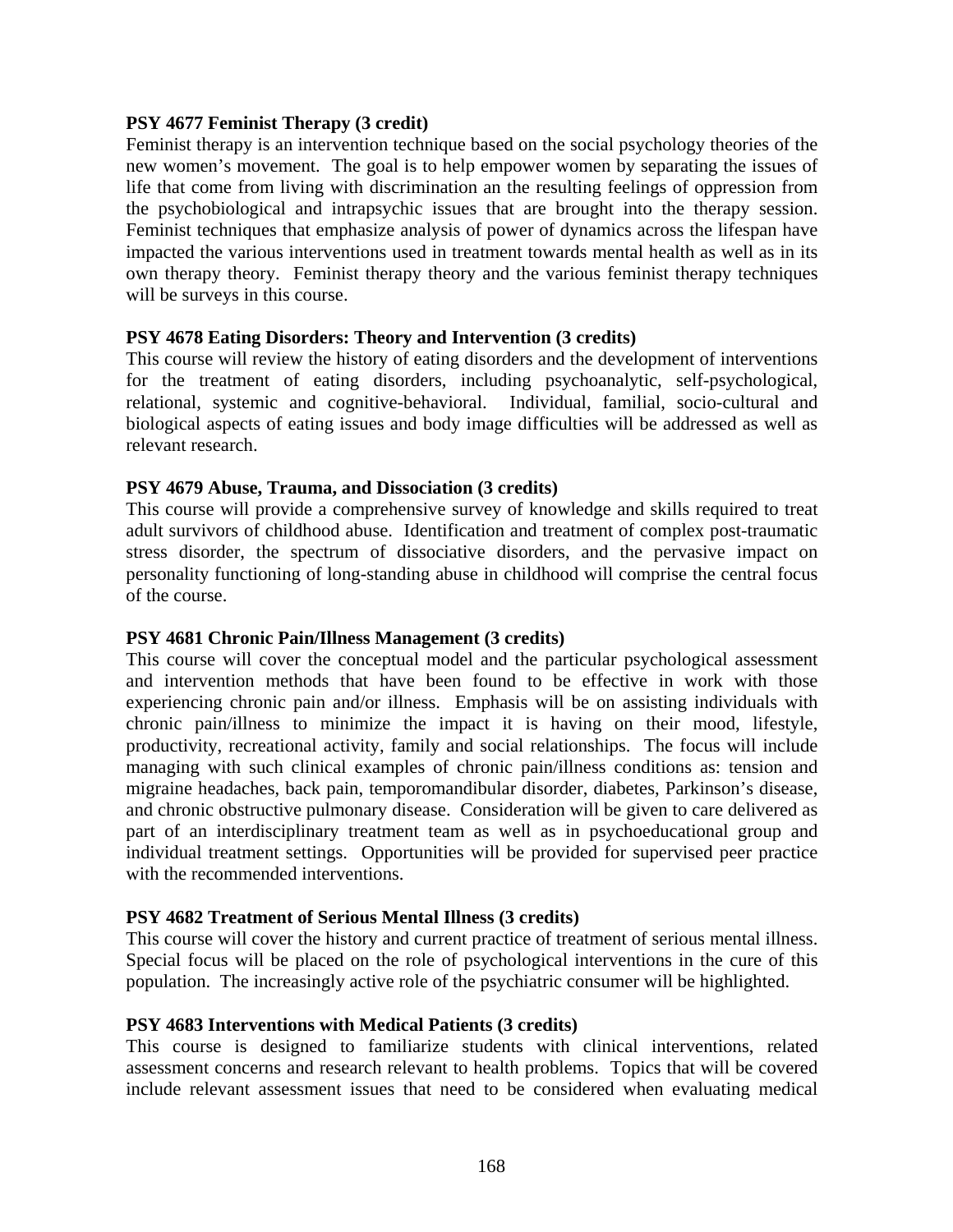**PSY 4677 Feminist Therapy (3 credit)**
Feminist therapy is an intervention technique based on the social psychology theories of the new women's movement. The goal is to help empower women by separating the issues of life that come from living with discrimination an the resulting feelings of oppression from the psychobiological and intrapsychic issues that are brought into the therapy session. Feminist techniques that emphasize analysis of power of dynamics across the lifespan have impacted the various interventions used in treatment towards mental health as well as in its own therapy theory. Feminist therapy theory and the various feminist therapy techniques will be surveys in this course.

**PSY 4678 Eating Disorders: Theory and Intervention (3 credits)**
This course will review the history of eating disorders and the development of interventions for the treatment of eating disorders, including psychoanalytic, self-psychological, relational, systemic and cognitive-behavioral. Individual, familial, socio-cultural and biological aspects of eating issues and body image difficulties will be addressed as well as relevant research.

**PSY 4679 Abuse, Trauma, and Dissociation (3 credits)**
This course will provide a comprehensive survey of knowledge and skills required to treat adult survivors of childhood abuse. Identification and treatment of complex post-traumatic stress disorder, the spectrum of dissociative disorders, and the pervasive impact on personality functioning of long-standing abuse in childhood will comprise the central focus of the course.

**PSY 4681 Chronic Pain/Illness Management (3 credits)**
This course will cover the conceptual model and the particular psychological assessment and intervention methods that have been found to be effective in work with those experiencing chronic pain and/or illness. Emphasis will be on assisting individuals with chronic pain/illness to minimize the impact it is having on their mood, lifestyle, productivity, recreational activity, family and social relationships. The focus will include managing with such clinical examples of chronic pain/illness conditions as: tension and migraine headaches, back pain, temporomandibular disorder, diabetes, Parkinson's disease, and chronic obstructive pulmonary disease. Consideration will be given to care delivered as part of an interdisciplinary treatment team as well as in psychoeducational group and individual treatment settings. Opportunities will be provided for supervised peer practice with the recommended interventions.

**PSY 4682 Treatment of Serious Mental Illness (3 credits)**
This course will cover the history and current practice of treatment of serious mental illness. Special focus will be placed on the role of psychological interventions in the cure of this population. The increasingly active role of the psychiatric consumer will be highlighted.

**PSY 4683 Interventions with Medical Patients (3 credits)**
This course is designed to familiarize students with clinical interventions, related assessment concerns and research relevant to health problems. Topics that will be covered include relevant assessment issues that need to be considered when evaluating medical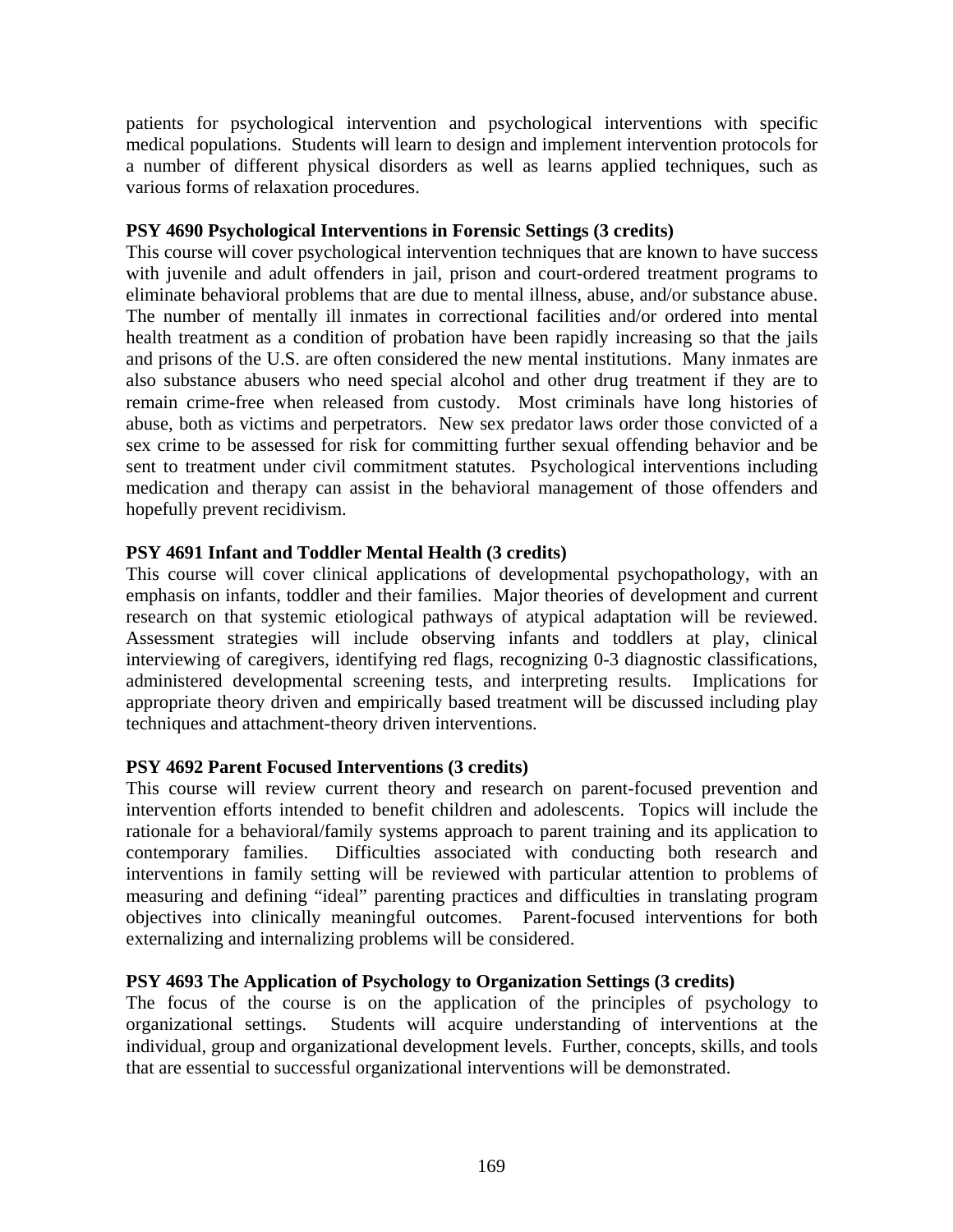patients for psychological intervention and psychological interventions with specific medical populations. Students will learn to design and implement intervention protocols for a number of different physical disorders as well as learns applied techniques, such as various forms of relaxation procedures.

**PSY 4690 Psychological Interventions in Forensic Settings (3 credits)**
This course will cover psychological intervention techniques that are known to have success with juvenile and adult offenders in jail, prison and court-ordered treatment programs to eliminate behavioral problems that are due to mental illness, abuse, and/or substance abuse. The number of mentally ill inmates in correctional facilities and/or ordered into mental health treatment as a condition of probation have been rapidly increasing so that the jails and prisons of the U.S. are often considered the new mental institutions. Many inmates are also substance abusers who need special alcohol and other drug treatment if they are to remain crime-free when released from custody. Most criminals have long histories of abuse, both as victims and perpetrators. New sex predator laws order those convicted of a sex crime to be assessed for risk for committing further sexual offending behavior and be sent to treatment under civil commitment statutes. Psychological interventions including medication and therapy can assist in the behavioral management of those offenders and hopefully prevent recidivism.

**PSY 4691 Infant and Toddler Mental Health (3 credits)**
This course will cover clinical applications of developmental psychopathology, with an emphasis on infants, toddler and their families. Major theories of development and current research on that systemic etiological pathways of atypical adaptation will be reviewed. Assessment strategies will include observing infants and toddlers at play, clinical interviewing of caregivers, identifying red flags, recognizing 0-3 diagnostic classifications, administered developmental screening tests, and interpreting results. Implications for appropriate theory driven and empirically based treatment will be discussed including play techniques and attachment-theory driven interventions.

**PSY 4692 Parent Focused Interventions (3 credits)**
This course will review current theory and research on parent-focused prevention and intervention efforts intended to benefit children and adolescents. Topics will include the rationale for a behavioral/family systems approach to parent training and its application to contemporary families. Difficulties associated with conducting both research and interventions in family setting will be reviewed with particular attention to problems of measuring and defining "ideal" parenting practices and difficulties in translating program objectives into clinically meaningful outcomes. Parent-focused interventions for both externalizing and internalizing problems will be considered.

**PSY 4693 The Application of Psychology to Organization Settings (3 credits)**
The focus of the course is on the application of the principles of psychology to organizational settings. Students will acquire understanding of interventions at the individual, group and organizational development levels. Further, concepts, skills, and tools that are essential to successful organizational interventions will be demonstrated.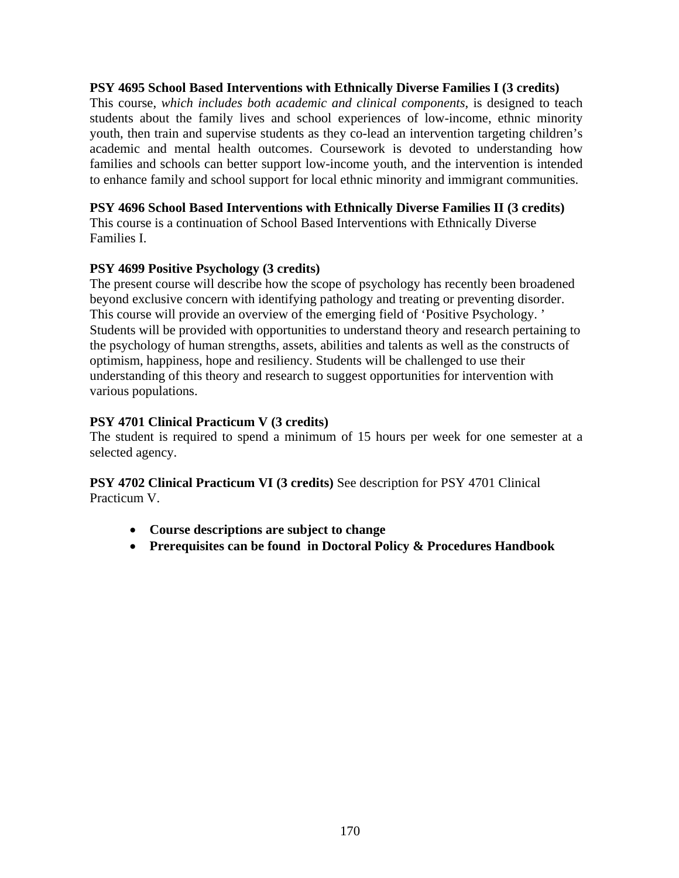**PSY 4695 School Based Interventions with Ethnically Diverse Families I (3 credits)**
This course, *which includes both academic and clinical components*, is designed to teach students about the family lives and school experiences of low-income, ethnic minority youth, then train and supervise students as they co-lead an intervention targeting children's academic and mental health outcomes. Coursework is devoted to understanding how families and schools can better support low-income youth, and the intervention is intended to enhance family and school support for local ethnic minority and immigrant communities.

**PSY 4696 School Based Interventions with Ethnically Diverse Families II (3 credits)**
This course is a continuation of School Based Interventions with Ethnically Diverse Families I.

**PSY 4699 Positive Psychology (3 credits)**
The present course will describe how the scope of psychology has recently been broadened beyond exclusive concern with identifying pathology and treating or preventing disorder. This course will provide an overview of the emerging field of 'Positive Psychology. ' Students will be provided with opportunities to understand theory and research pertaining to the psychology of human strengths, assets, abilities and talents as well as the constructs of optimism, happiness, hope and resiliency. Students will be challenged to use their understanding of this theory and research to suggest opportunities for intervention with various populations.

**PSY 4701 Clinical Practicum V (3 credits)**
The student is required to spend a minimum of 15 hours per week for one semester at a selected agency.

**PSY 4702 Clinical Practicum VI (3 credits)** See description for PSY 4701 Clinical Practicum V.

- **Course descriptions are subject to change**
- **Prerequisites can be found in Doctoral Policy & Procedures Handbook**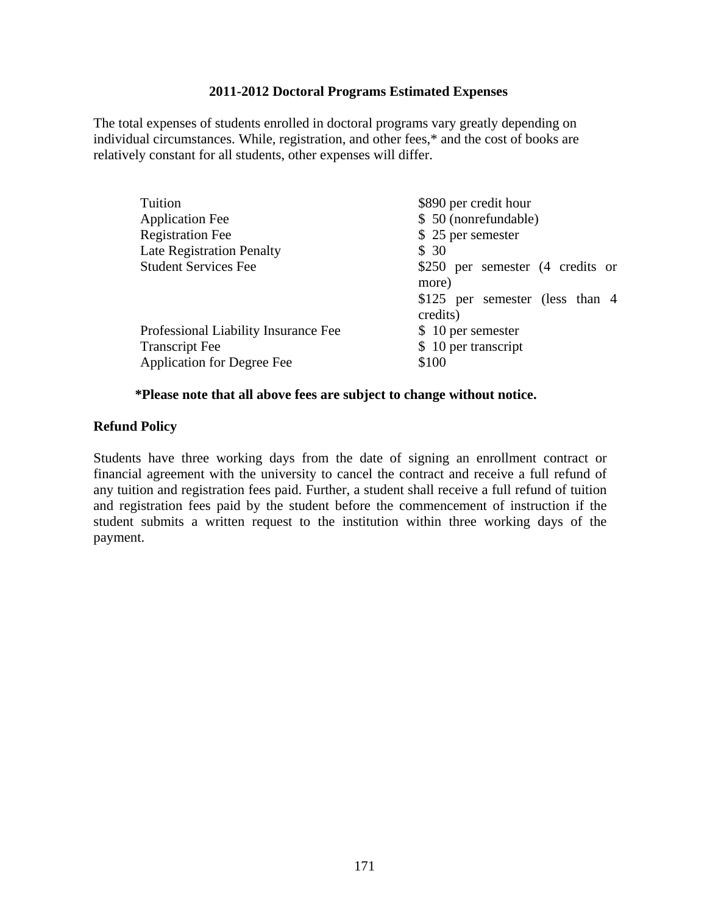**2011-2012 Doctoral Programs Estimated Expenses**

The total expenses of students enrolled in doctoral programs vary greatly depending on individual circumstances. While, registration, and other fees,* and the cost of books are relatively constant for all students, other expenses will differ.

| | |
|---|---|
| Tuition | $890 per credit hour |
| Application Fee | $ 50 (nonrefundable) |
| Registration Fee | $ 25 per semester |
| Late Registration Penalty | $ 30 |
| Student Services Fee | $250 per semester (4 credits or more) <br> $125 per semester (less than 4 credits) |
| Professional Liability Insurance Fee | $ 10 per semester |
| Transcript Fee | $ 10 per transcript |
| Application for Degree Fee | $100 |

***Please note that all above fees are subject to change without notice.**

**Refund Policy**

Students have three working days from the date of signing an enrollment contract or financial agreement with the university to cancel the contract and receive a full refund of any tuition and registration fees paid. Further, a student shall receive a full refund of tuition and registration fees paid by the student before the commencement of instruction if the student submits a written request to the institution within three working days of the payment.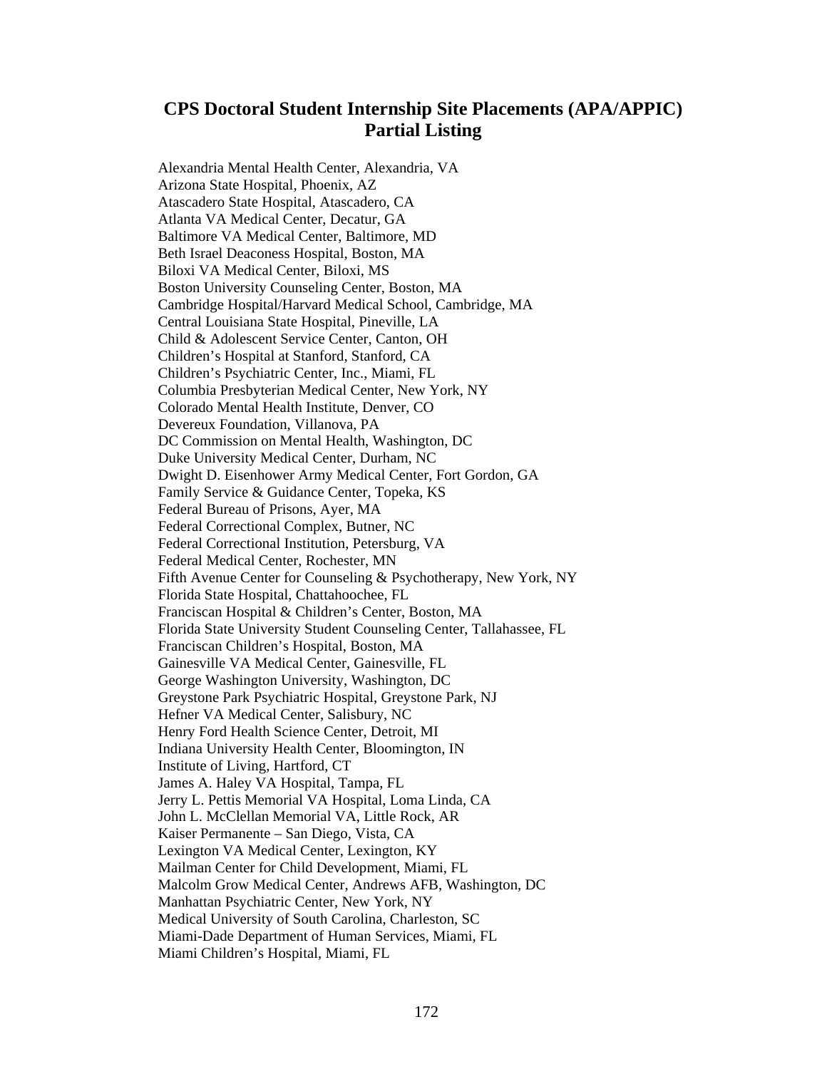## CPS Doctoral Student Internship Site Placements (APA/APPIC) Partial Listing

Alexandria Mental Health Center, Alexandria, VA
Arizona State Hospital, Phoenix, AZ
Atascadero State Hospital, Atascadero, CA
Atlanta VA Medical Center, Decatur, GA
Baltimore VA Medical Center, Baltimore, MD
Beth Israel Deaconess Hospital, Boston, MA
Biloxi VA Medical Center, Biloxi, MS
Boston University Counseling Center, Boston, MA
Cambridge Hospital/Harvard Medical School, Cambridge, MA
Central Louisiana State Hospital, Pineville, LA
Child & Adolescent Service Center, Canton, OH
Children's Hospital at Stanford, Stanford, CA
Children's Psychiatric Center, Inc., Miami, FL
Columbia Presbyterian Medical Center, New York, NY
Colorado Mental Health Institute, Denver, CO
Devereux Foundation, Villanova, PA
DC Commission on Mental Health, Washington, DC
Duke University Medical Center, Durham, NC
Dwight D. Eisenhower Army Medical Center, Fort Gordon, GA
Family Service & Guidance Center, Topeka, KS
Federal Bureau of Prisons, Ayer, MA
Federal Correctional Complex, Butner, NC
Federal Correctional Institution, Petersburg, VA
Federal Medical Center, Rochester, MN
Fifth Avenue Center for Counseling & Psychotherapy, New York, NY
Florida State Hospital, Chattahoochee, FL
Franciscan Hospital & Children's Center, Boston, MA
Florida State University Student Counseling Center, Tallahassee, FL
Franciscan Children's Hospital, Boston, MA
Gainesville VA Medical Center, Gainesville, FL
George Washington University, Washington, DC
Greystone Park Psychiatric Hospital, Greystone Park, NJ
Hefner VA Medical Center, Salisbury, NC
Henry Ford Health Science Center, Detroit, MI
Indiana University Health Center, Bloomington, IN
Institute of Living, Hartford, CT
James A. Haley VA Hospital, Tampa, FL
Jerry L. Pettis Memorial VA Hospital, Loma Linda, CA
John L. McClellan Memorial VA, Little Rock, AR
Kaiser Permanente – San Diego, Vista, CA
Lexington VA Medical Center, Lexington, KY
Mailman Center for Child Development, Miami, FL
Malcolm Grow Medical Center, Andrews AFB, Washington, DC
Manhattan Psychiatric Center, New York, NY
Medical University of South Carolina, Charleston, SC
Miami-Dade Department of Human Services, Miami, FL
Miami Children's Hospital, Miami, FL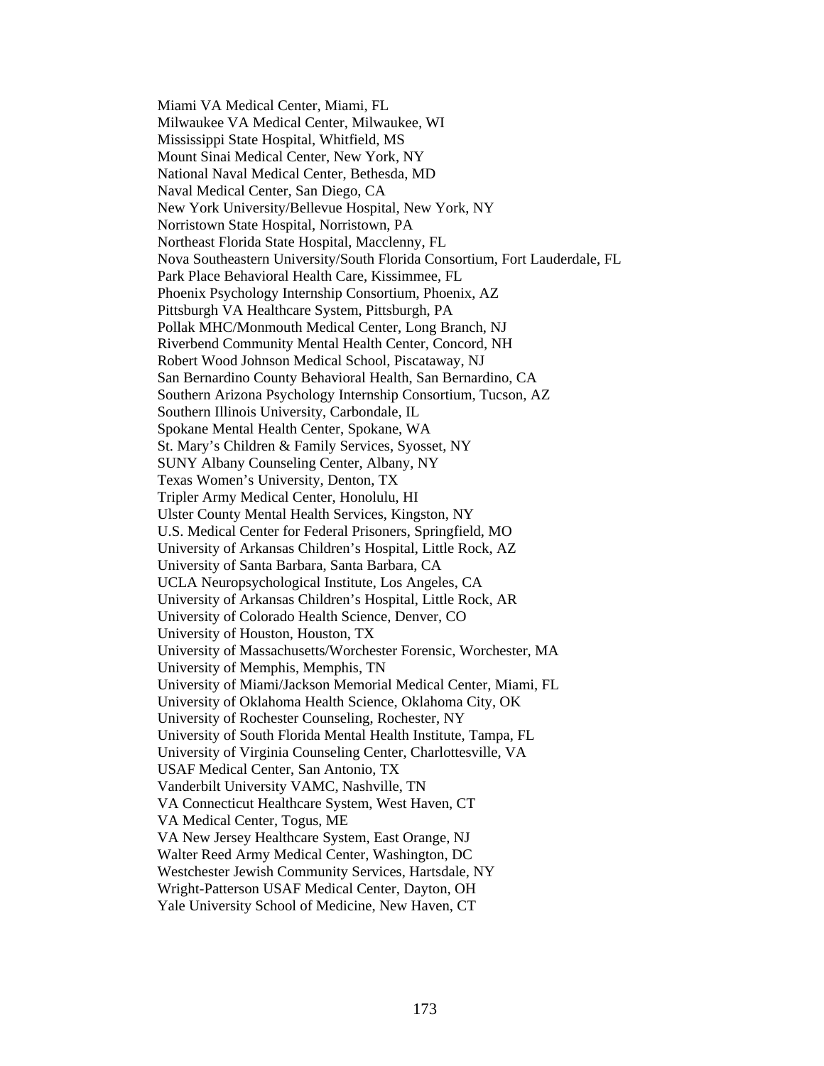Miami VA Medical Center, Miami, FL
Milwaukee VA Medical Center, Milwaukee, WI
Mississippi State Hospital, Whitfield, MS
Mount Sinai Medical Center, New York, NY
National Naval Medical Center, Bethesda, MD
Naval Medical Center, San Diego, CA
New York University/Bellevue Hospital, New York, NY
Norristown State Hospital, Norristown, PA
Northeast Florida State Hospital, Macclenny, FL
Nova Southeastern University/South Florida Consortium, Fort Lauderdale, FL
Park Place Behavioral Health Care, Kissimmee, FL
Phoenix Psychology Internship Consortium, Phoenix, AZ
Pittsburgh VA Healthcare System, Pittsburgh, PA
Pollak MHC/Monmouth Medical Center, Long Branch, NJ
Riverbend Community Mental Health Center, Concord, NH
Robert Wood Johnson Medical School, Piscataway, NJ
San Bernardino County Behavioral Health, San Bernardino, CA
Southern Arizona Psychology Internship Consortium, Tucson, AZ
Southern Illinois University, Carbondale, IL
Spokane Mental Health Center, Spokane, WA
St. Mary's Children & Family Services, Syosset, NY
SUNY Albany Counseling Center, Albany, NY
Texas Women's University, Denton, TX
Tripler Army Medical Center, Honolulu, HI
Ulster County Mental Health Services, Kingston, NY
U.S. Medical Center for Federal Prisoners, Springfield, MO
University of Arkansas Children's Hospital, Little Rock, AZ
University of Santa Barbara, Santa Barbara, CA
UCLA Neuropsychological Institute, Los Angeles, CA
University of Arkansas Children's Hospital, Little Rock, AR
University of Colorado Health Science, Denver, CO
University of Houston, Houston, TX
University of Massachusetts/Worchester Forensic, Worchester, MA
University of Memphis, Memphis, TN
University of Miami/Jackson Memorial Medical Center, Miami, FL
University of Oklahoma Health Science, Oklahoma City, OK
University of Rochester Counseling, Rochester, NY
University of South Florida Mental Health Institute, Tampa, FL
University of Virginia Counseling Center, Charlottesville, VA
USAF Medical Center, San Antonio, TX
Vanderbilt University VAMC, Nashville, TN
VA Connecticut Healthcare System, West Haven, CT
VA Medical Center, Togus, ME
VA New Jersey Healthcare System, East Orange, NJ
Walter Reed Army Medical Center, Washington, DC
Westchester Jewish Community Services, Hartsdale, NY
Wright-Patterson USAF Medical Center, Dayton, OH
Yale University School of Medicine, New Haven, CT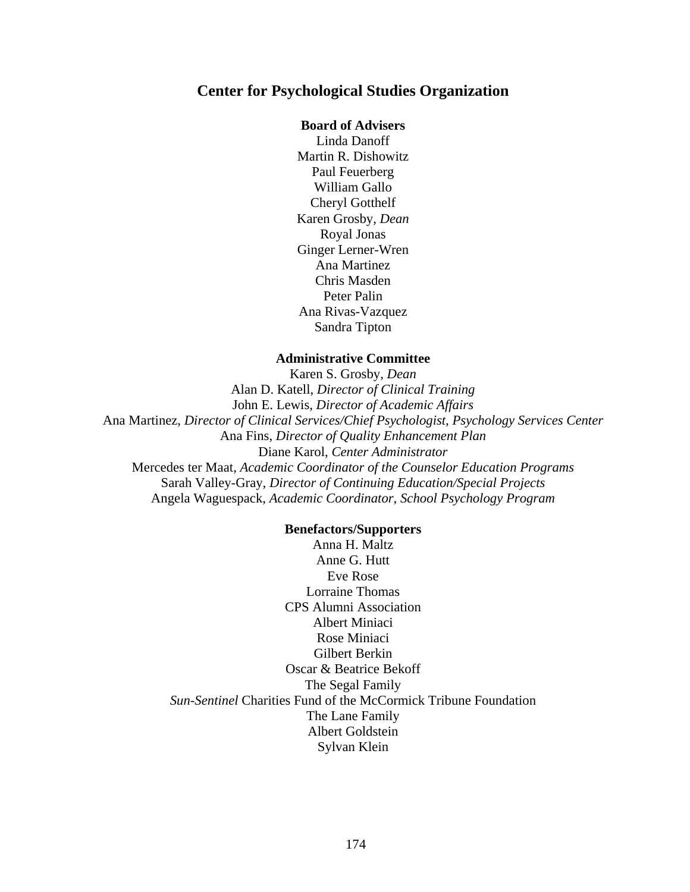## Center for Psychological Studies Organization

**Board of Advisers**

Linda Danoff
Martin R. Dishowitz
Paul Feuerberg
William Gallo
Cheryl Gotthelf
Karen Grosby, *Dean*
Royal Jonas
Ginger Lerner-Wren
Ana Martinez
Chris Masden
Peter Palin
Ana Rivas-Vazquez
Sandra Tipton

**Administrative Committee**

Karen S. Grosby, *Dean*
Alan D. Katell, *Director of Clinical Training*
John E. Lewis, *Director of Academic Affairs*
Ana Martinez, *Director of Clinical Services/Chief Psychologist, Psychology Services Center*
Ana Fins, *Director of Quality Enhancement Plan*
Diane Karol, *Center Administrator*
Mercedes ter Maat, *Academic Coordinator of the Counselor Education Programs*
Sarah Valley-Gray, *Director of Continuing Education/Special Projects*
Angela Waguespack, *Academic Coordinator, School Psychology Program*

**Benefactors/Supporters**

Anna H. Maltz
Anne G. Hutt
Eve Rose
Lorraine Thomas
CPS Alumni Association
Albert Miniaci
Rose Miniaci
Gilbert Berkin
Oscar & Beatrice Bekoff
The Segal Family
*Sun-Sentinel* Charities Fund of the McCormick Tribune Foundation
The Lane Family
Albert Goldstein
Sylvan Klein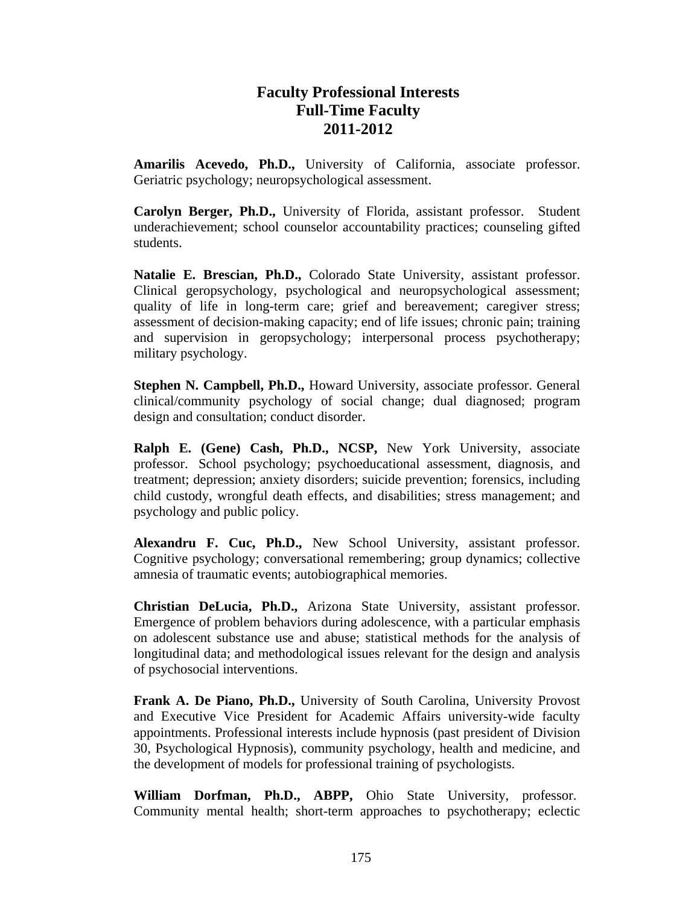# Faculty Professional Interests
## Full-Time Faculty
## 2011-2012

**Amarilis Acevedo, Ph.D.,** University of California, associate professor. Geriatric psychology; neuropsychological assessment.

**Carolyn Berger, Ph.D.,** University of Florida, assistant professor. Student underachievement; school counselor accountability practices; counseling gifted students.

**Natalie E. Brescian, Ph.D.,** Colorado State University, assistant professor. Clinical geropsychology, psychological and neuropsychological assessment; quality of life in long-term care; grief and bereavement; caregiver stress; assessment of decision-making capacity; end of life issues; chronic pain; training and supervision in geropsychology; interpersonal process psychotherapy; military psychology.

**Stephen N. Campbell, Ph.D.,** Howard University, associate professor. General clinical/community psychology of social change; dual diagnosed; program design and consultation; conduct disorder.

**Ralph E. (Gene) Cash, Ph.D., NCSP,** New York University, associate professor. School psychology; psychoeducational assessment, diagnosis, and treatment; depression; anxiety disorders; suicide prevention; forensics, including child custody, wrongful death effects, and disabilities; stress management; and psychology and public policy.

**Alexandru F. Cuc, Ph.D.,** New School University, assistant professor. Cognitive psychology; conversational remembering; group dynamics; collective amnesia of traumatic events; autobiographical memories.

**Christian DeLucia, Ph.D.,** Arizona State University, assistant professor. Emergence of problem behaviors during adolescence, with a particular emphasis on adolescent substance use and abuse; statistical methods for the analysis of longitudinal data; and methodological issues relevant for the design and analysis of psychosocial interventions.

**Frank A. De Piano, Ph.D.,** University of South Carolina, University Provost and Executive Vice President for Academic Affairs university-wide faculty appointments. Professional interests include hypnosis (past president of Division 30, Psychological Hypnosis), community psychology, health and medicine, and the development of models for professional training of psychologists.

**William Dorfman, Ph.D., ABPP,** Ohio State University, professor. Community mental health; short-term approaches to psychotherapy; eclectic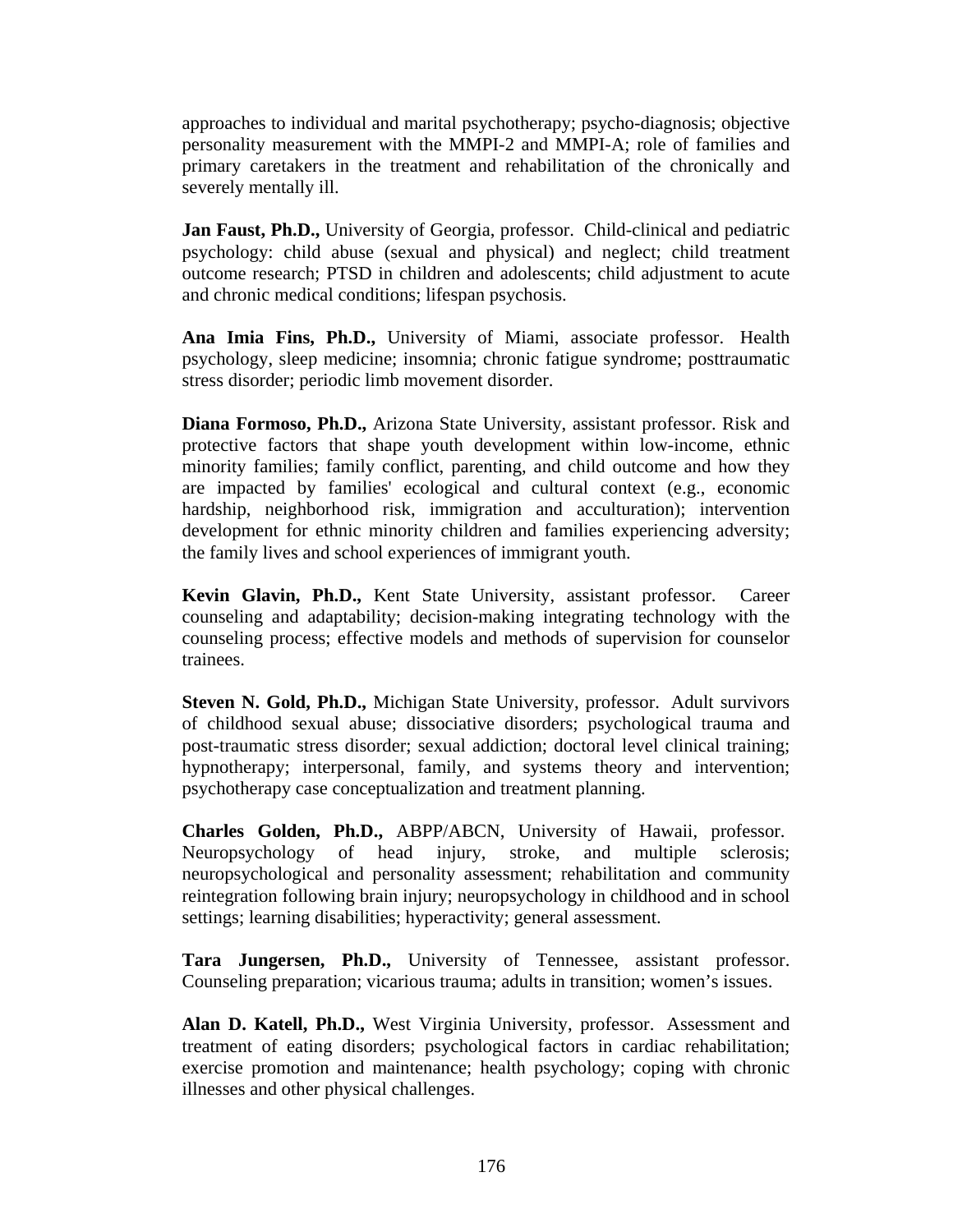approaches to individual and marital psychotherapy; psycho-diagnosis; objective personality measurement with the MMPI-2 and MMPI-A; role of families and primary caretakers in the treatment and rehabilitation of the chronically and severely mentally ill.

**Jan Faust, Ph.D.,** University of Georgia, professor. Child-clinical and pediatric psychology: child abuse (sexual and physical) and neglect; child treatment outcome research; PTSD in children and adolescents; child adjustment to acute and chronic medical conditions; lifespan psychosis.

**Ana Imia Fins, Ph.D.,** University of Miami, associate professor. Health psychology, sleep medicine; insomnia; chronic fatigue syndrome; posttraumatic stress disorder; periodic limb movement disorder.

**Diana Formoso, Ph.D.,** Arizona State University, assistant professor. Risk and protective factors that shape youth development within low-income, ethnic minority families; family conflict, parenting, and child outcome and how they are impacted by families' ecological and cultural context (e.g., economic hardship, neighborhood risk, immigration and acculturation); intervention development for ethnic minority children and families experiencing adversity; the family lives and school experiences of immigrant youth.

**Kevin Glavin, Ph.D.,** Kent State University, assistant professor. Career counseling and adaptability; decision-making integrating technology with the counseling process; effective models and methods of supervision for counselor trainees.

**Steven N. Gold, Ph.D.,** Michigan State University, professor. Adult survivors of childhood sexual abuse; dissociative disorders; psychological trauma and post-traumatic stress disorder; sexual addiction; doctoral level clinical training; hypnotherapy; interpersonal, family, and systems theory and intervention; psychotherapy case conceptualization and treatment planning.

**Charles Golden, Ph.D.,** ABPP/ABCN, University of Hawaii, professor. Neuropsychology of head injury, stroke, and multiple sclerosis; neuropsychological and personality assessment; rehabilitation and community reintegration following brain injury; neuropsychology in childhood and in school settings; learning disabilities; hyperactivity; general assessment.

**Tara Jungersen, Ph.D.,** University of Tennessee, assistant professor. Counseling preparation; vicarious trauma; adults in transition; women's issues.

**Alan D. Katell, Ph.D.,** West Virginia University, professor. Assessment and treatment of eating disorders; psychological factors in cardiac rehabilitation; exercise promotion and maintenance; health psychology; coping with chronic illnesses and other physical challenges.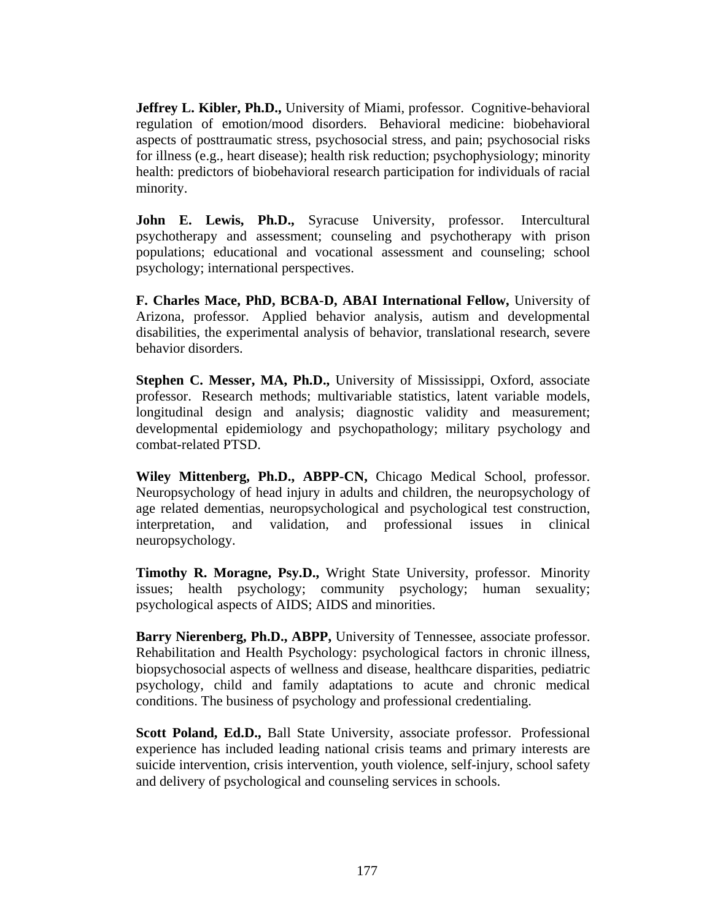**Jeffrey L. Kibler, Ph.D.,** University of Miami, professor. Cognitive-behavioral regulation of emotion/mood disorders. Behavioral medicine: biobehavioral aspects of posttraumatic stress, psychosocial stress, and pain; psychosocial risks for illness (e.g., heart disease); health risk reduction; psychophysiology; minority health: predictors of biobehavioral research participation for individuals of racial minority.

**John E. Lewis, Ph.D.,** Syracuse University, professor. Intercultural psychotherapy and assessment; counseling and psychotherapy with prison populations; educational and vocational assessment and counseling; school psychology; international perspectives.

**F. Charles Mace, PhD, BCBA-D, ABAI International Fellow,** University of Arizona, professor. Applied behavior analysis, autism and developmental disabilities, the experimental analysis of behavior, translational research, severe behavior disorders.

**Stephen C. Messer, MA, Ph.D.,** University of Mississippi, Oxford, associate professor. Research methods; multivariable statistics, latent variable models, longitudinal design and analysis; diagnostic validity and measurement; developmental epidemiology and psychopathology; military psychology and combat-related PTSD.

**Wiley Mittenberg, Ph.D., ABPP-CN,** Chicago Medical School, professor. Neuropsychology of head injury in adults and children, the neuropsychology of age related dementias, neuropsychological and psychological test construction, interpretation, and validation, and professional issues in clinical neuropsychology.

**Timothy R. Moragne, Psy.D.,** Wright State University, professor. Minority issues; health psychology; community psychology; human sexuality; psychological aspects of AIDS; AIDS and minorities.

**Barry Nierenberg, Ph.D., ABPP,** University of Tennessee, associate professor. Rehabilitation and Health Psychology: psychological factors in chronic illness, biopsychosocial aspects of wellness and disease, healthcare disparities, pediatric psychology, child and family adaptations to acute and chronic medical conditions. The business of psychology and professional credentialing.

**Scott Poland, Ed.D.,** Ball State University, associate professor. Professional experience has included leading national crisis teams and primary interests are suicide intervention, crisis intervention, youth violence, self-injury, school safety and delivery of psychological and counseling services in schools.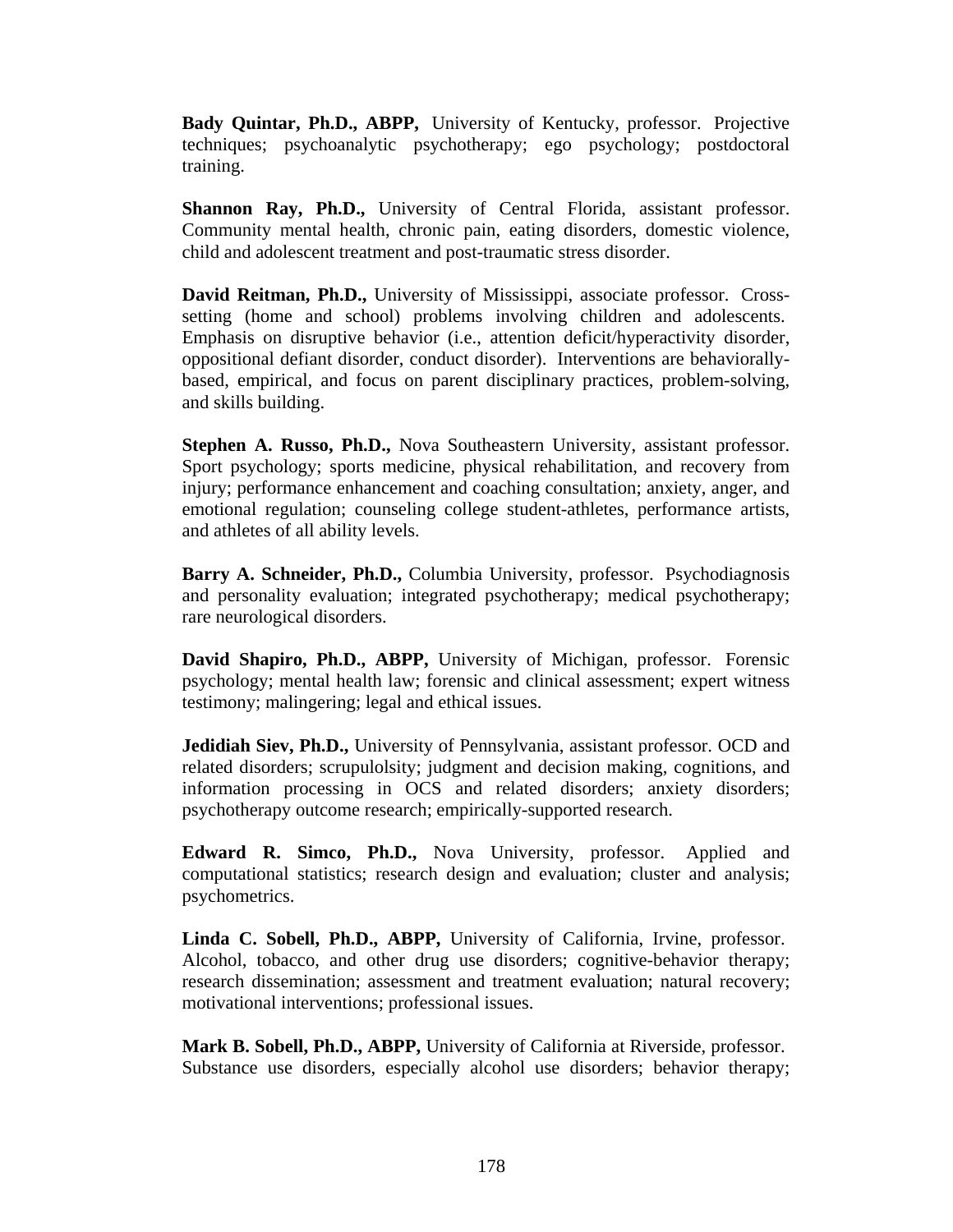**Bady Quintar, Ph.D., ABPP,** University of Kentucky, professor. Projective techniques; psychoanalytic psychotherapy; ego psychology; postdoctoral training.

**Shannon Ray, Ph.D.,** University of Central Florida, assistant professor. Community mental health, chronic pain, eating disorders, domestic violence, child and adolescent treatment and post-traumatic stress disorder.

**David Reitman, Ph.D.,** University of Mississippi, associate professor. Cross-setting (home and school) problems involving children and adolescents. Emphasis on disruptive behavior (i.e., attention deficit/hyperactivity disorder, oppositional defiant disorder, conduct disorder). Interventions are behaviorally-based, empirical, and focus on parent disciplinary practices, problem-solving, and skills building.

**Stephen A. Russo, Ph.D.,** Nova Southeastern University, assistant professor. Sport psychology; sports medicine, physical rehabilitation, and recovery from injury; performance enhancement and coaching consultation; anxiety, anger, and emotional regulation; counseling college student-athletes, performance artists, and athletes of all ability levels.

**Barry A. Schneider, Ph.D.,** Columbia University, professor. Psychodiagnosis and personality evaluation; integrated psychotherapy; medical psychotherapy; rare neurological disorders.

**David Shapiro, Ph.D., ABPP,** University of Michigan, professor. Forensic psychology; mental health law; forensic and clinical assessment; expert witness testimony; malingering; legal and ethical issues.

**Jedidiah Siev, Ph.D.,** University of Pennsylvania, assistant professor. OCD and related disorders; scrupulolsity; judgment and decision making, cognitions, and information processing in OCS and related disorders; anxiety disorders; psychotherapy outcome research; empirically-supported research.

**Edward R. Simco, Ph.D.,** Nova University, professor. Applied and computational statistics; research design and evaluation; cluster and analysis; psychometrics.

**Linda C. Sobell, Ph.D., ABPP,** University of California, Irvine, professor. Alcohol, tobacco, and other drug use disorders; cognitive-behavior therapy; research dissemination; assessment and treatment evaluation; natural recovery; motivational interventions; professional issues.

**Mark B. Sobell, Ph.D., ABPP,** University of California at Riverside, professor. Substance use disorders, especially alcohol use disorders; behavior therapy;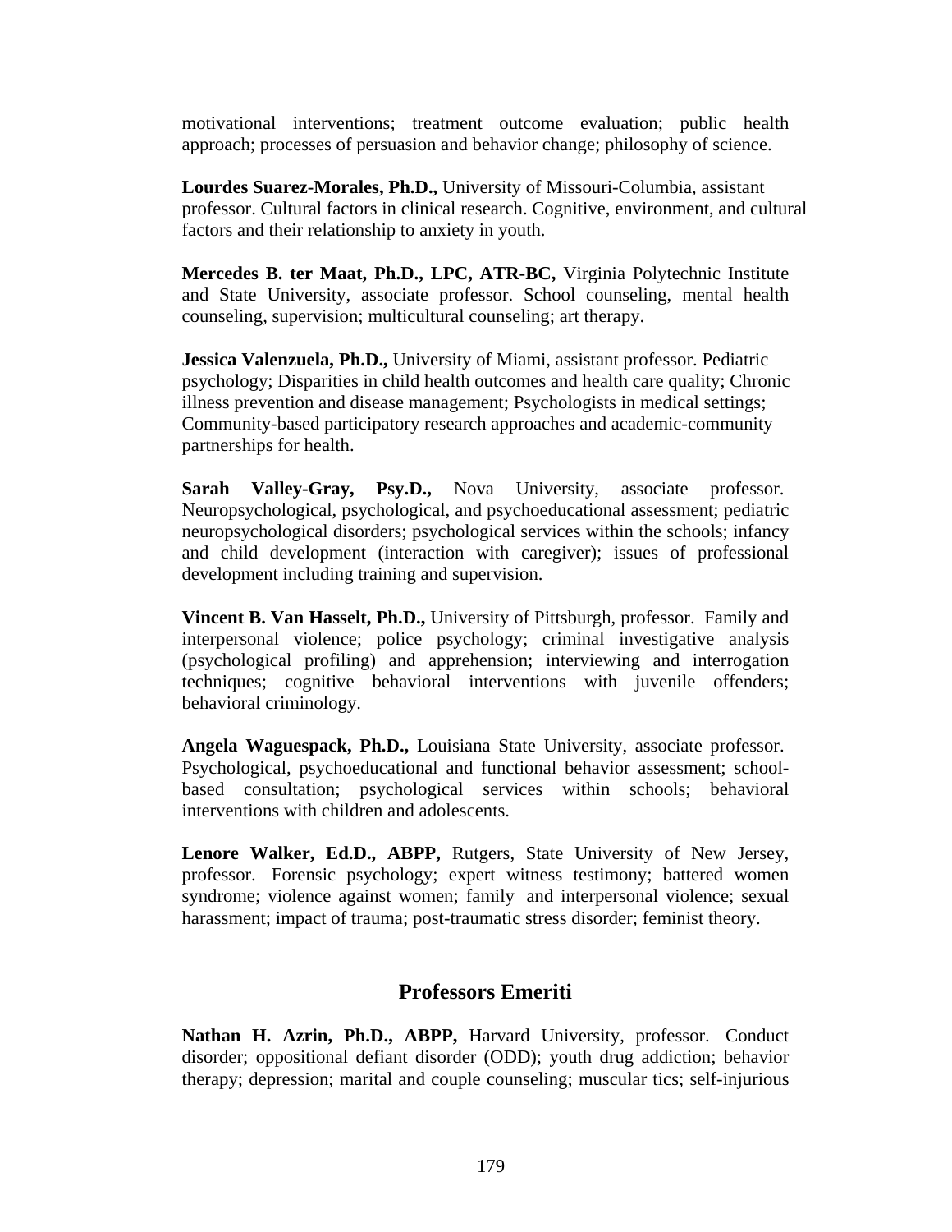motivational interventions; treatment outcome evaluation; public health approach; processes of persuasion and behavior change; philosophy of science.

**Lourdes Suarez-Morales, Ph.D.,** University of Missouri-Columbia, assistant professor. Cultural factors in clinical research. Cognitive, environment, and cultural factors and their relationship to anxiety in youth.

**Mercedes B. ter Maat, Ph.D., LPC, ATR-BC,** Virginia Polytechnic Institute and State University, associate professor. School counseling, mental health counseling, supervision; multicultural counseling; art therapy.

**Jessica Valenzuela, Ph.D.,** University of Miami, assistant professor. Pediatric psychology; Disparities in child health outcomes and health care quality; Chronic illness prevention and disease management; Psychologists in medical settings; Community-based participatory research approaches and academic-community partnerships for health.

**Sarah Valley-Gray, Psy.D.,** Nova University, associate professor. Neuropsychological, psychological, and psychoeducational assessment; pediatric neuropsychological disorders; psychological services within the schools; infancy and child development (interaction with caregiver); issues of professional development including training and supervision.

**Vincent B. Van Hasselt, Ph.D.,** University of Pittsburgh, professor. Family and interpersonal violence; police psychology; criminal investigative analysis (psychological profiling) and apprehension; interviewing and interrogation techniques; cognitive behavioral interventions with juvenile offenders; behavioral criminology.

**Angela Waguespack, Ph.D.,** Louisiana State University, associate professor. Psychological, psychoeducational and functional behavior assessment; school-based consultation; psychological services within schools; behavioral interventions with children and adolescents.

**Lenore Walker, Ed.D., ABPP,** Rutgers, State University of New Jersey, professor. Forensic psychology; expert witness testimony; battered women syndrome; violence against women; family and interpersonal violence; sexual harassment; impact of trauma; post-traumatic stress disorder; feminist theory.

## Professors Emeriti

**Nathan H. Azrin, Ph.D., ABPP,** Harvard University, professor. Conduct disorder; oppositional defiant disorder (ODD); youth drug addiction; behavior therapy; depression; marital and couple counseling; muscular tics; self-injurious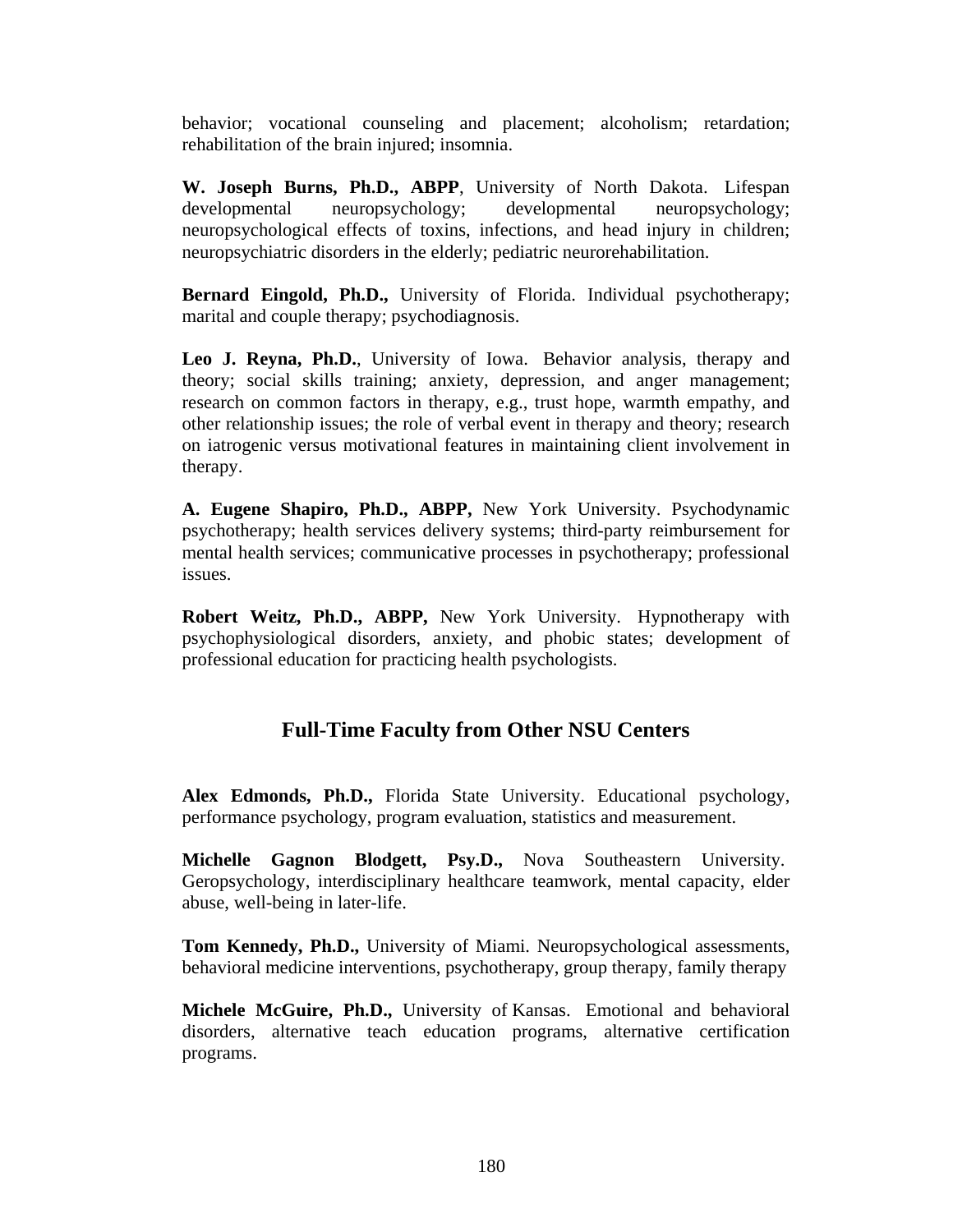behavior; vocational counseling and placement; alcoholism; retardation; rehabilitation of the brain injured; insomnia.

**W. Joseph Burns, Ph.D., ABPP**, University of North Dakota. Lifespan developmental neuropsychology; developmental neuropsychology; neuropsychological effects of toxins, infections, and head injury in children; neuropsychiatric disorders in the elderly; pediatric neurorehabilitation.

**Bernard Eingold, Ph.D.,** University of Florida. Individual psychotherapy; marital and couple therapy; psychodiagnosis.

**Leo J. Reyna, Ph.D.**, University of Iowa. Behavior analysis, therapy and theory; social skills training; anxiety, depression, and anger management; research on common factors in therapy, e.g., trust hope, warmth empathy, and other relationship issues; the role of verbal event in therapy and theory; research on iatrogenic versus motivational features in maintaining client involvement in therapy.

**A. Eugene Shapiro, Ph.D., ABPP,** New York University. Psychodynamic psychotherapy; health services delivery systems; third-party reimbursement for mental health services; communicative processes in psychotherapy; professional issues.

**Robert Weitz, Ph.D., ABPP,** New York University. Hypnotherapy with psychophysiological disorders, anxiety, and phobic states; development of professional education for practicing health psychologists.

## Full-Time Faculty from Other NSU Centers

**Alex Edmonds, Ph.D.,** Florida State University. Educational psychology, performance psychology, program evaluation, statistics and measurement.

**Michelle Gagnon Blodgett, Psy.D.,** Nova Southeastern University. Geropsychology, interdisciplinary healthcare teamwork, mental capacity, elder abuse, well-being in later-life.

**Tom Kennedy, Ph.D.,** University of Miami. Neuropsychological assessments, behavioral medicine interventions, psychotherapy, group therapy, family therapy

**Michele McGuire, Ph.D.,** University of Kansas. Emotional and behavioral disorders, alternative teach education programs, alternative certification programs.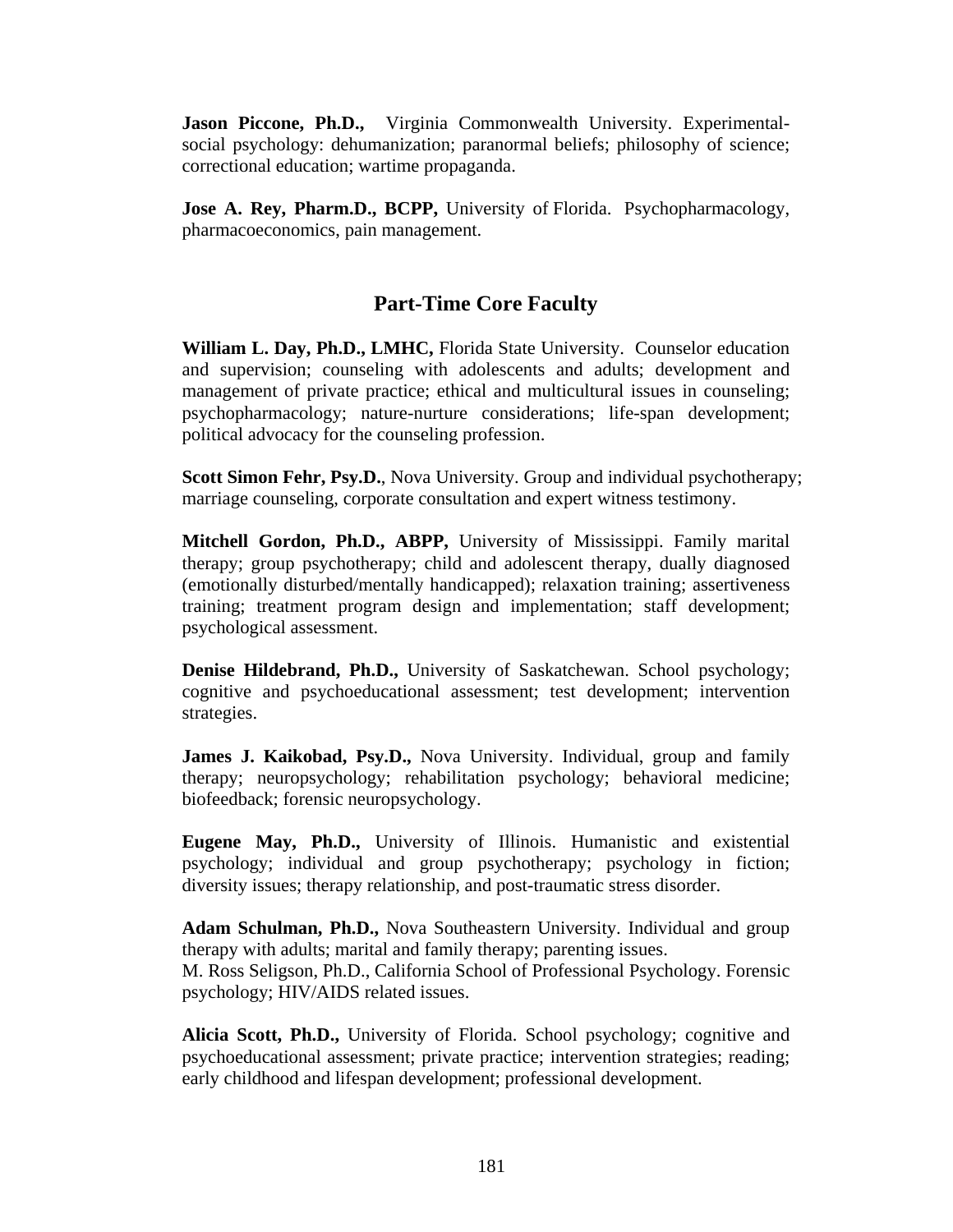**Jason Piccone, Ph.D.,** Virginia Commonwealth University. Experimental-social psychology: dehumanization; paranormal beliefs; philosophy of science; correctional education; wartime propaganda.

**Jose A. Rey, Pharm.D., BCPP,** University of Florida. Psychopharmacology, pharmacoeconomics, pain management.

## Part-Time Core Faculty

**William L. Day, Ph.D., LMHC,** Florida State University. Counselor education and supervision; counseling with adolescents and adults; development and management of private practice; ethical and multicultural issues in counseling; psychopharmacology; nature-nurture considerations; life-span development; political advocacy for the counseling profession.

**Scott Simon Fehr, Psy.D.**, Nova University. Group and individual psychotherapy; marriage counseling, corporate consultation and expert witness testimony.

**Mitchell Gordon, Ph.D., ABPP,** University of Mississippi. Family marital therapy; group psychotherapy; child and adolescent therapy, dually diagnosed (emotionally disturbed/mentally handicapped); relaxation training; assertiveness training; treatment program design and implementation; staff development; psychological assessment.

**Denise Hildebrand, Ph.D.,** University of Saskatchewan. School psychology; cognitive and psychoeducational assessment; test development; intervention strategies.

**James J. Kaikobad, Psy.D.,** Nova University. Individual, group and family therapy; neuropsychology; rehabilitation psychology; behavioral medicine; biofeedback; forensic neuropsychology.

**Eugene May, Ph.D.,** University of Illinois. Humanistic and existential psychology; individual and group psychotherapy; psychology in fiction; diversity issues; therapy relationship, and post-traumatic stress disorder.

**Adam Schulman, Ph.D.,** Nova Southeastern University. Individual and group therapy with adults; marital and family therapy; parenting issues.
M. Ross Seligson, Ph.D., California School of Professional Psychology. Forensic psychology; HIV/AIDS related issues.

**Alicia Scott, Ph.D.,** University of Florida. School psychology; cognitive and psychoeducational assessment; private practice; intervention strategies; reading; early childhood and lifespan development; professional development.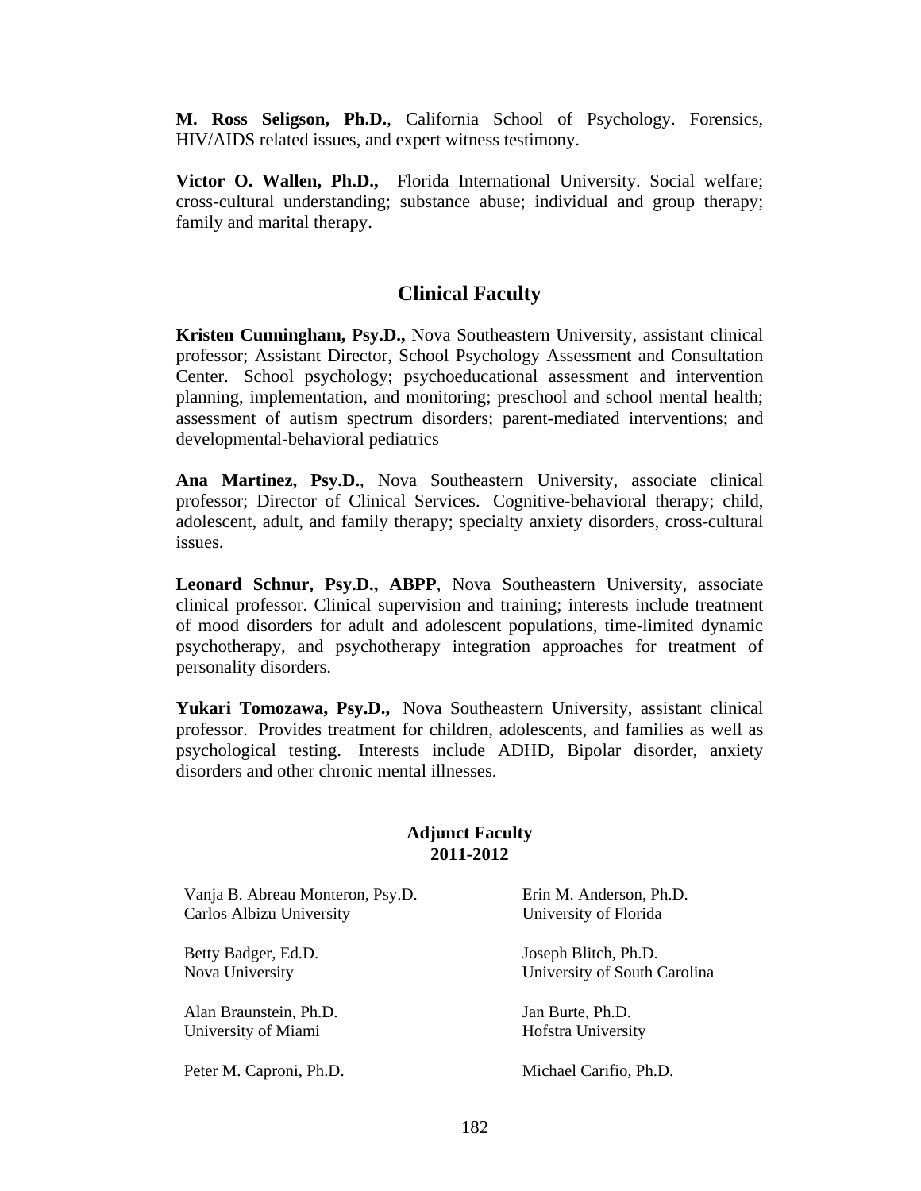**M. Ross Seligson, Ph.D.**, California School of Psychology. Forensics, HIV/AIDS related issues, and expert witness testimony.

**Victor O. Wallen, Ph.D.,** Florida International University. Social welfare; cross-cultural understanding; substance abuse; individual and group therapy; family and marital therapy.

## Clinical Faculty

**Kristen Cunningham, Psy.D.,** Nova Southeastern University, assistant clinical professor; Assistant Director, School Psychology Assessment and Consultation Center. School psychology; psychoeducational assessment and intervention planning, implementation, and monitoring; preschool and school mental health; assessment of autism spectrum disorders; parent-mediated interventions; and developmental-behavioral pediatrics

**Ana Martinez, Psy.D.**, Nova Southeastern University, associate clinical professor; Director of Clinical Services. Cognitive-behavioral therapy; child, adolescent, adult, and family therapy; specialty anxiety disorders, cross-cultural issues.

**Leonard Schnur, Psy.D., ABPP**, Nova Southeastern University, associate clinical professor. Clinical supervision and training; interests include treatment of mood disorders for adult and adolescent populations, time-limited dynamic psychotherapy, and psychotherapy integration approaches for treatment of personality disorders.

**Yukari Tomozawa, Psy.D.,** Nova Southeastern University, assistant clinical professor. Provides treatment for children, adolescents, and families as well as psychological testing. Interests include ADHD, Bipolar disorder, anxiety disorders and other chronic mental illnesses.

### Adjunct Faculty
### 2011-2012

Vanja B. Abreau Monteron, Psy.D.
Carlos Albizu University

Erin M. Anderson, Ph.D.
University of Florida

Betty Badger, Ed.D.
Nova University

Joseph Blitch, Ph.D.
University of South Carolina

Alan Braunstein, Ph.D.
University of Miami

Jan Burte, Ph.D.
Hofstra University

Peter M. Caproni, Ph.D.

Michael Carifio, Ph.D.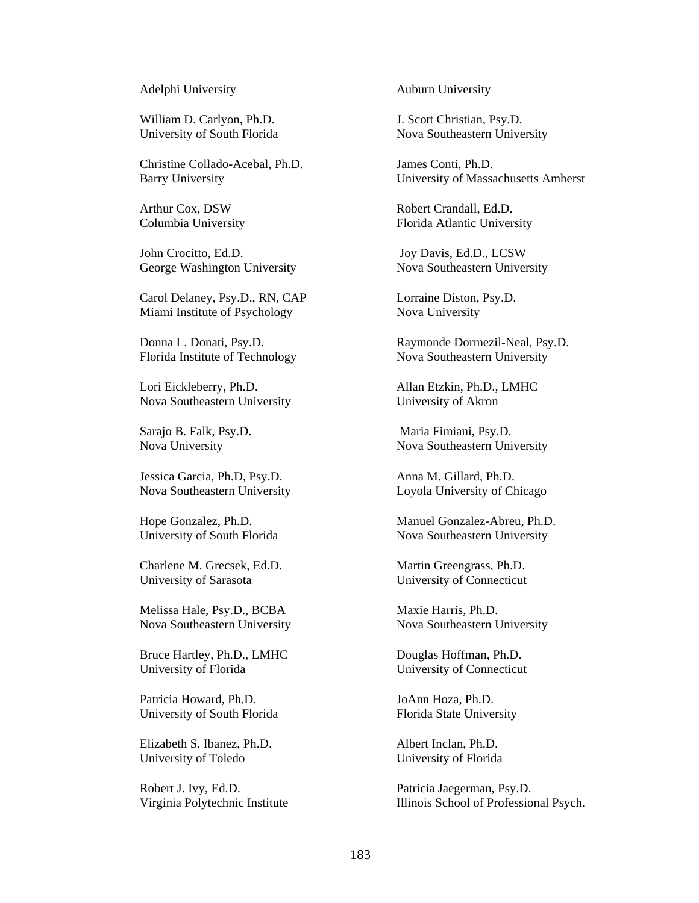Adelphi University

Auburn University

William D. Carlyon, Ph.D.
University of South Florida

J. Scott Christian, Psy.D.
Nova Southeastern University

Christine Collado-Acebal, Ph.D.
Barry University

James Conti, Ph.D.
University of Massachusetts Amherst

Arthur Cox, DSW
Columbia University

Robert Crandall, Ed.D.
Florida Atlantic University

John Crocitto, Ed.D.
George Washington University

Joy Davis, Ed.D., LCSW
Nova Southeastern University

Carol Delaney, Psy.D., RN, CAP
Miami Institute of Psychology

Lorraine Diston, Psy.D.
Nova University

Donna L. Donati, Psy.D.
Florida Institute of Technology

Raymonde Dormezil-Neal, Psy.D.
Nova Southeastern University

Lori Eickleberry, Ph.D.
Nova Southeastern University

Allan Etzkin, Ph.D., LMHC
University of Akron

Sarajo B. Falk, Psy.D.
Nova University

Maria Fimiani, Psy.D.
Nova Southeastern University

Jessica Garcia, Ph.D, Psy.D.
Nova Southeastern University

Anna M. Gillard, Ph.D.
Loyola University of Chicago

Hope Gonzalez, Ph.D.
University of South Florida

Manuel Gonzalez-Abreu, Ph.D.
Nova Southeastern University

Charlene M. Grecsek, Ed.D.
University of Sarasota

Martin Greengrass, Ph.D.
University of Connecticut

Melissa Hale, Psy.D., BCBA
Nova Southeastern University

Maxie Harris, Ph.D.
Nova Southeastern University

Bruce Hartley, Ph.D., LMHC
University of Florida

Douglas Hoffman, Ph.D.
University of Connecticut

Patricia Howard, Ph.D.
University of South Florida

JoAnn Hoza, Ph.D.
Florida State University

Elizabeth S. Ibanez, Ph.D.
University of Toledo

Albert Inclan, Ph.D.
University of Florida

Robert J. Ivy, Ed.D.
Virginia Polytechnic Institute

Patricia Jaegerman, Psy.D.
Illinois School of Professional Psych.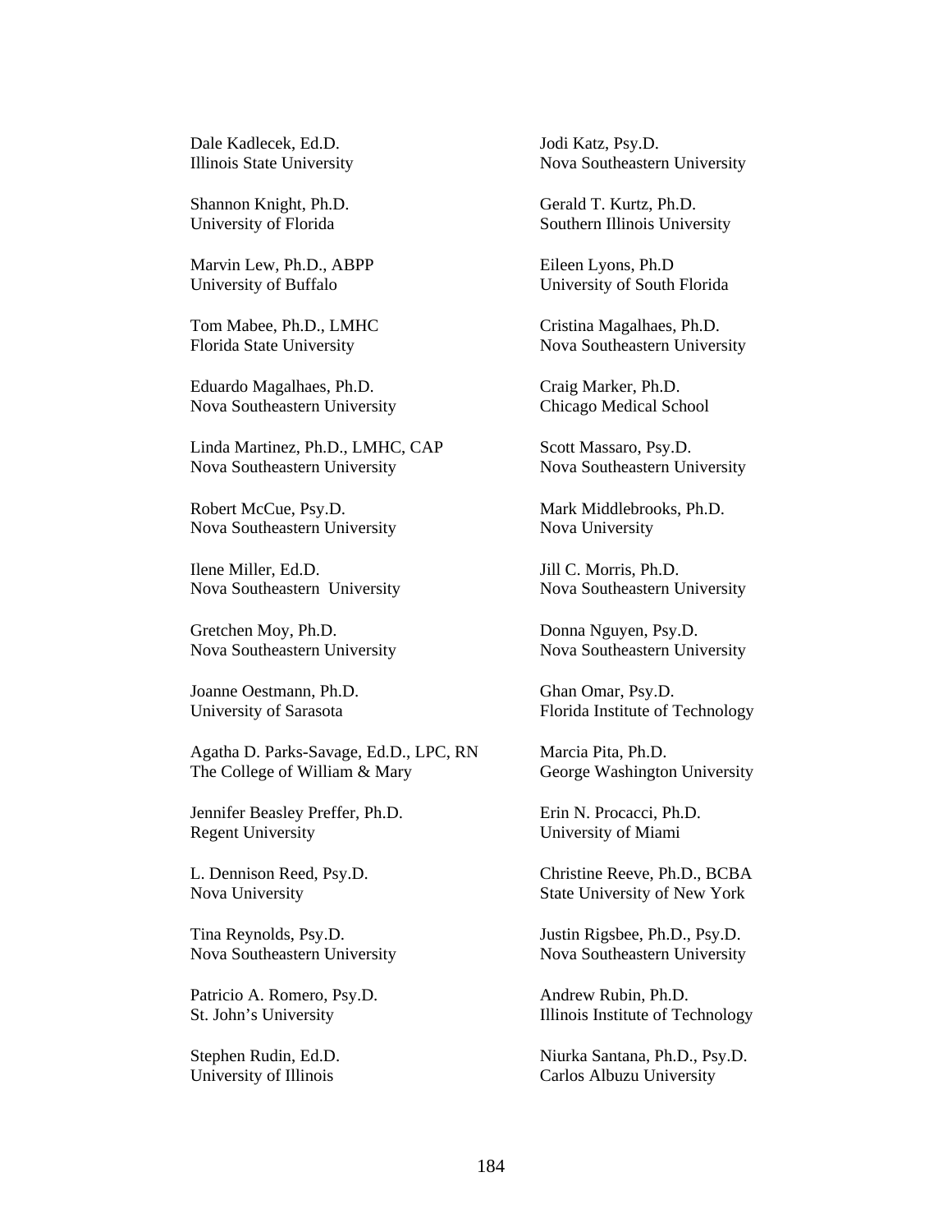Dale Kadlecek, Ed.D.
Illinois State University

Jodi Katz, Psy.D.
Nova Southeastern University

Shannon Knight, Ph.D.
University of Florida

Gerald T. Kurtz, Ph.D.
Southern Illinois University

Marvin Lew, Ph.D., ABPP
University of Buffalo

Eileen Lyons, Ph.D
University of South Florida

Tom Mabee, Ph.D., LMHC
Florida State University

Cristina Magalhaes, Ph.D.
Nova Southeastern University

Eduardo Magalhaes, Ph.D.
Nova Southeastern University

Craig Marker, Ph.D.
Chicago Medical School

Linda Martinez, Ph.D., LMHC, CAP
Nova Southeastern University

Scott Massaro, Psy.D.
Nova Southeastern University

Robert McCue, Psy.D.
Nova Southeastern University

Mark Middlebrooks, Ph.D.
Nova University

Ilene Miller, Ed.D.
Nova Southeastern University

Jill C. Morris, Ph.D.
Nova Southeastern University

Gretchen Moy, Ph.D.
Nova Southeastern University

Donna Nguyen, Psy.D.
Nova Southeastern University

Joanne Oestmann, Ph.D.
University of Sarasota

Ghan Omar, Psy.D.
Florida Institute of Technology

Agatha D. Parks-Savage, Ed.D., LPC, RN
The College of William & Mary

Marcia Pita, Ph.D.
George Washington University

Jennifer Beasley Preffer, Ph.D.
Regent University

Erin N. Procacci, Ph.D.
University of Miami

L. Dennison Reed, Psy.D.
Nova University

Christine Reeve, Ph.D., BCBA
State University of New York

Tina Reynolds, Psy.D.
Nova Southeastern University

Justin Rigsbee, Ph.D., Psy.D.
Nova Southeastern University

Patricio A. Romero, Psy.D.
St. John's University

Andrew Rubin, Ph.D.
Illinois Institute of Technology

Stephen Rudin, Ed.D.
University of Illinois

Niurka Santana, Ph.D., Psy.D.
Carlos Albuzu University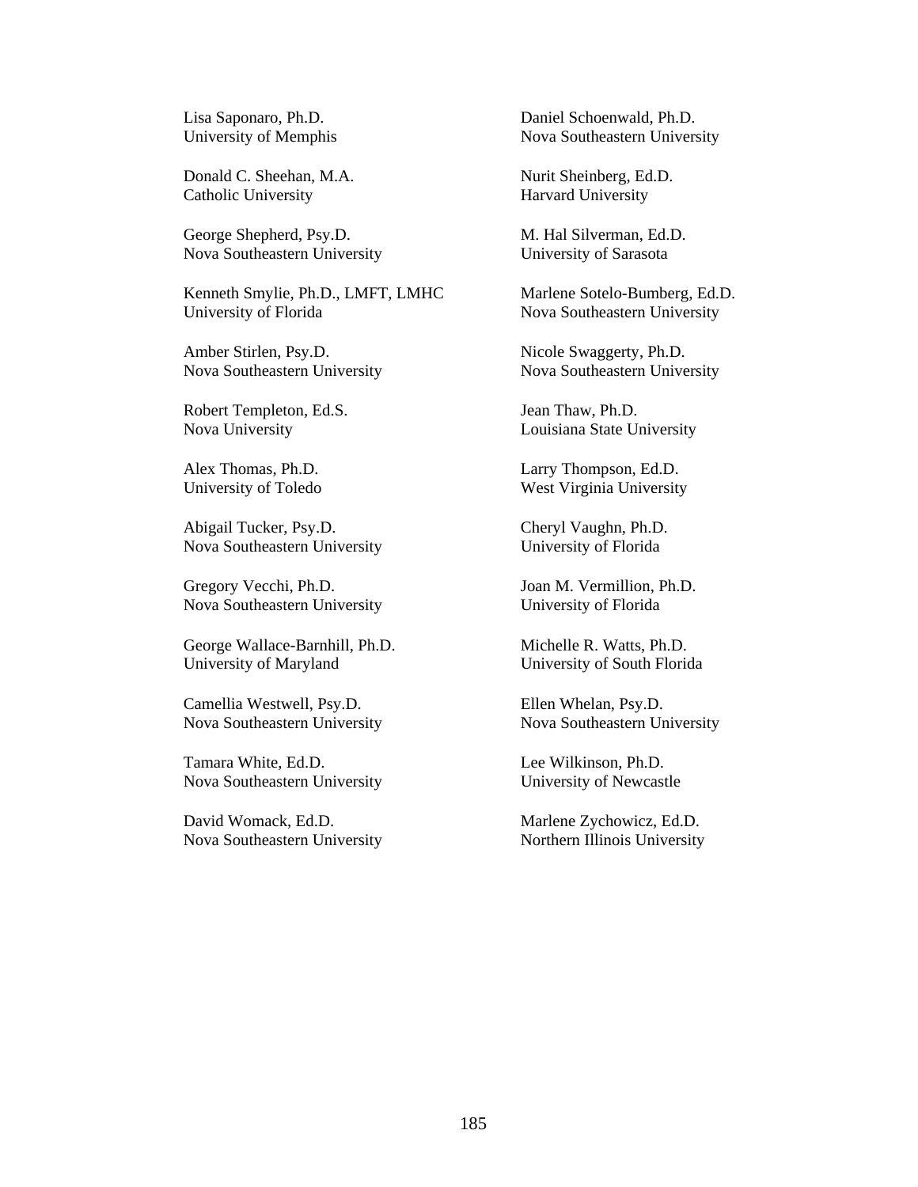Lisa Saponaro, Ph.D.
University of Memphis

Daniel Schoenwald, Ph.D.
Nova Southeastern University

Donald C. Sheehan, M.A.
Catholic University

Nurit Sheinberg, Ed.D.
Harvard University

George Shepherd, Psy.D.
Nova Southeastern University

M. Hal Silverman, Ed.D.
University of Sarasota

Kenneth Smylie, Ph.D., LMFT, LMHC
University of Florida

Marlene Sotelo-Bumberg, Ed.D.
Nova Southeastern University

Amber Stirlen, Psy.D.
Nova Southeastern University

Nicole Swaggerty, Ph.D.
Nova Southeastern University

Robert Templeton, Ed.S.
Nova University

Jean Thaw, Ph.D.
Louisiana State University

Alex Thomas, Ph.D.
University of Toledo

Larry Thompson, Ed.D.
West Virginia University

Abigail Tucker, Psy.D.
Nova Southeastern University

Cheryl Vaughn, Ph.D.
University of Florida

Gregory Vecchi, Ph.D.
Nova Southeastern University

Joan M. Vermillion, Ph.D.
University of Florida

George Wallace-Barnhill, Ph.D.
University of Maryland

Michelle R. Watts, Ph.D.
University of South Florida

Camellia Westwell, Psy.D.
Nova Southeastern University

Ellen Whelan, Psy.D.
Nova Southeastern University

Tamara White, Ed.D.
Nova Southeastern University

Lee Wilkinson, Ph.D.
University of Newcastle

David Womack, Ed.D.
Nova Southeastern University

Marlene Zychowicz, Ed.D.
Northern Illinois University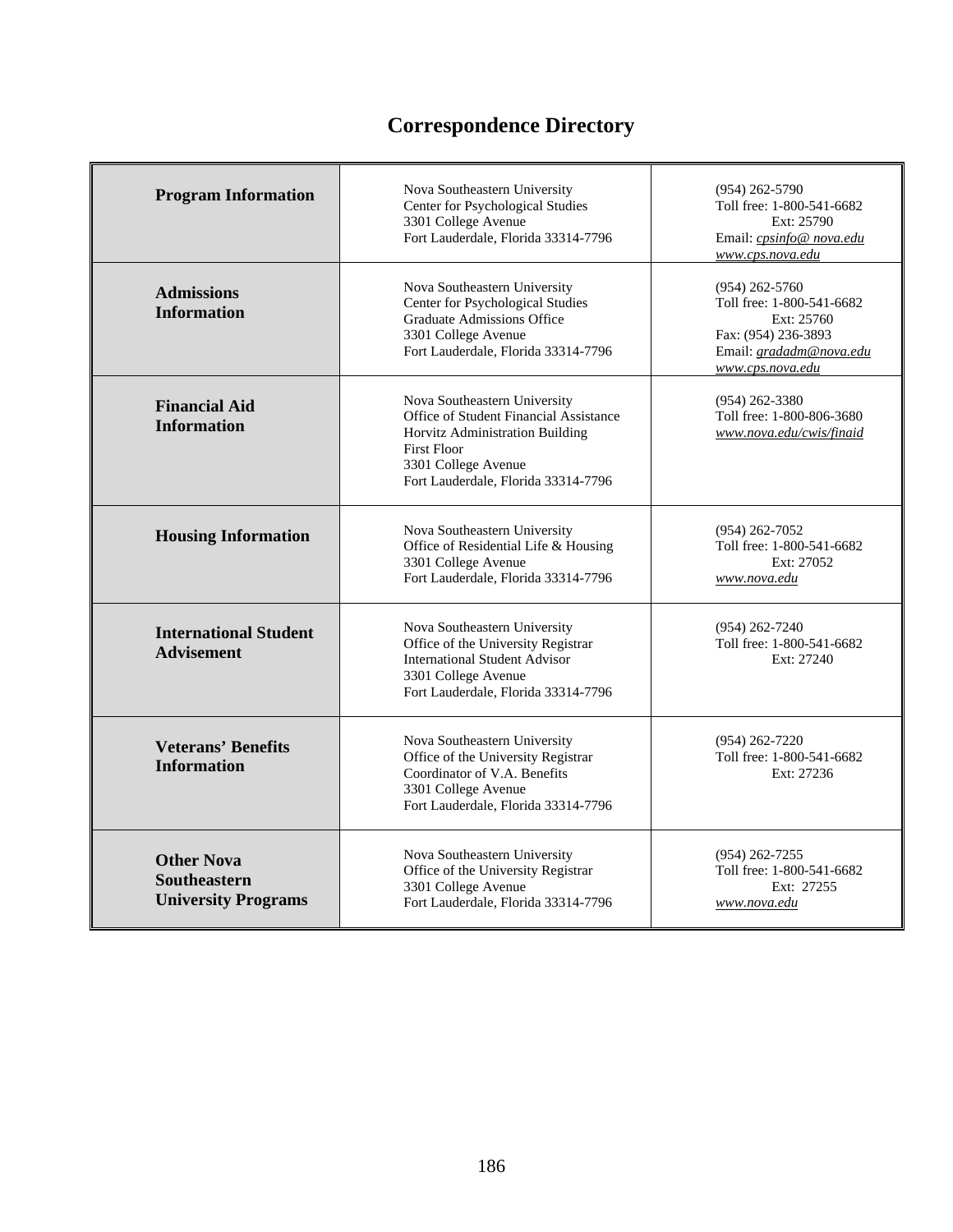# Correspondence Directory

| | | |
|---|---|---|
| **Program Information** | Nova Southeastern University<br>Center for Psychological Studies<br>3301 College Avenue<br>Fort Lauderdale, Florida 33314-7796 | (954) 262-5790<br>Toll free: 1-800-541-6682<br>Ext: 25790<br>Email: *cpsinfo@ nova.edu*<br>*www.cps.nova.edu* |
| **Admissions Information** | Nova Southeastern University<br>Center for Psychological Studies<br>Graduate Admissions Office<br>3301 College Avenue<br>Fort Lauderdale, Florida 33314-7796 | (954) 262-5760<br>Toll free: 1-800-541-6682<br>Ext: 25760<br>Fax: (954) 236-3893<br>Email: *gradadm@nova.edu*<br>*www.cps.nova.edu* |
| **Financial Aid Information** | Nova Southeastern University<br>Office of Student Financial Assistance<br>Horvitz Administration Building<br>First Floor<br>3301 College Avenue<br>Fort Lauderdale, Florida 33314-7796 | (954) 262-3380<br>Toll free: 1-800-806-3680<br>*www.nova.edu/cwis/finaid* |
| **Housing Information** | Nova Southeastern University<br>Office of Residential Life & Housing<br>3301 College Avenue<br>Fort Lauderdale, Florida 33314-7796 | (954) 262-7052<br>Toll free: 1-800-541-6682<br>Ext: 27052<br>*www.nova.edu* |
| **International Student Advisement** | Nova Southeastern University<br>Office of the University Registrar<br>International Student Advisor<br>3301 College Avenue<br>Fort Lauderdale, Florida 33314-7796 | (954) 262-7240<br>Toll free: 1-800-541-6682<br>Ext: 27240 |
| **Veterans' Benefits Information** | Nova Southeastern University<br>Office of the University Registrar<br>Coordinator of V.A. Benefits<br>3301 College Avenue<br>Fort Lauderdale, Florida 33314-7796 | (954) 262-7220<br>Toll free: 1-800-541-6682<br>Ext: 27236 |
| **Other Nova Southeastern University Programs** | Nova Southeastern University<br>Office of the University Registrar<br>3301 College Avenue<br>Fort Lauderdale, Florida 33314-7796 | (954) 262-7255<br>Toll free: 1-800-541-6682<br>Ext: 27255<br>*www.nova.edu* |